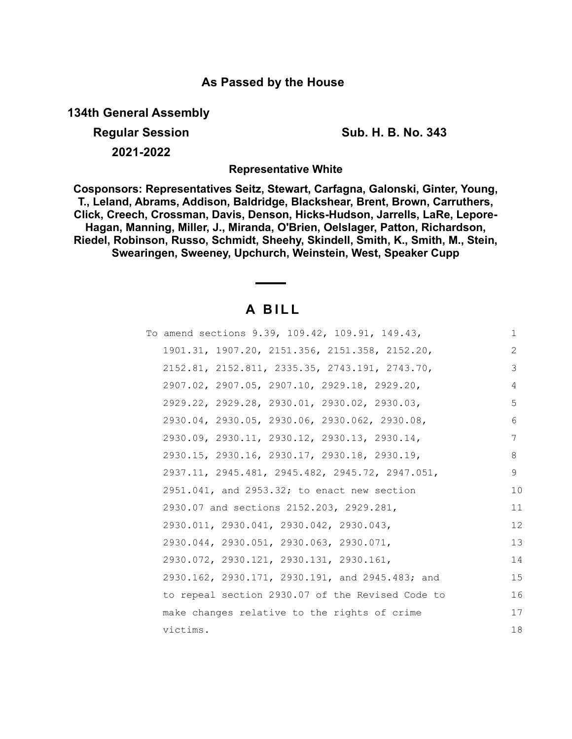**As Passed by the House**

**134th General Assembly**

**Regular Session** **Sub. H. B. No. 343**

**2021-2022**

**Representative White**

**Cosponsors: Representatives Seitz, Stewart, Carfagna, Galonski, Ginter, Young, T., Leland, Abrams, Addison, Baldridge, Blackshear, Brent, Brown, Carruthers, Click, Creech, Crossman, Davis, Denson, Hicks-Hudson, Jarrells, LaRe, Lepore-Hagan, Manning, Miller, J., Miranda, O'Brien, Oelslager, Patton, Richardson, Riedel, Robinson, Russo, Schmidt, Sheehy, Skindell, Smith, K., Smith, M., Stein, Swearingen, Sweeney, Upchurch, Weinstein, West, Speaker Cupp**

# A BILL

To amend sections 9.39, 109.42, 109.91, 149.43, 1901.31, 1907.20, 2151.356, 2151.358, 2152.20, 2152.81, 2152.811, 2335.35, 2743.191, 2743.70, 2907.02, 2907.05, 2907.10, 2929.18, 2929.20, 2929.22, 2929.28, 2930.01, 2930.02, 2930.03, 2930.04, 2930.05, 2930.06, 2930.062, 2930.08, 2930.09, 2930.11, 2930.12, 2930.13, 2930.14, 2930.15, 2930.16, 2930.17, 2930.18, 2930.19, 2937.11, 2945.481, 2945.482, 2945.72, 2947.051, 2951.041, and 2953.32; to enact new section 2930.07 and sections 2152.203, 2929.281, 2930.011, 2930.041, 2930.042, 2930.043, 2930.044, 2930.051, 2930.063, 2930.071, 2930.072, 2930.121, 2930.131, 2930.161, 2930.162, 2930.171, 2930.191, and 2945.483; and to repeal section 2930.07 of the Revised Code to make changes relative to the rights of crime victims.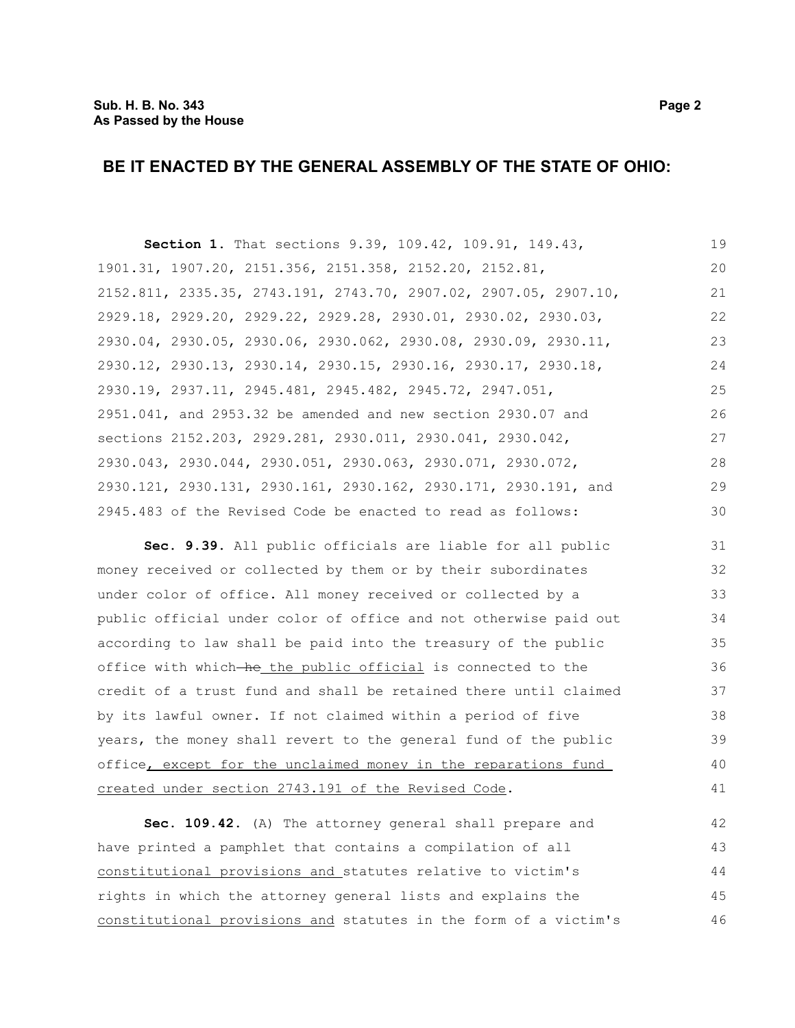## BE IT ENACTED BY THE GENERAL ASSEMBLY OF THE STATE OF OHIO:

**Section 1.** That sections 9.39, 109.42, 109.91, 149.43, 1901.31, 1907.20, 2151.356, 2151.358, 2152.20, 2152.81, 2152.811, 2335.35, 2743.191, 2743.70, 2907.02, 2907.05, 2907.10, 2929.18, 2929.20, 2929.22, 2929.28, 2930.01, 2930.02, 2930.03, 2930.04, 2930.05, 2930.06, 2930.062, 2930.08, 2930.09, 2930.11, 2930.12, 2930.13, 2930.14, 2930.15, 2930.16, 2930.17, 2930.18, 2930.19, 2937.11, 2945.481, 2945.482, 2945.72, 2947.051, 2951.041, and 2953.32 be amended and new section 2930.07 and sections 2152.203, 2929.281, 2930.011, 2930.041, 2930.042, 2930.043, 2930.044, 2930.051, 2930.063, 2930.071, 2930.072, 2930.121, 2930.131, 2930.161, 2930.162, 2930.171, 2930.191, and 2945.483 of the Revised Code be enacted to read as follows:

**Sec. 9.39.** All public officials are liable for all public money received or collected by them or by their subordinates under color of office. All money received or collected by a public official under color of office and not otherwise paid out according to law shall be paid into the treasury of the public office with which ~~he~~ <u>the public official</u> is connected to the credit of a trust fund and shall be retained there until claimed by its lawful owner. If not claimed within a period of five years, the money shall revert to the general fund of the public office<u>, except for the unclaimed money in the reparations fund created under section 2743.191 of the Revised Code</u>.

**Sec. 109.42.** (A) The attorney general shall prepare and have printed a pamphlet that contains a compilation of all <u>constitutional provisions and</u> statutes relative to victim's rights in which the attorney general lists and explains the <u>constitutional provisions and</u> statutes in the form of a victim's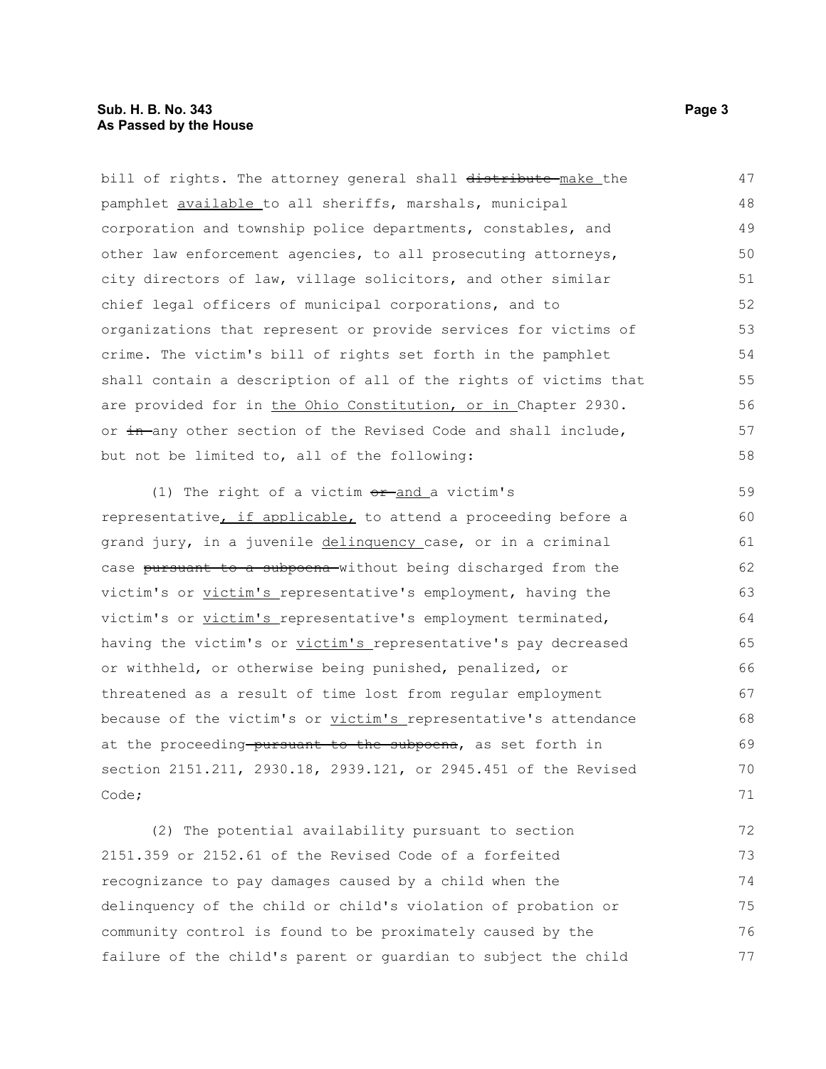bill of rights. The attorney general shall ~~distribute~~ make the pamphlet available to all sheriffs, marshals, municipal corporation and township police departments, constables, and other law enforcement agencies, to all prosecuting attorneys, city directors of law, village solicitors, and other similar chief legal officers of municipal corporations, and to organizations that represent or provide services for victims of crime. The victim's bill of rights set forth in the pamphlet shall contain a description of all of the rights of victims that are provided for in the Ohio Constitution, or in Chapter 2930. or ~~in~~ any other section of the Revised Code and shall include, but not be limited to, all of the following:

(1) The right of a victim ~~or~~ and a victim's representative, if applicable, to attend a proceeding before a grand jury, in a juvenile delinquency case, or in a criminal case ~~pursuant to a subpoena~~ without being discharged from the victim's or victim's representative's employment, having the victim's or victim's representative's employment terminated, having the victim's or victim's representative's pay decreased or withheld, or otherwise being punished, penalized, or threatened as a result of time lost from regular employment because of the victim's or victim's representative's attendance at the proceeding ~~pursuant to the subpoena~~, as set forth in section 2151.211, 2930.18, 2939.121, or 2945.451 of the Revised Code;

(2) The potential availability pursuant to section 2151.359 or 2152.61 of the Revised Code of a forfeited recognizance to pay damages caused by a child when the delinquency of the child or child's violation of probation or community control is found to be proximately caused by the failure of the child's parent or guardian to subject the child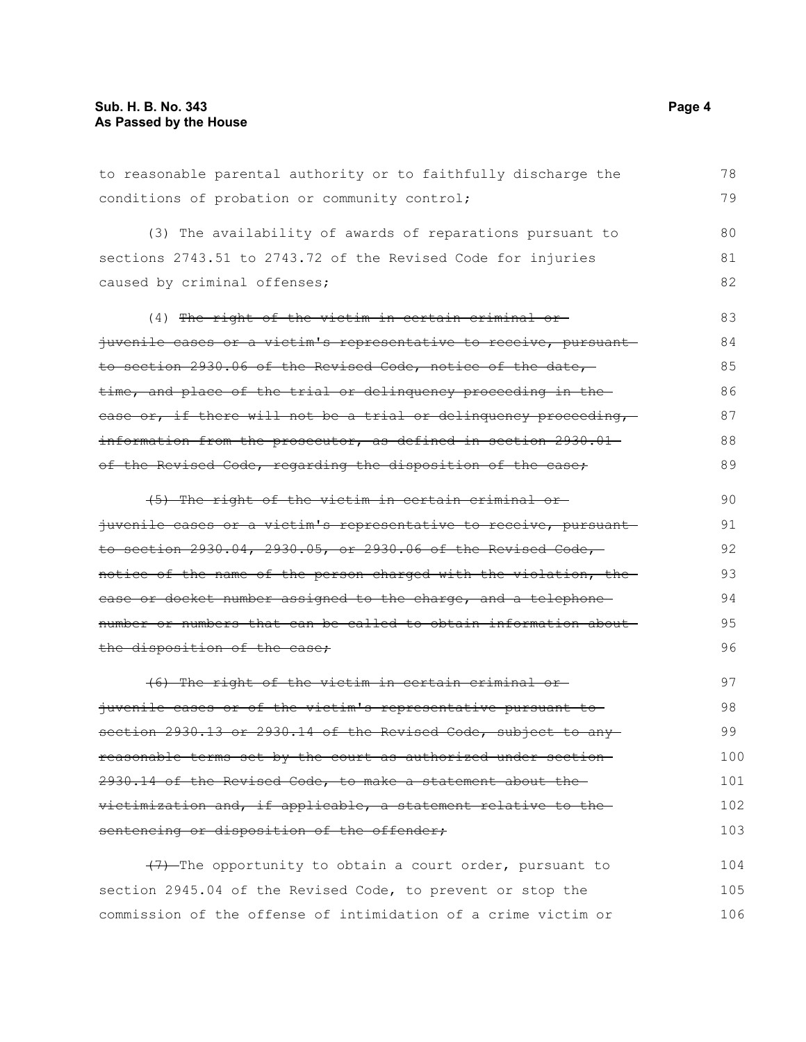to reasonable parental authority or to faithfully discharge the conditions of probation or community control;

(3) The availability of awards of reparations pursuant to sections 2743.51 to 2743.72 of the Revised Code for injuries caused by criminal offenses;

(4) ~~The right of the victim in certain criminal or juvenile cases or a victim's representative to receive, pursuant to section 2930.06 of the Revised Code, notice of the date, time, and place of the trial or delinquency proceeding in the case or, if there will not be a trial or delinquency proceeding, information from the prosecutor, as defined in section 2930.01 of the Revised Code, regarding the disposition of the case;~~

~~(5) The right of the victim in certain criminal or juvenile cases or a victim's representative to receive, pursuant to section 2930.04, 2930.05, or 2930.06 of the Revised Code, notice of the name of the person charged with the violation, the case or docket number assigned to the charge, and a telephone number or numbers that can be called to obtain information about the disposition of the case;~~

~~(6) The right of the victim in certain criminal or juvenile cases or of the victim's representative pursuant to section 2930.13 or 2930.14 of the Revised Code, subject to any reasonable terms set by the court as authorized under section 2930.14 of the Revised Code, to make a statement about the victimization and, if applicable, a statement relative to the sentencing or disposition of the offender;~~

~~(7)~~ The opportunity to obtain a court order, pursuant to section 2945.04 of the Revised Code, to prevent or stop the commission of the offense of intimidation of a crime victim or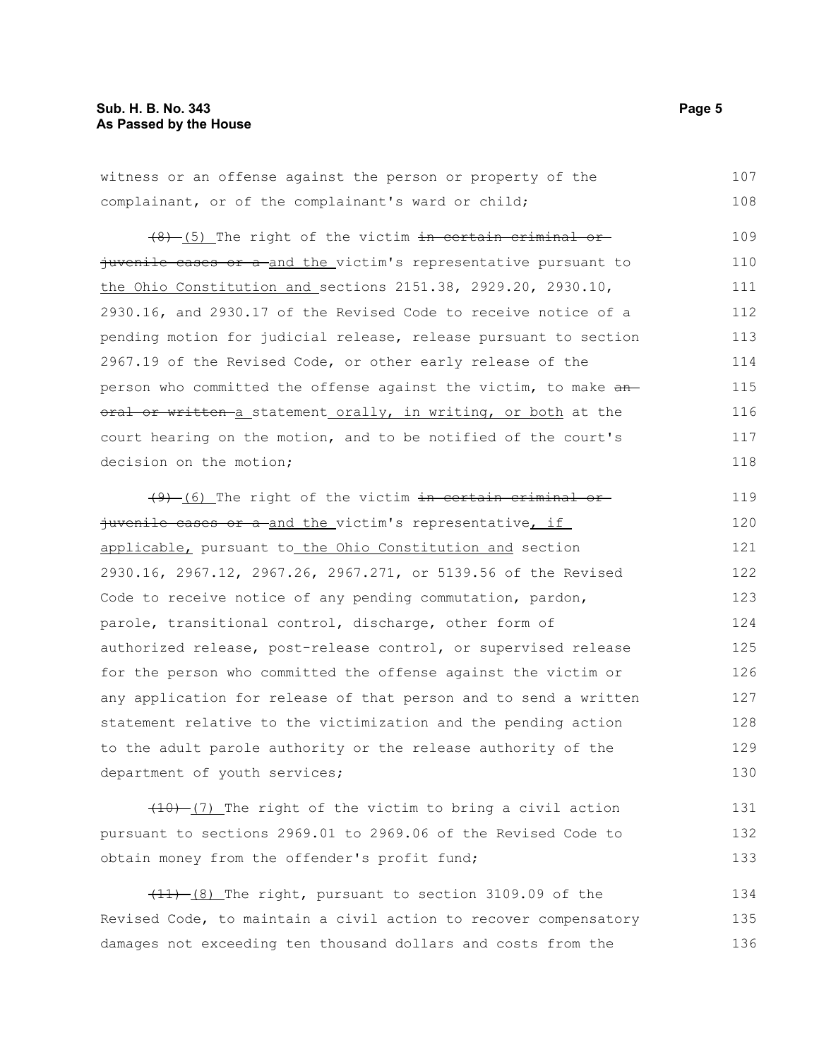witness or an offense against the person or property of the complainant, or of the complainant's ward or child;

~~(8)~~ (5) The right of the victim ~~in certain criminal or juvenile cases or a~~ and the victim's representative pursuant to the Ohio Constitution and sections 2151.38, 2929.20, 2930.10, 2930.16, and 2930.17 of the Revised Code to receive notice of a pending motion for judicial release, release pursuant to section 2967.19 of the Revised Code, or other early release of the person who committed the offense against the victim, to make ~~an oral or written~~ a statement orally, in writing, or both at the court hearing on the motion, and to be notified of the court's decision on the motion;

~~(9)~~ (6) The right of the victim ~~in certain criminal or juvenile cases or a~~ and the victim's representative, if applicable, pursuant to the Ohio Constitution and section 2930.16, 2967.12, 2967.26, 2967.271, or 5139.56 of the Revised Code to receive notice of any pending commutation, pardon, parole, transitional control, discharge, other form of authorized release, post-release control, or supervised release for the person who committed the offense against the victim or any application for release of that person and to send a written statement relative to the victimization and the pending action to the adult parole authority or the release authority of the department of youth services;

~~(10)~~ (7) The right of the victim to bring a civil action pursuant to sections 2969.01 to 2969.06 of the Revised Code to obtain money from the offender's profit fund;

~~(11)~~ (8) The right, pursuant to section 3109.09 of the Revised Code, to maintain a civil action to recover compensatory damages not exceeding ten thousand dollars and costs from the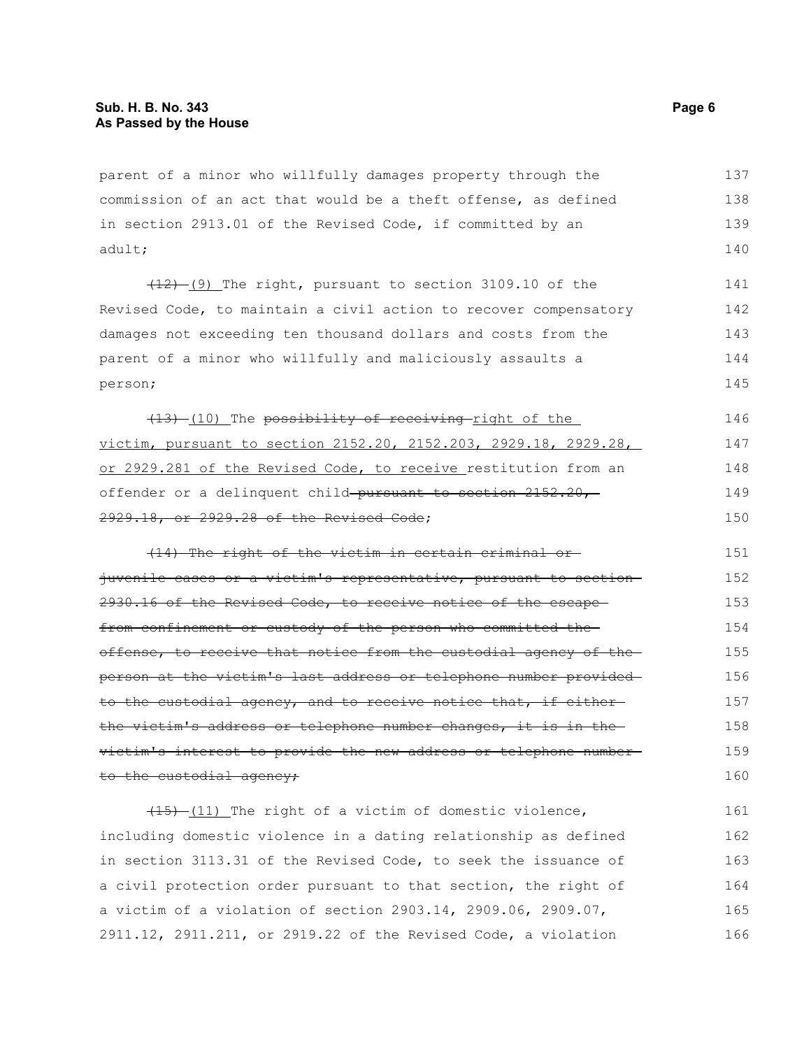parent of a minor who willfully damages property through the commission of an act that would be a theft offense, as defined in section 2913.01 of the Revised Code, if committed by an adult;

~~(12)~~ <u>(9)</u> The right, pursuant to section 3109.10 of the Revised Code, to maintain a civil action to recover compensatory damages not exceeding ten thousand dollars and costs from the parent of a minor who willfully and maliciously assaults a person;

~~(13)~~ <u>(10)</u> The ~~possibility of receiving~~ <u>right of the victim, pursuant to section 2152.20, 2152.203, 2929.18, 2929.28, or 2929.281 of the Revised Code, to receive</u> restitution from an offender or a delinquent child ~~pursuant to section 2152.20, 2929.18, or 2929.28 of the Revised Code~~;

~~(14) The right of the victim in certain criminal or juvenile cases or a victim's representative, pursuant to section 2930.16 of the Revised Code, to receive notice of the escape from confinement or custody of the person who committed the offense, to receive that notice from the custodial agency of the person at the victim's last address or telephone number provided to the custodial agency, and to receive notice that, if either the victim's address or telephone number changes, it is in the victim's interest to provide the new address or telephone number to the custodial agency;~~

~~(15)~~ <u>(11)</u> The right of a victim of domestic violence, including domestic violence in a dating relationship as defined in section 3113.31 of the Revised Code, to seek the issuance of a civil protection order pursuant to that section, the right of a victim of a violation of section 2903.14, 2909.06, 2909.07, 2911.12, 2911.211, or 2919.22 of the Revised Code, a violation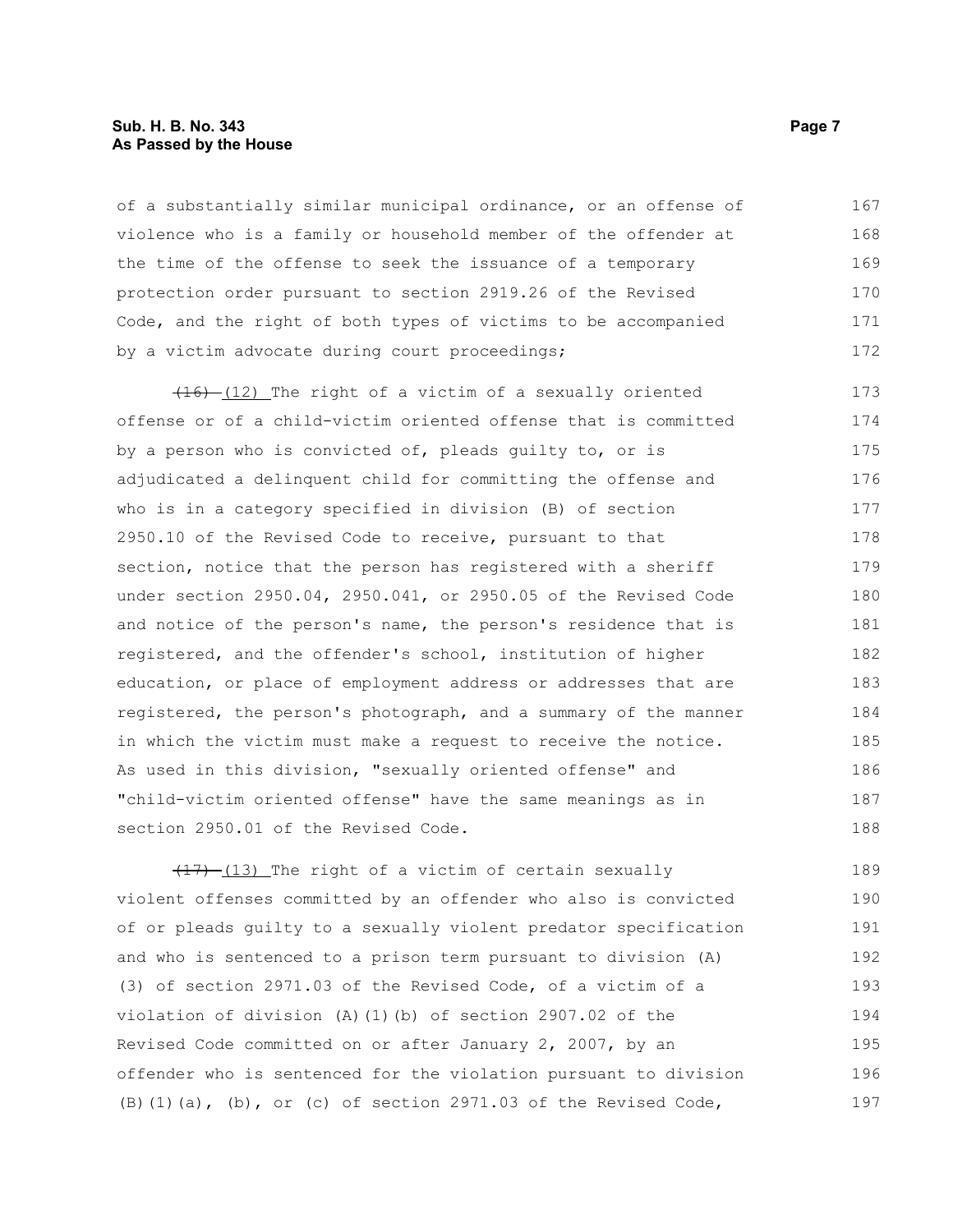of a substantially similar municipal ordinance, or an offense of violence who is a family or household member of the offender at the time of the offense to seek the issuance of a temporary protection order pursuant to section 2919.26 of the Revised Code, and the right of both types of victims to be accompanied by a victim advocate during court proceedings;

~~(16)~~ (12) The right of a victim of a sexually oriented offense or of a child-victim oriented offense that is committed by a person who is convicted of, pleads guilty to, or is adjudicated a delinquent child for committing the offense and who is in a category specified in division (B) of section 2950.10 of the Revised Code to receive, pursuant to that section, notice that the person has registered with a sheriff under section 2950.04, 2950.041, or 2950.05 of the Revised Code and notice of the person's name, the person's residence that is registered, and the offender's school, institution of higher education, or place of employment address or addresses that are registered, the person's photograph, and a summary of the manner in which the victim must make a request to receive the notice. As used in this division, "sexually oriented offense" and "child-victim oriented offense" have the same meanings as in section 2950.01 of the Revised Code.

~~(17)~~ (13) The right of a victim of certain sexually violent offenses committed by an offender who also is convicted of or pleads guilty to a sexually violent predator specification and who is sentenced to a prison term pursuant to division (A)(3) of section 2971.03 of the Revised Code, of a victim of a violation of division (A)(1)(b) of section 2907.02 of the Revised Code committed on or after January 2, 2007, by an offender who is sentenced for the violation pursuant to division (B)(1)(a), (b), or (c) of section 2971.03 of the Revised Code,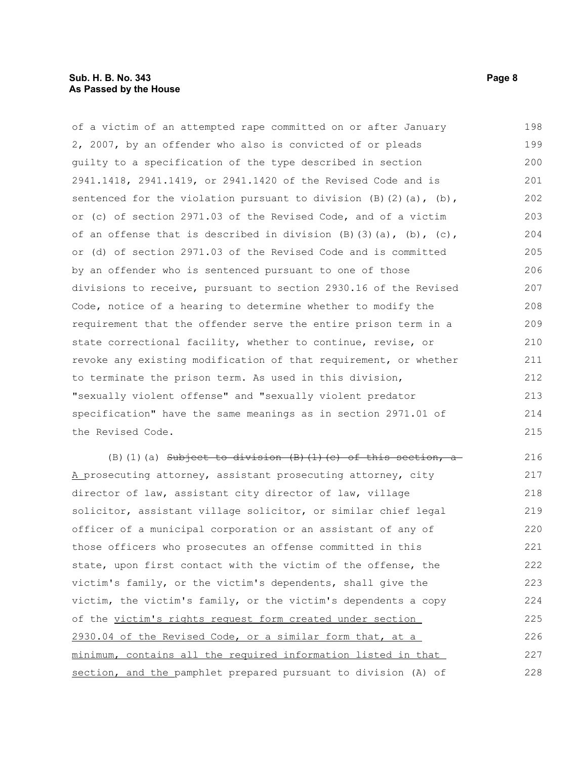of a victim of an attempted rape committed on or after January 2, 2007, by an offender who also is convicted of or pleads guilty to a specification of the type described in section 2941.1418, 2941.1419, or 2941.1420 of the Revised Code and is sentenced for the violation pursuant to division (B)(2)(a), (b), or (c) of section 2971.03 of the Revised Code, and of a victim of an offense that is described in division (B)(3)(a), (b), (c), or (d) of section 2971.03 of the Revised Code and is committed by an offender who is sentenced pursuant to one of those divisions to receive, pursuant to section 2930.16 of the Revised Code, notice of a hearing to determine whether to modify the requirement that the offender serve the entire prison term in a state correctional facility, whether to continue, revise, or revoke any existing modification of that requirement, or whether to terminate the prison term. As used in this division, "sexually violent offense" and "sexually violent predator specification" have the same meanings as in section 2971.01 of the Revised Code.

(B)(1)(a) ~~Subject to division (B)(1)(c) of this section, a~~ A prosecuting attorney, assistant prosecuting attorney, city director of law, assistant city director of law, village solicitor, assistant village solicitor, or similar chief legal officer of a municipal corporation or an assistant of any of those officers who prosecutes an offense committed in this state, upon first contact with the victim of the offense, the victim's family, or the victim's dependents, shall give the victim, the victim's family, or the victim's dependents a copy of the victim's rights request form created under section 2930.04 of the Revised Code, or a similar form that, at a minimum, contains all the required information listed in that section, and the pamphlet prepared pursuant to division (A) of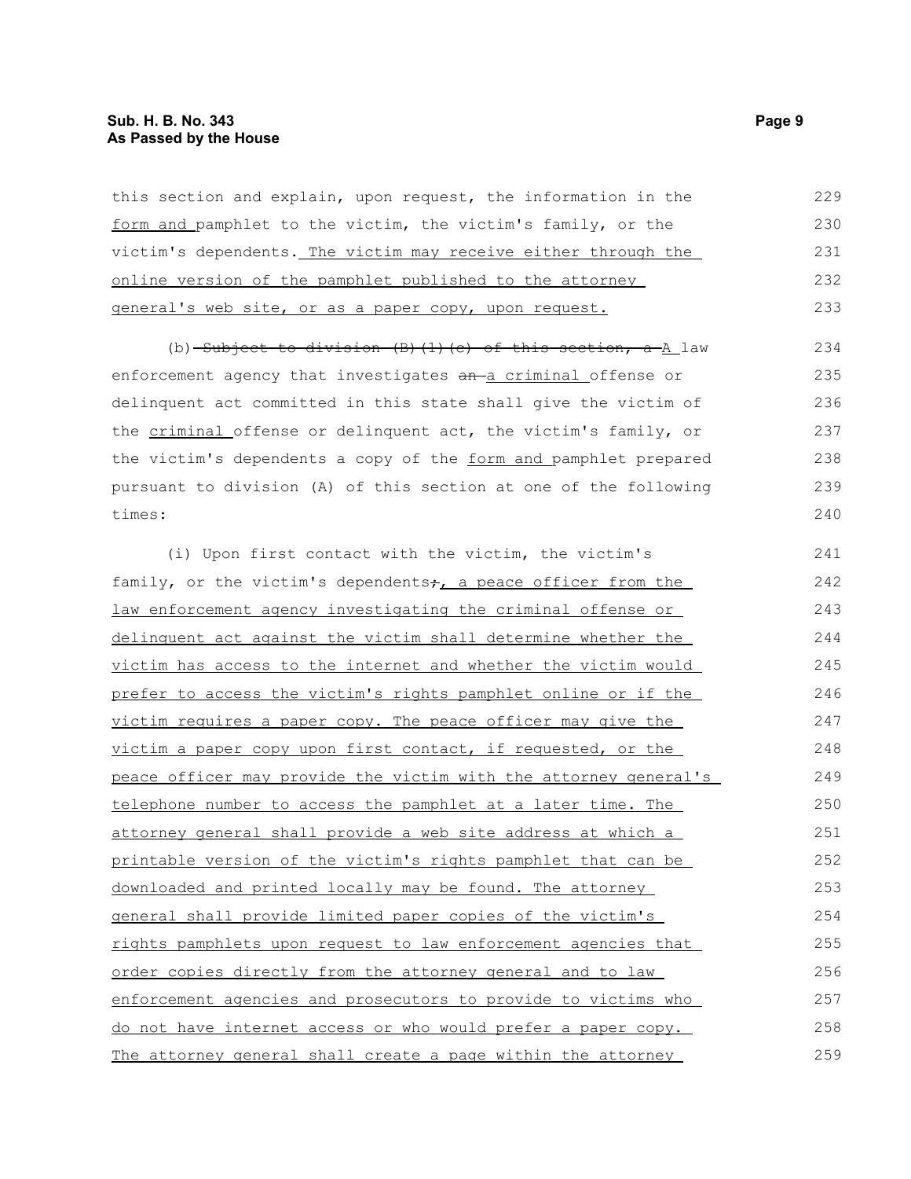this section and explain, upon request, the information in the form and pamphlet to the victim, the victim's family, or the victim's dependents. The victim may receive either through the online version of the pamphlet published to the attorney general's web site, or as a paper copy, upon request.

(b) ~~Subject to division (B)(1)(c) of this section, a~~ A law enforcement agency that investigates ~~an~~ a criminal offense or delinquent act committed in this state shall give the victim of the criminal offense or delinquent act, the victim's family, or the victim's dependents a copy of the form and pamphlet prepared pursuant to division (A) of this section at one of the following times:

(i) Upon first contact with the victim, the victim's family, or the victim's dependents~~;~~, a peace officer from the law enforcement agency investigating the criminal offense or delinquent act against the victim shall determine whether the victim has access to the internet and whether the victim would prefer to access the victim's rights pamphlet online or if the victim requires a paper copy. The peace officer may give the victim a paper copy upon first contact, if requested, or the peace officer may provide the victim with the attorney general's telephone number to access the pamphlet at a later time. The attorney general shall provide a web site address at which a printable version of the victim's rights pamphlet that can be downloaded and printed locally may be found. The attorney general shall provide limited paper copies of the victim's rights pamphlets upon request to law enforcement agencies that order copies directly from the attorney general and to law enforcement agencies and prosecutors to provide to victims who do not have internet access or who would prefer a paper copy. The attorney general shall create a page within the attorney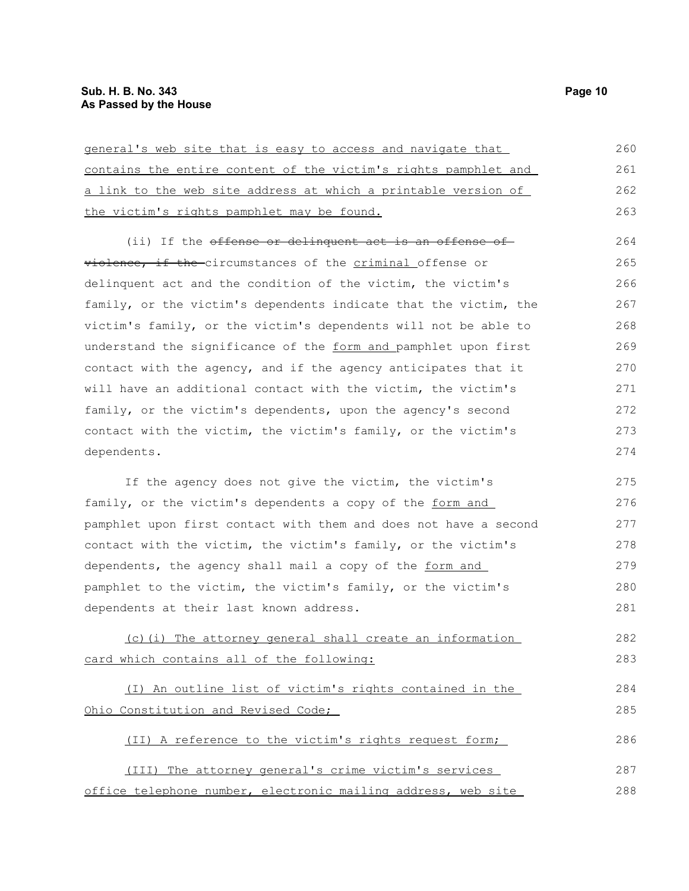general's web site that is easy to access and navigate that contains the entire content of the victim's rights pamphlet and a link to the web site address at which a printable version of the victim's rights pamphlet may be found.

(ii) If the ~~offense or delinquent act is an offense of violence, if the~~ circumstances of the criminal offense or delinquent act and the condition of the victim, the victim's family, or the victim's dependents indicate that the victim, the victim's family, or the victim's dependents will not be able to understand the significance of the form and pamphlet upon first contact with the agency, and if the agency anticipates that it will have an additional contact with the victim, the victim's family, or the victim's dependents, upon the agency's second contact with the victim, the victim's family, or the victim's dependents.

If the agency does not give the victim, the victim's family, or the victim's dependents a copy of the form and pamphlet upon first contact with them and does not have a second contact with the victim, the victim's family, or the victim's dependents, the agency shall mail a copy of the form and pamphlet to the victim, the victim's family, or the victim's dependents at their last known address.

(c)(i) The attorney general shall create an information card which contains all of the following:

(I) An outline list of victim's rights contained in the Ohio Constitution and Revised Code;

(II) A reference to the victim's rights request form;

(III) The attorney general's crime victim's services office telephone number, electronic mailing address, web site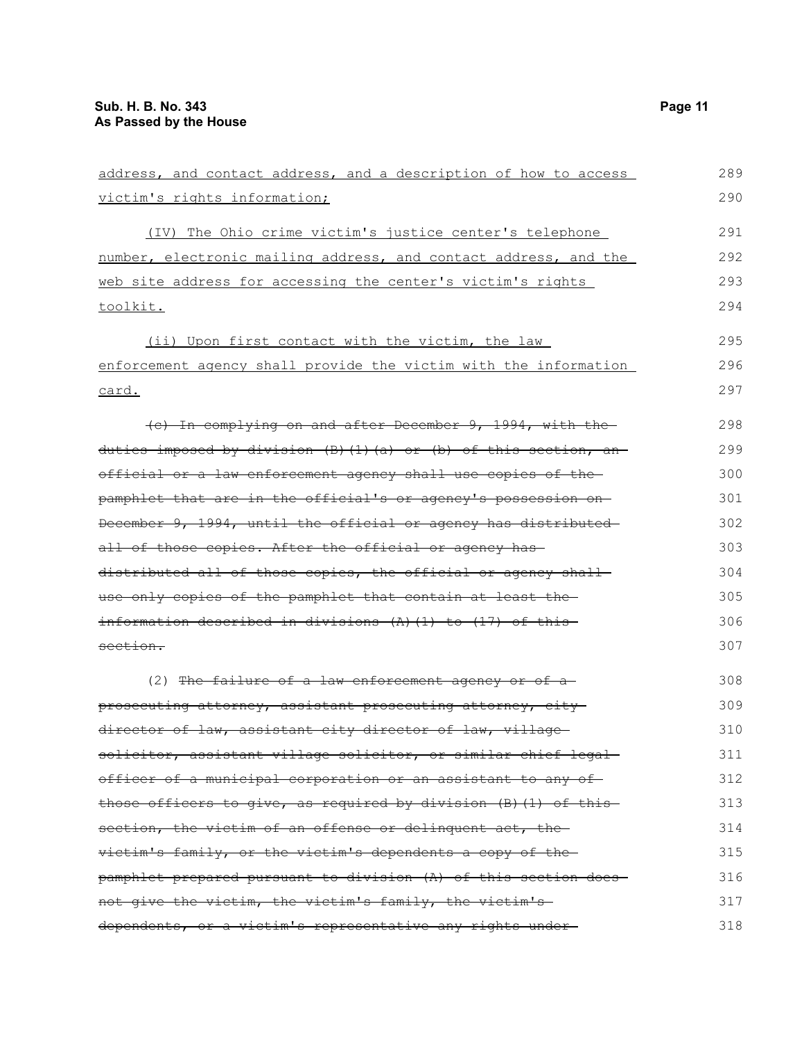address, and contact address, and a description of how to access victim's rights information;

(IV) The Ohio crime victim's justice center's telephone number, electronic mailing address, and contact address, and the web site address for accessing the center's victim's rights toolkit.

(ii) Upon first contact with the victim, the law enforcement agency shall provide the victim with the information card.

~~(c) In complying on and after December 9, 1994, with the duties imposed by division (B)(1)(a) or (b) of this section, an official or a law enforcement agency shall use copies of the pamphlet that are in the official's or agency's possession on December 9, 1994, until the official or agency has distributed all of those copies. After the official or agency has distributed all of those copies, the official or agency shall use only copies of the pamphlet that contain at least the information described in divisions (A)(1) to (17) of this section.~~

(2) ~~The failure of a law enforcement agency or of a prosecuting attorney, assistant prosecuting attorney, city director of law, assistant city director of law, village solicitor, assistant village solicitor, or similar chief legal officer of a municipal corporation or an assistant to any of those officers to give, as required by division (B)(1) of this section, the victim of an offense or delinquent act, the victim's family, or the victim's dependents a copy of the pamphlet prepared pursuant to division (A) of this section does not give the victim, the victim's family, the victim's dependents, or a victim's representative any rights under~~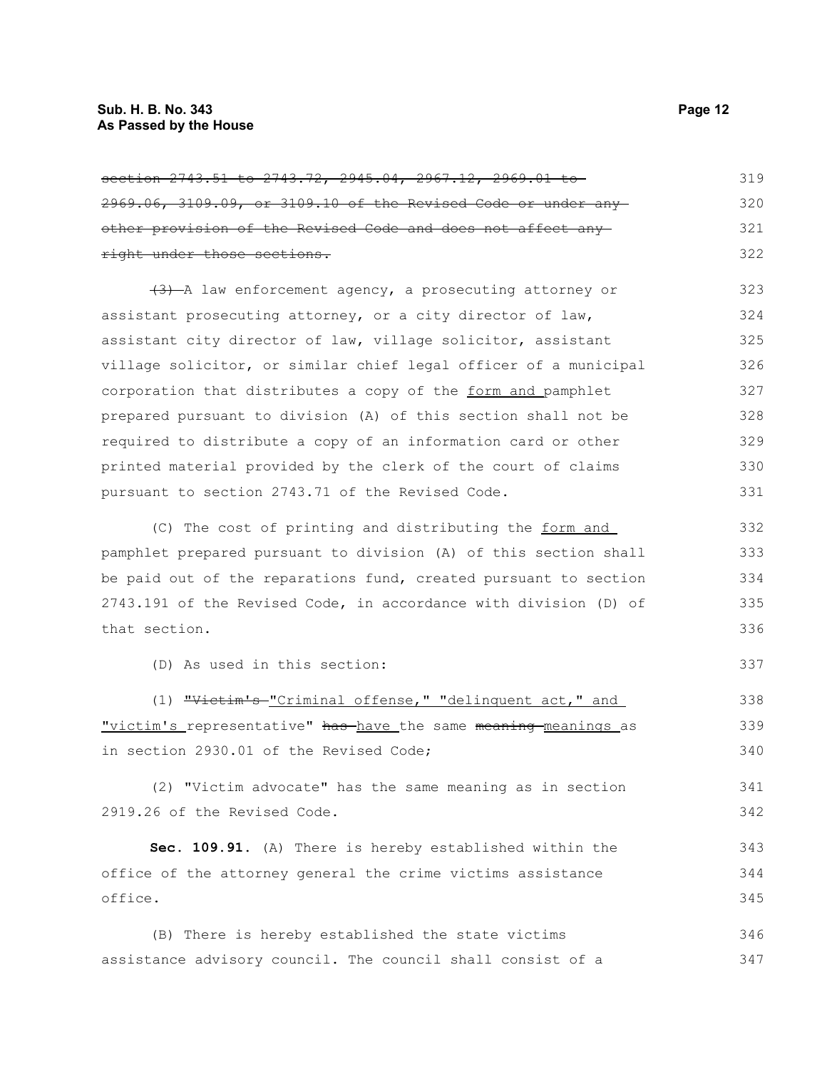~~section 2743.51 to 2743.72, 2945.04, 2967.12, 2969.01 to 2969.06, 3109.09, or 3109.10 of the Revised Code or under any other provision of the Revised Code and does not affect any right under those sections.~~

~~(3)~~ A law enforcement agency, a prosecuting attorney or assistant prosecuting attorney, or a city director of law, assistant city director of law, village solicitor, assistant village solicitor, or similar chief legal officer of a municipal corporation that distributes a copy of the <u>form and</u> pamphlet prepared pursuant to division (A) of this section shall not be required to distribute a copy of an information card or other printed material provided by the clerk of the court of claims pursuant to section 2743.71 of the Revised Code.

(C) The cost of printing and distributing the <u>form and</u> pamphlet prepared pursuant to division (A) of this section shall be paid out of the reparations fund, created pursuant to section 2743.191 of the Revised Code, in accordance with division (D) of that section.

(D) As used in this section:

(1) ~~"Victim's~~ <u>"Criminal offense," "delinquent act," and "victim's</u> representative" ~~has~~ <u>have</u> the same ~~meaning~~ <u>meanings</u> as in section 2930.01 of the Revised Code;

(2) "Victim advocate" has the same meaning as in section 2919.26 of the Revised Code.

**Sec. 109.91.** (A) There is hereby established within the office of the attorney general the crime victims assistance office.

(B) There is hereby established the state victims assistance advisory council. The council shall consist of a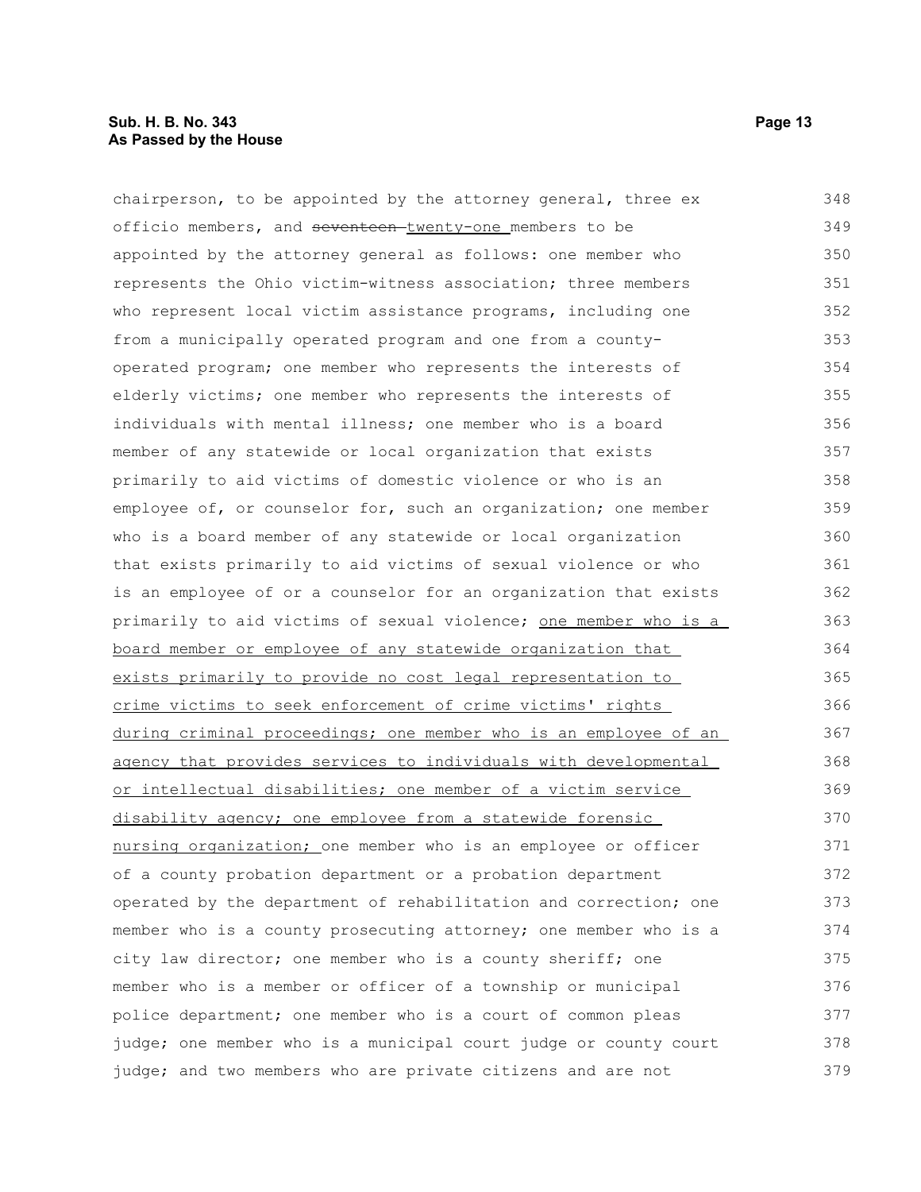chairperson, to be appointed by the attorney general, three ex officio members, and ~~seventeen~~ <u>twenty-one</u> members to be appointed by the attorney general as follows: one member who represents the Ohio victim-witness association; three members who represent local victim assistance programs, including one from a municipally operated program and one from a county-operated program; one member who represents the interests of elderly victims; one member who represents the interests of individuals with mental illness; one member who is a board member of any statewide or local organization that exists primarily to aid victims of domestic violence or who is an employee of, or counselor for, such an organization; one member who is a board member of any statewide or local organization that exists primarily to aid victims of sexual violence or who is an employee of or a counselor for an organization that exists primarily to aid victims of sexual violence; <u>one member who is a board member or employee of any statewide organization that exists primarily to provide no cost legal representation to crime victims to seek enforcement of crime victims' rights during criminal proceedings; one member who is an employee of an agency that provides services to individuals with developmental or intellectual disabilities; one member of a victim service disability agency; one employee from a statewide forensic nursing organization;</u> one member who is an employee or officer of a county probation department or a probation department operated by the department of rehabilitation and correction; one member who is a county prosecuting attorney; one member who is a city law director; one member who is a county sheriff; one member who is a member or officer of a township or municipal police department; one member who is a court of common pleas judge; one member who is a municipal court judge or county court judge; and two members who are private citizens and are not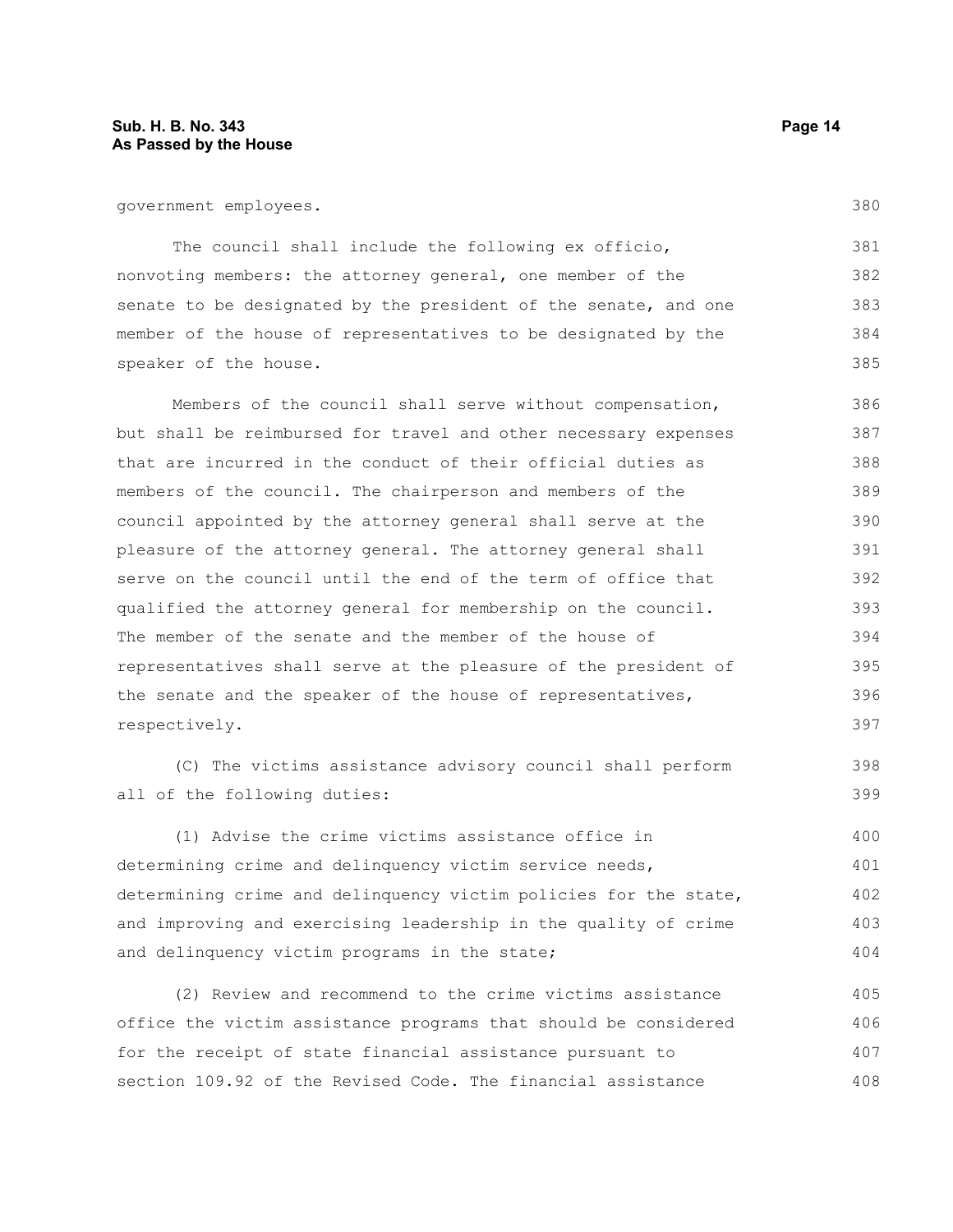government employees.

The council shall include the following ex officio, nonvoting members: the attorney general, one member of the senate to be designated by the president of the senate, and one member of the house of representatives to be designated by the speaker of the house.

Members of the council shall serve without compensation, but shall be reimbursed for travel and other necessary expenses that are incurred in the conduct of their official duties as members of the council. The chairperson and members of the council appointed by the attorney general shall serve at the pleasure of the attorney general. The attorney general shall serve on the council until the end of the term of office that qualified the attorney general for membership on the council. The member of the senate and the member of the house of representatives shall serve at the pleasure of the president of the senate and the speaker of the house of representatives, respectively.

(C) The victims assistance advisory council shall perform all of the following duties:

(1) Advise the crime victims assistance office in determining crime and delinquency victim service needs, determining crime and delinquency victim policies for the state, and improving and exercising leadership in the quality of crime and delinquency victim programs in the state;

(2) Review and recommend to the crime victims assistance office the victim assistance programs that should be considered for the receipt of state financial assistance pursuant to section 109.92 of the Revised Code. The financial assistance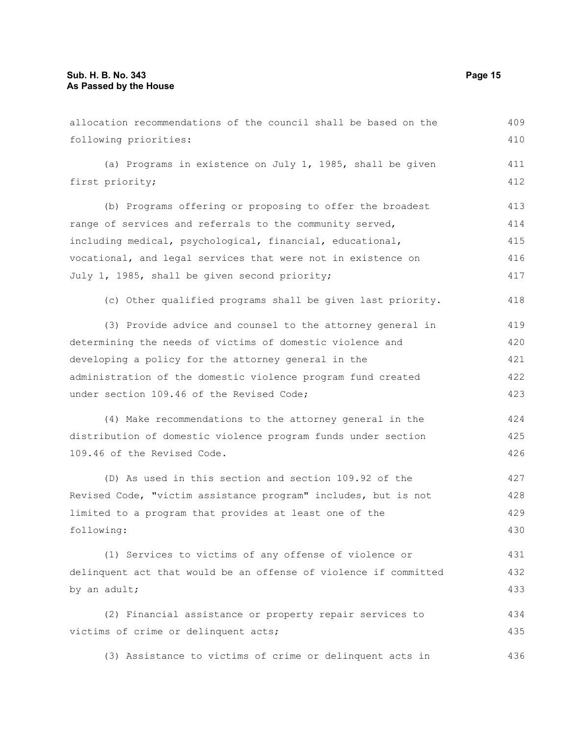allocation recommendations of the council shall be based on the following priorities:

(a) Programs in existence on July 1, 1985, shall be given first priority;

(b) Programs offering or proposing to offer the broadest range of services and referrals to the community served, including medical, psychological, financial, educational, vocational, and legal services that were not in existence on July 1, 1985, shall be given second priority;

(c) Other qualified programs shall be given last priority.

(3) Provide advice and counsel to the attorney general in determining the needs of victims of domestic violence and developing a policy for the attorney general in the administration of the domestic violence program fund created under section 109.46 of the Revised Code;

(4) Make recommendations to the attorney general in the distribution of domestic violence program funds under section 109.46 of the Revised Code.

(D) As used in this section and section 109.92 of the Revised Code, "victim assistance program" includes, but is not limited to a program that provides at least one of the following:

(1) Services to victims of any offense of violence or delinquent act that would be an offense of violence if committed by an adult;

(2) Financial assistance or property repair services to victims of crime or delinquent acts;

(3) Assistance to victims of crime or delinquent acts in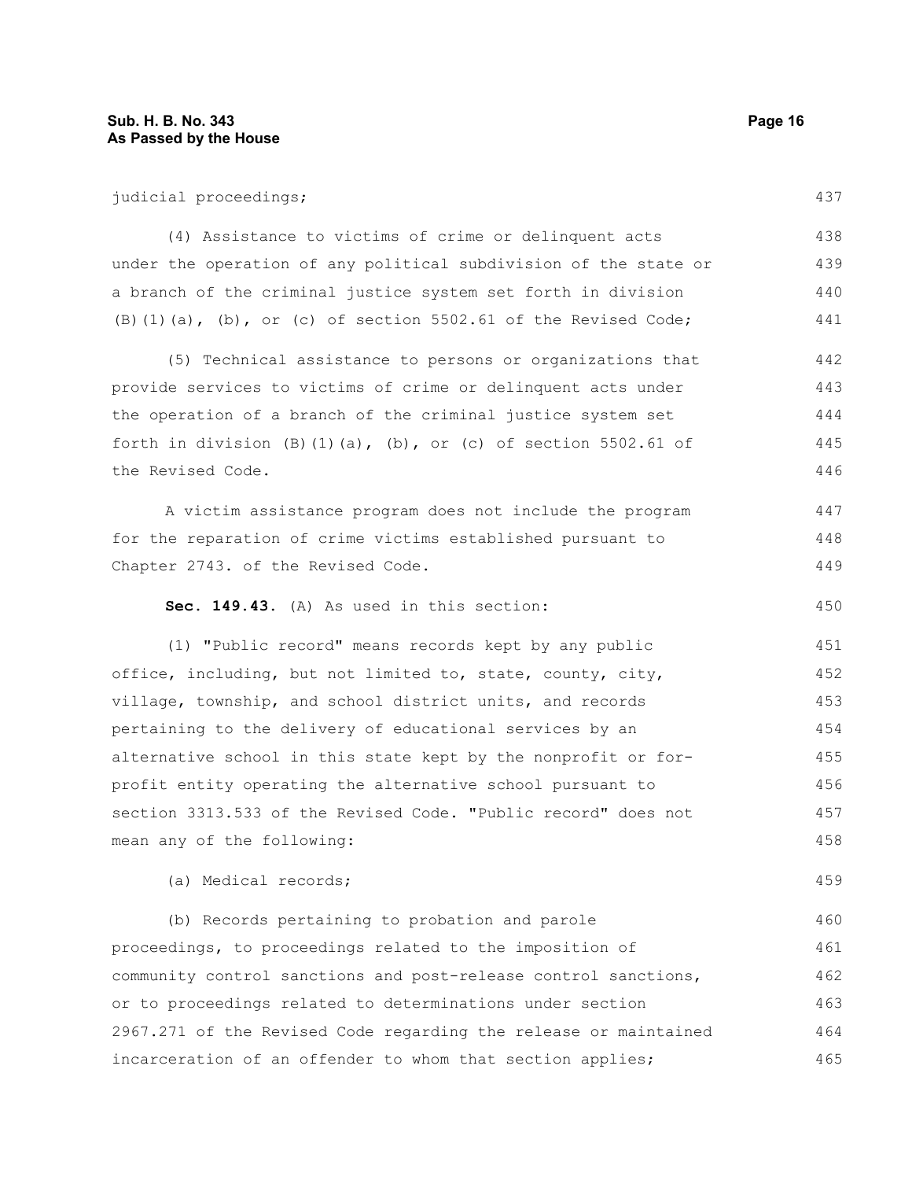judicial proceedings;

(4) Assistance to victims of crime or delinquent acts under the operation of any political subdivision of the state or a branch of the criminal justice system set forth in division (B)(1)(a), (b), or (c) of section 5502.61 of the Revised Code;

(5) Technical assistance to persons or organizations that provide services to victims of crime or delinquent acts under the operation of a branch of the criminal justice system set forth in division (B)(1)(a), (b), or (c) of section 5502.61 of the Revised Code.

A victim assistance program does not include the program for the reparation of crime victims established pursuant to Chapter 2743. of the Revised Code.

**Sec. 149.43.** (A) As used in this section:

(1) "Public record" means records kept by any public office, including, but not limited to, state, county, city, village, township, and school district units, and records pertaining to the delivery of educational services by an alternative school in this state kept by the nonprofit or for-profit entity operating the alternative school pursuant to section 3313.533 of the Revised Code. "Public record" does not mean any of the following:

(a) Medical records;

(b) Records pertaining to probation and parole proceedings, to proceedings related to the imposition of community control sanctions and post-release control sanctions, or to proceedings related to determinations under section 2967.271 of the Revised Code regarding the release or maintained incarceration of an offender to whom that section applies;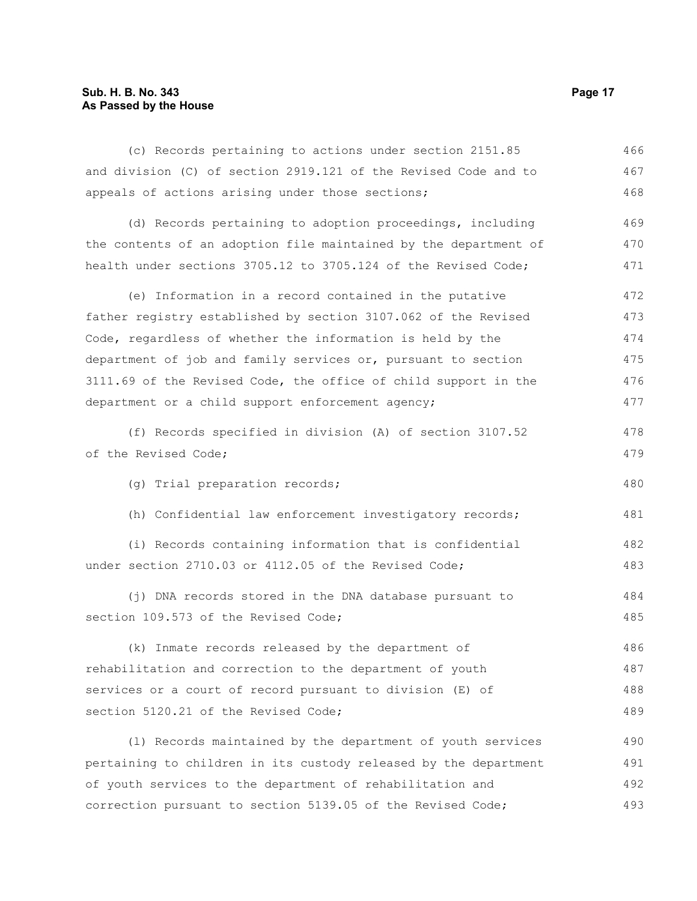(c) Records pertaining to actions under section 2151.85 and division (C) of section 2919.121 of the Revised Code and to appeals of actions arising under those sections;

(d) Records pertaining to adoption proceedings, including the contents of an adoption file maintained by the department of health under sections 3705.12 to 3705.124 of the Revised Code;

(e) Information in a record contained in the putative father registry established by section 3107.062 of the Revised Code, regardless of whether the information is held by the department of job and family services or, pursuant to section 3111.69 of the Revised Code, the office of child support in the department or a child support enforcement agency;

(f) Records specified in division (A) of section 3107.52 of the Revised Code;

(g) Trial preparation records;

(h) Confidential law enforcement investigatory records;

(i) Records containing information that is confidential under section 2710.03 or 4112.05 of the Revised Code;

(j) DNA records stored in the DNA database pursuant to section 109.573 of the Revised Code;

(k) Inmate records released by the department of rehabilitation and correction to the department of youth services or a court of record pursuant to division (E) of section 5120.21 of the Revised Code;

(l) Records maintained by the department of youth services pertaining to children in its custody released by the department of youth services to the department of rehabilitation and correction pursuant to section 5139.05 of the Revised Code;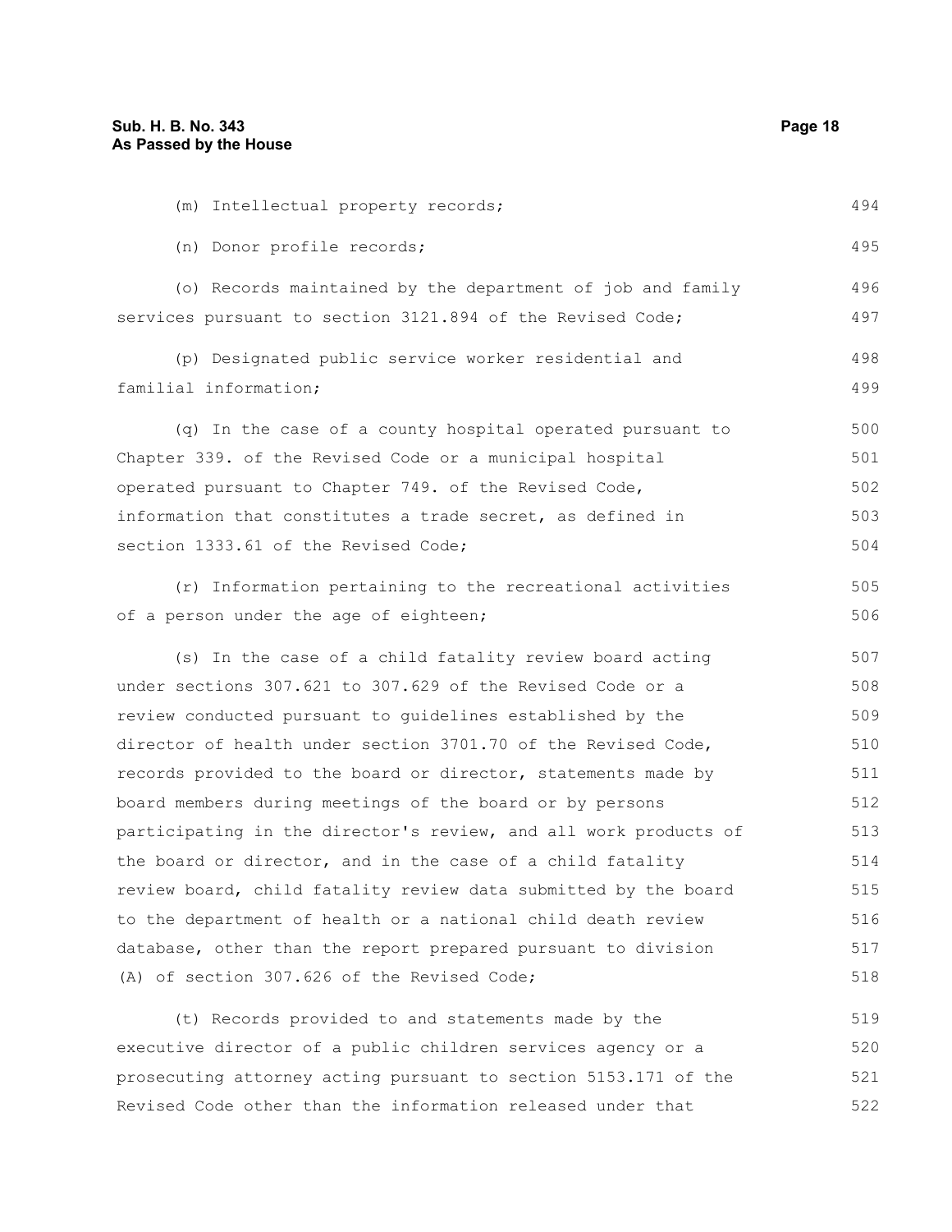(m) Intellectual property records;

(n) Donor profile records;

(o) Records maintained by the department of job and family services pursuant to section 3121.894 of the Revised Code;

(p) Designated public service worker residential and familial information;

(q) In the case of a county hospital operated pursuant to Chapter 339. of the Revised Code or a municipal hospital operated pursuant to Chapter 749. of the Revised Code, information that constitutes a trade secret, as defined in section 1333.61 of the Revised Code;

(r) Information pertaining to the recreational activities of a person under the age of eighteen;

(s) In the case of a child fatality review board acting under sections 307.621 to 307.629 of the Revised Code or a review conducted pursuant to guidelines established by the director of health under section 3701.70 of the Revised Code, records provided to the board or director, statements made by board members during meetings of the board or by persons participating in the director's review, and all work products of the board or director, and in the case of a child fatality review board, child fatality review data submitted by the board to the department of health or a national child death review database, other than the report prepared pursuant to division (A) of section 307.626 of the Revised Code;

(t) Records provided to and statements made by the executive director of a public children services agency or a prosecuting attorney acting pursuant to section 5153.171 of the Revised Code other than the information released under that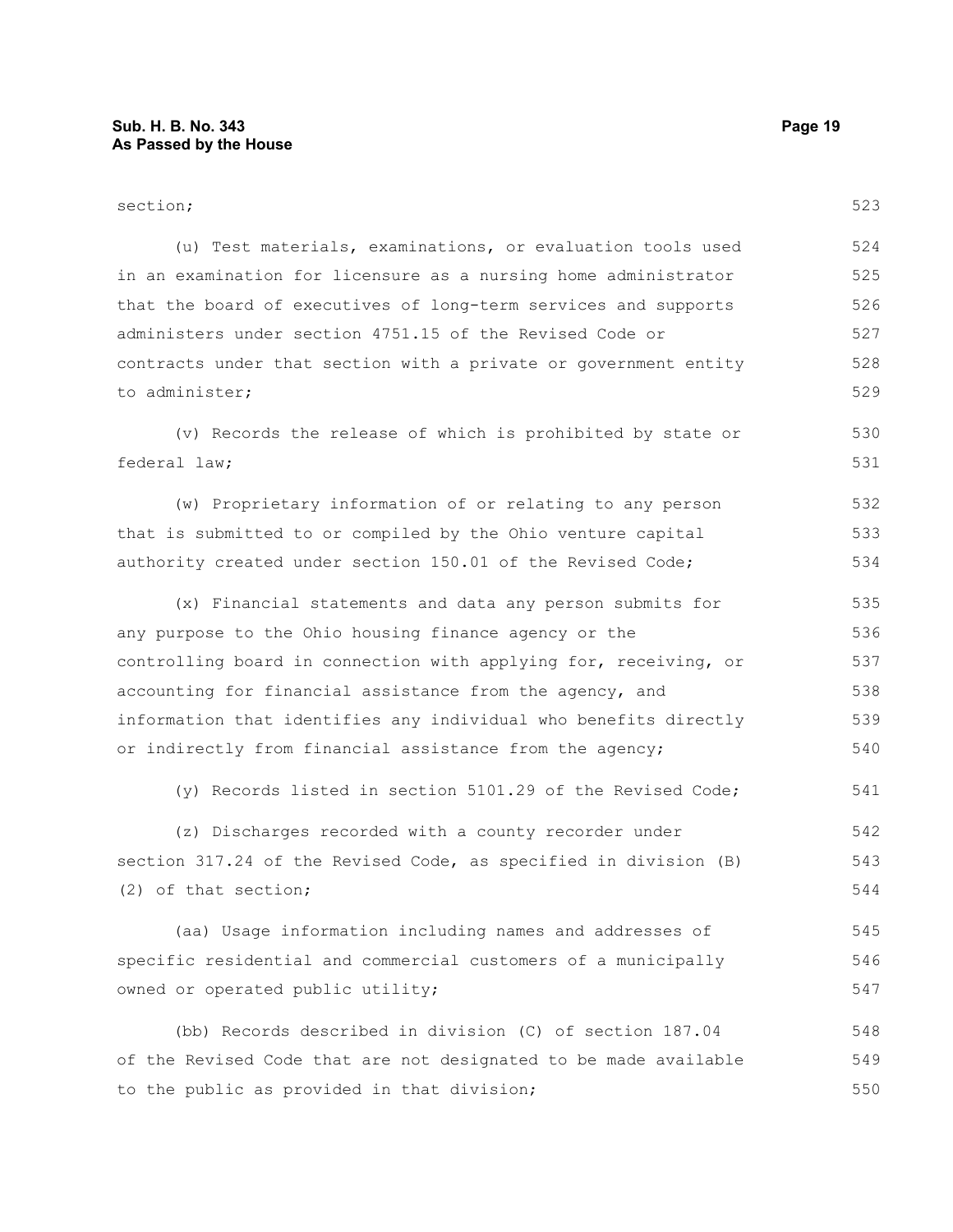section;

(u) Test materials, examinations, or evaluation tools used in an examination for licensure as a nursing home administrator that the board of executives of long-term services and supports administers under section 4751.15 of the Revised Code or contracts under that section with a private or government entity to administer;

(v) Records the release of which is prohibited by state or federal law;

(w) Proprietary information of or relating to any person that is submitted to or compiled by the Ohio venture capital authority created under section 150.01 of the Revised Code;

(x) Financial statements and data any person submits for any purpose to the Ohio housing finance agency or the controlling board in connection with applying for, receiving, or accounting for financial assistance from the agency, and information that identifies any individual who benefits directly or indirectly from financial assistance from the agency;

(y) Records listed in section 5101.29 of the Revised Code;

(z) Discharges recorded with a county recorder under section 317.24 of the Revised Code, as specified in division (B)(2) of that section;

(aa) Usage information including names and addresses of specific residential and commercial customers of a municipally owned or operated public utility;

(bb) Records described in division (C) of section 187.04 of the Revised Code that are not designated to be made available to the public as provided in that division;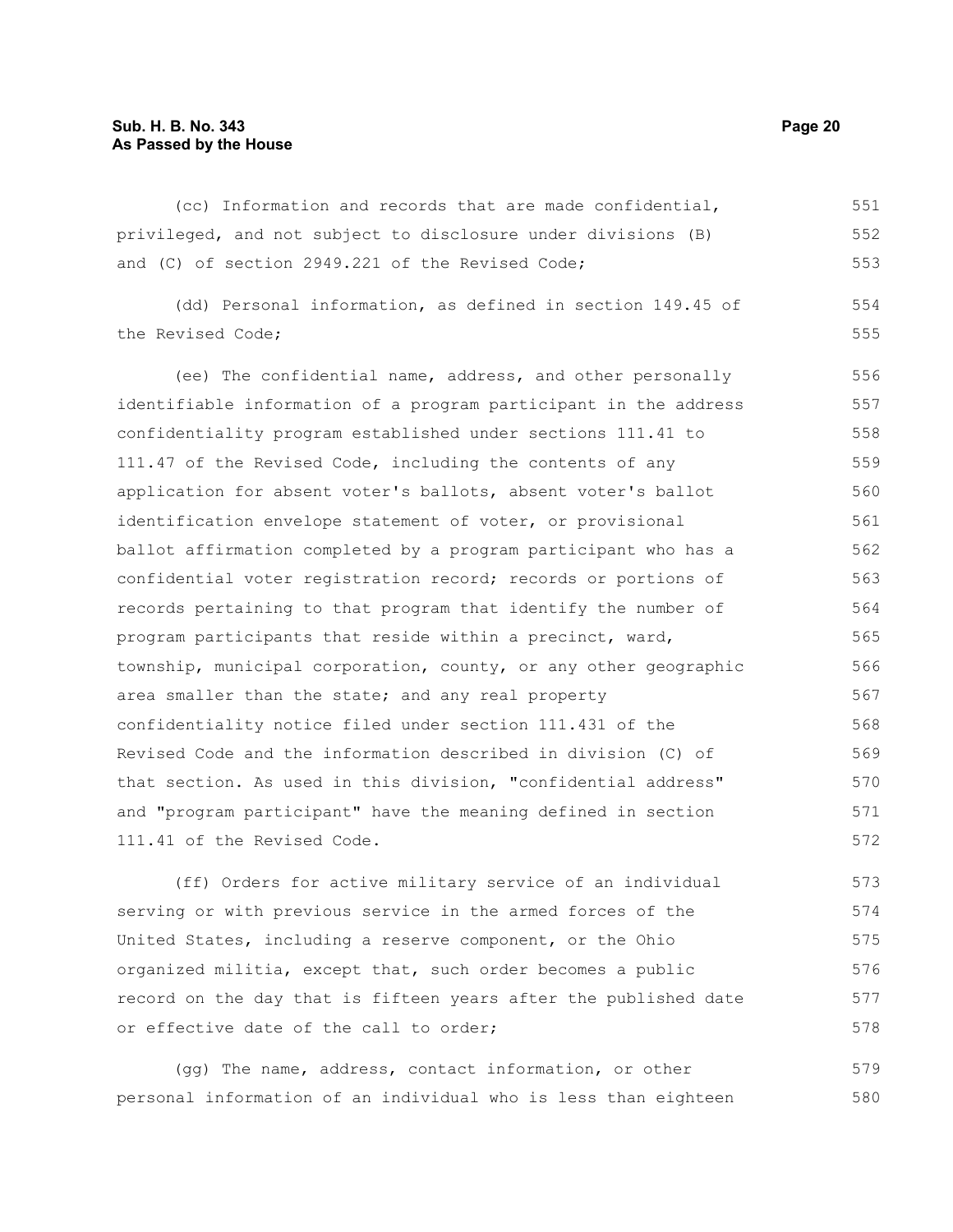(cc) Information and records that are made confidential, privileged, and not subject to disclosure under divisions (B) and (C) of section 2949.221 of the Revised Code;

(dd) Personal information, as defined in section 149.45 of the Revised Code;

(ee) The confidential name, address, and other personally identifiable information of a program participant in the address confidentiality program established under sections 111.41 to 111.47 of the Revised Code, including the contents of any application for absent voter's ballots, absent voter's ballot identification envelope statement of voter, or provisional ballot affirmation completed by a program participant who has a confidential voter registration record; records or portions of records pertaining to that program that identify the number of program participants that reside within a precinct, ward, township, municipal corporation, county, or any other geographic area smaller than the state; and any real property confidentiality notice filed under section 111.431 of the Revised Code and the information described in division (C) of that section. As used in this division, "confidential address" and "program participant" have the meaning defined in section 111.41 of the Revised Code.

(ff) Orders for active military service of an individual serving or with previous service in the armed forces of the United States, including a reserve component, or the Ohio organized militia, except that, such order becomes a public record on the day that is fifteen years after the published date or effective date of the call to order;

(gg) The name, address, contact information, or other personal information of an individual who is less than eighteen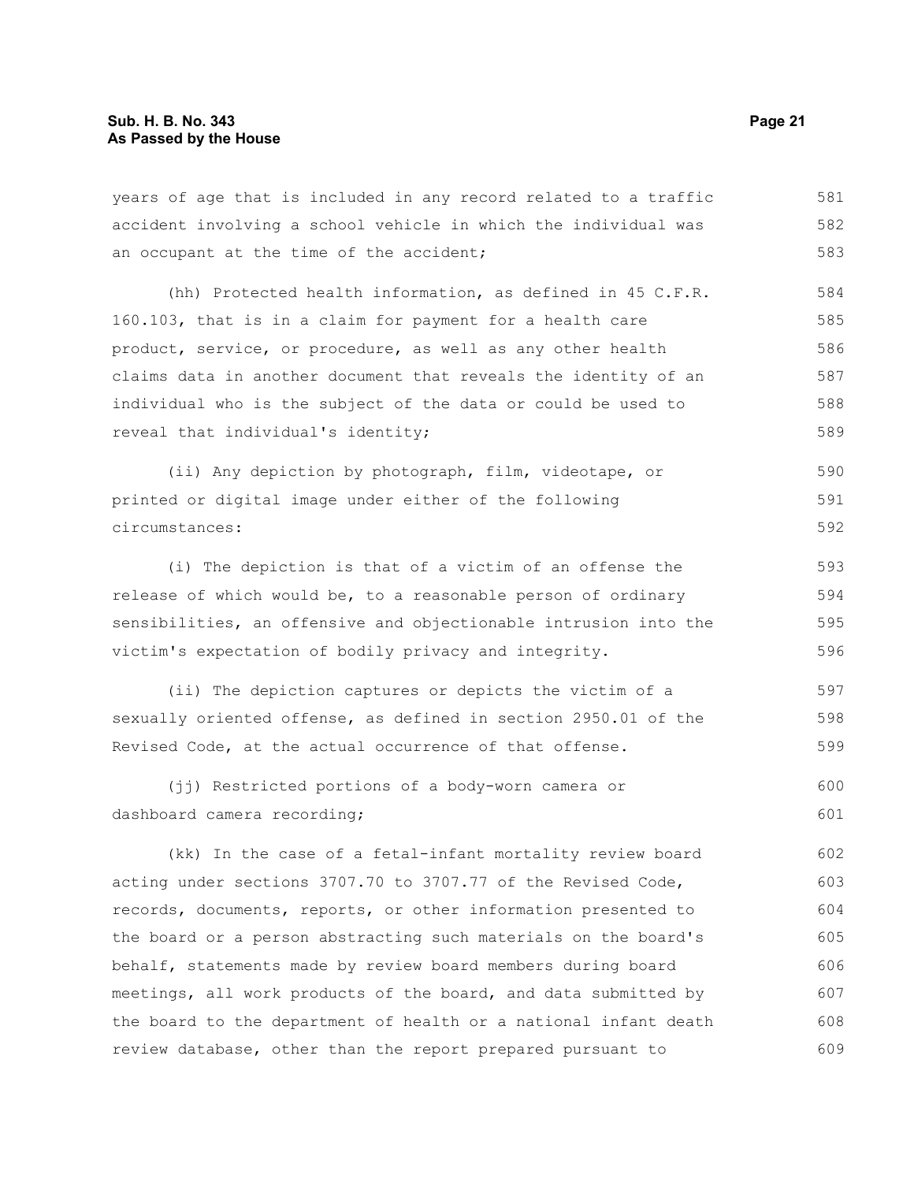years of age that is included in any record related to a traffic accident involving a school vehicle in which the individual was an occupant at the time of the accident;

(hh) Protected health information, as defined in 45 C.F.R. 160.103, that is in a claim for payment for a health care product, service, or procedure, as well as any other health claims data in another document that reveals the identity of an individual who is the subject of the data or could be used to reveal that individual's identity;

(ii) Any depiction by photograph, film, videotape, or printed or digital image under either of the following circumstances:

(i) The depiction is that of a victim of an offense the release of which would be, to a reasonable person of ordinary sensibilities, an offensive and objectionable intrusion into the victim's expectation of bodily privacy and integrity.

(ii) The depiction captures or depicts the victim of a sexually oriented offense, as defined in section 2950.01 of the Revised Code, at the actual occurrence of that offense.

(jj) Restricted portions of a body-worn camera or dashboard camera recording;

(kk) In the case of a fetal-infant mortality review board acting under sections 3707.70 to 3707.77 of the Revised Code, records, documents, reports, or other information presented to the board or a person abstracting such materials on the board's behalf, statements made by review board members during board meetings, all work products of the board, and data submitted by the board to the department of health or a national infant death review database, other than the report prepared pursuant to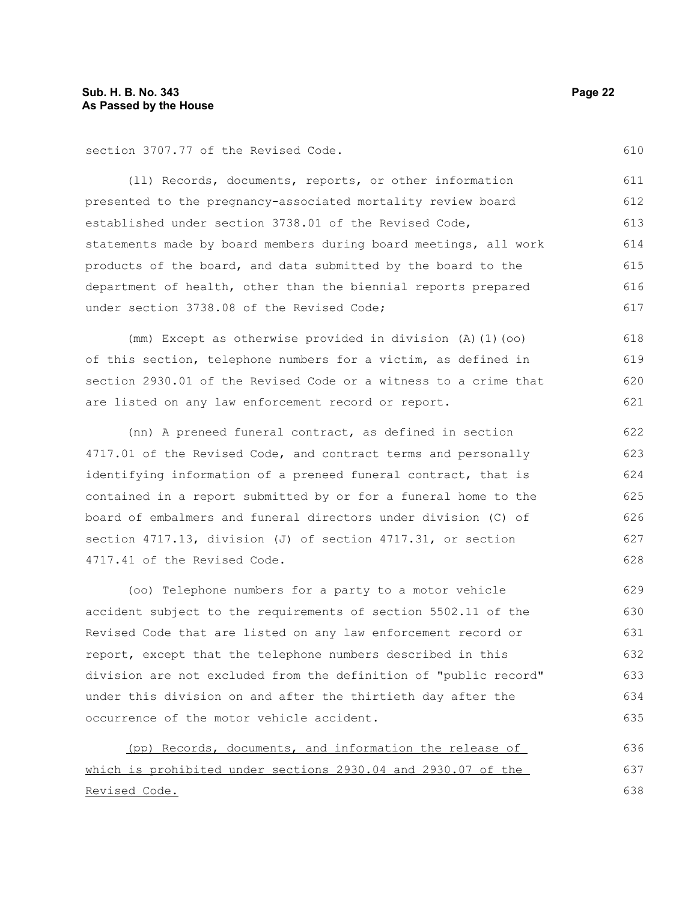section 3707.77 of the Revised Code.

(ll) Records, documents, reports, or other information presented to the pregnancy-associated mortality review board established under section 3738.01 of the Revised Code, statements made by board members during board meetings, all work products of the board, and data submitted by the board to the department of health, other than the biennial reports prepared under section 3738.08 of the Revised Code;

(mm) Except as otherwise provided in division (A)(1)(oo) of this section, telephone numbers for a victim, as defined in section 2930.01 of the Revised Code or a witness to a crime that are listed on any law enforcement record or report.

(nn) A preneed funeral contract, as defined in section 4717.01 of the Revised Code, and contract terms and personally identifying information of a preneed funeral contract, that is contained in a report submitted by or for a funeral home to the board of embalmers and funeral directors under division (C) of section 4717.13, division (J) of section 4717.31, or section 4717.41 of the Revised Code.

(oo) Telephone numbers for a party to a motor vehicle accident subject to the requirements of section 5502.11 of the Revised Code that are listed on any law enforcement record or report, except that the telephone numbers described in this division are not excluded from the definition of "public record" under this division on and after the thirtieth day after the occurrence of the motor vehicle accident.

<u>(pp) Records, documents, and information the release of which is prohibited under sections 2930.04 and 2930.07 of the Revised Code.</u>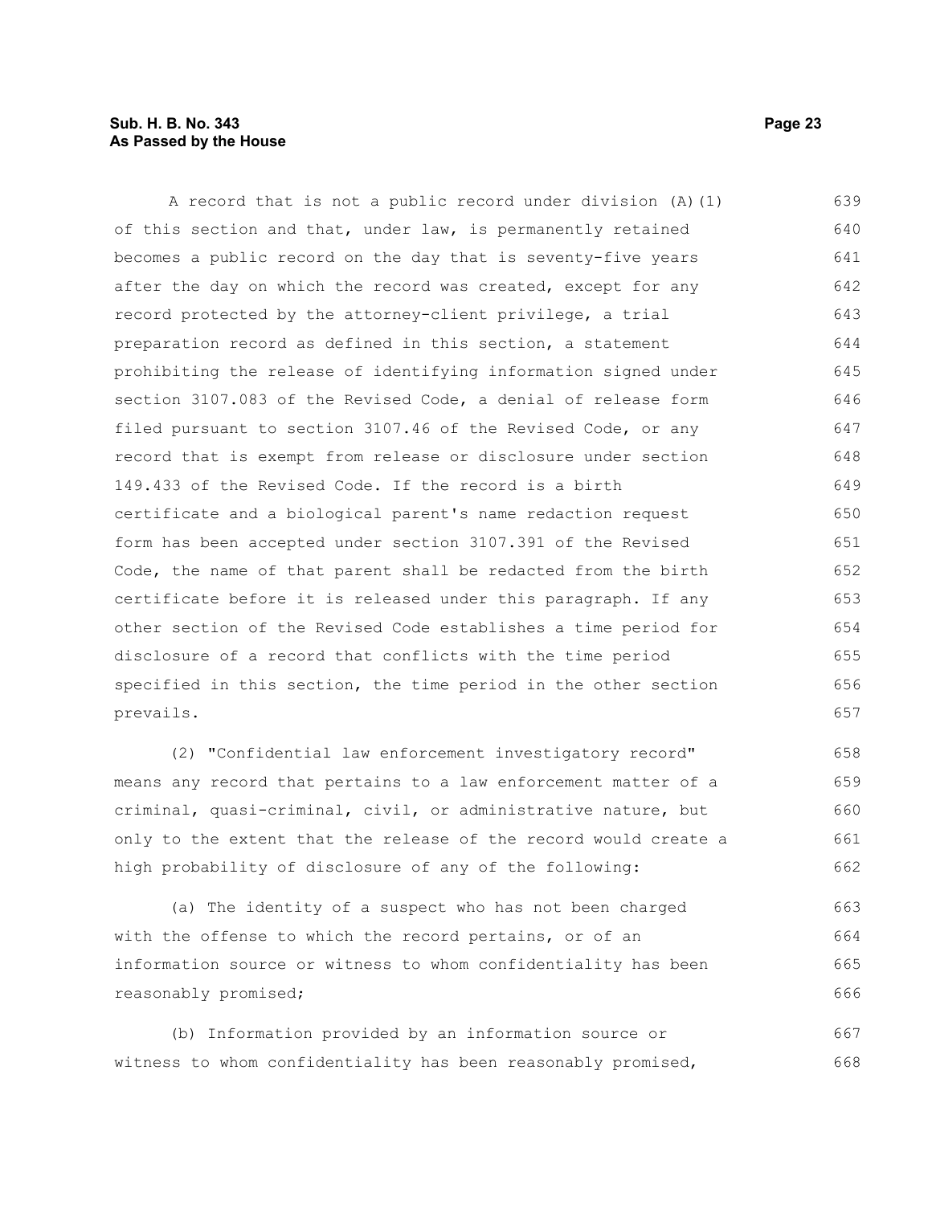A record that is not a public record under division (A)(1) of this section and that, under law, is permanently retained becomes a public record on the day that is seventy-five years after the day on which the record was created, except for any record protected by the attorney-client privilege, a trial preparation record as defined in this section, a statement prohibiting the release of identifying information signed under section 3107.083 of the Revised Code, a denial of release form filed pursuant to section 3107.46 of the Revised Code, or any record that is exempt from release or disclosure under section 149.433 of the Revised Code. If the record is a birth certificate and a biological parent's name redaction request form has been accepted under section 3107.391 of the Revised Code, the name of that parent shall be redacted from the birth certificate before it is released under this paragraph. If any other section of the Revised Code establishes a time period for disclosure of a record that conflicts with the time period specified in this section, the time period in the other section prevails.

(2) "Confidential law enforcement investigatory record" means any record that pertains to a law enforcement matter of a criminal, quasi-criminal, civil, or administrative nature, but only to the extent that the release of the record would create a high probability of disclosure of any of the following:

(a) The identity of a suspect who has not been charged with the offense to which the record pertains, or of an information source or witness to whom confidentiality has been reasonably promised;

(b) Information provided by an information source or witness to whom confidentiality has been reasonably promised,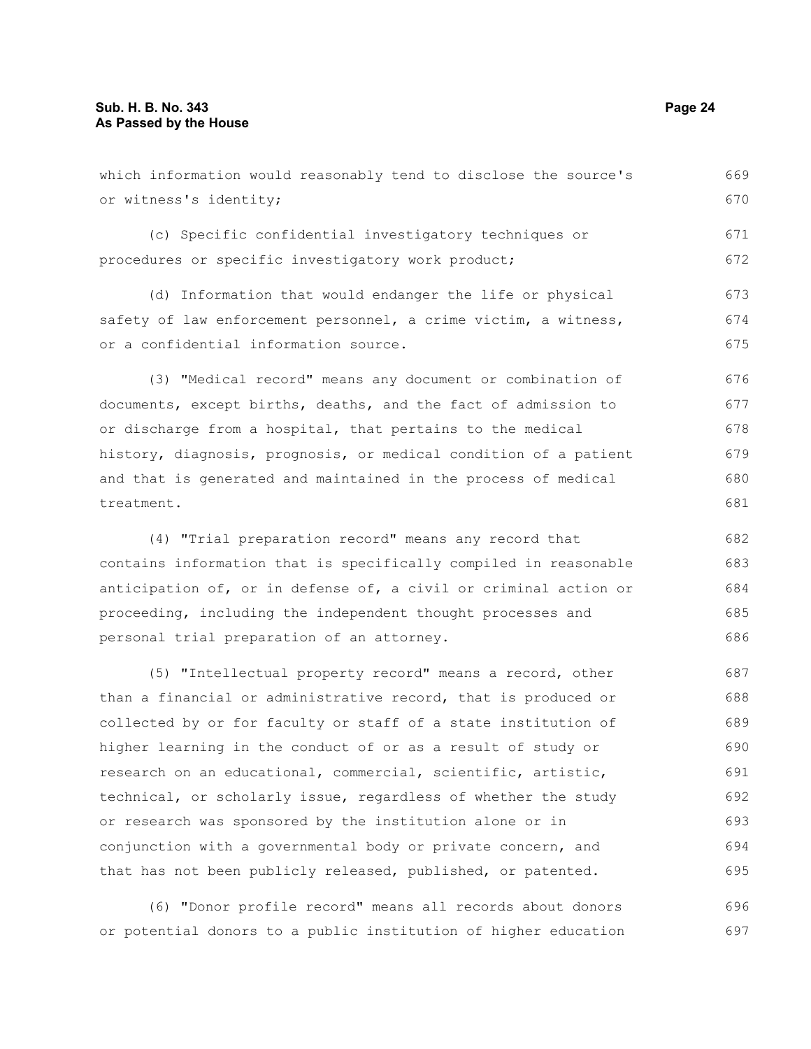which information would reasonably tend to disclose the source's or witness's identity;

(c) Specific confidential investigatory techniques or procedures or specific investigatory work product;

(d) Information that would endanger the life or physical safety of law enforcement personnel, a crime victim, a witness, or a confidential information source.

(3) "Medical record" means any document or combination of documents, except births, deaths, and the fact of admission to or discharge from a hospital, that pertains to the medical history, diagnosis, prognosis, or medical condition of a patient and that is generated and maintained in the process of medical treatment.

(4) "Trial preparation record" means any record that contains information that is specifically compiled in reasonable anticipation of, or in defense of, a civil or criminal action or proceeding, including the independent thought processes and personal trial preparation of an attorney.

(5) "Intellectual property record" means a record, other than a financial or administrative record, that is produced or collected by or for faculty or staff of a state institution of higher learning in the conduct of or as a result of study or research on an educational, commercial, scientific, artistic, technical, or scholarly issue, regardless of whether the study or research was sponsored by the institution alone or in conjunction with a governmental body or private concern, and that has not been publicly released, published, or patented.

(6) "Donor profile record" means all records about donors or potential donors to a public institution of higher education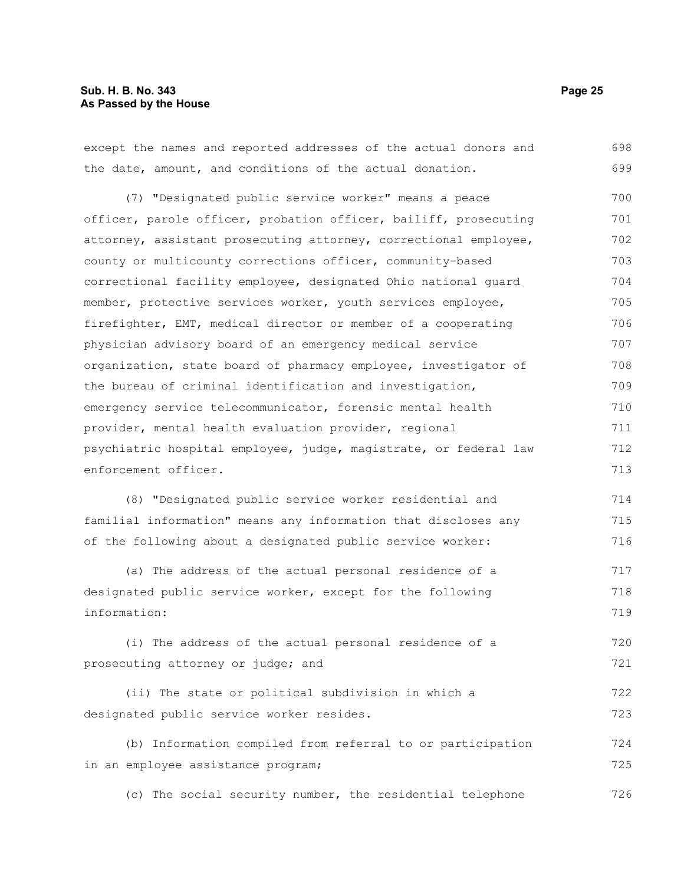except the names and reported addresses of the actual donors and the date, amount, and conditions of the actual donation.

(7) "Designated public service worker" means a peace officer, parole officer, probation officer, bailiff, prosecuting attorney, assistant prosecuting attorney, correctional employee, county or multicounty corrections officer, community-based correctional facility employee, designated Ohio national guard member, protective services worker, youth services employee, firefighter, EMT, medical director or member of a cooperating physician advisory board of an emergency medical service organization, state board of pharmacy employee, investigator of the bureau of criminal identification and investigation, emergency service telecommunicator, forensic mental health provider, mental health evaluation provider, regional psychiatric hospital employee, judge, magistrate, or federal law enforcement officer.

(8) "Designated public service worker residential and familial information" means any information that discloses any of the following about a designated public service worker:

(a) The address of the actual personal residence of a designated public service worker, except for the following information:

(i) The address of the actual personal residence of a prosecuting attorney or judge; and

(ii) The state or political subdivision in which a designated public service worker resides.

(b) Information compiled from referral to or participation in an employee assistance program;

(c) The social security number, the residential telephone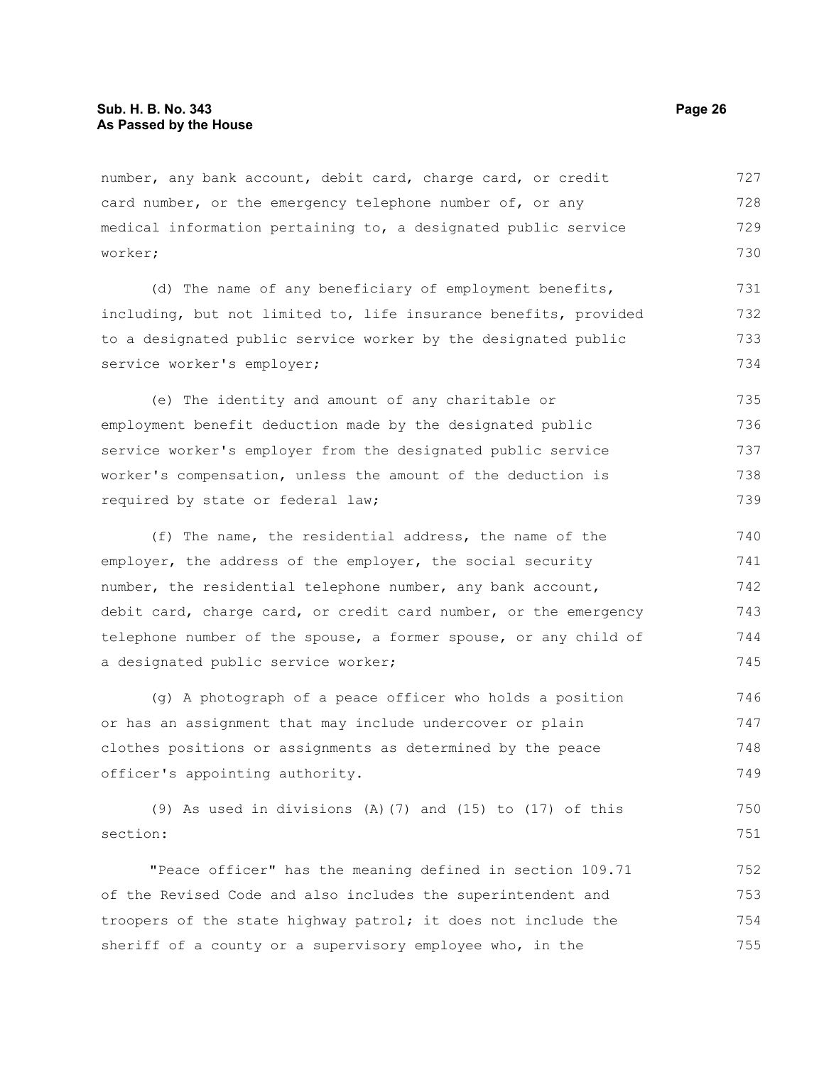number, any bank account, debit card, charge card, or credit card number, or the emergency telephone number of, or any medical information pertaining to, a designated public service worker;

(d) The name of any beneficiary of employment benefits, including, but not limited to, life insurance benefits, provided to a designated public service worker by the designated public service worker's employer;

(e) The identity and amount of any charitable or employment benefit deduction made by the designated public service worker's employer from the designated public service worker's compensation, unless the amount of the deduction is required by state or federal law;

(f) The name, the residential address, the name of the employer, the address of the employer, the social security number, the residential telephone number, any bank account, debit card, charge card, or credit card number, or the emergency telephone number of the spouse, a former spouse, or any child of a designated public service worker;

(g) A photograph of a peace officer who holds a position or has an assignment that may include undercover or plain clothes positions or assignments as determined by the peace officer's appointing authority.

(9) As used in divisions (A)(7) and (15) to (17) of this section:

"Peace officer" has the meaning defined in section 109.71 of the Revised Code and also includes the superintendent and troopers of the state highway patrol; it does not include the sheriff of a county or a supervisory employee who, in the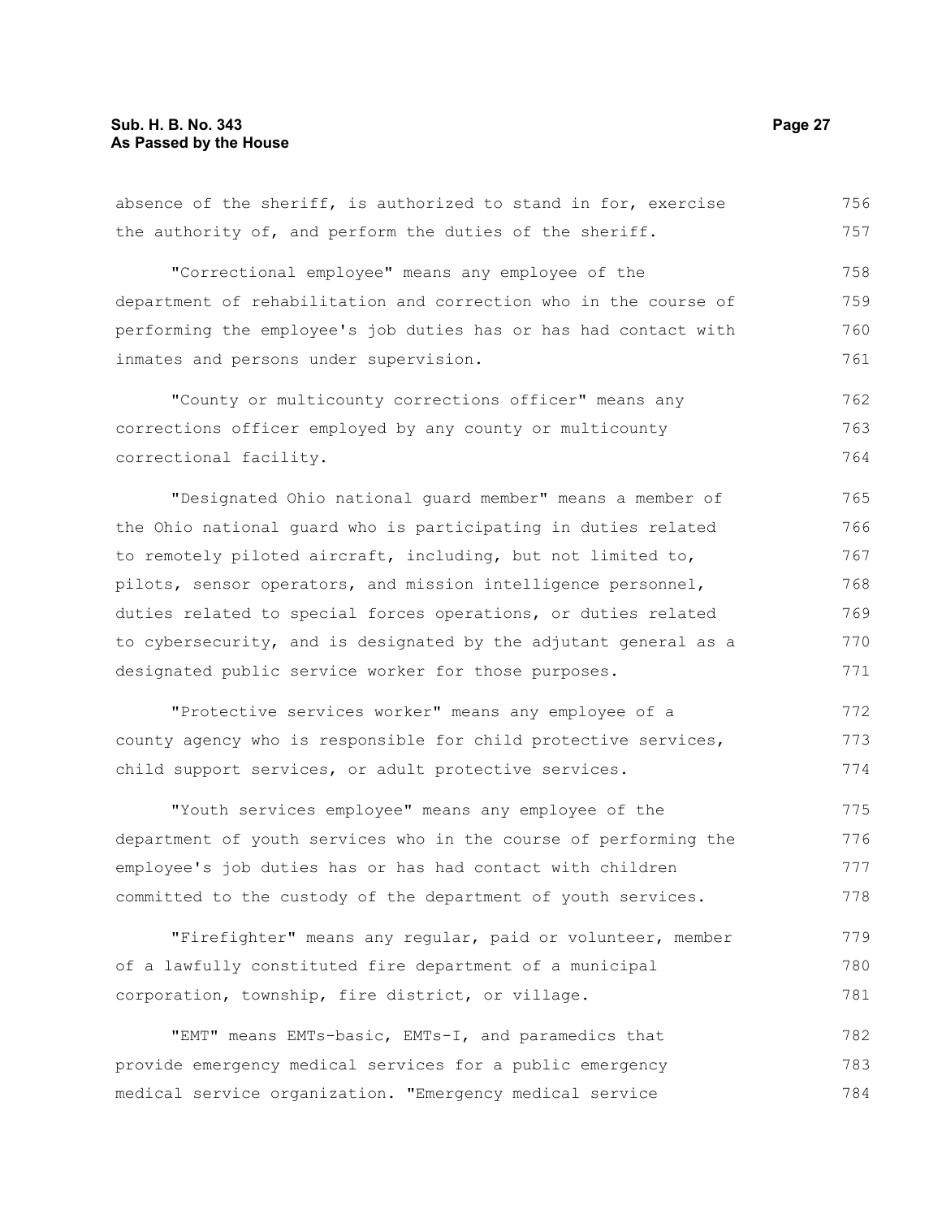absence of the sheriff, is authorized to stand in for, exercise the authority of, and perform the duties of the sheriff.

"Correctional employee" means any employee of the department of rehabilitation and correction who in the course of performing the employee's job duties has or has had contact with inmates and persons under supervision.

"County or multicounty corrections officer" means any corrections officer employed by any county or multicounty correctional facility.

"Designated Ohio national guard member" means a member of the Ohio national guard who is participating in duties related to remotely piloted aircraft, including, but not limited to, pilots, sensor operators, and mission intelligence personnel, duties related to special forces operations, or duties related to cybersecurity, and is designated by the adjutant general as a designated public service worker for those purposes.

"Protective services worker" means any employee of a county agency who is responsible for child protective services, child support services, or adult protective services.

"Youth services employee" means any employee of the department of youth services who in the course of performing the employee's job duties has or has had contact with children committed to the custody of the department of youth services.

"Firefighter" means any regular, paid or volunteer, member of a lawfully constituted fire department of a municipal corporation, township, fire district, or village.

"EMT" means EMTs-basic, EMTs-I, and paramedics that provide emergency medical services for a public emergency medical service organization. "Emergency medical service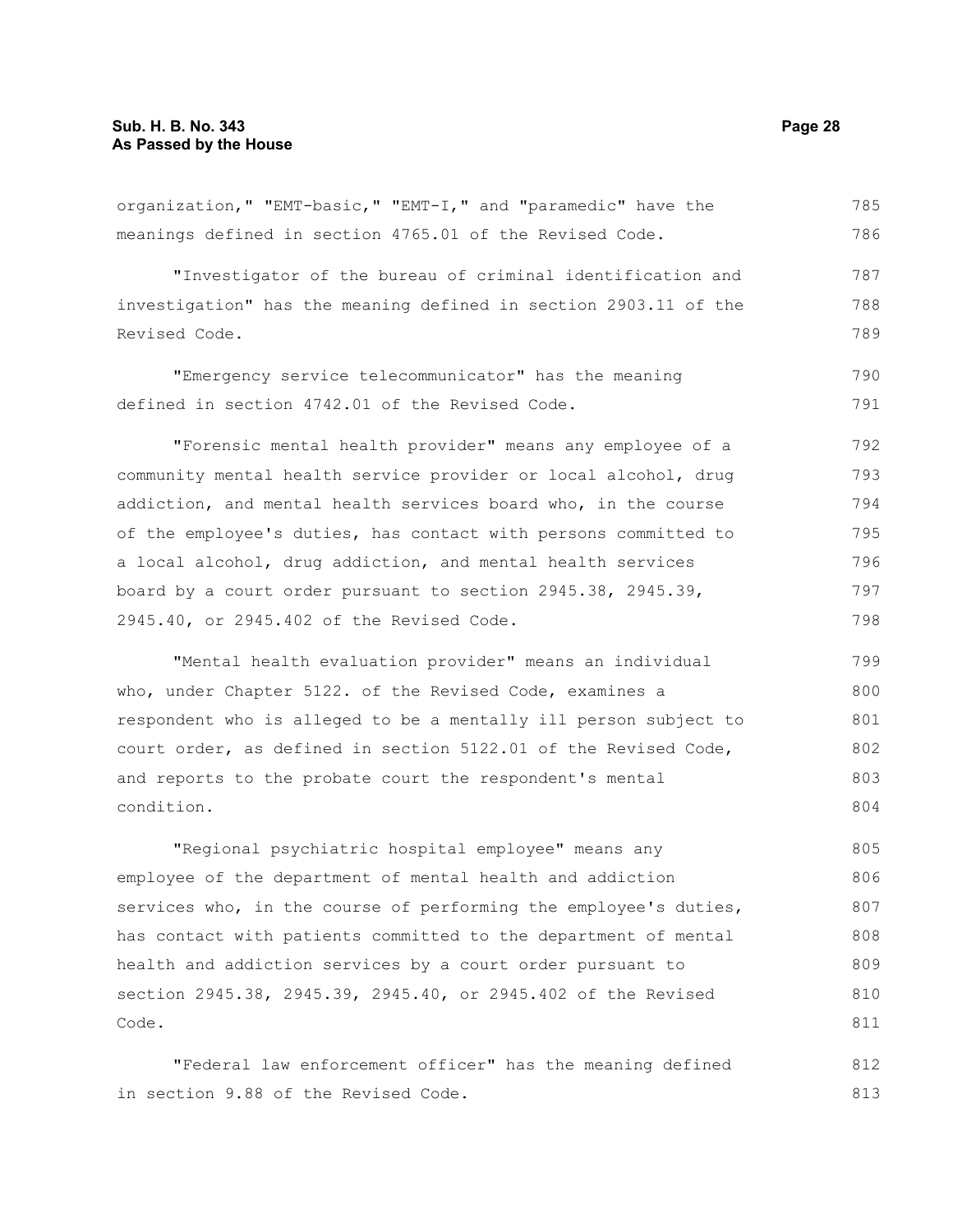organization," "EMT-basic," "EMT-I," and "paramedic" have the meanings defined in section 4765.01 of the Revised Code.

"Investigator of the bureau of criminal identification and investigation" has the meaning defined in section 2903.11 of the Revised Code.

"Emergency service telecommunicator" has the meaning defined in section 4742.01 of the Revised Code.

"Forensic mental health provider" means any employee of a community mental health service provider or local alcohol, drug addiction, and mental health services board who, in the course of the employee's duties, has contact with persons committed to a local alcohol, drug addiction, and mental health services board by a court order pursuant to section 2945.38, 2945.39, 2945.40, or 2945.402 of the Revised Code.

"Mental health evaluation provider" means an individual who, under Chapter 5122. of the Revised Code, examines a respondent who is alleged to be a mentally ill person subject to court order, as defined in section 5122.01 of the Revised Code, and reports to the probate court the respondent's mental condition.

"Regional psychiatric hospital employee" means any employee of the department of mental health and addiction services who, in the course of performing the employee's duties, has contact with patients committed to the department of mental health and addiction services by a court order pursuant to section 2945.38, 2945.39, 2945.40, or 2945.402 of the Revised Code.

"Federal law enforcement officer" has the meaning defined in section 9.88 of the Revised Code.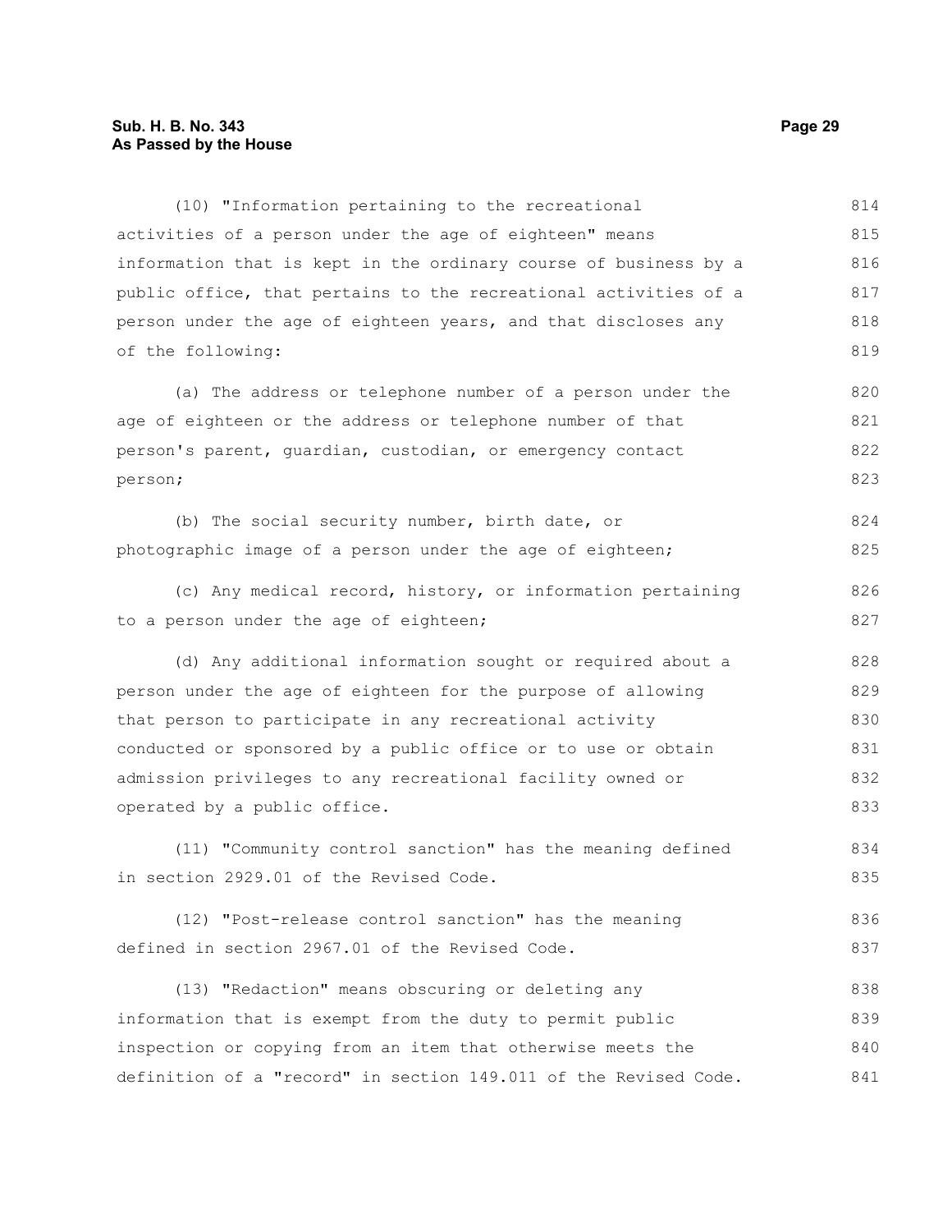(10) "Information pertaining to the recreational activities of a person under the age of eighteen" means information that is kept in the ordinary course of business by a public office, that pertains to the recreational activities of a person under the age of eighteen years, and that discloses any of the following:

(a) The address or telephone number of a person under the age of eighteen or the address or telephone number of that person's parent, guardian, custodian, or emergency contact person;

(b) The social security number, birth date, or photographic image of a person under the age of eighteen;

(c) Any medical record, history, or information pertaining to a person under the age of eighteen;

(d) Any additional information sought or required about a person under the age of eighteen for the purpose of allowing that person to participate in any recreational activity conducted or sponsored by a public office or to use or obtain admission privileges to any recreational facility owned or operated by a public office.

(11) "Community control sanction" has the meaning defined in section 2929.01 of the Revised Code.

(12) "Post-release control sanction" has the meaning defined in section 2967.01 of the Revised Code.

(13) "Redaction" means obscuring or deleting any information that is exempt from the duty to permit public inspection or copying from an item that otherwise meets the definition of a "record" in section 149.011 of the Revised Code.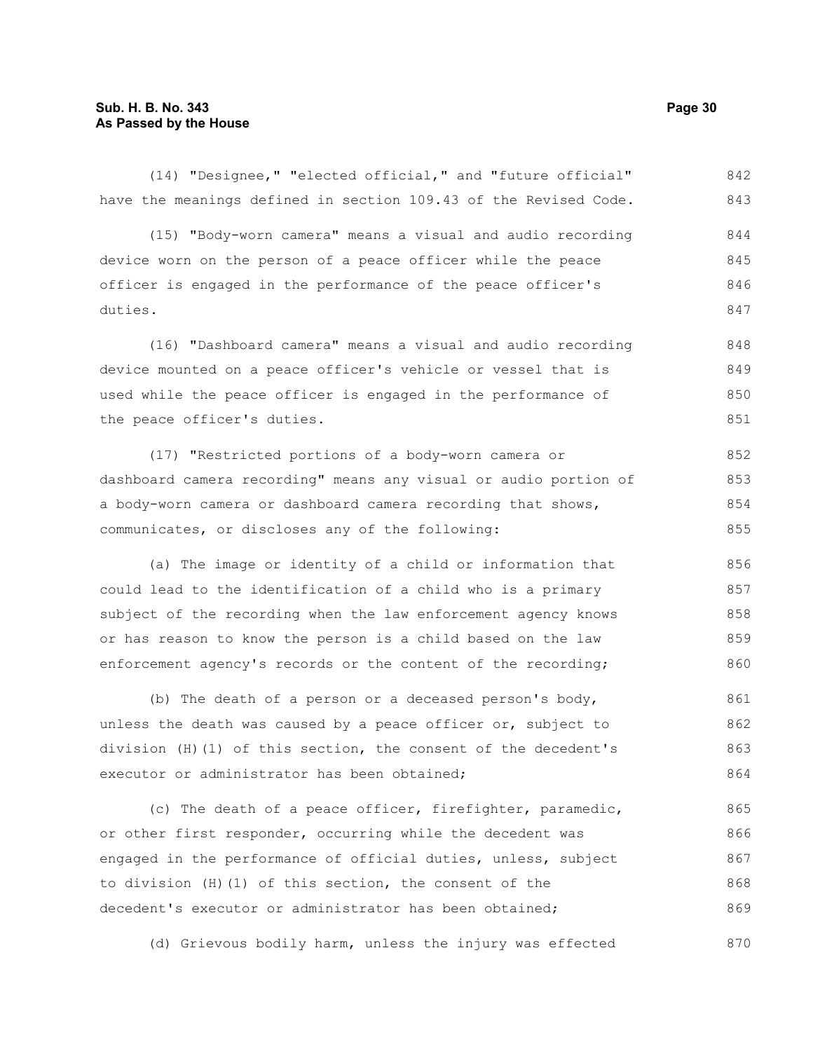(14) "Designee," "elected official," and "future official" have the meanings defined in section 109.43 of the Revised Code.

(15) "Body-worn camera" means a visual and audio recording device worn on the person of a peace officer while the peace officer is engaged in the performance of the peace officer's duties.

(16) "Dashboard camera" means a visual and audio recording device mounted on a peace officer's vehicle or vessel that is used while the peace officer is engaged in the performance of the peace officer's duties.

(17) "Restricted portions of a body-worn camera or dashboard camera recording" means any visual or audio portion of a body-worn camera or dashboard camera recording that shows, communicates, or discloses any of the following:

(a) The image or identity of a child or information that could lead to the identification of a child who is a primary subject of the recording when the law enforcement agency knows or has reason to know the person is a child based on the law enforcement agency's records or the content of the recording;

(b) The death of a person or a deceased person's body, unless the death was caused by a peace officer or, subject to division (H)(1) of this section, the consent of the decedent's executor or administrator has been obtained;

(c) The death of a peace officer, firefighter, paramedic, or other first responder, occurring while the decedent was engaged in the performance of official duties, unless, subject to division (H)(1) of this section, the consent of the decedent's executor or administrator has been obtained;

(d) Grievous bodily harm, unless the injury was effected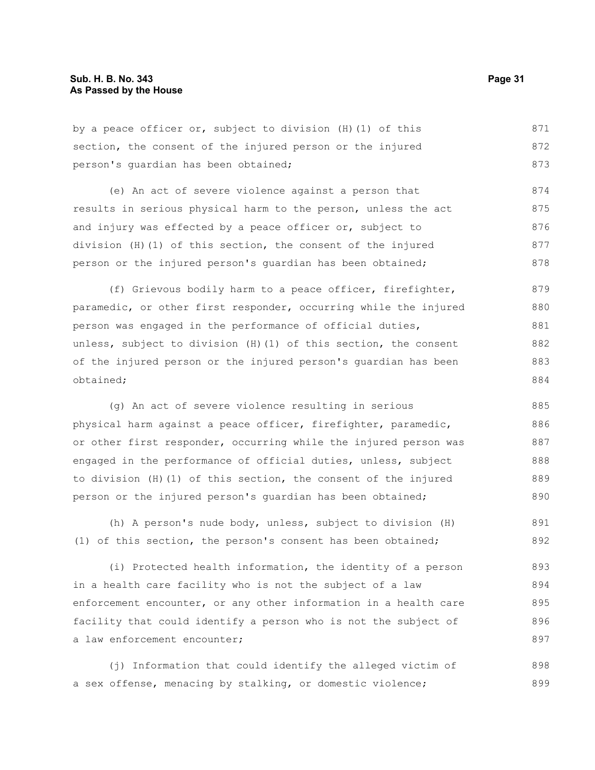by a peace officer or, subject to division (H)(1) of this section, the consent of the injured person or the injured person's guardian has been obtained;

(e) An act of severe violence against a person that results in serious physical harm to the person, unless the act and injury was effected by a peace officer or, subject to division (H)(1) of this section, the consent of the injured person or the injured person's guardian has been obtained;

(f) Grievous bodily harm to a peace officer, firefighter, paramedic, or other first responder, occurring while the injured person was engaged in the performance of official duties, unless, subject to division (H)(1) of this section, the consent of the injured person or the injured person's guardian has been obtained;

(g) An act of severe violence resulting in serious physical harm against a peace officer, firefighter, paramedic, or other first responder, occurring while the injured person was engaged in the performance of official duties, unless, subject to division (H)(1) of this section, the consent of the injured person or the injured person's guardian has been obtained;

(h) A person's nude body, unless, subject to division (H)(1) of this section, the person's consent has been obtained;

(i) Protected health information, the identity of a person in a health care facility who is not the subject of a law enforcement encounter, or any other information in a health care facility that could identify a person who is not the subject of a law enforcement encounter;

(j) Information that could identify the alleged victim of a sex offense, menacing by stalking, or domestic violence;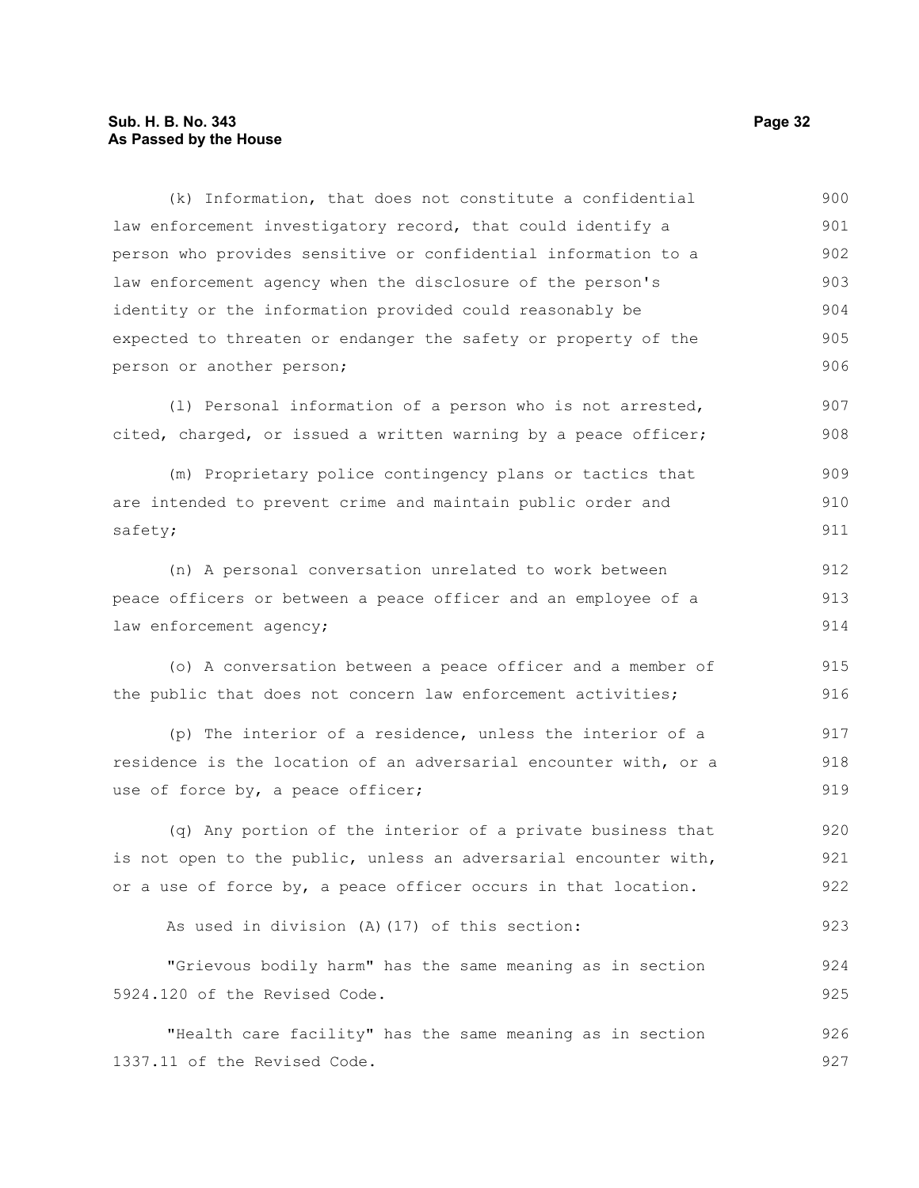(k) Information, that does not constitute a confidential law enforcement investigatory record, that could identify a person who provides sensitive or confidential information to a law enforcement agency when the disclosure of the person's identity or the information provided could reasonably be expected to threaten or endanger the safety or property of the person or another person;

(l) Personal information of a person who is not arrested, cited, charged, or issued a written warning by a peace officer;

(m) Proprietary police contingency plans or tactics that are intended to prevent crime and maintain public order and safety;

(n) A personal conversation unrelated to work between peace officers or between a peace officer and an employee of a law enforcement agency;

(o) A conversation between a peace officer and a member of the public that does not concern law enforcement activities;

(p) The interior of a residence, unless the interior of a residence is the location of an adversarial encounter with, or a use of force by, a peace officer;

(q) Any portion of the interior of a private business that is not open to the public, unless an adversarial encounter with, or a use of force by, a peace officer occurs in that location.

As used in division (A)(17) of this section:

"Grievous bodily harm" has the same meaning as in section 5924.120 of the Revised Code.

"Health care facility" has the same meaning as in section 1337.11 of the Revised Code.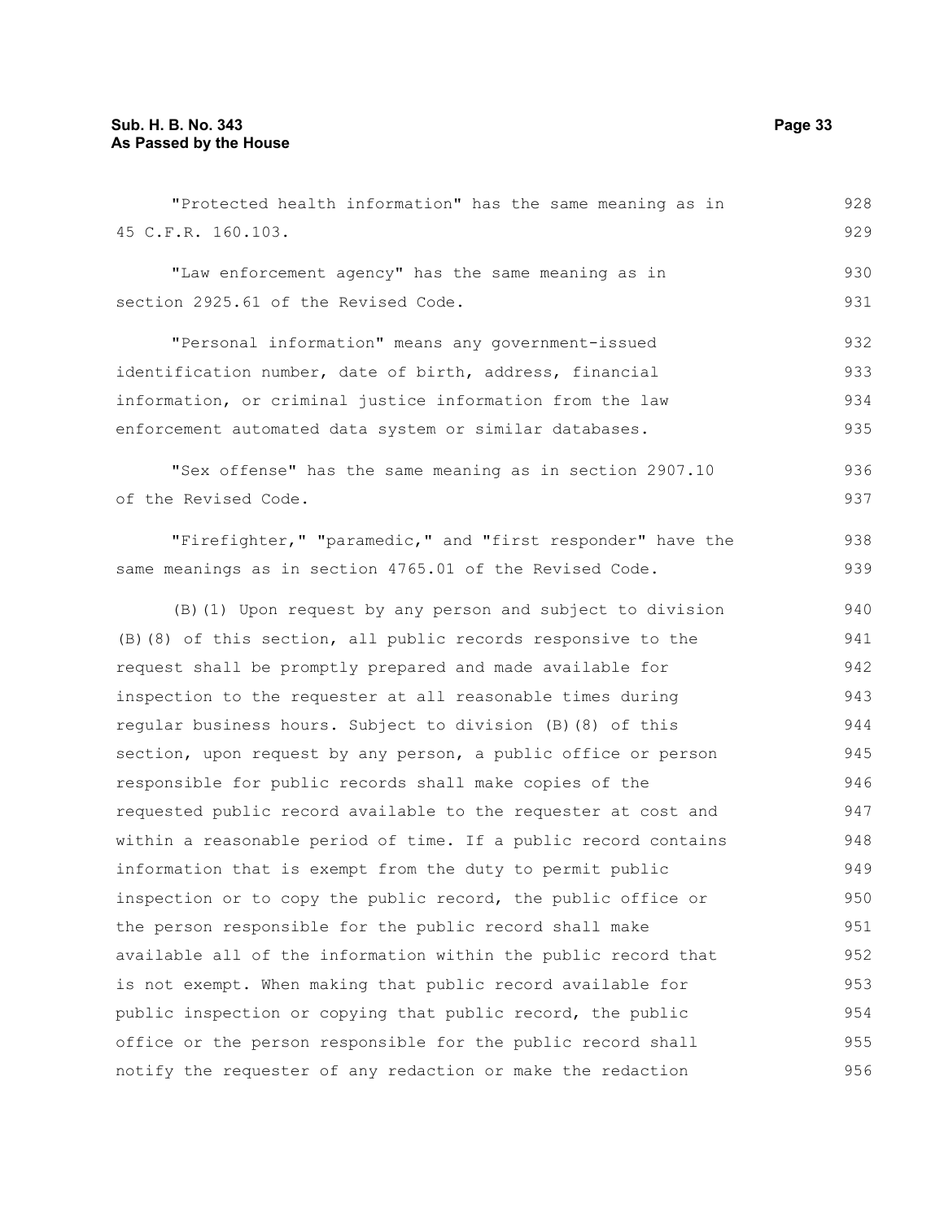"Protected health information" has the same meaning as in 45 C.F.R. 160.103.

"Law enforcement agency" has the same meaning as in section 2925.61 of the Revised Code.

"Personal information" means any government-issued identification number, date of birth, address, financial information, or criminal justice information from the law enforcement automated data system or similar databases.

"Sex offense" has the same meaning as in section 2907.10 of the Revised Code.

"Firefighter," "paramedic," and "first responder" have the same meanings as in section 4765.01 of the Revised Code.

(B)(1) Upon request by any person and subject to division (B)(8) of this section, all public records responsive to the request shall be promptly prepared and made available for inspection to the requester at all reasonable times during regular business hours. Subject to division (B)(8) of this section, upon request by any person, a public office or person responsible for public records shall make copies of the requested public record available to the requester at cost and within a reasonable period of time. If a public record contains information that is exempt from the duty to permit public inspection or to copy the public record, the public office or the person responsible for the public record shall make available all of the information within the public record that is not exempt. When making that public record available for public inspection or copying that public record, the public office or the person responsible for the public record shall notify the requester of any redaction or make the redaction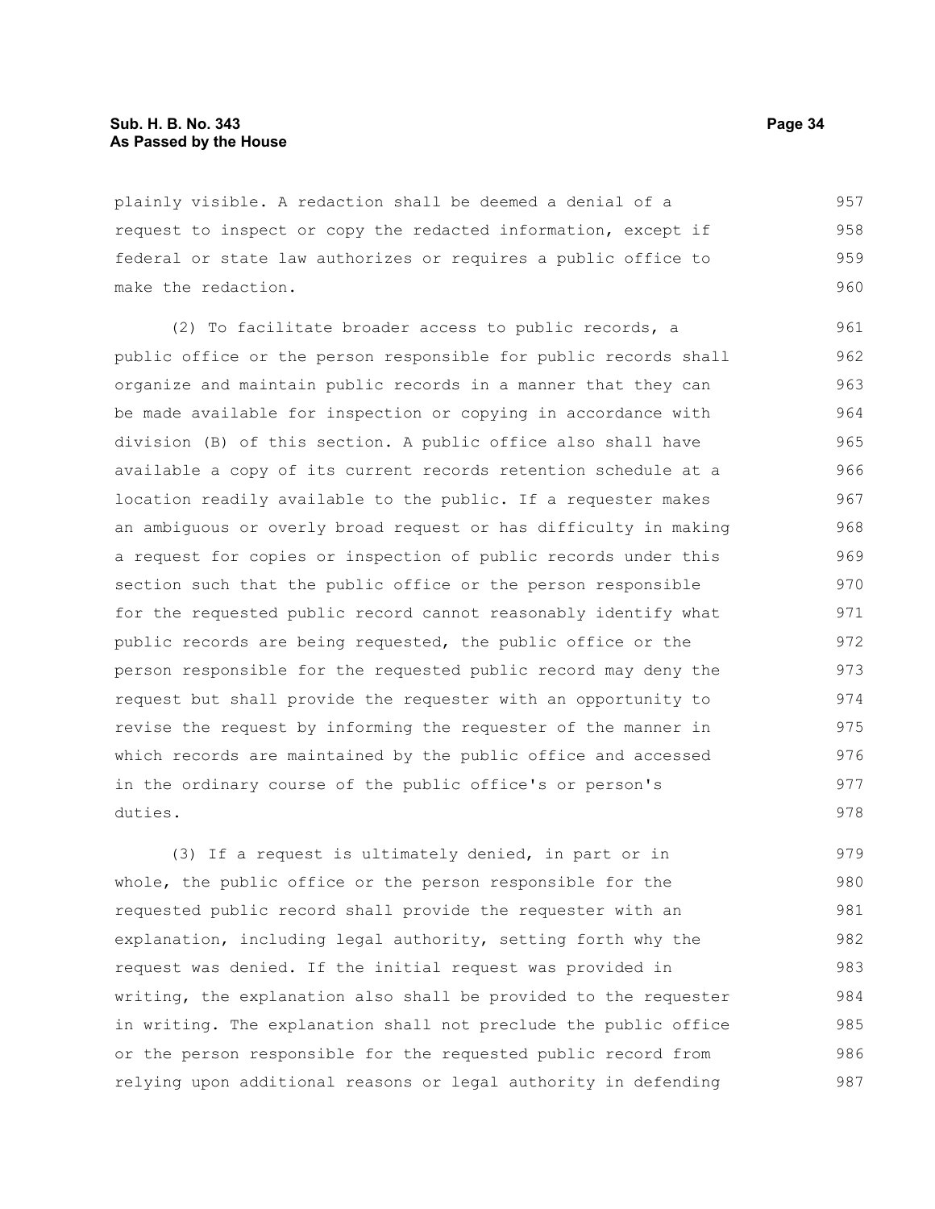plainly visible. A redaction shall be deemed a denial of a request to inspect or copy the redacted information, except if federal or state law authorizes or requires a public office to make the redaction.

(2) To facilitate broader access to public records, a public office or the person responsible for public records shall organize and maintain public records in a manner that they can be made available for inspection or copying in accordance with division (B) of this section. A public office also shall have available a copy of its current records retention schedule at a location readily available to the public. If a requester makes an ambiguous or overly broad request or has difficulty in making a request for copies or inspection of public records under this section such that the public office or the person responsible for the requested public record cannot reasonably identify what public records are being requested, the public office or the person responsible for the requested public record may deny the request but shall provide the requester with an opportunity to revise the request by informing the requester of the manner in which records are maintained by the public office and accessed in the ordinary course of the public office's or person's duties.

(3) If a request is ultimately denied, in part or in whole, the public office or the person responsible for the requested public record shall provide the requester with an explanation, including legal authority, setting forth why the request was denied. If the initial request was provided in writing, the explanation also shall be provided to the requester in writing. The explanation shall not preclude the public office or the person responsible for the requested public record from relying upon additional reasons or legal authority in defending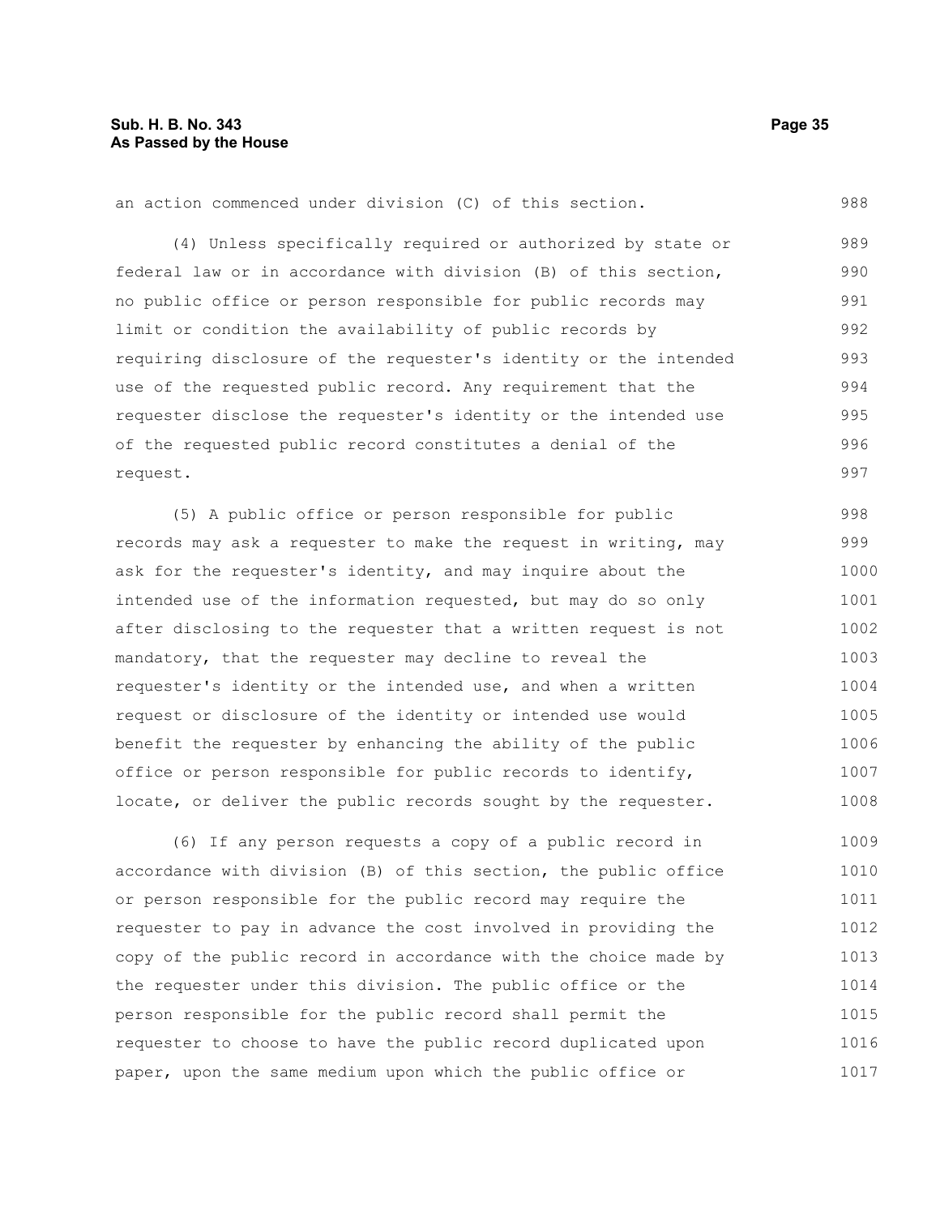an action commenced under division (C) of this section.

(4) Unless specifically required or authorized by state or federal law or in accordance with division (B) of this section, no public office or person responsible for public records may limit or condition the availability of public records by requiring disclosure of the requester's identity or the intended use of the requested public record. Any requirement that the requester disclose the requester's identity or the intended use of the requested public record constitutes a denial of the request.

(5) A public office or person responsible for public records may ask a requester to make the request in writing, may ask for the requester's identity, and may inquire about the intended use of the information requested, but may do so only after disclosing to the requester that a written request is not mandatory, that the requester may decline to reveal the requester's identity or the intended use, and when a written request or disclosure of the identity or intended use would benefit the requester by enhancing the ability of the public office or person responsible for public records to identify, locate, or deliver the public records sought by the requester.

(6) If any person requests a copy of a public record in accordance with division (B) of this section, the public office or person responsible for the public record may require the requester to pay in advance the cost involved in providing the copy of the public record in accordance with the choice made by the requester under this division. The public office or the person responsible for the public record shall permit the requester to choose to have the public record duplicated upon paper, upon the same medium upon which the public office or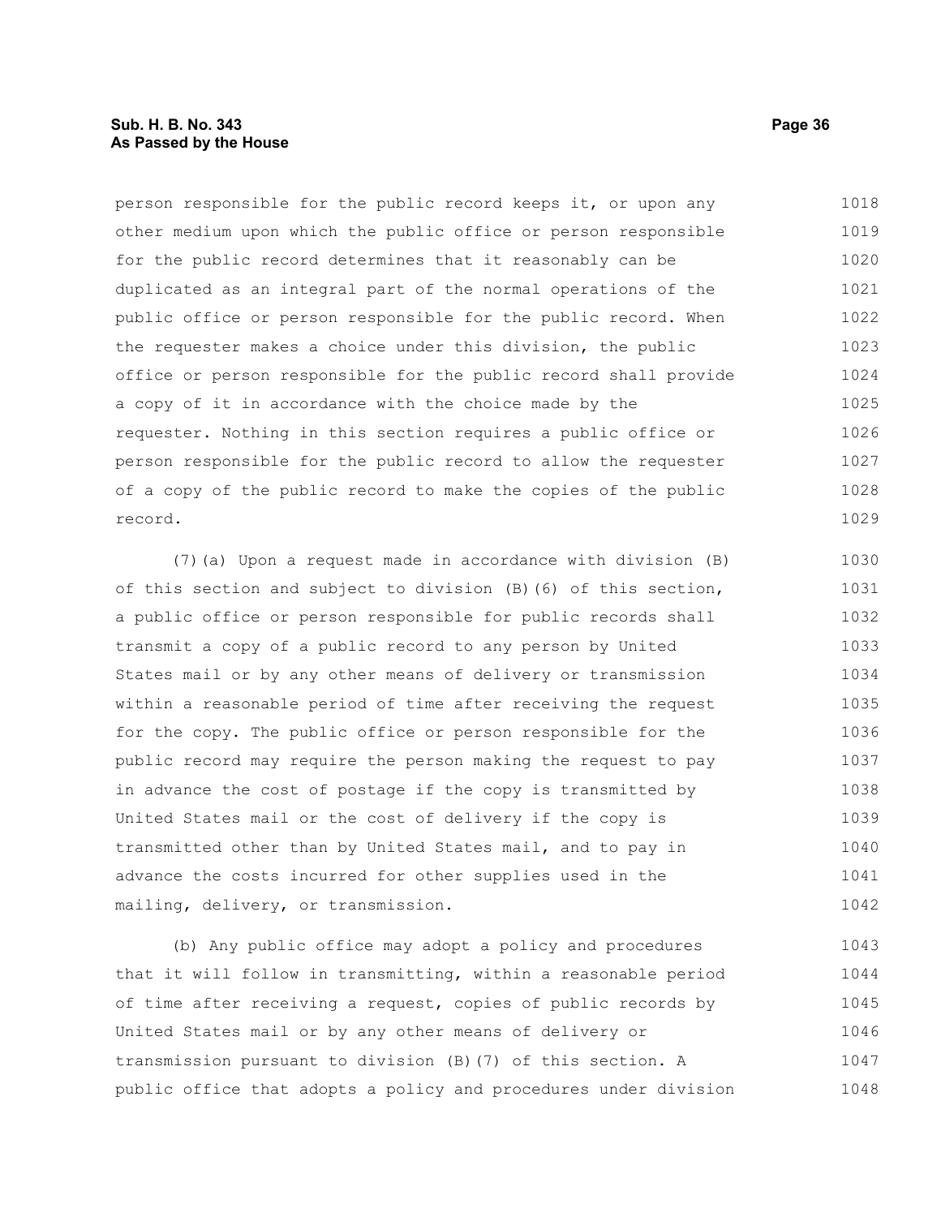person responsible for the public record keeps it, or upon any other medium upon which the public office or person responsible for the public record determines that it reasonably can be duplicated as an integral part of the normal operations of the public office or person responsible for the public record. When the requester makes a choice under this division, the public office or person responsible for the public record shall provide a copy of it in accordance with the choice made by the requester. Nothing in this section requires a public office or person responsible for the public record to allow the requester of a copy of the public record to make the copies of the public record.

(7)(a) Upon a request made in accordance with division (B) of this section and subject to division (B)(6) of this section, a public office or person responsible for public records shall transmit a copy of a public record to any person by United States mail or by any other means of delivery or transmission within a reasonable period of time after receiving the request for the copy. The public office or person responsible for the public record may require the person making the request to pay in advance the cost of postage if the copy is transmitted by United States mail or the cost of delivery if the copy is transmitted other than by United States mail, and to pay in advance the costs incurred for other supplies used in the mailing, delivery, or transmission.

(b) Any public office may adopt a policy and procedures that it will follow in transmitting, within a reasonable period of time after receiving a request, copies of public records by United States mail or by any other means of delivery or transmission pursuant to division (B)(7) of this section. A public office that adopts a policy and procedures under division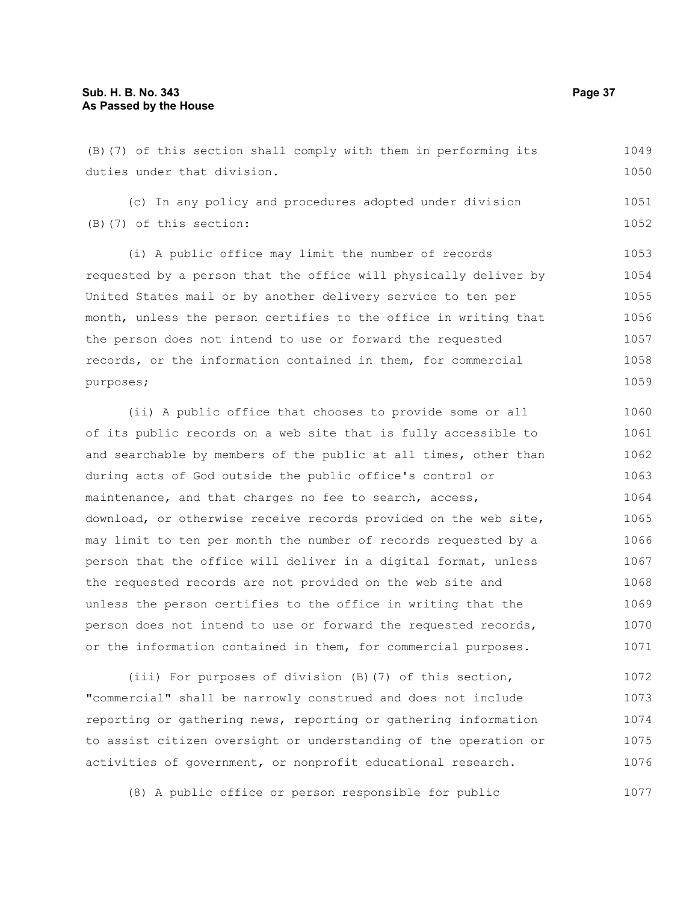(B)(7) of this section shall comply with them in performing its duties under that division.

(c) In any policy and procedures adopted under division (B)(7) of this section:

(i) A public office may limit the number of records requested by a person that the office will physically deliver by United States mail or by another delivery service to ten per month, unless the person certifies to the office in writing that the person does not intend to use or forward the requested records, or the information contained in them, for commercial purposes;

(ii) A public office that chooses to provide some or all of its public records on a web site that is fully accessible to and searchable by members of the public at all times, other than during acts of God outside the public office's control or maintenance, and that charges no fee to search, access, download, or otherwise receive records provided on the web site, may limit to ten per month the number of records requested by a person that the office will deliver in a digital format, unless the requested records are not provided on the web site and unless the person certifies to the office in writing that the person does not intend to use or forward the requested records, or the information contained in them, for commercial purposes.

(iii) For purposes of division (B)(7) of this section, "commercial" shall be narrowly construed and does not include reporting or gathering news, reporting or gathering information to assist citizen oversight or understanding of the operation or activities of government, or nonprofit educational research.

(8) A public office or person responsible for public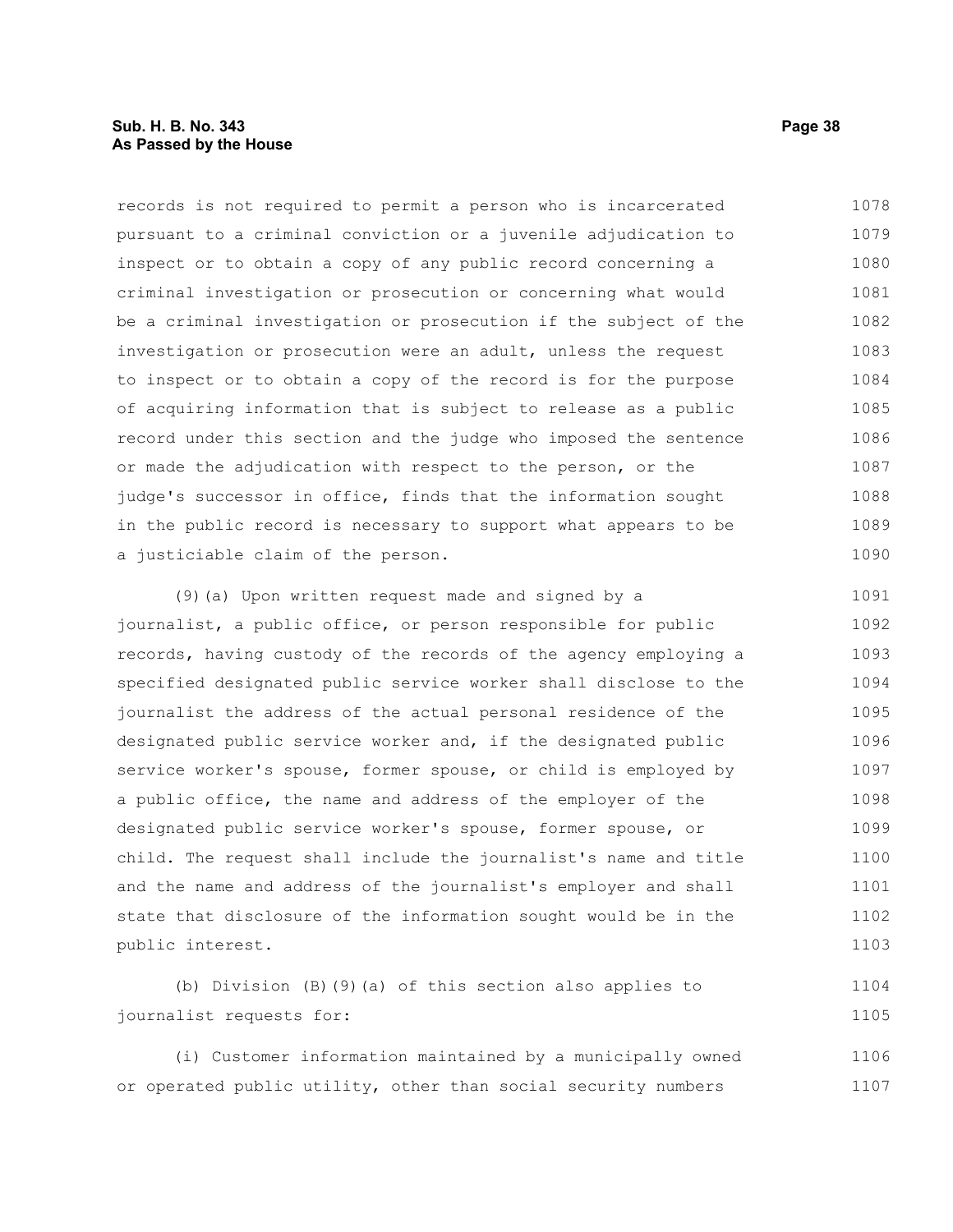records is not required to permit a person who is incarcerated pursuant to a criminal conviction or a juvenile adjudication to inspect or to obtain a copy of any public record concerning a criminal investigation or prosecution or concerning what would be a criminal investigation or prosecution if the subject of the investigation or prosecution were an adult, unless the request to inspect or to obtain a copy of the record is for the purpose of acquiring information that is subject to release as a public record under this section and the judge who imposed the sentence or made the adjudication with respect to the person, or the judge's successor in office, finds that the information sought in the public record is necessary to support what appears to be a justiciable claim of the person.

(9)(a) Upon written request made and signed by a journalist, a public office, or person responsible for public records, having custody of the records of the agency employing a specified designated public service worker shall disclose to the journalist the address of the actual personal residence of the designated public service worker and, if the designated public service worker's spouse, former spouse, or child is employed by a public office, the name and address of the employer of the designated public service worker's spouse, former spouse, or child. The request shall include the journalist's name and title and the name and address of the journalist's employer and shall state that disclosure of the information sought would be in the public interest.

(b) Division (B)(9)(a) of this section also applies to journalist requests for:

(i) Customer information maintained by a municipally owned or operated public utility, other than social security numbers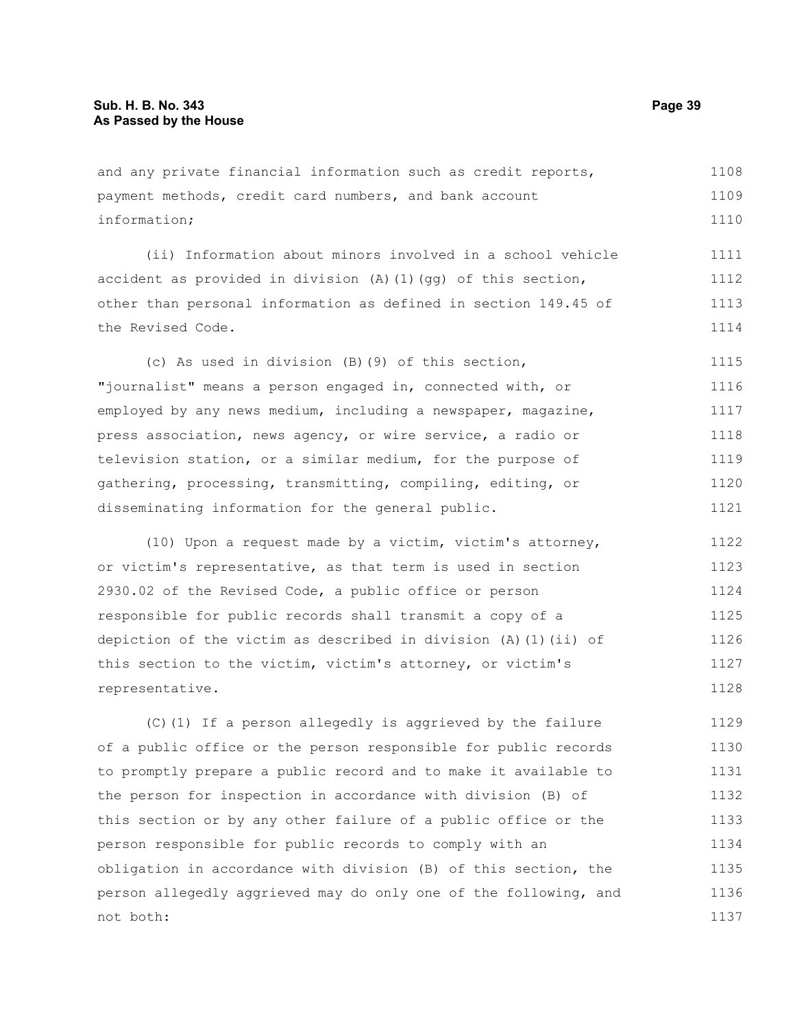and any private financial information such as credit reports, payment methods, credit card numbers, and bank account information;

(ii) Information about minors involved in a school vehicle accident as provided in division (A)(1)(gg) of this section, other than personal information as defined in section 149.45 of the Revised Code.

(c) As used in division (B)(9) of this section, "journalist" means a person engaged in, connected with, or employed by any news medium, including a newspaper, magazine, press association, news agency, or wire service, a radio or television station, or a similar medium, for the purpose of gathering, processing, transmitting, compiling, editing, or disseminating information for the general public.

(10) Upon a request made by a victim, victim's attorney, or victim's representative, as that term is used in section 2930.02 of the Revised Code, a public office or person responsible for public records shall transmit a copy of a depiction of the victim as described in division (A)(1)(ii) of this section to the victim, victim's attorney, or victim's representative.

(C)(1) If a person allegedly is aggrieved by the failure of a public office or the person responsible for public records to promptly prepare a public record and to make it available to the person for inspection in accordance with division (B) of this section or by any other failure of a public office or the person responsible for public records to comply with an obligation in accordance with division (B) of this section, the person allegedly aggrieved may do only one of the following, and not both: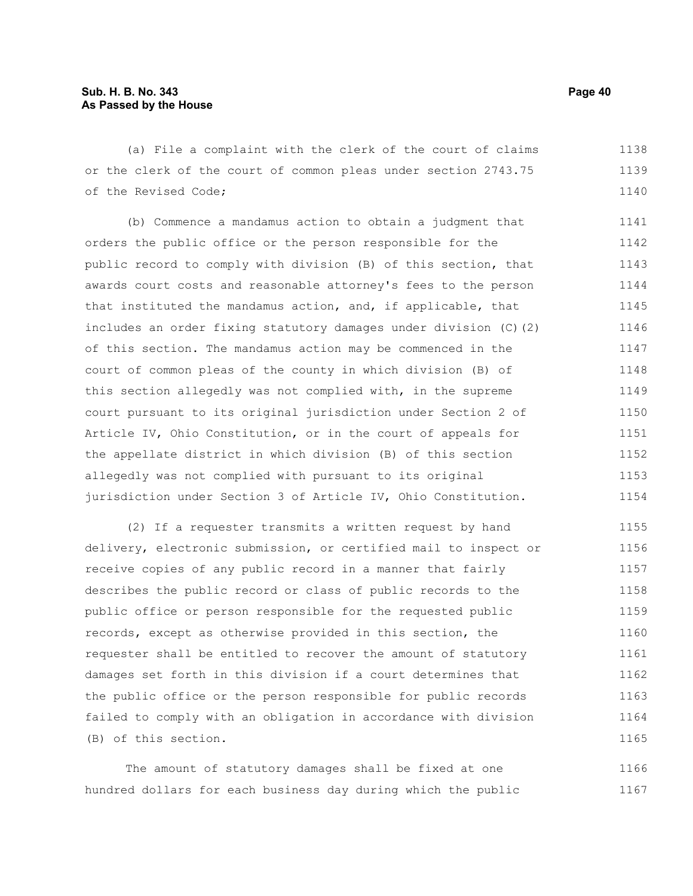(a) File a complaint with the clerk of the court of claims or the clerk of the court of common pleas under section 2743.75 of the Revised Code;

(b) Commence a mandamus action to obtain a judgment that orders the public office or the person responsible for the public record to comply with division (B) of this section, that awards court costs and reasonable attorney's fees to the person that instituted the mandamus action, and, if applicable, that includes an order fixing statutory damages under division (C)(2) of this section. The mandamus action may be commenced in the court of common pleas of the county in which division (B) of this section allegedly was not complied with, in the supreme court pursuant to its original jurisdiction under Section 2 of Article IV, Ohio Constitution, or in the court of appeals for the appellate district in which division (B) of this section allegedly was not complied with pursuant to its original jurisdiction under Section 3 of Article IV, Ohio Constitution.

(2) If a requester transmits a written request by hand delivery, electronic submission, or certified mail to inspect or receive copies of any public record in a manner that fairly describes the public record or class of public records to the public office or person responsible for the requested public records, except as otherwise provided in this section, the requester shall be entitled to recover the amount of statutory damages set forth in this division if a court determines that the public office or the person responsible for public records failed to comply with an obligation in accordance with division (B) of this section.

The amount of statutory damages shall be fixed at one hundred dollars for each business day during which the public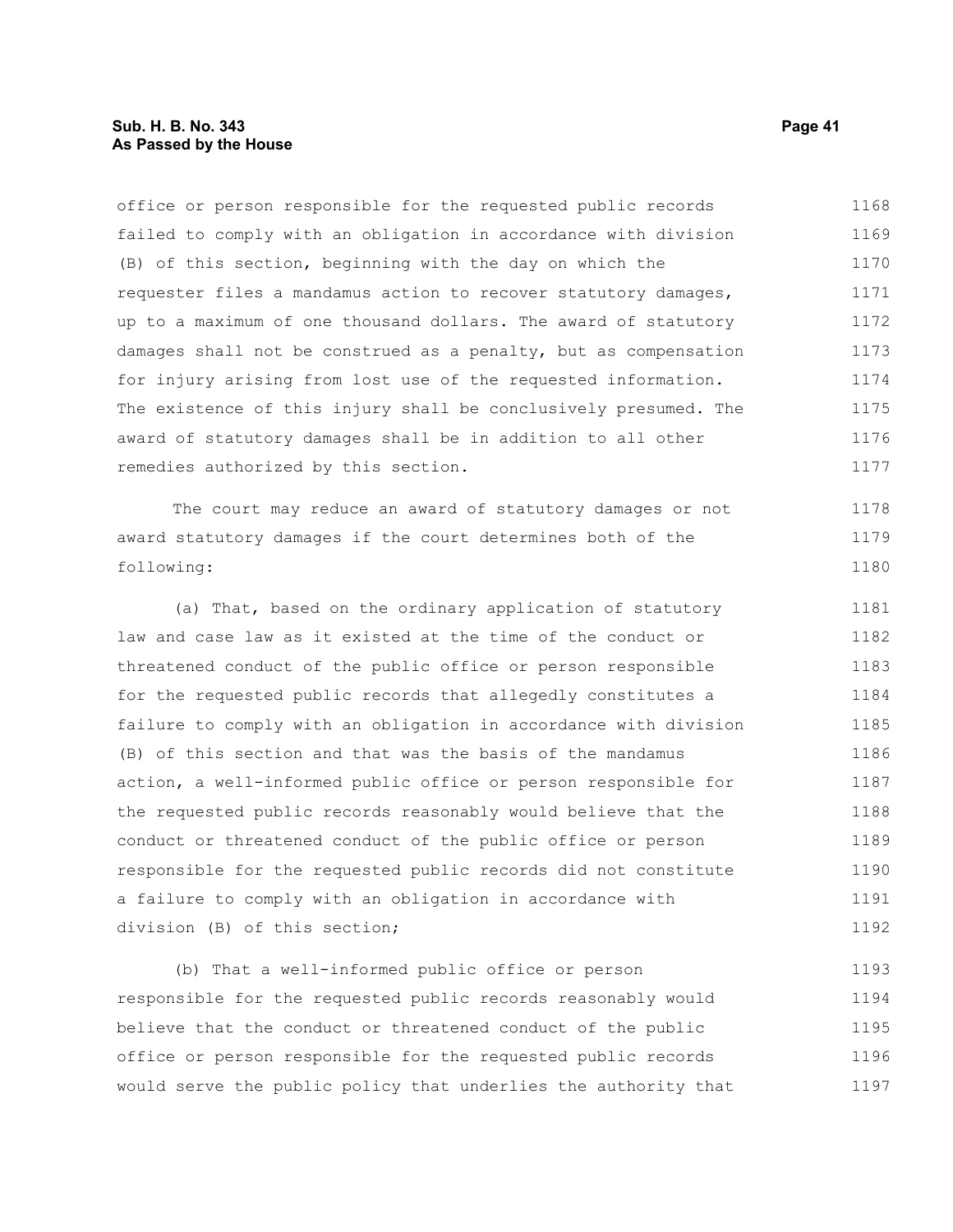office or person responsible for the requested public records failed to comply with an obligation in accordance with division (B) of this section, beginning with the day on which the requester files a mandamus action to recover statutory damages, up to a maximum of one thousand dollars. The award of statutory damages shall not be construed as a penalty, but as compensation for injury arising from lost use of the requested information. The existence of this injury shall be conclusively presumed. The award of statutory damages shall be in addition to all other remedies authorized by this section.

The court may reduce an award of statutory damages or not award statutory damages if the court determines both of the following:

(a) That, based on the ordinary application of statutory law and case law as it existed at the time of the conduct or threatened conduct of the public office or person responsible for the requested public records that allegedly constitutes a failure to comply with an obligation in accordance with division (B) of this section and that was the basis of the mandamus action, a well-informed public office or person responsible for the requested public records reasonably would believe that the conduct or threatened conduct of the public office or person responsible for the requested public records did not constitute a failure to comply with an obligation in accordance with division (B) of this section;

(b) That a well-informed public office or person responsible for the requested public records reasonably would believe that the conduct or threatened conduct of the public office or person responsible for the requested public records would serve the public policy that underlies the authority that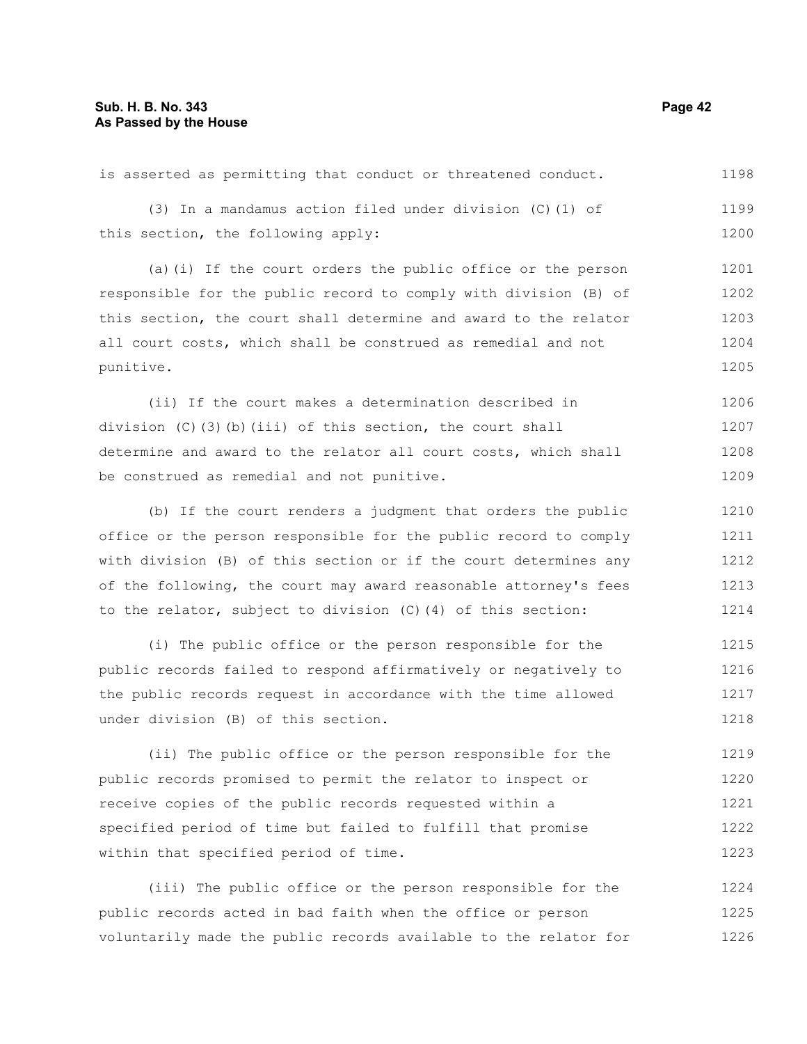is asserted as permitting that conduct or threatened conduct.

(3) In a mandamus action filed under division (C)(1) of this section, the following apply:

(a)(i) If the court orders the public office or the person responsible for the public record to comply with division (B) of this section, the court shall determine and award to the relator all court costs, which shall be construed as remedial and not punitive.

(ii) If the court makes a determination described in division (C)(3)(b)(iii) of this section, the court shall determine and award to the relator all court costs, which shall be construed as remedial and not punitive.

(b) If the court renders a judgment that orders the public office or the person responsible for the public record to comply with division (B) of this section or if the court determines any of the following, the court may award reasonable attorney's fees to the relator, subject to division (C)(4) of this section:

(i) The public office or the person responsible for the public records failed to respond affirmatively or negatively to the public records request in accordance with the time allowed under division (B) of this section.

(ii) The public office or the person responsible for the public records promised to permit the relator to inspect or receive copies of the public records requested within a specified period of time but failed to fulfill that promise within that specified period of time.

(iii) The public office or the person responsible for the public records acted in bad faith when the office or person voluntarily made the public records available to the relator for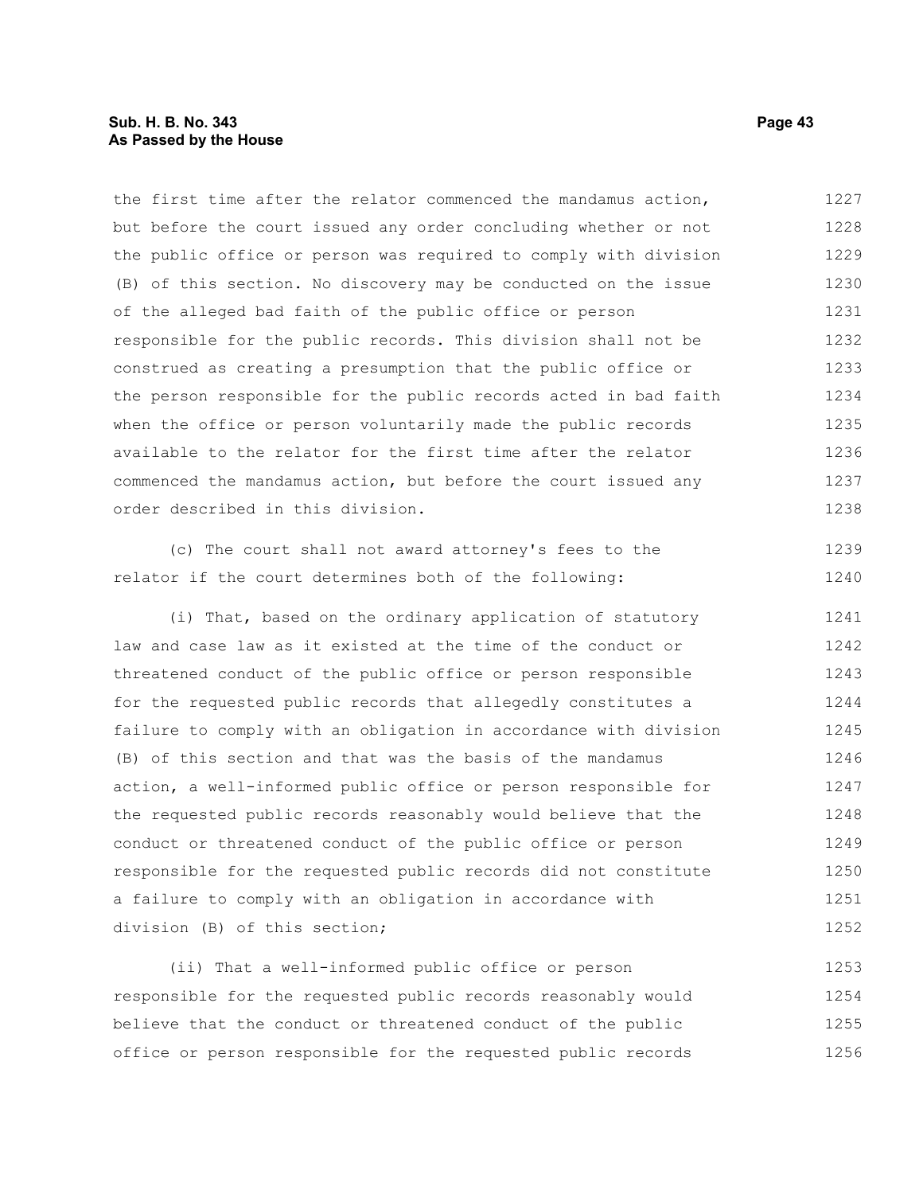the first time after the relator commenced the mandamus action, but before the court issued any order concluding whether or not the public office or person was required to comply with division (B) of this section. No discovery may be conducted on the issue of the alleged bad faith of the public office or person responsible for the public records. This division shall not be construed as creating a presumption that the public office or the person responsible for the public records acted in bad faith when the office or person voluntarily made the public records available to the relator for the first time after the relator commenced the mandamus action, but before the court issued any order described in this division.

(c) The court shall not award attorney's fees to the relator if the court determines both of the following:

(i) That, based on the ordinary application of statutory law and case law as it existed at the time of the conduct or threatened conduct of the public office or person responsible for the requested public records that allegedly constitutes a failure to comply with an obligation in accordance with division (B) of this section and that was the basis of the mandamus action, a well-informed public office or person responsible for the requested public records reasonably would believe that the conduct or threatened conduct of the public office or person responsible for the requested public records did not constitute a failure to comply with an obligation in accordance with division (B) of this section;

(ii) That a well-informed public office or person responsible for the requested public records reasonably would believe that the conduct or threatened conduct of the public office or person responsible for the requested public records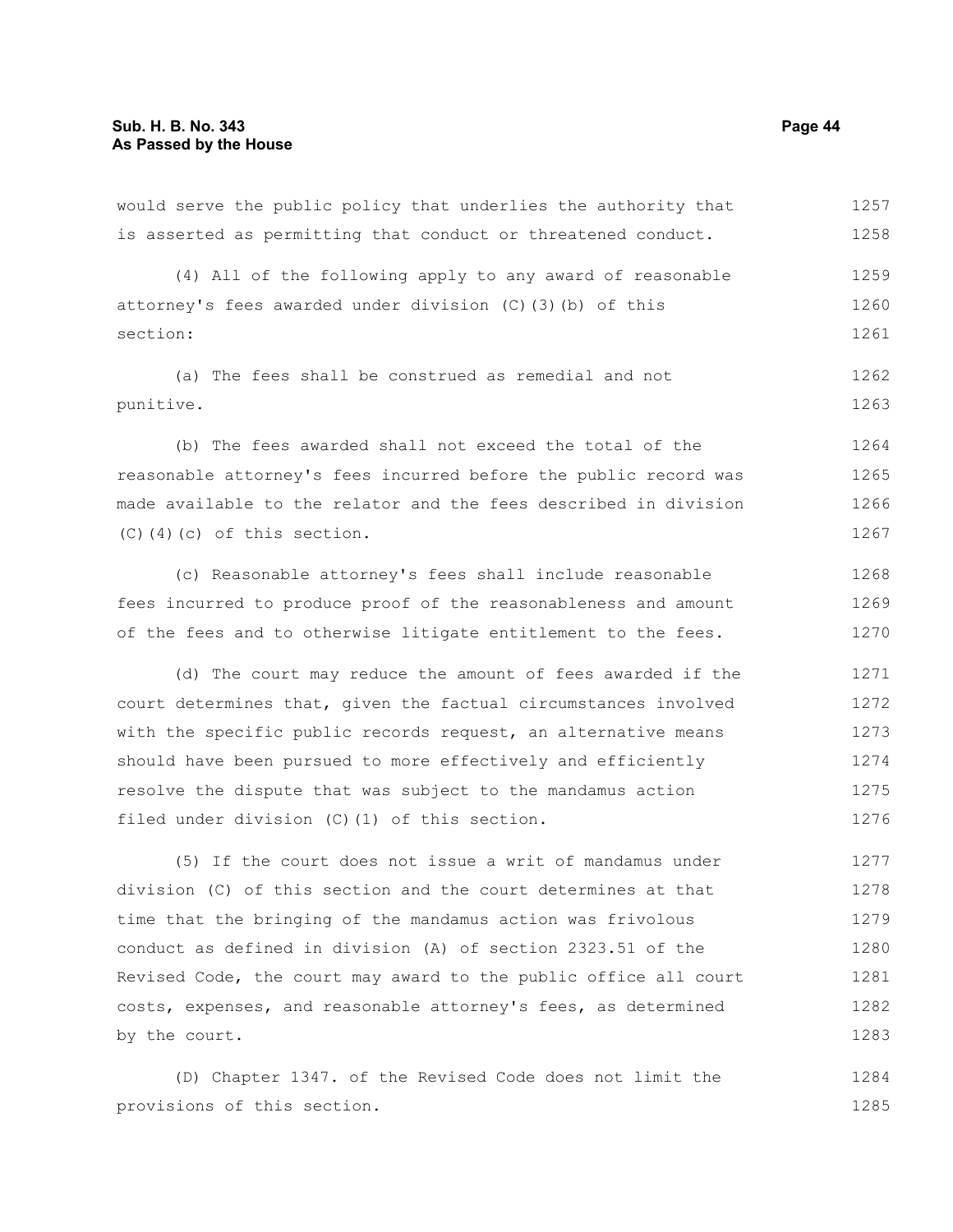would serve the public policy that underlies the authority that is asserted as permitting that conduct or threatened conduct.

(4) All of the following apply to any award of reasonable attorney's fees awarded under division (C)(3)(b) of this section:

(a) The fees shall be construed as remedial and not punitive.

(b) The fees awarded shall not exceed the total of the reasonable attorney's fees incurred before the public record was made available to the relator and the fees described in division (C)(4)(c) of this section.

(c) Reasonable attorney's fees shall include reasonable fees incurred to produce proof of the reasonableness and amount of the fees and to otherwise litigate entitlement to the fees.

(d) The court may reduce the amount of fees awarded if the court determines that, given the factual circumstances involved with the specific public records request, an alternative means should have been pursued to more effectively and efficiently resolve the dispute that was subject to the mandamus action filed under division (C)(1) of this section.

(5) If the court does not issue a writ of mandamus under division (C) of this section and the court determines at that time that the bringing of the mandamus action was frivolous conduct as defined in division (A) of section 2323.51 of the Revised Code, the court may award to the public office all court costs, expenses, and reasonable attorney's fees, as determined by the court.

(D) Chapter 1347. of the Revised Code does not limit the provisions of this section.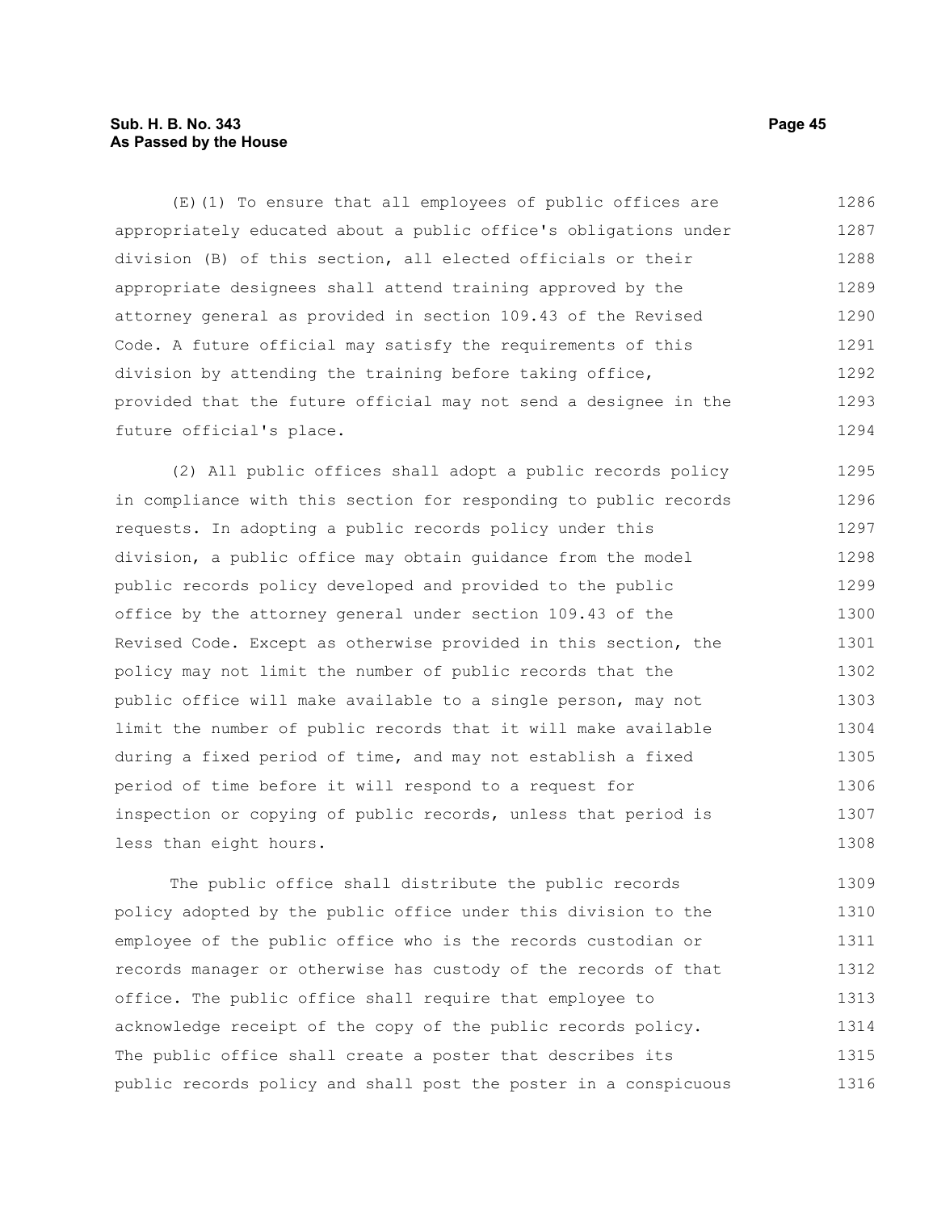(E)(1) To ensure that all employees of public offices are appropriately educated about a public office's obligations under division (B) of this section, all elected officials or their appropriate designees shall attend training approved by the attorney general as provided in section 109.43 of the Revised Code. A future official may satisfy the requirements of this division by attending the training before taking office, provided that the future official may not send a designee in the future official's place.

(2) All public offices shall adopt a public records policy in compliance with this section for responding to public records requests. In adopting a public records policy under this division, a public office may obtain guidance from the model public records policy developed and provided to the public office by the attorney general under section 109.43 of the Revised Code. Except as otherwise provided in this section, the policy may not limit the number of public records that the public office will make available to a single person, may not limit the number of public records that it will make available during a fixed period of time, and may not establish a fixed period of time before it will respond to a request for inspection or copying of public records, unless that period is less than eight hours.

The public office shall distribute the public records policy adopted by the public office under this division to the employee of the public office who is the records custodian or records manager or otherwise has custody of the records of that office. The public office shall require that employee to acknowledge receipt of the copy of the public records policy. The public office shall create a poster that describes its public records policy and shall post the poster in a conspicuous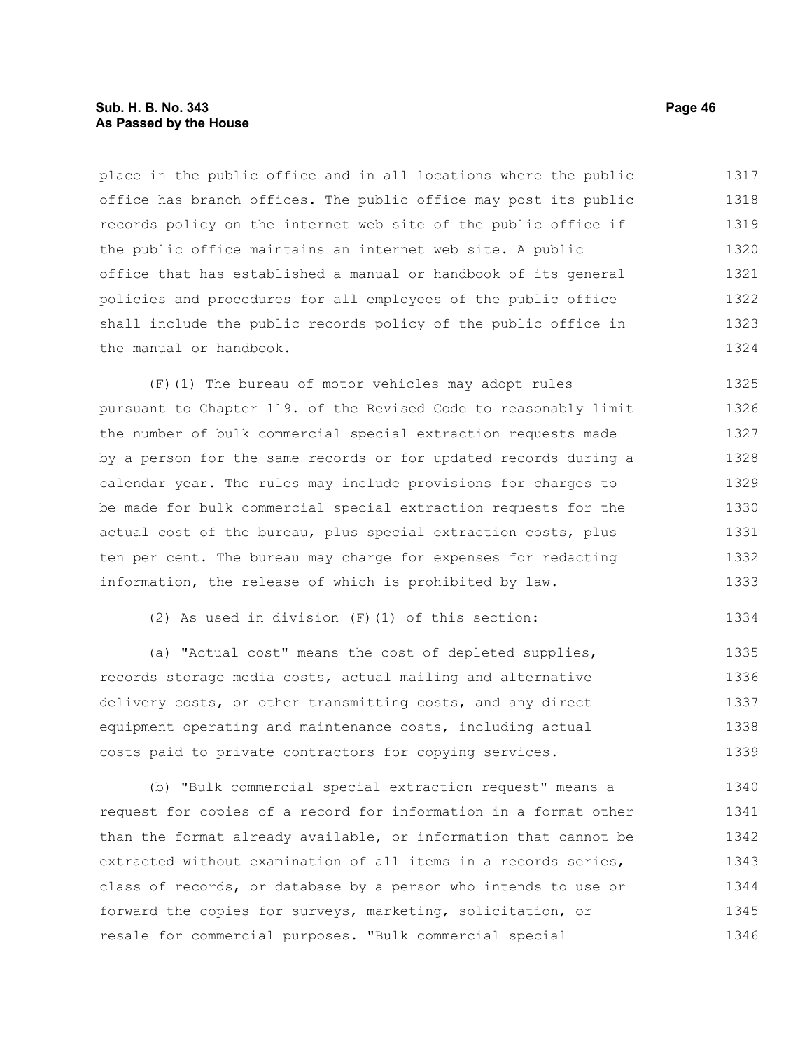place in the public office and in all locations where the public office has branch offices. The public office may post its public records policy on the internet web site of the public office if the public office maintains an internet web site. A public office that has established a manual or handbook of its general policies and procedures for all employees of the public office shall include the public records policy of the public office in the manual or handbook.

(F)(1) The bureau of motor vehicles may adopt rules pursuant to Chapter 119. of the Revised Code to reasonably limit the number of bulk commercial special extraction requests made by a person for the same records or for updated records during a calendar year. The rules may include provisions for charges to be made for bulk commercial special extraction requests for the actual cost of the bureau, plus special extraction costs, plus ten per cent. The bureau may charge for expenses for redacting information, the release of which is prohibited by law.

(2) As used in division (F)(1) of this section:

(a) "Actual cost" means the cost of depleted supplies, records storage media costs, actual mailing and alternative delivery costs, or other transmitting costs, and any direct equipment operating and maintenance costs, including actual costs paid to private contractors for copying services.

(b) "Bulk commercial special extraction request" means a request for copies of a record for information in a format other than the format already available, or information that cannot be extracted without examination of all items in a records series, class of records, or database by a person who intends to use or forward the copies for surveys, marketing, solicitation, or resale for commercial purposes. "Bulk commercial special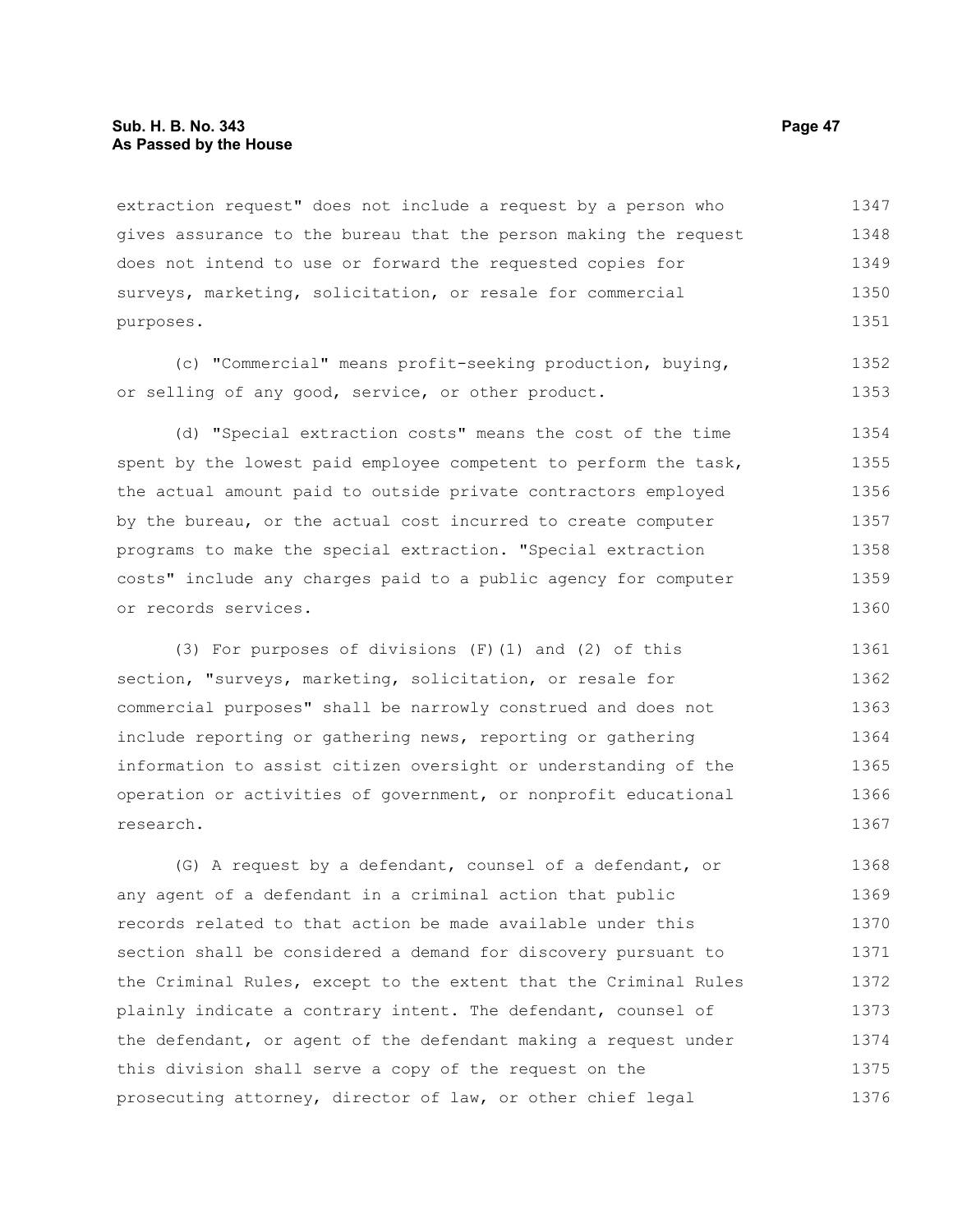extraction request" does not include a request by a person who gives assurance to the bureau that the person making the request does not intend to use or forward the requested copies for surveys, marketing, solicitation, or resale for commercial purposes.

(c) "Commercial" means profit-seeking production, buying, or selling of any good, service, or other product.

(d) "Special extraction costs" means the cost of the time spent by the lowest paid employee competent to perform the task, the actual amount paid to outside private contractors employed by the bureau, or the actual cost incurred to create computer programs to make the special extraction. "Special extraction costs" include any charges paid to a public agency for computer or records services.

(3) For purposes of divisions (F)(1) and (2) of this section, "surveys, marketing, solicitation, or resale for commercial purposes" shall be narrowly construed and does not include reporting or gathering news, reporting or gathering information to assist citizen oversight or understanding of the operation or activities of government, or nonprofit educational research.

(G) A request by a defendant, counsel of a defendant, or any agent of a defendant in a criminal action that public records related to that action be made available under this section shall be considered a demand for discovery pursuant to the Criminal Rules, except to the extent that the Criminal Rules plainly indicate a contrary intent. The defendant, counsel of the defendant, or agent of the defendant making a request under this division shall serve a copy of the request on the prosecuting attorney, director of law, or other chief legal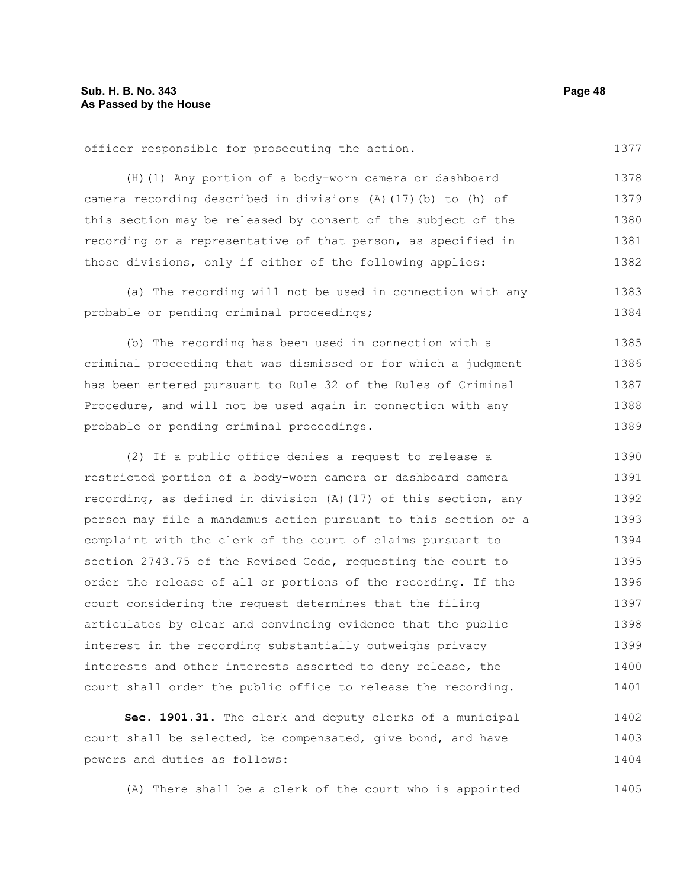officer responsible for prosecuting the action.

(H)(1) Any portion of a body-worn camera or dashboard camera recording described in divisions (A)(17)(b) to (h) of this section may be released by consent of the subject of the recording or a representative of that person, as specified in those divisions, only if either of the following applies:

(a) The recording will not be used in connection with any probable or pending criminal proceedings;

(b) The recording has been used in connection with a criminal proceeding that was dismissed or for which a judgment has been entered pursuant to Rule 32 of the Rules of Criminal Procedure, and will not be used again in connection with any probable or pending criminal proceedings.

(2) If a public office denies a request to release a restricted portion of a body-worn camera or dashboard camera recording, as defined in division (A)(17) of this section, any person may file a mandamus action pursuant to this section or a complaint with the clerk of the court of claims pursuant to section 2743.75 of the Revised Code, requesting the court to order the release of all or portions of the recording. If the court considering the request determines that the filing articulates by clear and convincing evidence that the public interest in the recording substantially outweighs privacy interests and other interests asserted to deny release, the court shall order the public office to release the recording.

**Sec. 1901.31.** The clerk and deputy clerks of a municipal court shall be selected, be compensated, give bond, and have powers and duties as follows:

(A) There shall be a clerk of the court who is appointed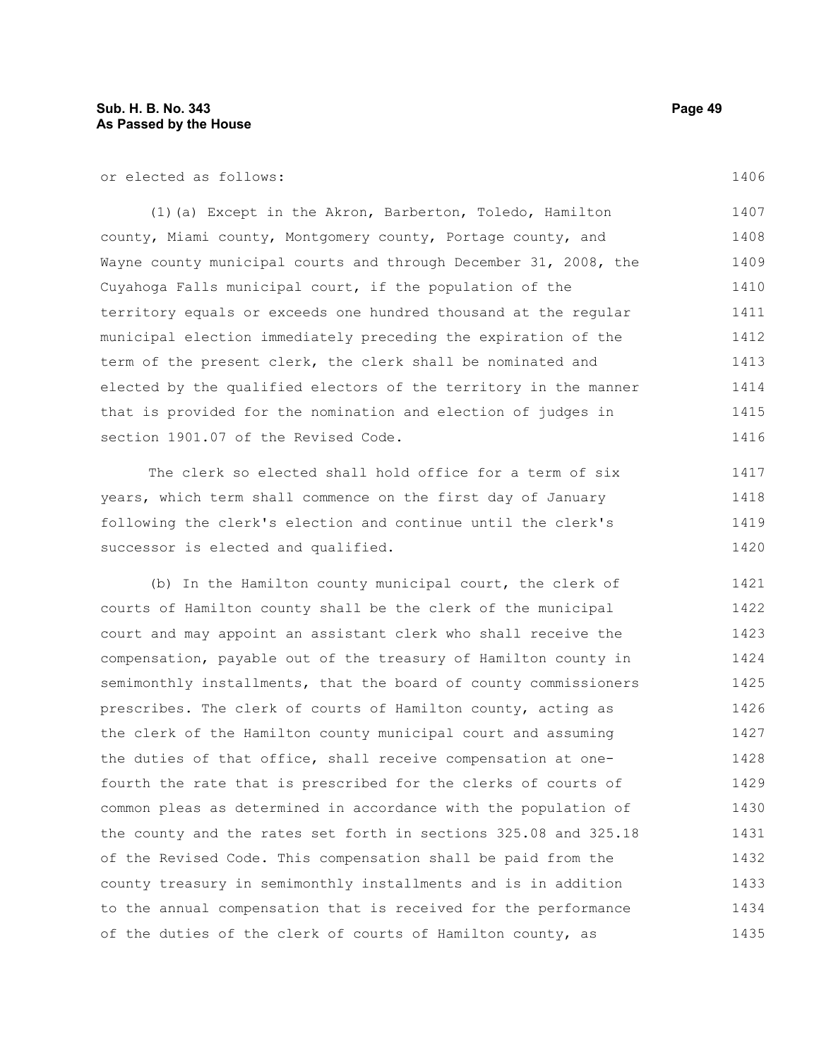or elected as follows:

(1)(a) Except in the Akron, Barberton, Toledo, Hamilton county, Miami county, Montgomery county, Portage county, and Wayne county municipal courts and through December 31, 2008, the Cuyahoga Falls municipal court, if the population of the territory equals or exceeds one hundred thousand at the regular municipal election immediately preceding the expiration of the term of the present clerk, the clerk shall be nominated and elected by the qualified electors of the territory in the manner that is provided for the nomination and election of judges in section 1901.07 of the Revised Code.

The clerk so elected shall hold office for a term of six years, which term shall commence on the first day of January following the clerk's election and continue until the clerk's successor is elected and qualified.

(b) In the Hamilton county municipal court, the clerk of courts of Hamilton county shall be the clerk of the municipal court and may appoint an assistant clerk who shall receive the compensation, payable out of the treasury of Hamilton county in semimonthly installments, that the board of county commissioners prescribes. The clerk of courts of Hamilton county, acting as the clerk of the Hamilton county municipal court and assuming the duties of that office, shall receive compensation at one-fourth the rate that is prescribed for the clerks of courts of common pleas as determined in accordance with the population of the county and the rates set forth in sections 325.08 and 325.18 of the Revised Code. This compensation shall be paid from the county treasury in semimonthly installments and is in addition to the annual compensation that is received for the performance of the duties of the clerk of courts of Hamilton county, as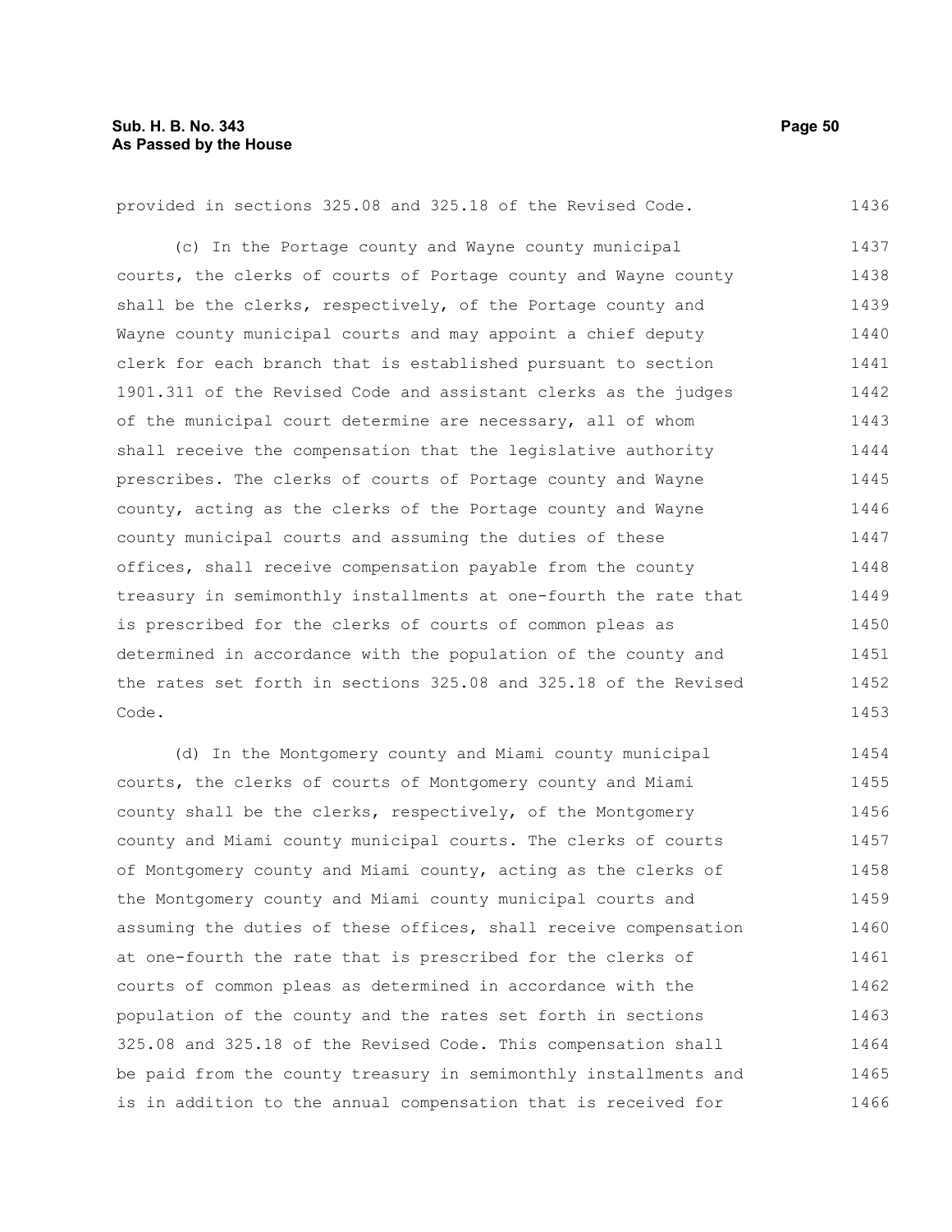provided in sections 325.08 and 325.18 of the Revised Code.

(c) In the Portage county and Wayne county municipal courts, the clerks of courts of Portage county and Wayne county shall be the clerks, respectively, of the Portage county and Wayne county municipal courts and may appoint a chief deputy clerk for each branch that is established pursuant to section 1901.311 of the Revised Code and assistant clerks as the judges of the municipal court determine are necessary, all of whom shall receive the compensation that the legislative authority prescribes. The clerks of courts of Portage county and Wayne county, acting as the clerks of the Portage county and Wayne county municipal courts and assuming the duties of these offices, shall receive compensation payable from the county treasury in semimonthly installments at one-fourth the rate that is prescribed for the clerks of courts of common pleas as determined in accordance with the population of the county and the rates set forth in sections 325.08 and 325.18 of the Revised Code.

(d) In the Montgomery county and Miami county municipal courts, the clerks of courts of Montgomery county and Miami county shall be the clerks, respectively, of the Montgomery county and Miami county municipal courts. The clerks of courts of Montgomery county and Miami county, acting as the clerks of the Montgomery county and Miami county municipal courts and assuming the duties of these offices, shall receive compensation at one-fourth the rate that is prescribed for the clerks of courts of common pleas as determined in accordance with the population of the county and the rates set forth in sections 325.08 and 325.18 of the Revised Code. This compensation shall be paid from the county treasury in semimonthly installments and is in addition to the annual compensation that is received for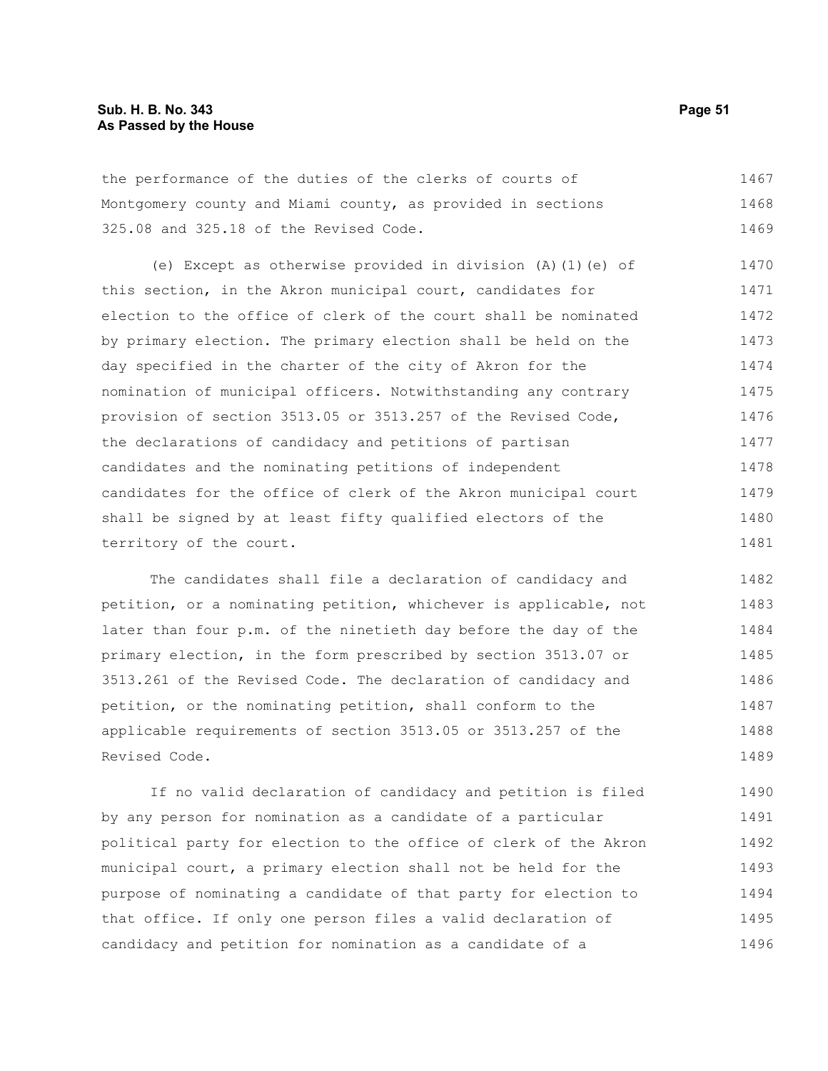the performance of the duties of the clerks of courts of Montgomery county and Miami county, as provided in sections 325.08 and 325.18 of the Revised Code.

(e) Except as otherwise provided in division (A)(1)(e) of this section, in the Akron municipal court, candidates for election to the office of clerk of the court shall be nominated by primary election. The primary election shall be held on the day specified in the charter of the city of Akron for the nomination of municipal officers. Notwithstanding any contrary provision of section 3513.05 or 3513.257 of the Revised Code, the declarations of candidacy and petitions of partisan candidates and the nominating petitions of independent candidates for the office of clerk of the Akron municipal court shall be signed by at least fifty qualified electors of the territory of the court.

The candidates shall file a declaration of candidacy and petition, or a nominating petition, whichever is applicable, not later than four p.m. of the ninetieth day before the day of the primary election, in the form prescribed by section 3513.07 or 3513.261 of the Revised Code. The declaration of candidacy and petition, or the nominating petition, shall conform to the applicable requirements of section 3513.05 or 3513.257 of the Revised Code.

If no valid declaration of candidacy and petition is filed by any person for nomination as a candidate of a particular political party for election to the office of clerk of the Akron municipal court, a primary election shall not be held for the purpose of nominating a candidate of that party for election to that office. If only one person files a valid declaration of candidacy and petition for nomination as a candidate of a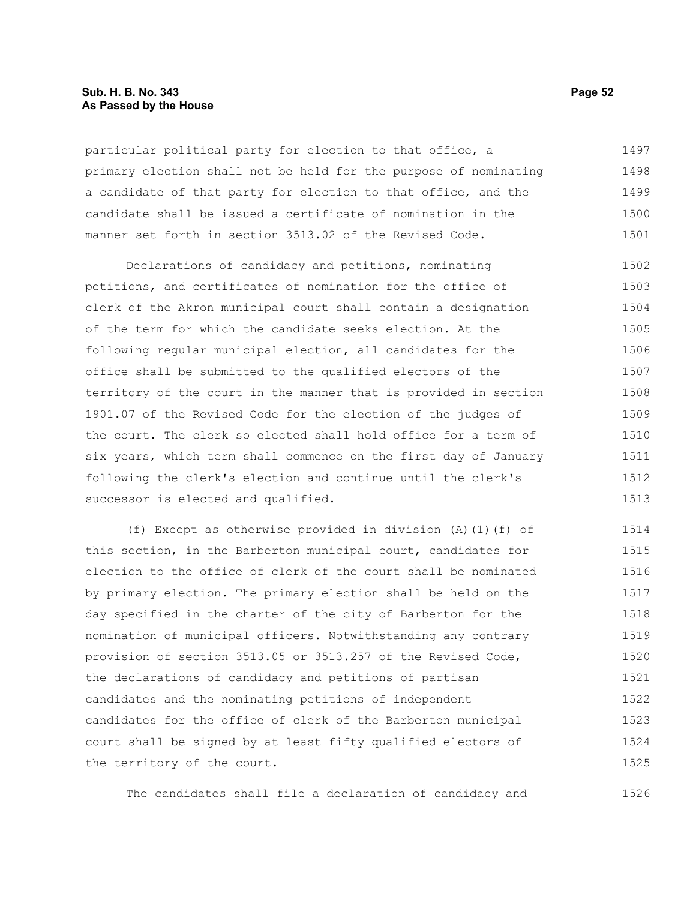particular political party for election to that office, a primary election shall not be held for the purpose of nominating a candidate of that party for election to that office, and the candidate shall be issued a certificate of nomination in the manner set forth in section 3513.02 of the Revised Code.

Declarations of candidacy and petitions, nominating petitions, and certificates of nomination for the office of clerk of the Akron municipal court shall contain a designation of the term for which the candidate seeks election. At the following regular municipal election, all candidates for the office shall be submitted to the qualified electors of the territory of the court in the manner that is provided in section 1901.07 of the Revised Code for the election of the judges of the court. The clerk so elected shall hold office for a term of six years, which term shall commence on the first day of January following the clerk's election and continue until the clerk's successor is elected and qualified.

(f) Except as otherwise provided in division (A)(1)(f) of this section, in the Barberton municipal court, candidates for election to the office of clerk of the court shall be nominated by primary election. The primary election shall be held on the day specified in the charter of the city of Barberton for the nomination of municipal officers. Notwithstanding any contrary provision of section 3513.05 or 3513.257 of the Revised Code, the declarations of candidacy and petitions of partisan candidates and the nominating petitions of independent candidates for the office of clerk of the Barberton municipal court shall be signed by at least fifty qualified electors of the territory of the court.

The candidates shall file a declaration of candidacy and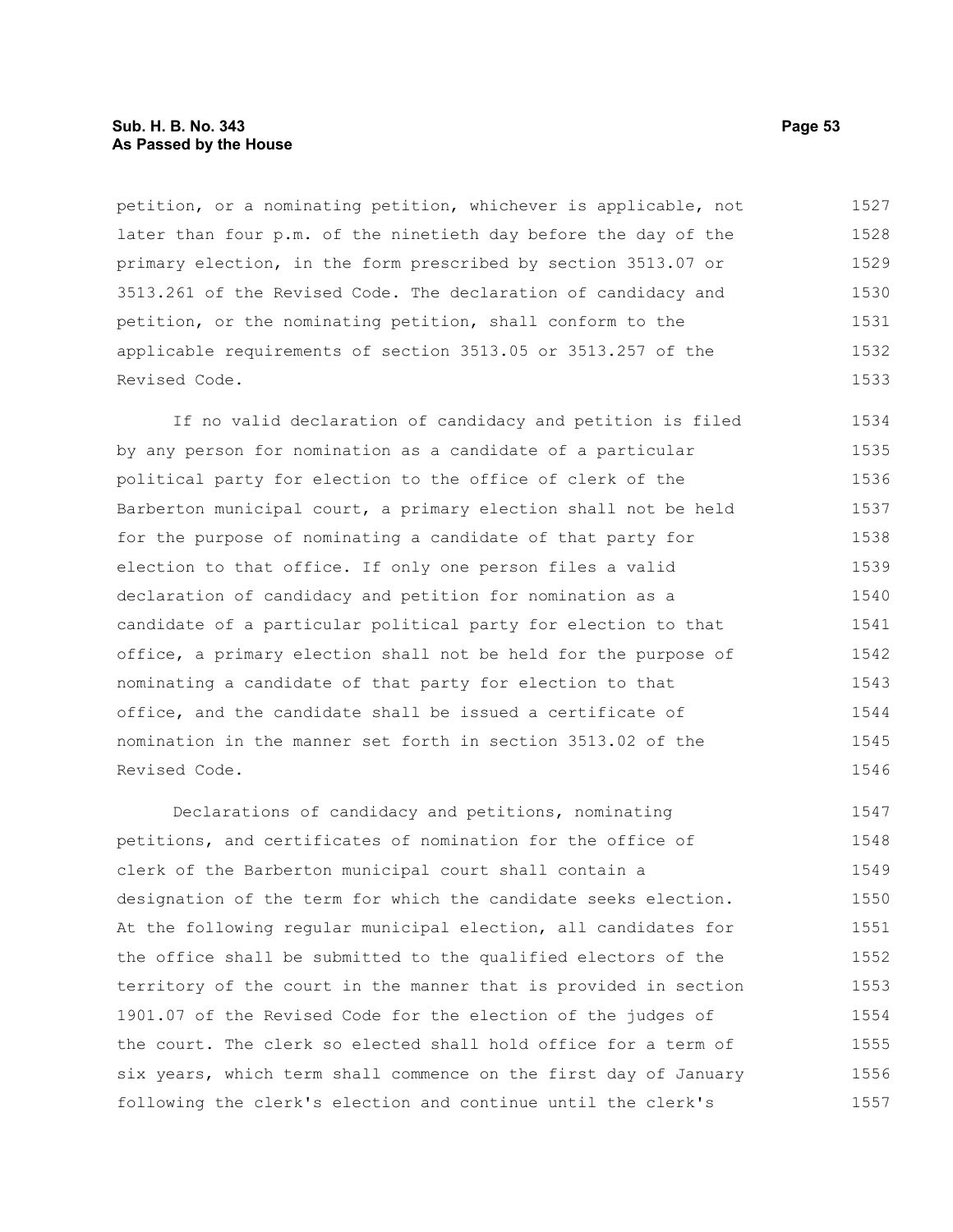petition, or a nominating petition, whichever is applicable, not later than four p.m. of the ninetieth day before the day of the primary election, in the form prescribed by section 3513.07 or 3513.261 of the Revised Code. The declaration of candidacy and petition, or the nominating petition, shall conform to the applicable requirements of section 3513.05 or 3513.257 of the Revised Code.

If no valid declaration of candidacy and petition is filed by any person for nomination as a candidate of a particular political party for election to the office of clerk of the Barberton municipal court, a primary election shall not be held for the purpose of nominating a candidate of that party for election to that office. If only one person files a valid declaration of candidacy and petition for nomination as a candidate of a particular political party for election to that office, a primary election shall not be held for the purpose of nominating a candidate of that party for election to that office, and the candidate shall be issued a certificate of nomination in the manner set forth in section 3513.02 of the Revised Code.

Declarations of candidacy and petitions, nominating petitions, and certificates of nomination for the office of clerk of the Barberton municipal court shall contain a designation of the term for which the candidate seeks election. At the following regular municipal election, all candidates for the office shall be submitted to the qualified electors of the territory of the court in the manner that is provided in section 1901.07 of the Revised Code for the election of the judges of the court. The clerk so elected shall hold office for a term of six years, which term shall commence on the first day of January following the clerk's election and continue until the clerk's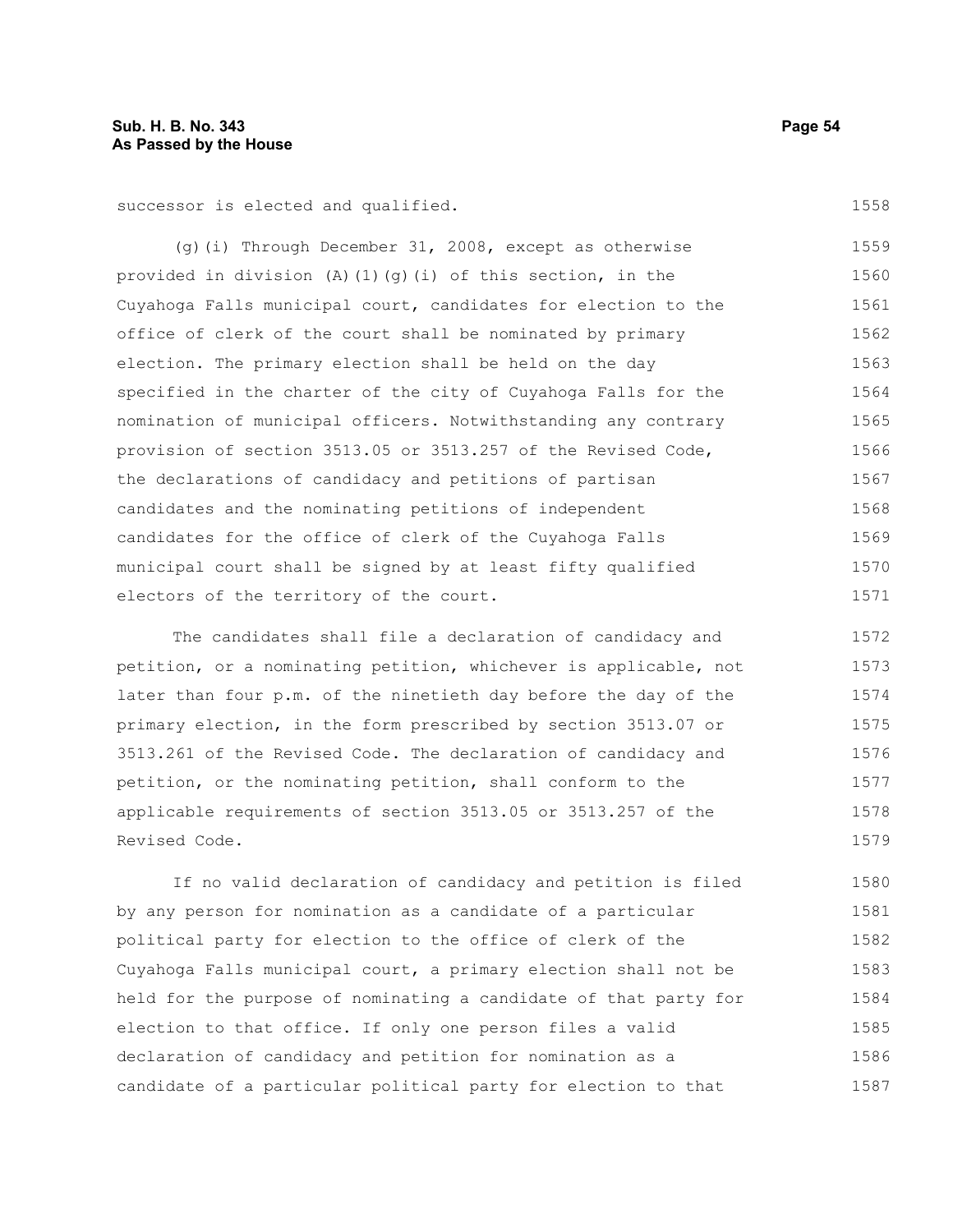successor is elected and qualified.

(g)(i) Through December 31, 2008, except as otherwise provided in division (A)(1)(g)(i) of this section, in the Cuyahoga Falls municipal court, candidates for election to the office of clerk of the court shall be nominated by primary election. The primary election shall be held on the day specified in the charter of the city of Cuyahoga Falls for the nomination of municipal officers. Notwithstanding any contrary provision of section 3513.05 or 3513.257 of the Revised Code, the declarations of candidacy and petitions of partisan candidates and the nominating petitions of independent candidates for the office of clerk of the Cuyahoga Falls municipal court shall be signed by at least fifty qualified electors of the territory of the court.

The candidates shall file a declaration of candidacy and petition, or a nominating petition, whichever is applicable, not later than four p.m. of the ninetieth day before the day of the primary election, in the form prescribed by section 3513.07 or 3513.261 of the Revised Code. The declaration of candidacy and petition, or the nominating petition, shall conform to the applicable requirements of section 3513.05 or 3513.257 of the Revised Code.

If no valid declaration of candidacy and petition is filed by any person for nomination as a candidate of a particular political party for election to the office of clerk of the Cuyahoga Falls municipal court, a primary election shall not be held for the purpose of nominating a candidate of that party for election to that office. If only one person files a valid declaration of candidacy and petition for nomination as a candidate of a particular political party for election to that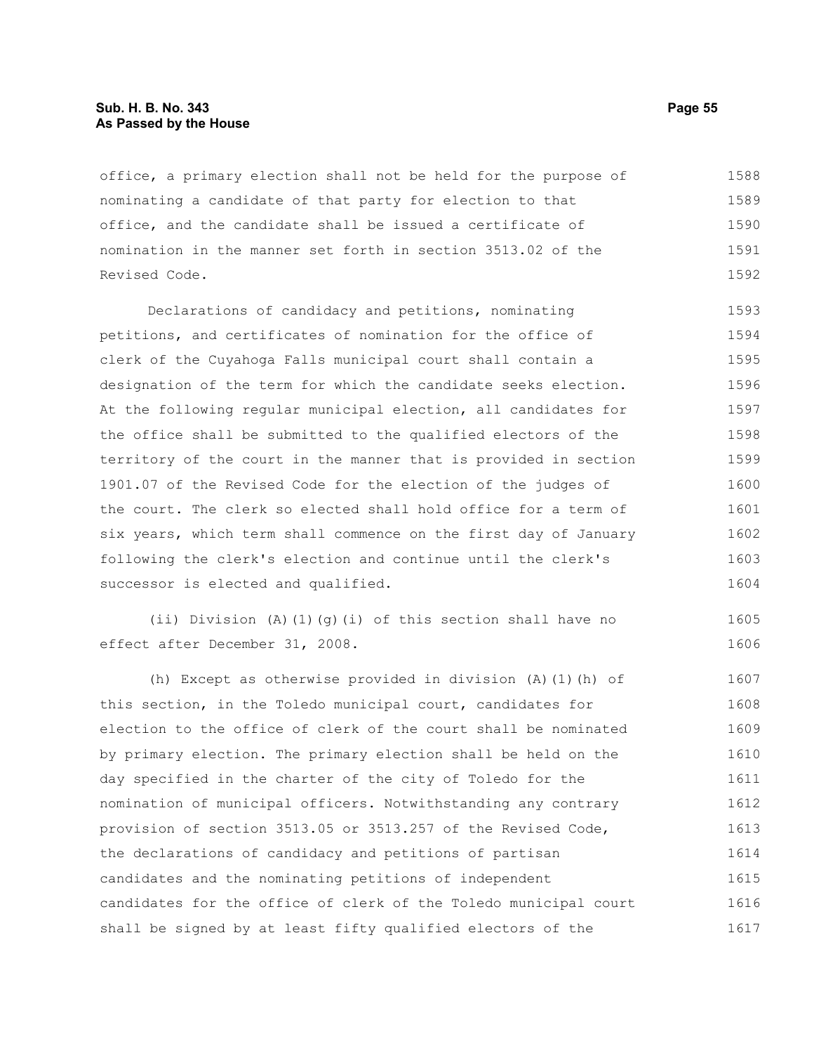office, a primary election shall not be held for the purpose of nominating a candidate of that party for election to that office, and the candidate shall be issued a certificate of nomination in the manner set forth in section 3513.02 of the Revised Code.

Declarations of candidacy and petitions, nominating petitions, and certificates of nomination for the office of clerk of the Cuyahoga Falls municipal court shall contain a designation of the term for which the candidate seeks election. At the following regular municipal election, all candidates for the office shall be submitted to the qualified electors of the territory of the court in the manner that is provided in section 1901.07 of the Revised Code for the election of the judges of the court. The clerk so elected shall hold office for a term of six years, which term shall commence on the first day of January following the clerk's election and continue until the clerk's successor is elected and qualified.

(ii) Division (A)(1)(g)(i) of this section shall have no effect after December 31, 2008.

(h) Except as otherwise provided in division (A)(1)(h) of this section, in the Toledo municipal court, candidates for election to the office of clerk of the court shall be nominated by primary election. The primary election shall be held on the day specified in the charter of the city of Toledo for the nomination of municipal officers. Notwithstanding any contrary provision of section 3513.05 or 3513.257 of the Revised Code, the declarations of candidacy and petitions of partisan candidates and the nominating petitions of independent candidates for the office of clerk of the Toledo municipal court shall be signed by at least fifty qualified electors of the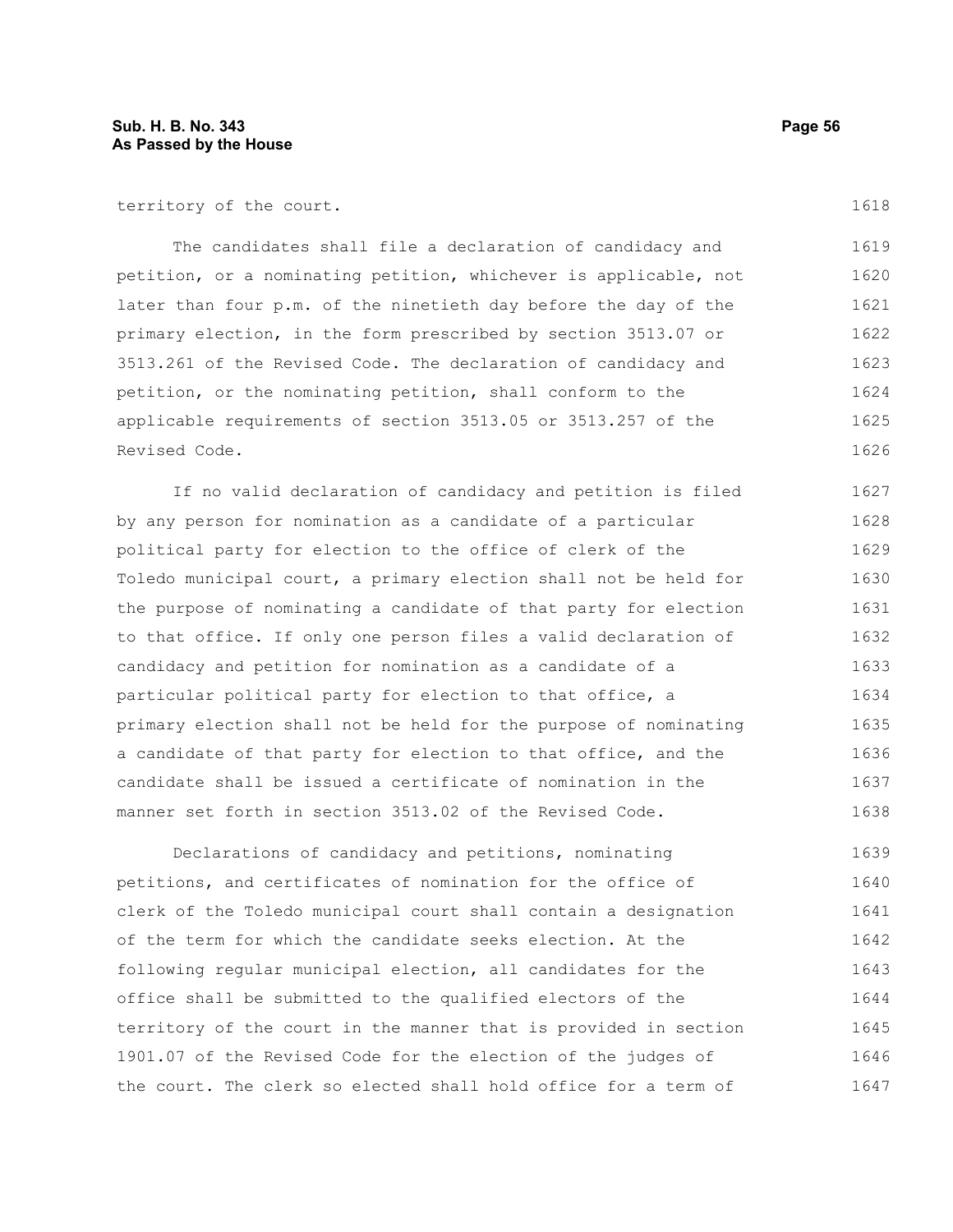territory of the court.

The candidates shall file a declaration of candidacy and petition, or a nominating petition, whichever is applicable, not later than four p.m. of the ninetieth day before the day of the primary election, in the form prescribed by section 3513.07 or 3513.261 of the Revised Code. The declaration of candidacy and petition, or the nominating petition, shall conform to the applicable requirements of section 3513.05 or 3513.257 of the Revised Code.

If no valid declaration of candidacy and petition is filed by any person for nomination as a candidate of a particular political party for election to the office of clerk of the Toledo municipal court, a primary election shall not be held for the purpose of nominating a candidate of that party for election to that office. If only one person files a valid declaration of candidacy and petition for nomination as a candidate of a particular political party for election to that office, a primary election shall not be held for the purpose of nominating a candidate of that party for election to that office, and the candidate shall be issued a certificate of nomination in the manner set forth in section 3513.02 of the Revised Code.

Declarations of candidacy and petitions, nominating petitions, and certificates of nomination for the office of clerk of the Toledo municipal court shall contain a designation of the term for which the candidate seeks election. At the following regular municipal election, all candidates for the office shall be submitted to the qualified electors of the territory of the court in the manner that is provided in section 1901.07 of the Revised Code for the election of the judges of the court. The clerk so elected shall hold office for a term of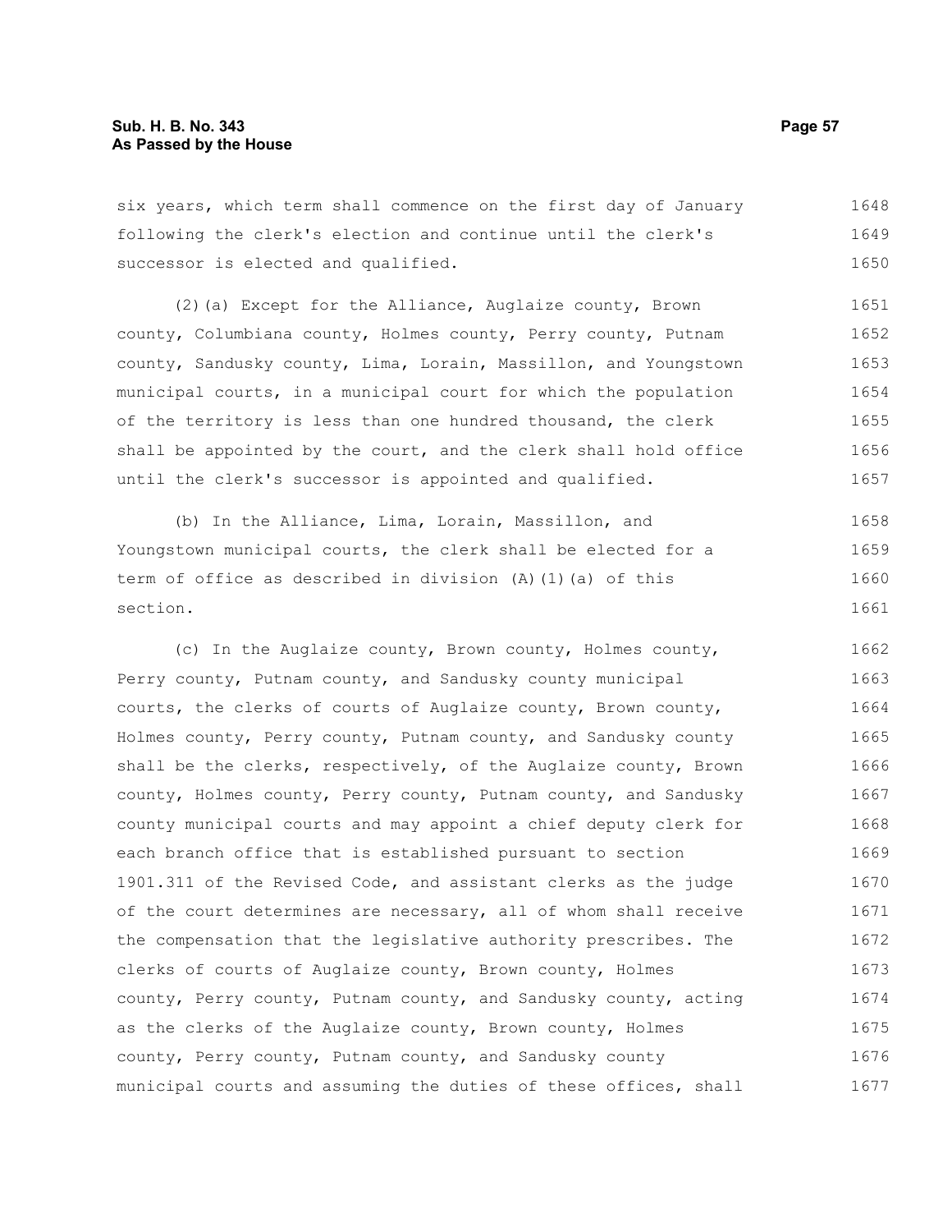six years, which term shall commence on the first day of January following the clerk's election and continue until the clerk's successor is elected and qualified.

(2)(a) Except for the Alliance, Auglaize county, Brown county, Columbiana county, Holmes county, Perry county, Putnam county, Sandusky county, Lima, Lorain, Massillon, and Youngstown municipal courts, in a municipal court for which the population of the territory is less than one hundred thousand, the clerk shall be appointed by the court, and the clerk shall hold office until the clerk's successor is appointed and qualified.

(b) In the Alliance, Lima, Lorain, Massillon, and Youngstown municipal courts, the clerk shall be elected for a term of office as described in division (A)(1)(a) of this section.

(c) In the Auglaize county, Brown county, Holmes county, Perry county, Putnam county, and Sandusky county municipal courts, the clerks of courts of Auglaize county, Brown county, Holmes county, Perry county, Putnam county, and Sandusky county shall be the clerks, respectively, of the Auglaize county, Brown county, Holmes county, Perry county, Putnam county, and Sandusky county municipal courts and may appoint a chief deputy clerk for each branch office that is established pursuant to section 1901.311 of the Revised Code, and assistant clerks as the judge of the court determines are necessary, all of whom shall receive the compensation that the legislative authority prescribes. The clerks of courts of Auglaize county, Brown county, Holmes county, Perry county, Putnam county, and Sandusky county, acting as the clerks of the Auglaize county, Brown county, Holmes county, Perry county, Putnam county, and Sandusky county municipal courts and assuming the duties of these offices, shall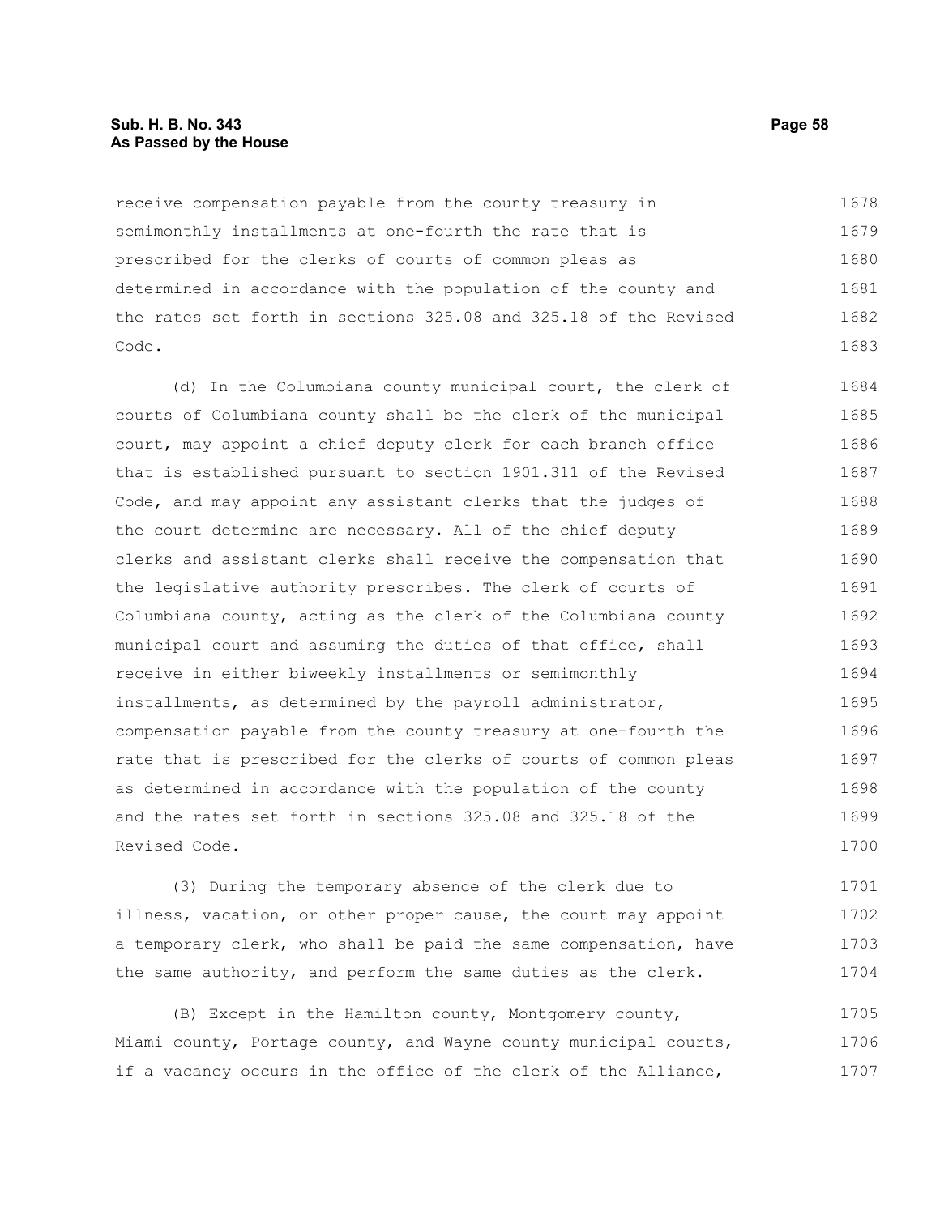receive compensation payable from the county treasury in semimonthly installments at one-fourth the rate that is prescribed for the clerks of courts of common pleas as determined in accordance with the population of the county and the rates set forth in sections 325.08 and 325.18 of the Revised Code.

(d) In the Columbiana county municipal court, the clerk of courts of Columbiana county shall be the clerk of the municipal court, may appoint a chief deputy clerk for each branch office that is established pursuant to section 1901.311 of the Revised Code, and may appoint any assistant clerks that the judges of the court determine are necessary. All of the chief deputy clerks and assistant clerks shall receive the compensation that the legislative authority prescribes. The clerk of courts of Columbiana county, acting as the clerk of the Columbiana county municipal court and assuming the duties of that office, shall receive in either biweekly installments or semimonthly installments, as determined by the payroll administrator, compensation payable from the county treasury at one-fourth the rate that is prescribed for the clerks of courts of common pleas as determined in accordance with the population of the county and the rates set forth in sections 325.08 and 325.18 of the Revised Code.

(3) During the temporary absence of the clerk due to illness, vacation, or other proper cause, the court may appoint a temporary clerk, who shall be paid the same compensation, have the same authority, and perform the same duties as the clerk.

(B) Except in the Hamilton county, Montgomery county, Miami county, Portage county, and Wayne county municipal courts, if a vacancy occurs in the office of the clerk of the Alliance,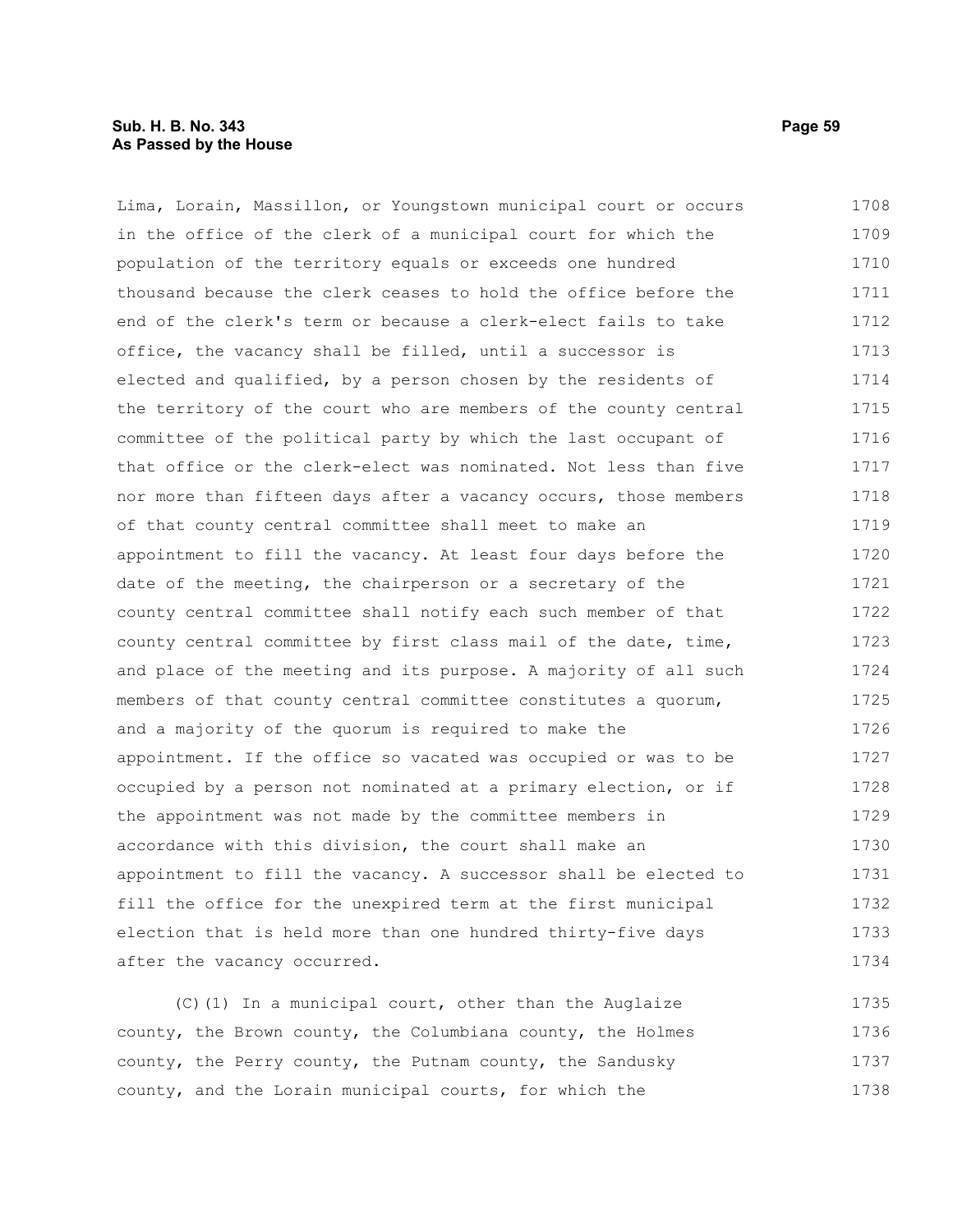Lima, Lorain, Massillon, or Youngstown municipal court or occurs in the office of the clerk of a municipal court for which the population of the territory equals or exceeds one hundred thousand because the clerk ceases to hold the office before the end of the clerk's term or because a clerk-elect fails to take office, the vacancy shall be filled, until a successor is elected and qualified, by a person chosen by the residents of the territory of the court who are members of the county central committee of the political party by which the last occupant of that office or the clerk-elect was nominated. Not less than five nor more than fifteen days after a vacancy occurs, those members of that county central committee shall meet to make an appointment to fill the vacancy. At least four days before the date of the meeting, the chairperson or a secretary of the county central committee shall notify each such member of that county central committee by first class mail of the date, time, and place of the meeting and its purpose. A majority of all such members of that county central committee constitutes a quorum, and a majority of the quorum is required to make the appointment. If the office so vacated was occupied or was to be occupied by a person not nominated at a primary election, or if the appointment was not made by the committee members in accordance with this division, the court shall make an appointment to fill the vacancy. A successor shall be elected to fill the office for the unexpired term at the first municipal election that is held more than one hundred thirty-five days after the vacancy occurred.

(C)(1) In a municipal court, other than the Auglaize county, the Brown county, the Columbiana county, the Holmes county, the Perry county, the Putnam county, the Sandusky county, and the Lorain municipal courts, for which the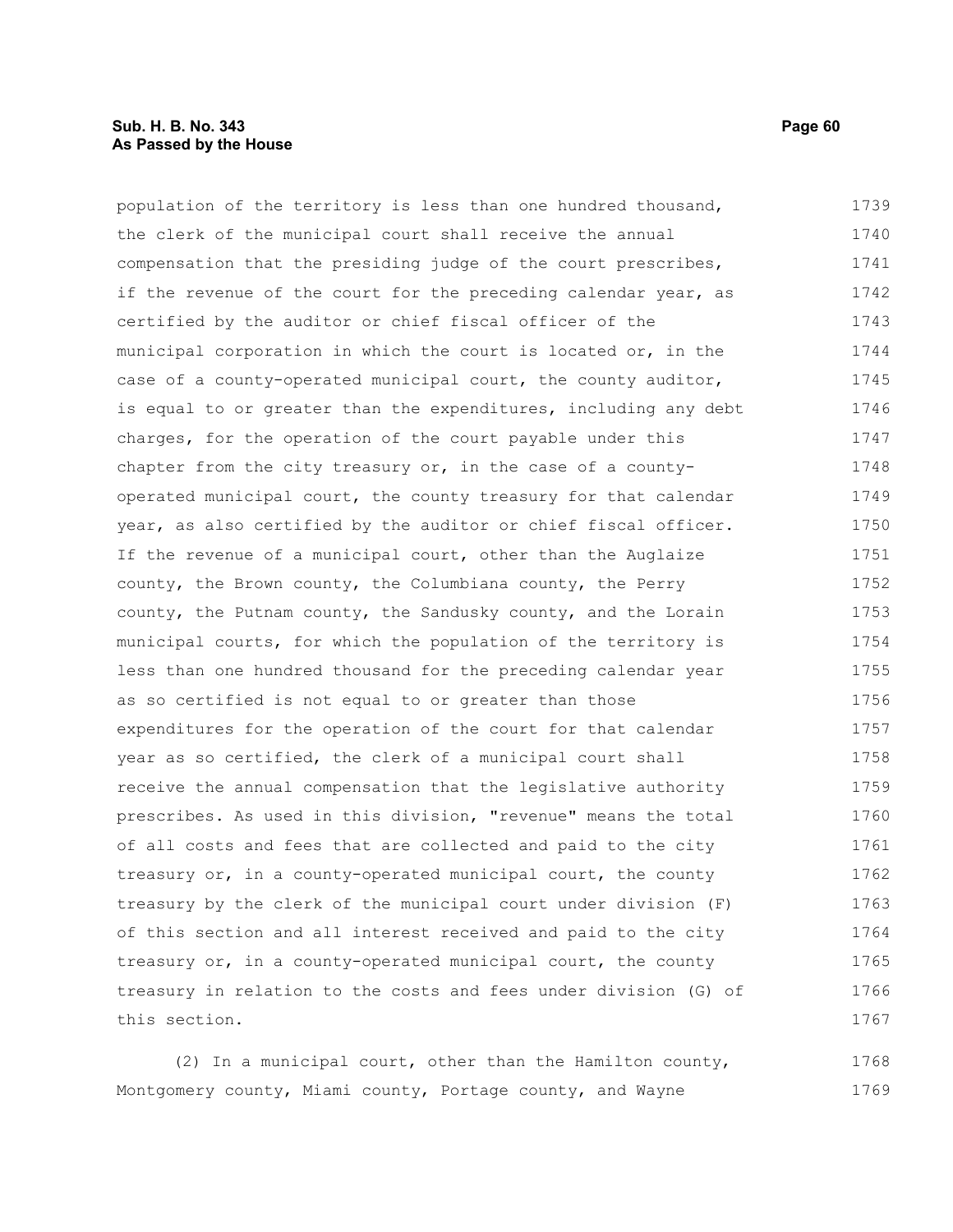population of the territory is less than one hundred thousand, the clerk of the municipal court shall receive the annual compensation that the presiding judge of the court prescribes, if the revenue of the court for the preceding calendar year, as certified by the auditor or chief fiscal officer of the municipal corporation in which the court is located or, in the case of a county-operated municipal court, the county auditor, is equal to or greater than the expenditures, including any debt charges, for the operation of the court payable under this chapter from the city treasury or, in the case of a county-operated municipal court, the county treasury for that calendar year, as also certified by the auditor or chief fiscal officer. If the revenue of a municipal court, other than the Auglaize county, the Brown county, the Columbiana county, the Perry county, the Putnam county, the Sandusky county, and the Lorain municipal courts, for which the population of the territory is less than one hundred thousand for the preceding calendar year as so certified is not equal to or greater than those expenditures for the operation of the court for that calendar year as so certified, the clerk of a municipal court shall receive the annual compensation that the legislative authority prescribes. As used in this division, "revenue" means the total of all costs and fees that are collected and paid to the city treasury or, in a county-operated municipal court, the county treasury by the clerk of the municipal court under division (F) of this section and all interest received and paid to the city treasury or, in a county-operated municipal court, the county treasury in relation to the costs and fees under division (G) of this section.

(2) In a municipal court, other than the Hamilton county, Montgomery county, Miami county, Portage county, and Wayne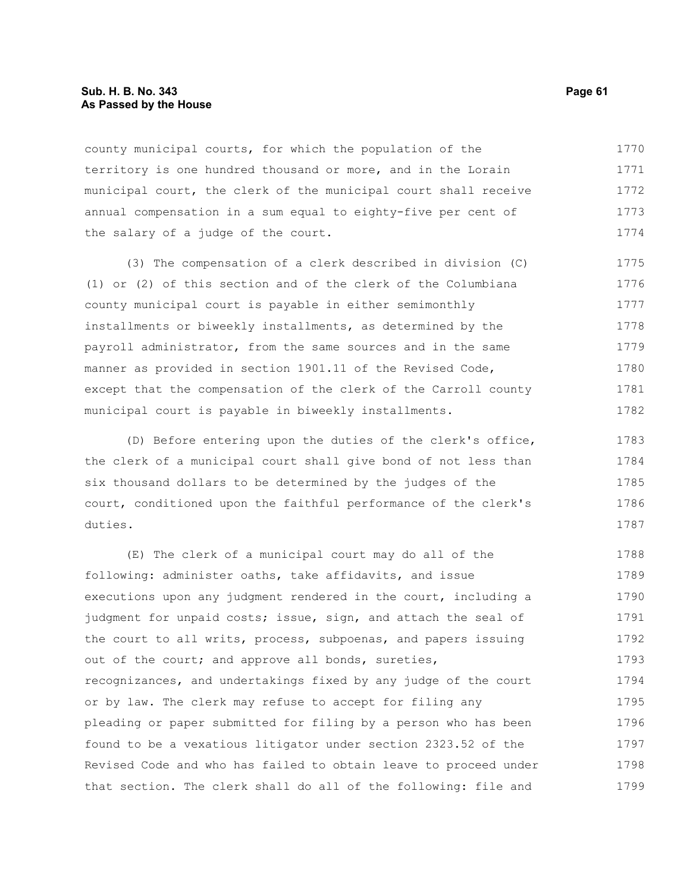county municipal courts, for which the population of the territory is one hundred thousand or more, and in the Lorain municipal court, the clerk of the municipal court shall receive annual compensation in a sum equal to eighty-five per cent of the salary of a judge of the court.

(3) The compensation of a clerk described in division (C)(1) or (2) of this section and of the clerk of the Columbiana county municipal court is payable in either semimonthly installments or biweekly installments, as determined by the payroll administrator, from the same sources and in the same manner as provided in section 1901.11 of the Revised Code, except that the compensation of the clerk of the Carroll county municipal court is payable in biweekly installments.

(D) Before entering upon the duties of the clerk's office, the clerk of a municipal court shall give bond of not less than six thousand dollars to be determined by the judges of the court, conditioned upon the faithful performance of the clerk's duties.

(E) The clerk of a municipal court may do all of the following: administer oaths, take affidavits, and issue executions upon any judgment rendered in the court, including a judgment for unpaid costs; issue, sign, and attach the seal of the court to all writs, process, subpoenas, and papers issuing out of the court; and approve all bonds, sureties, recognizances, and undertakings fixed by any judge of the court or by law. The clerk may refuse to accept for filing any pleading or paper submitted for filing by a person who has been found to be a vexatious litigator under section 2323.52 of the Revised Code and who has failed to obtain leave to proceed under that section. The clerk shall do all of the following: file and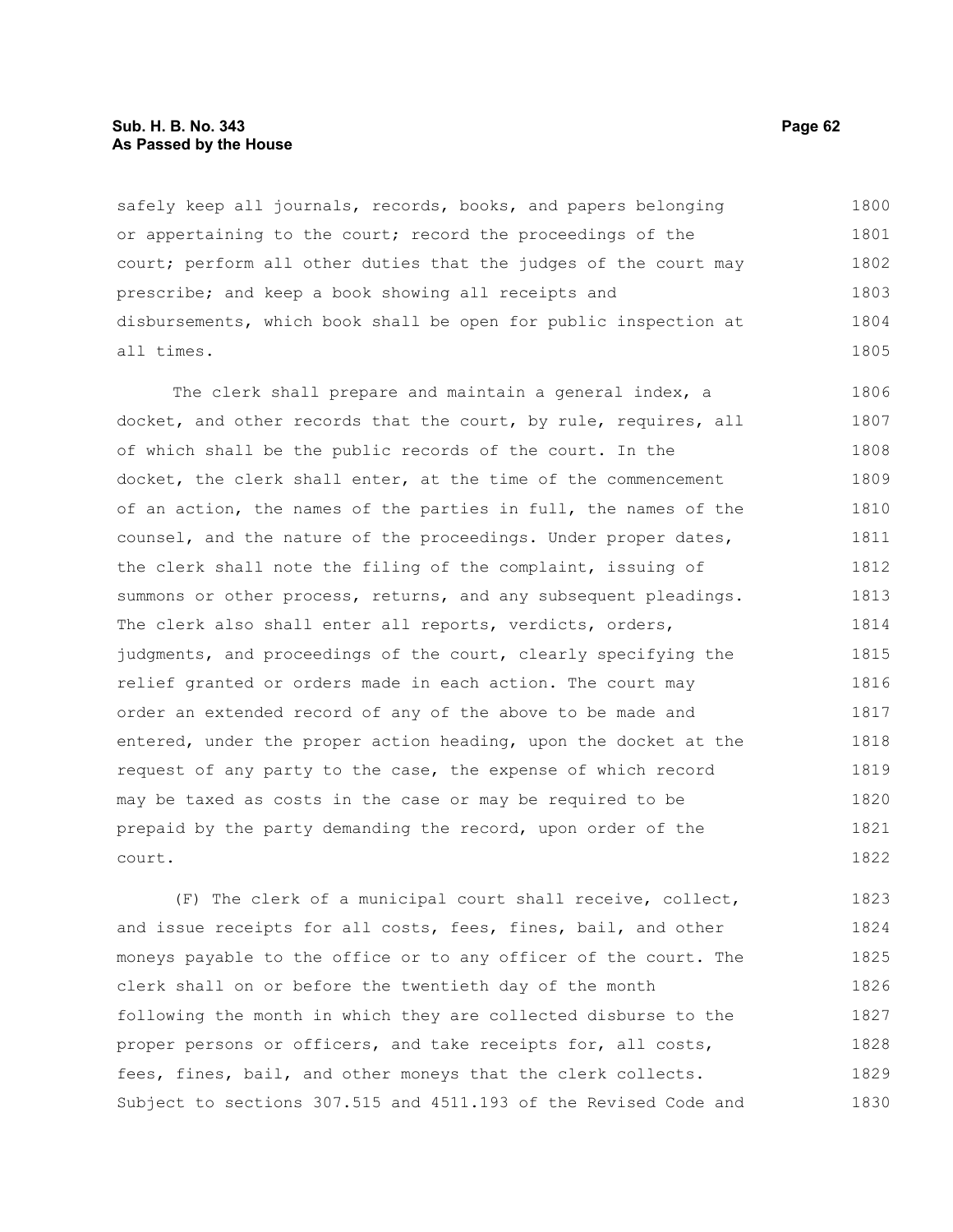safely keep all journals, records, books, and papers belonging or appertaining to the court; record the proceedings of the court; perform all other duties that the judges of the court may prescribe; and keep a book showing all receipts and disbursements, which book shall be open for public inspection at all times.

The clerk shall prepare and maintain a general index, a docket, and other records that the court, by rule, requires, all of which shall be the public records of the court. In the docket, the clerk shall enter, at the time of the commencement of an action, the names of the parties in full, the names of the counsel, and the nature of the proceedings. Under proper dates, the clerk shall note the filing of the complaint, issuing of summons or other process, returns, and any subsequent pleadings. The clerk also shall enter all reports, verdicts, orders, judgments, and proceedings of the court, clearly specifying the relief granted or orders made in each action. The court may order an extended record of any of the above to be made and entered, under the proper action heading, upon the docket at the request of any party to the case, the expense of which record may be taxed as costs in the case or may be required to be prepaid by the party demanding the record, upon order of the court.

(F) The clerk of a municipal court shall receive, collect, and issue receipts for all costs, fees, fines, bail, and other moneys payable to the office or to any officer of the court. The clerk shall on or before the twentieth day of the month following the month in which they are collected disburse to the proper persons or officers, and take receipts for, all costs, fees, fines, bail, and other moneys that the clerk collects. Subject to sections 307.515 and 4511.193 of the Revised Code and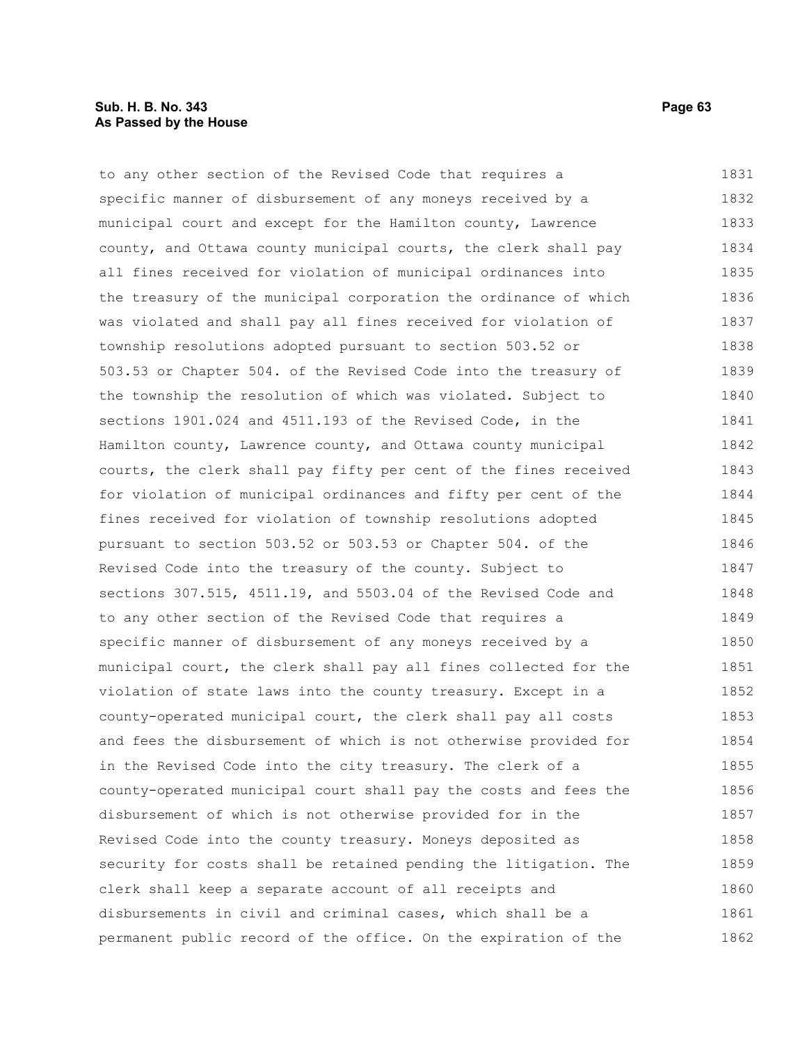to any other section of the Revised Code that requires a specific manner of disbursement of any moneys received by a municipal court and except for the Hamilton county, Lawrence county, and Ottawa county municipal courts, the clerk shall pay all fines received for violation of municipal ordinances into the treasury of the municipal corporation the ordinance of which was violated and shall pay all fines received for violation of township resolutions adopted pursuant to section 503.52 or 503.53 or Chapter 504. of the Revised Code into the treasury of the township the resolution of which was violated. Subject to sections 1901.024 and 4511.193 of the Revised Code, in the Hamilton county, Lawrence county, and Ottawa county municipal courts, the clerk shall pay fifty per cent of the fines received for violation of municipal ordinances and fifty per cent of the fines received for violation of township resolutions adopted pursuant to section 503.52 or 503.53 or Chapter 504. of the Revised Code into the treasury of the county. Subject to sections 307.515, 4511.19, and 5503.04 of the Revised Code and to any other section of the Revised Code that requires a specific manner of disbursement of any moneys received by a municipal court, the clerk shall pay all fines collected for the violation of state laws into the county treasury. Except in a county-operated municipal court, the clerk shall pay all costs and fees the disbursement of which is not otherwise provided for in the Revised Code into the city treasury. The clerk of a county-operated municipal court shall pay the costs and fees the disbursement of which is not otherwise provided for in the Revised Code into the county treasury. Moneys deposited as security for costs shall be retained pending the litigation. The clerk shall keep a separate account of all receipts and disbursements in civil and criminal cases, which shall be a permanent public record of the office. On the expiration of the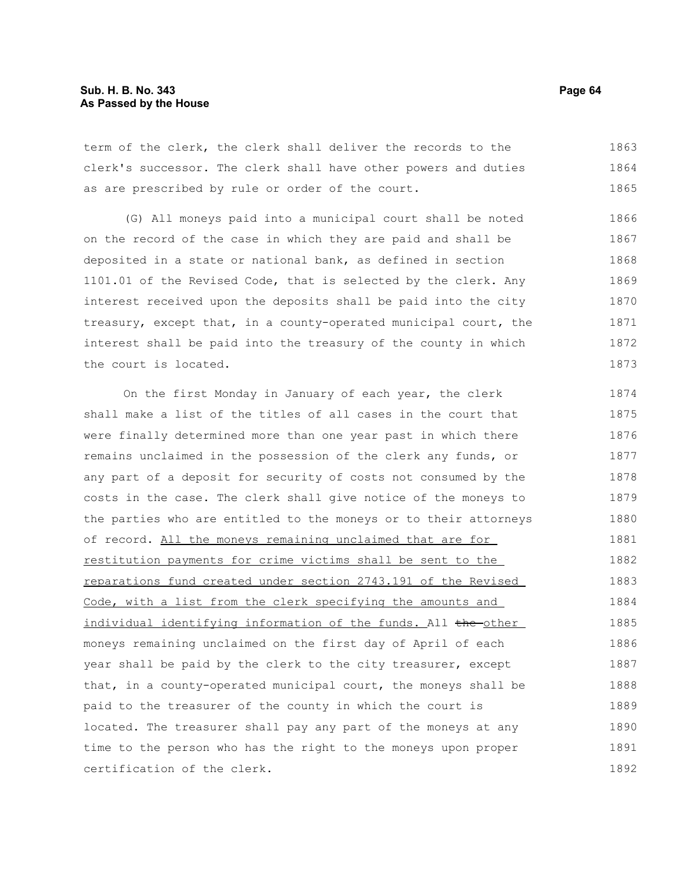term of the clerk, the clerk shall deliver the records to the clerk's successor. The clerk shall have other powers and duties as are prescribed by rule or order of the court.

(G) All moneys paid into a municipal court shall be noted on the record of the case in which they are paid and shall be deposited in a state or national bank, as defined in section 1101.01 of the Revised Code, that is selected by the clerk. Any interest received upon the deposits shall be paid into the city treasury, except that, in a county-operated municipal court, the interest shall be paid into the treasury of the county in which the court is located.

On the first Monday in January of each year, the clerk shall make a list of the titles of all cases in the court that were finally determined more than one year past in which there remains unclaimed in the possession of the clerk any funds, or any part of a deposit for security of costs not consumed by the costs in the case. The clerk shall give notice of the moneys to the parties who are entitled to the moneys or to their attorneys of record. <u>All the moneys remaining unclaimed that are for restitution payments for crime victims shall be sent to the reparations fund created under section 2743.191 of the Revised Code, with a list from the clerk specifying the amounts and individual identifying information of the funds.</u> All ~~the~~ <u>other</u> moneys remaining unclaimed on the first day of April of each year shall be paid by the clerk to the city treasurer, except that, in a county-operated municipal court, the moneys shall be paid to the treasurer of the county in which the court is located. The treasurer shall pay any part of the moneys at any time to the person who has the right to the moneys upon proper certification of the clerk.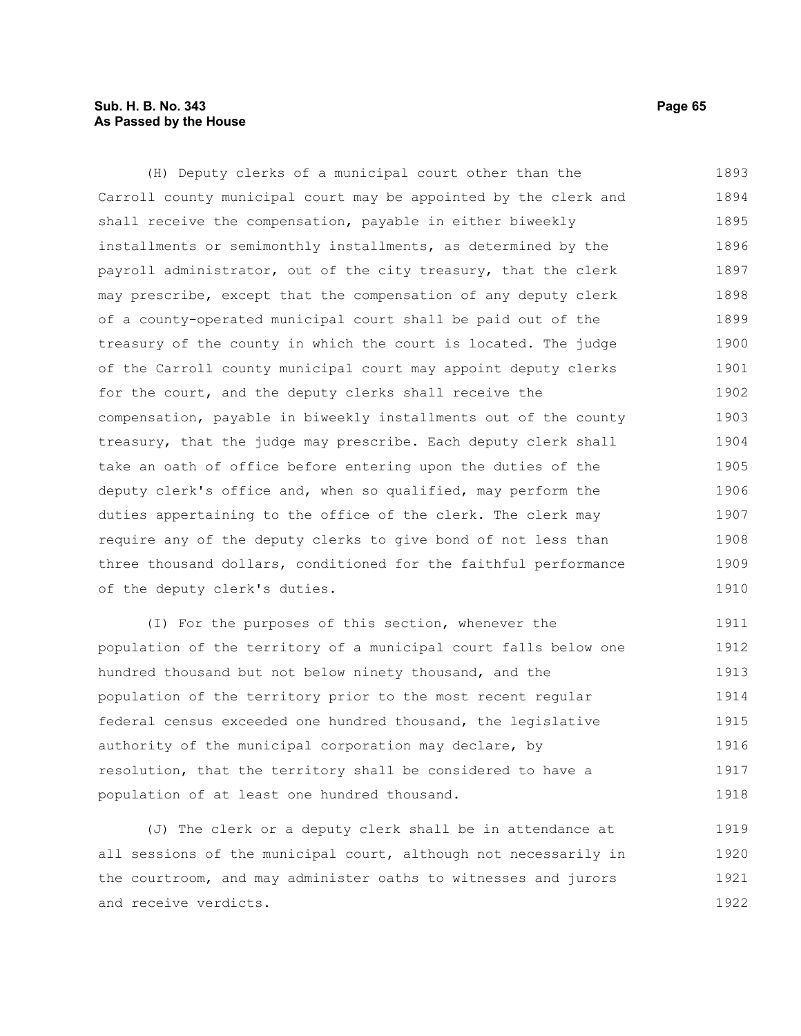(H) Deputy clerks of a municipal court other than the Carroll county municipal court may be appointed by the clerk and shall receive the compensation, payable in either biweekly installments or semimonthly installments, as determined by the payroll administrator, out of the city treasury, that the clerk may prescribe, except that the compensation of any deputy clerk of a county-operated municipal court shall be paid out of the treasury of the county in which the court is located. The judge of the Carroll county municipal court may appoint deputy clerks for the court, and the deputy clerks shall receive the compensation, payable in biweekly installments out of the county treasury, that the judge may prescribe. Each deputy clerk shall take an oath of office before entering upon the duties of the deputy clerk's office and, when so qualified, may perform the duties appertaining to the office of the clerk. The clerk may require any of the deputy clerks to give bond of not less than three thousand dollars, conditioned for the faithful performance of the deputy clerk's duties.

(I) For the purposes of this section, whenever the population of the territory of a municipal court falls below one hundred thousand but not below ninety thousand, and the population of the territory prior to the most recent regular federal census exceeded one hundred thousand, the legislative authority of the municipal corporation may declare, by resolution, that the territory shall be considered to have a population of at least one hundred thousand.

(J) The clerk or a deputy clerk shall be in attendance at all sessions of the municipal court, although not necessarily in the courtroom, and may administer oaths to witnesses and jurors and receive verdicts.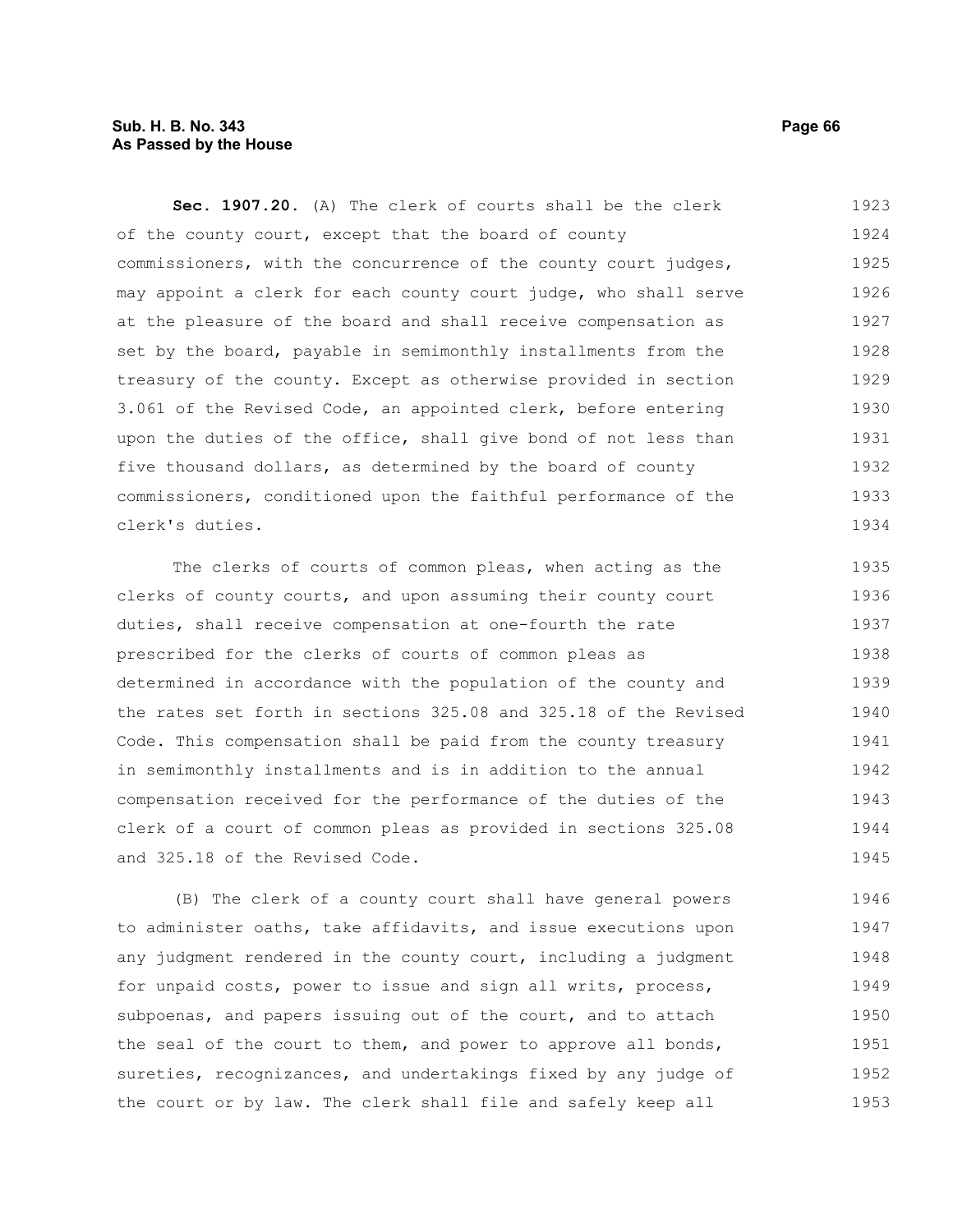**Sec. 1907.20.** (A) The clerk of courts shall be the clerk of the county court, except that the board of county commissioners, with the concurrence of the county court judges, may appoint a clerk for each county court judge, who shall serve at the pleasure of the board and shall receive compensation as set by the board, payable in semimonthly installments from the treasury of the county. Except as otherwise provided in section 3.061 of the Revised Code, an appointed clerk, before entering upon the duties of the office, shall give bond of not less than five thousand dollars, as determined by the board of county commissioners, conditioned upon the faithful performance of the clerk's duties.

The clerks of courts of common pleas, when acting as the clerks of county courts, and upon assuming their county court duties, shall receive compensation at one-fourth the rate prescribed for the clerks of courts of common pleas as determined in accordance with the population of the county and the rates set forth in sections 325.08 and 325.18 of the Revised Code. This compensation shall be paid from the county treasury in semimonthly installments and is in addition to the annual compensation received for the performance of the duties of the clerk of a court of common pleas as provided in sections 325.08 and 325.18 of the Revised Code.

(B) The clerk of a county court shall have general powers to administer oaths, take affidavits, and issue executions upon any judgment rendered in the county court, including a judgment for unpaid costs, power to issue and sign all writs, process, subpoenas, and papers issuing out of the court, and to attach the seal of the court to them, and power to approve all bonds, sureties, recognizances, and undertakings fixed by any judge of the court or by law. The clerk shall file and safely keep all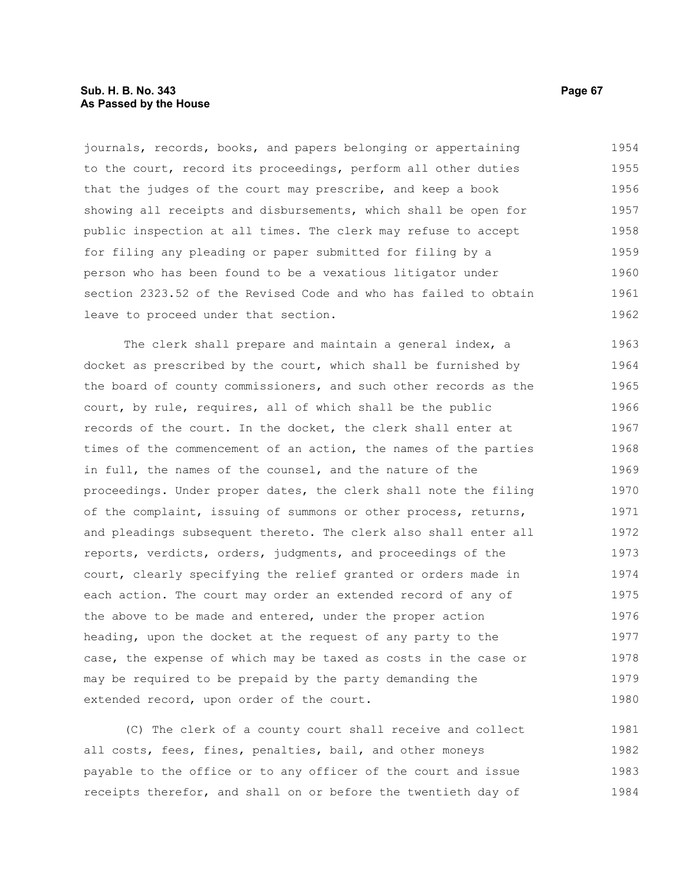journals, records, books, and papers belonging or appertaining to the court, record its proceedings, perform all other duties that the judges of the court may prescribe, and keep a book showing all receipts and disbursements, which shall be open for public inspection at all times. The clerk may refuse to accept for filing any pleading or paper submitted for filing by a person who has been found to be a vexatious litigator under section 2323.52 of the Revised Code and who has failed to obtain leave to proceed under that section.

The clerk shall prepare and maintain a general index, a docket as prescribed by the court, which shall be furnished by the board of county commissioners, and such other records as the court, by rule, requires, all of which shall be the public records of the court. In the docket, the clerk shall enter at times of the commencement of an action, the names of the parties in full, the names of the counsel, and the nature of the proceedings. Under proper dates, the clerk shall note the filing of the complaint, issuing of summons or other process, returns, and pleadings subsequent thereto. The clerk also shall enter all reports, verdicts, orders, judgments, and proceedings of the court, clearly specifying the relief granted or orders made in each action. The court may order an extended record of any of the above to be made and entered, under the proper action heading, upon the docket at the request of any party to the case, the expense of which may be taxed as costs in the case or may be required to be prepaid by the party demanding the extended record, upon order of the court.

(C) The clerk of a county court shall receive and collect all costs, fees, fines, penalties, bail, and other moneys payable to the office or to any officer of the court and issue receipts therefor, and shall on or before the twentieth day of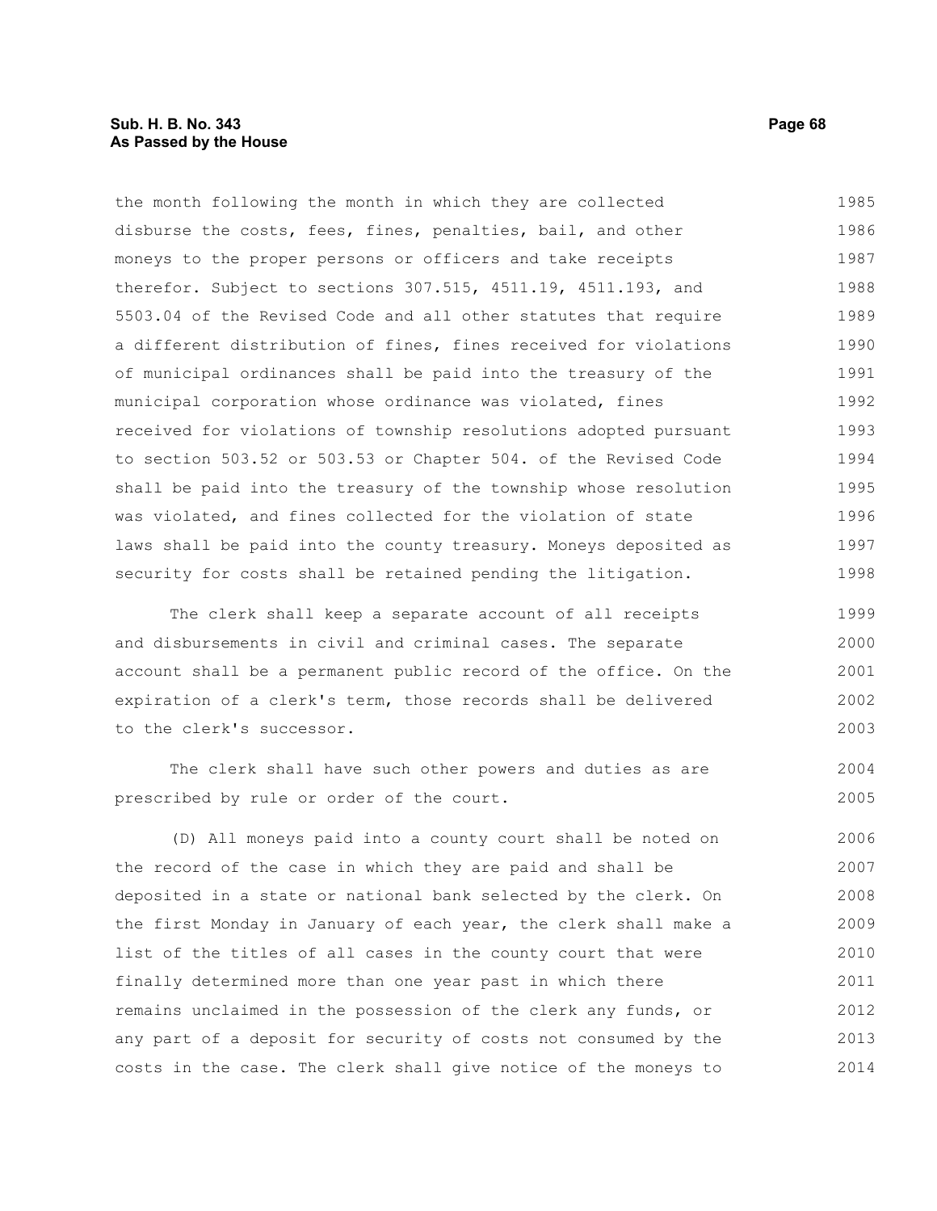the month following the month in which they are collected disburse the costs, fees, fines, penalties, bail, and other moneys to the proper persons or officers and take receipts therefor. Subject to sections 307.515, 4511.19, 4511.193, and 5503.04 of the Revised Code and all other statutes that require a different distribution of fines, fines received for violations of municipal ordinances shall be paid into the treasury of the municipal corporation whose ordinance was violated, fines received for violations of township resolutions adopted pursuant to section 503.52 or 503.53 or Chapter 504. of the Revised Code shall be paid into the treasury of the township whose resolution was violated, and fines collected for the violation of state laws shall be paid into the county treasury. Moneys deposited as security for costs shall be retained pending the litigation.

The clerk shall keep a separate account of all receipts and disbursements in civil and criminal cases. The separate account shall be a permanent public record of the office. On the expiration of a clerk's term, those records shall be delivered to the clerk's successor.

The clerk shall have such other powers and duties as are prescribed by rule or order of the court.

(D) All moneys paid into a county court shall be noted on the record of the case in which they are paid and shall be deposited in a state or national bank selected by the clerk. On the first Monday in January of each year, the clerk shall make a list of the titles of all cases in the county court that were finally determined more than one year past in which there remains unclaimed in the possession of the clerk any funds, or any part of a deposit for security of costs not consumed by the costs in the case. The clerk shall give notice of the moneys to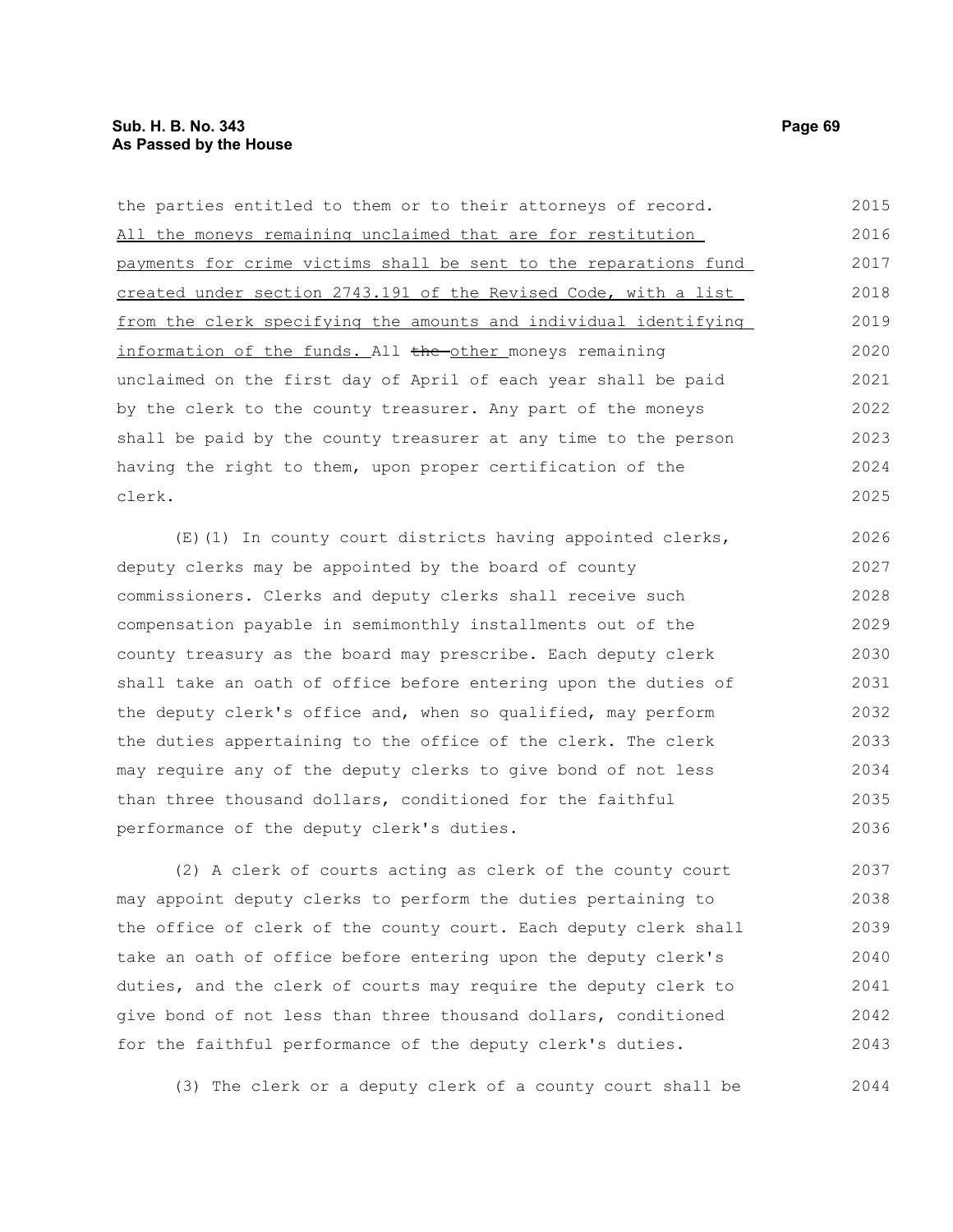the parties entitled to them or to their attorneys of record. All the moneys remaining unclaimed that are for restitution payments for crime victims shall be sent to the reparations fund created under section 2743.191 of the Revised Code, with a list from the clerk specifying the amounts and individual identifying information of the funds. All ~~the~~ other moneys remaining unclaimed on the first day of April of each year shall be paid by the clerk to the county treasurer. Any part of the moneys shall be paid by the county treasurer at any time to the person having the right to them, upon proper certification of the clerk.

(E)(1) In county court districts having appointed clerks, deputy clerks may be appointed by the board of county commissioners. Clerks and deputy clerks shall receive such compensation payable in semimonthly installments out of the county treasury as the board may prescribe. Each deputy clerk shall take an oath of office before entering upon the duties of the deputy clerk's office and, when so qualified, may perform the duties appertaining to the office of the clerk. The clerk may require any of the deputy clerks to give bond of not less than three thousand dollars, conditioned for the faithful performance of the deputy clerk's duties.

(2) A clerk of courts acting as clerk of the county court may appoint deputy clerks to perform the duties pertaining to the office of clerk of the county court. Each deputy clerk shall take an oath of office before entering upon the deputy clerk's duties, and the clerk of courts may require the deputy clerk to give bond of not less than three thousand dollars, conditioned for the faithful performance of the deputy clerk's duties.

(3) The clerk or a deputy clerk of a county court shall be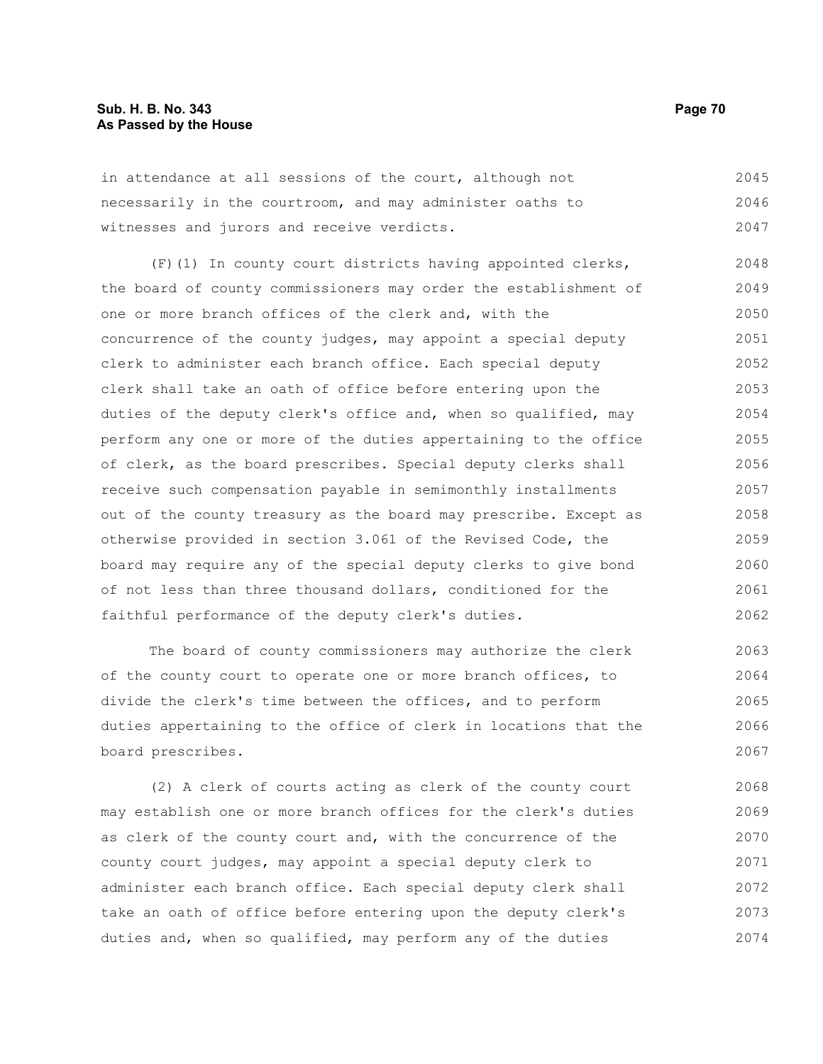in attendance at all sessions of the court, although not necessarily in the courtroom, and may administer oaths to witnesses and jurors and receive verdicts.

(F)(1) In county court districts having appointed clerks, the board of county commissioners may order the establishment of one or more branch offices of the clerk and, with the concurrence of the county judges, may appoint a special deputy clerk to administer each branch office. Each special deputy clerk shall take an oath of office before entering upon the duties of the deputy clerk's office and, when so qualified, may perform any one or more of the duties appertaining to the office of clerk, as the board prescribes. Special deputy clerks shall receive such compensation payable in semimonthly installments out of the county treasury as the board may prescribe. Except as otherwise provided in section 3.061 of the Revised Code, the board may require any of the special deputy clerks to give bond of not less than three thousand dollars, conditioned for the faithful performance of the deputy clerk's duties.

The board of county commissioners may authorize the clerk of the county court to operate one or more branch offices, to divide the clerk's time between the offices, and to perform duties appertaining to the office of clerk in locations that the board prescribes.

(2) A clerk of courts acting as clerk of the county court may establish one or more branch offices for the clerk's duties as clerk of the county court and, with the concurrence of the county court judges, may appoint a special deputy clerk to administer each branch office. Each special deputy clerk shall take an oath of office before entering upon the deputy clerk's duties and, when so qualified, may perform any of the duties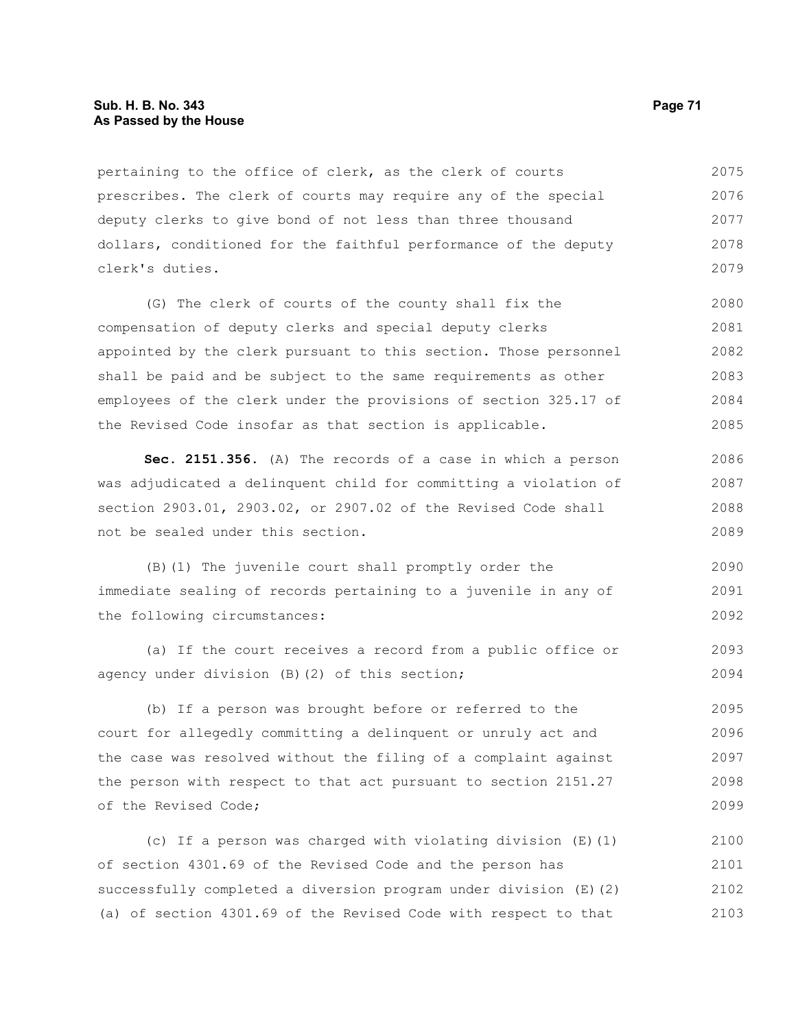pertaining to the office of clerk, as the clerk of courts prescribes. The clerk of courts may require any of the special deputy clerks to give bond of not less than three thousand dollars, conditioned for the faithful performance of the deputy clerk's duties.

(G) The clerk of courts of the county shall fix the compensation of deputy clerks and special deputy clerks appointed by the clerk pursuant to this section. Those personnel shall be paid and be subject to the same requirements as other employees of the clerk under the provisions of section 325.17 of the Revised Code insofar as that section is applicable.

**Sec. 2151.356.** (A) The records of a case in which a person was adjudicated a delinquent child for committing a violation of section 2903.01, 2903.02, or 2907.02 of the Revised Code shall not be sealed under this section.

(B)(1) The juvenile court shall promptly order the immediate sealing of records pertaining to a juvenile in any of the following circumstances:

(a) If the court receives a record from a public office or agency under division (B)(2) of this section;

(b) If a person was brought before or referred to the court for allegedly committing a delinquent or unruly act and the case was resolved without the filing of a complaint against the person with respect to that act pursuant to section 2151.27 of the Revised Code;

(c) If a person was charged with violating division (E)(1) of section 4301.69 of the Revised Code and the person has successfully completed a diversion program under division (E)(2)(a) of section 4301.69 of the Revised Code with respect to that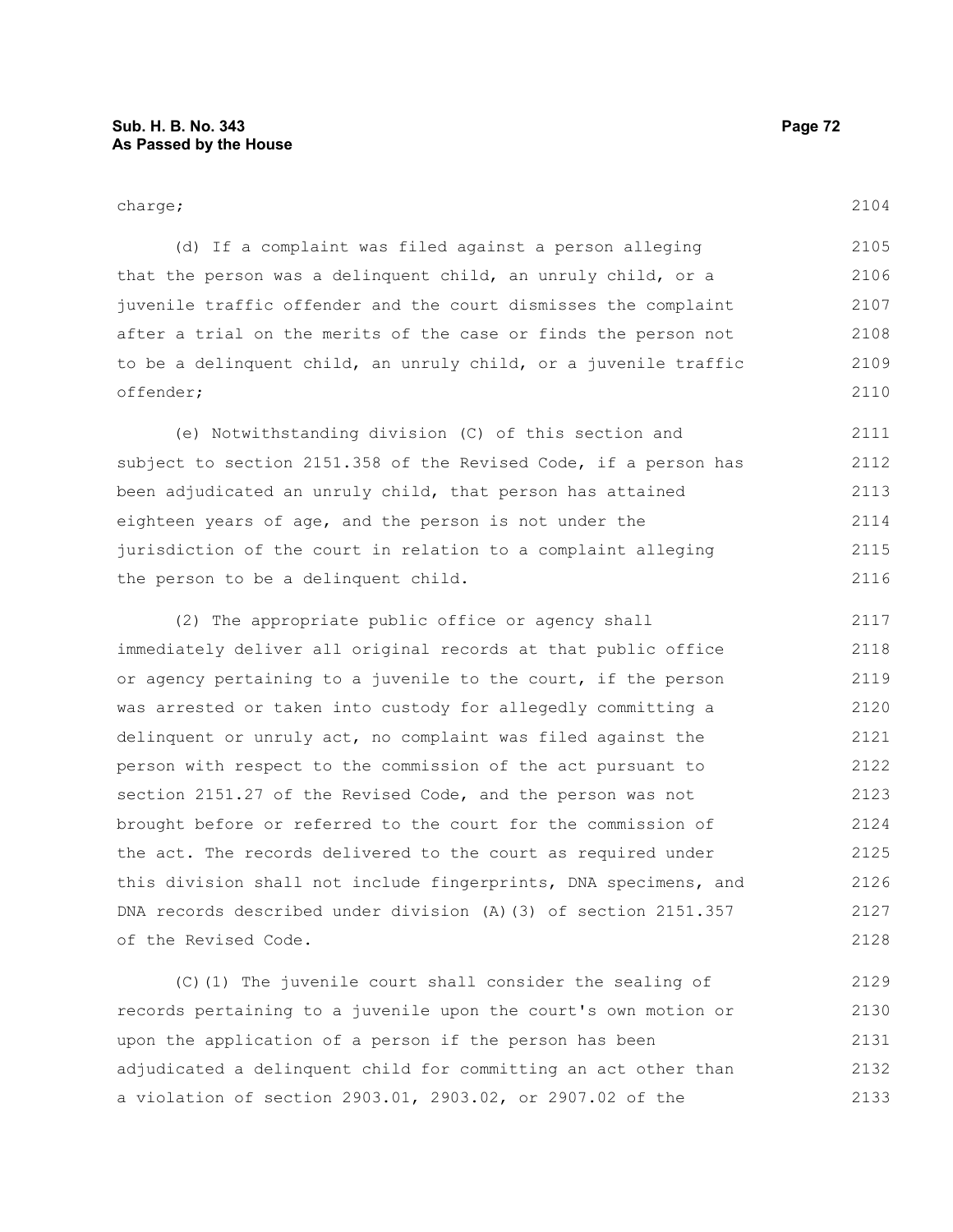charge;

(d) If a complaint was filed against a person alleging that the person was a delinquent child, an unruly child, or a juvenile traffic offender and the court dismisses the complaint after a trial on the merits of the case or finds the person not to be a delinquent child, an unruly child, or a juvenile traffic offender;

(e) Notwithstanding division (C) of this section and subject to section 2151.358 of the Revised Code, if a person has been adjudicated an unruly child, that person has attained eighteen years of age, and the person is not under the jurisdiction of the court in relation to a complaint alleging the person to be a delinquent child.

(2) The appropriate public office or agency shall immediately deliver all original records at that public office or agency pertaining to a juvenile to the court, if the person was arrested or taken into custody for allegedly committing a delinquent or unruly act, no complaint was filed against the person with respect to the commission of the act pursuant to section 2151.27 of the Revised Code, and the person was not brought before or referred to the court for the commission of the act. The records delivered to the court as required under this division shall not include fingerprints, DNA specimens, and DNA records described under division (A)(3) of section 2151.357 of the Revised Code.

(C)(1) The juvenile court shall consider the sealing of records pertaining to a juvenile upon the court's own motion or upon the application of a person if the person has been adjudicated a delinquent child for committing an act other than a violation of section 2903.01, 2903.02, or 2907.02 of the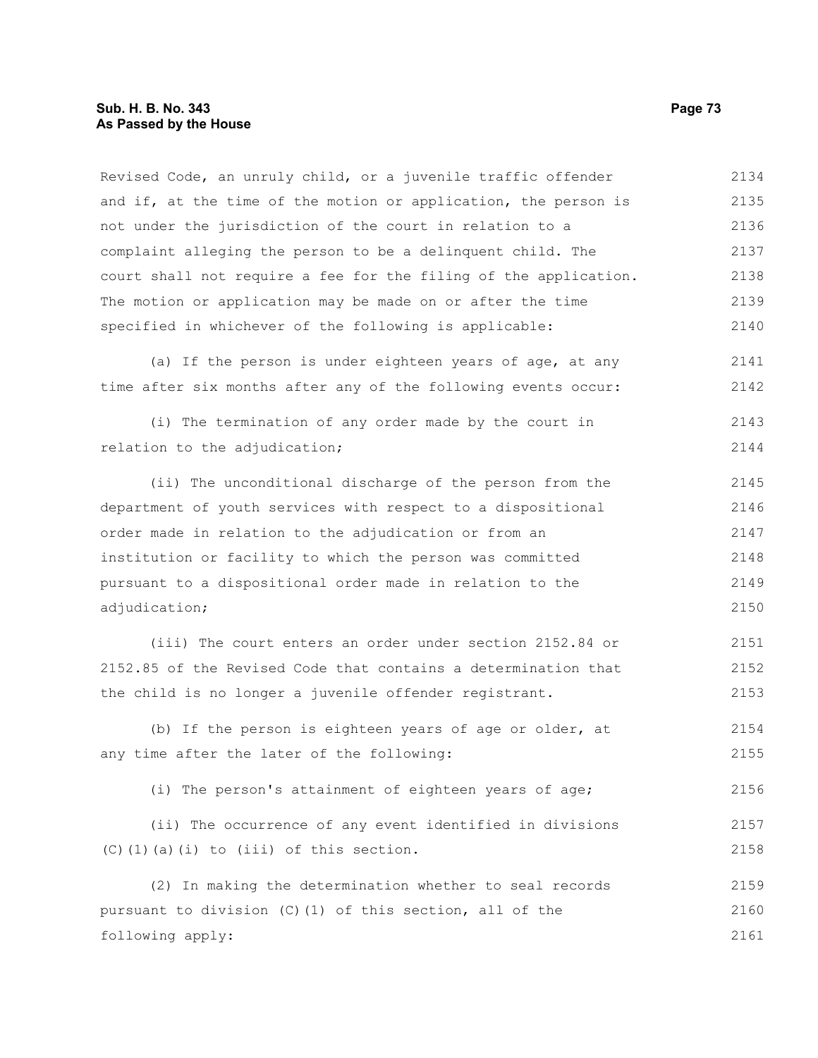Revised Code, an unruly child, or a juvenile traffic offender and if, at the time of the motion or application, the person is not under the jurisdiction of the court in relation to a complaint alleging the person to be a delinquent child. The court shall not require a fee for the filing of the application. The motion or application may be made on or after the time specified in whichever of the following is applicable:

(a) If the person is under eighteen years of age, at any time after six months after any of the following events occur:

(i) The termination of any order made by the court in relation to the adjudication;

(ii) The unconditional discharge of the person from the department of youth services with respect to a dispositional order made in relation to the adjudication or from an institution or facility to which the person was committed pursuant to a dispositional order made in relation to the adjudication;

(iii) The court enters an order under section 2152.84 or 2152.85 of the Revised Code that contains a determination that the child is no longer a juvenile offender registrant.

(b) If the person is eighteen years of age or older, at any time after the later of the following:

(i) The person's attainment of eighteen years of age;

(ii) The occurrence of any event identified in divisions (C)(1)(a)(i) to (iii) of this section.

(2) In making the determination whether to seal records pursuant to division (C)(1) of this section, all of the following apply: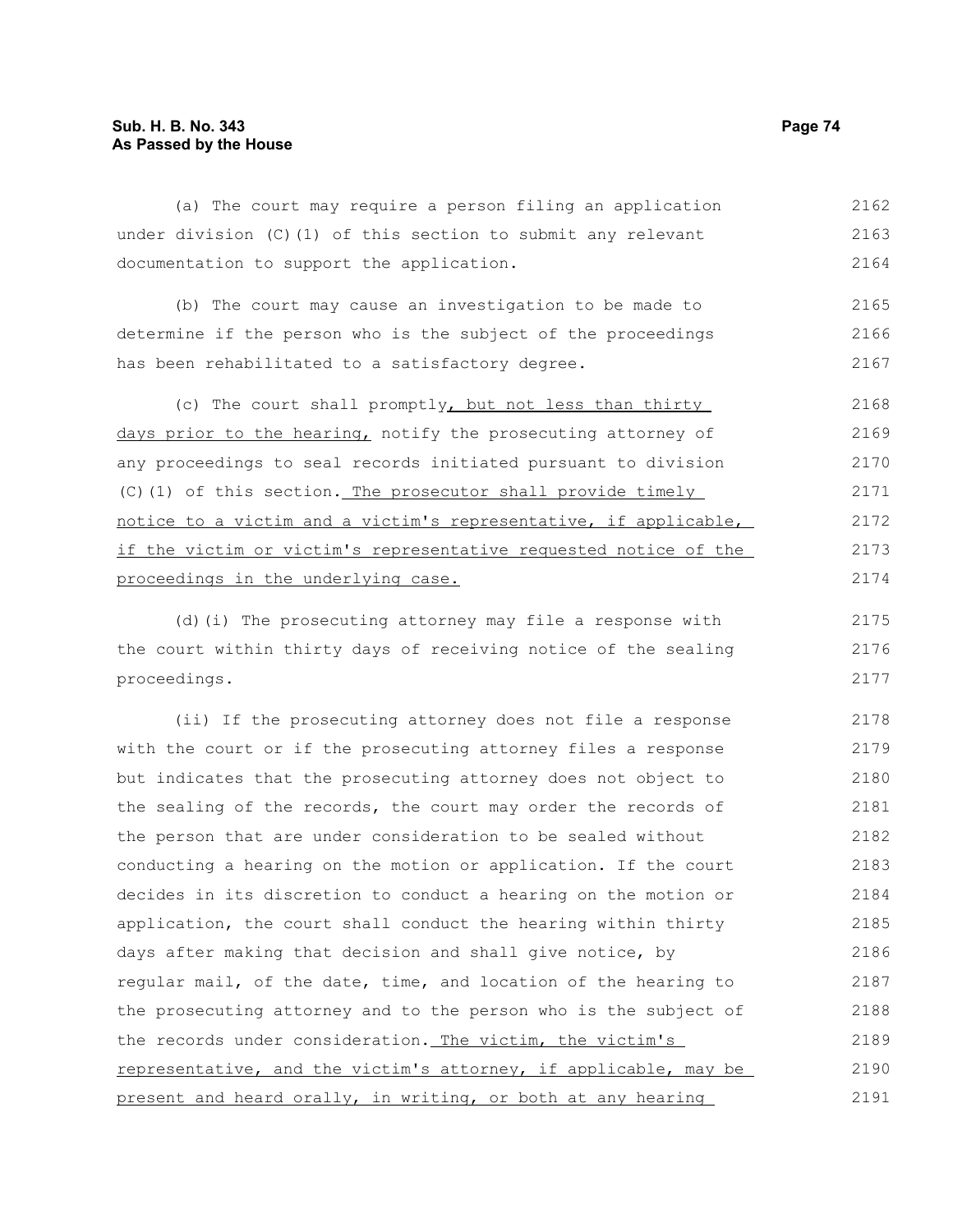(a) The court may require a person filing an application under division (C)(1) of this section to submit any relevant documentation to support the application.

(b) The court may cause an investigation to be made to determine if the person who is the subject of the proceedings has been rehabilitated to a satisfactory degree.

(c) The court shall promptly, but not less than thirty days prior to the hearing, notify the prosecuting attorney of any proceedings to seal records initiated pursuant to division (C)(1) of this section. The prosecutor shall provide timely notice to a victim and a victim's representative, if applicable, if the victim or victim's representative requested notice of the proceedings in the underlying case.

(d)(i) The prosecuting attorney may file a response with the court within thirty days of receiving notice of the sealing proceedings.

(ii) If the prosecuting attorney does not file a response with the court or if the prosecuting attorney files a response but indicates that the prosecuting attorney does not object to the sealing of the records, the court may order the records of the person that are under consideration to be sealed without conducting a hearing on the motion or application. If the court decides in its discretion to conduct a hearing on the motion or application, the court shall conduct the hearing within thirty days after making that decision and shall give notice, by regular mail, of the date, time, and location of the hearing to the prosecuting attorney and to the person who is the subject of the records under consideration. The victim, the victim's representative, and the victim's attorney, if applicable, may be present and heard orally, in writing, or both at any hearing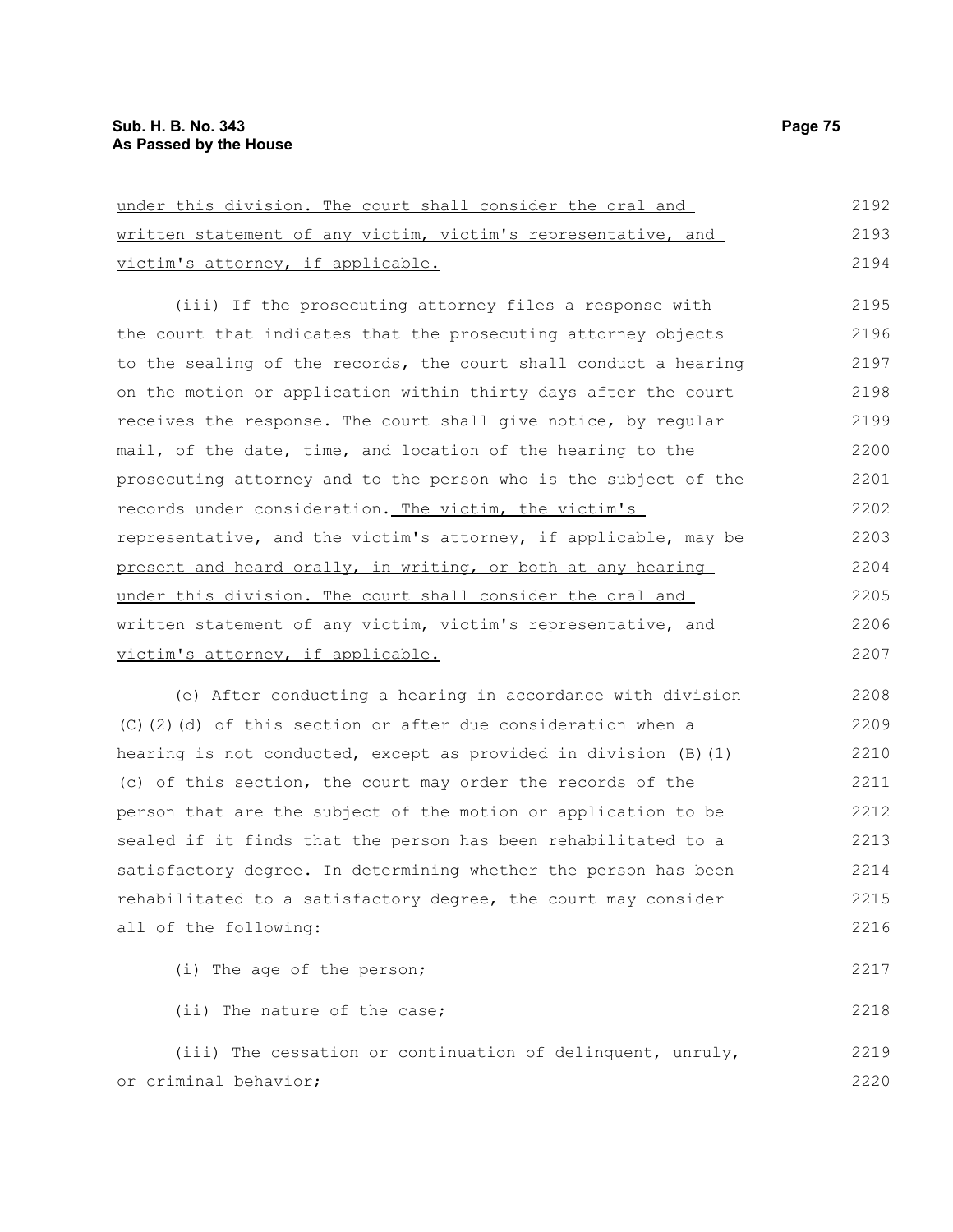under this division. The court shall consider the oral and written statement of any victim, victim's representative, and victim's attorney, if applicable.

(iii) If the prosecuting attorney files a response with the court that indicates that the prosecuting attorney objects to the sealing of the records, the court shall conduct a hearing on the motion or application within thirty days after the court receives the response. The court shall give notice, by regular mail, of the date, time, and location of the hearing to the prosecuting attorney and to the person who is the subject of the records under consideration. The victim, the victim's representative, and the victim's attorney, if applicable, may be present and heard orally, in writing, or both at any hearing under this division. The court shall consider the oral and written statement of any victim, victim's representative, and victim's attorney, if applicable.

(e) After conducting a hearing in accordance with division (C)(2)(d) of this section or after due consideration when a hearing is not conducted, except as provided in division (B)(1)(c) of this section, the court may order the records of the person that are the subject of the motion or application to be sealed if it finds that the person has been rehabilitated to a satisfactory degree. In determining whether the person has been rehabilitated to a satisfactory degree, the court may consider all of the following:

(i) The age of the person;

(ii) The nature of the case;

(iii) The cessation or continuation of delinquent, unruly, or criminal behavior;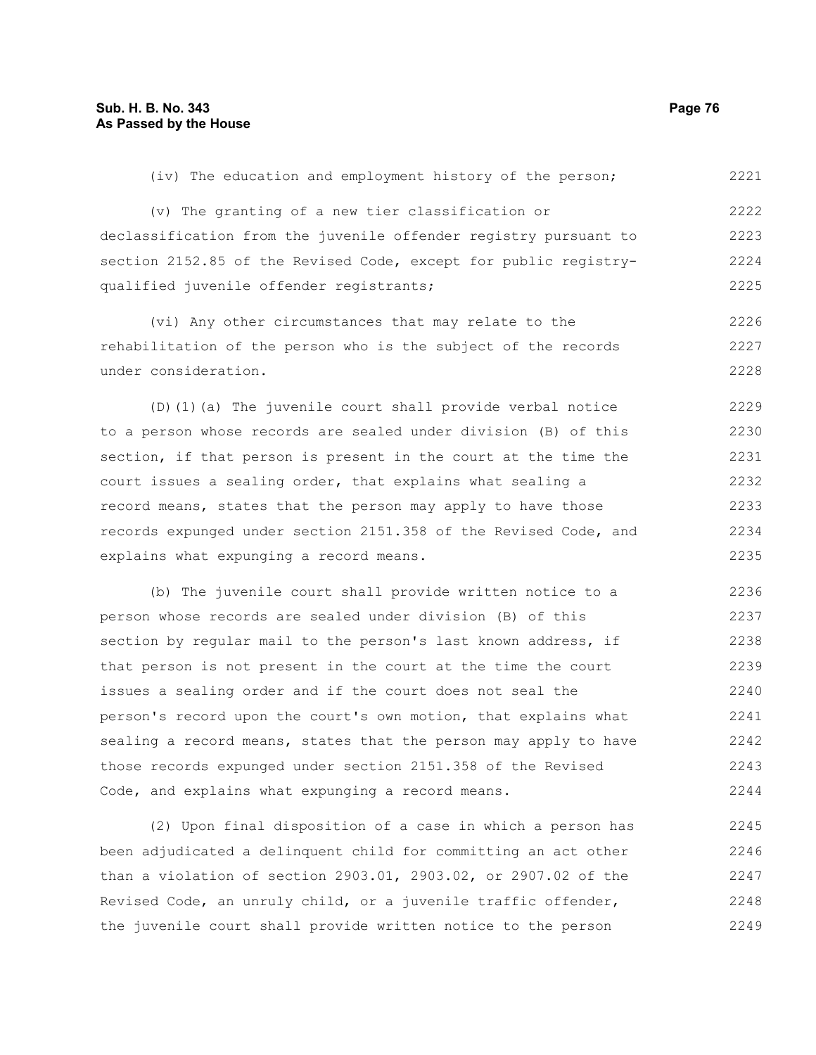(iv) The education and employment history of the person;

(v) The granting of a new tier classification or declassification from the juvenile offender registry pursuant to section 2152.85 of the Revised Code, except for public registry-qualified juvenile offender registrants;

(vi) Any other circumstances that may relate to the rehabilitation of the person who is the subject of the records under consideration.

(D)(1)(a) The juvenile court shall provide verbal notice to a person whose records are sealed under division (B) of this section, if that person is present in the court at the time the court issues a sealing order, that explains what sealing a record means, states that the person may apply to have those records expunged under section 2151.358 of the Revised Code, and explains what expunging a record means.

(b) The juvenile court shall provide written notice to a person whose records are sealed under division (B) of this section by regular mail to the person's last known address, if that person is not present in the court at the time the court issues a sealing order and if the court does not seal the person's record upon the court's own motion, that explains what sealing a record means, states that the person may apply to have those records expunged under section 2151.358 of the Revised Code, and explains what expunging a record means.

(2) Upon final disposition of a case in which a person has been adjudicated a delinquent child for committing an act other than a violation of section 2903.01, 2903.02, or 2907.02 of the Revised Code, an unruly child, or a juvenile traffic offender, the juvenile court shall provide written notice to the person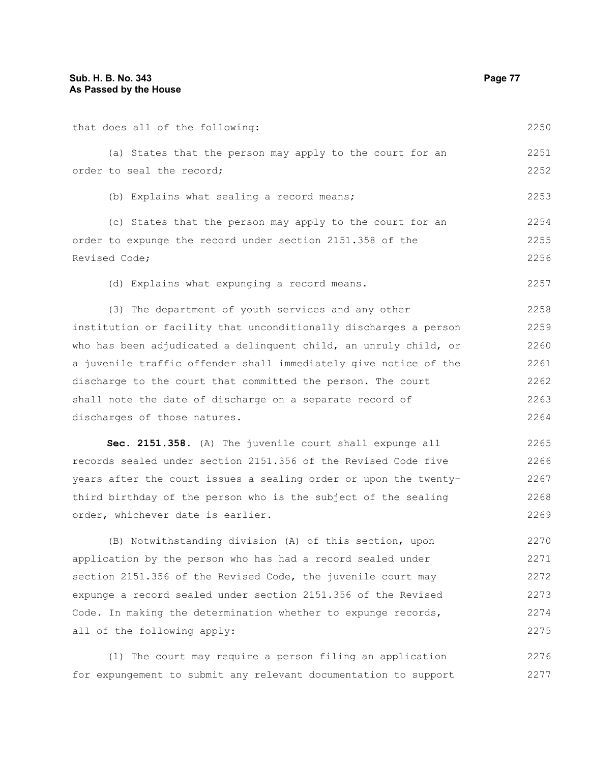that does all of the following:

(a) States that the person may apply to the court for an order to seal the record;

(b) Explains what sealing a record means;

(c) States that the person may apply to the court for an order to expunge the record under section 2151.358 of the Revised Code;

(d) Explains what expunging a record means.

(3) The department of youth services and any other institution or facility that unconditionally discharges a person who has been adjudicated a delinquent child, an unruly child, or a juvenile traffic offender shall immediately give notice of the discharge to the court that committed the person. The court shall note the date of discharge on a separate record of discharges of those natures.

**Sec. 2151.358.** (A) The juvenile court shall expunge all records sealed under section 2151.356 of the Revised Code five years after the court issues a sealing order or upon the twenty-third birthday of the person who is the subject of the sealing order, whichever date is earlier.

(B) Notwithstanding division (A) of this section, upon application by the person who has had a record sealed under section 2151.356 of the Revised Code, the juvenile court may expunge a record sealed under section 2151.356 of the Revised Code. In making the determination whether to expunge records, all of the following apply:

(1) The court may require a person filing an application for expungement to submit any relevant documentation to support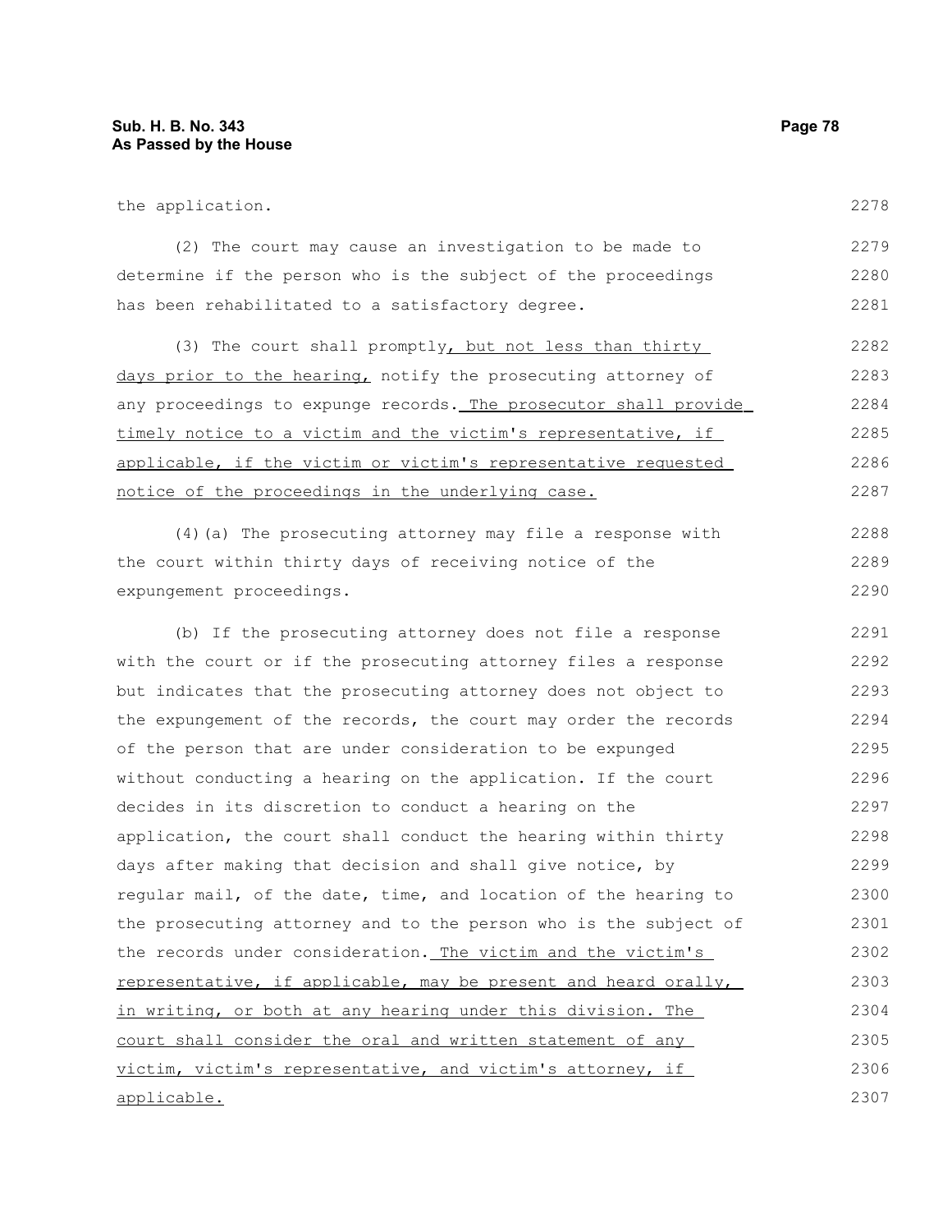the application.

(2) The court may cause an investigation to be made to determine if the person who is the subject of the proceedings has been rehabilitated to a satisfactory degree.

(3) The court shall promptly, but not less than thirty days prior to the hearing, notify the prosecuting attorney of any proceedings to expunge records. The prosecutor shall provide timely notice to a victim and the victim's representative, if applicable, if the victim or victim's representative requested notice of the proceedings in the underlying case.

(4)(a) The prosecuting attorney may file a response with the court within thirty days of receiving notice of the expungement proceedings.

(b) If the prosecuting attorney does not file a response with the court or if the prosecuting attorney files a response but indicates that the prosecuting attorney does not object to the expungement of the records, the court may order the records of the person that are under consideration to be expunged without conducting a hearing on the application. If the court decides in its discretion to conduct a hearing on the application, the court shall conduct the hearing within thirty days after making that decision and shall give notice, by regular mail, of the date, time, and location of the hearing to the prosecuting attorney and to the person who is the subject of the records under consideration. The victim and the victim's representative, if applicable, may be present and heard orally, in writing, or both at any hearing under this division. The court shall consider the oral and written statement of any victim, victim's representative, and victim's attorney, if applicable.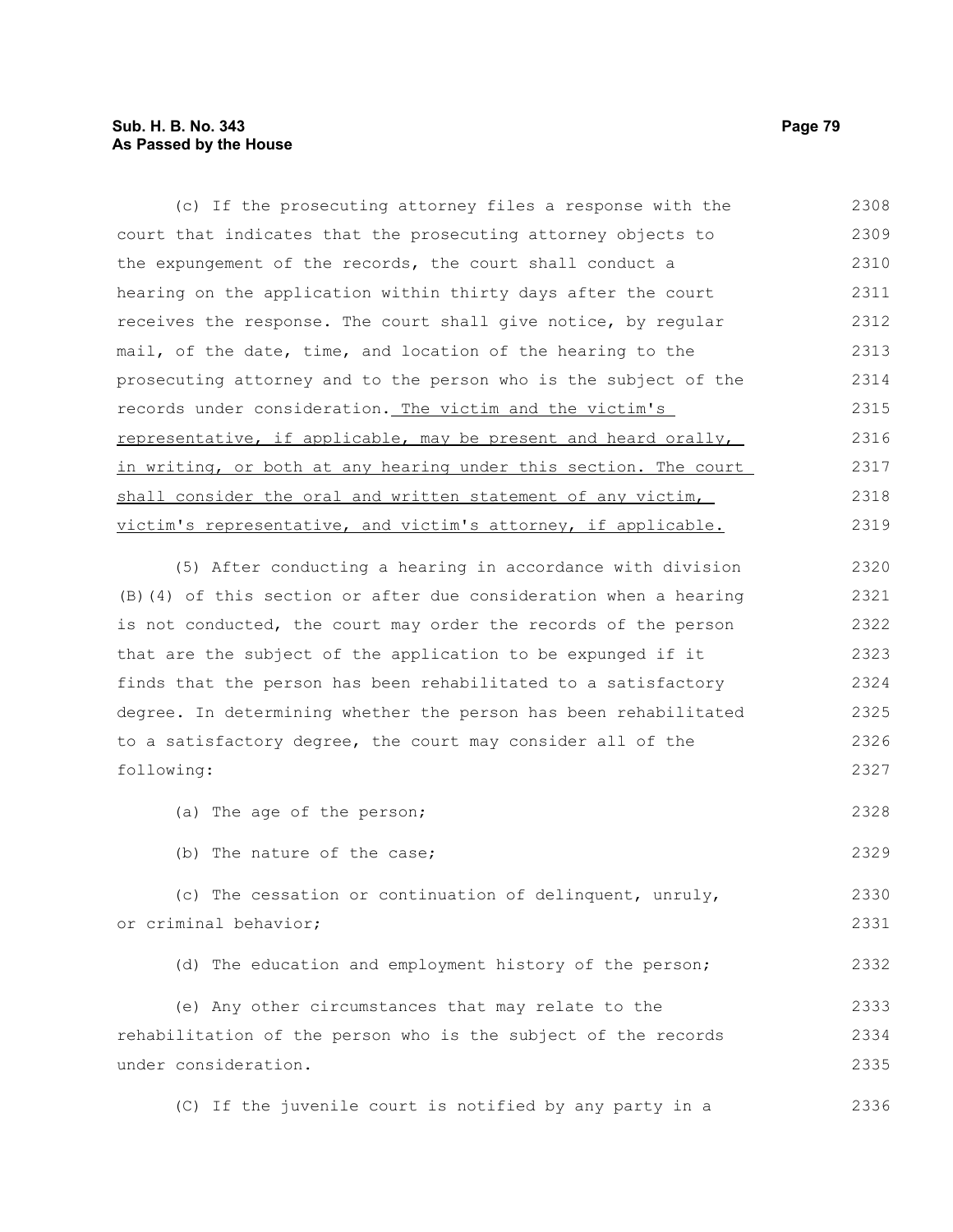(c) If the prosecuting attorney files a response with the court that indicates that the prosecuting attorney objects to the expungement of the records, the court shall conduct a hearing on the application within thirty days after the court receives the response. The court shall give notice, by regular mail, of the date, time, and location of the hearing to the prosecuting attorney and to the person who is the subject of the records under consideration. The victim and the victim's representative, if applicable, may be present and heard orally, in writing, or both at any hearing under this section. The court shall consider the oral and written statement of any victim, victim's representative, and victim's attorney, if applicable.

(5) After conducting a hearing in accordance with division (B)(4) of this section or after due consideration when a hearing is not conducted, the court may order the records of the person that are the subject of the application to be expunged if it finds that the person has been rehabilitated to a satisfactory degree. In determining whether the person has been rehabilitated to a satisfactory degree, the court may consider all of the following:

(a) The age of the person;

(b) The nature of the case;

(c) The cessation or continuation of delinquent, unruly, or criminal behavior;

(d) The education and employment history of the person;

(e) Any other circumstances that may relate to the rehabilitation of the person who is the subject of the records under consideration.

(C) If the juvenile court is notified by any party in a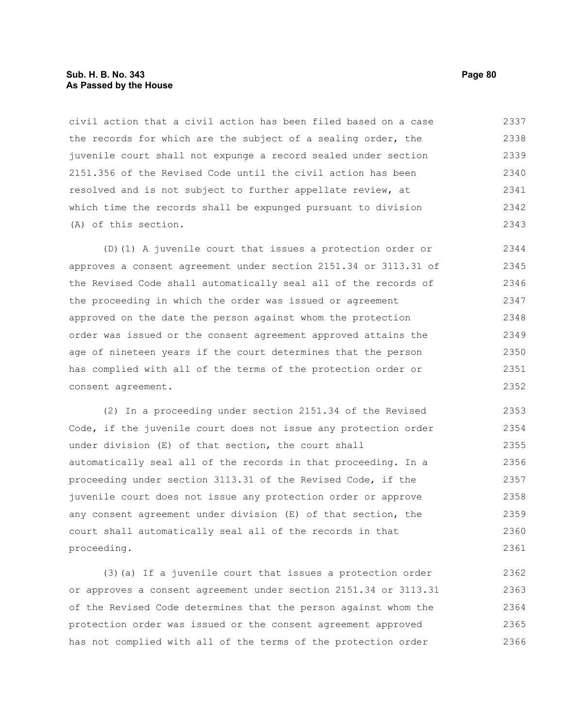civil action that a civil action has been filed based on a case the records for which are the subject of a sealing order, the juvenile court shall not expunge a record sealed under section 2151.356 of the Revised Code until the civil action has been resolved and is not subject to further appellate review, at which time the records shall be expunged pursuant to division (A) of this section.

(D)(1) A juvenile court that issues a protection order or approves a consent agreement under section 2151.34 or 3113.31 of the Revised Code shall automatically seal all of the records of the proceeding in which the order was issued or agreement approved on the date the person against whom the protection order was issued or the consent agreement approved attains the age of nineteen years if the court determines that the person has complied with all of the terms of the protection order or consent agreement.

(2) In a proceeding under section 2151.34 of the Revised Code, if the juvenile court does not issue any protection order under division (E) of that section, the court shall automatically seal all of the records in that proceeding. In a proceeding under section 3113.31 of the Revised Code, if the juvenile court does not issue any protection order or approve any consent agreement under division (E) of that section, the court shall automatically seal all of the records in that proceeding.

(3)(a) If a juvenile court that issues a protection order or approves a consent agreement under section 2151.34 or 3113.31 of the Revised Code determines that the person against whom the protection order was issued or the consent agreement approved has not complied with all of the terms of the protection order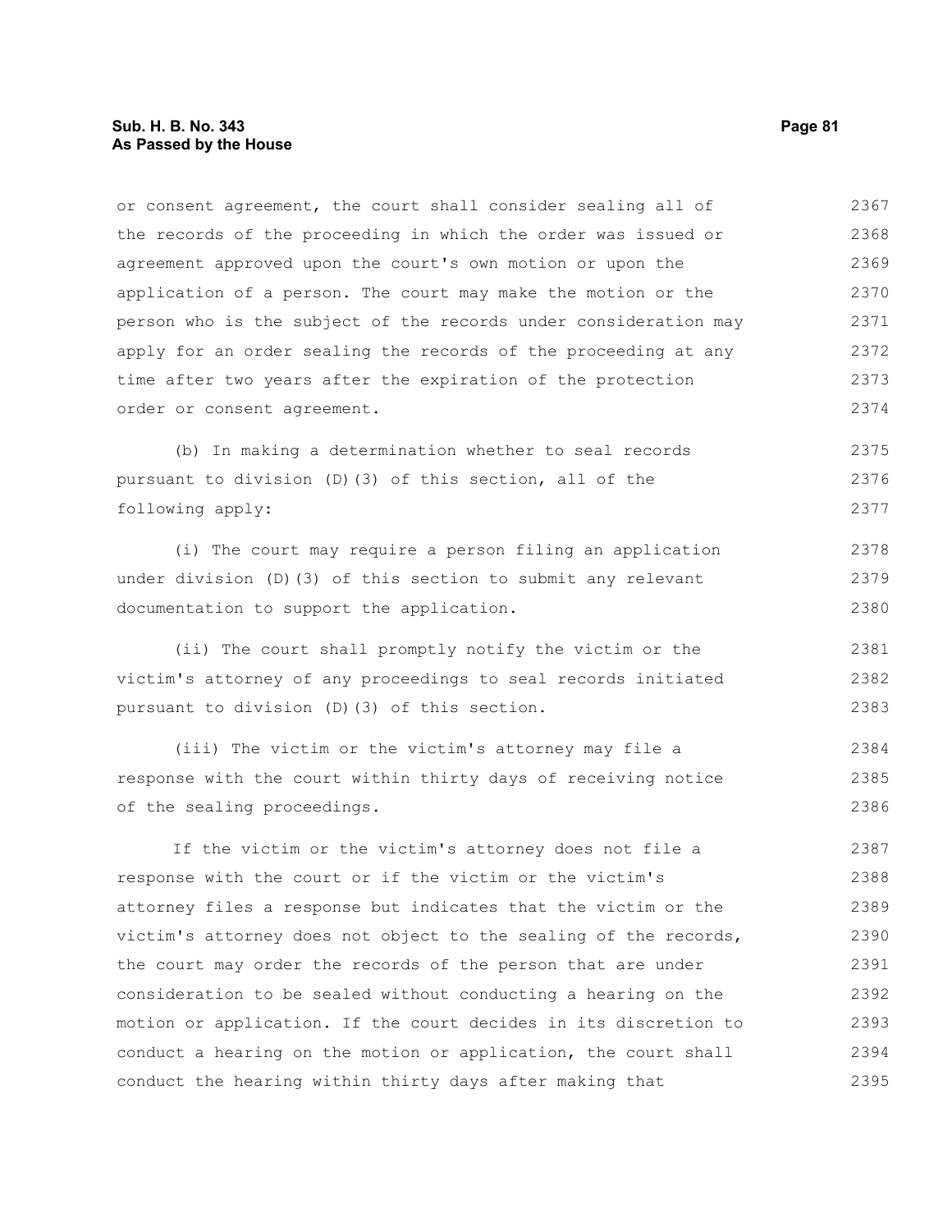or consent agreement, the court shall consider sealing all of the records of the proceeding in which the order was issued or agreement approved upon the court's own motion or upon the application of a person. The court may make the motion or the person who is the subject of the records under consideration may apply for an order sealing the records of the proceeding at any time after two years after the expiration of the protection order or consent agreement.

(b) In making a determination whether to seal records pursuant to division (D)(3) of this section, all of the following apply:

(i) The court may require a person filing an application under division (D)(3) of this section to submit any relevant documentation to support the application.

(ii) The court shall promptly notify the victim or the victim's attorney of any proceedings to seal records initiated pursuant to division (D)(3) of this section.

(iii) The victim or the victim's attorney may file a response with the court within thirty days of receiving notice of the sealing proceedings.

If the victim or the victim's attorney does not file a response with the court or if the victim or the victim's attorney files a response but indicates that the victim or the victim's attorney does not object to the sealing of the records, the court may order the records of the person that are under consideration to be sealed without conducting a hearing on the motion or application. If the court decides in its discretion to conduct a hearing on the motion or application, the court shall conduct the hearing within thirty days after making that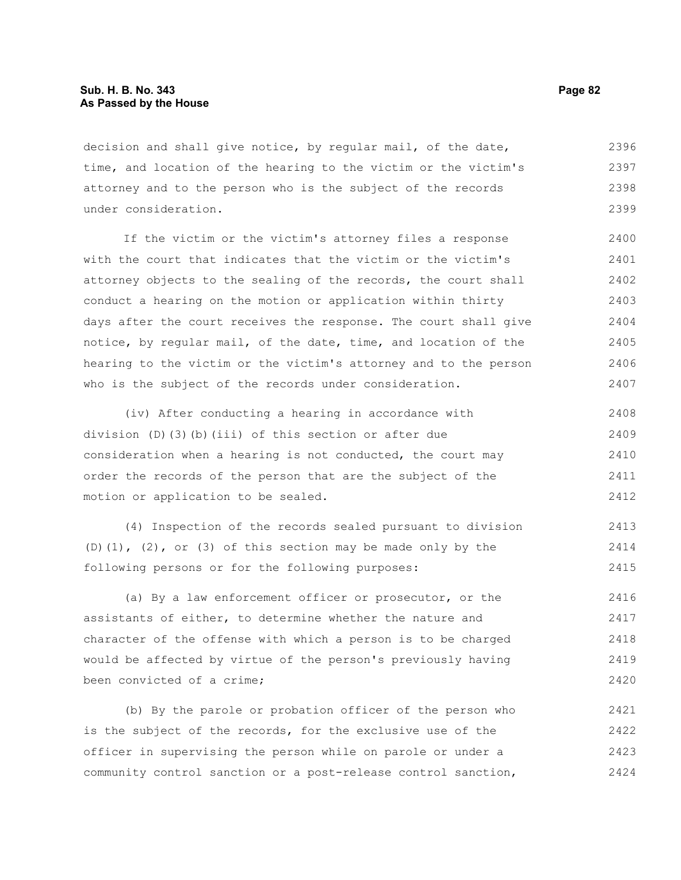decision and shall give notice, by regular mail, of the date, time, and location of the hearing to the victim or the victim's attorney and to the person who is the subject of the records under consideration.

If the victim or the victim's attorney files a response with the court that indicates that the victim or the victim's attorney objects to the sealing of the records, the court shall conduct a hearing on the motion or application within thirty days after the court receives the response. The court shall give notice, by regular mail, of the date, time, and location of the hearing to the victim or the victim's attorney and to the person who is the subject of the records under consideration.

(iv) After conducting a hearing in accordance with division (D)(3)(b)(iii) of this section or after due consideration when a hearing is not conducted, the court may order the records of the person that are the subject of the motion or application to be sealed.

(4) Inspection of the records sealed pursuant to division (D)(1), (2), or (3) of this section may be made only by the following persons or for the following purposes:

(a) By a law enforcement officer or prosecutor, or the assistants of either, to determine whether the nature and character of the offense with which a person is to be charged would be affected by virtue of the person's previously having been convicted of a crime;

(b) By the parole or probation officer of the person who is the subject of the records, for the exclusive use of the officer in supervising the person while on parole or under a community control sanction or a post-release control sanction,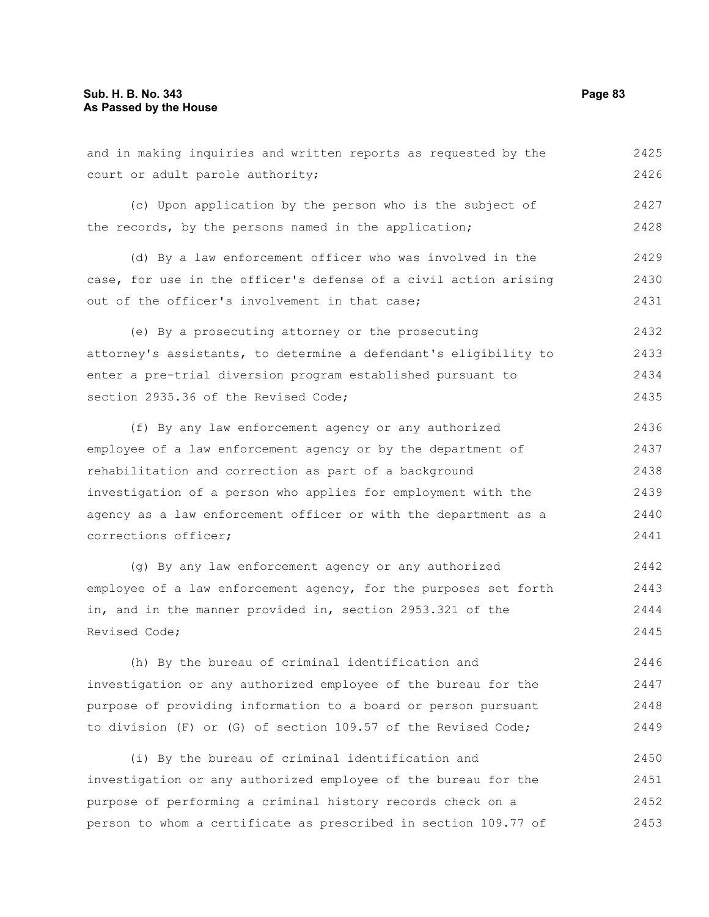and in making inquiries and written reports as requested by the court or adult parole authority;

(c) Upon application by the person who is the subject of the records, by the persons named in the application;

(d) By a law enforcement officer who was involved in the case, for use in the officer's defense of a civil action arising out of the officer's involvement in that case;

(e) By a prosecuting attorney or the prosecuting attorney's assistants, to determine a defendant's eligibility to enter a pre-trial diversion program established pursuant to section 2935.36 of the Revised Code;

(f) By any law enforcement agency or any authorized employee of a law enforcement agency or by the department of rehabilitation and correction as part of a background investigation of a person who applies for employment with the agency as a law enforcement officer or with the department as a corrections officer;

(g) By any law enforcement agency or any authorized employee of a law enforcement agency, for the purposes set forth in, and in the manner provided in, section 2953.321 of the Revised Code;

(h) By the bureau of criminal identification and investigation or any authorized employee of the bureau for the purpose of providing information to a board or person pursuant to division (F) or (G) of section 109.57 of the Revised Code;

(i) By the bureau of criminal identification and investigation or any authorized employee of the bureau for the purpose of performing a criminal history records check on a person to whom a certificate as prescribed in section 109.77 of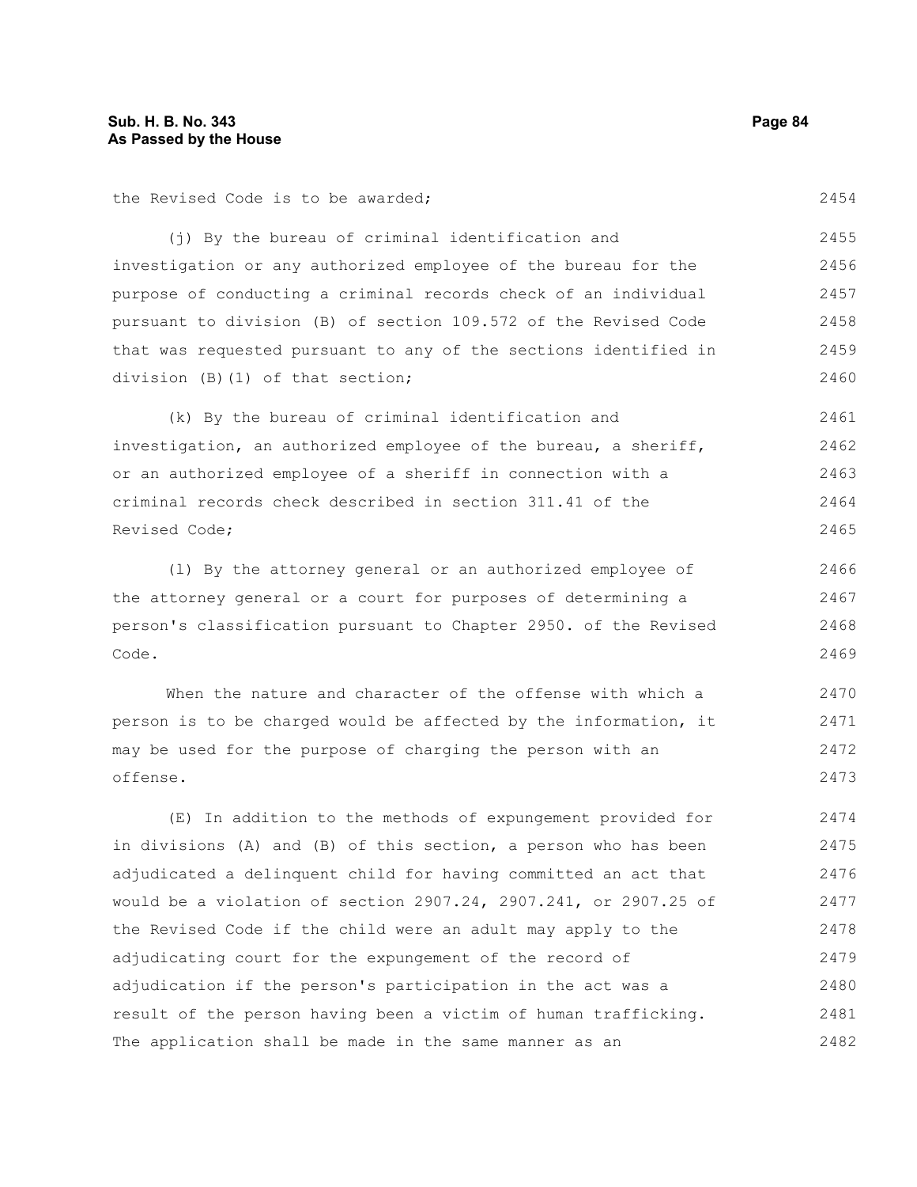the Revised Code is to be awarded;

(j) By the bureau of criminal identification and investigation or any authorized employee of the bureau for the purpose of conducting a criminal records check of an individual pursuant to division (B) of section 109.572 of the Revised Code that was requested pursuant to any of the sections identified in division (B)(1) of that section;

(k) By the bureau of criminal identification and investigation, an authorized employee of the bureau, a sheriff, or an authorized employee of a sheriff in connection with a criminal records check described in section 311.41 of the Revised Code;

(l) By the attorney general or an authorized employee of the attorney general or a court for purposes of determining a person's classification pursuant to Chapter 2950. of the Revised Code.

When the nature and character of the offense with which a person is to be charged would be affected by the information, it may be used for the purpose of charging the person with an offense.

(E) In addition to the methods of expungement provided for in divisions (A) and (B) of this section, a person who has been adjudicated a delinquent child for having committed an act that would be a violation of section 2907.24, 2907.241, or 2907.25 of the Revised Code if the child were an adult may apply to the adjudicating court for the expungement of the record of adjudication if the person's participation in the act was a result of the person having been a victim of human trafficking. The application shall be made in the same manner as an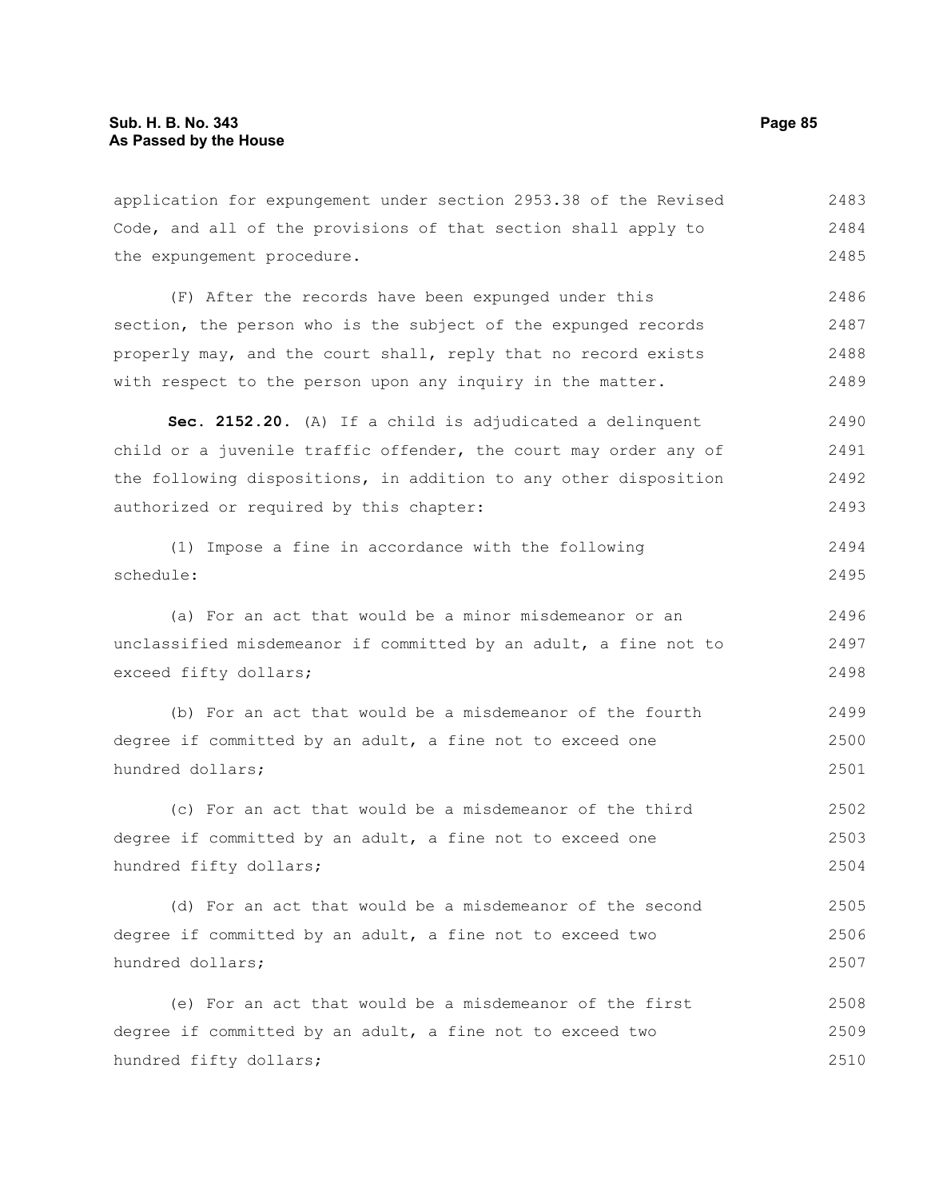application for expungement under section 2953.38 of the Revised Code, and all of the provisions of that section shall apply to the expungement procedure.

(F) After the records have been expunged under this section, the person who is the subject of the expunged records properly may, and the court shall, reply that no record exists with respect to the person upon any inquiry in the matter.

**Sec. 2152.20.** (A) If a child is adjudicated a delinquent child or a juvenile traffic offender, the court may order any of the following dispositions, in addition to any other disposition authorized or required by this chapter:

(1) Impose a fine in accordance with the following schedule:

(a) For an act that would be a minor misdemeanor or an unclassified misdemeanor if committed by an adult, a fine not to exceed fifty dollars;

(b) For an act that would be a misdemeanor of the fourth degree if committed by an adult, a fine not to exceed one hundred dollars;

(c) For an act that would be a misdemeanor of the third degree if committed by an adult, a fine not to exceed one hundred fifty dollars;

(d) For an act that would be a misdemeanor of the second degree if committed by an adult, a fine not to exceed two hundred dollars;

(e) For an act that would be a misdemeanor of the first degree if committed by an adult, a fine not to exceed two hundred fifty dollars;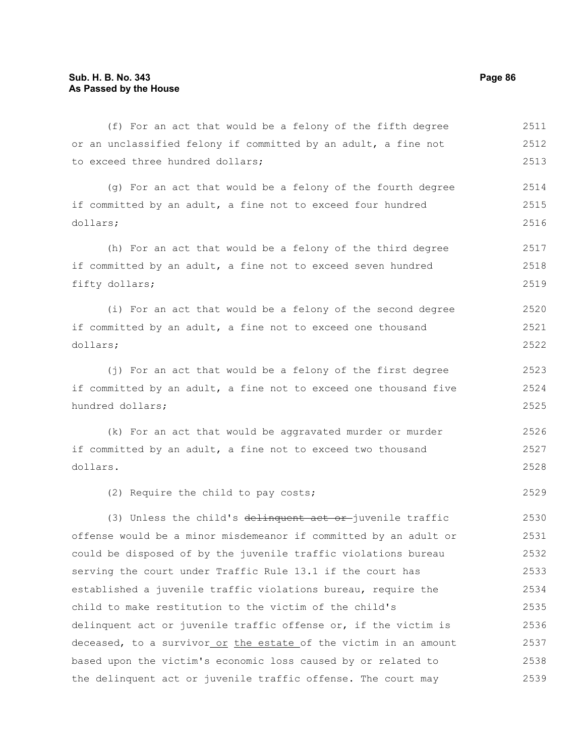(f) For an act that would be a felony of the fifth degree or an unclassified felony if committed by an adult, a fine not to exceed three hundred dollars;

(g) For an act that would be a felony of the fourth degree if committed by an adult, a fine not to exceed four hundred dollars;

(h) For an act that would be a felony of the third degree if committed by an adult, a fine not to exceed seven hundred fifty dollars;

(i) For an act that would be a felony of the second degree if committed by an adult, a fine not to exceed one thousand dollars;

(j) For an act that would be a felony of the first degree if committed by an adult, a fine not to exceed one thousand five hundred dollars;

(k) For an act that would be aggravated murder or murder if committed by an adult, a fine not to exceed two thousand dollars.

(2) Require the child to pay costs;

(3) Unless the child's ~~delinquent act or~~ juvenile traffic offense would be a minor misdemeanor if committed by an adult or could be disposed of by the juvenile traffic violations bureau serving the court under Traffic Rule 13.1 if the court has established a juvenile traffic violations bureau, require the child to make restitution to the victim of the child's delinquent act or juvenile traffic offense or, if the victim is deceased, to a survivor <u>or the estate</u> of the victim in an amount based upon the victim's economic loss caused by or related to the delinquent act or juvenile traffic offense. The court may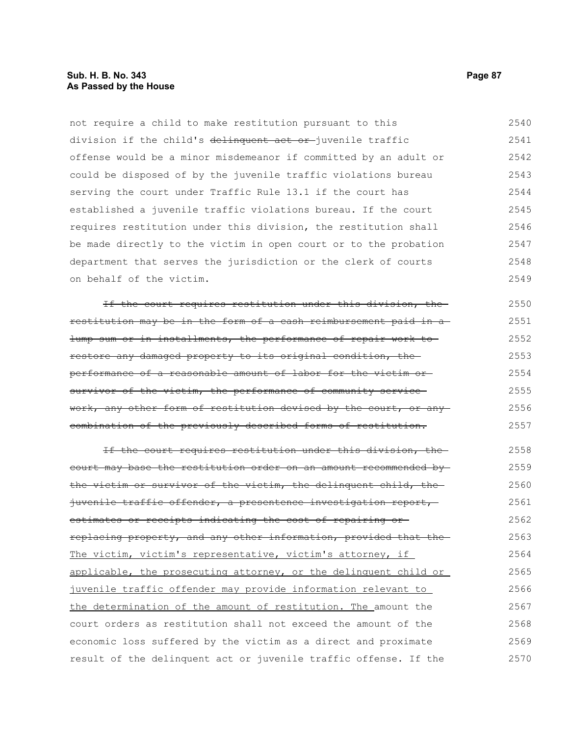not require a child to make restitution pursuant to this division if the child's ~~delinquent act or~~ juvenile traffic offense would be a minor misdemeanor if committed by an adult or could be disposed of by the juvenile traffic violations bureau serving the court under Traffic Rule 13.1 if the court has established a juvenile traffic violations bureau. If the court requires restitution under this division, the restitution shall be made directly to the victim in open court or to the probation department that serves the jurisdiction or the clerk of courts on behalf of the victim.

~~If the court requires restitution under this division, the restitution may be in the form of a cash reimbursement paid in a lump sum or in installments, the performance of repair work to restore any damaged property to its original condition, the performance of a reasonable amount of labor for the victim or survivor of the victim, the performance of community service work, any other form of restitution devised by the court, or any combination of the previously described forms of restitution.~~

~~If the court requires restitution under this division, the court may base the restitution order on an amount recommended by the victim or survivor of the victim, the delinquent child, the juvenile traffic offender, a presentence investigation report, estimates or receipts indicating the cost of repairing or replacing property, and any other information, provided that the~~ The victim, victim's representative, victim's attorney, if applicable, the prosecuting attorney, or the delinquent child or juvenile traffic offender may provide information relevant to the determination of the amount of restitution. The amount the court orders as restitution shall not exceed the amount of the economic loss suffered by the victim as a direct and proximate result of the delinquent act or juvenile traffic offense. If the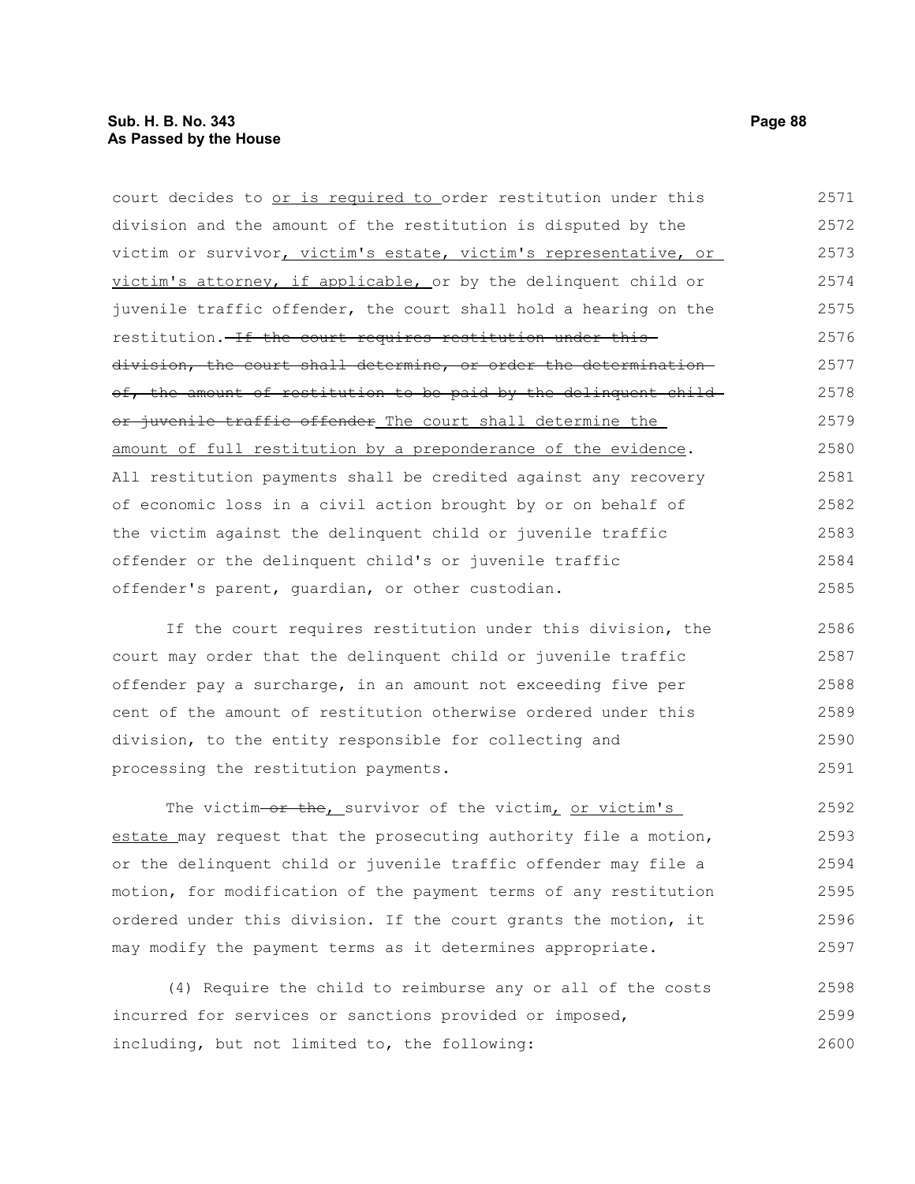court decides to or is required to order restitution under this division and the amount of the restitution is disputed by the victim or survivor, victim's estate, victim's representative, or victim's attorney, if applicable, or by the delinquent child or juvenile traffic offender, the court shall hold a hearing on the restitution. ~~If the court requires restitution under this division, the court shall determine, or order the determination of, the amount of restitution to be paid by the delinquent child or juvenile traffic offender~~ The court shall determine the amount of full restitution by a preponderance of the evidence. All restitution payments shall be credited against any recovery of economic loss in a civil action brought by or on behalf of the victim against the delinquent child or juvenile traffic offender or the delinquent child's or juvenile traffic offender's parent, guardian, or other custodian.

If the court requires restitution under this division, the court may order that the delinquent child or juvenile traffic offender pay a surcharge, in an amount not exceeding five per cent of the amount of restitution otherwise ordered under this division, to the entity responsible for collecting and processing the restitution payments.

The victim ~~or the~~, survivor of the victim, or victim's estate may request that the prosecuting authority file a motion, or the delinquent child or juvenile traffic offender may file a motion, for modification of the payment terms of any restitution ordered under this division. If the court grants the motion, it may modify the payment terms as it determines appropriate.

(4) Require the child to reimburse any or all of the costs incurred for services or sanctions provided or imposed, including, but not limited to, the following: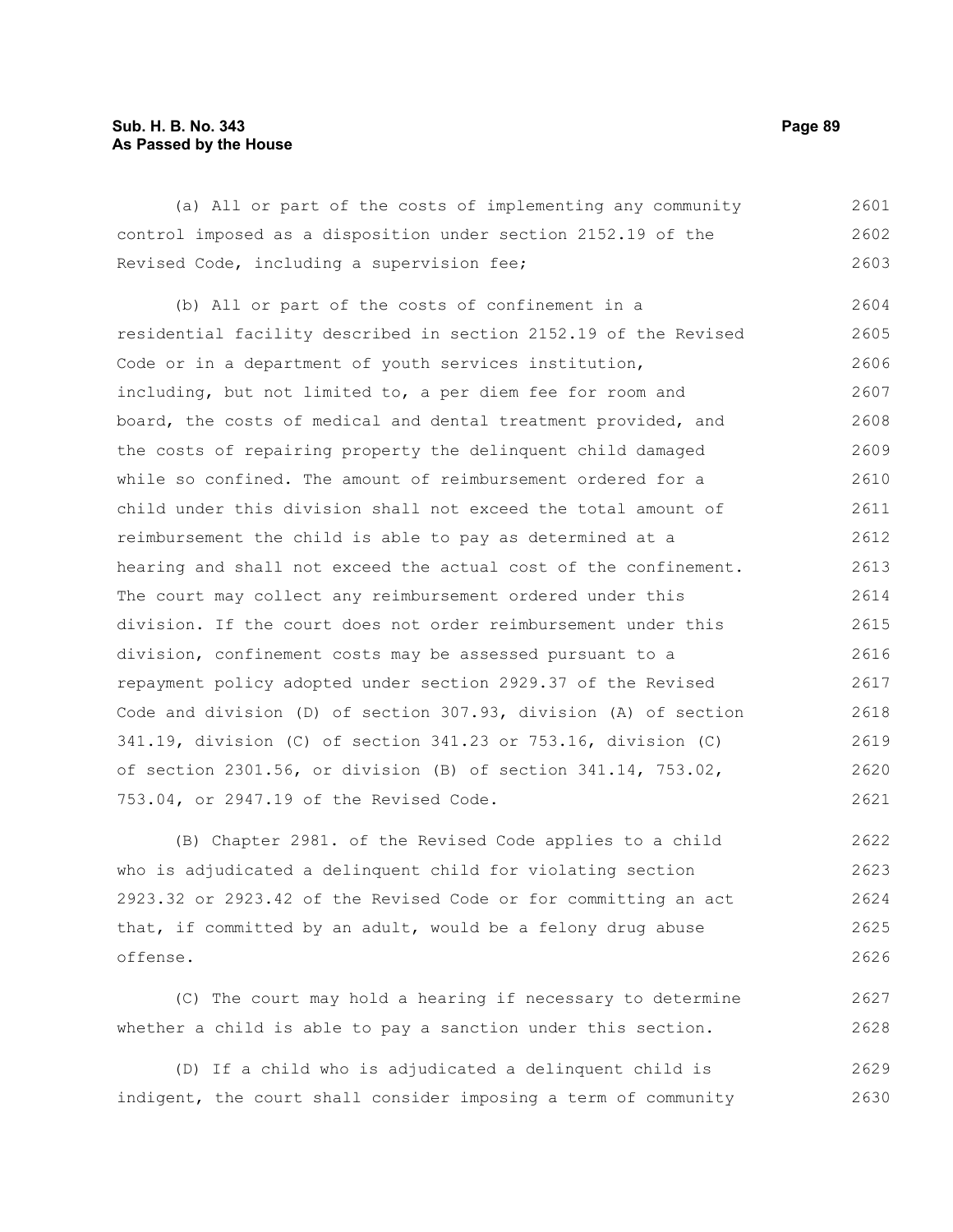(a) All or part of the costs of implementing any community control imposed as a disposition under section 2152.19 of the Revised Code, including a supervision fee;

(b) All or part of the costs of confinement in a residential facility described in section 2152.19 of the Revised Code or in a department of youth services institution, including, but not limited to, a per diem fee for room and board, the costs of medical and dental treatment provided, and the costs of repairing property the delinquent child damaged while so confined. The amount of reimbursement ordered for a child under this division shall not exceed the total amount of reimbursement the child is able to pay as determined at a hearing and shall not exceed the actual cost of the confinement. The court may collect any reimbursement ordered under this division. If the court does not order reimbursement under this division, confinement costs may be assessed pursuant to a repayment policy adopted under section 2929.37 of the Revised Code and division (D) of section 307.93, division (A) of section 341.19, division (C) of section 341.23 or 753.16, division (C) of section 2301.56, or division (B) of section 341.14, 753.02, 753.04, or 2947.19 of the Revised Code.

(B) Chapter 2981. of the Revised Code applies to a child who is adjudicated a delinquent child for violating section 2923.32 or 2923.42 of the Revised Code or for committing an act that, if committed by an adult, would be a felony drug abuse offense.

(C) The court may hold a hearing if necessary to determine whether a child is able to pay a sanction under this section.

(D) If a child who is adjudicated a delinquent child is indigent, the court shall consider imposing a term of community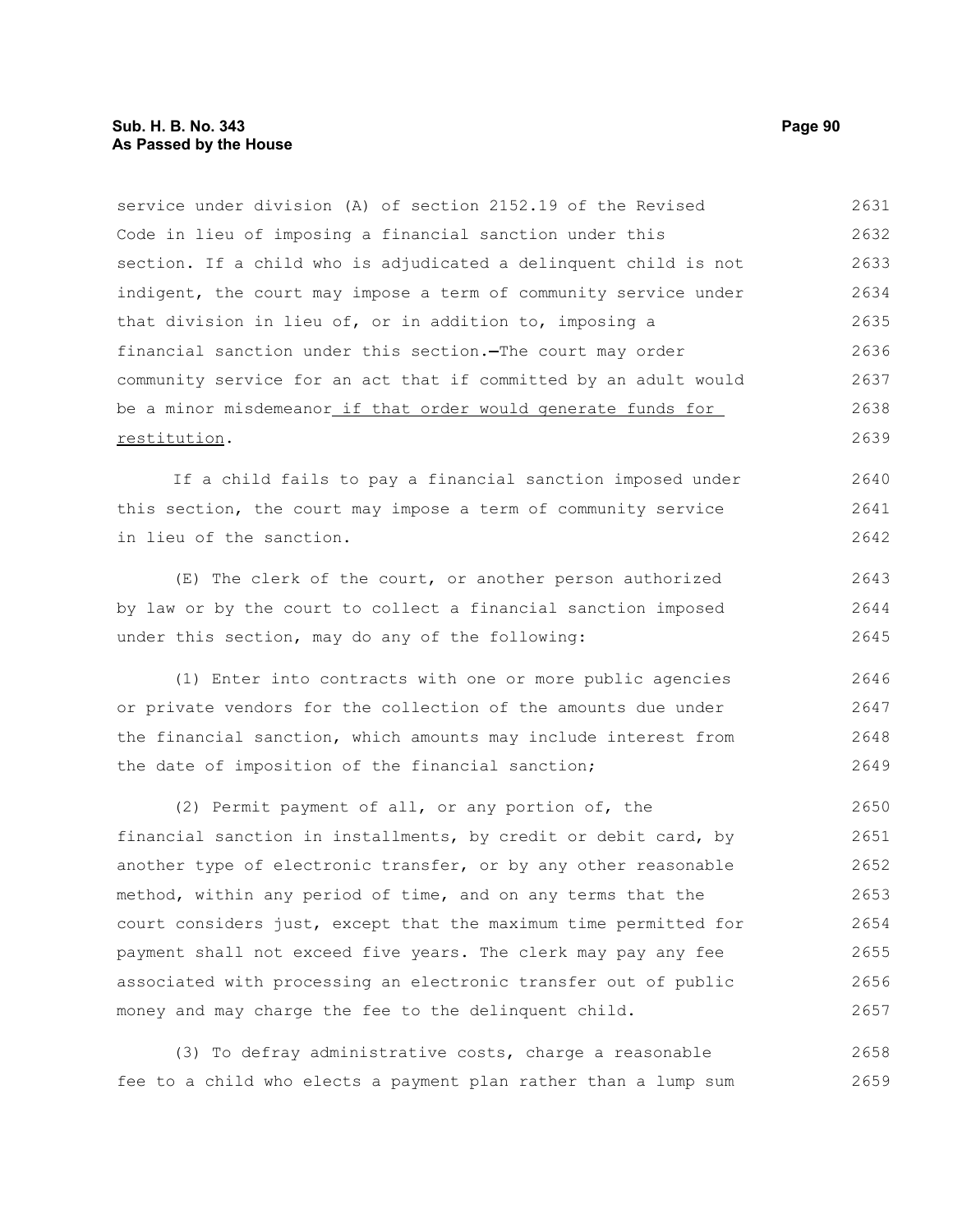service under division (A) of section 2152.19 of the Revised Code in lieu of imposing a financial sanction under this section. If a child who is adjudicated a delinquent child is not indigent, the court may impose a term of community service under that division in lieu of, or in addition to, imposing a financial sanction under this section. The court may order community service for an act that if committed by an adult would be a minor misdemeanor if that order would generate funds for restitution.

If a child fails to pay a financial sanction imposed under this section, the court may impose a term of community service in lieu of the sanction.

(E) The clerk of the court, or another person authorized by law or by the court to collect a financial sanction imposed under this section, may do any of the following:

(1) Enter into contracts with one or more public agencies or private vendors for the collection of the amounts due under the financial sanction, which amounts may include interest from the date of imposition of the financial sanction;

(2) Permit payment of all, or any portion of, the financial sanction in installments, by credit or debit card, by another type of electronic transfer, or by any other reasonable method, within any period of time, and on any terms that the court considers just, except that the maximum time permitted for payment shall not exceed five years. The clerk may pay any fee associated with processing an electronic transfer out of public money and may charge the fee to the delinquent child.

(3) To defray administrative costs, charge a reasonable fee to a child who elects a payment plan rather than a lump sum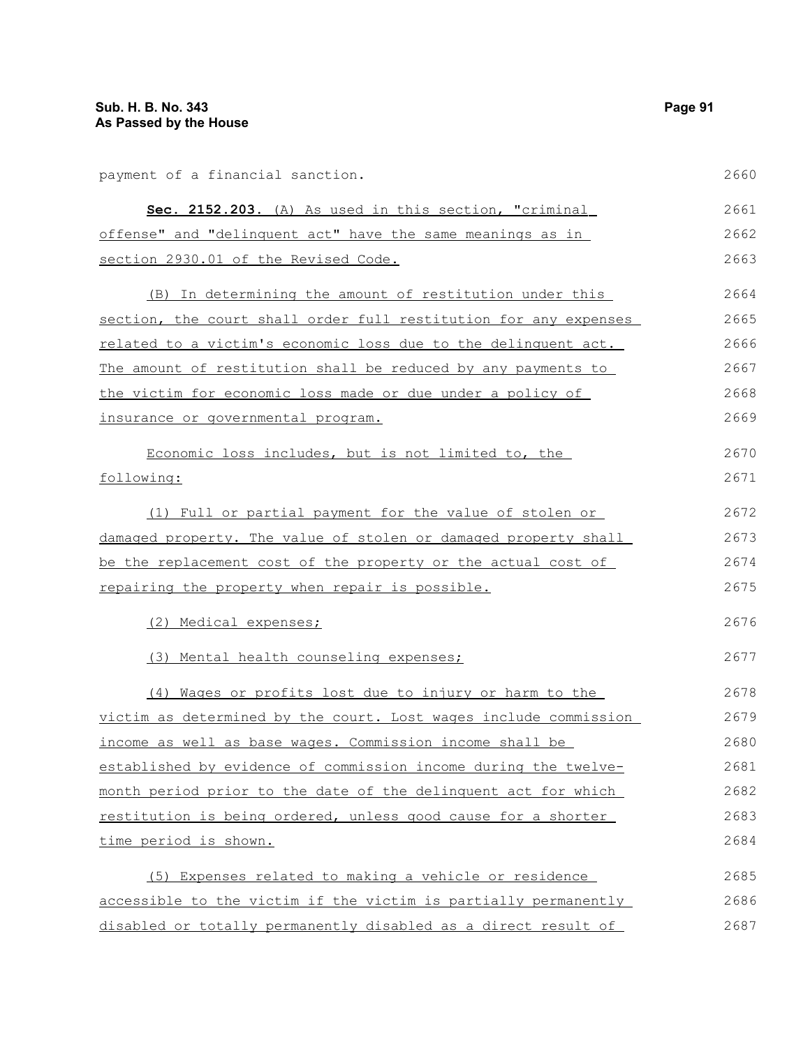payment of a financial sanction.

**Sec. 2152.203.** (A) As used in this section, "criminal offense" and "delinquent act" have the same meanings as in section 2930.01 of the Revised Code.

(B) In determining the amount of restitution under this section, the court shall order full restitution for any expenses related to a victim's economic loss due to the delinquent act. The amount of restitution shall be reduced by any payments to the victim for economic loss made or due under a policy of insurance or governmental program.

Economic loss includes, but is not limited to, the following:

(1) Full or partial payment for the value of stolen or damaged property. The value of stolen or damaged property shall be the replacement cost of the property or the actual cost of repairing the property when repair is possible.

(2) Medical expenses;

(3) Mental health counseling expenses;

(4) Wages or profits lost due to injury or harm to the victim as determined by the court. Lost wages include commission income as well as base wages. Commission income shall be established by evidence of commission income during the twelve-month period prior to the date of the delinquent act for which restitution is being ordered, unless good cause for a shorter time period is shown.

(5) Expenses related to making a vehicle or residence accessible to the victim if the victim is partially permanently disabled or totally permanently disabled as a direct result of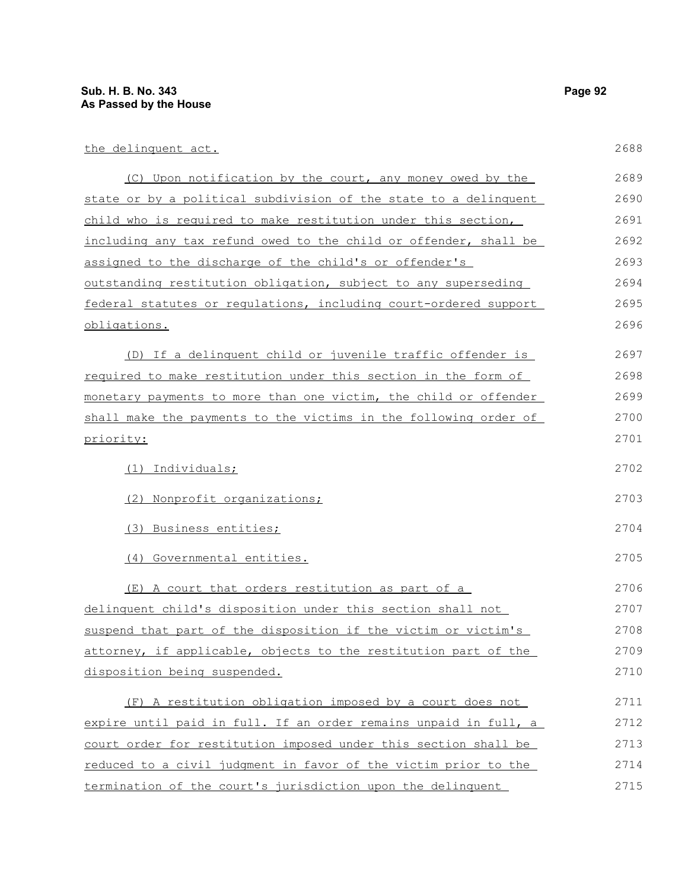the delinquent act.

(C) Upon notification by the court, any money owed by the state or by a political subdivision of the state to a delinquent child who is required to make restitution under this section, including any tax refund owed to the child or offender, shall be assigned to the discharge of the child's or offender's outstanding restitution obligation, subject to any superseding federal statutes or regulations, including court-ordered support obligations.

(D) If a delinquent child or juvenile traffic offender is required to make restitution under this section in the form of monetary payments to more than one victim, the child or offender shall make the payments to the victims in the following order of priority:

(1) Individuals;

(2) Nonprofit organizations;

(3) Business entities;

(4) Governmental entities.

(E) A court that orders restitution as part of a delinquent child's disposition under this section shall not suspend that part of the disposition if the victim or victim's attorney, if applicable, objects to the restitution part of the disposition being suspended.

(F) A restitution obligation imposed by a court does not expire until paid in full. If an order remains unpaid in full, a court order for restitution imposed under this section shall be reduced to a civil judgment in favor of the victim prior to the termination of the court's jurisdiction upon the delinquent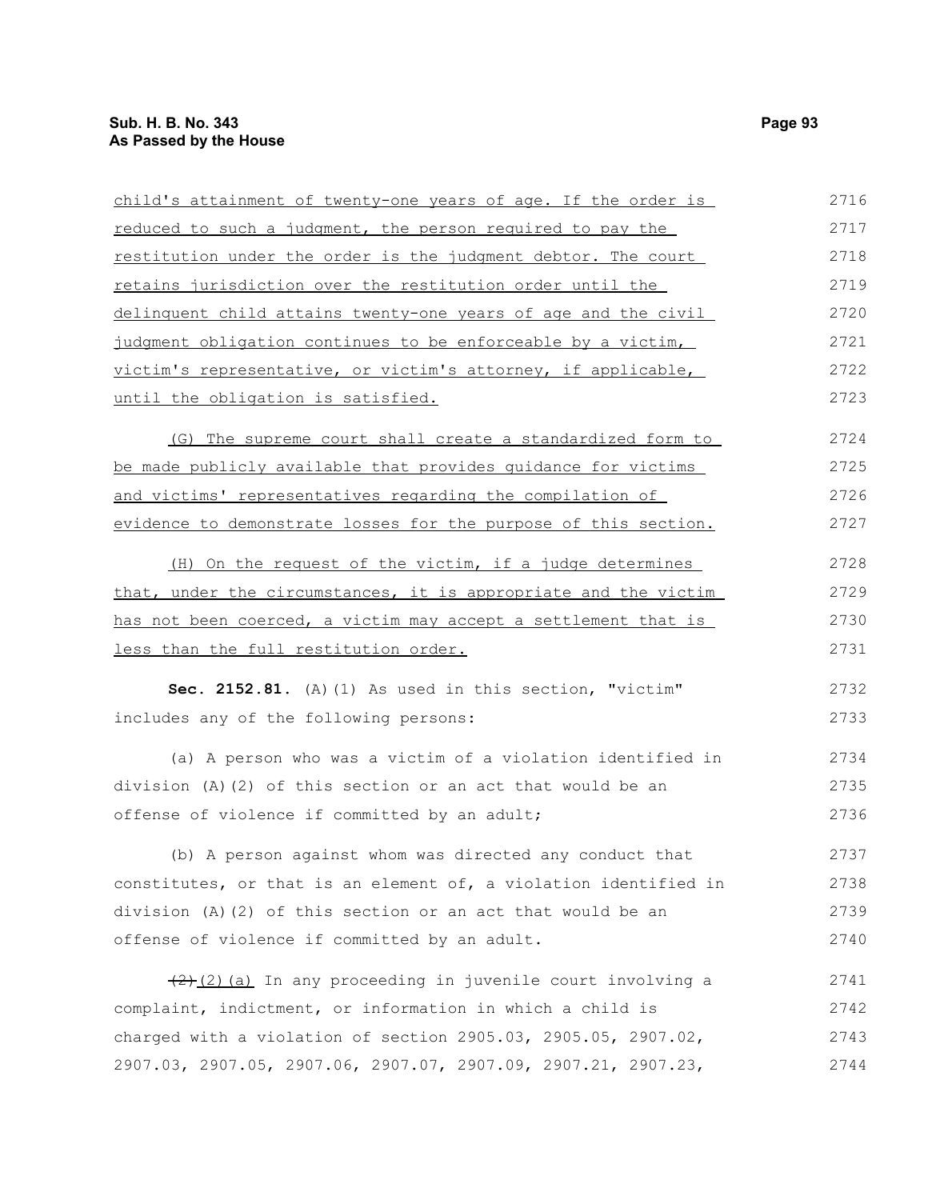child's attainment of twenty-one years of age. If the order is reduced to such a judgment, the person required to pay the restitution under the order is the judgment debtor. The court retains jurisdiction over the restitution order until the delinquent child attains twenty-one years of age and the civil judgment obligation continues to be enforceable by a victim, victim's representative, or victim's attorney, if applicable, until the obligation is satisfied.

(G) The supreme court shall create a standardized form to be made publicly available that provides guidance for victims and victims' representatives regarding the compilation of evidence to demonstrate losses for the purpose of this section.

(H) On the request of the victim, if a judge determines that, under the circumstances, it is appropriate and the victim has not been coerced, a victim may accept a settlement that is less than the full restitution order.

**Sec. 2152.81.** (A)(1) As used in this section, "victim" includes any of the following persons:

(a) A person who was a victim of a violation identified in division (A)(2) of this section or an act that would be an offense of violence if committed by an adult;

(b) A person against whom was directed any conduct that constitutes, or that is an element of, a violation identified in division (A)(2) of this section or an act that would be an offense of violence if committed by an adult.

~~(2)~~ (2)(a) In any proceeding in juvenile court involving a complaint, indictment, or information in which a child is charged with a violation of section 2905.03, 2905.05, 2907.02, 2907.03, 2907.05, 2907.06, 2907.07, 2907.09, 2907.21, 2907.23,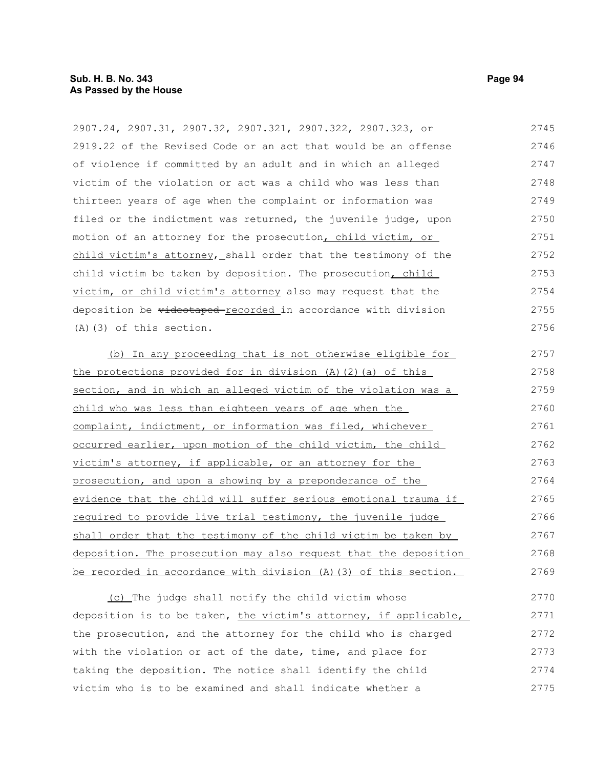2907.24, 2907.31, 2907.32, 2907.321, 2907.322, 2907.323, or 2919.22 of the Revised Code or an act that would be an offense of violence if committed by an adult and in which an alleged victim of the violation or act was a child who was less than thirteen years of age when the complaint or information was filed or the indictment was returned, the juvenile judge, upon motion of an attorney for the prosecution, child victim, or child victim's attorney, shall order that the testimony of the child victim be taken by deposition. The prosecution, child victim, or child victim's attorney also may request that the deposition be ~~videotaped~~ recorded in accordance with division (A)(3) of this section.

(b) In any proceeding that is not otherwise eligible for the protections provided for in division (A)(2)(a) of this section, and in which an alleged victim of the violation was a child who was less than eighteen years of age when the complaint, indictment, or information was filed, whichever occurred earlier, upon motion of the child victim, the child victim's attorney, if applicable, or an attorney for the prosecution, and upon a showing by a preponderance of the evidence that the child will suffer serious emotional trauma if required to provide live trial testimony, the juvenile judge shall order that the testimony of the child victim be taken by deposition. The prosecution may also request that the deposition be recorded in accordance with division (A)(3) of this section.

(c) The judge shall notify the child victim whose deposition is to be taken, the victim's attorney, if applicable, the prosecution, and the attorney for the child who is charged with the violation or act of the date, time, and place for taking the deposition. The notice shall identify the child victim who is to be examined and shall indicate whether a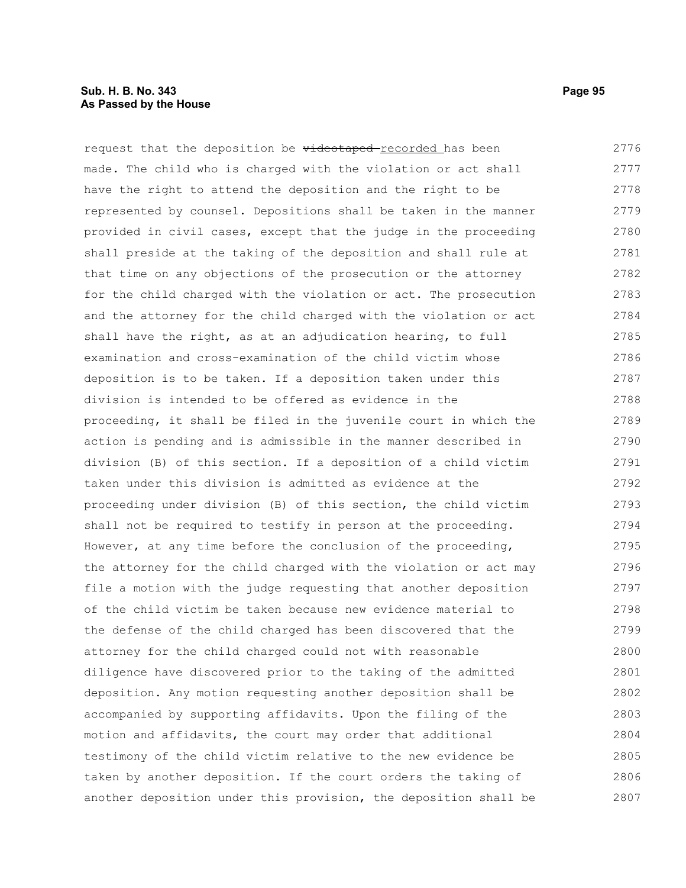request that the deposition be ~~videotaped~~ recorded has been made. The child who is charged with the violation or act shall have the right to attend the deposition and the right to be represented by counsel. Depositions shall be taken in the manner provided in civil cases, except that the judge in the proceeding shall preside at the taking of the deposition and shall rule at that time on any objections of the prosecution or the attorney for the child charged with the violation or act. The prosecution and the attorney for the child charged with the violation or act shall have the right, as at an adjudication hearing, to full examination and cross-examination of the child victim whose deposition is to be taken. If a deposition taken under this division is intended to be offered as evidence in the proceeding, it shall be filed in the juvenile court in which the action is pending and is admissible in the manner described in division (B) of this section. If a deposition of a child victim taken under this division is admitted as evidence at the proceeding under division (B) of this section, the child victim shall not be required to testify in person at the proceeding. However, at any time before the conclusion of the proceeding, the attorney for the child charged with the violation or act may file a motion with the judge requesting that another deposition of the child victim be taken because new evidence material to the defense of the child charged has been discovered that the attorney for the child charged could not with reasonable diligence have discovered prior to the taking of the admitted deposition. Any motion requesting another deposition shall be accompanied by supporting affidavits. Upon the filing of the motion and affidavits, the court may order that additional testimony of the child victim relative to the new evidence be taken by another deposition. If the court orders the taking of another deposition under this provision, the deposition shall be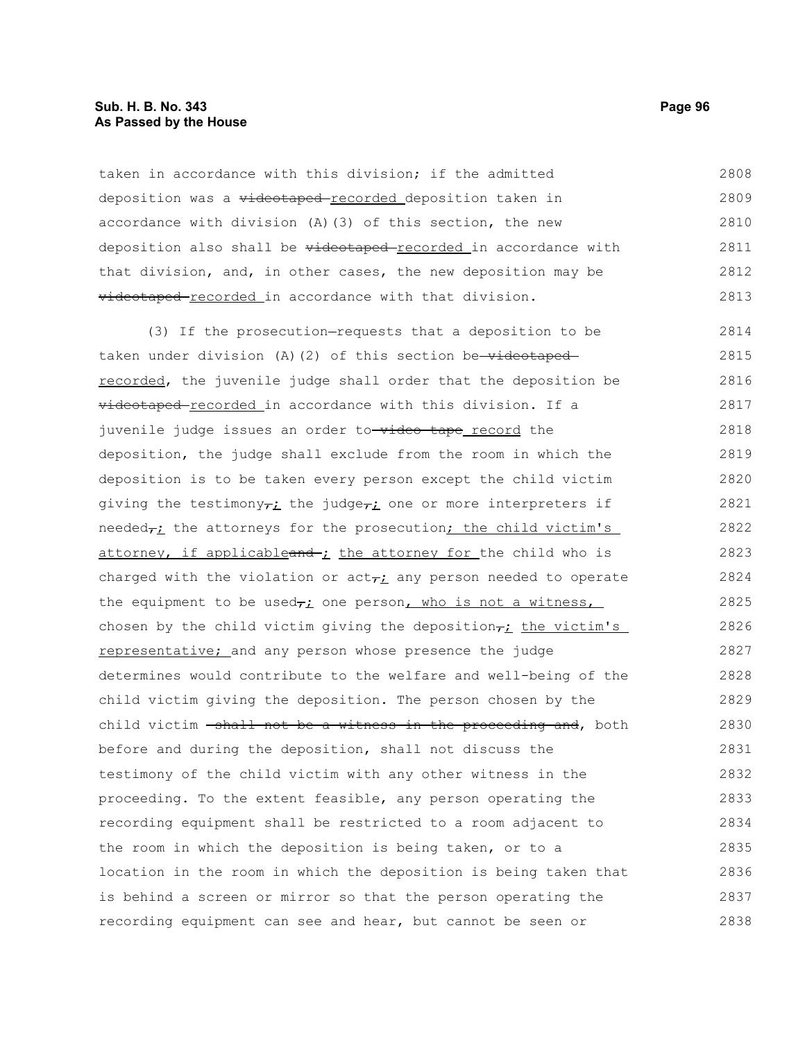taken in accordance with this division; if the admitted deposition was a ~~videotaped~~ recorded deposition taken in accordance with division (A)(3) of this section, the new deposition also shall be ~~videotaped~~ recorded in accordance with that division, and, in other cases, the new deposition may be ~~videotaped~~ recorded in accordance with that division.

(3) If the prosecution—requests that a deposition to be taken under division (A)(2) of this section be ~~videotaped~~ recorded, the juvenile judge shall order that the deposition be ~~videotaped~~ recorded in accordance with this division. If a juvenile judge issues an order to ~~video tape~~ record the deposition, the judge shall exclude from the room in which the deposition is to be taken every person except the child victim giving the testimony~~,~~; the judge~~,~~; one or more interpreters if needed~~,~~; the attorneys for the prosecution; the child victim's attorney, if applicable~~and~~ ; the attorney for the child who is charged with the violation or act~~,~~; any person needed to operate the equipment to be used~~,~~; one person, who is not a witness, chosen by the child victim giving the deposition~~,~~; the victim's representative; and any person whose presence the judge determines would contribute to the welfare and well-being of the child victim giving the deposition. The person chosen by the child victim ~~shall not be a witness in the proceeding and~~, both before and during the deposition, shall not discuss the testimony of the child victim with any other witness in the proceeding. To the extent feasible, any person operating the recording equipment shall be restricted to a room adjacent to the room in which the deposition is being taken, or to a location in the room in which the deposition is being taken that is behind a screen or mirror so that the person operating the recording equipment can see and hear, but cannot be seen or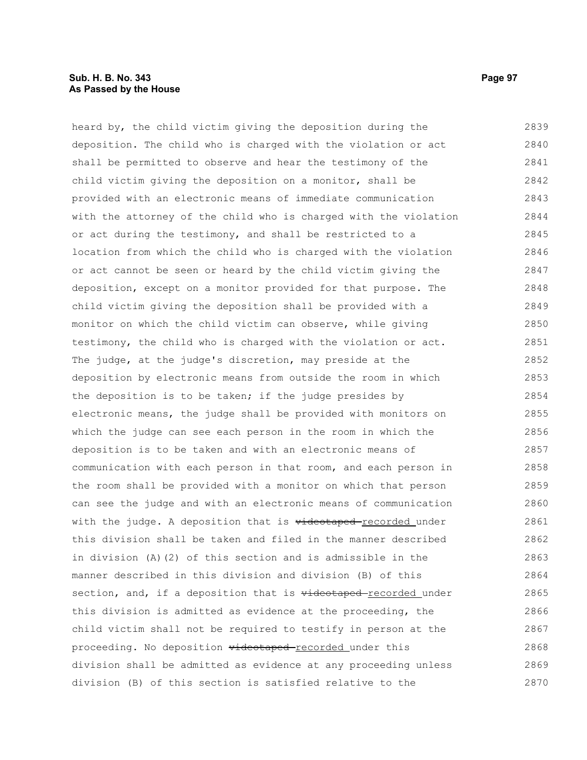heard by, the child victim giving the deposition during the deposition. The child who is charged with the violation or act shall be permitted to observe and hear the testimony of the child victim giving the deposition on a monitor, shall be provided with an electronic means of immediate communication with the attorney of the child who is charged with the violation or act during the testimony, and shall be restricted to a location from which the child who is charged with the violation or act cannot be seen or heard by the child victim giving the deposition, except on a monitor provided for that purpose. The child victim giving the deposition shall be provided with a monitor on which the child victim can observe, while giving testimony, the child who is charged with the violation or act. The judge, at the judge's discretion, may preside at the deposition by electronic means from outside the room in which the deposition is to be taken; if the judge presides by electronic means, the judge shall be provided with monitors on which the judge can see each person in the room in which the deposition is to be taken and with an electronic means of communication with each person in that room, and each person in the room shall be provided with a monitor on which that person can see the judge and with an electronic means of communication with the judge. A deposition that is ~~videotaped~~ recorded under this division shall be taken and filed in the manner described in division (A)(2) of this section and is admissible in the manner described in this division and division (B) of this section, and, if a deposition that is ~~videotaped~~ recorded under this division is admitted as evidence at the proceeding, the child victim shall not be required to testify in person at the proceeding. No deposition ~~videotaped~~ recorded under this division shall be admitted as evidence at any proceeding unless division (B) of this section is satisfied relative to the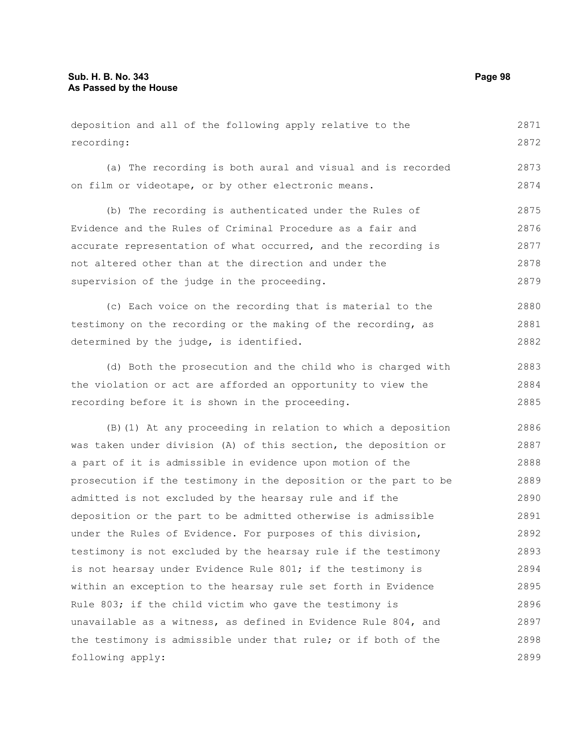deposition and all of the following apply relative to the recording:

(a) The recording is both aural and visual and is recorded on film or videotape, or by other electronic means.

(b) The recording is authenticated under the Rules of Evidence and the Rules of Criminal Procedure as a fair and accurate representation of what occurred, and the recording is not altered other than at the direction and under the supervision of the judge in the proceeding.

(c) Each voice on the recording that is material to the testimony on the recording or the making of the recording, as determined by the judge, is identified.

(d) Both the prosecution and the child who is charged with the violation or act are afforded an opportunity to view the recording before it is shown in the proceeding.

(B)(1) At any proceeding in relation to which a deposition was taken under division (A) of this section, the deposition or a part of it is admissible in evidence upon motion of the prosecution if the testimony in the deposition or the part to be admitted is not excluded by the hearsay rule and if the deposition or the part to be admitted otherwise is admissible under the Rules of Evidence. For purposes of this division, testimony is not excluded by the hearsay rule if the testimony is not hearsay under Evidence Rule 801; if the testimony is within an exception to the hearsay rule set forth in Evidence Rule 803; if the child victim who gave the testimony is unavailable as a witness, as defined in Evidence Rule 804, and the testimony is admissible under that rule; or if both of the following apply: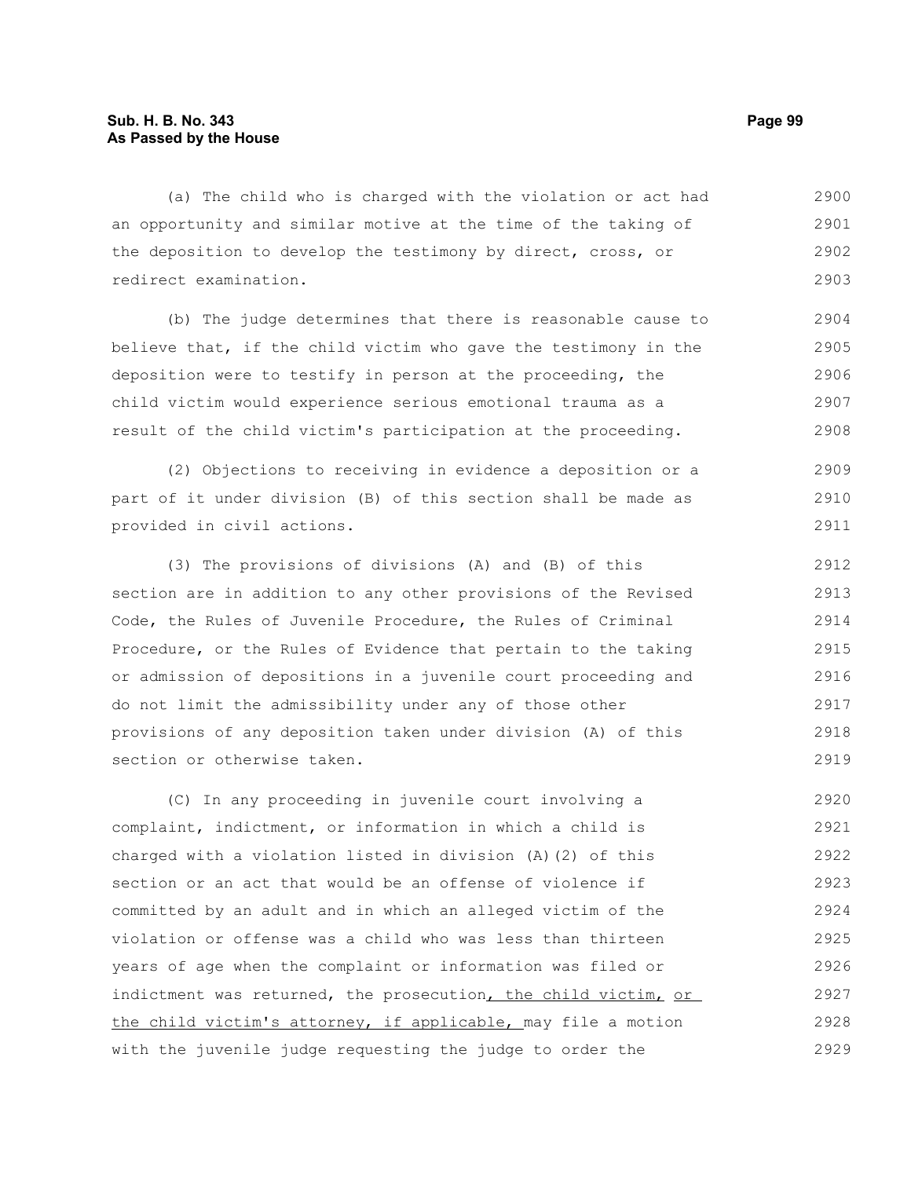(a) The child who is charged with the violation or act had an opportunity and similar motive at the time of the taking of the deposition to develop the testimony by direct, cross, or redirect examination.

(b) The judge determines that there is reasonable cause to believe that, if the child victim who gave the testimony in the deposition were to testify in person at the proceeding, the child victim would experience serious emotional trauma as a result of the child victim's participation at the proceeding.

(2) Objections to receiving in evidence a deposition or a part of it under division (B) of this section shall be made as provided in civil actions.

(3) The provisions of divisions (A) and (B) of this section are in addition to any other provisions of the Revised Code, the Rules of Juvenile Procedure, the Rules of Criminal Procedure, or the Rules of Evidence that pertain to the taking or admission of depositions in a juvenile court proceeding and do not limit the admissibility under any of those other provisions of any deposition taken under division (A) of this section or otherwise taken.

(C) In any proceeding in juvenile court involving a complaint, indictment, or information in which a child is charged with a violation listed in division (A)(2) of this section or an act that would be an offense of violence if committed by an adult and in which an alleged victim of the violation or offense was a child who was less than thirteen years of age when the complaint or information was filed or indictment was returned, the prosecution, the child victim, or the child victim's attorney, if applicable, may file a motion with the juvenile judge requesting the judge to order the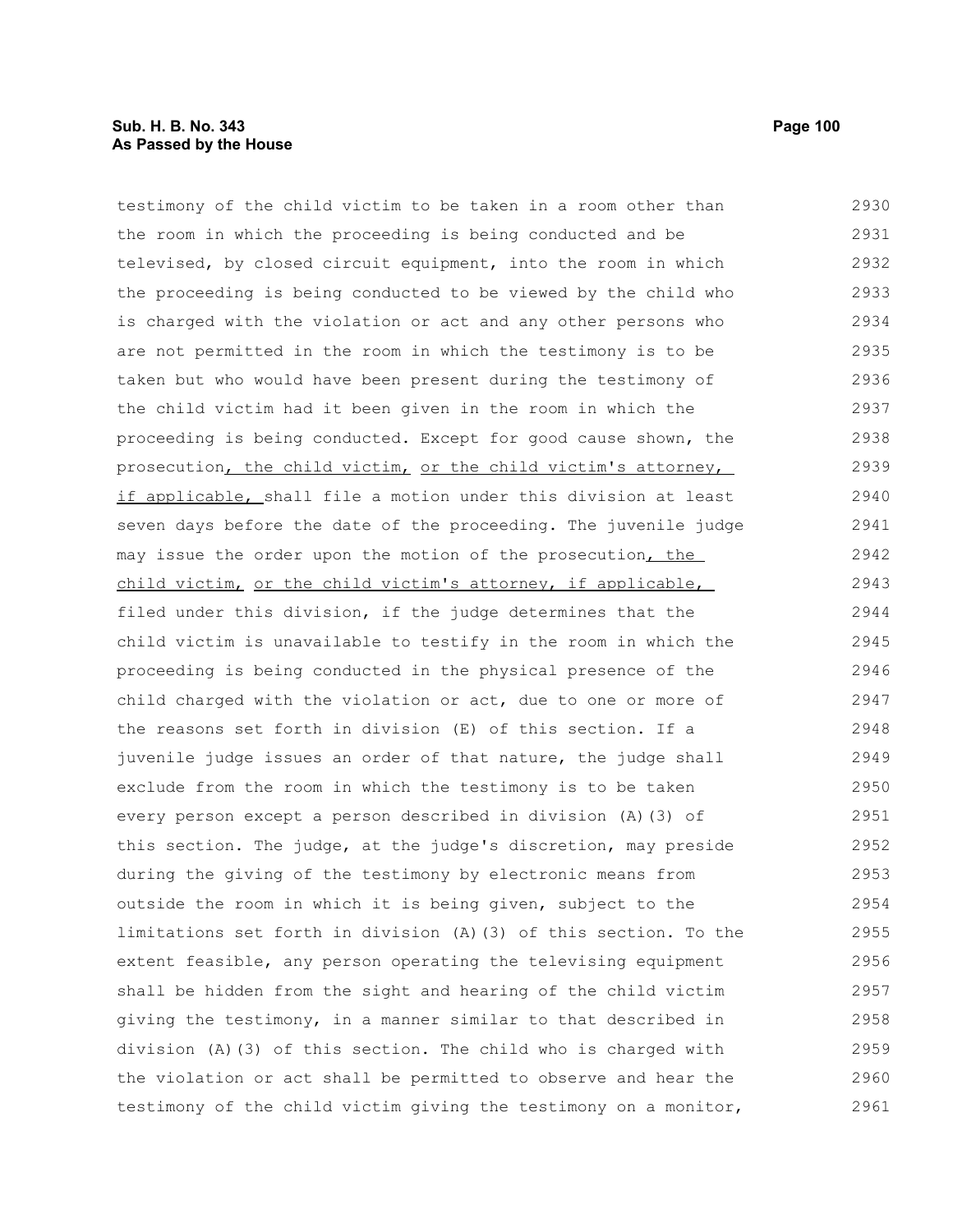testimony of the child victim to be taken in a room other than the room in which the proceeding is being conducted and be televised, by closed circuit equipment, into the room in which the proceeding is being conducted to be viewed by the child who is charged with the violation or act and any other persons who are not permitted in the room in which the testimony is to be taken but who would have been present during the testimony of the child victim had it been given in the room in which the proceeding is being conducted. Except for good cause shown, the prosecution, the child victim, or the child victim's attorney, if applicable, shall file a motion under this division at least seven days before the date of the proceeding. The juvenile judge may issue the order upon the motion of the prosecution, the child victim, or the child victim's attorney, if applicable, filed under this division, if the judge determines that the child victim is unavailable to testify in the room in which the proceeding is being conducted in the physical presence of the child charged with the violation or act, due to one or more of the reasons set forth in division (E) of this section. If a juvenile judge issues an order of that nature, the judge shall exclude from the room in which the testimony is to be taken every person except a person described in division (A)(3) of this section. The judge, at the judge's discretion, may preside during the giving of the testimony by electronic means from outside the room in which it is being given, subject to the limitations set forth in division (A)(3) of this section. To the extent feasible, any person operating the televising equipment shall be hidden from the sight and hearing of the child victim giving the testimony, in a manner similar to that described in division (A)(3) of this section. The child who is charged with the violation or act shall be permitted to observe and hear the testimony of the child victim giving the testimony on a monitor,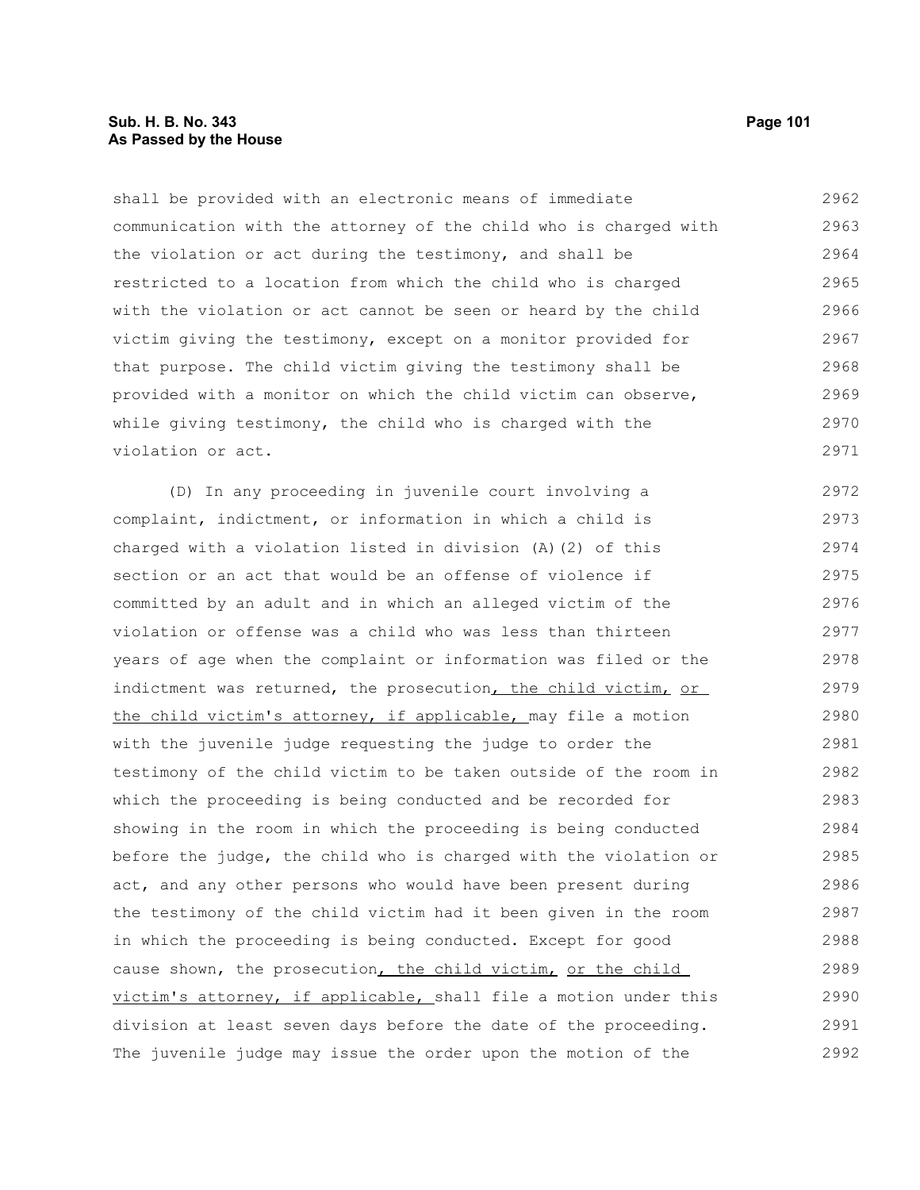shall be provided with an electronic means of immediate communication with the attorney of the child who is charged with the violation or act during the testimony, and shall be restricted to a location from which the child who is charged with the violation or act cannot be seen or heard by the child victim giving the testimony, except on a monitor provided for that purpose. The child victim giving the testimony shall be provided with a monitor on which the child victim can observe, while giving testimony, the child who is charged with the violation or act.

(D) In any proceeding in juvenile court involving a complaint, indictment, or information in which a child is charged with a violation listed in division (A)(2) of this section or an act that would be an offense of violence if committed by an adult and in which an alleged victim of the violation or offense was a child who was less than thirteen years of age when the complaint or information was filed or the indictment was returned, the prosecution, the child victim, or the child victim's attorney, if applicable, may file a motion with the juvenile judge requesting the judge to order the testimony of the child victim to be taken outside of the room in which the proceeding is being conducted and be recorded for showing in the room in which the proceeding is being conducted before the judge, the child who is charged with the violation or act, and any other persons who would have been present during the testimony of the child victim had it been given in the room in which the proceeding is being conducted. Except for good cause shown, the prosecution, the child victim, or the child victim's attorney, if applicable, shall file a motion under this division at least seven days before the date of the proceeding. The juvenile judge may issue the order upon the motion of the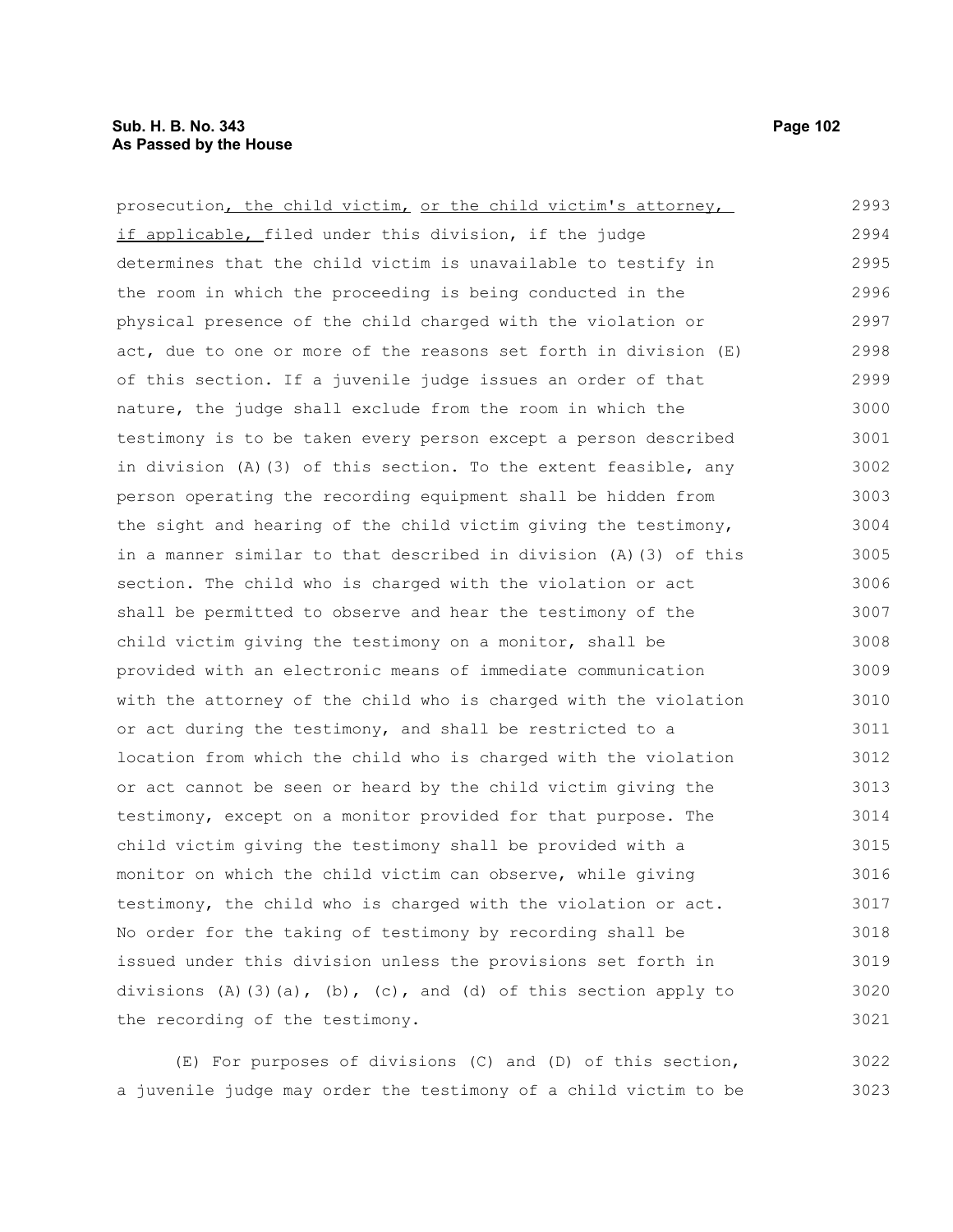prosecution, the child victim, or the child victim's attorney, if applicable, filed under this division, if the judge determines that the child victim is unavailable to testify in the room in which the proceeding is being conducted in the physical presence of the child charged with the violation or act, due to one or more of the reasons set forth in division (E) of this section. If a juvenile judge issues an order of that nature, the judge shall exclude from the room in which the testimony is to be taken every person except a person described in division (A)(3) of this section. To the extent feasible, any person operating the recording equipment shall be hidden from the sight and hearing of the child victim giving the testimony, in a manner similar to that described in division (A)(3) of this section. The child who is charged with the violation or act shall be permitted to observe and hear the testimony of the child victim giving the testimony on a monitor, shall be provided with an electronic means of immediate communication with the attorney of the child who is charged with the violation or act during the testimony, and shall be restricted to a location from which the child who is charged with the violation or act cannot be seen or heard by the child victim giving the testimony, except on a monitor provided for that purpose. The child victim giving the testimony shall be provided with a monitor on which the child victim can observe, while giving testimony, the child who is charged with the violation or act. No order for the taking of testimony by recording shall be issued under this division unless the provisions set forth in divisions (A)(3)(a), (b), (c), and (d) of this section apply to the recording of the testimony.

(E) For purposes of divisions (C) and (D) of this section, a juvenile judge may order the testimony of a child victim to be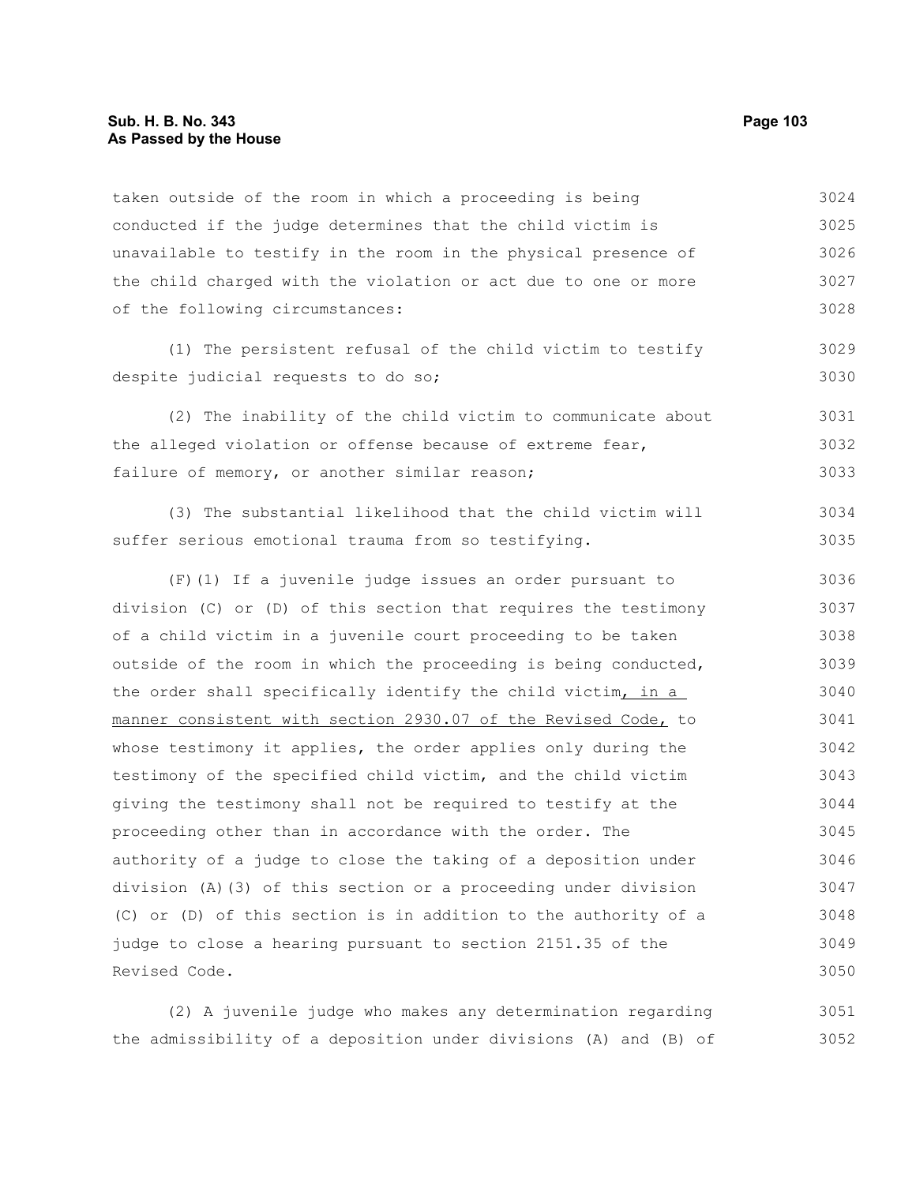taken outside of the room in which a proceeding is being conducted if the judge determines that the child victim is unavailable to testify in the room in the physical presence of the child charged with the violation or act due to one or more of the following circumstances:

(1) The persistent refusal of the child victim to testify despite judicial requests to do so;

(2) The inability of the child victim to communicate about the alleged violation or offense because of extreme fear, failure of memory, or another similar reason;

(3) The substantial likelihood that the child victim will suffer serious emotional trauma from so testifying.

(F)(1) If a juvenile judge issues an order pursuant to division (C) or (D) of this section that requires the testimony of a child victim in a juvenile court proceeding to be taken outside of the room in which the proceeding is being conducted, the order shall specifically identify the child victim, in a manner consistent with section 2930.07 of the Revised Code, to whose testimony it applies, the order applies only during the testimony of the specified child victim, and the child victim giving the testimony shall not be required to testify at the proceeding other than in accordance with the order. The authority of a judge to close the taking of a deposition under division (A)(3) of this section or a proceeding under division (C) or (D) of this section is in addition to the authority of a judge to close a hearing pursuant to section 2151.35 of the Revised Code.

(2) A juvenile judge who makes any determination regarding the admissibility of a deposition under divisions (A) and (B) of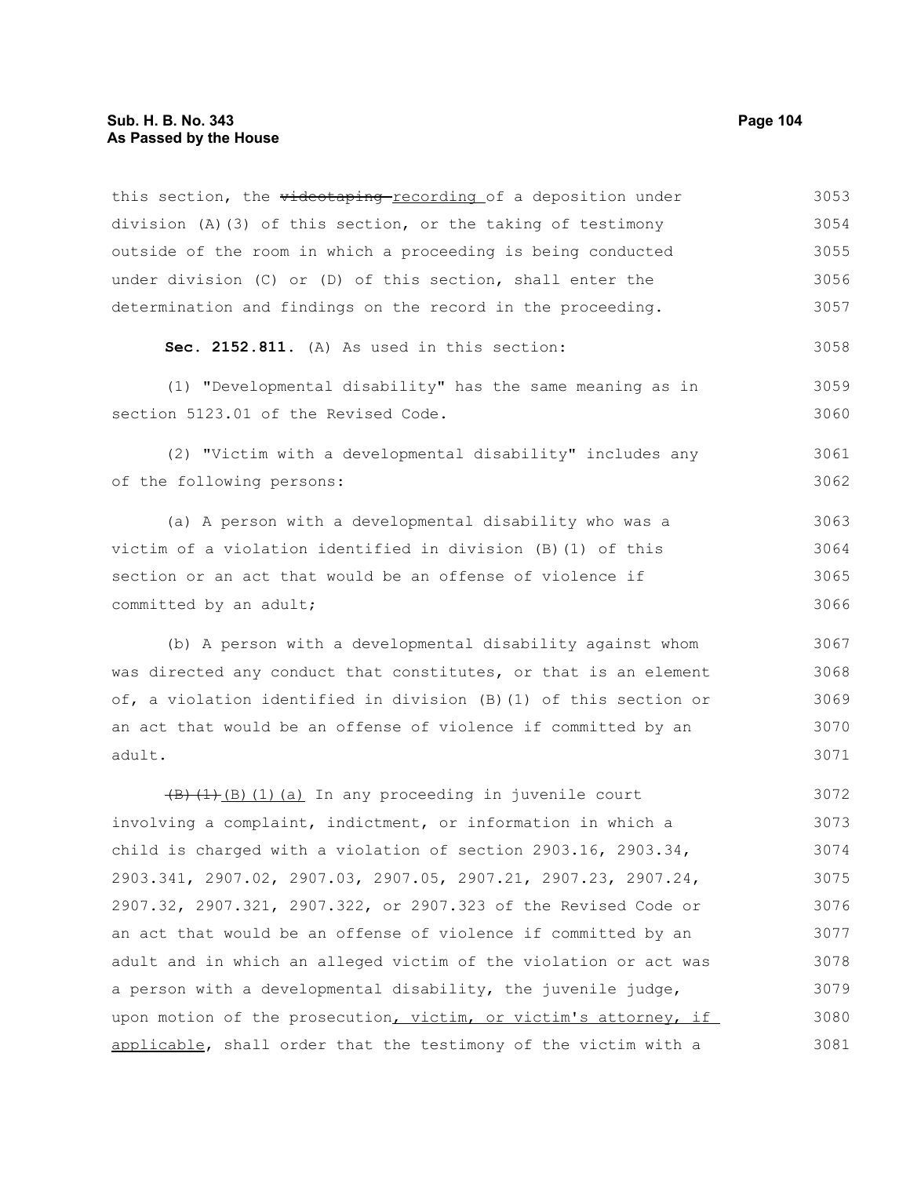this section, the ~~videotaping~~ recording of a deposition under division (A)(3) of this section, or the taking of testimony outside of the room in which a proceeding is being conducted under division (C) or (D) of this section, shall enter the determination and findings on the record in the proceeding.

**Sec. 2152.811.** (A) As used in this section:

(1) "Developmental disability" has the same meaning as in section 5123.01 of the Revised Code.

(2) "Victim with a developmental disability" includes any of the following persons:

(a) A person with a developmental disability who was a victim of a violation identified in division (B)(1) of this section or an act that would be an offense of violence if committed by an adult;

(b) A person with a developmental disability against whom was directed any conduct that constitutes, or that is an element of, a violation identified in division (B)(1) of this section or an act that would be an offense of violence if committed by an adult.

~~(B)(1)~~ (B)(1)(a) In any proceeding in juvenile court involving a complaint, indictment, or information in which a child is charged with a violation of section 2903.16, 2903.34, 2903.341, 2907.02, 2907.03, 2907.05, 2907.21, 2907.23, 2907.24, 2907.32, 2907.321, 2907.322, or 2907.323 of the Revised Code or an act that would be an offense of violence if committed by an adult and in which an alleged victim of the violation or act was a person with a developmental disability, the juvenile judge, upon motion of the prosecution, victim, or victim's attorney, if applicable, shall order that the testimony of the victim with a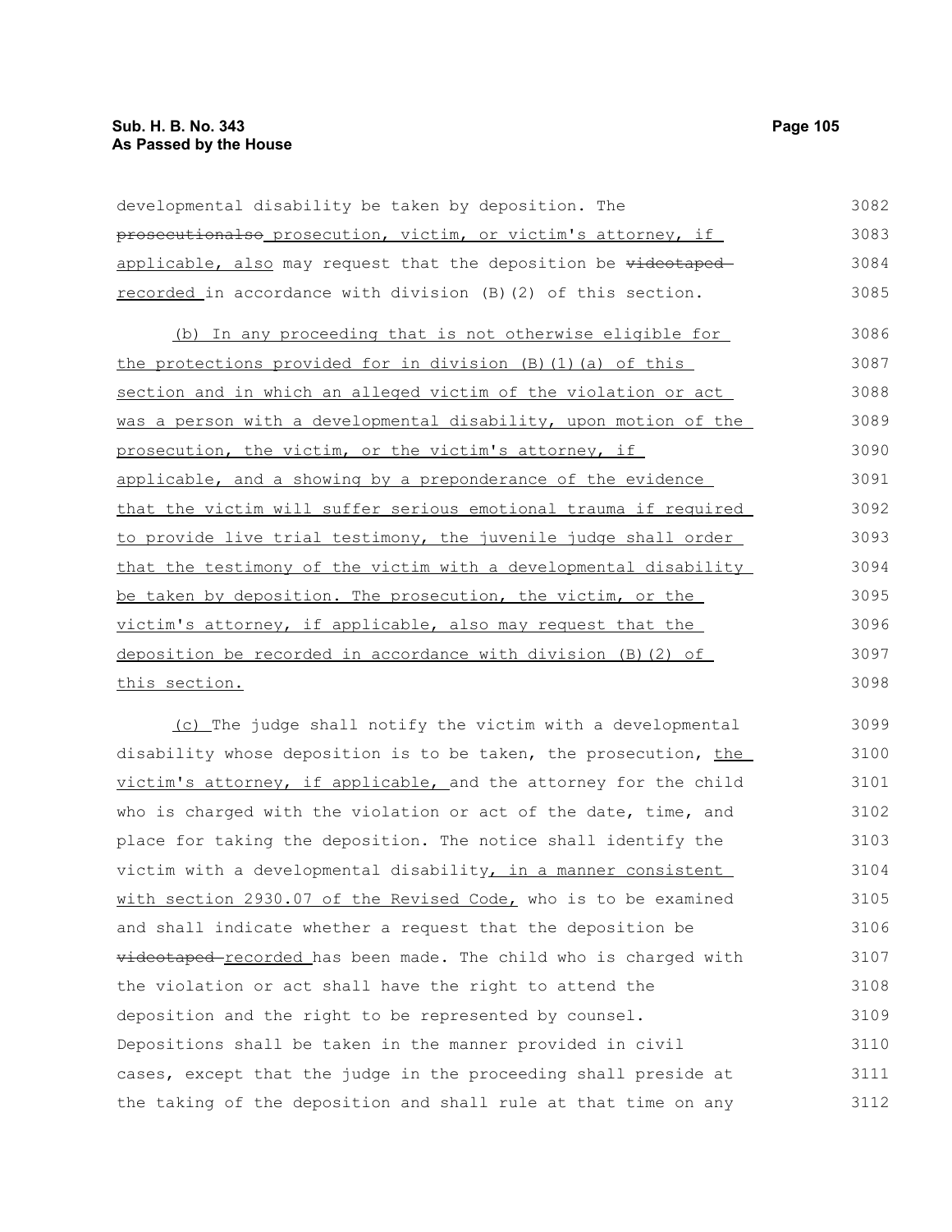developmental disability be taken by deposition. The ~~prosecutionalso~~ prosecution, victim, or victim's attorney, if applicable, also may request that the deposition be ~~videotaped~~ recorded in accordance with division (B)(2) of this section.

(b) In any proceeding that is not otherwise eligible for the protections provided for in division (B)(1)(a) of this section and in which an alleged victim of the violation or act was a person with a developmental disability, upon motion of the prosecution, the victim, or the victim's attorney, if applicable, and a showing by a preponderance of the evidence that the victim will suffer serious emotional trauma if required to provide live trial testimony, the juvenile judge shall order that the testimony of the victim with a developmental disability be taken by deposition. The prosecution, the victim, or the victim's attorney, if applicable, also may request that the deposition be recorded in accordance with division (B)(2) of this section.

(c) The judge shall notify the victim with a developmental disability whose deposition is to be taken, the prosecution, the victim's attorney, if applicable, and the attorney for the child who is charged with the violation or act of the date, time, and place for taking the deposition. The notice shall identify the victim with a developmental disability, in a manner consistent with section 2930.07 of the Revised Code, who is to be examined and shall indicate whether a request that the deposition be ~~videotaped~~ recorded has been made. The child who is charged with the violation or act shall have the right to attend the deposition and the right to be represented by counsel. Depositions shall be taken in the manner provided in civil cases, except that the judge in the proceeding shall preside at the taking of the deposition and shall rule at that time on any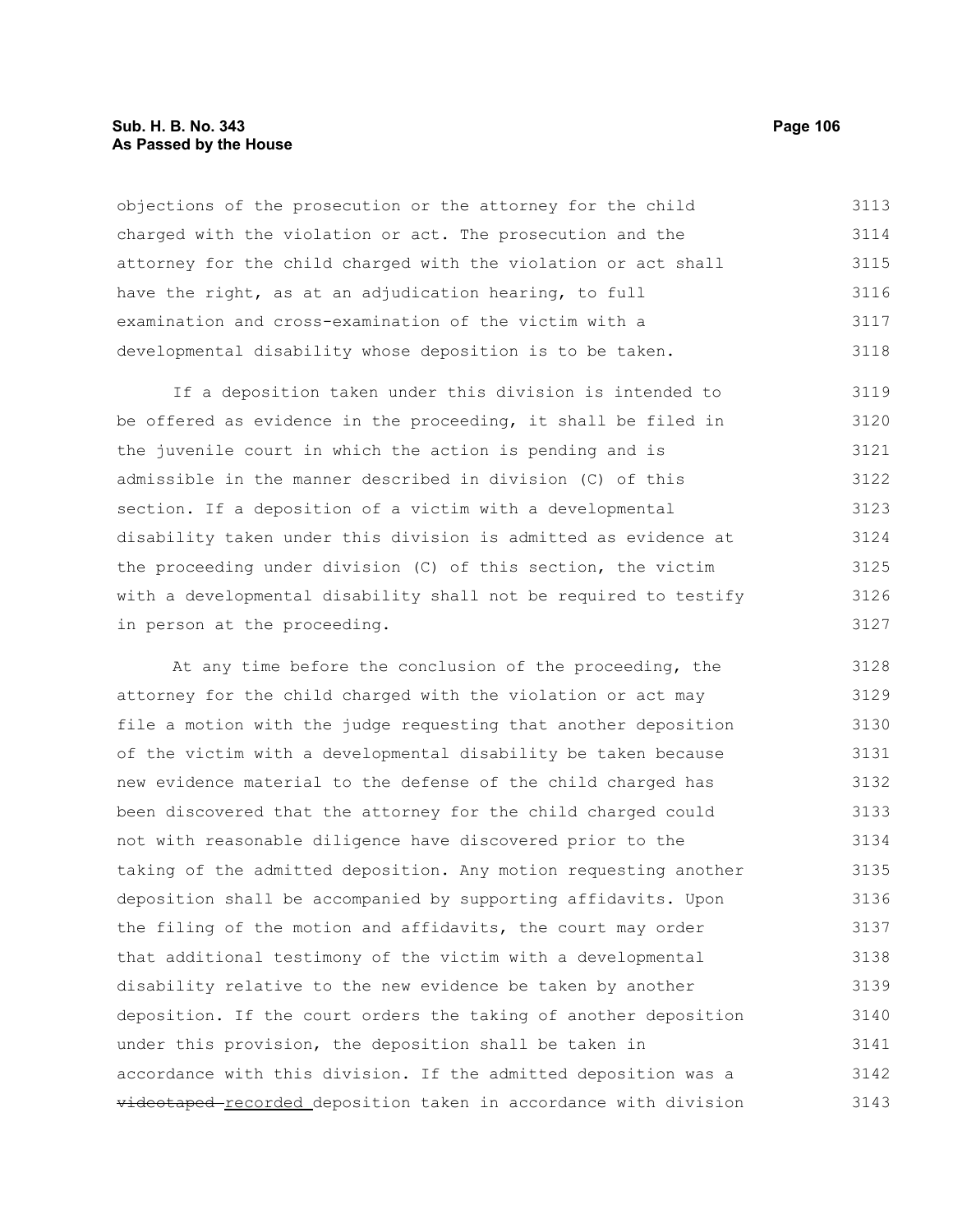objections of the prosecution or the attorney for the child charged with the violation or act. The prosecution and the attorney for the child charged with the violation or act shall have the right, as at an adjudication hearing, to full examination and cross-examination of the victim with a developmental disability whose deposition is to be taken.

If a deposition taken under this division is intended to be offered as evidence in the proceeding, it shall be filed in the juvenile court in which the action is pending and is admissible in the manner described in division (C) of this section. If a deposition of a victim with a developmental disability taken under this division is admitted as evidence at the proceeding under division (C) of this section, the victim with a developmental disability shall not be required to testify in person at the proceeding.

At any time before the conclusion of the proceeding, the attorney for the child charged with the violation or act may file a motion with the judge requesting that another deposition of the victim with a developmental disability be taken because new evidence material to the defense of the child charged has been discovered that the attorney for the child charged could not with reasonable diligence have discovered prior to the taking of the admitted deposition. Any motion requesting another deposition shall be accompanied by supporting affidavits. Upon the filing of the motion and affidavits, the court may order that additional testimony of the victim with a developmental disability relative to the new evidence be taken by another deposition. If the court orders the taking of another deposition under this provision, the deposition shall be taken in accordance with this division. If the admitted deposition was a ~~videotaped~~ recorded deposition taken in accordance with division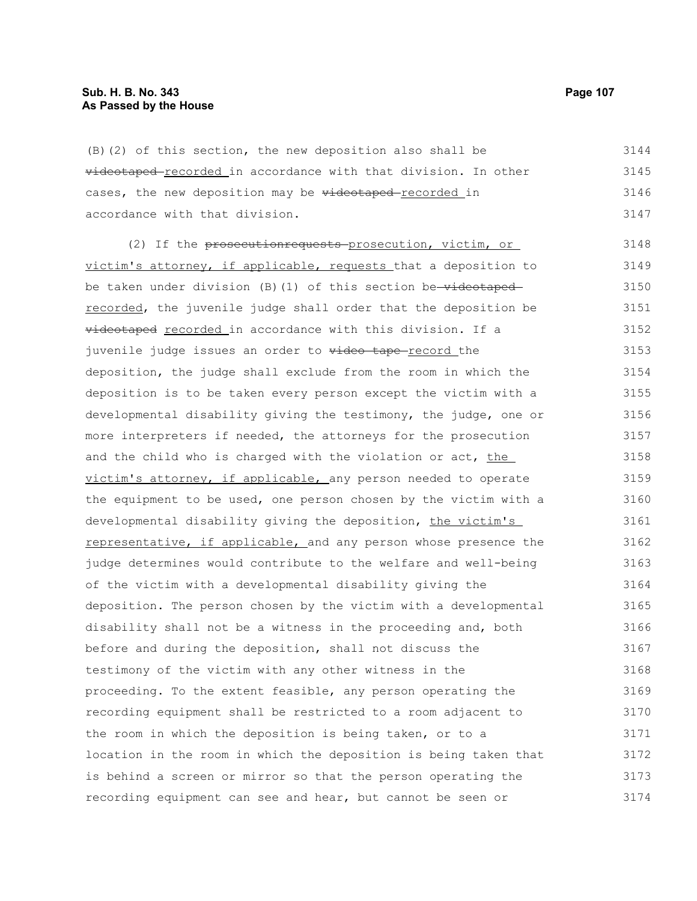(B)(2) of this section, the new deposition also shall be ~~videotaped~~ recorded in accordance with that division. In other cases, the new deposition may be ~~videotaped~~ recorded in accordance with that division.

(2) If the ~~prosecutionrequests~~ prosecution, victim, or victim's attorney, if applicable, requests that a deposition to be taken under division (B)(1) of this section be ~~videotaped~~ recorded, the juvenile judge shall order that the deposition be ~~videotaped~~ recorded in accordance with this division. If a juvenile judge issues an order to ~~video tape~~ record the deposition, the judge shall exclude from the room in which the deposition is to be taken every person except the victim with a developmental disability giving the testimony, the judge, one or more interpreters if needed, the attorneys for the prosecution and the child who is charged with the violation or act, the victim's attorney, if applicable, any person needed to operate the equipment to be used, one person chosen by the victim with a developmental disability giving the deposition, the victim's representative, if applicable, and any person whose presence the judge determines would contribute to the welfare and well-being of the victim with a developmental disability giving the deposition. The person chosen by the victim with a developmental disability shall not be a witness in the proceeding and, both before and during the deposition, shall not discuss the testimony of the victim with any other witness in the proceeding. To the extent feasible, any person operating the recording equipment shall be restricted to a room adjacent to the room in which the deposition is being taken, or to a location in the room in which the deposition is being taken that is behind a screen or mirror so that the person operating the recording equipment can see and hear, but cannot be seen or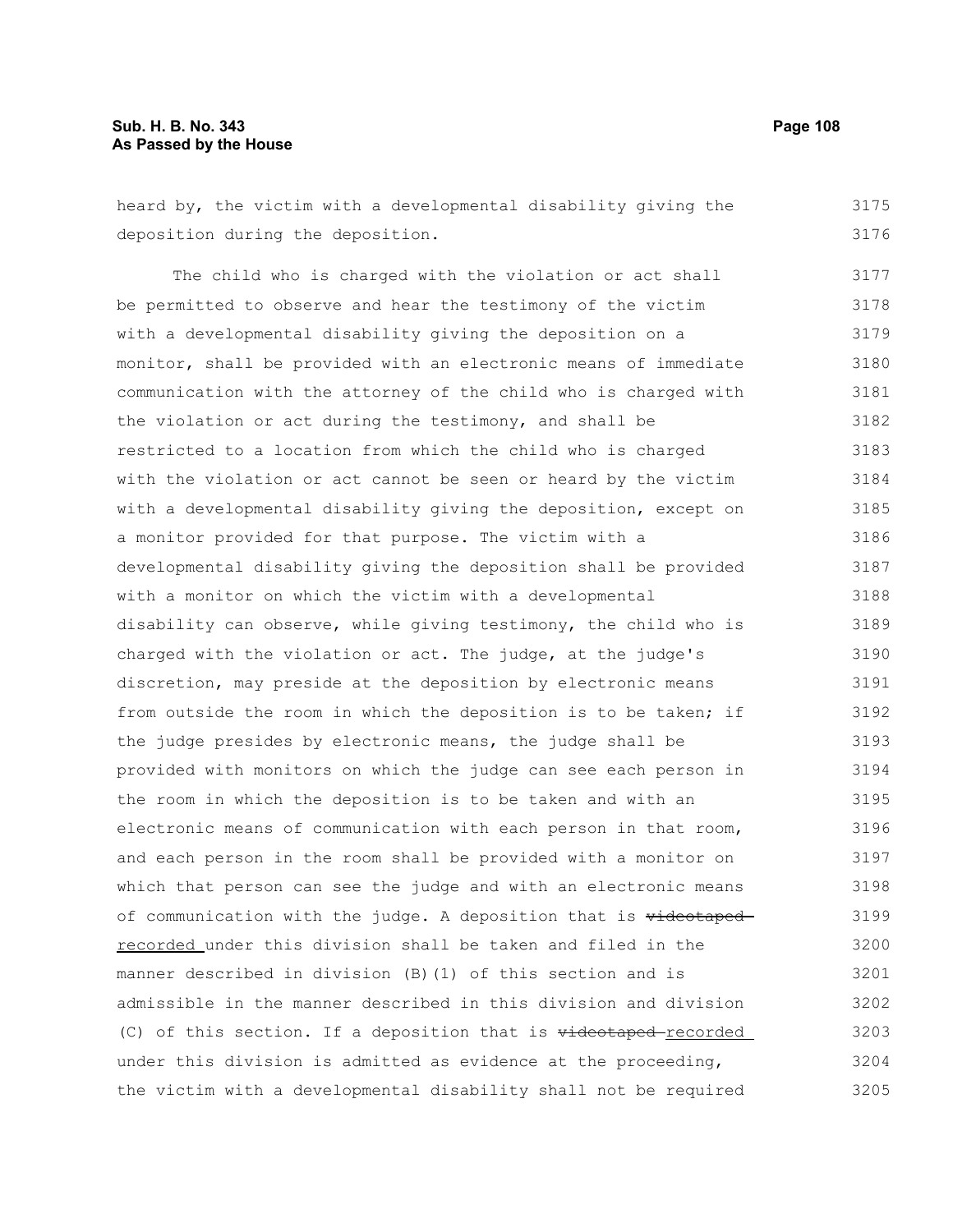heard by, the victim with a developmental disability giving the deposition during the deposition.

The child who is charged with the violation or act shall be permitted to observe and hear the testimony of the victim with a developmental disability giving the deposition on a monitor, shall be provided with an electronic means of immediate communication with the attorney of the child who is charged with the violation or act during the testimony, and shall be restricted to a location from which the child who is charged with the violation or act cannot be seen or heard by the victim with a developmental disability giving the deposition, except on a monitor provided for that purpose. The victim with a developmental disability giving the deposition shall be provided with a monitor on which the victim with a developmental disability can observe, while giving testimony, the child who is charged with the violation or act. The judge, at the judge's discretion, may preside at the deposition by electronic means from outside the room in which the deposition is to be taken; if the judge presides by electronic means, the judge shall be provided with monitors on which the judge can see each person in the room in which the deposition is to be taken and with an electronic means of communication with each person in that room, and each person in the room shall be provided with a monitor on which that person can see the judge and with an electronic means of communication with the judge. A deposition that is ~~videotaped~~ recorded under this division shall be taken and filed in the manner described in division (B)(1) of this section and is admissible in the manner described in this division and division (C) of this section. If a deposition that is ~~videotaped~~ recorded under this division is admitted as evidence at the proceeding, the victim with a developmental disability shall not be required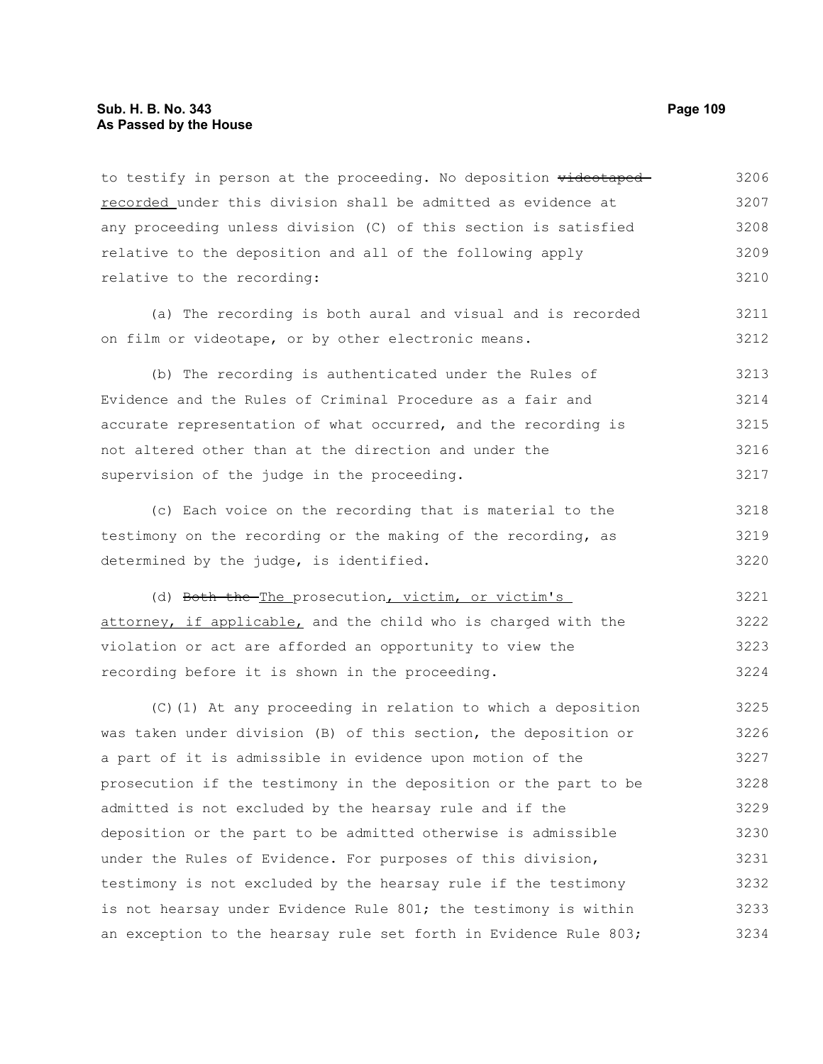to testify in person at the proceeding. No deposition ~~videotaped~~ recorded under this division shall be admitted as evidence at any proceeding unless division (C) of this section is satisfied relative to the deposition and all of the following apply relative to the recording:

(a) The recording is both aural and visual and is recorded on film or videotape, or by other electronic means.

(b) The recording is authenticated under the Rules of Evidence and the Rules of Criminal Procedure as a fair and accurate representation of what occurred, and the recording is not altered other than at the direction and under the supervision of the judge in the proceeding.

(c) Each voice on the recording that is material to the testimony on the recording or the making of the recording, as determined by the judge, is identified.

(d) ~~Both the~~ The prosecution, victim, or victim's attorney, if applicable, and the child who is charged with the violation or act are afforded an opportunity to view the recording before it is shown in the proceeding.

(C)(1) At any proceeding in relation to which a deposition was taken under division (B) of this section, the deposition or a part of it is admissible in evidence upon motion of the prosecution if the testimony in the deposition or the part to be admitted is not excluded by the hearsay rule and if the deposition or the part to be admitted otherwise is admissible under the Rules of Evidence. For purposes of this division, testimony is not excluded by the hearsay rule if the testimony is not hearsay under Evidence Rule 801; the testimony is within an exception to the hearsay rule set forth in Evidence Rule 803;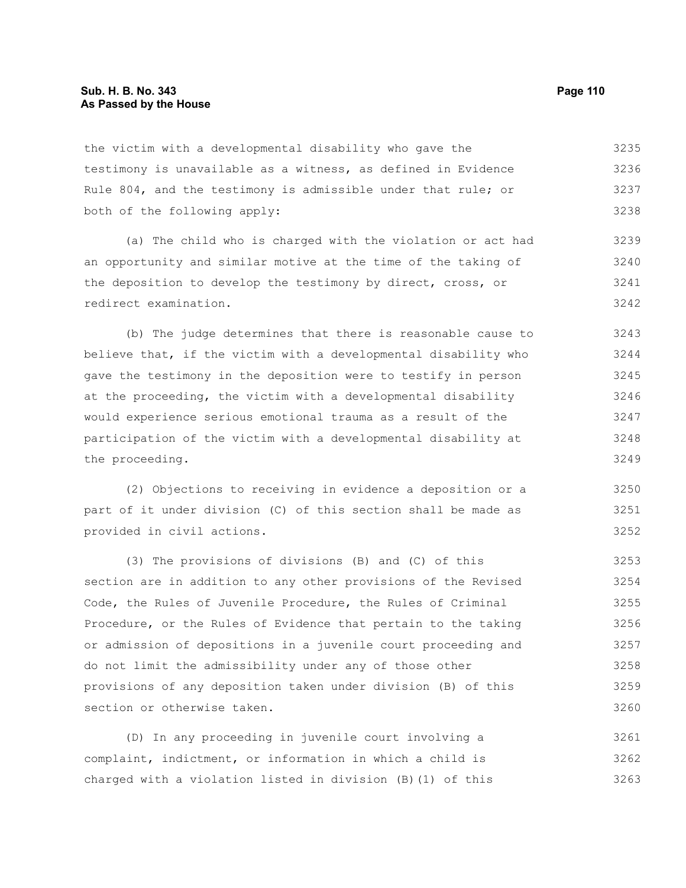the victim with a developmental disability who gave the testimony is unavailable as a witness, as defined in Evidence Rule 804, and the testimony is admissible under that rule; or both of the following apply:

(a) The child who is charged with the violation or act had an opportunity and similar motive at the time of the taking of the deposition to develop the testimony by direct, cross, or redirect examination.

(b) The judge determines that there is reasonable cause to believe that, if the victim with a developmental disability who gave the testimony in the deposition were to testify in person at the proceeding, the victim with a developmental disability would experience serious emotional trauma as a result of the participation of the victim with a developmental disability at the proceeding.

(2) Objections to receiving in evidence a deposition or a part of it under division (C) of this section shall be made as provided in civil actions.

(3) The provisions of divisions (B) and (C) of this section are in addition to any other provisions of the Revised Code, the Rules of Juvenile Procedure, the Rules of Criminal Procedure, or the Rules of Evidence that pertain to the taking or admission of depositions in a juvenile court proceeding and do not limit the admissibility under any of those other provisions of any deposition taken under division (B) of this section or otherwise taken.

(D) In any proceeding in juvenile court involving a complaint, indictment, or information in which a child is charged with a violation listed in division (B)(1) of this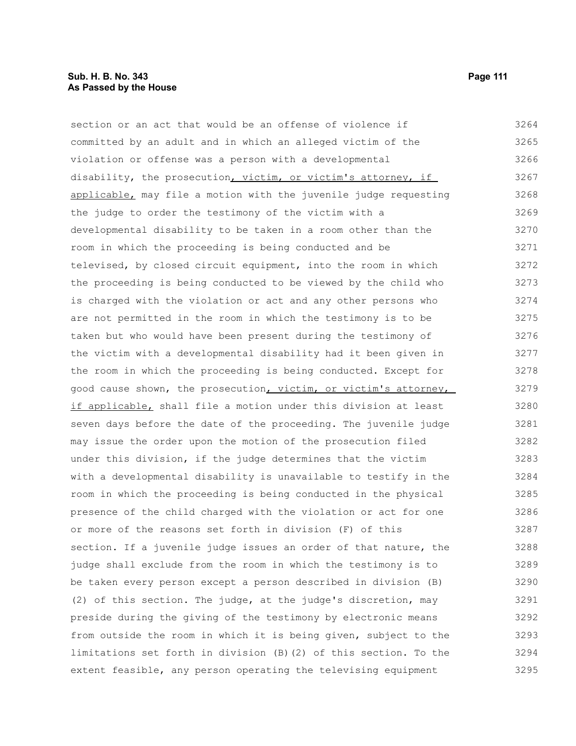section or an act that would be an offense of violence if committed by an adult and in which an alleged victim of the violation or offense was a person with a developmental disability, the prosecution, victim, or victim's attorney, if applicable, may file a motion with the juvenile judge requesting the judge to order the testimony of the victim with a developmental disability to be taken in a room other than the room in which the proceeding is being conducted and be televised, by closed circuit equipment, into the room in which the proceeding is being conducted to be viewed by the child who is charged with the violation or act and any other persons who are not permitted in the room in which the testimony is to be taken but who would have been present during the testimony of the victim with a developmental disability had it been given in the room in which the proceeding is being conducted. Except for good cause shown, the prosecution, victim, or victim's attorney, if applicable, shall file a motion under this division at least seven days before the date of the proceeding. The juvenile judge may issue the order upon the motion of the prosecution filed under this division, if the judge determines that the victim with a developmental disability is unavailable to testify in the room in which the proceeding is being conducted in the physical presence of the child charged with the violation or act for one or more of the reasons set forth in division (F) of this section. If a juvenile judge issues an order of that nature, the judge shall exclude from the room in which the testimony is to be taken every person except a person described in division (B)(2) of this section. The judge, at the judge's discretion, may preside during the giving of the testimony by electronic means from outside the room in which it is being given, subject to the limitations set forth in division (B)(2) of this section. To the extent feasible, any person operating the televising equipment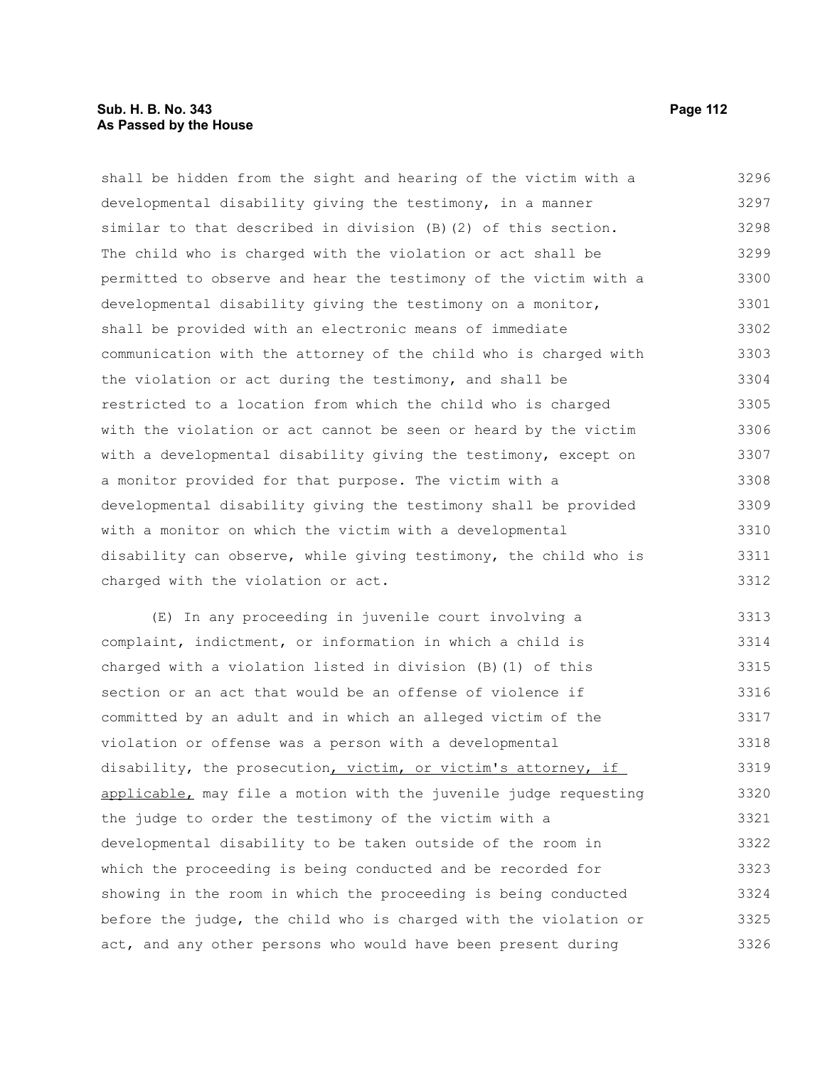shall be hidden from the sight and hearing of the victim with a developmental disability giving the testimony, in a manner similar to that described in division (B)(2) of this section. The child who is charged with the violation or act shall be permitted to observe and hear the testimony of the victim with a developmental disability giving the testimony on a monitor, shall be provided with an electronic means of immediate communication with the attorney of the child who is charged with the violation or act during the testimony, and shall be restricted to a location from which the child who is charged with the violation or act cannot be seen or heard by the victim with a developmental disability giving the testimony, except on a monitor provided for that purpose. The victim with a developmental disability giving the testimony shall be provided with a monitor on which the victim with a developmental disability can observe, while giving testimony, the child who is charged with the violation or act.

(E) In any proceeding in juvenile court involving a complaint, indictment, or information in which a child is charged with a violation listed in division (B)(1) of this section or an act that would be an offense of violence if committed by an adult and in which an alleged victim of the violation or offense was a person with a developmental disability, the prosecution, victim, or victim's attorney, if applicable, may file a motion with the juvenile judge requesting the judge to order the testimony of the victim with a developmental disability to be taken outside of the room in which the proceeding is being conducted and be recorded for showing in the room in which the proceeding is being conducted before the judge, the child who is charged with the violation or act, and any other persons who would have been present during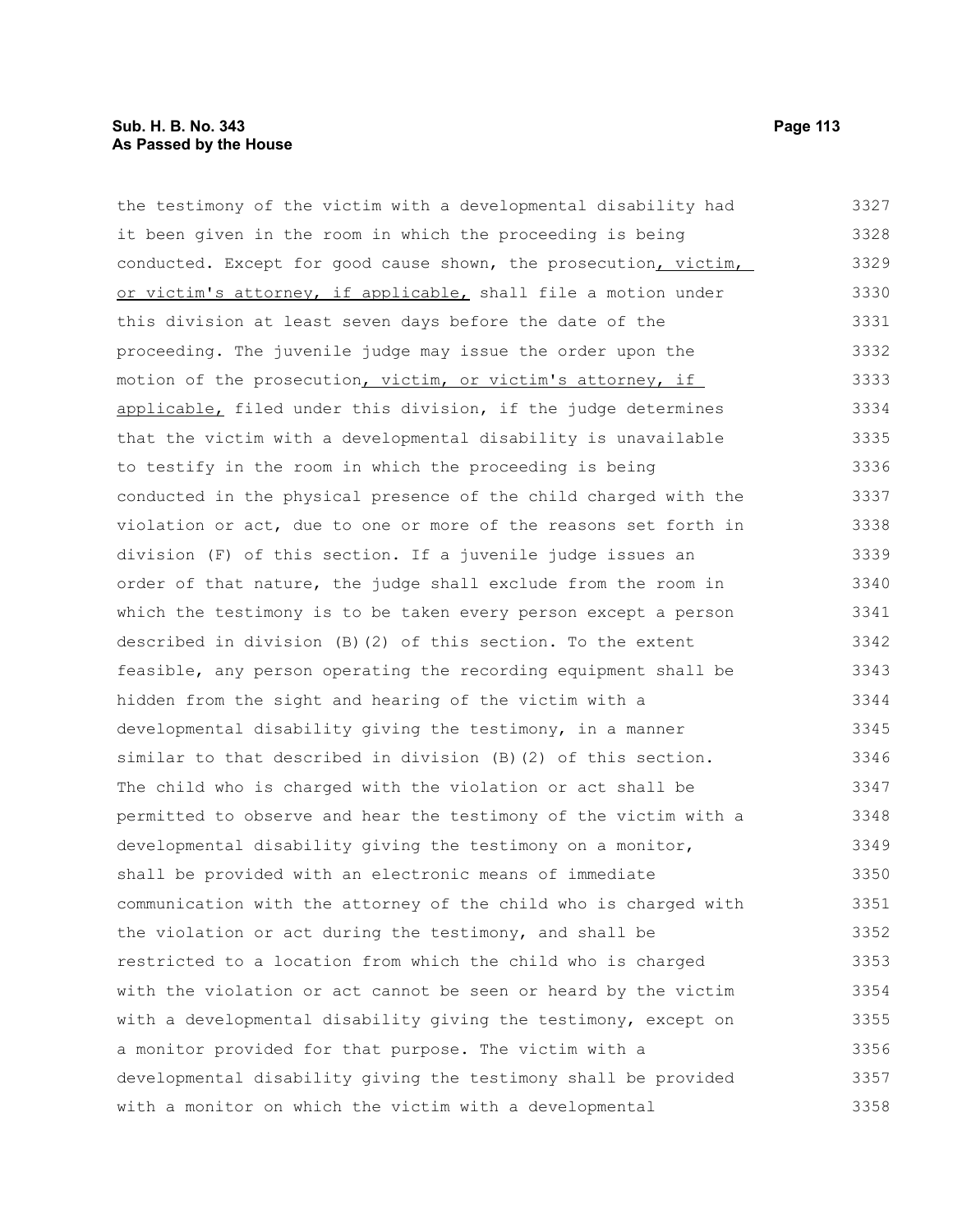the testimony of the victim with a developmental disability had it been given in the room in which the proceeding is being conducted. Except for good cause shown, the prosecution<u>, victim, or victim's attorney, if applicable,</u> shall file a motion under this division at least seven days before the date of the proceeding. The juvenile judge may issue the order upon the motion of the prosecution<u>, victim, or victim's attorney, if applicable,</u> filed under this division, if the judge determines that the victim with a developmental disability is unavailable to testify in the room in which the proceeding is being conducted in the physical presence of the child charged with the violation or act, due to one or more of the reasons set forth in division (F) of this section. If a juvenile judge issues an order of that nature, the judge shall exclude from the room in which the testimony is to be taken every person except a person described in division (B)(2) of this section. To the extent feasible, any person operating the recording equipment shall be hidden from the sight and hearing of the victim with a developmental disability giving the testimony, in a manner similar to that described in division (B)(2) of this section. The child who is charged with the violation or act shall be permitted to observe and hear the testimony of the victim with a developmental disability giving the testimony on a monitor, shall be provided with an electronic means of immediate communication with the attorney of the child who is charged with the violation or act during the testimony, and shall be restricted to a location from which the child who is charged with the violation or act cannot be seen or heard by the victim with a developmental disability giving the testimony, except on a monitor provided for that purpose. The victim with a developmental disability giving the testimony shall be provided with a monitor on which the victim with a developmental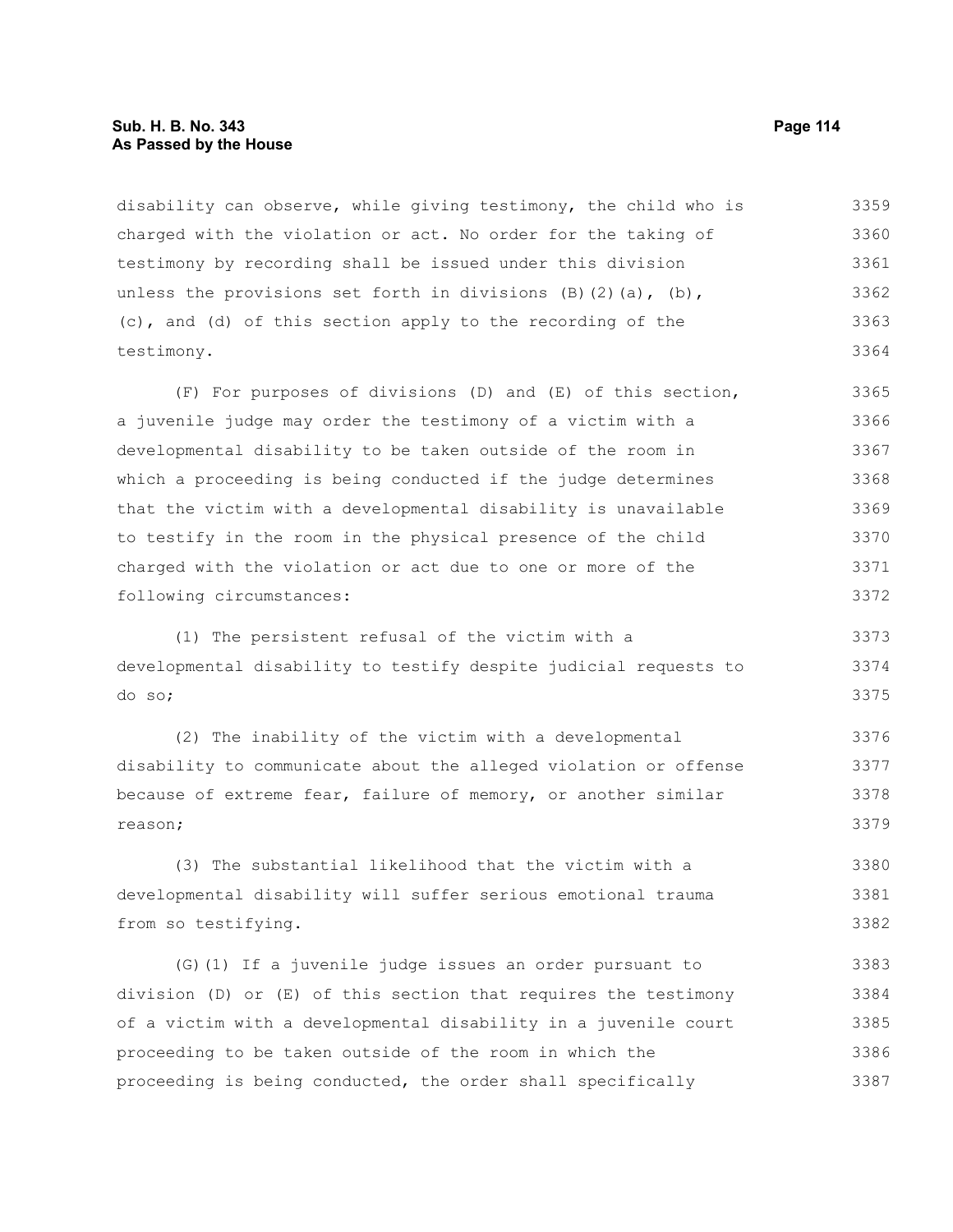disability can observe, while giving testimony, the child who is charged with the violation or act. No order for the taking of testimony by recording shall be issued under this division unless the provisions set forth in divisions (B)(2)(a), (b), (c), and (d) of this section apply to the recording of the testimony.

(F) For purposes of divisions (D) and (E) of this section, a juvenile judge may order the testimony of a victim with a developmental disability to be taken outside of the room in which a proceeding is being conducted if the judge determines that the victim with a developmental disability is unavailable to testify in the room in the physical presence of the child charged with the violation or act due to one or more of the following circumstances:

(1) The persistent refusal of the victim with a developmental disability to testify despite judicial requests to do so;

(2) The inability of the victim with a developmental disability to communicate about the alleged violation or offense because of extreme fear, failure of memory, or another similar reason;

(3) The substantial likelihood that the victim with a developmental disability will suffer serious emotional trauma from so testifying.

(G)(1) If a juvenile judge issues an order pursuant to division (D) or (E) of this section that requires the testimony of a victim with a developmental disability in a juvenile court proceeding to be taken outside of the room in which the proceeding is being conducted, the order shall specifically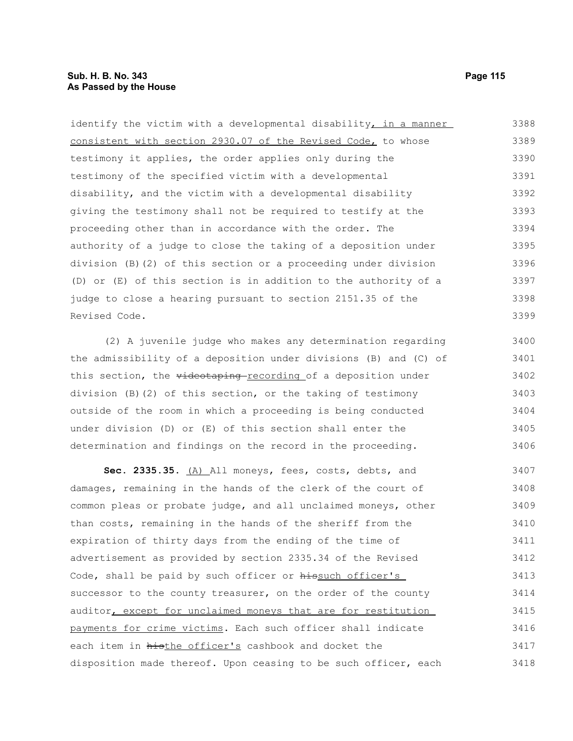identify the victim with a developmental disability, in a manner consistent with section 2930.07 of the Revised Code, to whose testimony it applies, the order applies only during the testimony of the specified victim with a developmental disability, and the victim with a developmental disability giving the testimony shall not be required to testify at the proceeding other than in accordance with the order. The authority of a judge to close the taking of a deposition under division (B)(2) of this section or a proceeding under division (D) or (E) of this section is in addition to the authority of a judge to close a hearing pursuant to section 2151.35 of the Revised Code.

(2) A juvenile judge who makes any determination regarding the admissibility of a deposition under divisions (B) and (C) of this section, the ~~videotaping~~ recording of a deposition under division (B)(2) of this section, or the taking of testimony outside of the room in which a proceeding is being conducted under division (D) or (E) of this section shall enter the determination and findings on the record in the proceeding.

**Sec. 2335.35.** (A) All moneys, fees, costs, debts, and damages, remaining in the hands of the clerk of the court of common pleas or probate judge, and all unclaimed moneys, other than costs, remaining in the hands of the sheriff from the expiration of thirty days from the ending of the time of advertisement as provided by section 2335.34 of the Revised Code, shall be paid by such officer or ~~his~~such officer's successor to the county treasurer, on the order of the county auditor, except for unclaimed moneys that are for restitution payments for crime victims. Each such officer shall indicate each item in ~~his~~the officer's cashbook and docket the disposition made thereof. Upon ceasing to be such officer, each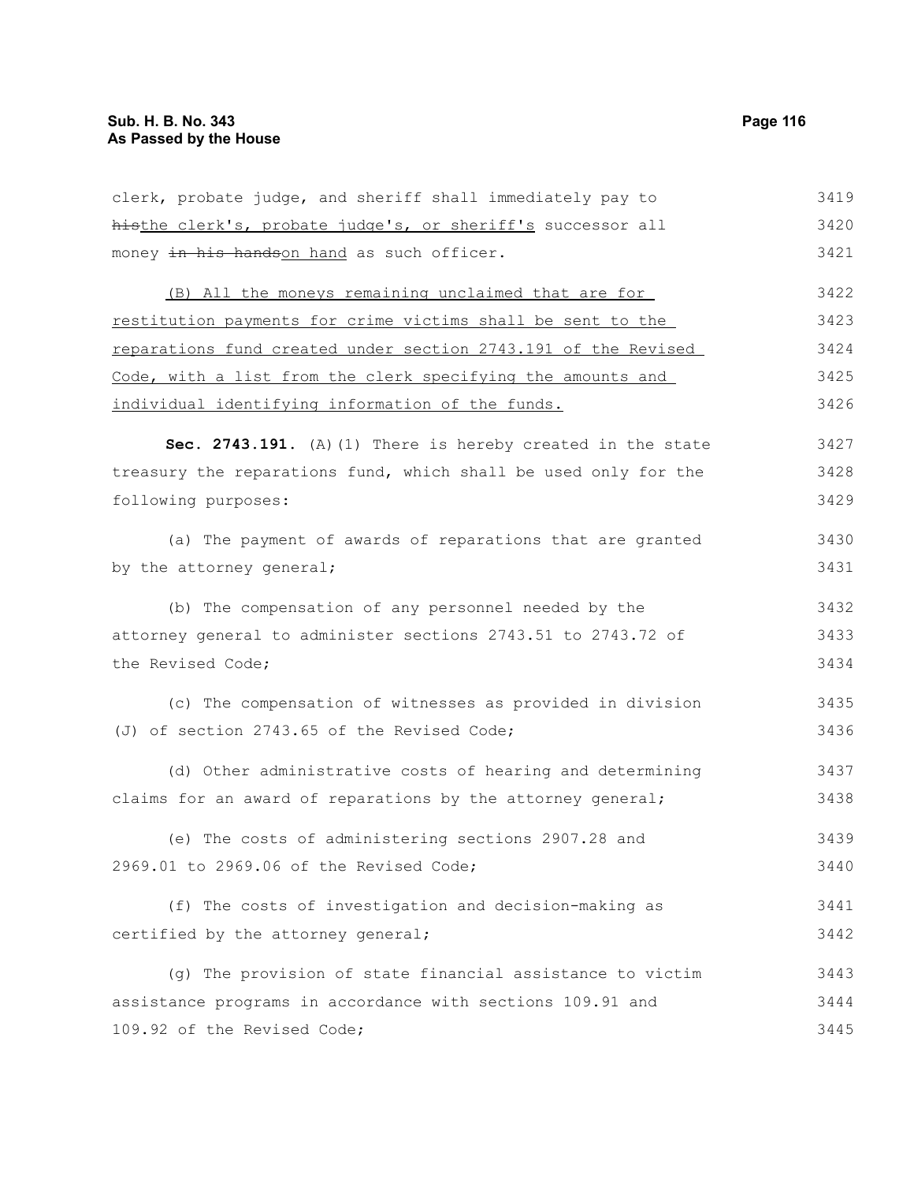clerk, probate judge, and sheriff shall immediately pay to ~~his~~the clerk's, probate judge's, or sheriff's successor all money ~~in his hands~~on hand as such officer.

(B) All the moneys remaining unclaimed that are for restitution payments for crime victims shall be sent to the reparations fund created under section 2743.191 of the Revised Code, with a list from the clerk specifying the amounts and individual identifying information of the funds.

**Sec. 2743.191.** (A)(1) There is hereby created in the state treasury the reparations fund, which shall be used only for the following purposes:

(a) The payment of awards of reparations that are granted by the attorney general;

(b) The compensation of any personnel needed by the attorney general to administer sections 2743.51 to 2743.72 of the Revised Code;

(c) The compensation of witnesses as provided in division (J) of section 2743.65 of the Revised Code;

(d) Other administrative costs of hearing and determining claims for an award of reparations by the attorney general;

(e) The costs of administering sections 2907.28 and 2969.01 to 2969.06 of the Revised Code;

(f) The costs of investigation and decision-making as certified by the attorney general;

(g) The provision of state financial assistance to victim assistance programs in accordance with sections 109.91 and 109.92 of the Revised Code;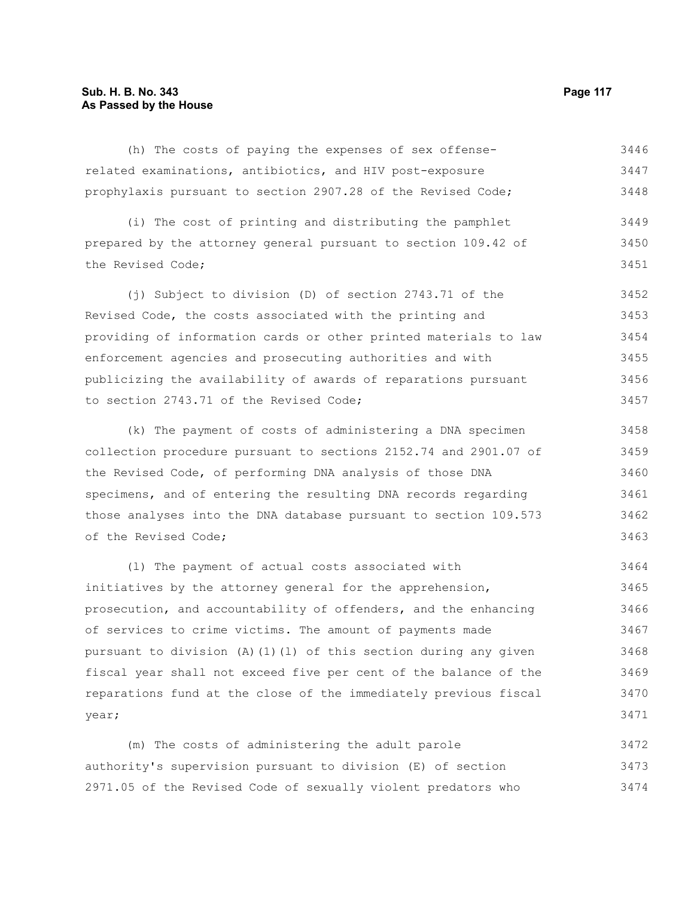(h) The costs of paying the expenses of sex offense-related examinations, antibiotics, and HIV post-exposure prophylaxis pursuant to section 2907.28 of the Revised Code;

(i) The cost of printing and distributing the pamphlet prepared by the attorney general pursuant to section 109.42 of the Revised Code;

(j) Subject to division (D) of section 2743.71 of the Revised Code, the costs associated with the printing and providing of information cards or other printed materials to law enforcement agencies and prosecuting authorities and with publicizing the availability of awards of reparations pursuant to section 2743.71 of the Revised Code;

(k) The payment of costs of administering a DNA specimen collection procedure pursuant to sections 2152.74 and 2901.07 of the Revised Code, of performing DNA analysis of those DNA specimens, and of entering the resulting DNA records regarding those analyses into the DNA database pursuant to section 109.573 of the Revised Code;

(l) The payment of actual costs associated with initiatives by the attorney general for the apprehension, prosecution, and accountability of offenders, and the enhancing of services to crime victims. The amount of payments made pursuant to division (A)(1)(l) of this section during any given fiscal year shall not exceed five per cent of the balance of the reparations fund at the close of the immediately previous fiscal year;

(m) The costs of administering the adult parole authority's supervision pursuant to division (E) of section 2971.05 of the Revised Code of sexually violent predators who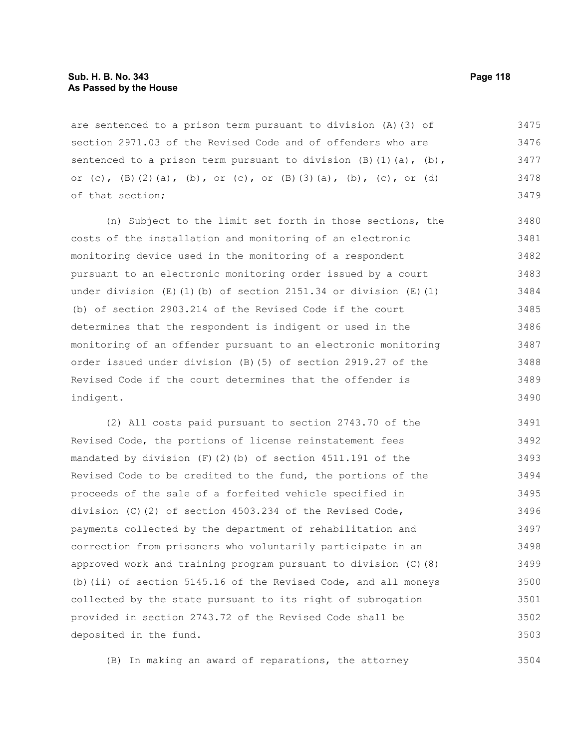are sentenced to a prison term pursuant to division (A)(3) of section 2971.03 of the Revised Code and of offenders who are sentenced to a prison term pursuant to division (B)(1)(a), (b), or (c), (B)(2)(a), (b), or (c), or (B)(3)(a), (b), (c), or (d) of that section;

(n) Subject to the limit set forth in those sections, the costs of the installation and monitoring of an electronic monitoring device used in the monitoring of a respondent pursuant to an electronic monitoring order issued by a court under division (E)(1)(b) of section 2151.34 or division (E)(1)(b) of section 2903.214 of the Revised Code if the court determines that the respondent is indigent or used in the monitoring of an offender pursuant to an electronic monitoring order issued under division (B)(5) of section 2919.27 of the Revised Code if the court determines that the offender is indigent.

(2) All costs paid pursuant to section 2743.70 of the Revised Code, the portions of license reinstatement fees mandated by division (F)(2)(b) of section 4511.191 of the Revised Code to be credited to the fund, the portions of the proceeds of the sale of a forfeited vehicle specified in division (C)(2) of section 4503.234 of the Revised Code, payments collected by the department of rehabilitation and correction from prisoners who voluntarily participate in an approved work and training program pursuant to division (C)(8)(b)(ii) of section 5145.16 of the Revised Code, and all moneys collected by the state pursuant to its right of subrogation provided in section 2743.72 of the Revised Code shall be deposited in the fund.

(B) In making an award of reparations, the attorney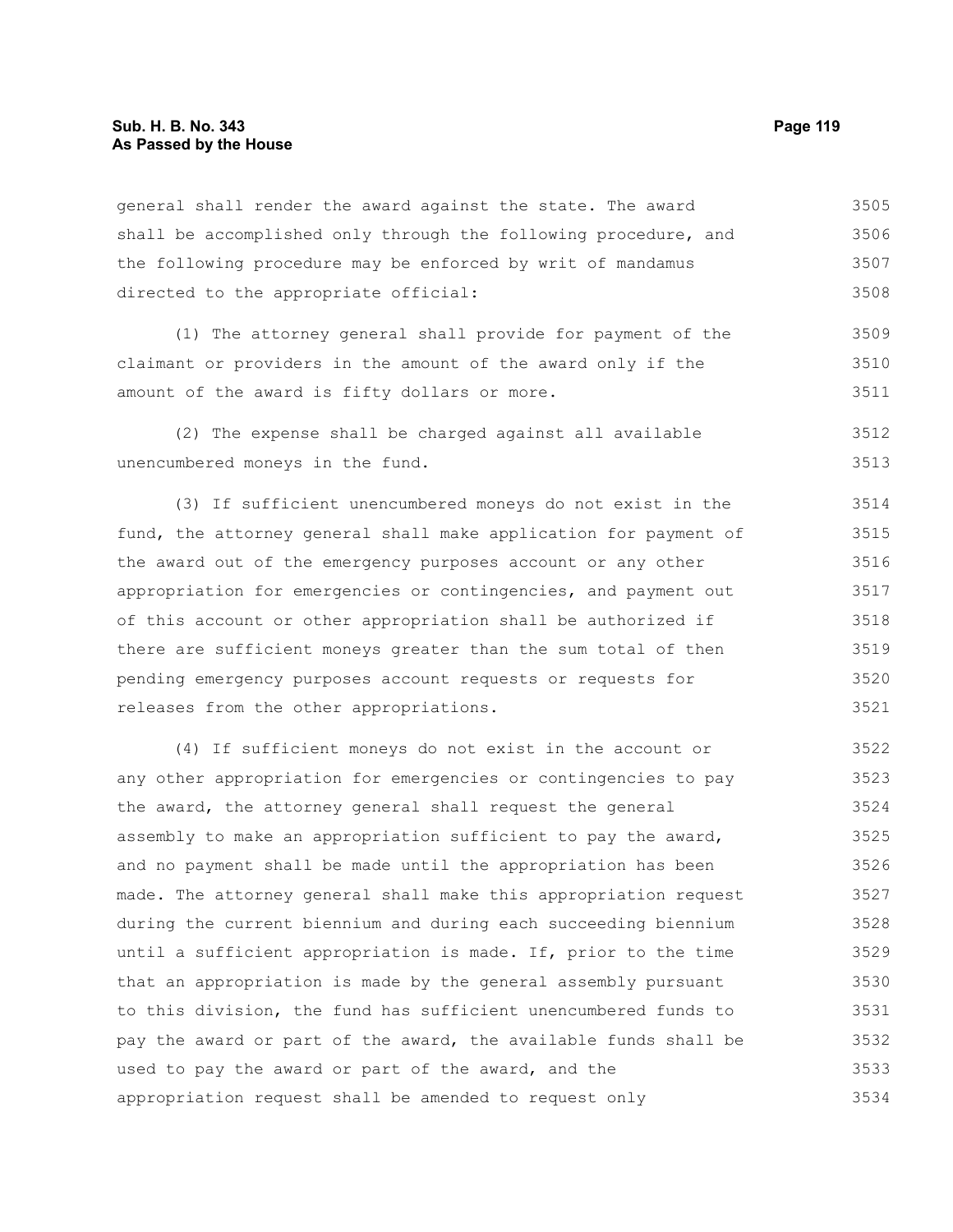general shall render the award against the state. The award shall be accomplished only through the following procedure, and the following procedure may be enforced by writ of mandamus directed to the appropriate official:

(1) The attorney general shall provide for payment of the claimant or providers in the amount of the award only if the amount of the award is fifty dollars or more.

(2) The expense shall be charged against all available unencumbered moneys in the fund.

(3) If sufficient unencumbered moneys do not exist in the fund, the attorney general shall make application for payment of the award out of the emergency purposes account or any other appropriation for emergencies or contingencies, and payment out of this account or other appropriation shall be authorized if there are sufficient moneys greater than the sum total of then pending emergency purposes account requests or requests for releases from the other appropriations.

(4) If sufficient moneys do not exist in the account or any other appropriation for emergencies or contingencies to pay the award, the attorney general shall request the general assembly to make an appropriation sufficient to pay the award, and no payment shall be made until the appropriation has been made. The attorney general shall make this appropriation request during the current biennium and during each succeeding biennium until a sufficient appropriation is made. If, prior to the time that an appropriation is made by the general assembly pursuant to this division, the fund has sufficient unencumbered funds to pay the award or part of the award, the available funds shall be used to pay the award or part of the award, and the appropriation request shall be amended to request only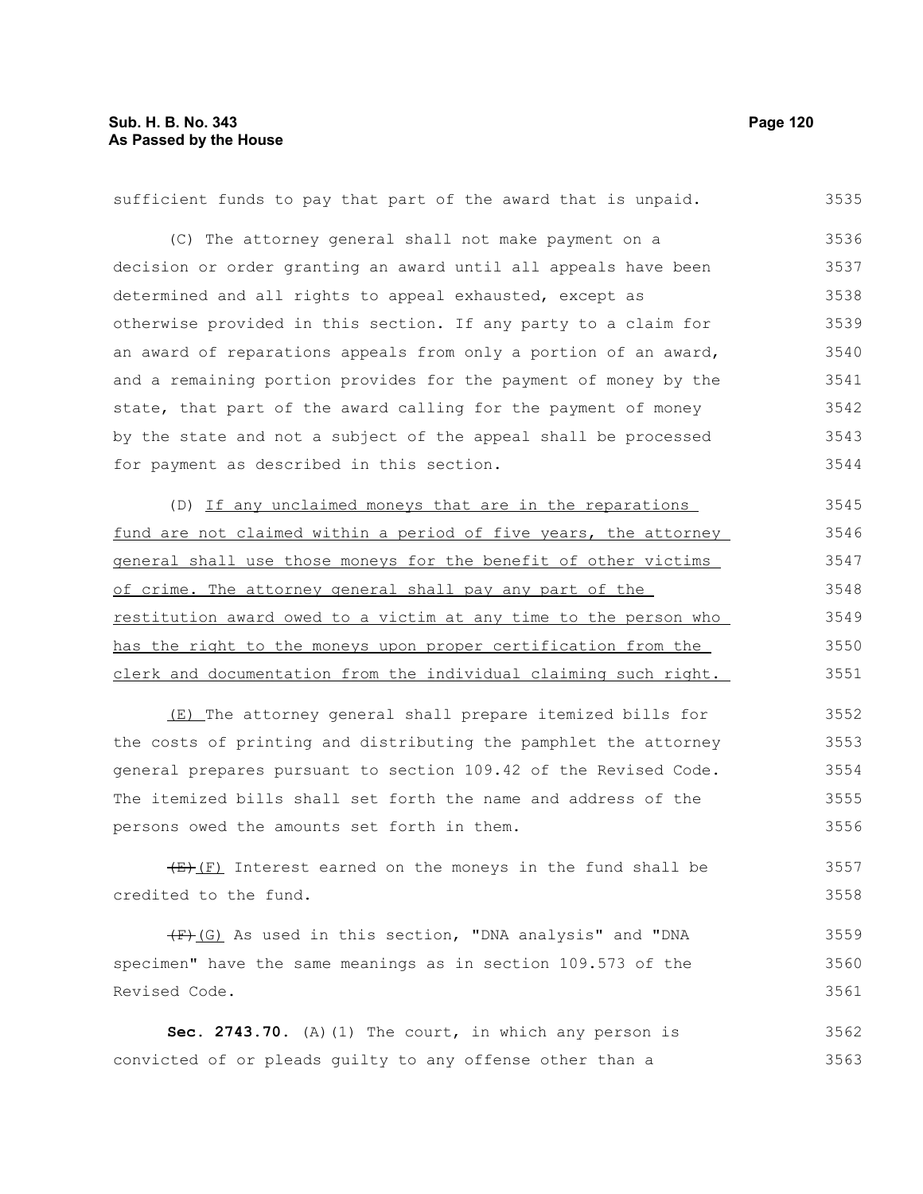sufficient funds to pay that part of the award that is unpaid.

(C) The attorney general shall not make payment on a decision or order granting an award until all appeals have been determined and all rights to appeal exhausted, except as otherwise provided in this section. If any party to a claim for an award of reparations appeals from only a portion of an award, and a remaining portion provides for the payment of money by the state, that part of the award calling for the payment of money by the state and not a subject of the appeal shall be processed for payment as described in this section.

(D) If any unclaimed moneys that are in the reparations fund are not claimed within a period of five years, the attorney general shall use those moneys for the benefit of other victims of crime. The attorney general shall pay any part of the restitution award owed to a victim at any time to the person who has the right to the moneys upon proper certification from the clerk and documentation from the individual claiming such right.

(E) The attorney general shall prepare itemized bills for the costs of printing and distributing the pamphlet the attorney general prepares pursuant to section 109.42 of the Revised Code. The itemized bills shall set forth the name and address of the persons owed the amounts set forth in them.

~~(E)~~ (F) Interest earned on the moneys in the fund shall be credited to the fund.

~~(F)~~ (G) As used in this section, "DNA analysis" and "DNA specimen" have the same meanings as in section 109.573 of the Revised Code.

**Sec. 2743.70.** (A)(1) The court, in which any person is convicted of or pleads guilty to any offense other than a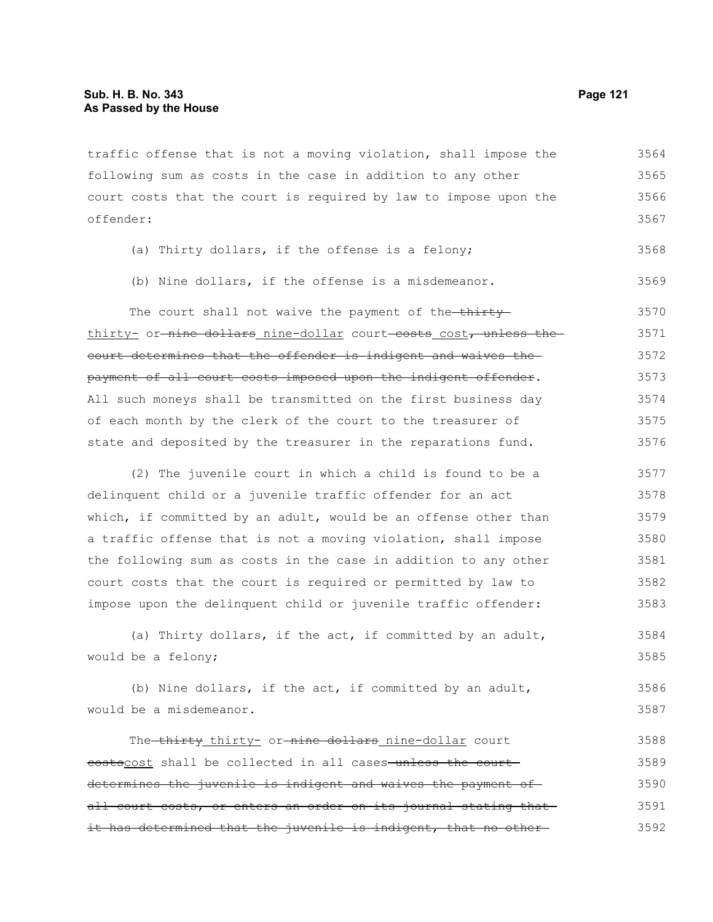traffic offense that is not a moving violation, shall impose the following sum as costs in the case in addition to any other court costs that the court is required by law to impose upon the offender:

(a) Thirty dollars, if the offense is a felony;

(b) Nine dollars, if the offense is a misdemeanor.

The court shall not waive the payment of the ~~thirty~~ <u>thirty-</u> or ~~nine dollars~~ <u>nine-dollar</u> court ~~costs~~ <u>cost</u>~~, unless the court determines that the offender is indigent and waives the payment of all court costs imposed upon the indigent offender~~. All such moneys shall be transmitted on the first business day of each month by the clerk of the court to the treasurer of state and deposited by the treasurer in the reparations fund.

(2) The juvenile court in which a child is found to be a delinquent child or a juvenile traffic offender for an act which, if committed by an adult, would be an offense other than a traffic offense that is not a moving violation, shall impose the following sum as costs in the case in addition to any other court costs that the court is required or permitted by law to impose upon the delinquent child or juvenile traffic offender:

(a) Thirty dollars, if the act, if committed by an adult, would be a felony;

(b) Nine dollars, if the act, if committed by an adult, would be a misdemeanor.

The ~~thirty~~ <u>thirty-</u> or ~~nine dollars~~ <u>nine-dollar</u> court ~~costs~~<u>cost</u> shall be collected in all cases ~~unless the court determines the juvenile is indigent and waives the payment of all court costs, or enters an order on its journal stating that it has determined that the juvenile is indigent, that no other~~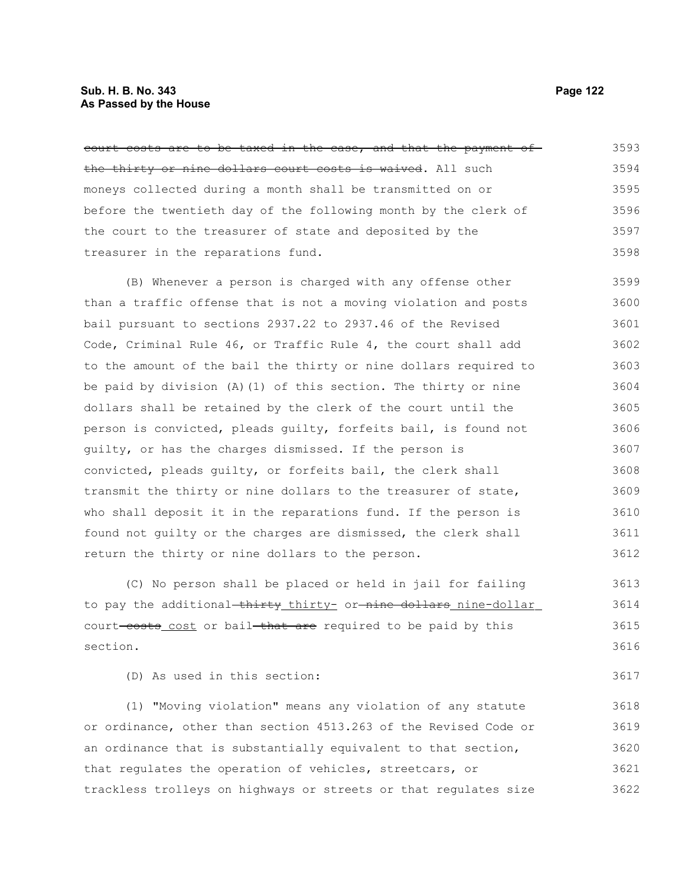~~court costs are to be taxed in the case, and that the payment of the thirty or nine dollars court costs is waived~~. All such moneys collected during a month shall be transmitted on or before the twentieth day of the following month by the clerk of the court to the treasurer of state and deposited by the treasurer in the reparations fund.

(B) Whenever a person is charged with any offense other than a traffic offense that is not a moving violation and posts bail pursuant to sections 2937.22 to 2937.46 of the Revised Code, Criminal Rule 46, or Traffic Rule 4, the court shall add to the amount of the bail the thirty or nine dollars required to be paid by division (A)(1) of this section. The thirty or nine dollars shall be retained by the clerk of the court until the person is convicted, pleads guilty, forfeits bail, is found not guilty, or has the charges dismissed. If the person is convicted, pleads guilty, or forfeits bail, the clerk shall transmit the thirty or nine dollars to the treasurer of state, who shall deposit it in the reparations fund. If the person is found not guilty or the charges are dismissed, the clerk shall return the thirty or nine dollars to the person.

(C) No person shall be placed or held in jail for failing to pay the additional ~~thirty~~ thirty- or ~~nine dollars~~ nine-dollar court ~~costs~~ cost or bail ~~that are~~ required to be paid by this section.

(D) As used in this section:

(1) "Moving violation" means any violation of any statute or ordinance, other than section 4513.263 of the Revised Code or an ordinance that is substantially equivalent to that section, that regulates the operation of vehicles, streetcars, or trackless trolleys on highways or streets or that regulates size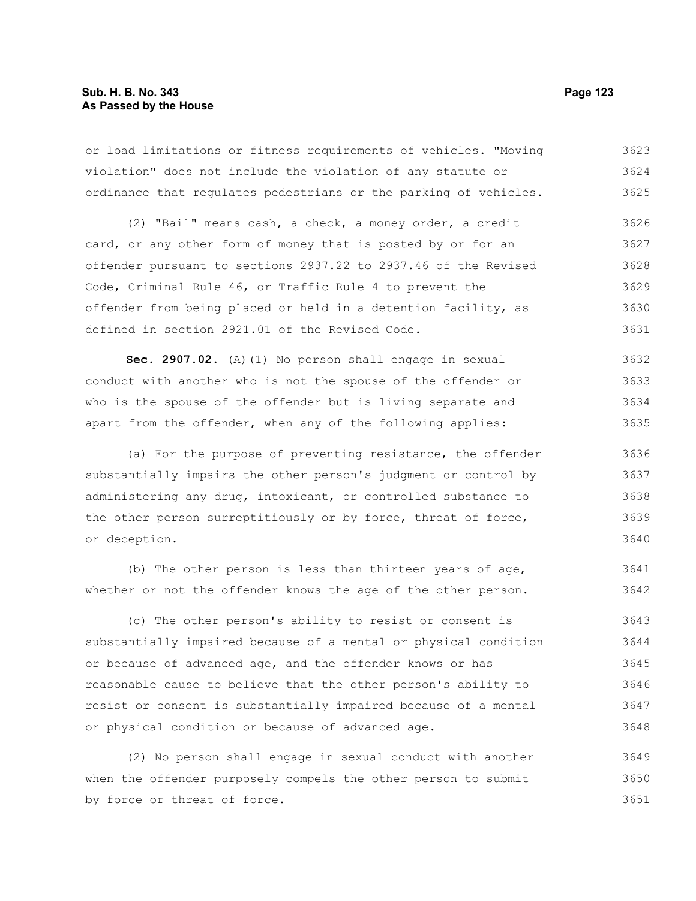or load limitations or fitness requirements of vehicles. "Moving violation" does not include the violation of any statute or ordinance that regulates pedestrians or the parking of vehicles.

(2) "Bail" means cash, a check, a money order, a credit card, or any other form of money that is posted by or for an offender pursuant to sections 2937.22 to 2937.46 of the Revised Code, Criminal Rule 46, or Traffic Rule 4 to prevent the offender from being placed or held in a detention facility, as defined in section 2921.01 of the Revised Code.

**Sec. 2907.02.** (A)(1) No person shall engage in sexual conduct with another who is not the spouse of the offender or who is the spouse of the offender but is living separate and apart from the offender, when any of the following applies:

(a) For the purpose of preventing resistance, the offender substantially impairs the other person's judgment or control by administering any drug, intoxicant, or controlled substance to the other person surreptitiously or by force, threat of force, or deception.

(b) The other person is less than thirteen years of age, whether or not the offender knows the age of the other person.

(c) The other person's ability to resist or consent is substantially impaired because of a mental or physical condition or because of advanced age, and the offender knows or has reasonable cause to believe that the other person's ability to resist or consent is substantially impaired because of a mental or physical condition or because of advanced age.

(2) No person shall engage in sexual conduct with another when the offender purposely compels the other person to submit by force or threat of force.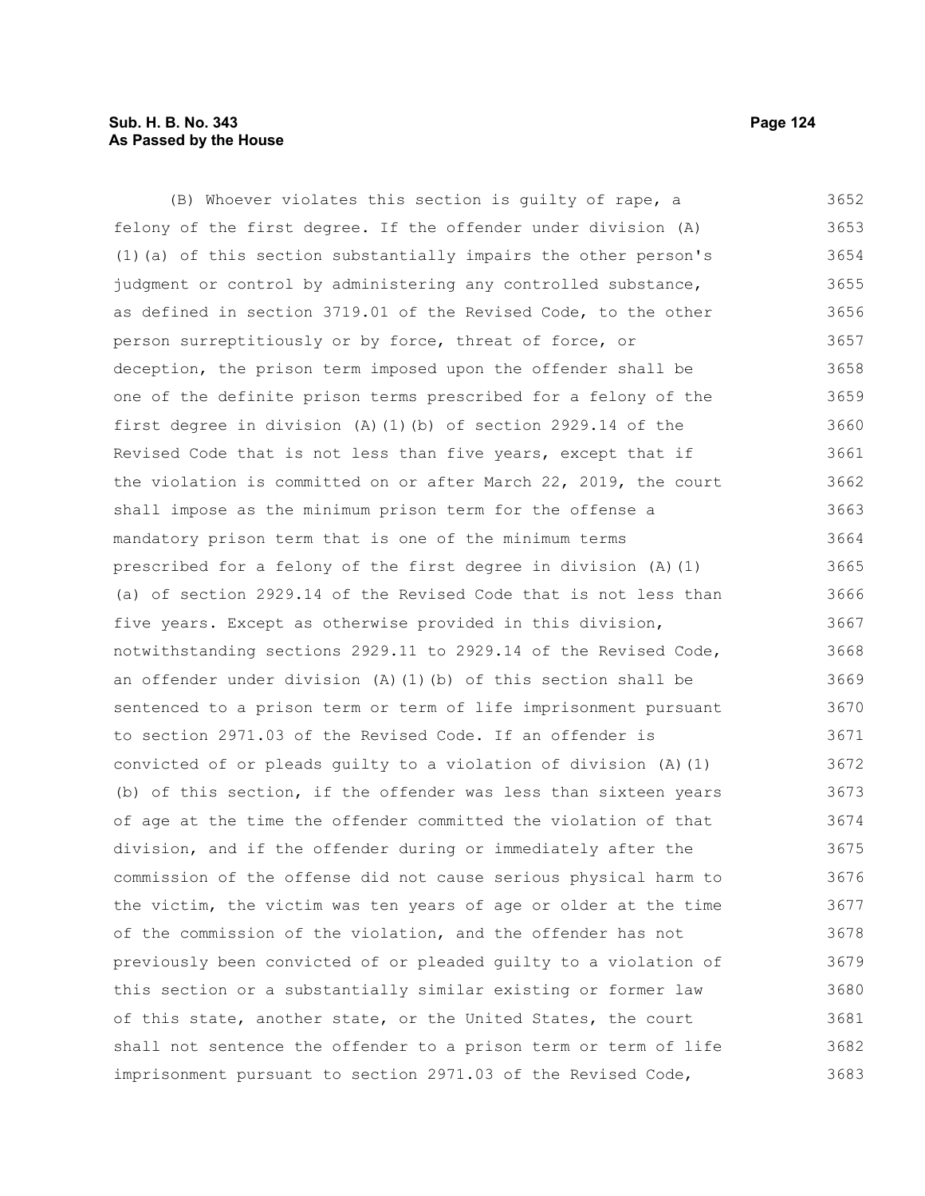(B) Whoever violates this section is guilty of rape, a felony of the first degree. If the offender under division (A)(1)(a) of this section substantially impairs the other person's judgment or control by administering any controlled substance, as defined in section 3719.01 of the Revised Code, to the other person surreptitiously or by force, threat of force, or deception, the prison term imposed upon the offender shall be one of the definite prison terms prescribed for a felony of the first degree in division (A)(1)(b) of section 2929.14 of the Revised Code that is not less than five years, except that if the violation is committed on or after March 22, 2019, the court shall impose as the minimum prison term for the offense a mandatory prison term that is one of the minimum terms prescribed for a felony of the first degree in division (A)(1)(a) of section 2929.14 of the Revised Code that is not less than five years. Except as otherwise provided in this division, notwithstanding sections 2929.11 to 2929.14 of the Revised Code, an offender under division (A)(1)(b) of this section shall be sentenced to a prison term or term of life imprisonment pursuant to section 2971.03 of the Revised Code. If an offender is convicted of or pleads guilty to a violation of division (A)(1)(b) of this section, if the offender was less than sixteen years of age at the time the offender committed the violation of that division, and if the offender during or immediately after the commission of the offense did not cause serious physical harm to the victim, the victim was ten years of age or older at the time of the commission of the violation, and the offender has not previously been convicted of or pleaded guilty to a violation of this section or a substantially similar existing or former law of this state, another state, or the United States, the court shall not sentence the offender to a prison term or term of life imprisonment pursuant to section 2971.03 of the Revised Code,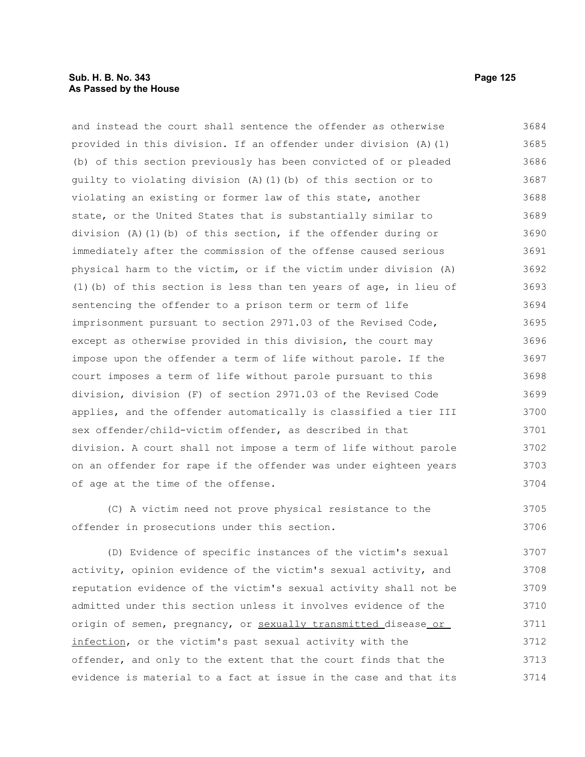and instead the court shall sentence the offender as otherwise provided in this division. If an offender under division (A)(1)(b) of this section previously has been convicted of or pleaded guilty to violating division (A)(1)(b) of this section or to violating an existing or former law of this state, another state, or the United States that is substantially similar to division (A)(1)(b) of this section, if the offender during or immediately after the commission of the offense caused serious physical harm to the victim, or if the victim under division (A)(1)(b) of this section is less than ten years of age, in lieu of sentencing the offender to a prison term or term of life imprisonment pursuant to section 2971.03 of the Revised Code, except as otherwise provided in this division, the court may impose upon the offender a term of life without parole. If the court imposes a term of life without parole pursuant to this division, division (F) of section 2971.03 of the Revised Code applies, and the offender automatically is classified a tier III sex offender/child-victim offender, as described in that division. A court shall not impose a term of life without parole on an offender for rape if the offender was under eighteen years of age at the time of the offense.

(C) A victim need not prove physical resistance to the offender in prosecutions under this section.

(D) Evidence of specific instances of the victim's sexual activity, opinion evidence of the victim's sexual activity, and reputation evidence of the victim's sexual activity shall not be admitted under this section unless it involves evidence of the origin of semen, pregnancy, or sexually transmitted disease or infection, or the victim's past sexual activity with the offender, and only to the extent that the court finds that the evidence is material to a fact at issue in the case and that its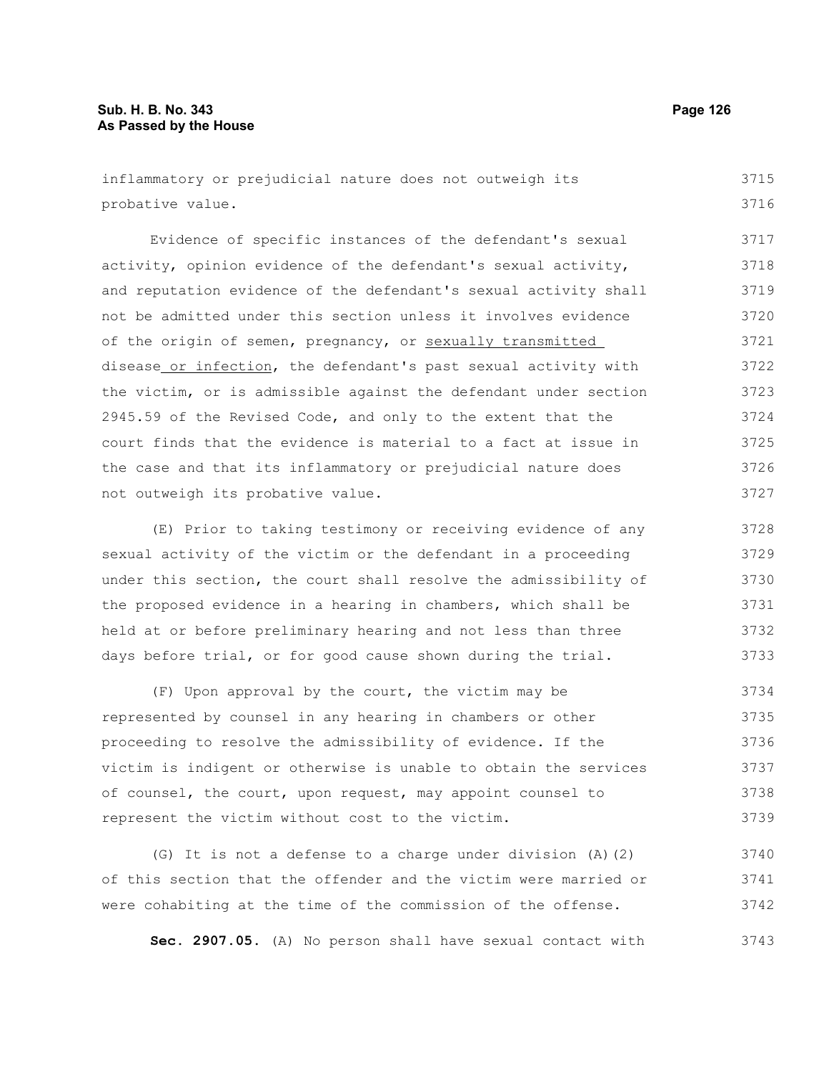inflammatory or prejudicial nature does not outweigh its probative value.

Evidence of specific instances of the defendant's sexual activity, opinion evidence of the defendant's sexual activity, and reputation evidence of the defendant's sexual activity shall not be admitted under this section unless it involves evidence of the origin of semen, pregnancy, or sexually transmitted disease or infection, the defendant's past sexual activity with the victim, or is admissible against the defendant under section 2945.59 of the Revised Code, and only to the extent that the court finds that the evidence is material to a fact at issue in the case and that its inflammatory or prejudicial nature does not outweigh its probative value.

(E) Prior to taking testimony or receiving evidence of any sexual activity of the victim or the defendant in a proceeding under this section, the court shall resolve the admissibility of the proposed evidence in a hearing in chambers, which shall be held at or before preliminary hearing and not less than three days before trial, or for good cause shown during the trial.

(F) Upon approval by the court, the victim may be represented by counsel in any hearing in chambers or other proceeding to resolve the admissibility of evidence. If the victim is indigent or otherwise is unable to obtain the services of counsel, the court, upon request, may appoint counsel to represent the victim without cost to the victim.

(G) It is not a defense to a charge under division (A)(2) of this section that the offender and the victim were married or were cohabiting at the time of the commission of the offense.

**Sec. 2907.05.** (A) No person shall have sexual contact with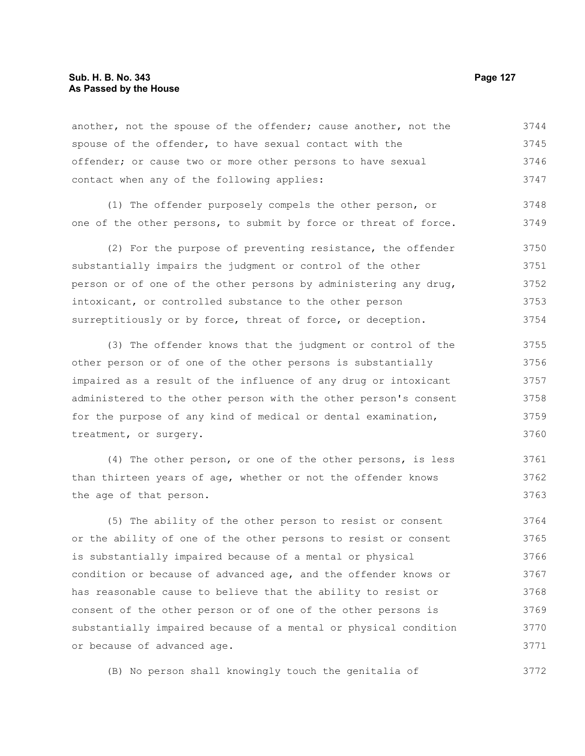another, not the spouse of the offender; cause another, not the spouse of the offender, to have sexual contact with the offender; or cause two or more other persons to have sexual contact when any of the following applies:

(1) The offender purposely compels the other person, or one of the other persons, to submit by force or threat of force.

(2) For the purpose of preventing resistance, the offender substantially impairs the judgment or control of the other person or of one of the other persons by administering any drug, intoxicant, or controlled substance to the other person surreptitiously or by force, threat of force, or deception.

(3) The offender knows that the judgment or control of the other person or of one of the other persons is substantially impaired as a result of the influence of any drug or intoxicant administered to the other person with the other person's consent for the purpose of any kind of medical or dental examination, treatment, or surgery.

(4) The other person, or one of the other persons, is less than thirteen years of age, whether or not the offender knows the age of that person.

(5) The ability of the other person to resist or consent or the ability of one of the other persons to resist or consent is substantially impaired because of a mental or physical condition or because of advanced age, and the offender knows or has reasonable cause to believe that the ability to resist or consent of the other person or of one of the other persons is substantially impaired because of a mental or physical condition or because of advanced age.

(B) No person shall knowingly touch the genitalia of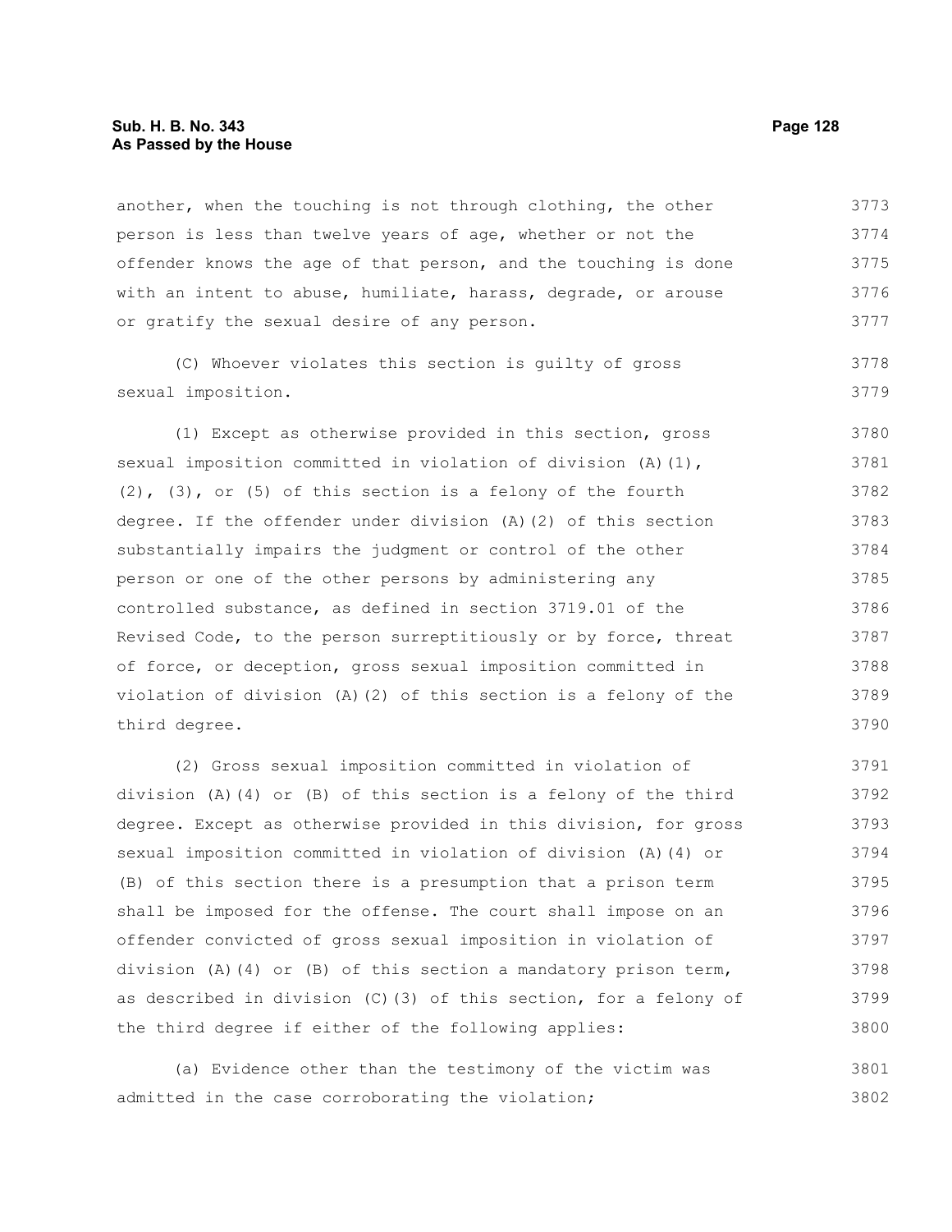another, when the touching is not through clothing, the other person is less than twelve years of age, whether or not the offender knows the age of that person, and the touching is done with an intent to abuse, humiliate, harass, degrade, or arouse or gratify the sexual desire of any person.

(C) Whoever violates this section is guilty of gross sexual imposition.

(1) Except as otherwise provided in this section, gross sexual imposition committed in violation of division (A)(1), (2), (3), or (5) of this section is a felony of the fourth degree. If the offender under division (A)(2) of this section substantially impairs the judgment or control of the other person or one of the other persons by administering any controlled substance, as defined in section 3719.01 of the Revised Code, to the person surreptitiously or by force, threat of force, or deception, gross sexual imposition committed in violation of division (A)(2) of this section is a felony of the third degree.

(2) Gross sexual imposition committed in violation of division (A)(4) or (B) of this section is a felony of the third degree. Except as otherwise provided in this division, for gross sexual imposition committed in violation of division (A)(4) or (B) of this section there is a presumption that a prison term shall be imposed for the offense. The court shall impose on an offender convicted of gross sexual imposition in violation of division (A)(4) or (B) of this section a mandatory prison term, as described in division (C)(3) of this section, for a felony of the third degree if either of the following applies:

(a) Evidence other than the testimony of the victim was admitted in the case corroborating the violation;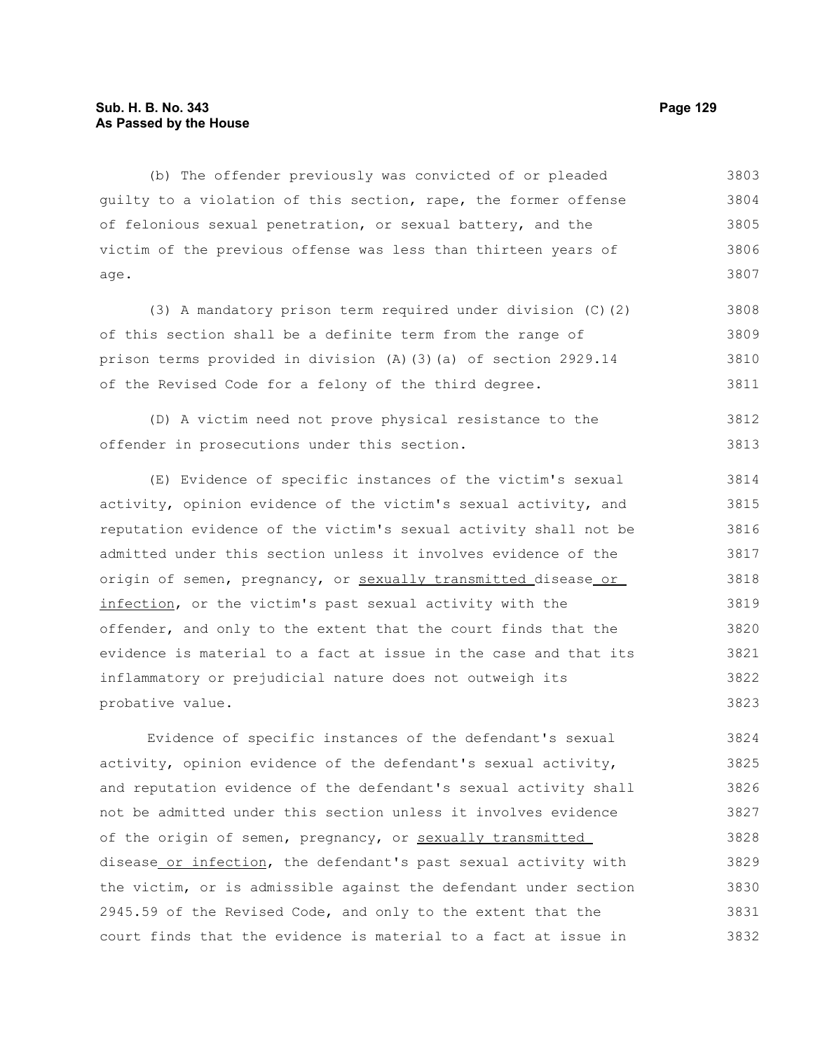(b) The offender previously was convicted of or pleaded guilty to a violation of this section, rape, the former offense of felonious sexual penetration, or sexual battery, and the victim of the previous offense was less than thirteen years of age.

(3) A mandatory prison term required under division (C)(2) of this section shall be a definite term from the range of prison terms provided in division (A)(3)(a) of section 2929.14 of the Revised Code for a felony of the third degree.

(D) A victim need not prove physical resistance to the offender in prosecutions under this section.

(E) Evidence of specific instances of the victim's sexual activity, opinion evidence of the victim's sexual activity, and reputation evidence of the victim's sexual activity shall not be admitted under this section unless it involves evidence of the origin of semen, pregnancy, or <u>sexually transmitted</u> disease <u>or infection</u>, or the victim's past sexual activity with the offender, and only to the extent that the court finds that the evidence is material to a fact at issue in the case and that its inflammatory or prejudicial nature does not outweigh its probative value.

Evidence of specific instances of the defendant's sexual activity, opinion evidence of the defendant's sexual activity, and reputation evidence of the defendant's sexual activity shall not be admitted under this section unless it involves evidence of the origin of semen, pregnancy, or <u>sexually transmitted</u> disease <u>or infection</u>, the defendant's past sexual activity with the victim, or is admissible against the defendant under section 2945.59 of the Revised Code, and only to the extent that the court finds that the evidence is material to a fact at issue in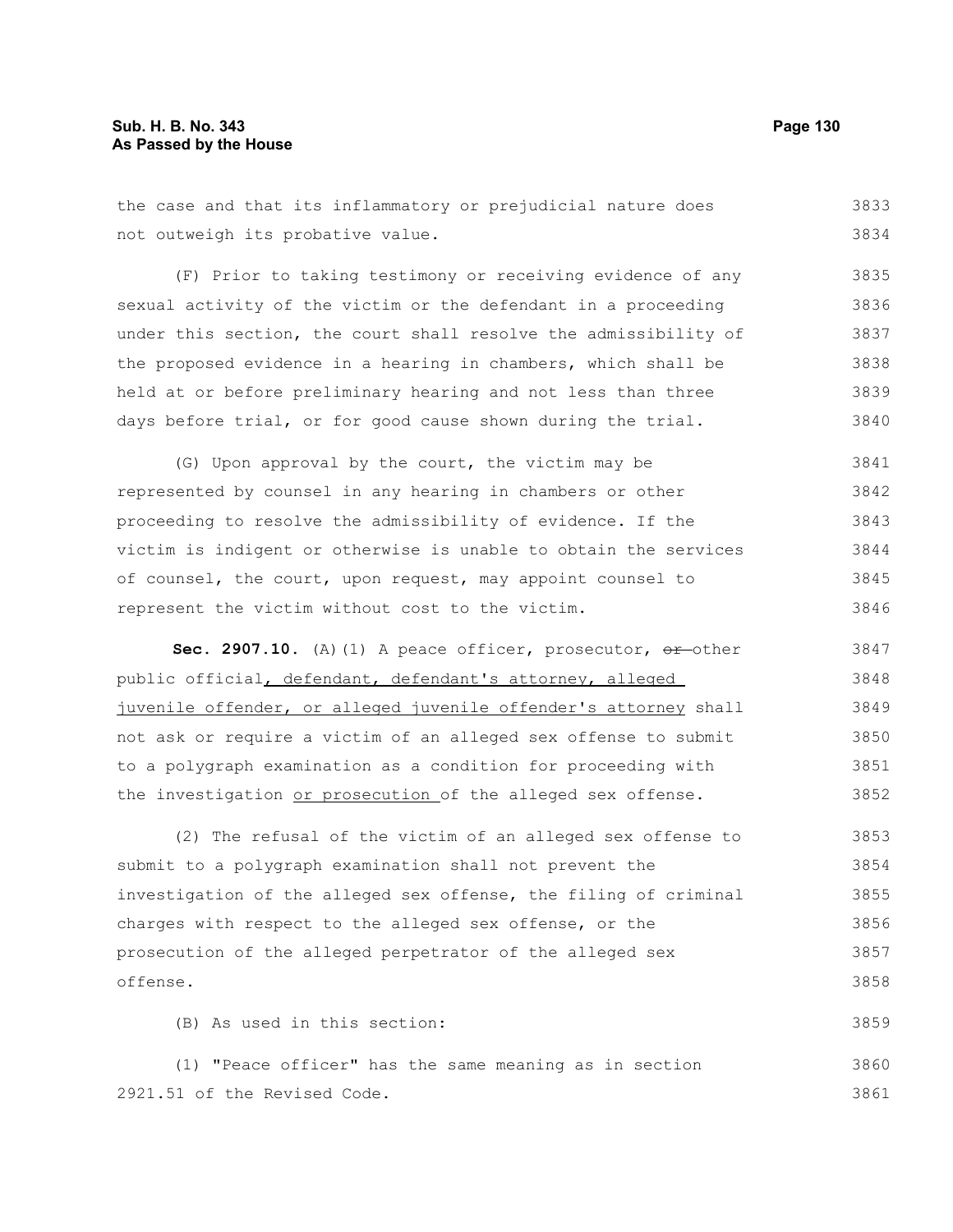the case and that its inflammatory or prejudicial nature does not outweigh its probative value.

(F) Prior to taking testimony or receiving evidence of any sexual activity of the victim or the defendant in a proceeding under this section, the court shall resolve the admissibility of the proposed evidence in a hearing in chambers, which shall be held at or before preliminary hearing and not less than three days before trial, or for good cause shown during the trial.

(G) Upon approval by the court, the victim may be represented by counsel in any hearing in chambers or other proceeding to resolve the admissibility of evidence. If the victim is indigent or otherwise is unable to obtain the services of counsel, the court, upon request, may appoint counsel to represent the victim without cost to the victim.

**Sec. 2907.10.** (A)(1) A peace officer, prosecutor, ~~or~~ other public official, defendant, defendant's attorney, alleged juvenile offender, or alleged juvenile offender's attorney shall not ask or require a victim of an alleged sex offense to submit to a polygraph examination as a condition for proceeding with the investigation or prosecution of the alleged sex offense.

(2) The refusal of the victim of an alleged sex offense to submit to a polygraph examination shall not prevent the investigation of the alleged sex offense, the filing of criminal charges with respect to the alleged sex offense, or the prosecution of the alleged perpetrator of the alleged sex offense.

(B) As used in this section:

(1) "Peace officer" has the same meaning as in section 2921.51 of the Revised Code.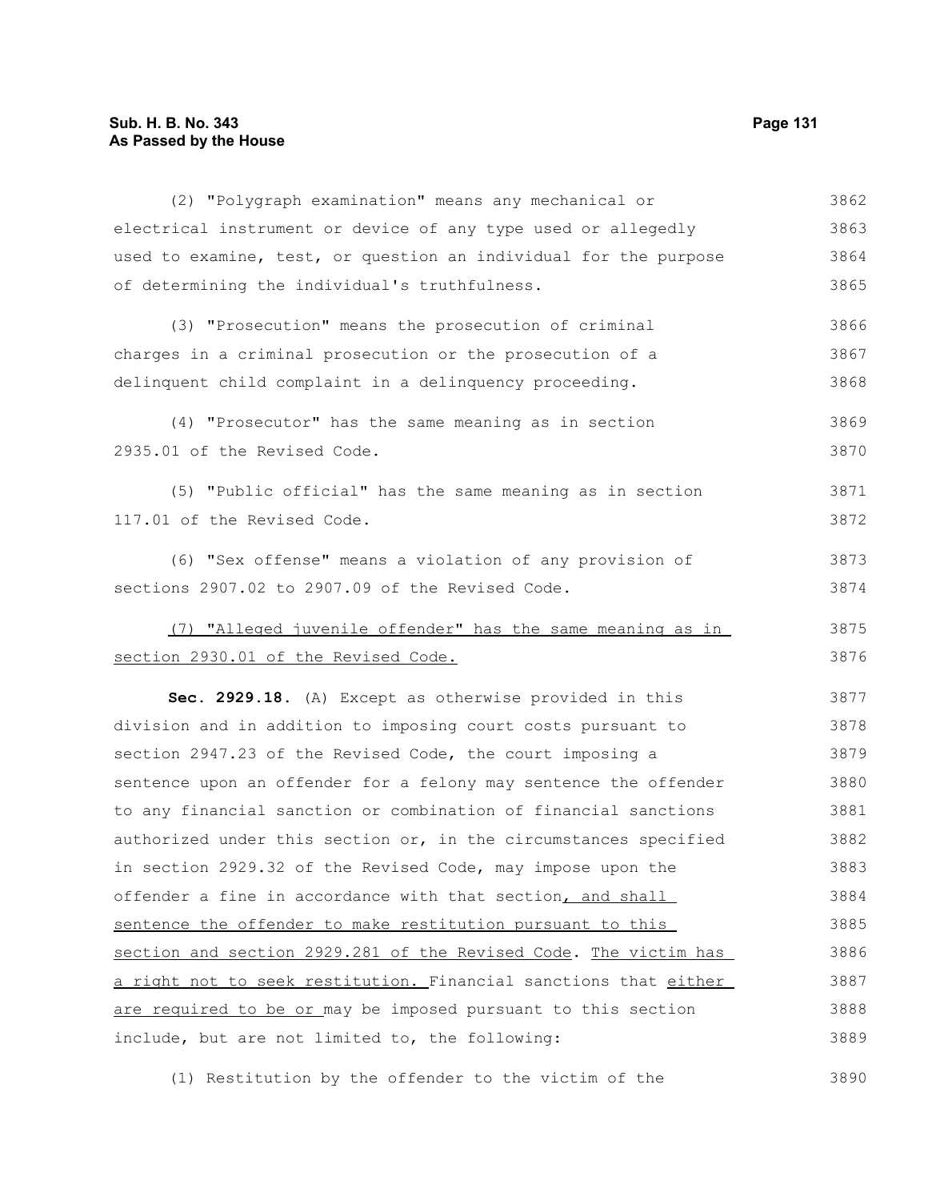(2) "Polygraph examination" means any mechanical or electrical instrument or device of any type used or allegedly used to examine, test, or question an individual for the purpose of determining the individual's truthfulness.

(3) "Prosecution" means the prosecution of criminal charges in a criminal prosecution or the prosecution of a delinquent child complaint in a delinquency proceeding.

(4) "Prosecutor" has the same meaning as in section 2935.01 of the Revised Code.

(5) "Public official" has the same meaning as in section 117.01 of the Revised Code.

(6) "Sex offense" means a violation of any provision of sections 2907.02 to 2907.09 of the Revised Code.

(7) "Alleged juvenile offender" has the same meaning as in section 2930.01 of the Revised Code.

**Sec. 2929.18.** (A) Except as otherwise provided in this division and in addition to imposing court costs pursuant to section 2947.23 of the Revised Code, the court imposing a sentence upon an offender for a felony may sentence the offender to any financial sanction or combination of financial sanctions authorized under this section or, in the circumstances specified in section 2929.32 of the Revised Code, may impose upon the offender a fine in accordance with that section, and shall sentence the offender to make restitution pursuant to this section and section 2929.281 of the Revised Code. The victim has a right not to seek restitution. Financial sanctions that either are required to be or may be imposed pursuant to this section include, but are not limited to, the following:

(1) Restitution by the offender to the victim of the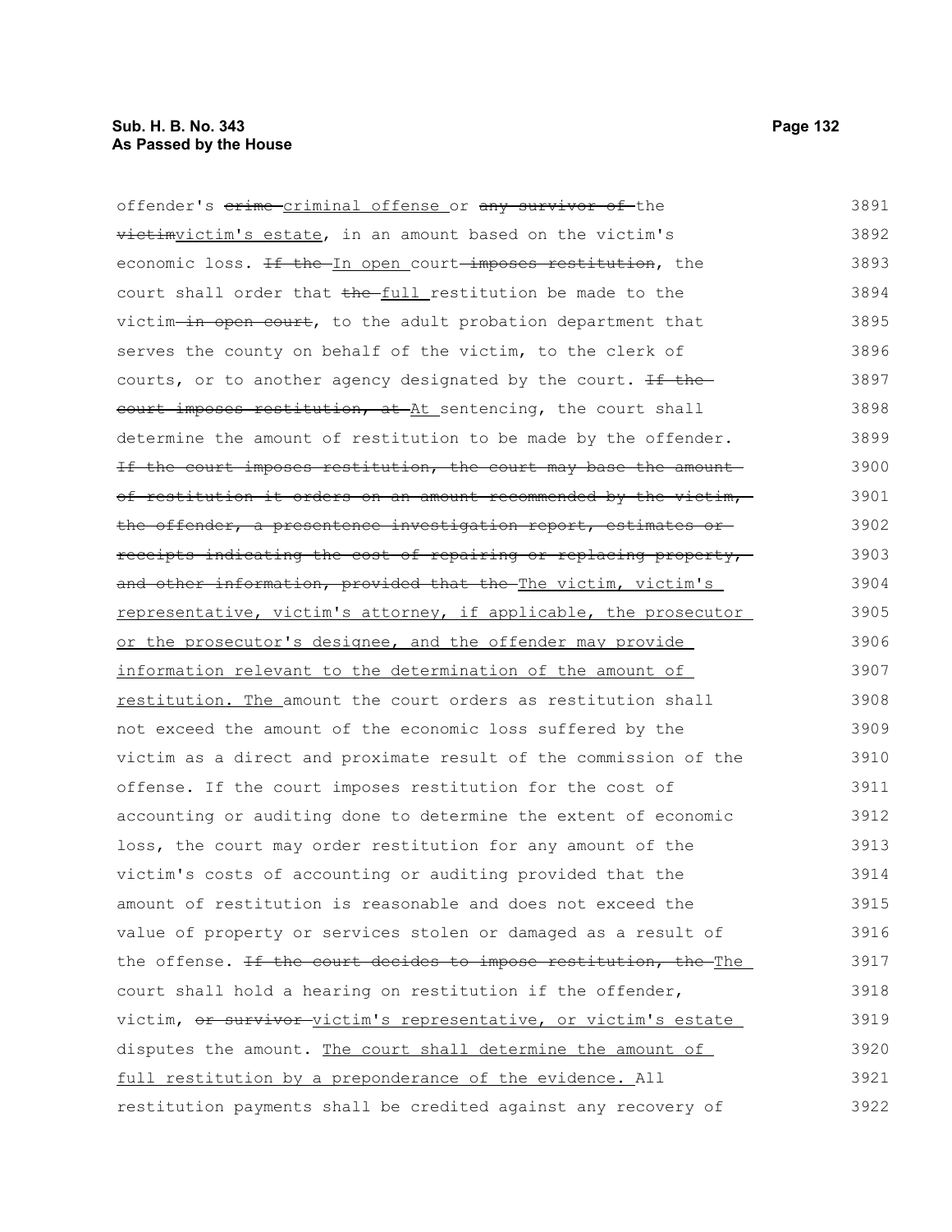offender's ~~crime~~ criminal offense or ~~any survivor of~~ the ~~victim~~victim's estate, in an amount based on the victim's economic loss. ~~If the~~ In open court ~~imposes restitution~~, the court shall order that ~~the~~ full restitution be made to the victim ~~in open court~~, to the adult probation department that serves the county on behalf of the victim, to the clerk of courts, or to another agency designated by the court. ~~If the court imposes restitution, at~~ At sentencing, the court shall determine the amount of restitution to be made by the offender. ~~If the court imposes restitution, the court may base the amount of restitution it orders on an amount recommended by the victim, the offender, a presentence investigation report, estimates or receipts indicating the cost of repairing or replacing property, and other information, provided that the~~ The victim, victim's representative, victim's attorney, if applicable, the prosecutor or the prosecutor's designee, and the offender may provide information relevant to the determination of the amount of restitution. The amount the court orders as restitution shall not exceed the amount of the economic loss suffered by the victim as a direct and proximate result of the commission of the offense. If the court imposes restitution for the cost of accounting or auditing done to determine the extent of economic loss, the court may order restitution for any amount of the victim's costs of accounting or auditing provided that the amount of restitution is reasonable and does not exceed the value of property or services stolen or damaged as a result of the offense. ~~If the court decides to impose restitution, the~~ The court shall hold a hearing on restitution if the offender, victim, ~~or survivor~~ victim's representative, or victim's estate disputes the amount. The court shall determine the amount of full restitution by a preponderance of the evidence. All restitution payments shall be credited against any recovery of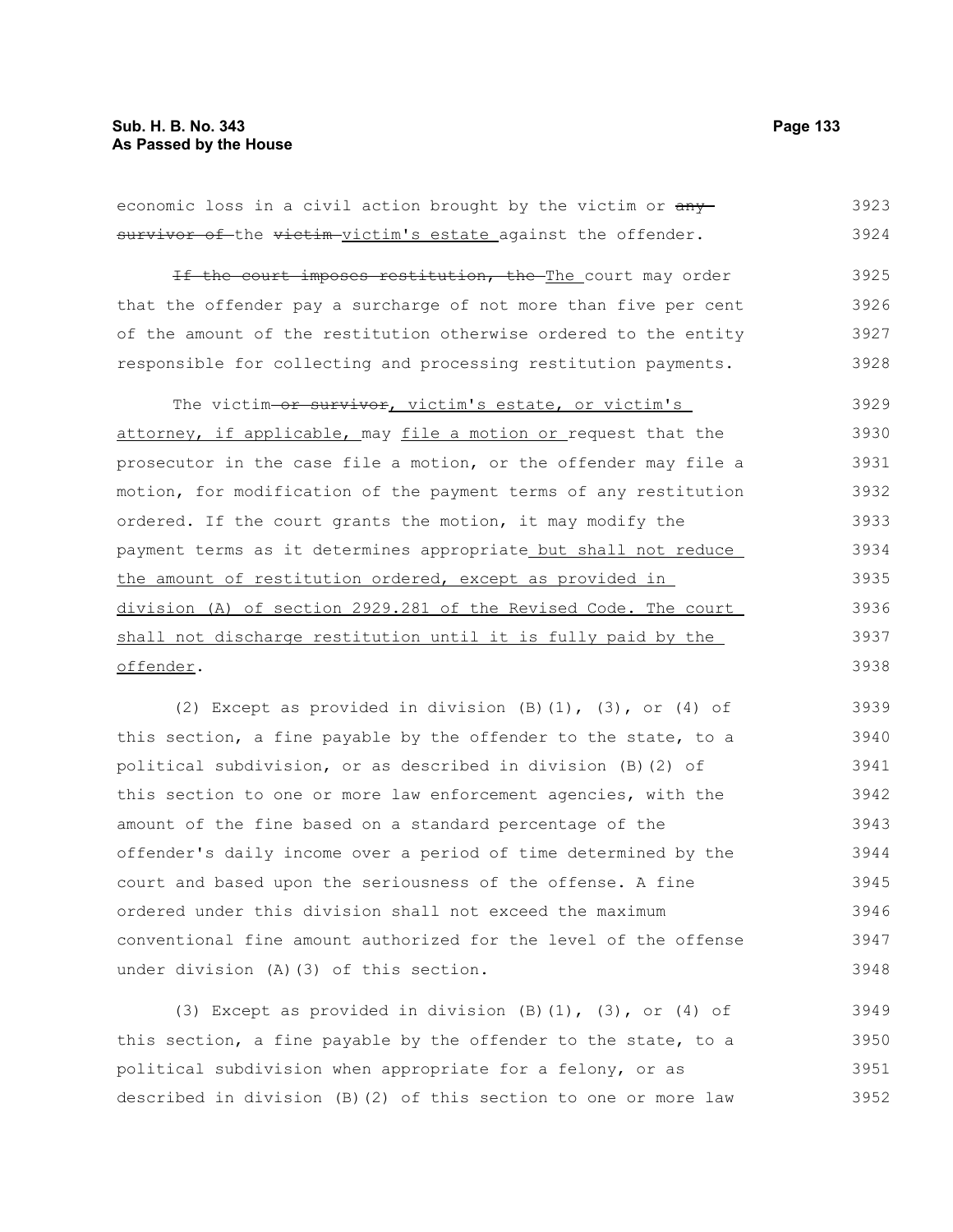economic loss in a civil action brought by the victim or ~~any survivor of~~ the ~~victim~~ victim's estate against the offender.

~~If the court imposes restitution, the~~ The court may order that the offender pay a surcharge of not more than five per cent of the amount of the restitution otherwise ordered to the entity responsible for collecting and processing restitution payments.

The victim ~~or survivor~~, victim's estate, or victim's attorney, if applicable, may file a motion or request that the prosecutor in the case file a motion, or the offender may file a motion, for modification of the payment terms of any restitution ordered. If the court grants the motion, it may modify the payment terms as it determines appropriate but shall not reduce the amount of restitution ordered, except as provided in division (A) of section 2929.281 of the Revised Code. The court shall not discharge restitution until it is fully paid by the offender.

(2) Except as provided in division (B)(1), (3), or (4) of this section, a fine payable by the offender to the state, to a political subdivision, or as described in division (B)(2) of this section to one or more law enforcement agencies, with the amount of the fine based on a standard percentage of the offender's daily income over a period of time determined by the court and based upon the seriousness of the offense. A fine ordered under this division shall not exceed the maximum conventional fine amount authorized for the level of the offense under division (A)(3) of this section.

(3) Except as provided in division (B)(1), (3), or (4) of this section, a fine payable by the offender to the state, to a political subdivision when appropriate for a felony, or as described in division (B)(2) of this section to one or more law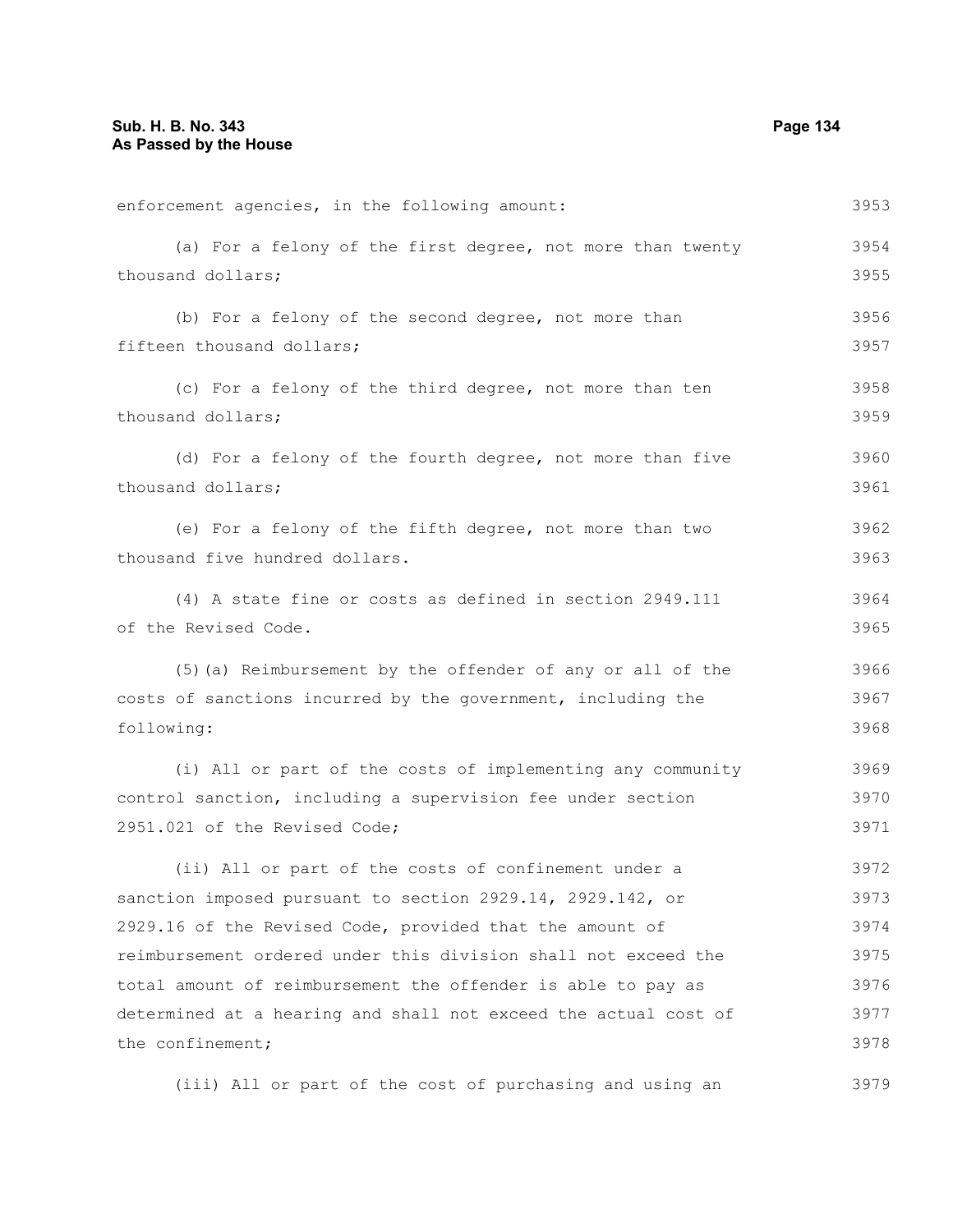enforcement agencies, in the following amount:

(a) For a felony of the first degree, not more than twenty thousand dollars;

(b) For a felony of the second degree, not more than fifteen thousand dollars;

(c) For a felony of the third degree, not more than ten thousand dollars;

(d) For a felony of the fourth degree, not more than five thousand dollars;

(e) For a felony of the fifth degree, not more than two thousand five hundred dollars.

(4) A state fine or costs as defined in section 2949.111 of the Revised Code.

(5)(a) Reimbursement by the offender of any or all of the costs of sanctions incurred by the government, including the following:

(i) All or part of the costs of implementing any community control sanction, including a supervision fee under section 2951.021 of the Revised Code;

(ii) All or part of the costs of confinement under a sanction imposed pursuant to section 2929.14, 2929.142, or 2929.16 of the Revised Code, provided that the amount of reimbursement ordered under this division shall not exceed the total amount of reimbursement the offender is able to pay as determined at a hearing and shall not exceed the actual cost of the confinement;

(iii) All or part of the cost of purchasing and using an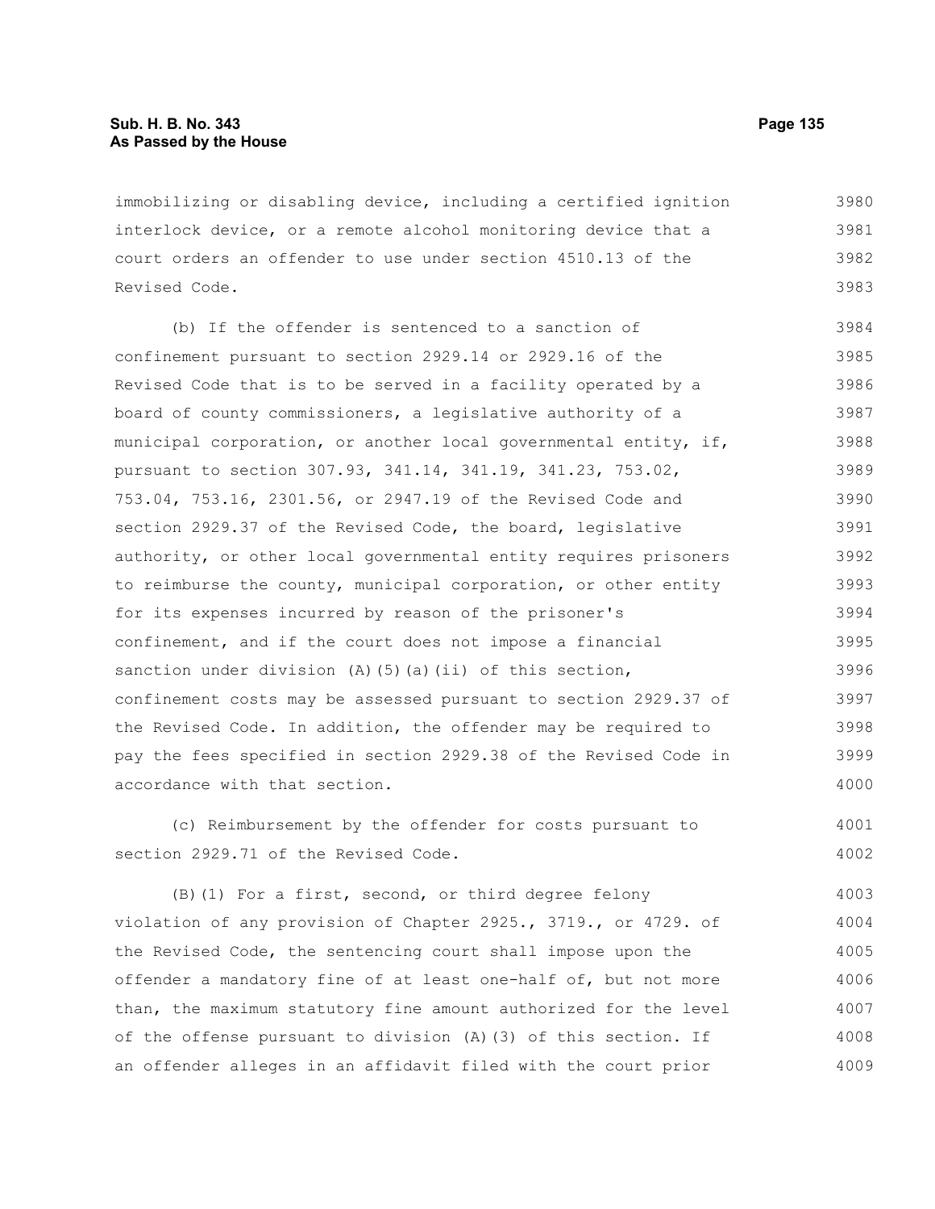immobilizing or disabling device, including a certified ignition interlock device, or a remote alcohol monitoring device that a court orders an offender to use under section 4510.13 of the Revised Code.

(b) If the offender is sentenced to a sanction of confinement pursuant to section 2929.14 or 2929.16 of the Revised Code that is to be served in a facility operated by a board of county commissioners, a legislative authority of a municipal corporation, or another local governmental entity, if, pursuant to section 307.93, 341.14, 341.19, 341.23, 753.02, 753.04, 753.16, 2301.56, or 2947.19 of the Revised Code and section 2929.37 of the Revised Code, the board, legislative authority, or other local governmental entity requires prisoners to reimburse the county, municipal corporation, or other entity for its expenses incurred by reason of the prisoner's confinement, and if the court does not impose a financial sanction under division (A)(5)(a)(ii) of this section, confinement costs may be assessed pursuant to section 2929.37 of the Revised Code. In addition, the offender may be required to pay the fees specified in section 2929.38 of the Revised Code in accordance with that section.

(c) Reimbursement by the offender for costs pursuant to section 2929.71 of the Revised Code.

(B)(1) For a first, second, or third degree felony violation of any provision of Chapter 2925., 3719., or 4729. of the Revised Code, the sentencing court shall impose upon the offender a mandatory fine of at least one-half of, but not more than, the maximum statutory fine amount authorized for the level of the offense pursuant to division (A)(3) of this section. If an offender alleges in an affidavit filed with the court prior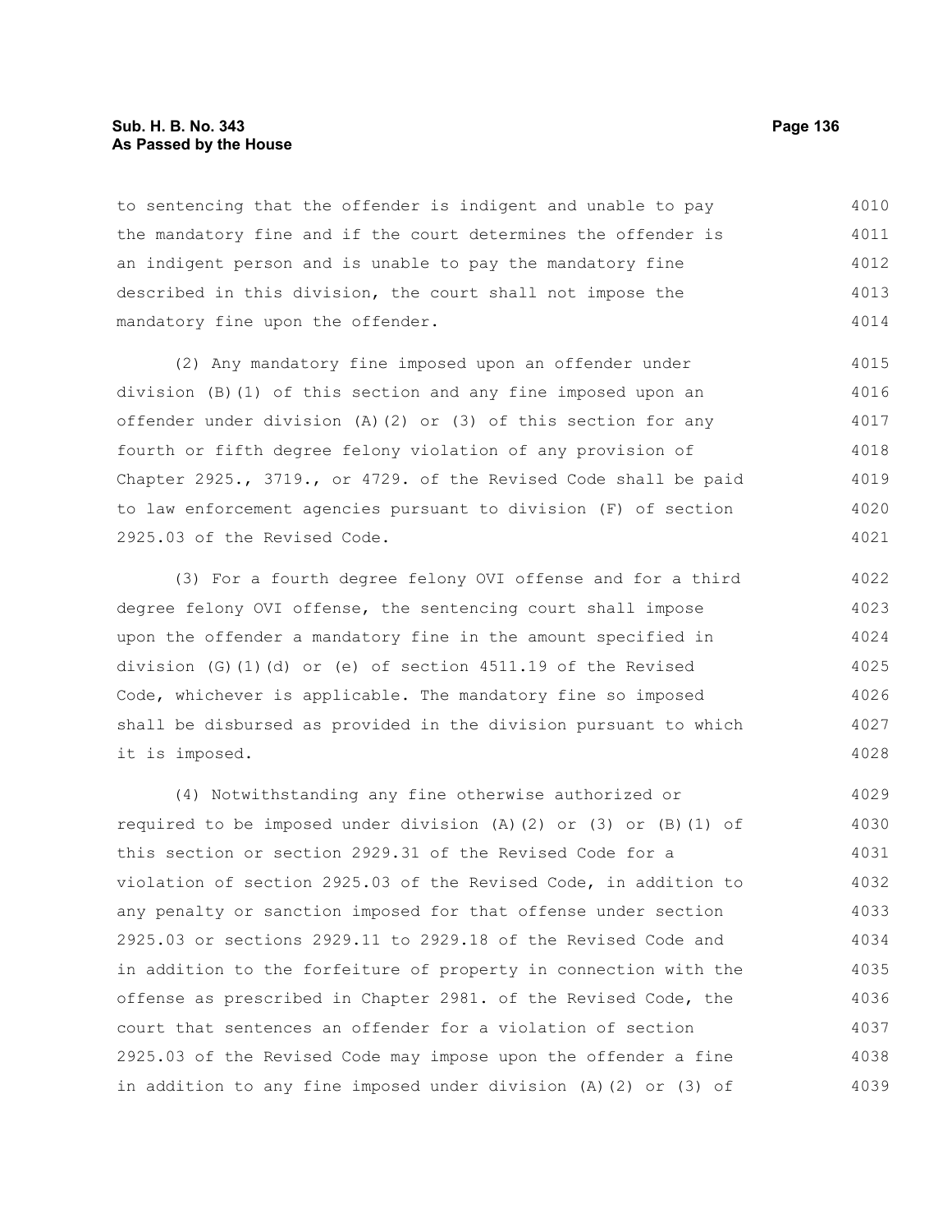to sentencing that the offender is indigent and unable to pay the mandatory fine and if the court determines the offender is an indigent person and is unable to pay the mandatory fine described in this division, the court shall not impose the mandatory fine upon the offender.

(2) Any mandatory fine imposed upon an offender under division (B)(1) of this section and any fine imposed upon an offender under division (A)(2) or (3) of this section for any fourth or fifth degree felony violation of any provision of Chapter 2925., 3719., or 4729. of the Revised Code shall be paid to law enforcement agencies pursuant to division (F) of section 2925.03 of the Revised Code.

(3) For a fourth degree felony OVI offense and for a third degree felony OVI offense, the sentencing court shall impose upon the offender a mandatory fine in the amount specified in division (G)(1)(d) or (e) of section 4511.19 of the Revised Code, whichever is applicable. The mandatory fine so imposed shall be disbursed as provided in the division pursuant to which it is imposed.

(4) Notwithstanding any fine otherwise authorized or required to be imposed under division (A)(2) or (3) or (B)(1) of this section or section 2929.31 of the Revised Code for a violation of section 2925.03 of the Revised Code, in addition to any penalty or sanction imposed for that offense under section 2925.03 or sections 2929.11 to 2929.18 of the Revised Code and in addition to the forfeiture of property in connection with the offense as prescribed in Chapter 2981. of the Revised Code, the court that sentences an offender for a violation of section 2925.03 of the Revised Code may impose upon the offender a fine in addition to any fine imposed under division (A)(2) or (3) of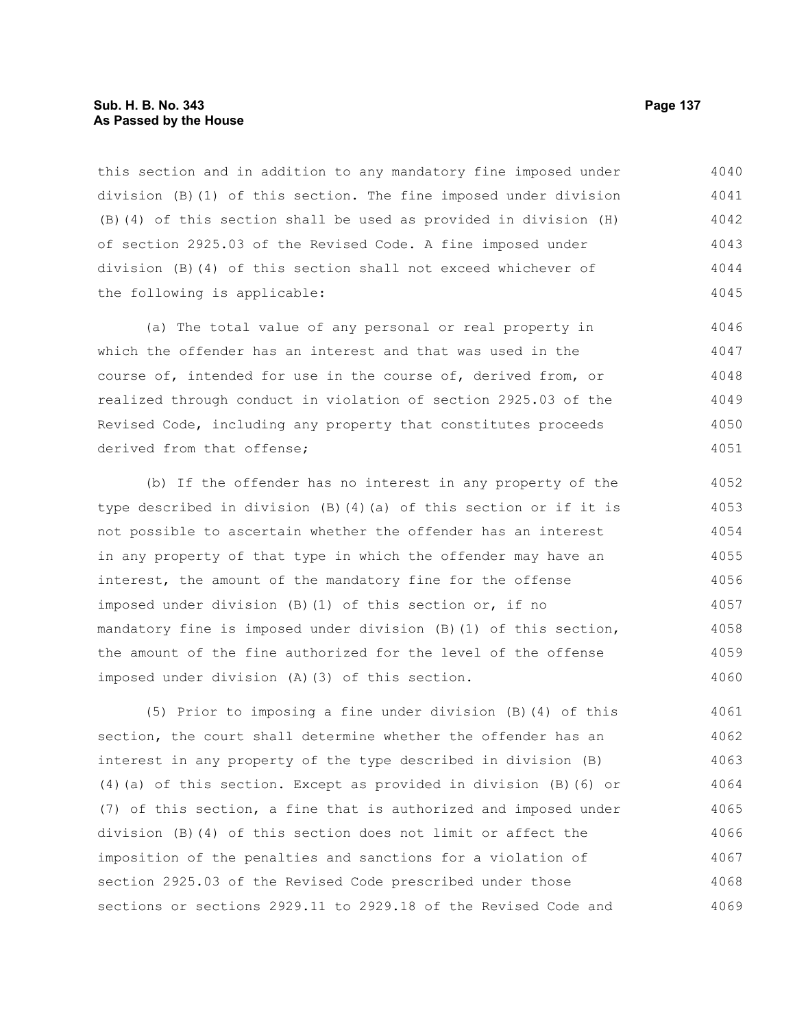this section and in addition to any mandatory fine imposed under division (B)(1) of this section. The fine imposed under division (B)(4) of this section shall be used as provided in division (H) of section 2925.03 of the Revised Code. A fine imposed under division (B)(4) of this section shall not exceed whichever of the following is applicable:

(a) The total value of any personal or real property in which the offender has an interest and that was used in the course of, intended for use in the course of, derived from, or realized through conduct in violation of section 2925.03 of the Revised Code, including any property that constitutes proceeds derived from that offense;

(b) If the offender has no interest in any property of the type described in division (B)(4)(a) of this section or if it is not possible to ascertain whether the offender has an interest in any property of that type in which the offender may have an interest, the amount of the mandatory fine for the offense imposed under division (B)(1) of this section or, if no mandatory fine is imposed under division (B)(1) of this section, the amount of the fine authorized for the level of the offense imposed under division (A)(3) of this section.

(5) Prior to imposing a fine under division (B)(4) of this section, the court shall determine whether the offender has an interest in any property of the type described in division (B)(4)(a) of this section. Except as provided in division (B)(6) or (7) of this section, a fine that is authorized and imposed under division (B)(4) of this section does not limit or affect the imposition of the penalties and sanctions for a violation of section 2925.03 of the Revised Code prescribed under those sections or sections 2929.11 to 2929.18 of the Revised Code and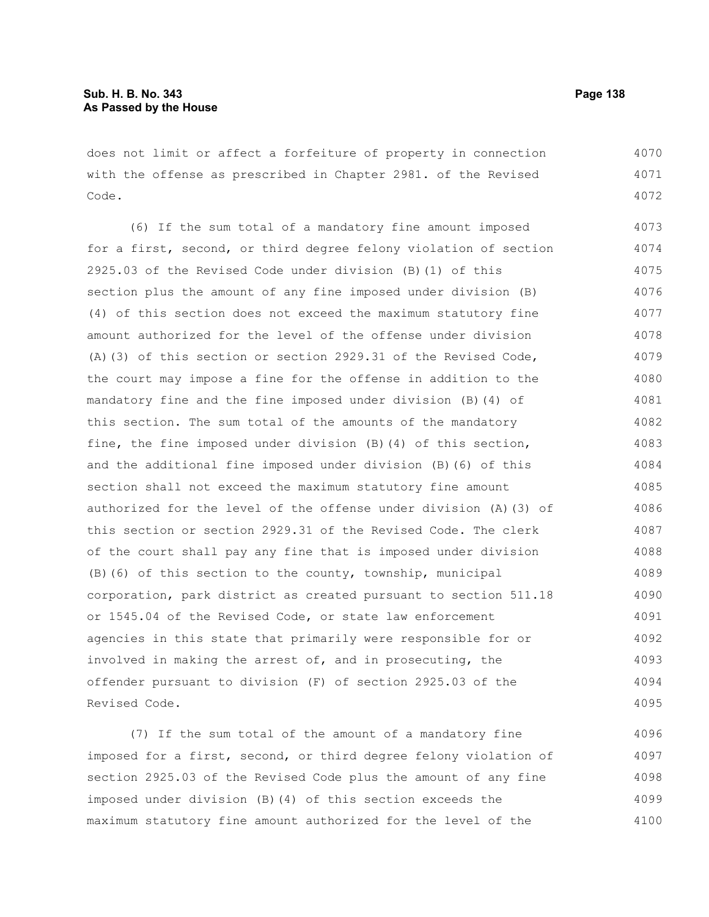does not limit or affect a forfeiture of property in connection with the offense as prescribed in Chapter 2981. of the Revised Code.

(6) If the sum total of a mandatory fine amount imposed for a first, second, or third degree felony violation of section 2925.03 of the Revised Code under division (B)(1) of this section plus the amount of any fine imposed under division (B)(4) of this section does not exceed the maximum statutory fine amount authorized for the level of the offense under division (A)(3) of this section or section 2929.31 of the Revised Code, the court may impose a fine for the offense in addition to the mandatory fine and the fine imposed under division (B)(4) of this section. The sum total of the amounts of the mandatory fine, the fine imposed under division (B)(4) of this section, and the additional fine imposed under division (B)(6) of this section shall not exceed the maximum statutory fine amount authorized for the level of the offense under division (A)(3) of this section or section 2929.31 of the Revised Code. The clerk of the court shall pay any fine that is imposed under division (B)(6) of this section to the county, township, municipal corporation, park district as created pursuant to section 511.18 or 1545.04 of the Revised Code, or state law enforcement agencies in this state that primarily were responsible for or involved in making the arrest of, and in prosecuting, the offender pursuant to division (F) of section 2925.03 of the Revised Code.

(7) If the sum total of the amount of a mandatory fine imposed for a first, second, or third degree felony violation of section 2925.03 of the Revised Code plus the amount of any fine imposed under division (B)(4) of this section exceeds the maximum statutory fine amount authorized for the level of the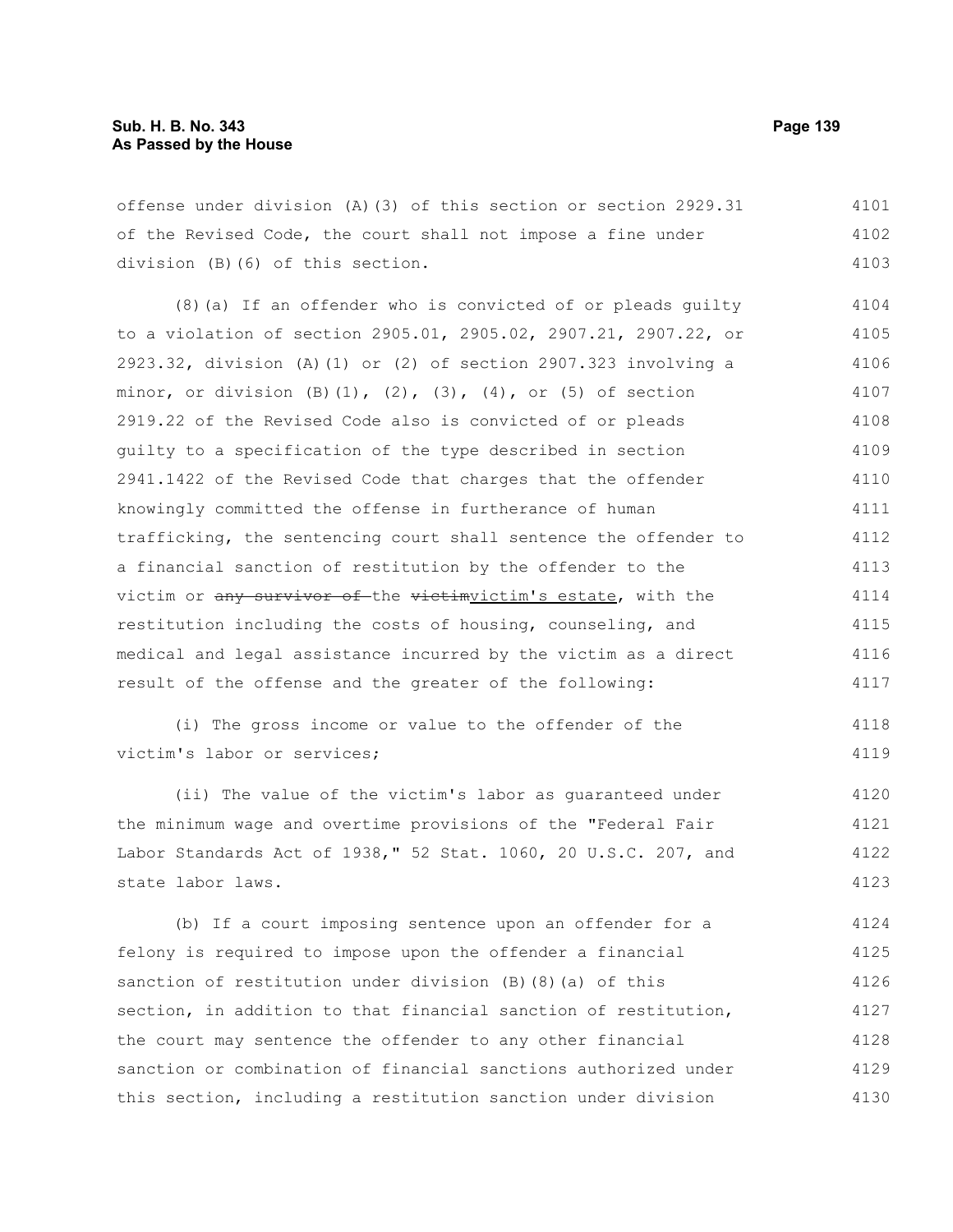offense under division (A)(3) of this section or section 2929.31 of the Revised Code, the court shall not impose a fine under division (B)(6) of this section.

(8)(a) If an offender who is convicted of or pleads guilty to a violation of section 2905.01, 2905.02, 2907.21, 2907.22, or 2923.32, division (A)(1) or (2) of section 2907.323 involving a minor, or division (B)(1), (2), (3), (4), or (5) of section 2919.22 of the Revised Code also is convicted of or pleads guilty to a specification of the type described in section 2941.1422 of the Revised Code that charges that the offender knowingly committed the offense in furtherance of human trafficking, the sentencing court shall sentence the offender to a financial sanction of restitution by the offender to the victim or ~~any survivor of~~ the ~~victim~~victim's estate, with the restitution including the costs of housing, counseling, and medical and legal assistance incurred by the victim as a direct result of the offense and the greater of the following:

(i) The gross income or value to the offender of the victim's labor or services;

(ii) The value of the victim's labor as guaranteed under the minimum wage and overtime provisions of the "Federal Fair Labor Standards Act of 1938," 52 Stat. 1060, 20 U.S.C. 207, and state labor laws.

(b) If a court imposing sentence upon an offender for a felony is required to impose upon the offender a financial sanction of restitution under division (B)(8)(a) of this section, in addition to that financial sanction of restitution, the court may sentence the offender to any other financial sanction or combination of financial sanctions authorized under this section, including a restitution sanction under division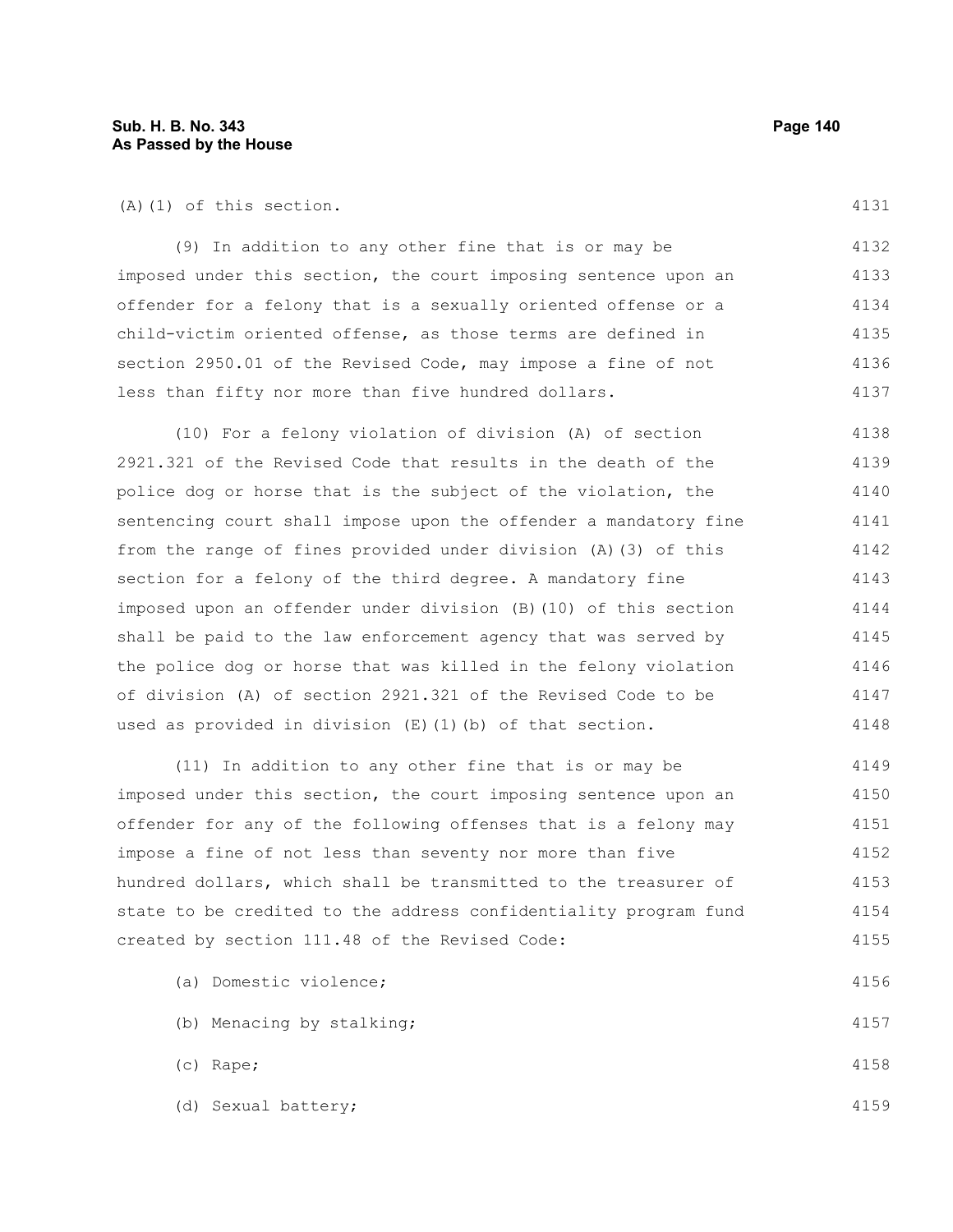(A)(1) of this section.

(9) In addition to any other fine that is or may be imposed under this section, the court imposing sentence upon an offender for a felony that is a sexually oriented offense or a child-victim oriented offense, as those terms are defined in section 2950.01 of the Revised Code, may impose a fine of not less than fifty nor more than five hundred dollars.

(10) For a felony violation of division (A) of section 2921.321 of the Revised Code that results in the death of the police dog or horse that is the subject of the violation, the sentencing court shall impose upon the offender a mandatory fine from the range of fines provided under division (A)(3) of this section for a felony of the third degree. A mandatory fine imposed upon an offender under division (B)(10) of this section shall be paid to the law enforcement agency that was served by the police dog or horse that was killed in the felony violation of division (A) of section 2921.321 of the Revised Code to be used as provided in division (E)(1)(b) of that section.

(11) In addition to any other fine that is or may be imposed under this section, the court imposing sentence upon an offender for any of the following offenses that is a felony may impose a fine of not less than seventy nor more than five hundred dollars, which shall be transmitted to the treasurer of state to be credited to the address confidentiality program fund created by section 111.48 of the Revised Code:

(a) Domestic violence;

(b) Menacing by stalking;

(c) Rape;

(d) Sexual battery;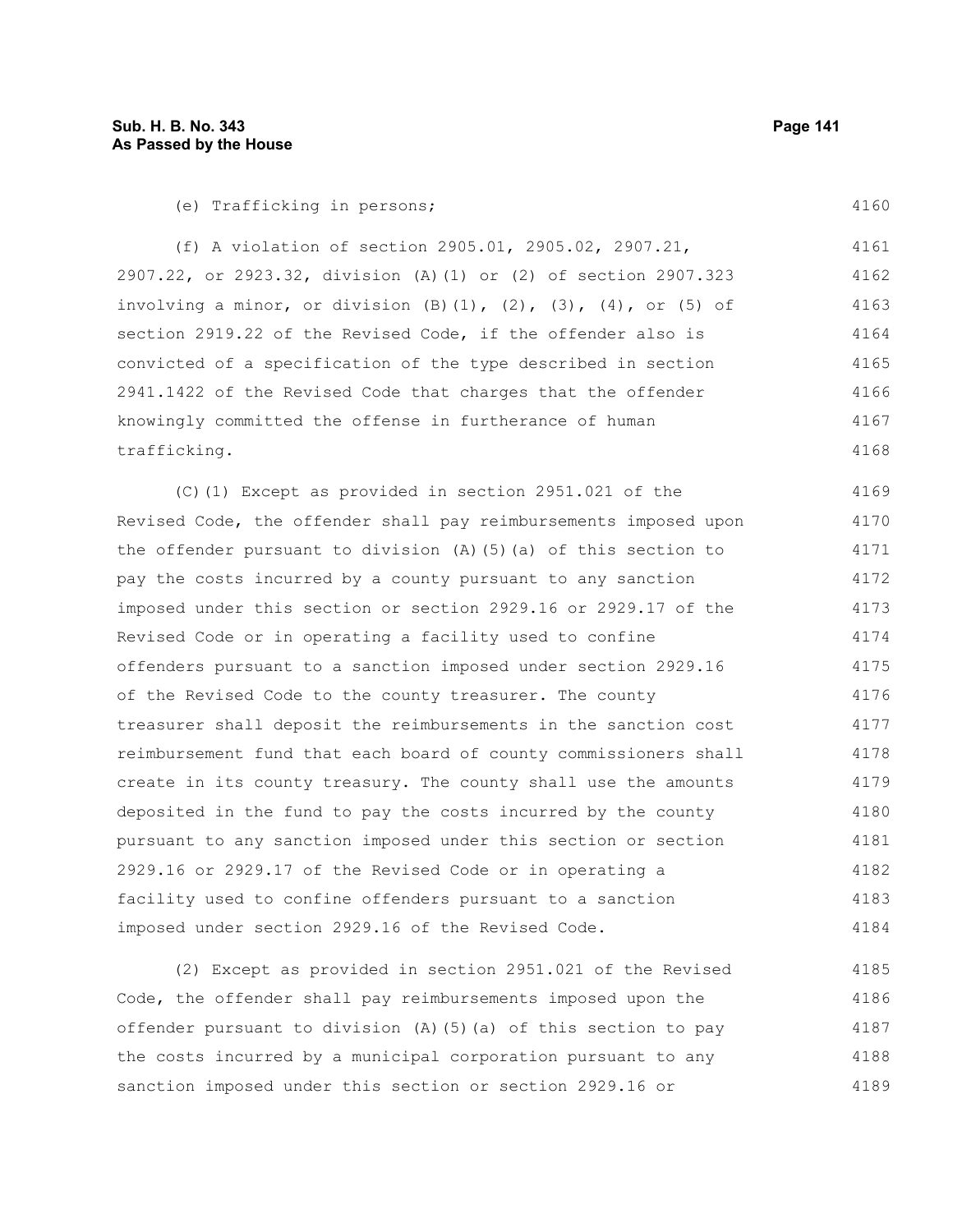(e) Trafficking in persons;

(f) A violation of section 2905.01, 2905.02, 2907.21, 2907.22, or 2923.32, division (A)(1) or (2) of section 2907.323 involving a minor, or division (B)(1), (2), (3), (4), or (5) of section 2919.22 of the Revised Code, if the offender also is convicted of a specification of the type described in section 2941.1422 of the Revised Code that charges that the offender knowingly committed the offense in furtherance of human trafficking.

(C)(1) Except as provided in section 2951.021 of the Revised Code, the offender shall pay reimbursements imposed upon the offender pursuant to division (A)(5)(a) of this section to pay the costs incurred by a county pursuant to any sanction imposed under this section or section 2929.16 or 2929.17 of the Revised Code or in operating a facility used to confine offenders pursuant to a sanction imposed under section 2929.16 of the Revised Code to the county treasurer. The county treasurer shall deposit the reimbursements in the sanction cost reimbursement fund that each board of county commissioners shall create in its county treasury. The county shall use the amounts deposited in the fund to pay the costs incurred by the county pursuant to any sanction imposed under this section or section 2929.16 or 2929.17 of the Revised Code or in operating a facility used to confine offenders pursuant to a sanction imposed under section 2929.16 of the Revised Code.

(2) Except as provided in section 2951.021 of the Revised Code, the offender shall pay reimbursements imposed upon the offender pursuant to division (A)(5)(a) of this section to pay the costs incurred by a municipal corporation pursuant to any sanction imposed under this section or section 2929.16 or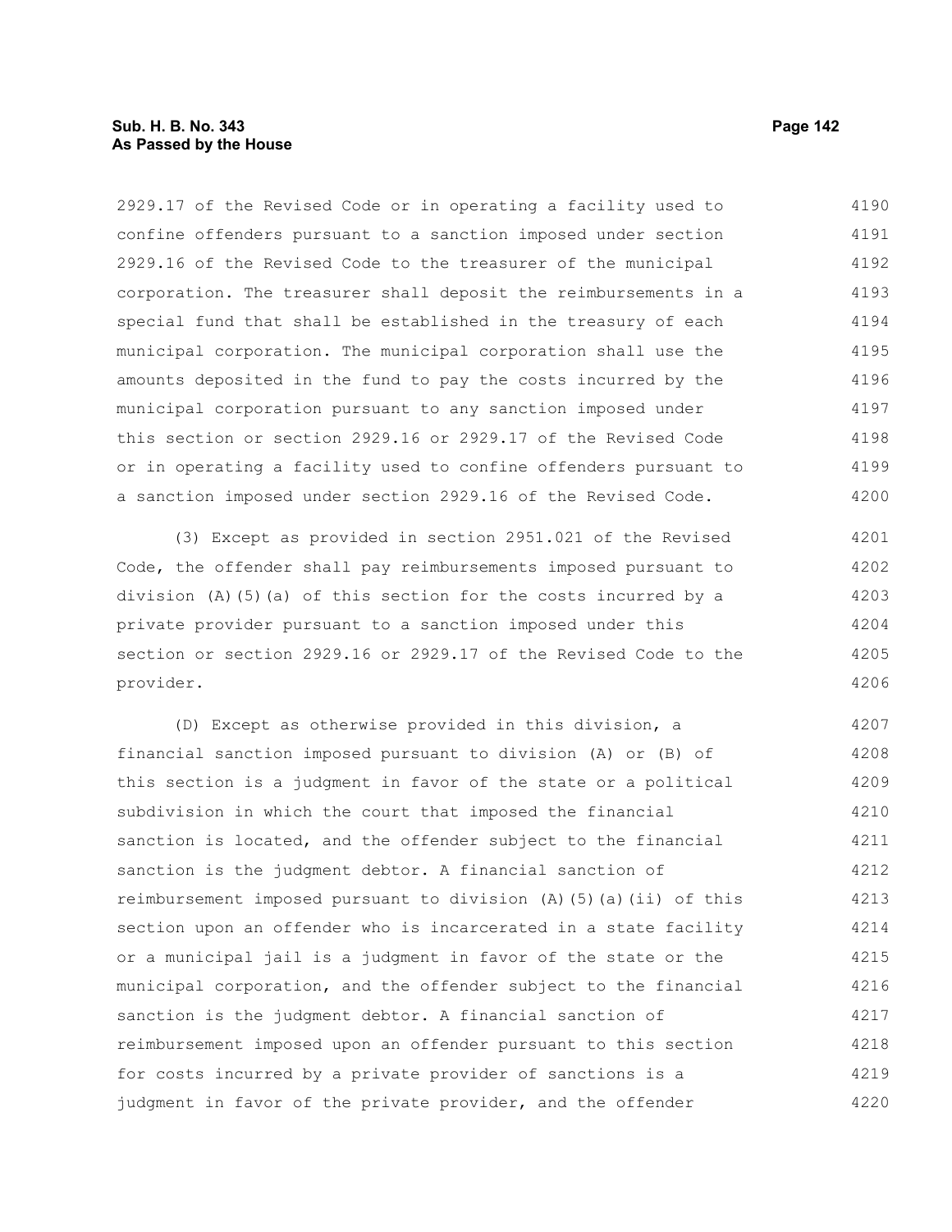2929.17 of the Revised Code or in operating a facility used to confine offenders pursuant to a sanction imposed under section 2929.16 of the Revised Code to the treasurer of the municipal corporation. The treasurer shall deposit the reimbursements in a special fund that shall be established in the treasury of each municipal corporation. The municipal corporation shall use the amounts deposited in the fund to pay the costs incurred by the municipal corporation pursuant to any sanction imposed under this section or section 2929.16 or 2929.17 of the Revised Code or in operating a facility used to confine offenders pursuant to a sanction imposed under section 2929.16 of the Revised Code.

(3) Except as provided in section 2951.021 of the Revised Code, the offender shall pay reimbursements imposed pursuant to division (A)(5)(a) of this section for the costs incurred by a private provider pursuant to a sanction imposed under this section or section 2929.16 or 2929.17 of the Revised Code to the provider.

(D) Except as otherwise provided in this division, a financial sanction imposed pursuant to division (A) or (B) of this section is a judgment in favor of the state or a political subdivision in which the court that imposed the financial sanction is located, and the offender subject to the financial sanction is the judgment debtor. A financial sanction of reimbursement imposed pursuant to division (A)(5)(a)(ii) of this section upon an offender who is incarcerated in a state facility or a municipal jail is a judgment in favor of the state or the municipal corporation, and the offender subject to the financial sanction is the judgment debtor. A financial sanction of reimbursement imposed upon an offender pursuant to this section for costs incurred by a private provider of sanctions is a judgment in favor of the private provider, and the offender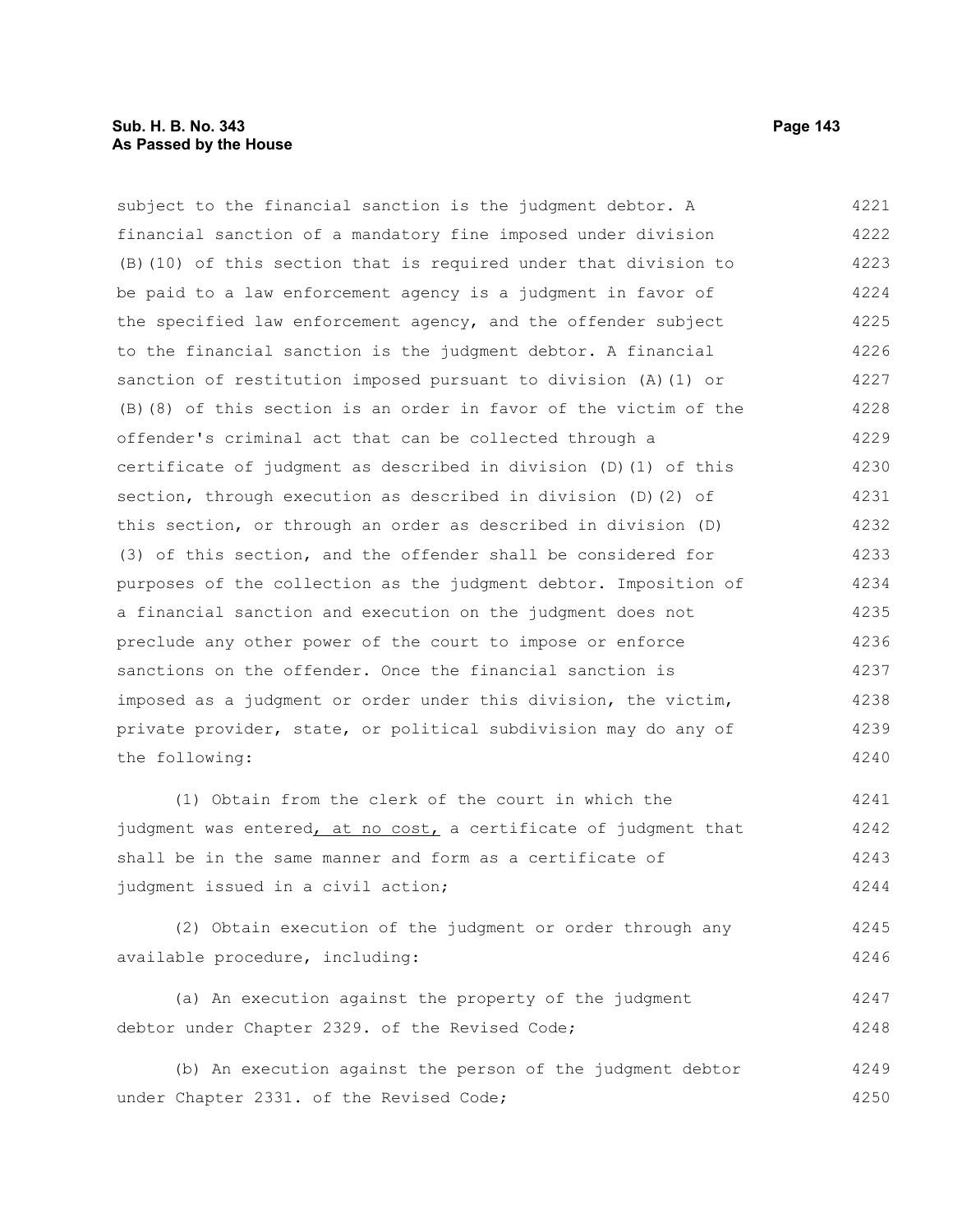subject to the financial sanction is the judgment debtor. A financial sanction of a mandatory fine imposed under division (B)(10) of this section that is required under that division to be paid to a law enforcement agency is a judgment in favor of the specified law enforcement agency, and the offender subject to the financial sanction is the judgment debtor. A financial sanction of restitution imposed pursuant to division (A)(1) or (B)(8) of this section is an order in favor of the victim of the offender's criminal act that can be collected through a certificate of judgment as described in division (D)(1) of this section, through execution as described in division (D)(2) of this section, or through an order as described in division (D)(3) of this section, and the offender shall be considered for purposes of the collection as the judgment debtor. Imposition of a financial sanction and execution on the judgment does not preclude any other power of the court to impose or enforce sanctions on the offender. Once the financial sanction is imposed as a judgment or order under this division, the victim, private provider, state, or political subdivision may do any of the following:

(1) Obtain from the clerk of the court in which the judgment was entered, at no cost, a certificate of judgment that shall be in the same manner and form as a certificate of judgment issued in a civil action;

(2) Obtain execution of the judgment or order through any available procedure, including:

(a) An execution against the property of the judgment debtor under Chapter 2329. of the Revised Code;

(b) An execution against the person of the judgment debtor under Chapter 2331. of the Revised Code;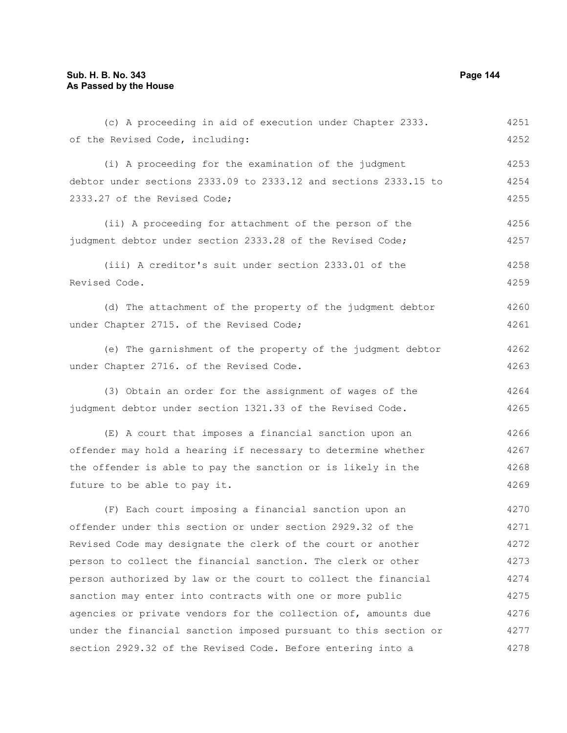(c) A proceeding in aid of execution under Chapter 2333. of the Revised Code, including:

(i) A proceeding for the examination of the judgment debtor under sections 2333.09 to 2333.12 and sections 2333.15 to 2333.27 of the Revised Code;

(ii) A proceeding for attachment of the person of the judgment debtor under section 2333.28 of the Revised Code;

(iii) A creditor's suit under section 2333.01 of the Revised Code.

(d) The attachment of the property of the judgment debtor under Chapter 2715. of the Revised Code;

(e) The garnishment of the property of the judgment debtor under Chapter 2716. of the Revised Code.

(3) Obtain an order for the assignment of wages of the judgment debtor under section 1321.33 of the Revised Code.

(E) A court that imposes a financial sanction upon an offender may hold a hearing if necessary to determine whether the offender is able to pay the sanction or is likely in the future to be able to pay it.

(F) Each court imposing a financial sanction upon an offender under this section or under section 2929.32 of the Revised Code may designate the clerk of the court or another person to collect the financial sanction. The clerk or other person authorized by law or the court to collect the financial sanction may enter into contracts with one or more public agencies or private vendors for the collection of, amounts due under the financial sanction imposed pursuant to this section or section 2929.32 of the Revised Code. Before entering into a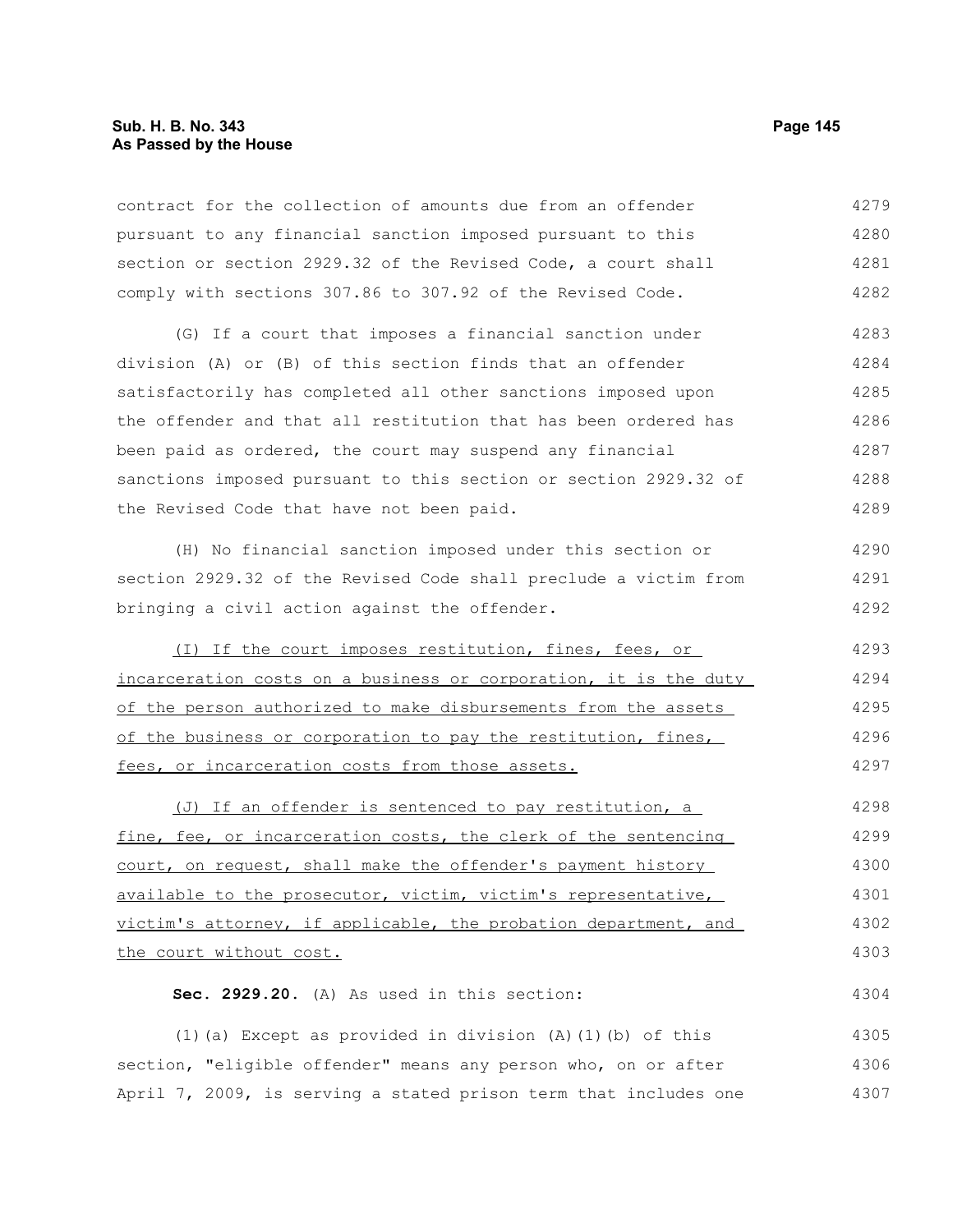contract for the collection of amounts due from an offender pursuant to any financial sanction imposed pursuant to this section or section 2929.32 of the Revised Code, a court shall comply with sections 307.86 to 307.92 of the Revised Code.

(G) If a court that imposes a financial sanction under division (A) or (B) of this section finds that an offender satisfactorily has completed all other sanctions imposed upon the offender and that all restitution that has been ordered has been paid as ordered, the court may suspend any financial sanctions imposed pursuant to this section or section 2929.32 of the Revised Code that have not been paid.

(H) No financial sanction imposed under this section or section 2929.32 of the Revised Code shall preclude a victim from bringing a civil action against the offender.

<u>(I) If the court imposes restitution, fines, fees, or incarceration costs on a business or corporation, it is the duty of the person authorized to make disbursements from the assets of the business or corporation to pay the restitution, fines, fees, or incarceration costs from those assets.</u>

<u>(J) If an offender is sentenced to pay restitution, a fine, fee, or incarceration costs, the clerk of the sentencing court, on request, shall make the offender's payment history available to the prosecutor, victim, victim's representative, victim's attorney, if applicable, the probation department, and the court without cost.</u>

**Sec. 2929.20.** (A) As used in this section:

(1)(a) Except as provided in division (A)(1)(b) of this section, "eligible offender" means any person who, on or after April 7, 2009, is serving a stated prison term that includes one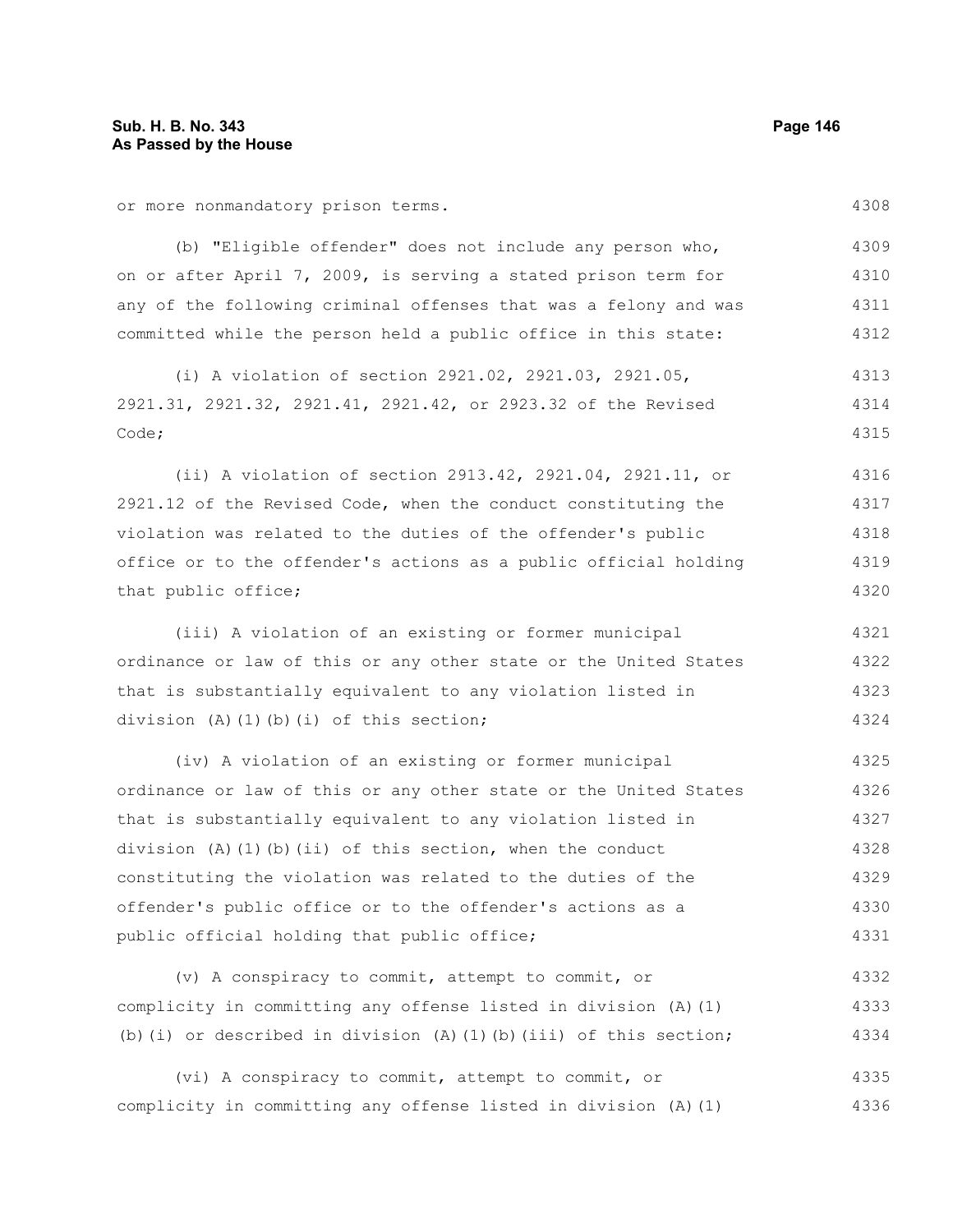or more nonmandatory prison terms.

(b) "Eligible offender" does not include any person who, on or after April 7, 2009, is serving a stated prison term for any of the following criminal offenses that was a felony and was committed while the person held a public office in this state:

(i) A violation of section 2921.02, 2921.03, 2921.05, 2921.31, 2921.32, 2921.41, 2921.42, or 2923.32 of the Revised Code;

(ii) A violation of section 2913.42, 2921.04, 2921.11, or 2921.12 of the Revised Code, when the conduct constituting the violation was related to the duties of the offender's public office or to the offender's actions as a public official holding that public office;

(iii) A violation of an existing or former municipal ordinance or law of this or any other state or the United States that is substantially equivalent to any violation listed in division (A)(1)(b)(i) of this section;

(iv) A violation of an existing or former municipal ordinance or law of this or any other state or the United States that is substantially equivalent to any violation listed in division (A)(1)(b)(ii) of this section, when the conduct constituting the violation was related to the duties of the offender's public office or to the offender's actions as a public official holding that public office;

(v) A conspiracy to commit, attempt to commit, or complicity in committing any offense listed in division (A)(1)(b)(i) or described in division (A)(1)(b)(iii) of this section;

(vi) A conspiracy to commit, attempt to commit, or complicity in committing any offense listed in division (A)(1)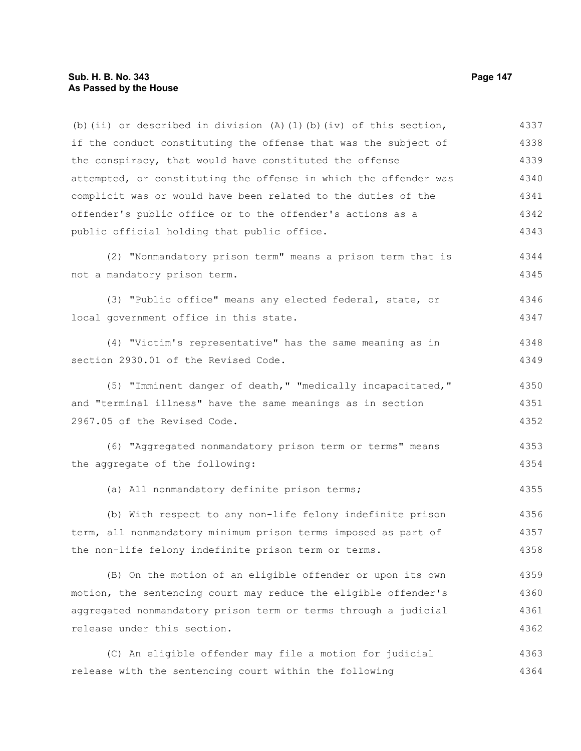(b)(ii) or described in division (A)(1)(b)(iv) of this section, if the conduct constituting the offense that was the subject of the conspiracy, that would have constituted the offense attempted, or constituting the offense in which the offender was complicit was or would have been related to the duties of the offender's public office or to the offender's actions as a public official holding that public office.

(2) "Nonmandatory prison term" means a prison term that is not a mandatory prison term.

(3) "Public office" means any elected federal, state, or local government office in this state.

(4) "Victim's representative" has the same meaning as in section 2930.01 of the Revised Code.

(5) "Imminent danger of death," "medically incapacitated," and "terminal illness" have the same meanings as in section 2967.05 of the Revised Code.

(6) "Aggregated nonmandatory prison term or terms" means the aggregate of the following:

(a) All nonmandatory definite prison terms;

(b) With respect to any non-life felony indefinite prison term, all nonmandatory minimum prison terms imposed as part of the non-life felony indefinite prison term or terms.

(B) On the motion of an eligible offender or upon its own motion, the sentencing court may reduce the eligible offender's aggregated nonmandatory prison term or terms through a judicial release under this section.

(C) An eligible offender may file a motion for judicial release with the sentencing court within the following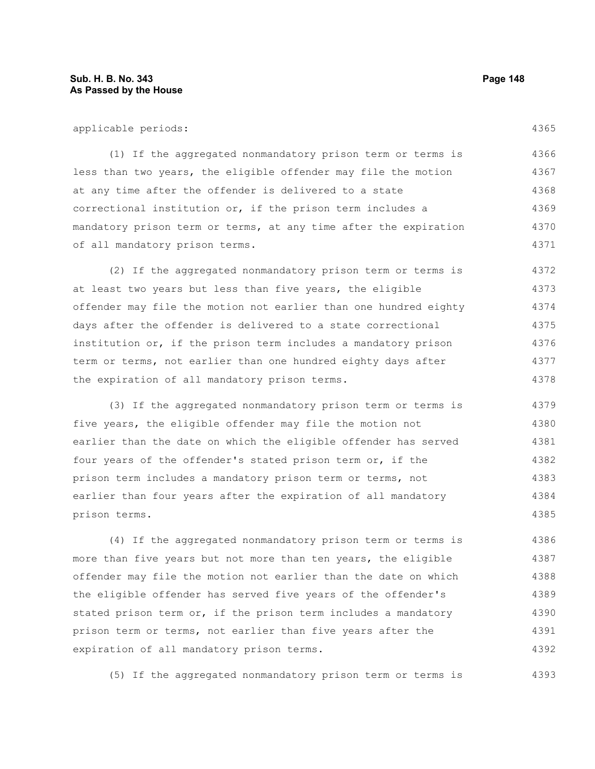applicable periods:

(1) If the aggregated nonmandatory prison term or terms is less than two years, the eligible offender may file the motion at any time after the offender is delivered to a state correctional institution or, if the prison term includes a mandatory prison term or terms, at any time after the expiration of all mandatory prison terms.

(2) If the aggregated nonmandatory prison term or terms is at least two years but less than five years, the eligible offender may file the motion not earlier than one hundred eighty days after the offender is delivered to a state correctional institution or, if the prison term includes a mandatory prison term or terms, not earlier than one hundred eighty days after the expiration of all mandatory prison terms.

(3) If the aggregated nonmandatory prison term or terms is five years, the eligible offender may file the motion not earlier than the date on which the eligible offender has served four years of the offender's stated prison term or, if the prison term includes a mandatory prison term or terms, not earlier than four years after the expiration of all mandatory prison terms.

(4) If the aggregated nonmandatory prison term or terms is more than five years but not more than ten years, the eligible offender may file the motion not earlier than the date on which the eligible offender has served five years of the offender's stated prison term or, if the prison term includes a mandatory prison term or terms, not earlier than five years after the expiration of all mandatory prison terms.

(5) If the aggregated nonmandatory prison term or terms is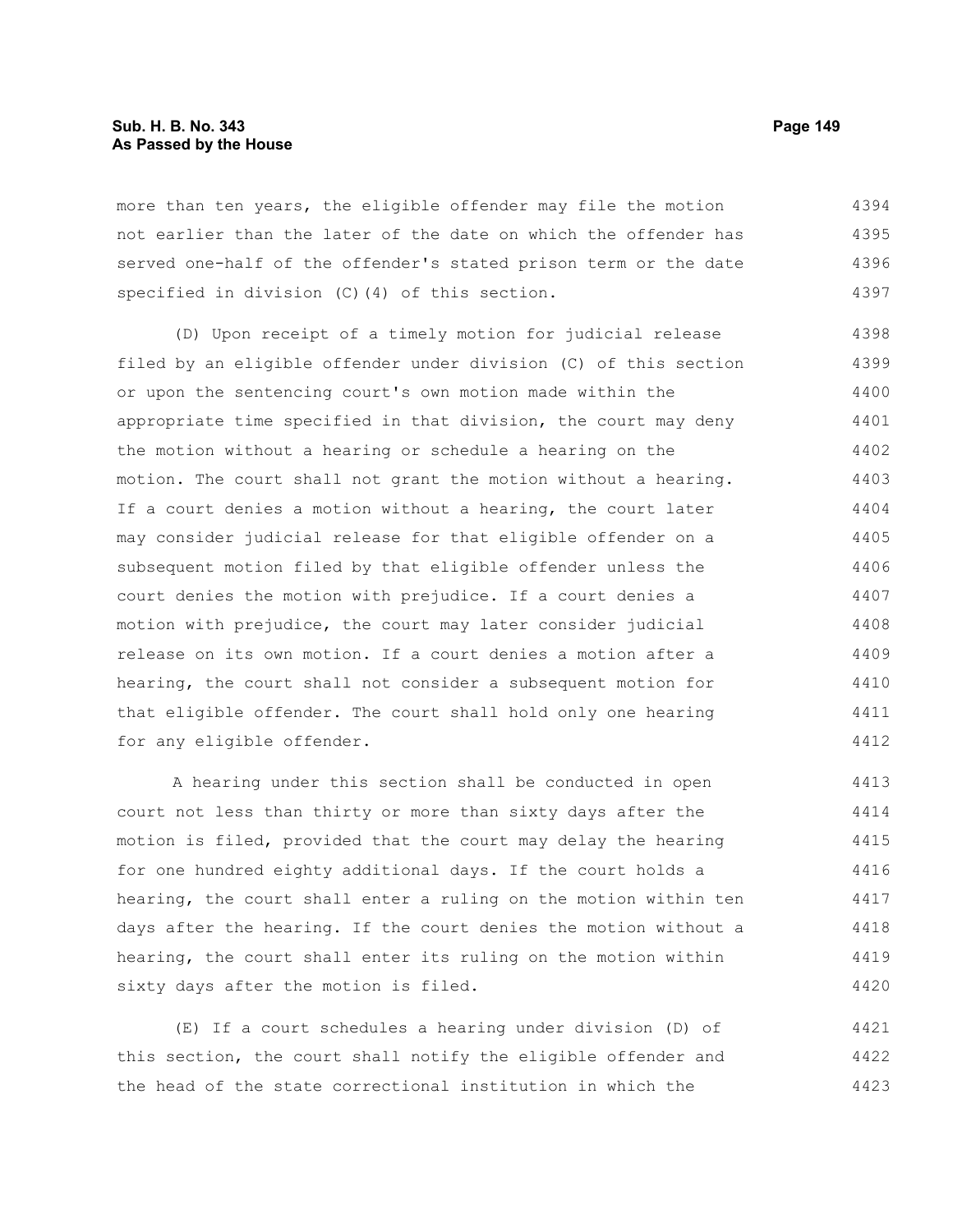more than ten years, the eligible offender may file the motion not earlier than the later of the date on which the offender has served one-half of the offender's stated prison term or the date specified in division (C)(4) of this section.

(D) Upon receipt of a timely motion for judicial release filed by an eligible offender under division (C) of this section or upon the sentencing court's own motion made within the appropriate time specified in that division, the court may deny the motion without a hearing or schedule a hearing on the motion. The court shall not grant the motion without a hearing. If a court denies a motion without a hearing, the court later may consider judicial release for that eligible offender on a subsequent motion filed by that eligible offender unless the court denies the motion with prejudice. If a court denies a motion with prejudice, the court may later consider judicial release on its own motion. If a court denies a motion after a hearing, the court shall not consider a subsequent motion for that eligible offender. The court shall hold only one hearing for any eligible offender.

A hearing under this section shall be conducted in open court not less than thirty or more than sixty days after the motion is filed, provided that the court may delay the hearing for one hundred eighty additional days. If the court holds a hearing, the court shall enter a ruling on the motion within ten days after the hearing. If the court denies the motion without a hearing, the court shall enter its ruling on the motion within sixty days after the motion is filed.

(E) If a court schedules a hearing under division (D) of this section, the court shall notify the eligible offender and the head of the state correctional institution in which the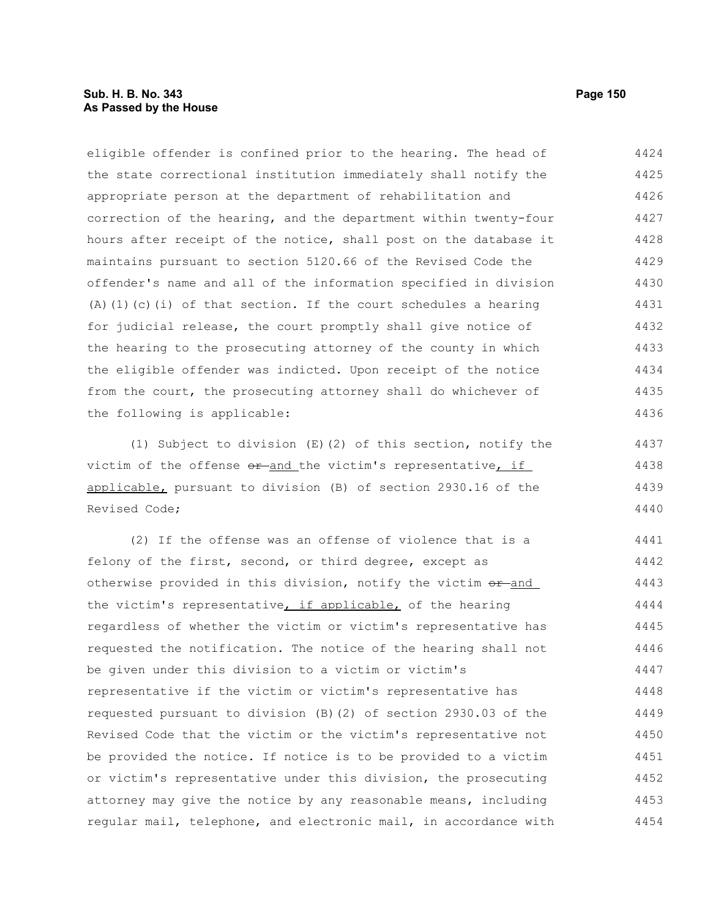eligible offender is confined prior to the hearing. The head of the state correctional institution immediately shall notify the appropriate person at the department of rehabilitation and correction of the hearing, and the department within twenty-four hours after receipt of the notice, shall post on the database it maintains pursuant to section 5120.66 of the Revised Code the offender's name and all of the information specified in division (A)(1)(c)(i) of that section. If the court schedules a hearing for judicial release, the court promptly shall give notice of the hearing to the prosecuting attorney of the county in which the eligible offender was indicted. Upon receipt of the notice from the court, the prosecuting attorney shall do whichever of the following is applicable:

(1) Subject to division (E)(2) of this section, notify the victim of the offense ~~or~~ and the victim's representative, if applicable, pursuant to division (B) of section 2930.16 of the Revised Code;

(2) If the offense was an offense of violence that is a felony of the first, second, or third degree, except as otherwise provided in this division, notify the victim ~~or~~ and the victim's representative, if applicable, of the hearing regardless of whether the victim or victim's representative has requested the notification. The notice of the hearing shall not be given under this division to a victim or victim's representative if the victim or victim's representative has requested pursuant to division (B)(2) of section 2930.03 of the Revised Code that the victim or the victim's representative not be provided the notice. If notice is to be provided to a victim or victim's representative under this division, the prosecuting attorney may give the notice by any reasonable means, including regular mail, telephone, and electronic mail, in accordance with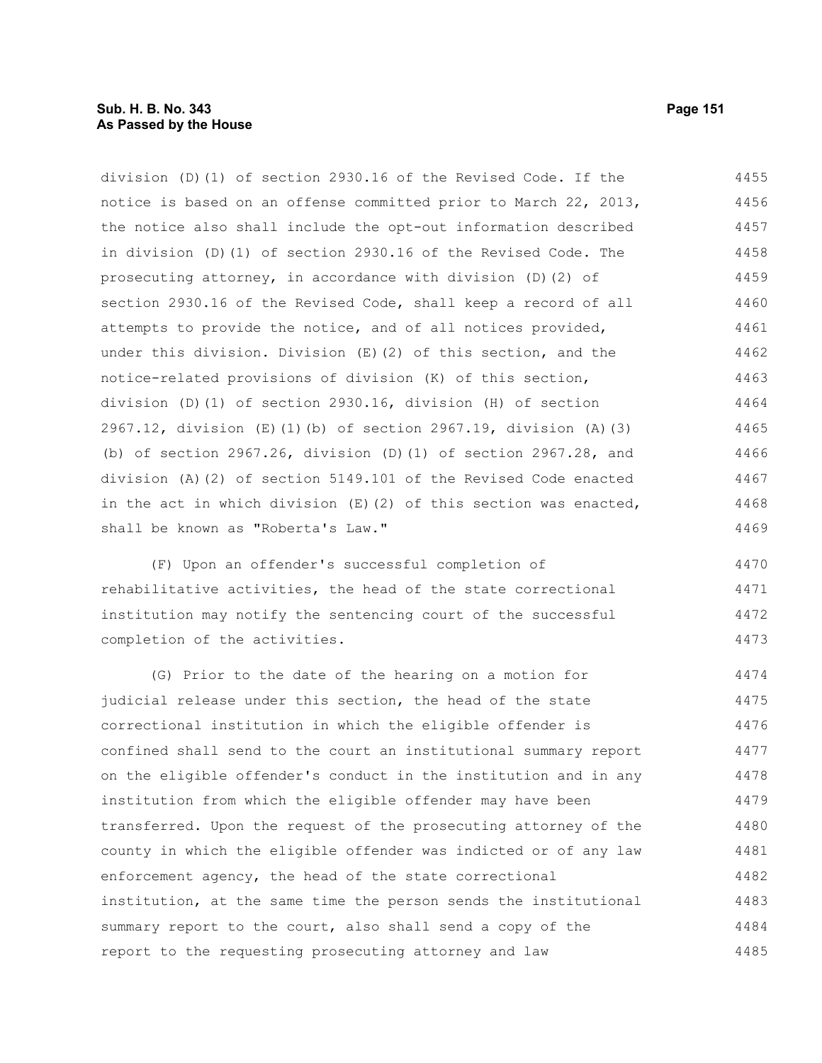division (D)(1) of section 2930.16 of the Revised Code. If the notice is based on an offense committed prior to March 22, 2013, the notice also shall include the opt-out information described in division (D)(1) of section 2930.16 of the Revised Code. The prosecuting attorney, in accordance with division (D)(2) of section 2930.16 of the Revised Code, shall keep a record of all attempts to provide the notice, and of all notices provided, under this division. Division (E)(2) of this section, and the notice-related provisions of division (K) of this section, division (D)(1) of section 2930.16, division (H) of section 2967.12, division (E)(1)(b) of section 2967.19, division (A)(3)(b) of section 2967.26, division (D)(1) of section 2967.28, and division (A)(2) of section 5149.101 of the Revised Code enacted in the act in which division (E)(2) of this section was enacted, shall be known as "Roberta's Law."

(F) Upon an offender's successful completion of rehabilitative activities, the head of the state correctional institution may notify the sentencing court of the successful completion of the activities.

(G) Prior to the date of the hearing on a motion for judicial release under this section, the head of the state correctional institution in which the eligible offender is confined shall send to the court an institutional summary report on the eligible offender's conduct in the institution and in any institution from which the eligible offender may have been transferred. Upon the request of the prosecuting attorney of the county in which the eligible offender was indicted or of any law enforcement agency, the head of the state correctional institution, at the same time the person sends the institutional summary report to the court, also shall send a copy of the report to the requesting prosecuting attorney and law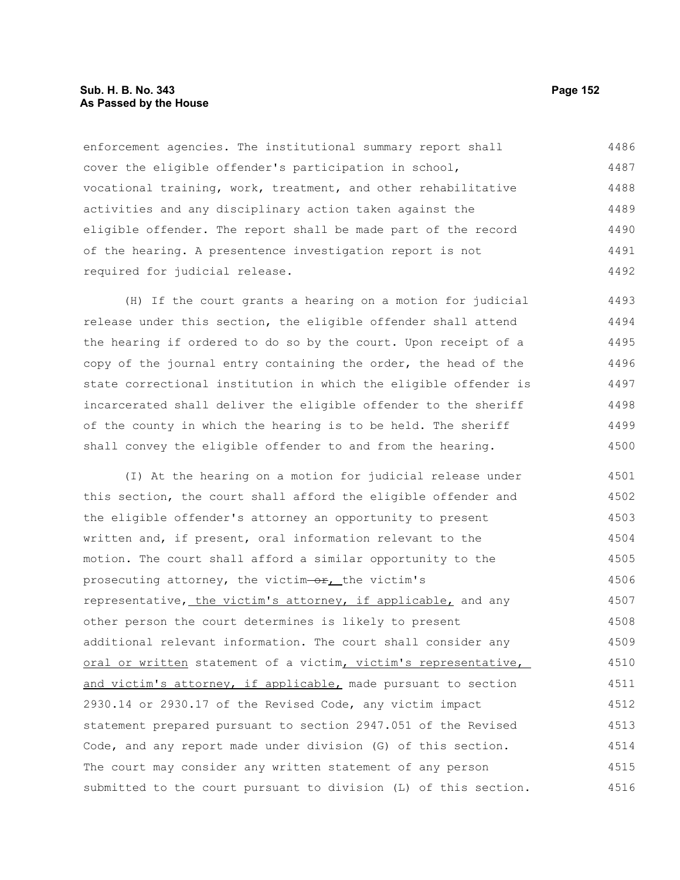enforcement agencies. The institutional summary report shall cover the eligible offender's participation in school, vocational training, work, treatment, and other rehabilitative activities and any disciplinary action taken against the eligible offender. The report shall be made part of the record of the hearing. A presentence investigation report is not required for judicial release.

(H) If the court grants a hearing on a motion for judicial release under this section, the eligible offender shall attend the hearing if ordered to do so by the court. Upon receipt of a copy of the journal entry containing the order, the head of the state correctional institution in which the eligible offender is incarcerated shall deliver the eligible offender to the sheriff of the county in which the hearing is to be held. The sheriff shall convey the eligible offender to and from the hearing.

(I) At the hearing on a motion for judicial release under this section, the court shall afford the eligible offender and the eligible offender's attorney an opportunity to present written and, if present, oral information relevant to the motion. The court shall afford a similar opportunity to the prosecuting attorney, the victim ~~or~~, the victim's representative, the victim's attorney, if applicable, and any other person the court determines is likely to present additional relevant information. The court shall consider any oral or written statement of a victim, victim's representative, and victim's attorney, if applicable, made pursuant to section 2930.14 or 2930.17 of the Revised Code, any victim impact statement prepared pursuant to section 2947.051 of the Revised Code, and any report made under division (G) of this section. The court may consider any written statement of any person submitted to the court pursuant to division (L) of this section.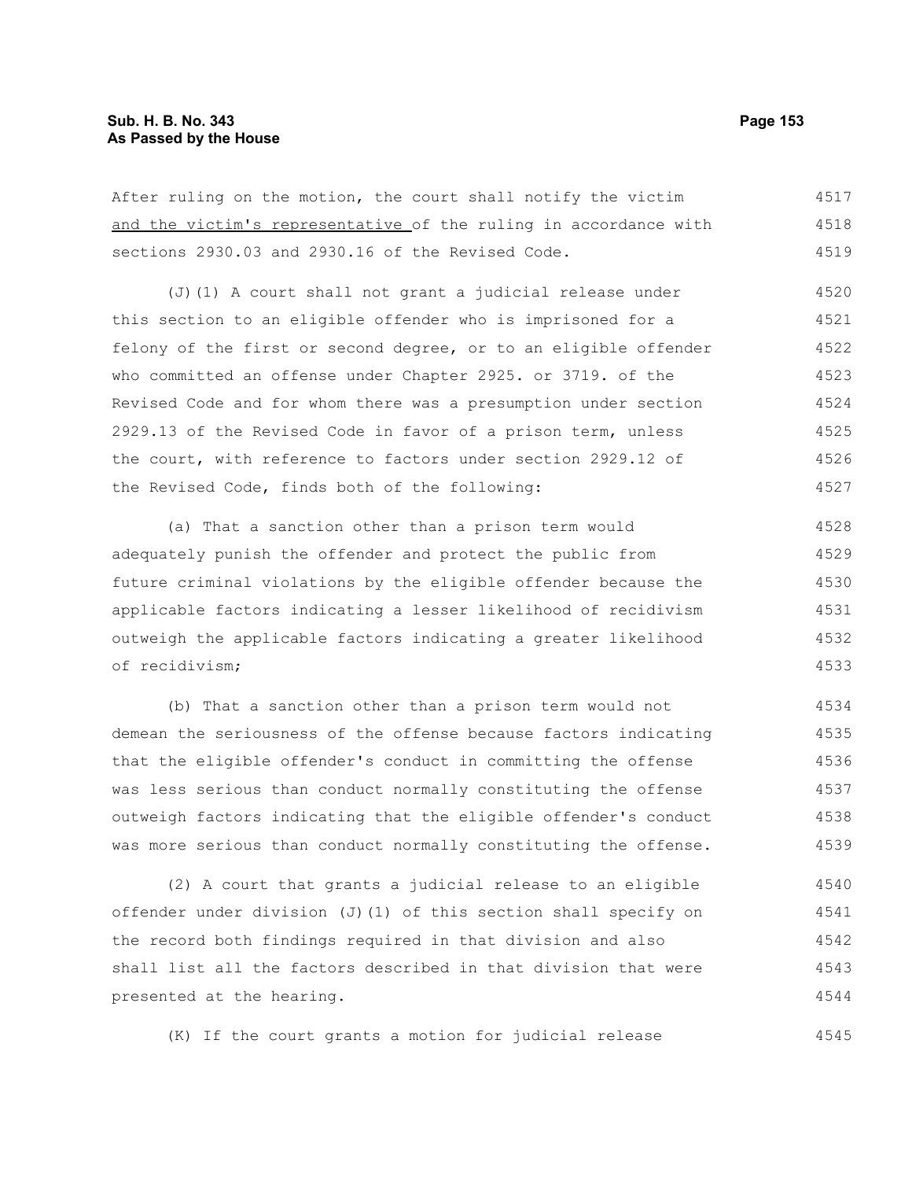After ruling on the motion, the court shall notify the victim <u>and the victim's representative</u> of the ruling in accordance with sections 2930.03 and 2930.16 of the Revised Code.

(J)(1) A court shall not grant a judicial release under this section to an eligible offender who is imprisoned for a felony of the first or second degree, or to an eligible offender who committed an offense under Chapter 2925. or 3719. of the Revised Code and for whom there was a presumption under section 2929.13 of the Revised Code in favor of a prison term, unless the court, with reference to factors under section 2929.12 of the Revised Code, finds both of the following:

(a) That a sanction other than a prison term would adequately punish the offender and protect the public from future criminal violations by the eligible offender because the applicable factors indicating a lesser likelihood of recidivism outweigh the applicable factors indicating a greater likelihood of recidivism;

(b) That a sanction other than a prison term would not demean the seriousness of the offense because factors indicating that the eligible offender's conduct in committing the offense was less serious than conduct normally constituting the offense outweigh factors indicating that the eligible offender's conduct was more serious than conduct normally constituting the offense.

(2) A court that grants a judicial release to an eligible offender under division (J)(1) of this section shall specify on the record both findings required in that division and also shall list all the factors described in that division that were presented at the hearing.

(K) If the court grants a motion for judicial release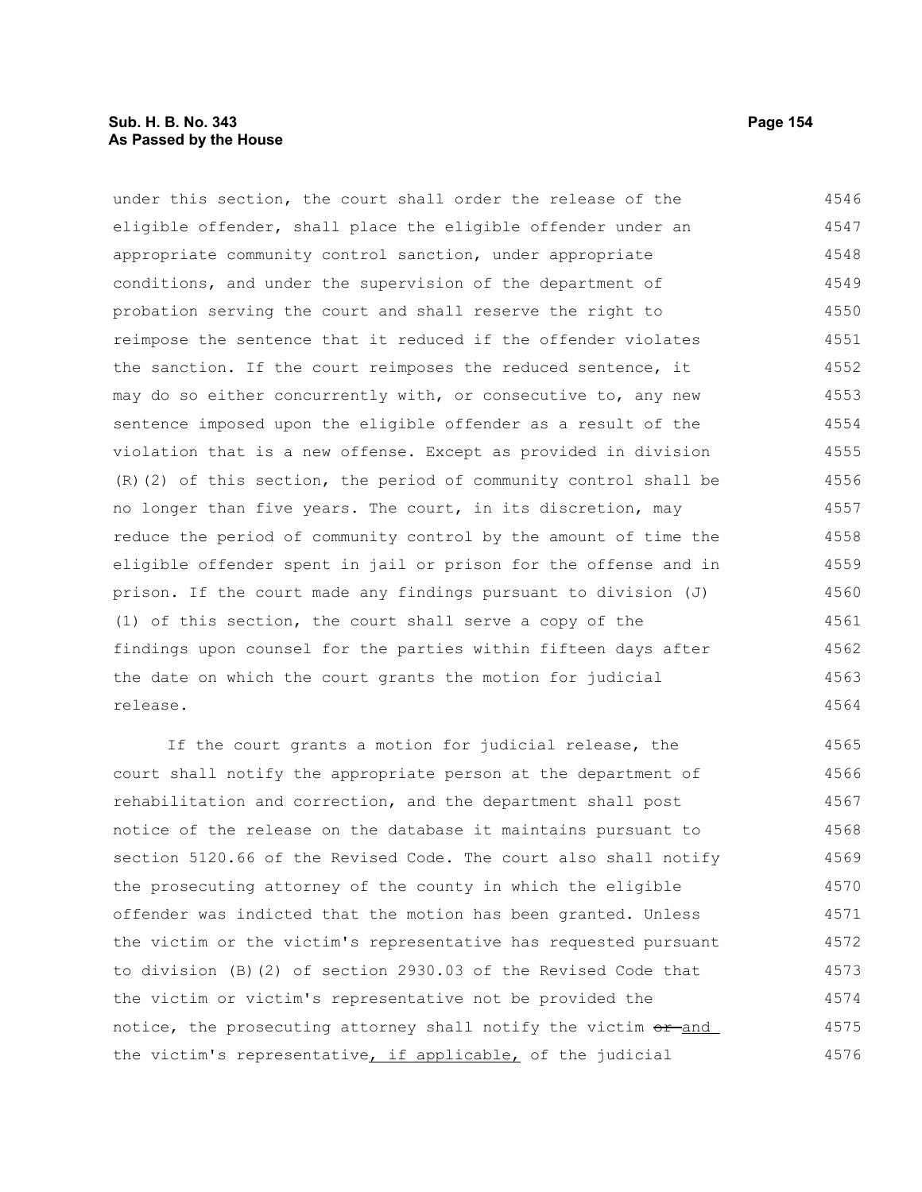under this section, the court shall order the release of the eligible offender, shall place the eligible offender under an appropriate community control sanction, under appropriate conditions, and under the supervision of the department of probation serving the court and shall reserve the right to reimpose the sentence that it reduced if the offender violates the sanction. If the court reimposes the reduced sentence, it may do so either concurrently with, or consecutive to, any new sentence imposed upon the eligible offender as a result of the violation that is a new offense. Except as provided in division (R)(2) of this section, the period of community control shall be no longer than five years. The court, in its discretion, may reduce the period of community control by the amount of time the eligible offender spent in jail or prison for the offense and in prison. If the court made any findings pursuant to division (J)(1) of this section, the court shall serve a copy of the findings upon counsel for the parties within fifteen days after the date on which the court grants the motion for judicial release.

If the court grants a motion for judicial release, the court shall notify the appropriate person at the department of rehabilitation and correction, and the department shall post notice of the release on the database it maintains pursuant to section 5120.66 of the Revised Code. The court also shall notify the prosecuting attorney of the county in which the eligible offender was indicted that the motion has been granted. Unless the victim or the victim's representative has requested pursuant to division (B)(2) of section 2930.03 of the Revised Code that the victim or victim's representative not be provided the notice, the prosecuting attorney shall notify the victim ~~or~~ <u>and</u> the victim's representative<u>, if applicable,</u> of the judicial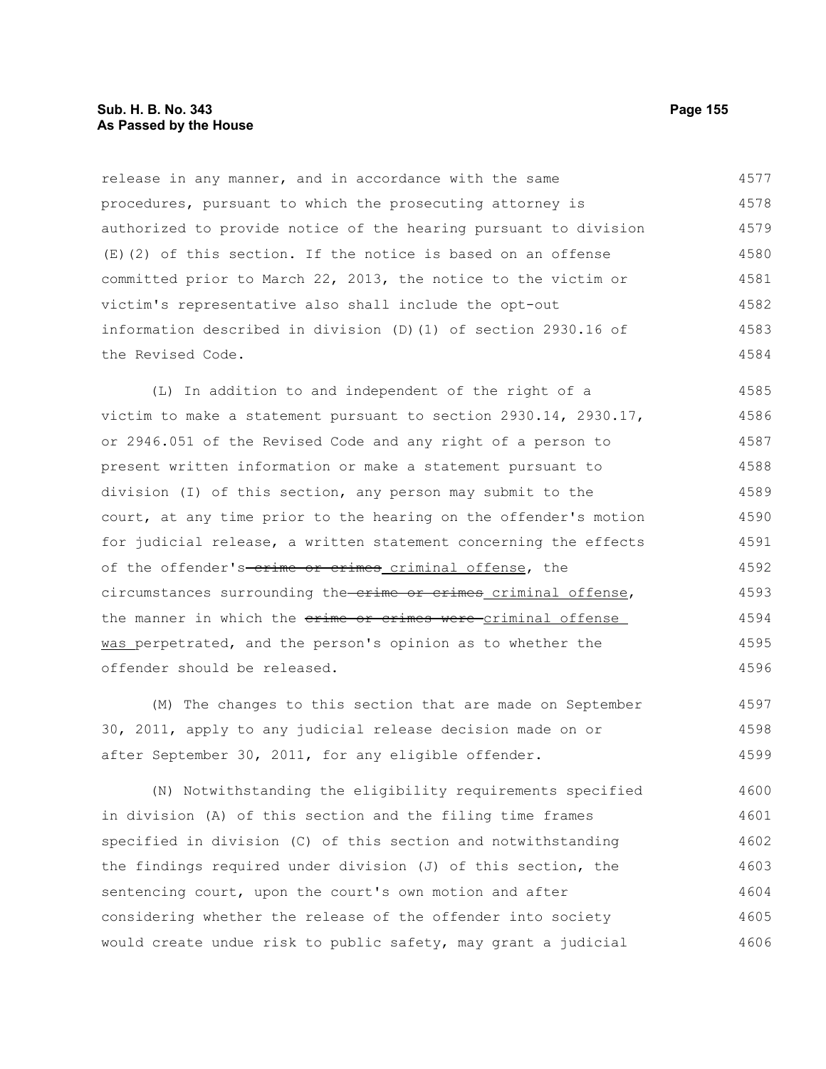release in any manner, and in accordance with the same procedures, pursuant to which the prosecuting attorney is authorized to provide notice of the hearing pursuant to division (E)(2) of this section. If the notice is based on an offense committed prior to March 22, 2013, the notice to the victim or victim's representative also shall include the opt-out information described in division (D)(1) of section 2930.16 of the Revised Code.

(L) In addition to and independent of the right of a victim to make a statement pursuant to section 2930.14, 2930.17, or 2946.051 of the Revised Code and any right of a person to present written information or make a statement pursuant to division (I) of this section, any person may submit to the court, at any time prior to the hearing on the offender's motion for judicial release, a written statement concerning the effects of the offender's ~~crime or crimes~~ <u>criminal offense</u>, the circumstances surrounding the ~~crime or crimes~~ <u>criminal offense</u>, the manner in which the ~~crime or crimes were~~ <u>criminal offense was</u> perpetrated, and the person's opinion as to whether the offender should be released.

(M) The changes to this section that are made on September 30, 2011, apply to any judicial release decision made on or after September 30, 2011, for any eligible offender.

(N) Notwithstanding the eligibility requirements specified in division (A) of this section and the filing time frames specified in division (C) of this section and notwithstanding the findings required under division (J) of this section, the sentencing court, upon the court's own motion and after considering whether the release of the offender into society would create undue risk to public safety, may grant a judicial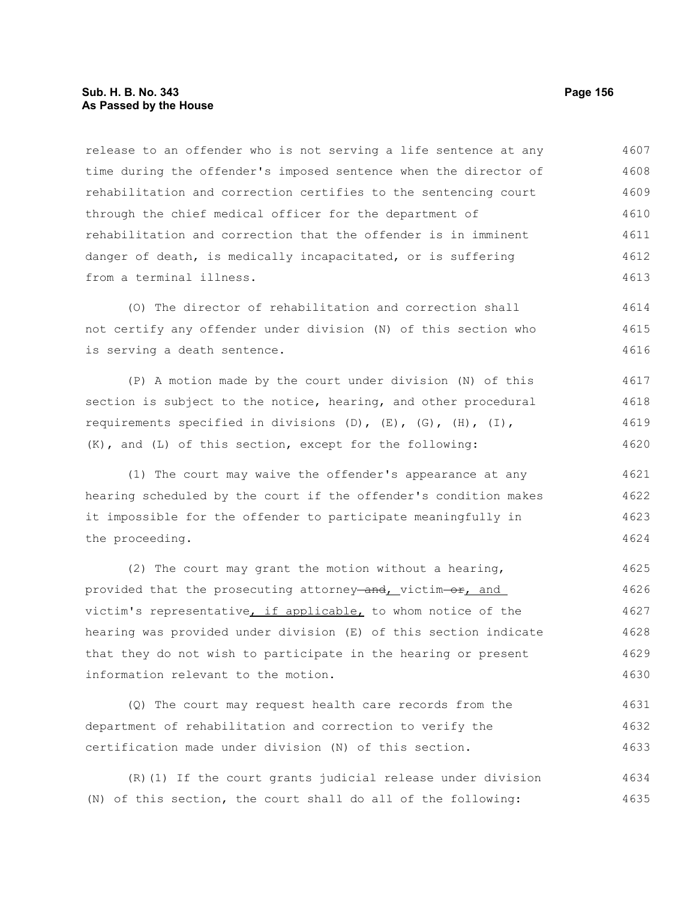release to an offender who is not serving a life sentence at any time during the offender's imposed sentence when the director of rehabilitation and correction certifies to the sentencing court through the chief medical officer for the department of rehabilitation and correction that the offender is in imminent danger of death, is medically incapacitated, or is suffering from a terminal illness.

(O) The director of rehabilitation and correction shall not certify any offender under division (N) of this section who is serving a death sentence.

(P) A motion made by the court under division (N) of this section is subject to the notice, hearing, and other procedural requirements specified in divisions (D), (E), (G), (H), (I), (K), and (L) of this section, except for the following:

(1) The court may waive the offender's appearance at any hearing scheduled by the court if the offender's condition makes it impossible for the offender to participate meaningfully in the proceeding.

(2) The court may grant the motion without a hearing, provided that the prosecuting attorney ~~and~~<u>,</u> victim ~~or~~<u>, and</u> victim's representative<u>, if applicable,</u> to whom notice of the hearing was provided under division (E) of this section indicate that they do not wish to participate in the hearing or present information relevant to the motion.

(Q) The court may request health care records from the department of rehabilitation and correction to verify the certification made under division (N) of this section.

(R)(1) If the court grants judicial release under division (N) of this section, the court shall do all of the following: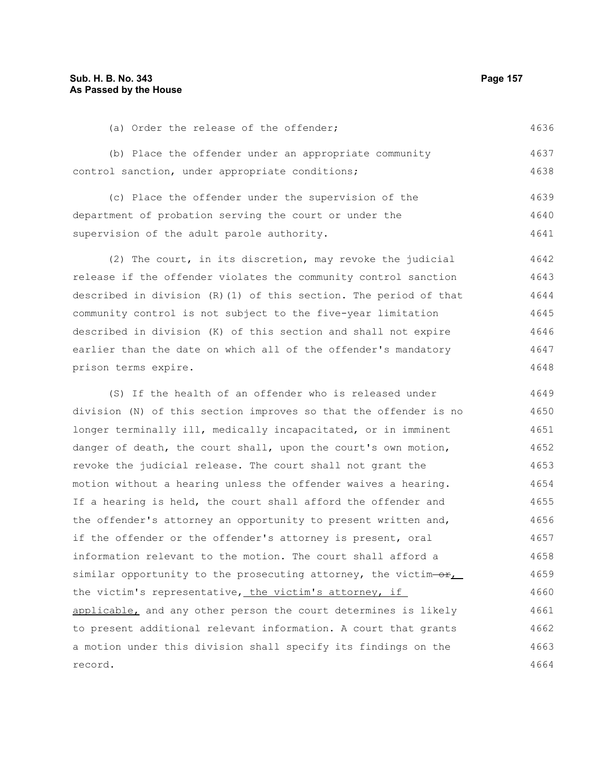(a) Order the release of the offender;

(b) Place the offender under an appropriate community control sanction, under appropriate conditions;

(c) Place the offender under the supervision of the department of probation serving the court or under the supervision of the adult parole authority.

(2) The court, in its discretion, may revoke the judicial release if the offender violates the community control sanction described in division (R)(1) of this section. The period of that community control is not subject to the five-year limitation described in division (K) of this section and shall not expire earlier than the date on which all of the offender's mandatory prison terms expire.

(S) If the health of an offender who is released under division (N) of this section improves so that the offender is no longer terminally ill, medically incapacitated, or in imminent danger of death, the court shall, upon the court's own motion, revoke the judicial release. The court shall not grant the motion without a hearing unless the offender waives a hearing. If a hearing is held, the court shall afford the offender and the offender's attorney an opportunity to present written and, if the offender or the offender's attorney is present, oral information relevant to the motion. The court shall afford a similar opportunity to the prosecuting attorney, the victim ~~or~~, the victim's representative, the victim's attorney, if applicable, and any other person the court determines is likely to present additional relevant information. A court that grants a motion under this division shall specify its findings on the record.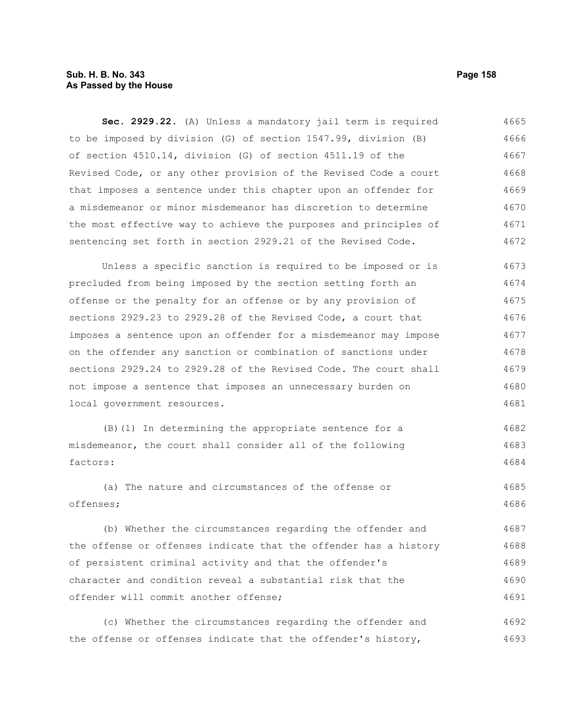**Sec. 2929.22.** (A) Unless a mandatory jail term is required to be imposed by division (G) of section 1547.99, division (B) of section 4510.14, division (G) of section 4511.19 of the Revised Code, or any other provision of the Revised Code a court that imposes a sentence under this chapter upon an offender for a misdemeanor or minor misdemeanor has discretion to determine the most effective way to achieve the purposes and principles of sentencing set forth in section 2929.21 of the Revised Code.

Unless a specific sanction is required to be imposed or is precluded from being imposed by the section setting forth an offense or the penalty for an offense or by any provision of sections 2929.23 to 2929.28 of the Revised Code, a court that imposes a sentence upon an offender for a misdemeanor may impose on the offender any sanction or combination of sanctions under sections 2929.24 to 2929.28 of the Revised Code. The court shall not impose a sentence that imposes an unnecessary burden on local government resources.

(B)(1) In determining the appropriate sentence for a misdemeanor, the court shall consider all of the following factors:

(a) The nature and circumstances of the offense or offenses;

(b) Whether the circumstances regarding the offender and the offense or offenses indicate that the offender has a history of persistent criminal activity and that the offender's character and condition reveal a substantial risk that the offender will commit another offense;

(c) Whether the circumstances regarding the offender and the offense or offenses indicate that the offender's history,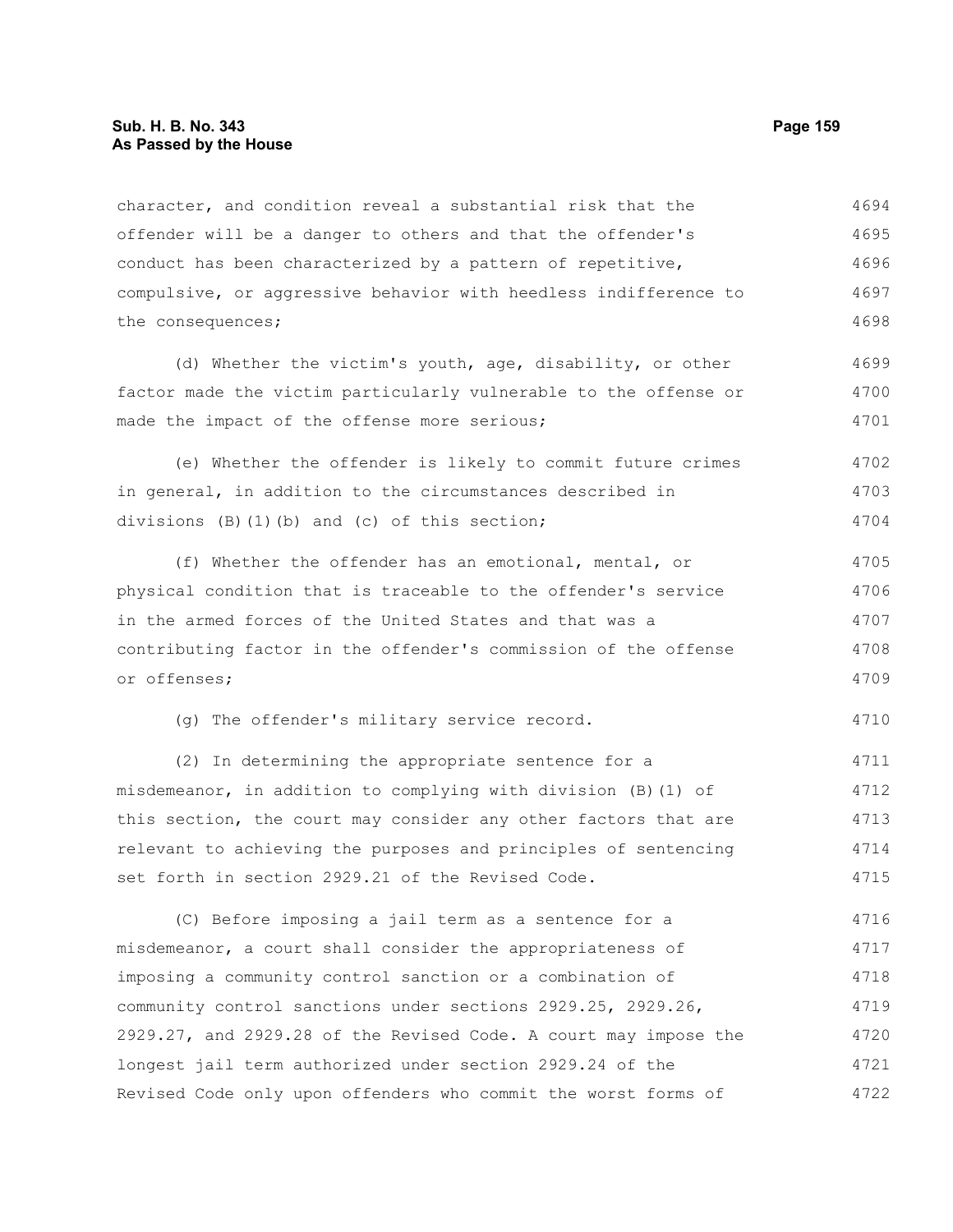character, and condition reveal a substantial risk that the offender will be a danger to others and that the offender's conduct has been characterized by a pattern of repetitive, compulsive, or aggressive behavior with heedless indifference to the consequences;

(d) Whether the victim's youth, age, disability, or other factor made the victim particularly vulnerable to the offense or made the impact of the offense more serious;

(e) Whether the offender is likely to commit future crimes in general, in addition to the circumstances described in divisions (B)(1)(b) and (c) of this section;

(f) Whether the offender has an emotional, mental, or physical condition that is traceable to the offender's service in the armed forces of the United States and that was a contributing factor in the offender's commission of the offense or offenses;

(g) The offender's military service record.

(2) In determining the appropriate sentence for a misdemeanor, in addition to complying with division (B)(1) of this section, the court may consider any other factors that are relevant to achieving the purposes and principles of sentencing set forth in section 2929.21 of the Revised Code.

(C) Before imposing a jail term as a sentence for a misdemeanor, a court shall consider the appropriateness of imposing a community control sanction or a combination of community control sanctions under sections 2929.25, 2929.26, 2929.27, and 2929.28 of the Revised Code. A court may impose the longest jail term authorized under section 2929.24 of the Revised Code only upon offenders who commit the worst forms of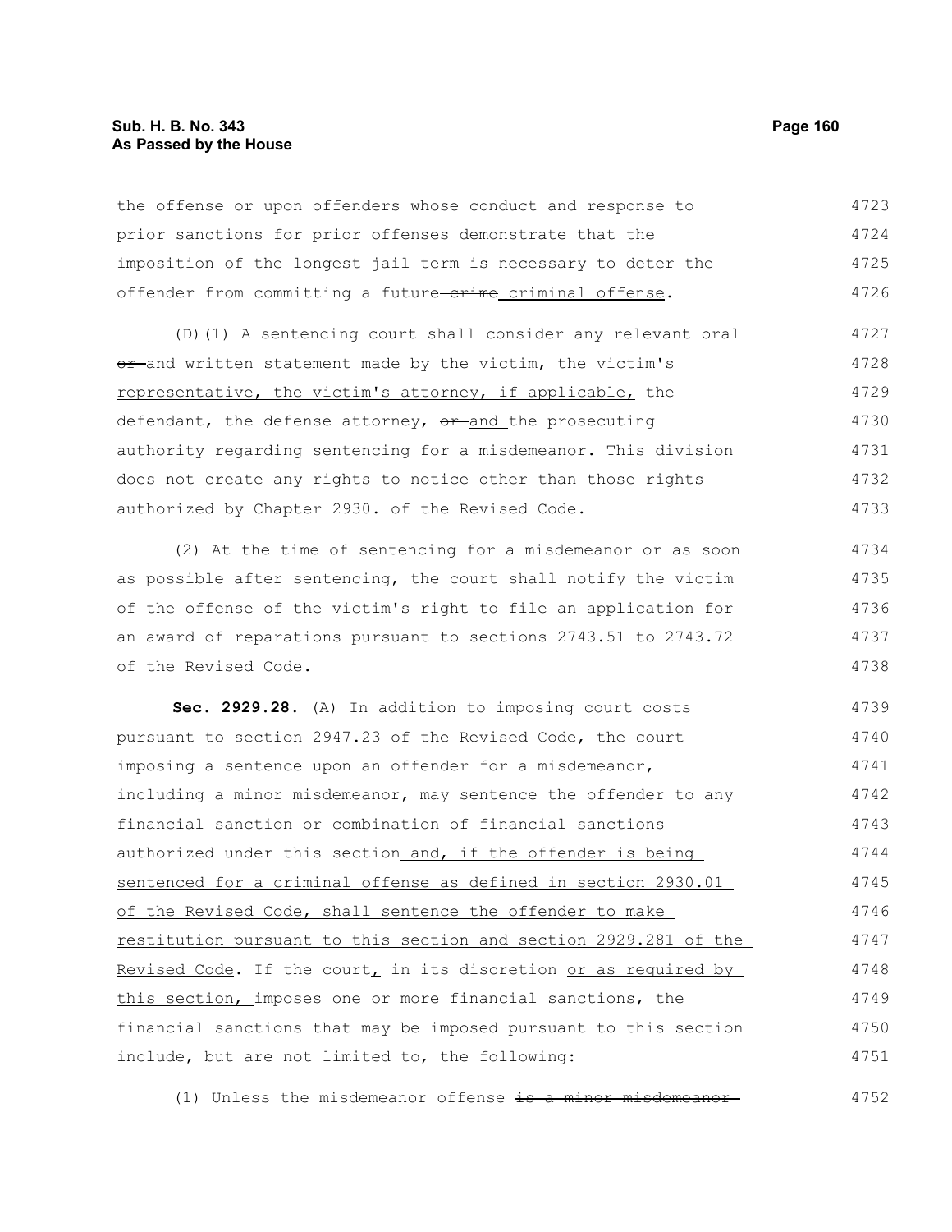the offense or upon offenders whose conduct and response to prior sanctions for prior offenses demonstrate that the imposition of the longest jail term is necessary to deter the offender from committing a future ~~crime~~ criminal offense.

(D)(1) A sentencing court shall consider any relevant oral ~~or~~ and written statement made by the victim, the victim's representative, the victim's attorney, if applicable, the defendant, the defense attorney, ~~or~~ and the prosecuting authority regarding sentencing for a misdemeanor. This division does not create any rights to notice other than those rights authorized by Chapter 2930. of the Revised Code.

(2) At the time of sentencing for a misdemeanor or as soon as possible after sentencing, the court shall notify the victim of the offense of the victim's right to file an application for an award of reparations pursuant to sections 2743.51 to 2743.72 of the Revised Code.

**Sec. 2929.28.** (A) In addition to imposing court costs pursuant to section 2947.23 of the Revised Code, the court imposing a sentence upon an offender for a misdemeanor, including a minor misdemeanor, may sentence the offender to any financial sanction or combination of financial sanctions authorized under this section and, if the offender is being sentenced for a criminal offense as defined in section 2930.01 of the Revised Code, shall sentence the offender to make restitution pursuant to this section and section 2929.281 of the Revised Code. If the court, in its discretion or as required by this section, imposes one or more financial sanctions, the financial sanctions that may be imposed pursuant to this section include, but are not limited to, the following:

(1) Unless the misdemeanor offense ~~is a minor misdemeanor~~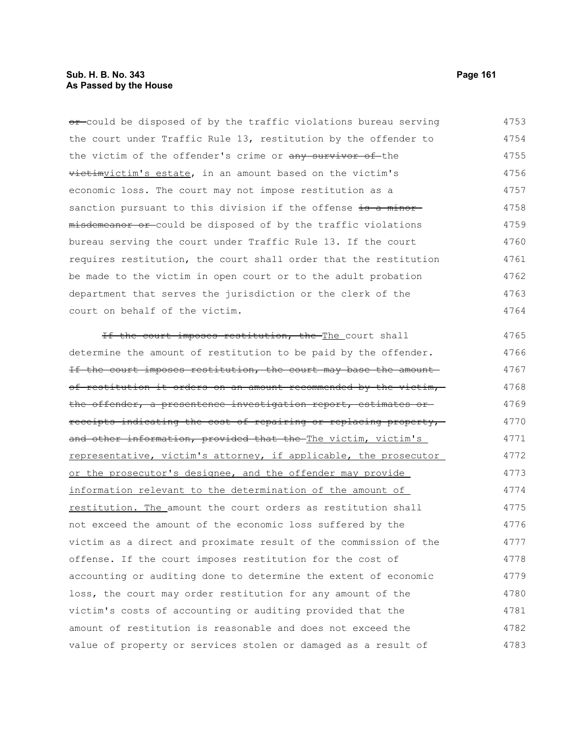~~or~~ could be disposed of by the traffic violations bureau serving the court under Traffic Rule 13, restitution by the offender to the victim of the offender's crime or ~~any survivor of~~ the ~~victim~~victim's estate, in an amount based on the victim's economic loss. The court may not impose restitution as a sanction pursuant to this division if the offense ~~is a minor misdemeanor or~~ could be disposed of by the traffic violations bureau serving the court under Traffic Rule 13. If the court requires restitution, the court shall order that the restitution be made to the victim in open court or to the adult probation department that serves the jurisdiction or the clerk of the court on behalf of the victim.

~~If the court imposes restitution, the~~ The court shall determine the amount of restitution to be paid by the offender. ~~If the court imposes restitution, the court may base the amount of restitution it orders on an amount recommended by the victim, the offender, a presentence investigation report, estimates or receipts indicating the cost of repairing or replacing property, and other information, provided that the~~ The victim, victim's representative, victim's attorney, if applicable, the prosecutor or the prosecutor's designee, and the offender may provide information relevant to the determination of the amount of restitution. The amount the court orders as restitution shall not exceed the amount of the economic loss suffered by the victim as a direct and proximate result of the commission of the offense. If the court imposes restitution for the cost of accounting or auditing done to determine the extent of economic loss, the court may order restitution for any amount of the victim's costs of accounting or auditing provided that the amount of restitution is reasonable and does not exceed the value of property or services stolen or damaged as a result of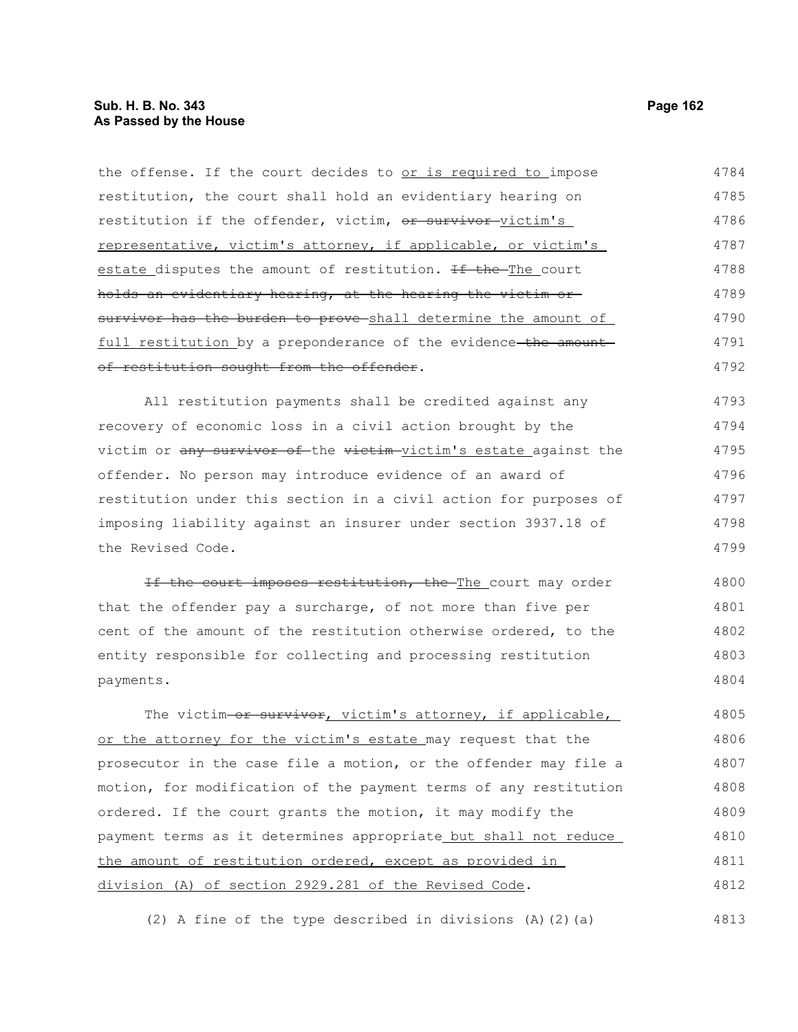the offense. If the court decides to or is required to impose restitution, the court shall hold an evidentiary hearing on restitution if the offender, victim, ~~or survivor~~ victim's representative, victim's attorney, if applicable, or victim's estate disputes the amount of restitution. ~~If the~~ The court ~~holds an evidentiary hearing, at the hearing the victim or survivor has the burden to prove~~ shall determine the amount of full restitution by a preponderance of the evidence ~~the amount of restitution sought from the offender~~.

All restitution payments shall be credited against any recovery of economic loss in a civil action brought by the victim or ~~any survivor of~~ the ~~victim~~ victim's estate against the offender. No person may introduce evidence of an award of restitution under this section in a civil action for purposes of imposing liability against an insurer under section 3937.18 of the Revised Code.

~~If the court imposes restitution, the~~ The court may order that the offender pay a surcharge, of not more than five per cent of the amount of the restitution otherwise ordered, to the entity responsible for collecting and processing restitution payments.

The victim ~~or survivor~~, victim's attorney, if applicable, or the attorney for the victim's estate may request that the prosecutor in the case file a motion, or the offender may file a motion, for modification of the payment terms of any restitution ordered. If the court grants the motion, it may modify the payment terms as it determines appropriate but shall not reduce the amount of restitution ordered, except as provided in division (A) of section 2929.281 of the Revised Code.

(2) A fine of the type described in divisions (A)(2)(a)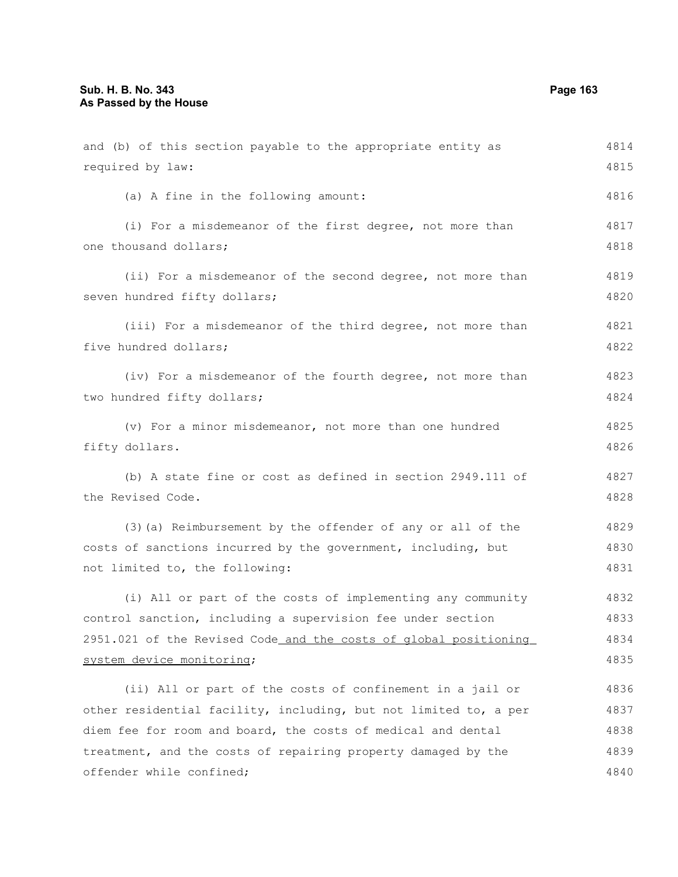and (b) of this section payable to the appropriate entity as required by law:

(a) A fine in the following amount:

(i) For a misdemeanor of the first degree, not more than one thousand dollars;

(ii) For a misdemeanor of the second degree, not more than seven hundred fifty dollars;

(iii) For a misdemeanor of the third degree, not more than five hundred dollars;

(iv) For a misdemeanor of the fourth degree, not more than two hundred fifty dollars;

(v) For a minor misdemeanor, not more than one hundred fifty dollars.

(b) A state fine or cost as defined in section 2949.111 of the Revised Code.

(3)(a) Reimbursement by the offender of any or all of the costs of sanctions incurred by the government, including, but not limited to, the following:

(i) All or part of the costs of implementing any community control sanction, including a supervision fee under section 2951.021 of the Revised Code and the costs of global positioning system device monitoring;

(ii) All or part of the costs of confinement in a jail or other residential facility, including, but not limited to, a per diem fee for room and board, the costs of medical and dental treatment, and the costs of repairing property damaged by the offender while confined;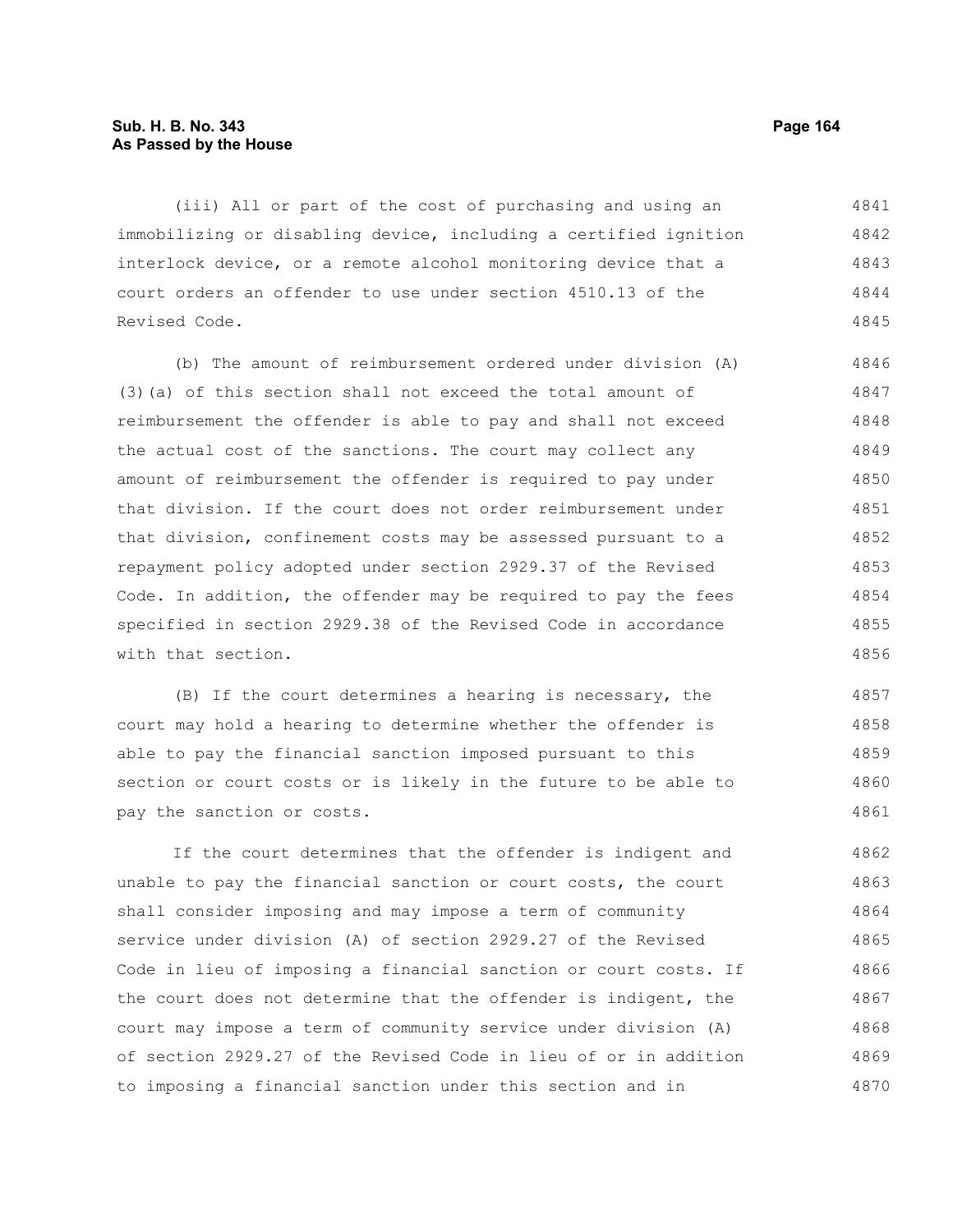(iii) All or part of the cost of purchasing and using an immobilizing or disabling device, including a certified ignition interlock device, or a remote alcohol monitoring device that a court orders an offender to use under section 4510.13 of the Revised Code.

(b) The amount of reimbursement ordered under division (A)(3)(a) of this section shall not exceed the total amount of reimbursement the offender is able to pay and shall not exceed the actual cost of the sanctions. The court may collect any amount of reimbursement the offender is required to pay under that division. If the court does not order reimbursement under that division, confinement costs may be assessed pursuant to a repayment policy adopted under section 2929.37 of the Revised Code. In addition, the offender may be required to pay the fees specified in section 2929.38 of the Revised Code in accordance with that section.

(B) If the court determines a hearing is necessary, the court may hold a hearing to determine whether the offender is able to pay the financial sanction imposed pursuant to this section or court costs or is likely in the future to be able to pay the sanction or costs.

If the court determines that the offender is indigent and unable to pay the financial sanction or court costs, the court shall consider imposing and may impose a term of community service under division (A) of section 2929.27 of the Revised Code in lieu of imposing a financial sanction or court costs. If the court does not determine that the offender is indigent, the court may impose a term of community service under division (A) of section 2929.27 of the Revised Code in lieu of or in addition to imposing a financial sanction under this section and in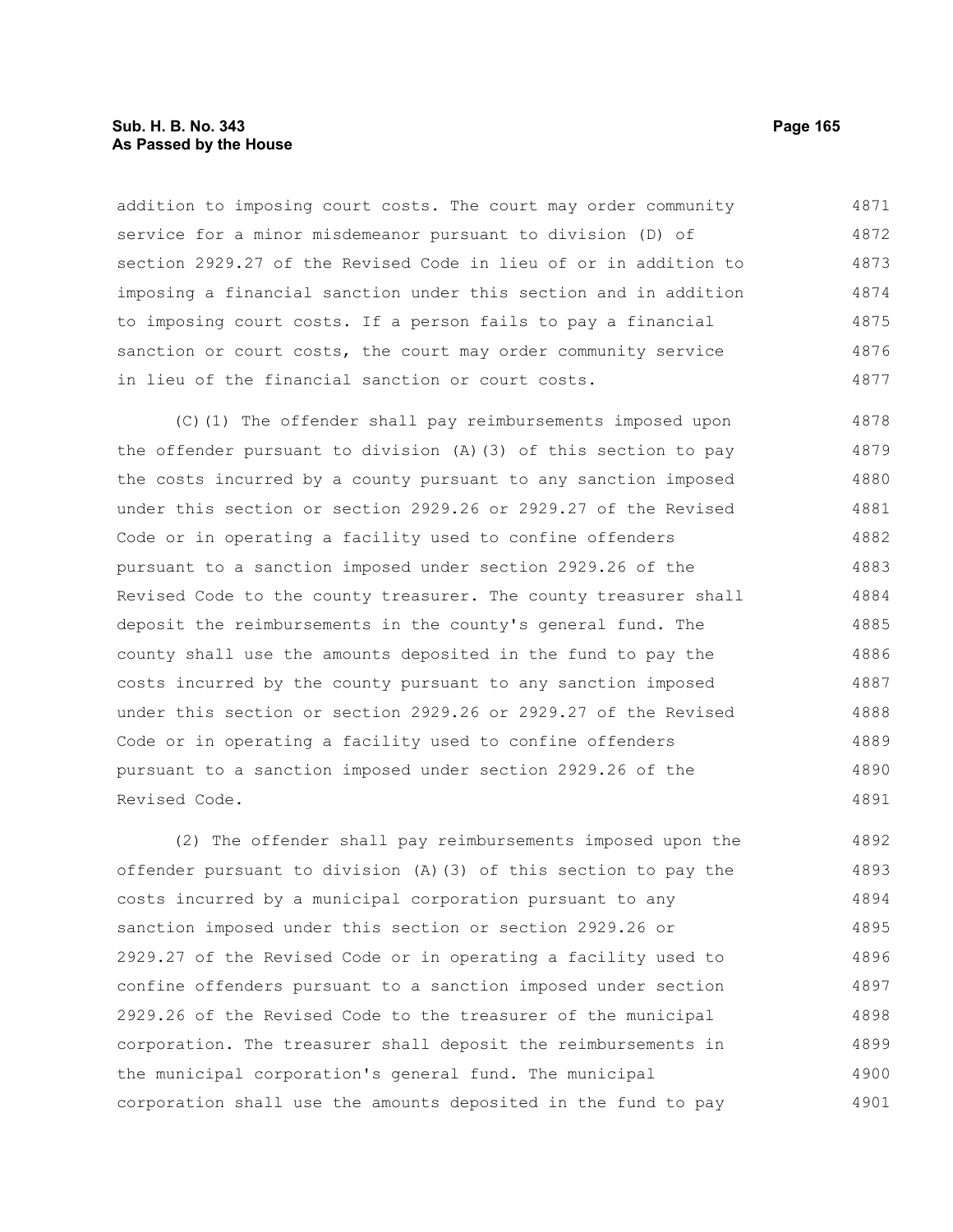addition to imposing court costs. The court may order community service for a minor misdemeanor pursuant to division (D) of section 2929.27 of the Revised Code in lieu of or in addition to imposing a financial sanction under this section and in addition to imposing court costs. If a person fails to pay a financial sanction or court costs, the court may order community service in lieu of the financial sanction or court costs.

(C)(1) The offender shall pay reimbursements imposed upon the offender pursuant to division (A)(3) of this section to pay the costs incurred by a county pursuant to any sanction imposed under this section or section 2929.26 or 2929.27 of the Revised Code or in operating a facility used to confine offenders pursuant to a sanction imposed under section 2929.26 of the Revised Code to the county treasurer. The county treasurer shall deposit the reimbursements in the county's general fund. The county shall use the amounts deposited in the fund to pay the costs incurred by the county pursuant to any sanction imposed under this section or section 2929.26 or 2929.27 of the Revised Code or in operating a facility used to confine offenders pursuant to a sanction imposed under section 2929.26 of the Revised Code.

(2) The offender shall pay reimbursements imposed upon the offender pursuant to division (A)(3) of this section to pay the costs incurred by a municipal corporation pursuant to any sanction imposed under this section or section 2929.26 or 2929.27 of the Revised Code or in operating a facility used to confine offenders pursuant to a sanction imposed under section 2929.26 of the Revised Code to the treasurer of the municipal corporation. The treasurer shall deposit the reimbursements in the municipal corporation's general fund. The municipal corporation shall use the amounts deposited in the fund to pay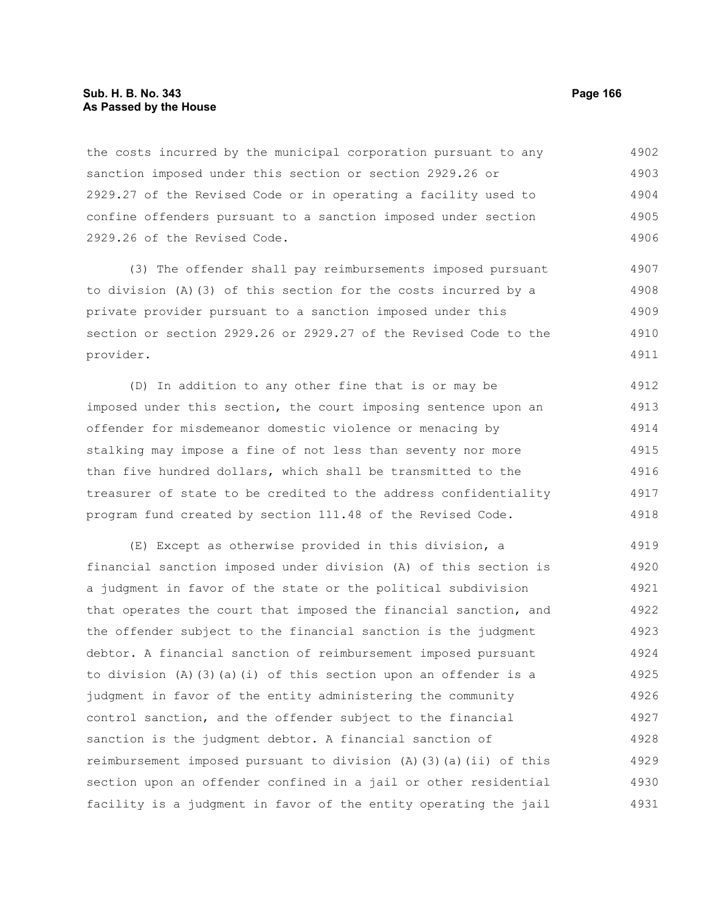the costs incurred by the municipal corporation pursuant to any sanction imposed under this section or section 2929.26 or 2929.27 of the Revised Code or in operating a facility used to confine offenders pursuant to a sanction imposed under section 2929.26 of the Revised Code.

(3) The offender shall pay reimbursements imposed pursuant to division (A)(3) of this section for the costs incurred by a private provider pursuant to a sanction imposed under this section or section 2929.26 or 2929.27 of the Revised Code to the provider.

(D) In addition to any other fine that is or may be imposed under this section, the court imposing sentence upon an offender for misdemeanor domestic violence or menacing by stalking may impose a fine of not less than seventy nor more than five hundred dollars, which shall be transmitted to the treasurer of state to be credited to the address confidentiality program fund created by section 111.48 of the Revised Code.

(E) Except as otherwise provided in this division, a financial sanction imposed under division (A) of this section is a judgment in favor of the state or the political subdivision that operates the court that imposed the financial sanction, and the offender subject to the financial sanction is the judgment debtor. A financial sanction of reimbursement imposed pursuant to division (A)(3)(a)(i) of this section upon an offender is a judgment in favor of the entity administering the community control sanction, and the offender subject to the financial sanction is the judgment debtor. A financial sanction of reimbursement imposed pursuant to division (A)(3)(a)(ii) of this section upon an offender confined in a jail or other residential facility is a judgment in favor of the entity operating the jail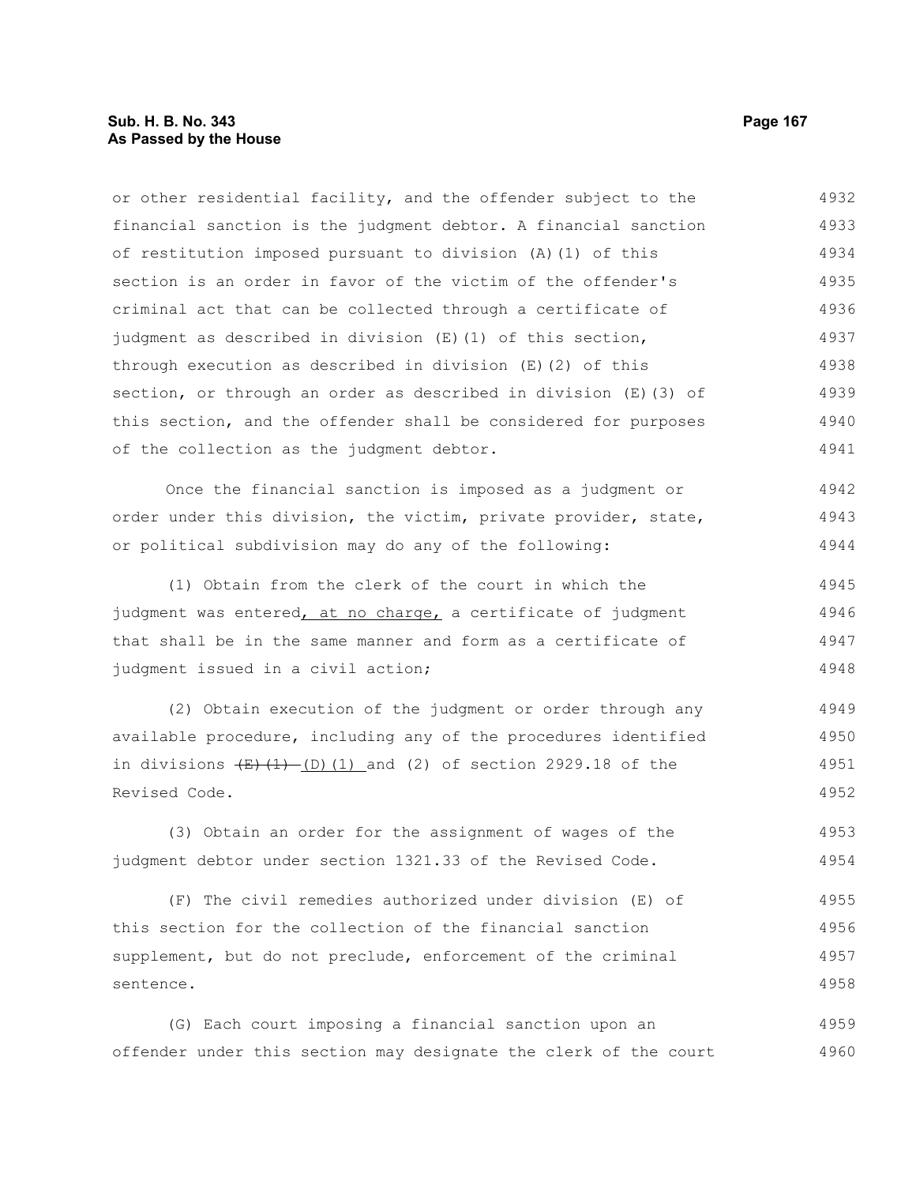or other residential facility, and the offender subject to the financial sanction is the judgment debtor. A financial sanction of restitution imposed pursuant to division (A)(1) of this section is an order in favor of the victim of the offender's criminal act that can be collected through a certificate of judgment as described in division (E)(1) of this section, through execution as described in division (E)(2) of this section, or through an order as described in division (E)(3) of this section, and the offender shall be considered for purposes of the collection as the judgment debtor.

Once the financial sanction is imposed as a judgment or order under this division, the victim, private provider, state, or political subdivision may do any of the following:

(1) Obtain from the clerk of the court in which the judgment was entered, at no charge, a certificate of judgment that shall be in the same manner and form as a certificate of judgment issued in a civil action;

(2) Obtain execution of the judgment or order through any available procedure, including any of the procedures identified in divisions ~~(E)(1)~~ (D)(1) and (2) of section 2929.18 of the Revised Code.

(3) Obtain an order for the assignment of wages of the judgment debtor under section 1321.33 of the Revised Code.

(F) The civil remedies authorized under division (E) of this section for the collection of the financial sanction supplement, but do not preclude, enforcement of the criminal sentence.

(G) Each court imposing a financial sanction upon an offender under this section may designate the clerk of the court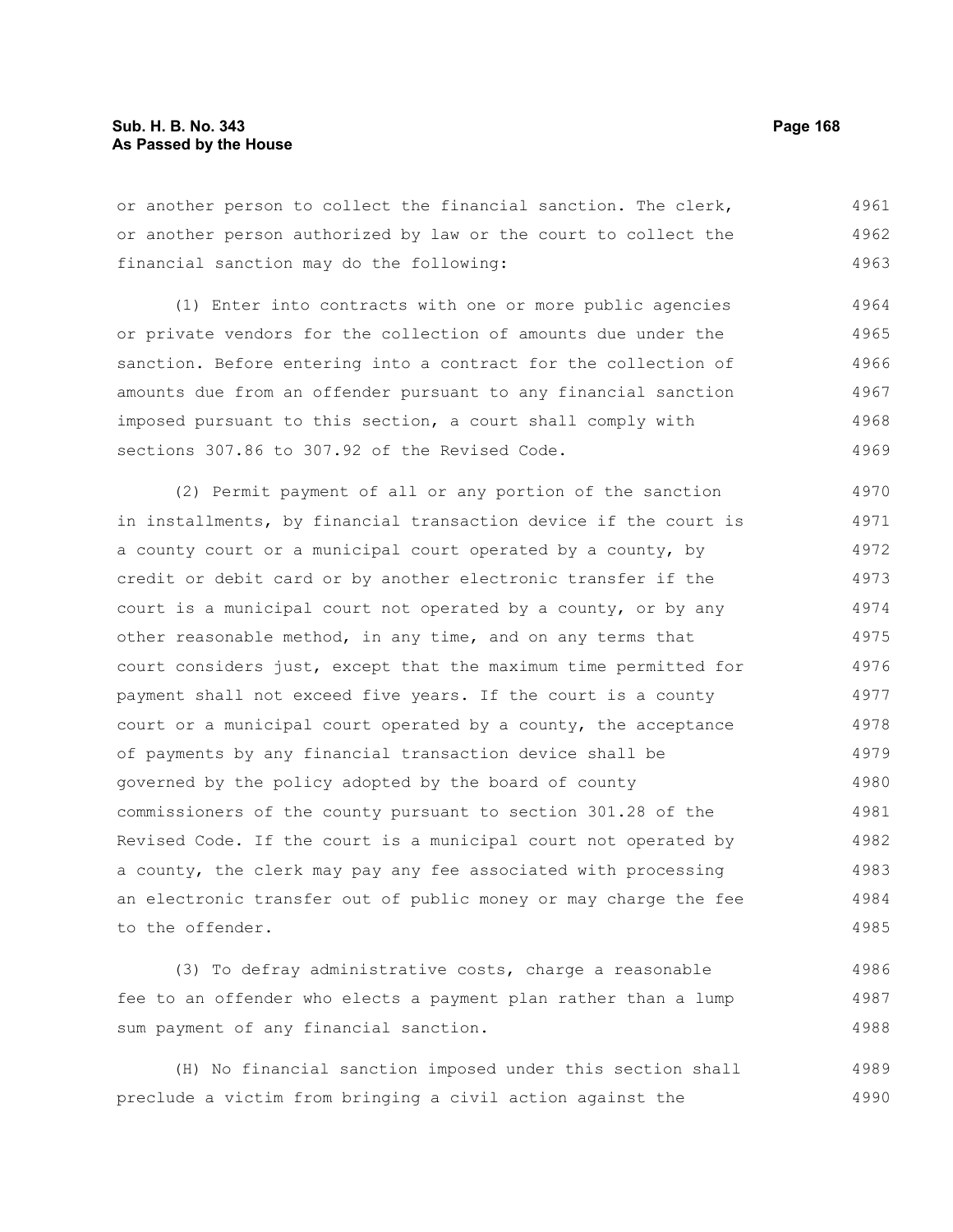or another person to collect the financial sanction. The clerk, or another person authorized by law or the court to collect the financial sanction may do the following:

(1) Enter into contracts with one or more public agencies or private vendors for the collection of amounts due under the sanction. Before entering into a contract for the collection of amounts due from an offender pursuant to any financial sanction imposed pursuant to this section, a court shall comply with sections 307.86 to 307.92 of the Revised Code.

(2) Permit payment of all or any portion of the sanction in installments, by financial transaction device if the court is a county court or a municipal court operated by a county, by credit or debit card or by another electronic transfer if the court is a municipal court not operated by a county, or by any other reasonable method, in any time, and on any terms that court considers just, except that the maximum time permitted for payment shall not exceed five years. If the court is a county court or a municipal court operated by a county, the acceptance of payments by any financial transaction device shall be governed by the policy adopted by the board of county commissioners of the county pursuant to section 301.28 of the Revised Code. If the court is a municipal court not operated by a county, the clerk may pay any fee associated with processing an electronic transfer out of public money or may charge the fee to the offender.

(3) To defray administrative costs, charge a reasonable fee to an offender who elects a payment plan rather than a lump sum payment of any financial sanction.

(H) No financial sanction imposed under this section shall preclude a victim from bringing a civil action against the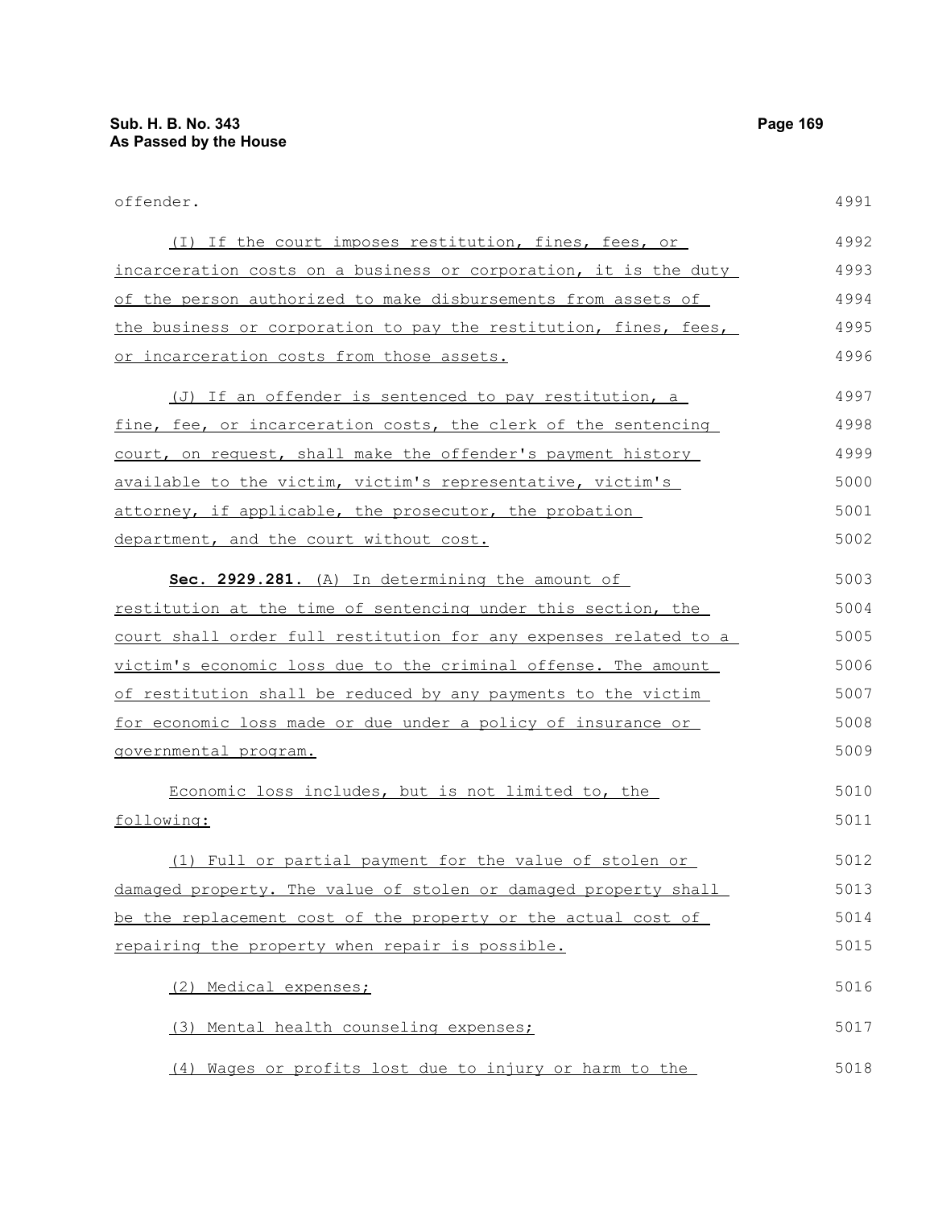offender.

(I) If the court imposes restitution, fines, fees, or incarceration costs on a business or corporation, it is the duty of the person authorized to make disbursements from assets of the business or corporation to pay the restitution, fines, fees, or incarceration costs from those assets.

(J) If an offender is sentenced to pay restitution, a fine, fee, or incarceration costs, the clerk of the sentencing court, on request, shall make the offender's payment history available to the victim, victim's representative, victim's attorney, if applicable, the prosecutor, the probation department, and the court without cost.

**Sec. 2929.281.** (A) In determining the amount of restitution at the time of sentencing under this section, the court shall order full restitution for any expenses related to a victim's economic loss due to the criminal offense. The amount of restitution shall be reduced by any payments to the victim for economic loss made or due under a policy of insurance or governmental program.

Economic loss includes, but is not limited to, the following:

(1) Full or partial payment for the value of stolen or damaged property. The value of stolen or damaged property shall be the replacement cost of the property or the actual cost of repairing the property when repair is possible.

(2) Medical expenses;

(3) Mental health counseling expenses;

(4) Wages or profits lost due to injury or harm to the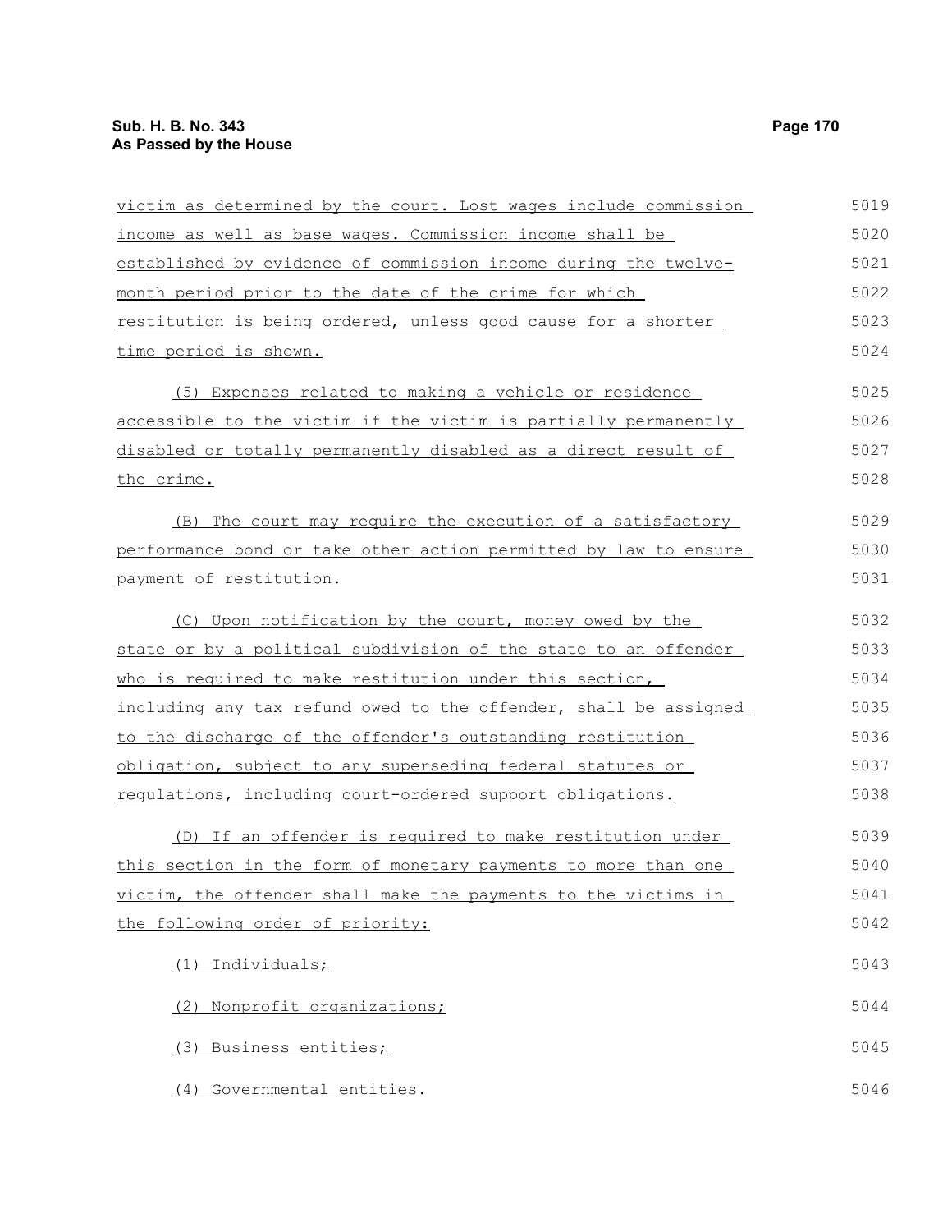victim as determined by the court. Lost wages include commission income as well as base wages. Commission income shall be established by evidence of commission income during the twelve-month period prior to the date of the crime for which restitution is being ordered, unless good cause for a shorter time period is shown.

(5) Expenses related to making a vehicle or residence accessible to the victim if the victim is partially permanently disabled or totally permanently disabled as a direct result of the crime.

(B) The court may require the execution of a satisfactory performance bond or take other action permitted by law to ensure payment of restitution.

(C) Upon notification by the court, money owed by the state or by a political subdivision of the state to an offender who is required to make restitution under this section, including any tax refund owed to the offender, shall be assigned to the discharge of the offender's outstanding restitution obligation, subject to any superseding federal statutes or regulations, including court-ordered support obligations.

(D) If an offender is required to make restitution under this section in the form of monetary payments to more than one victim, the offender shall make the payments to the victims in the following order of priority:

(1) Individuals;

(2) Nonprofit organizations;

(3) Business entities;

(4) Governmental entities.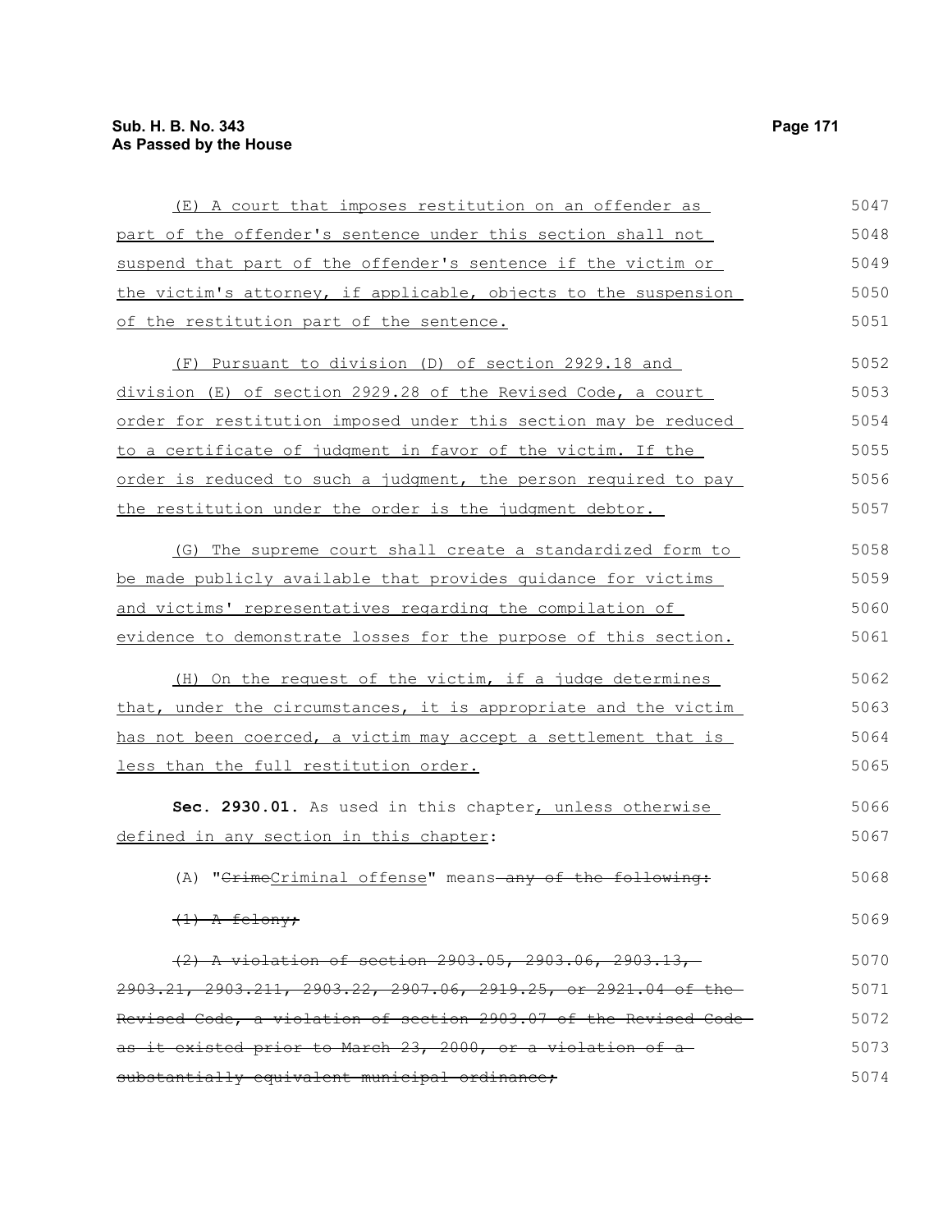(E) A court that imposes restitution on an offender as part of the offender's sentence under this section shall not suspend that part of the offender's sentence if the victim or the victim's attorney, if applicable, objects to the suspension of the restitution part of the sentence.

(F) Pursuant to division (D) of section 2929.18 and division (E) of section 2929.28 of the Revised Code, a court order for restitution imposed under this section may be reduced to a certificate of judgment in favor of the victim. If the order is reduced to such a judgment, the person required to pay the restitution under the order is the judgment debtor.

(G) The supreme court shall create a standardized form to be made publicly available that provides guidance for victims and victims' representatives regarding the compilation of evidence to demonstrate losses for the purpose of this section.

(H) On the request of the victim, if a judge determines that, under the circumstances, it is appropriate and the victim has not been coerced, a victim may accept a settlement that is less than the full restitution order.

**Sec. 2930.01.** As used in this chapter, unless otherwise defined in any section in this chapter:

(A) "~~Crime~~Criminal offense" means ~~any of the following:~~

~~(1) A felony;~~

~~(2) A violation of section 2903.05, 2903.06, 2903.13, 2903.21, 2903.211, 2903.22, 2907.06, 2919.25, or 2921.04 of the Revised Code, a violation of section 2903.07 of the Revised Code as it existed prior to March 23, 2000, or a violation of a substantially equivalent municipal ordinance;~~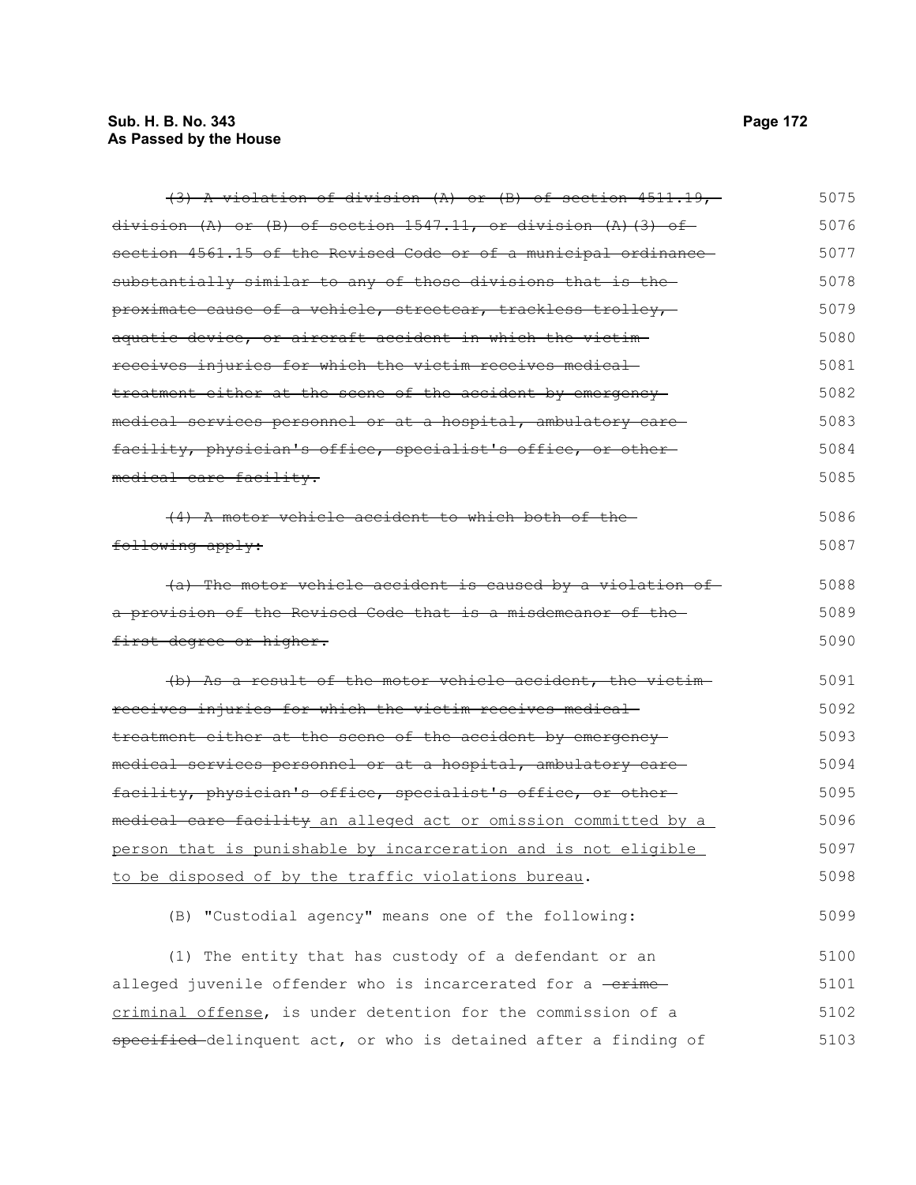~~(3) A violation of division (A) or (B) of section 4511.19, division (A) or (B) of section 1547.11, or division (A)(3) of section 4561.15 of the Revised Code or of a municipal ordinance substantially similar to any of those divisions that is the proximate cause of a vehicle, streetcar, trackless trolley, aquatic device, or aircraft accident in which the victim receives injuries for which the victim receives medical treatment either at the scene of the accident by emergency medical services personnel or at a hospital, ambulatory care facility, physician's office, specialist's office, or other medical care facility.~~ 5075 5076 5077 5078 5079 5080 5081 5082 5083 5084 5085

~~(4) A motor vehicle accident to which both of the following apply:~~ 5086 5087

~~(a) The motor vehicle accident is caused by a violation of a provision of the Revised Code that is a misdemeanor of the first degree or higher.~~ 5088 5089 5090

~~(b) As a result of the motor vehicle accident, the victim receives injuries for which the victim receives medical treatment either at the scene of the accident by emergency medical services personnel or at a hospital, ambulatory care facility, physician's office, specialist's office, or other medical care facility~~ <u>an alleged act or omission committed by a person that is punishable by incarceration and is not eligible to be disposed of by the traffic violations bureau</u>. 5091 5092 5093 5094 5095 5096 5097 5098

(B) "Custodial agency" means one of the following: 5099

(1) The entity that has custody of a defendant or an alleged juvenile offender who is incarcerated for a ~~crime~~ <u>criminal offense</u>, is under detention for the commission of a ~~specified~~ delinquent act, or who is detained after a finding of 5100 5101 5102 5103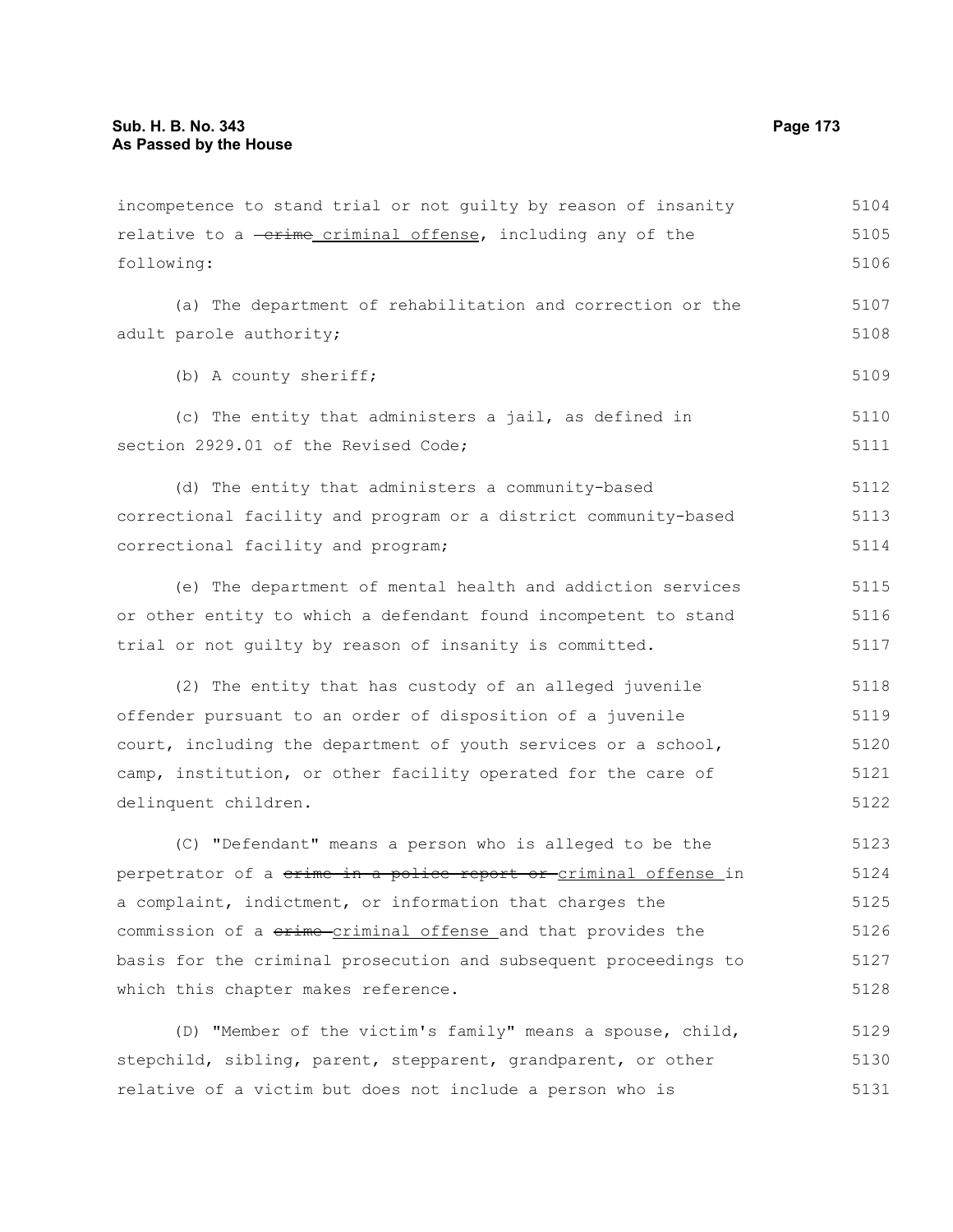incompetence to stand trial or not guilty by reason of insanity relative to a ~~crime~~ criminal offense, including any of the following:

(a) The department of rehabilitation and correction or the adult parole authority;

(b) A county sheriff;

(c) The entity that administers a jail, as defined in section 2929.01 of the Revised Code;

(d) The entity that administers a community-based correctional facility and program or a district community-based correctional facility and program;

(e) The department of mental health and addiction services or other entity to which a defendant found incompetent to stand trial or not guilty by reason of insanity is committed.

(2) The entity that has custody of an alleged juvenile offender pursuant to an order of disposition of a juvenile court, including the department of youth services or a school, camp, institution, or other facility operated for the care of delinquent children.

(C) "Defendant" means a person who is alleged to be the perpetrator of a ~~crime in a police report or~~ criminal offense in a complaint, indictment, or information that charges the commission of a ~~crime~~ criminal offense and that provides the basis for the criminal prosecution and subsequent proceedings to which this chapter makes reference.

(D) "Member of the victim's family" means a spouse, child, stepchild, sibling, parent, stepparent, grandparent, or other relative of a victim but does not include a person who is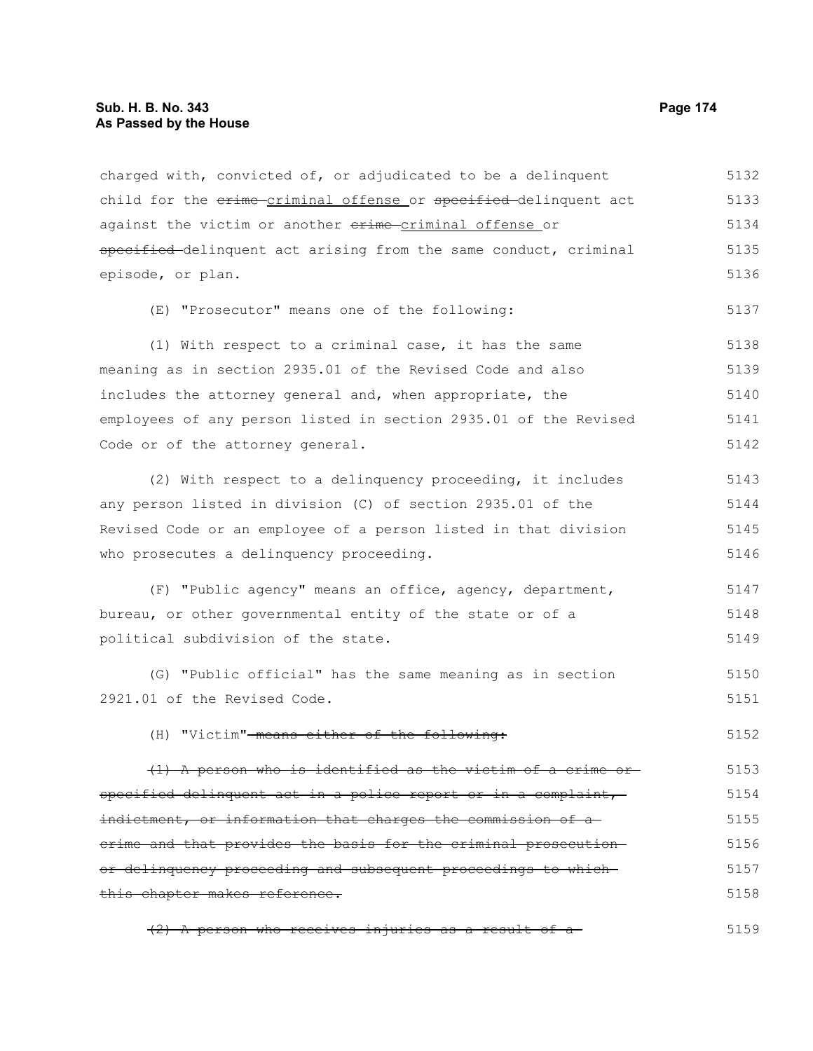charged with, convicted of, or adjudicated to be a delinquent child for the ~~crime~~ <u>criminal offense</u> or ~~specified~~ delinquent act against the victim or another ~~crime~~ <u>criminal offense</u> or ~~specified~~ delinquent act arising from the same conduct, criminal episode, or plan.

(E) "Prosecutor" means one of the following:

(1) With respect to a criminal case, it has the same meaning as in section 2935.01 of the Revised Code and also includes the attorney general and, when appropriate, the employees of any person listed in section 2935.01 of the Revised Code or of the attorney general.

(2) With respect to a delinquency proceeding, it includes any person listed in division (C) of section 2935.01 of the Revised Code or an employee of a person listed in that division who prosecutes a delinquency proceeding.

(F) "Public agency" means an office, agency, department, bureau, or other governmental entity of the state or of a political subdivision of the state.

(G) "Public official" has the same meaning as in section 2921.01 of the Revised Code.

(H) "Victim" ~~means either of the following:~~

~~(1) A person who is identified as the victim of a crime or specified delinquent act in a police report or in a complaint, indictment, or information that charges the commission of a crime and that provides the basis for the criminal prosecution or delinquency proceeding and subsequent proceedings to which this chapter makes reference.~~

~~(2) A person who receives injuries as a result of a~~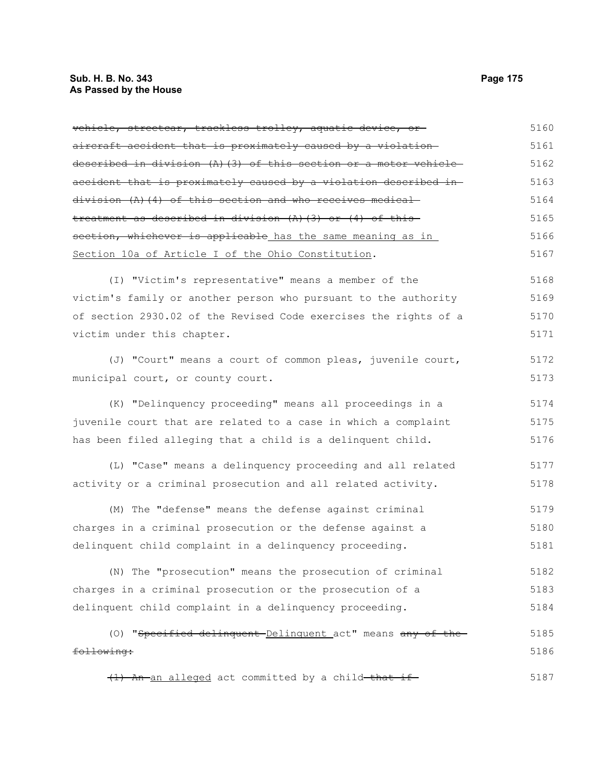~~vehicle, streetcar, trackless trolley, aquatic device, or aircraft accident that is proximately caused by a violation described in division (A)(3) of this section or a motor vehicle accident that is proximately caused by a violation described in division (A)(4) of this section and who receives medical treatment as described in division (A)(3) or (4) of this section, whichever is applicable~~ has the same meaning as in Section 10a of Article I of the Ohio Constitution.

(I) "Victim's representative" means a member of the victim's family or another person who pursuant to the authority of section 2930.02 of the Revised Code exercises the rights of a victim under this chapter.

(J) "Court" means a court of common pleas, juvenile court, municipal court, or county court.

(K) "Delinquency proceeding" means all proceedings in a juvenile court that are related to a case in which a complaint has been filed alleging that a child is a delinquent child.

(L) "Case" means a delinquency proceeding and all related activity or a criminal prosecution and all related activity.

(M) The "defense" means the defense against criminal charges in a criminal prosecution or the defense against a delinquent child complaint in a delinquency proceeding.

(N) The "prosecution" means the prosecution of criminal charges in a criminal prosecution or the prosecution of a delinquent child complaint in a delinquency proceeding.

(O) "~~Specified delinquent~~ Delinquent act" means ~~any of the following:~~

~~(1) An~~ an alleged act committed by a child ~~that if~~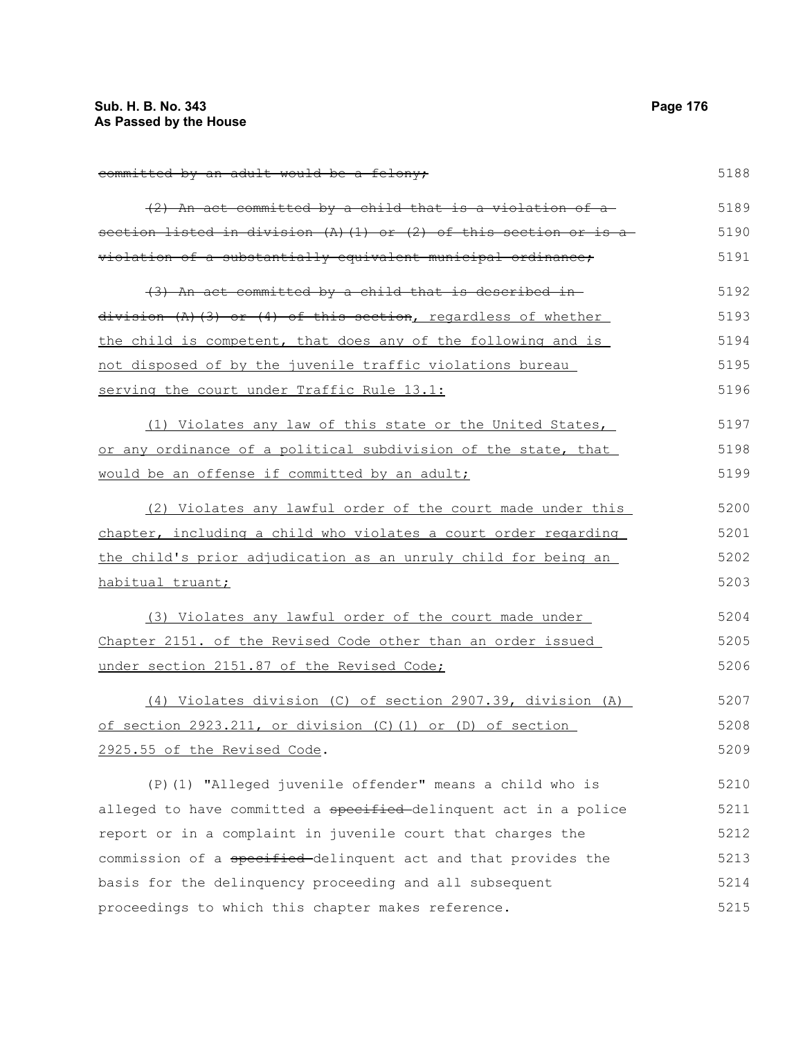~~committed by an adult would be a felony;~~

~~(2) An act committed by a child that is a violation of a section listed in division (A)(1) or (2) of this section or is a violation of a substantially equivalent municipal ordinance;~~

~~(3) An act committed by a child that is described in division (A)(3) or (4) of this section~~, regardless of whether the child is competent, that does any of the following and is not disposed of by the juvenile traffic violations bureau serving the court under Traffic Rule 13.1:

(1) Violates any law of this state or the United States, or any ordinance of a political subdivision of the state, that would be an offense if committed by an adult;

(2) Violates any lawful order of the court made under this chapter, including a child who violates a court order regarding the child's prior adjudication as an unruly child for being an habitual truant;

(3) Violates any lawful order of the court made under Chapter 2151. of the Revised Code other than an order issued under section 2151.87 of the Revised Code;

(4) Violates division (C) of section 2907.39, division (A) of section 2923.211, or division (C)(1) or (D) of section 2925.55 of the Revised Code.

(P)(1) "Alleged juvenile offender" means a child who is alleged to have committed a ~~specified~~ delinquent act in a police report or in a complaint in juvenile court that charges the commission of a ~~specified~~ delinquent act and that provides the basis for the delinquency proceeding and all subsequent proceedings to which this chapter makes reference.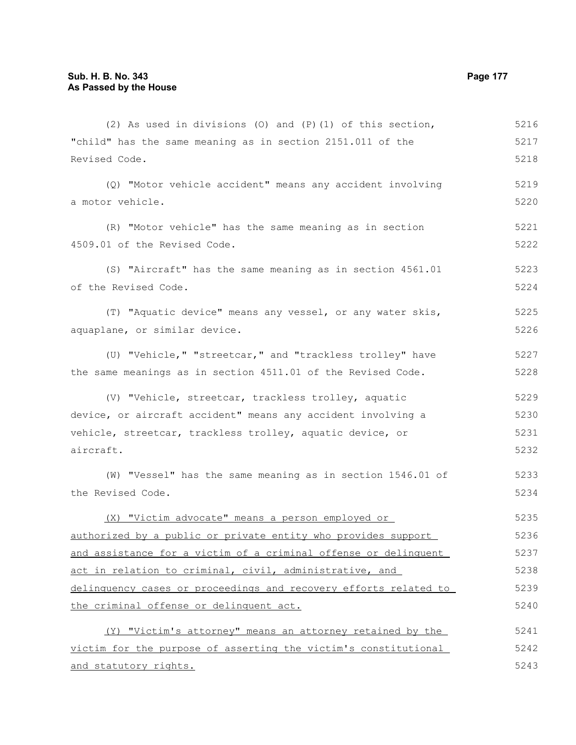(2) As used in divisions (O) and (P)(1) of this section, "child" has the same meaning as in section 2151.011 of the Revised Code.

(Q) "Motor vehicle accident" means any accident involving a motor vehicle.

(R) "Motor vehicle" has the same meaning as in section 4509.01 of the Revised Code.

(S) "Aircraft" has the same meaning as in section 4561.01 of the Revised Code.

(T) "Aquatic device" means any vessel, or any water skis, aquaplane, or similar device.

(U) "Vehicle," "streetcar," and "trackless trolley" have the same meanings as in section 4511.01 of the Revised Code.

(V) "Vehicle, streetcar, trackless trolley, aquatic device, or aircraft accident" means any accident involving a vehicle, streetcar, trackless trolley, aquatic device, or aircraft.

(W) "Vessel" has the same meaning as in section 1546.01 of the Revised Code.

(X) "Victim advocate" means a person employed or authorized by a public or private entity who provides support and assistance for a victim of a criminal offense or delinquent act in relation to criminal, civil, administrative, and delinquency cases or proceedings and recovery efforts related to the criminal offense or delinquent act.

(Y) "Victim's attorney" means an attorney retained by the victim for the purpose of asserting the victim's constitutional and statutory rights.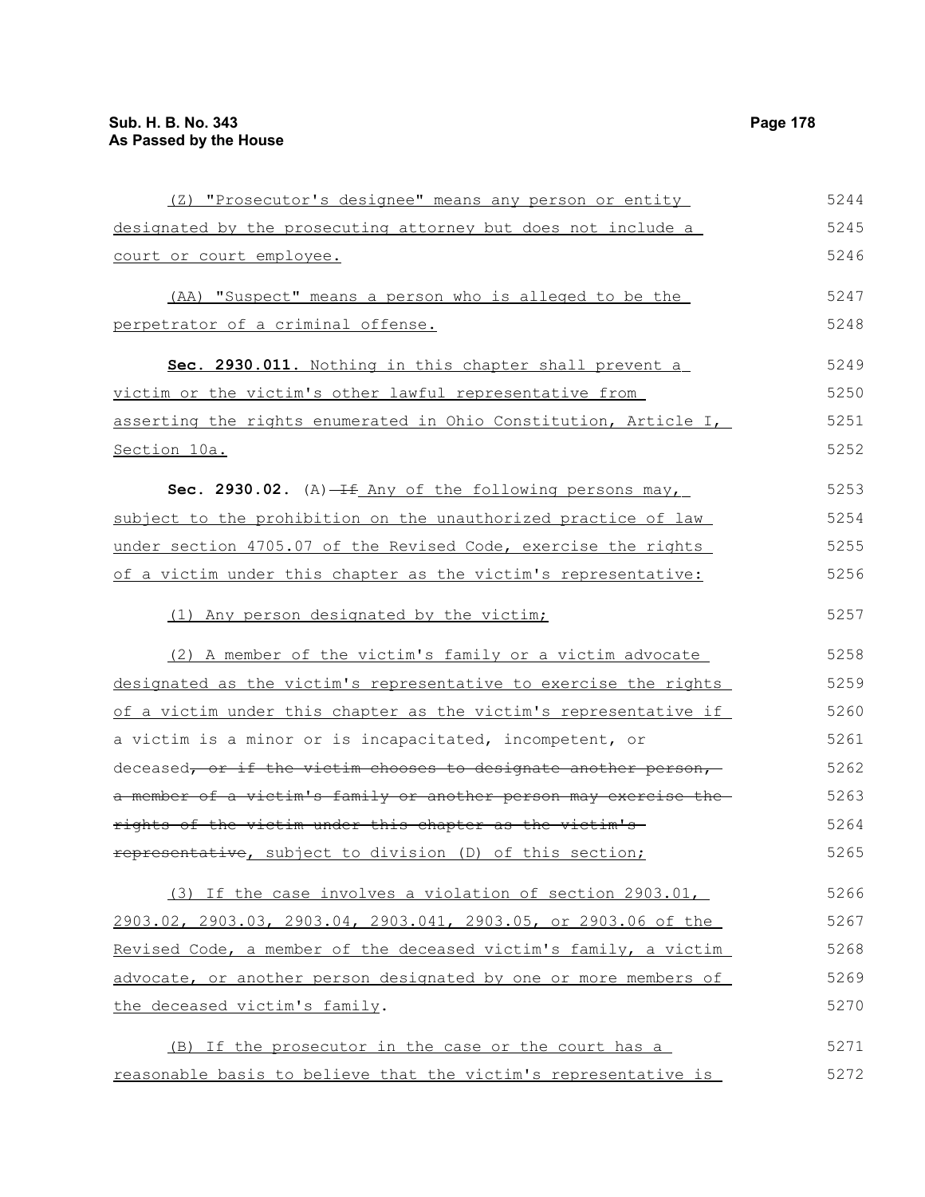(Z) "Prosecutor's designee" means any person or entity designated by the prosecuting attorney but does not include a court or court employee.

(AA) "Suspect" means a person who is alleged to be the perpetrator of a criminal offense.

**Sec. 2930.011.** Nothing in this chapter shall prevent a victim or the victim's other lawful representative from asserting the rights enumerated in Ohio Constitution, Article I, Section 10a.

**Sec. 2930.02.** (A) ~~If~~ Any of the following persons may, subject to the prohibition on the unauthorized practice of law under section 4705.07 of the Revised Code, exercise the rights of a victim under this chapter as the victim's representative:

(1) Any person designated by the victim;

(2) A member of the victim's family or a victim advocate designated as the victim's representative to exercise the rights of a victim under this chapter as the victim's representative if a victim is a minor or is incapacitated, incompetent, or deceased~~, or if the victim chooses to designate another person, a member of a victim's family or another person may exercise the rights of the victim under this chapter as the victim's representative~~, subject to division (D) of this section;

(3) If the case involves a violation of section 2903.01, 2903.02, 2903.03, 2903.04, 2903.041, 2903.05, or 2903.06 of the Revised Code, a member of the deceased victim's family, a victim advocate, or another person designated by one or more members of the deceased victim's family.

(B) If the prosecutor in the case or the court has a reasonable basis to believe that the victim's representative is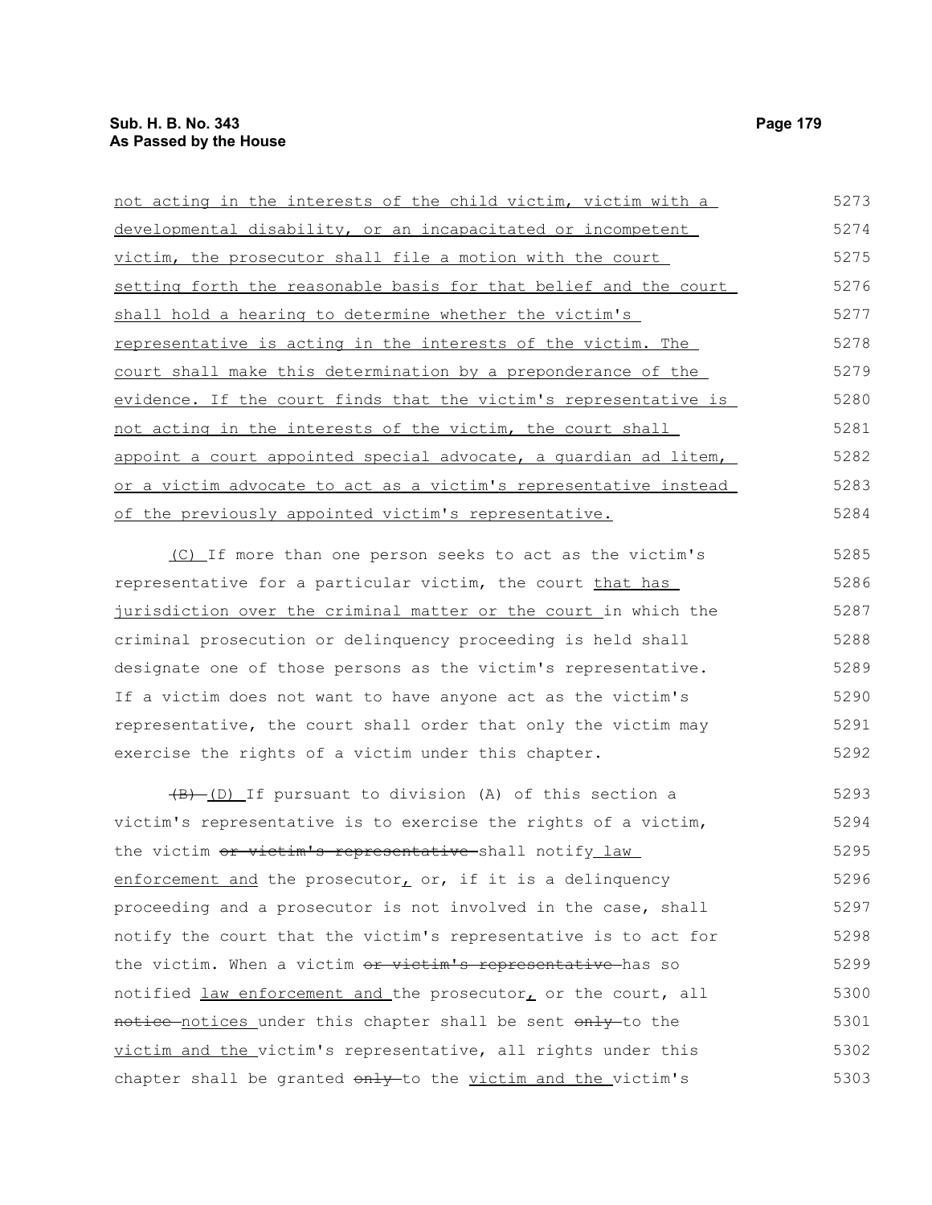not acting in the interests of the child victim, victim with a developmental disability, or an incapacitated or incompetent victim, the prosecutor shall file a motion with the court setting forth the reasonable basis for that belief and the court shall hold a hearing to determine whether the victim's representative is acting in the interests of the victim. The court shall make this determination by a preponderance of the evidence. If the court finds that the victim's representative is not acting in the interests of the victim, the court shall appoint a court appointed special advocate, a guardian ad litem, or a victim advocate to act as a victim's representative instead of the previously appointed victim's representative.

(C) If more than one person seeks to act as the victim's representative for a particular victim, the court that has jurisdiction over the criminal matter or the court in which the criminal prosecution or delinquency proceeding is held shall designate one of those persons as the victim's representative. If a victim does not want to have anyone act as the victim's representative, the court shall order that only the victim may exercise the rights of a victim under this chapter.

~~(B)~~ (D) If pursuant to division (A) of this section a victim's representative is to exercise the rights of a victim, the victim ~~or victim's representative~~ shall notify law enforcement and the prosecutor, or, if it is a delinquency proceeding and a prosecutor is not involved in the case, shall notify the court that the victim's representative is to act for the victim. When a victim ~~or victim's representative~~ has so notified law enforcement and the prosecutor, or the court, all ~~notice~~ notices under this chapter shall be sent ~~only~~ to the victim and the victim's representative, all rights under this chapter shall be granted ~~only~~ to the victim and the victim's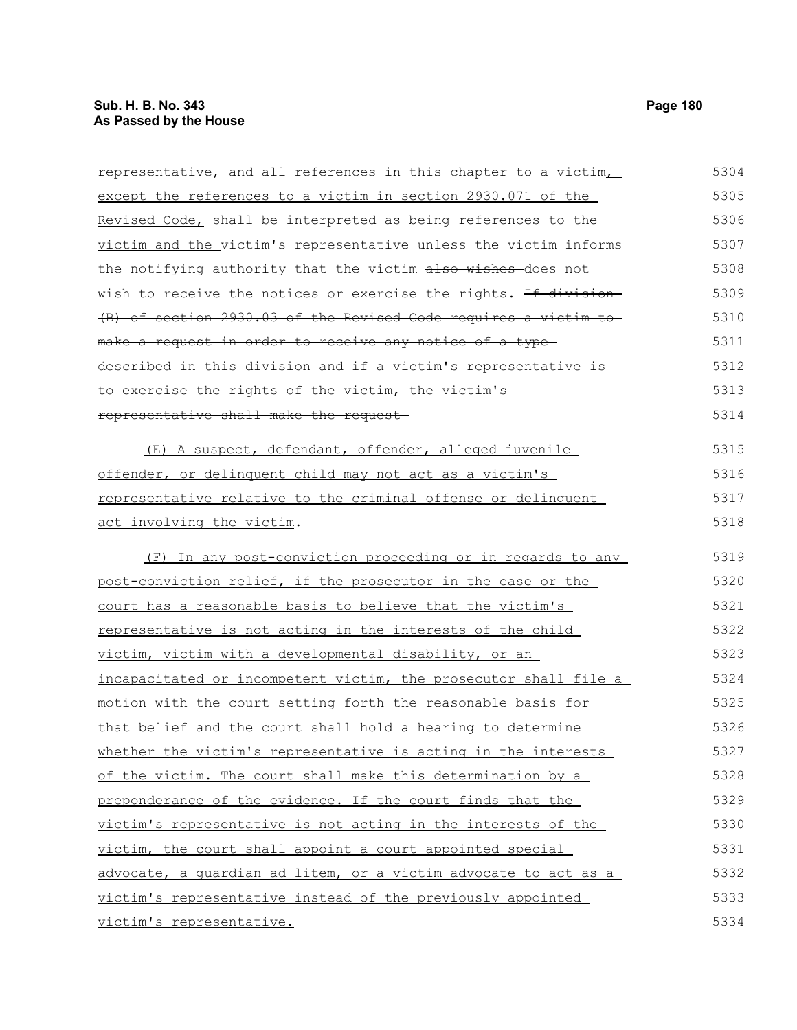representative, and all references in this chapter to a victim, except the references to a victim in section 2930.071 of the Revised Code, shall be interpreted as being references to the victim and the victim's representative unless the victim informs the notifying authority that the victim ~~also wishes~~ does not wish to receive the notices or exercise the rights. ~~If division (B) of section 2930.03 of the Revised Code requires a victim to make a request in order to receive any notice of a type described in this division and if a victim's representative is to exercise the rights of the victim, the victim's representative shall make the request.~~

(E) A suspect, defendant, offender, alleged juvenile offender, or delinquent child may not act as a victim's representative relative to the criminal offense or delinquent act involving the victim.

(F) In any post-conviction proceeding or in regards to any post-conviction relief, if the prosecutor in the case or the court has a reasonable basis to believe that the victim's representative is not acting in the interests of the child victim, victim with a developmental disability, or an incapacitated or incompetent victim, the prosecutor shall file a motion with the court setting forth the reasonable basis for that belief and the court shall hold a hearing to determine whether the victim's representative is acting in the interests of the victim. The court shall make this determination by a preponderance of the evidence. If the court finds that the victim's representative is not acting in the interests of the victim, the court shall appoint a court appointed special advocate, a guardian ad litem, or a victim advocate to act as a victim's representative instead of the previously appointed victim's representative.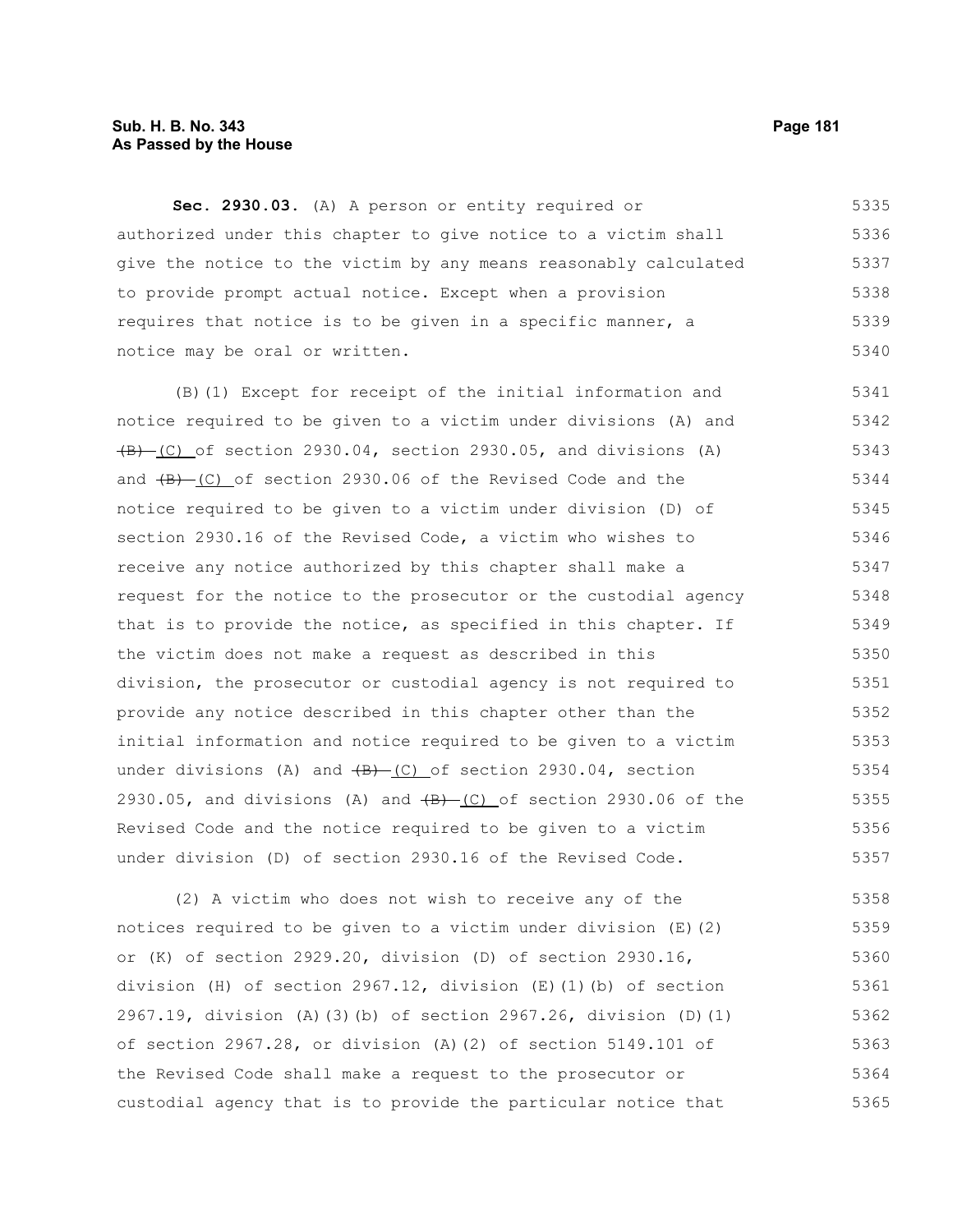**Sec. 2930.03.** (A) A person or entity required or authorized under this chapter to give notice to a victim shall give the notice to the victim by any means reasonably calculated to provide prompt actual notice. Except when a provision requires that notice is to be given in a specific manner, a notice may be oral or written.

(B)(1) Except for receipt of the initial information and notice required to be given to a victim under divisions (A) and ~~(B)~~ (C) of section 2930.04, section 2930.05, and divisions (A) and ~~(B)~~ (C) of section 2930.06 of the Revised Code and the notice required to be given to a victim under division (D) of section 2930.16 of the Revised Code, a victim who wishes to receive any notice authorized by this chapter shall make a request for the notice to the prosecutor or the custodial agency that is to provide the notice, as specified in this chapter. If the victim does not make a request as described in this division, the prosecutor or custodial agency is not required to provide any notice described in this chapter other than the initial information and notice required to be given to a victim under divisions (A) and ~~(B)~~ (C) of section 2930.04, section 2930.05, and divisions (A) and ~~(B)~~ (C) of section 2930.06 of the Revised Code and the notice required to be given to a victim under division (D) of section 2930.16 of the Revised Code.

(2) A victim who does not wish to receive any of the notices required to be given to a victim under division (E)(2) or (K) of section 2929.20, division (D) of section 2930.16, division (H) of section 2967.12, division (E)(1)(b) of section 2967.19, division (A)(3)(b) of section 2967.26, division (D)(1) of section 2967.28, or division (A)(2) of section 5149.101 of the Revised Code shall make a request to the prosecutor or custodial agency that is to provide the particular notice that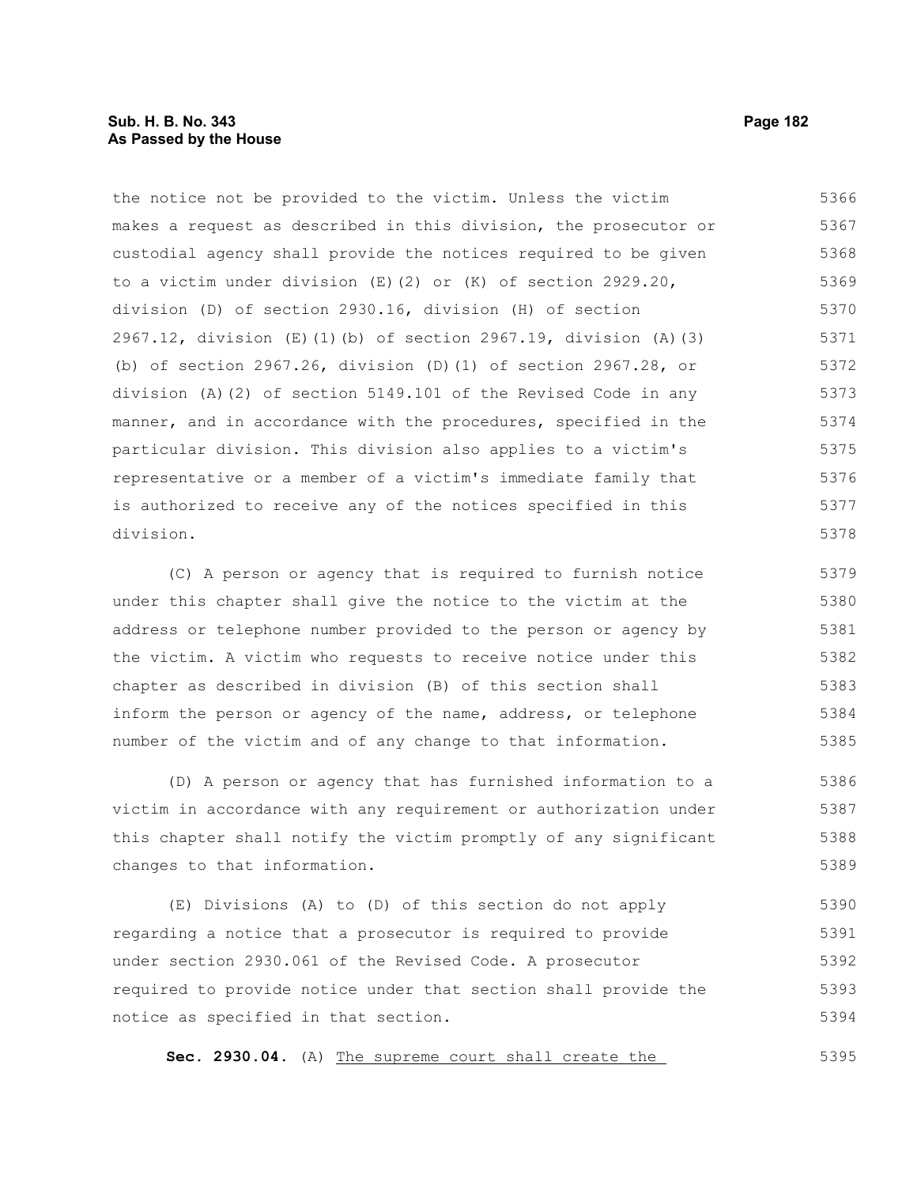the notice not be provided to the victim. Unless the victim makes a request as described in this division, the prosecutor or custodial agency shall provide the notices required to be given to a victim under division (E)(2) or (K) of section 2929.20, division (D) of section 2930.16, division (H) of section 2967.12, division (E)(1)(b) of section 2967.19, division (A)(3)(b) of section 2967.26, division (D)(1) of section 2967.28, or division (A)(2) of section 5149.101 of the Revised Code in any manner, and in accordance with the procedures, specified in the particular division. This division also applies to a victim's representative or a member of a victim's immediate family that is authorized to receive any of the notices specified in this division.

(C) A person or agency that is required to furnish notice under this chapter shall give the notice to the victim at the address or telephone number provided to the person or agency by the victim. A victim who requests to receive notice under this chapter as described in division (B) of this section shall inform the person or agency of the name, address, or telephone number of the victim and of any change to that information.

(D) A person or agency that has furnished information to a victim in accordance with any requirement or authorization under this chapter shall notify the victim promptly of any significant changes to that information.

(E) Divisions (A) to (D) of this section do not apply regarding a notice that a prosecutor is required to provide under section 2930.061 of the Revised Code. A prosecutor required to provide notice under that section shall provide the notice as specified in that section.

**Sec. 2930.04.** (A) The supreme court shall create the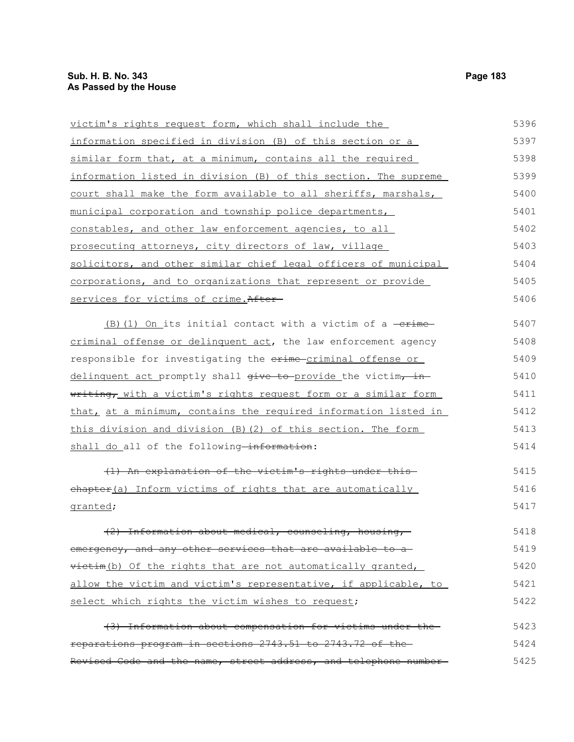victim's rights request form, which shall include the information specified in division (B) of this section or a similar form that, at a minimum, contains all the required information listed in division (B) of this section. The supreme court shall make the form available to all sheriffs, marshals, municipal corporation and township police departments, constables, and other law enforcement agencies, to all prosecuting attorneys, city directors of law, village solicitors, and other similar chief legal officers of municipal corporations, and to organizations that represent or provide services for victims of crime.~~After~~

(B)(1) On its initial contact with a victim of a ~~crime~~ criminal offense or delinquent act, the law enforcement agency responsible for investigating the ~~crime~~ criminal offense or delinquent act promptly shall ~~give to~~ provide the victim~~, in writing,~~ with a victim's rights request form or a similar form that, at a minimum, contains the required information listed in this division and division (B)(2) of this section. The form shall do all of the following~~ information~~:

~~(1) An explanation of the victim's rights under this chapter~~(a) Inform victims of rights that are automatically granted;

~~(2) Information about medical, counseling, housing, emergency, and any other services that are available to a victim~~(b) Of the rights that are not automatically granted, allow the victim and victim's representative, if applicable, to select which rights the victim wishes to request;

~~(3) Information about compensation for victims under the reparations program in sections 2743.51 to 2743.72 of the Revised Code and the name, street address, and telephone number~~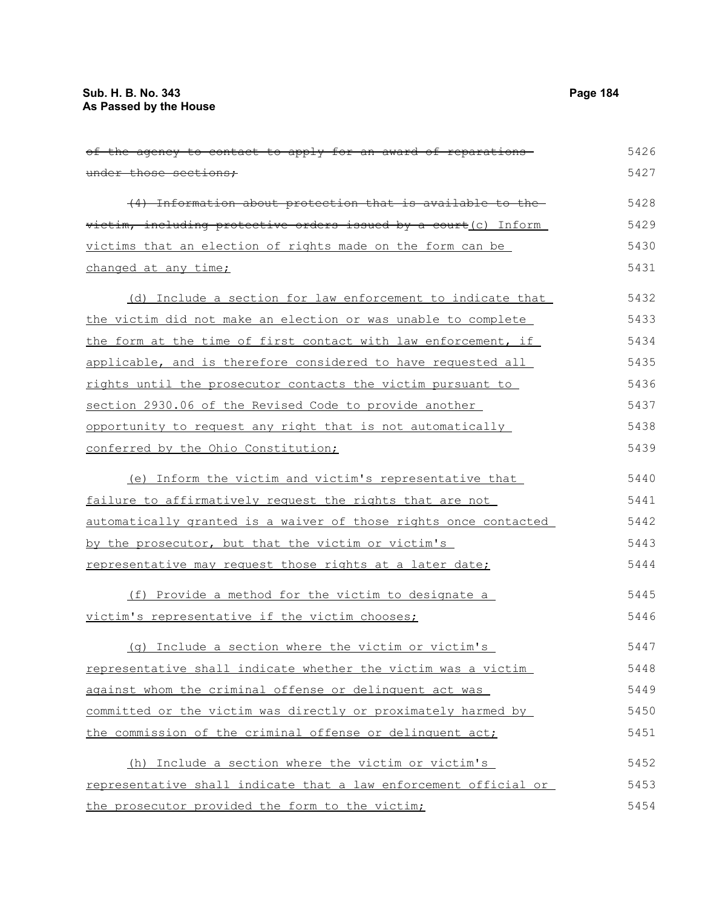~~of the agency to contact to apply for an award of reparations under those sections;~~

~~(4) Information about protection that is available to the victim, including protective orders issued by a court~~(c) Inform victims that an election of rights made on the form can be changed at any time;

(d) Include a section for law enforcement to indicate that the victim did not make an election or was unable to complete the form at the time of first contact with law enforcement, if applicable, and is therefore considered to have requested all rights until the prosecutor contacts the victim pursuant to section 2930.06 of the Revised Code to provide another opportunity to request any right that is not automatically conferred by the Ohio Constitution;

(e) Inform the victim and victim's representative that failure to affirmatively request the rights that are not automatically granted is a waiver of those rights once contacted by the prosecutor, but that the victim or victim's representative may request those rights at a later date;

(f) Provide a method for the victim to designate a victim's representative if the victim chooses;

(g) Include a section where the victim or victim's representative shall indicate whether the victim was a victim against whom the criminal offense or delinquent act was committed or the victim was directly or proximately harmed by the commission of the criminal offense or delinquent act;

(h) Include a section where the victim or victim's representative shall indicate that a law enforcement official or the prosecutor provided the form to the victim;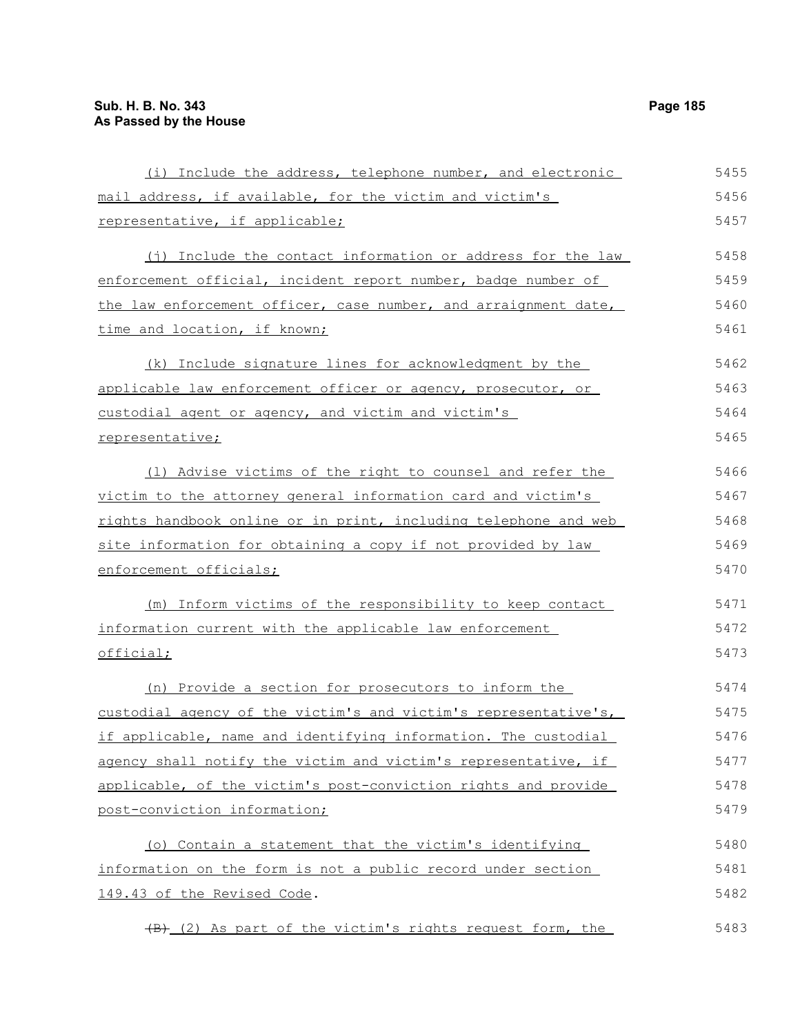(i) Include the address, telephone number, and electronic mail address, if available, for the victim and victim's representative, if applicable;

(j) Include the contact information or address for the law enforcement official, incident report number, badge number of the law enforcement officer, case number, and arraignment date, time and location, if known;

(k) Include signature lines for acknowledgment by the applicable law enforcement officer or agency, prosecutor, or custodial agent or agency, and victim and victim's representative;

(l) Advise victims of the right to counsel and refer the victim to the attorney general information card and victim's rights handbook online or in print, including telephone and web site information for obtaining a copy if not provided by law enforcement officials;

(m) Inform victims of the responsibility to keep contact information current with the applicable law enforcement official;

(n) Provide a section for prosecutors to inform the custodial agency of the victim's and victim's representative's, if applicable, name and identifying information. The custodial agency shall notify the victim and victim's representative, if applicable, of the victim's post-conviction rights and provide post-conviction information;

(o) Contain a statement that the victim's identifying information on the form is not a public record under section 149.43 of the Revised Code.

~~(B)~~ (2) As part of the victim's rights request form, the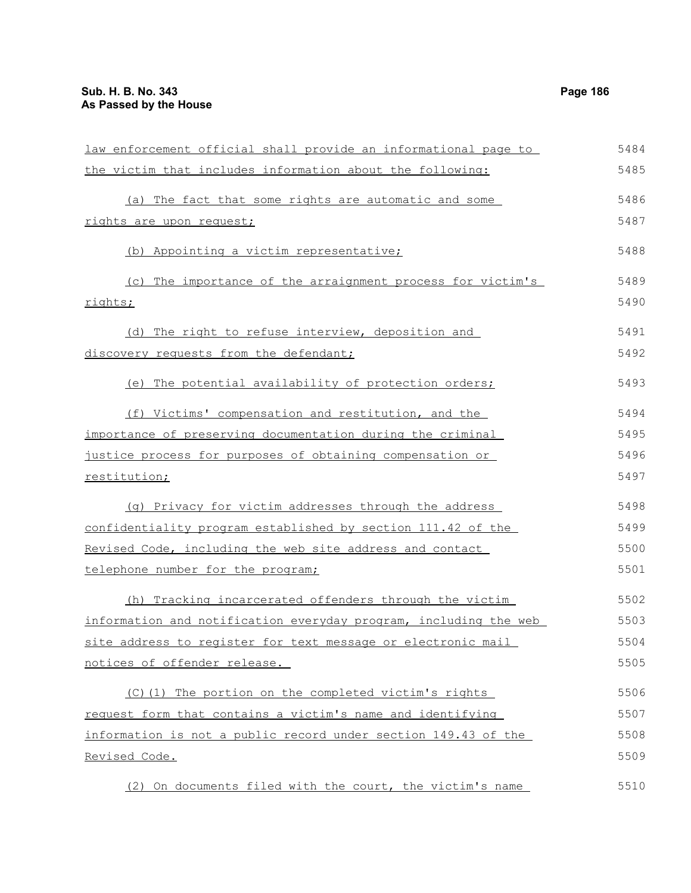law enforcement official shall provide an informational page to the victim that includes information about the following:

(a) The fact that some rights are automatic and some rights are upon request;

(b) Appointing a victim representative;

(c) The importance of the arraignment process for victim's rights;

(d) The right to refuse interview, deposition and discovery requests from the defendant;

(e) The potential availability of protection orders;

(f) Victims' compensation and restitution, and the importance of preserving documentation during the criminal justice process for purposes of obtaining compensation or restitution;

(g) Privacy for victim addresses through the address confidentiality program established by section 111.42 of the Revised Code, including the web site address and contact telephone number for the program;

(h) Tracking incarcerated offenders through the victim information and notification everyday program, including the web site address to register for text message or electronic mail notices of offender release.

(C)(1) The portion on the completed victim's rights request form that contains a victim's name and identifying information is not a public record under section 149.43 of the Revised Code.

(2) On documents filed with the court, the victim's name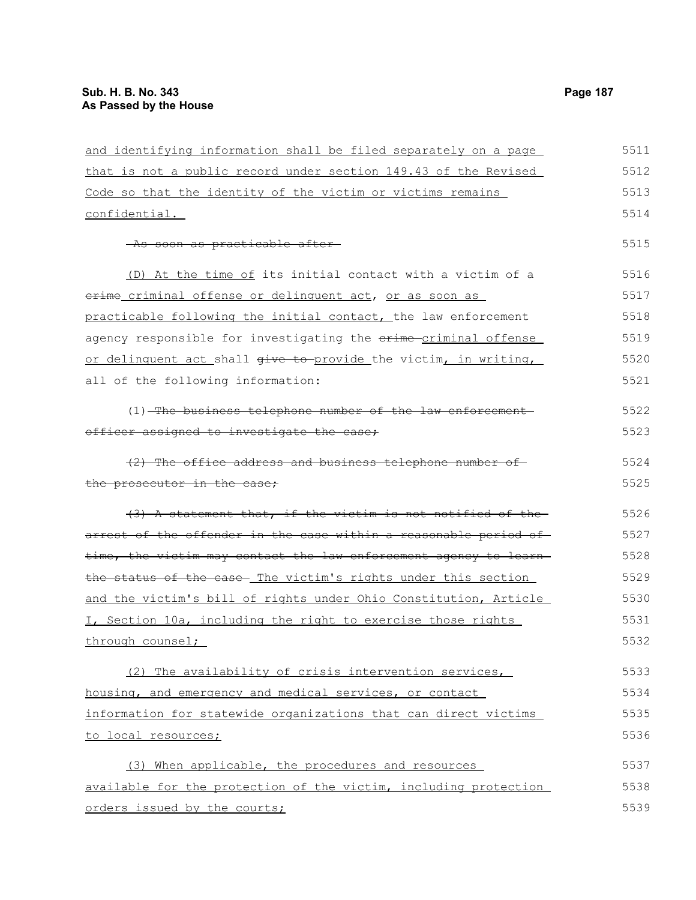and identifying information shall be filed separately on a page that is not a public record under section 149.43 of the Revised Code so that the identity of the victim or victims remains confidential.

~~As soon as practicable after~~

(D) At the time of its initial contact with a victim of a ~~crime~~ criminal offense or delinquent act, or as soon as practicable following the initial contact, the law enforcement agency responsible for investigating the ~~crime~~ criminal offense or delinquent act shall ~~give to~~ provide the victim, in writing, all of the following information:

(1) ~~The business telephone number of the law enforcement officer assigned to investigate the case;~~

~~(2) The office address and business telephone number of the prosecutor in the case;~~

~~(3) A statement that, if the victim is not notified of the arrest of the offender in the case within a reasonable period of time, the victim may contact the law enforcement agency to learn the status of the case.~~ The victim's rights under this section and the victim's bill of rights under Ohio Constitution, Article I, Section 10a, including the right to exercise those rights through counsel;

(2) The availability of crisis intervention services, housing, and emergency and medical services, or contact information for statewide organizations that can direct victims to local resources;

(3) When applicable, the procedures and resources available for the protection of the victim, including protection orders issued by the courts;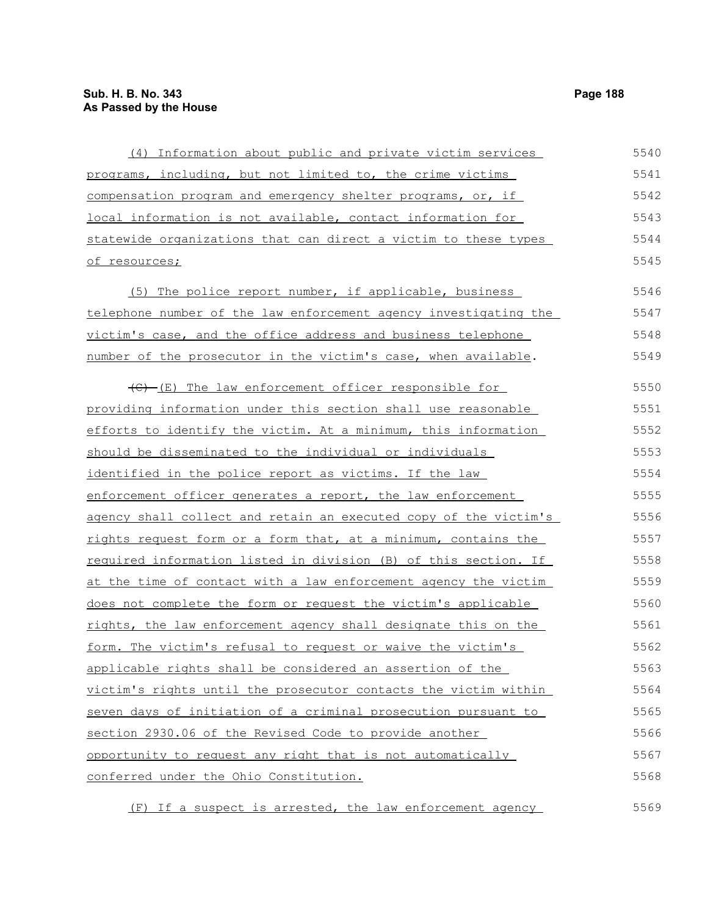(4) Information about public and private victim services programs, including, but not limited to, the crime victims compensation program and emergency shelter programs, or, if local information is not available, contact information for statewide organizations that can direct a victim to these types of resources;

(5) The police report number, if applicable, business telephone number of the law enforcement agency investigating the victim's case, and the office address and business telephone number of the prosecutor in the victim's case, when available.

~~(C)~~ (E) The law enforcement officer responsible for providing information under this section shall use reasonable efforts to identify the victim. At a minimum, this information should be disseminated to the individual or individuals identified in the police report as victims. If the law enforcement officer generates a report, the law enforcement agency shall collect and retain an executed copy of the victim's rights request form or a form that, at a minimum, contains the required information listed in division (B) of this section. If at the time of contact with a law enforcement agency the victim does not complete the form or request the victim's applicable rights, the law enforcement agency shall designate this on the form. The victim's refusal to request or waive the victim's applicable rights shall be considered an assertion of the victim's rights until the prosecutor contacts the victim within seven days of initiation of a criminal prosecution pursuant to section 2930.06 of the Revised Code to provide another opportunity to request any right that is not automatically conferred under the Ohio Constitution.

(F) If a suspect is arrested, the law enforcement agency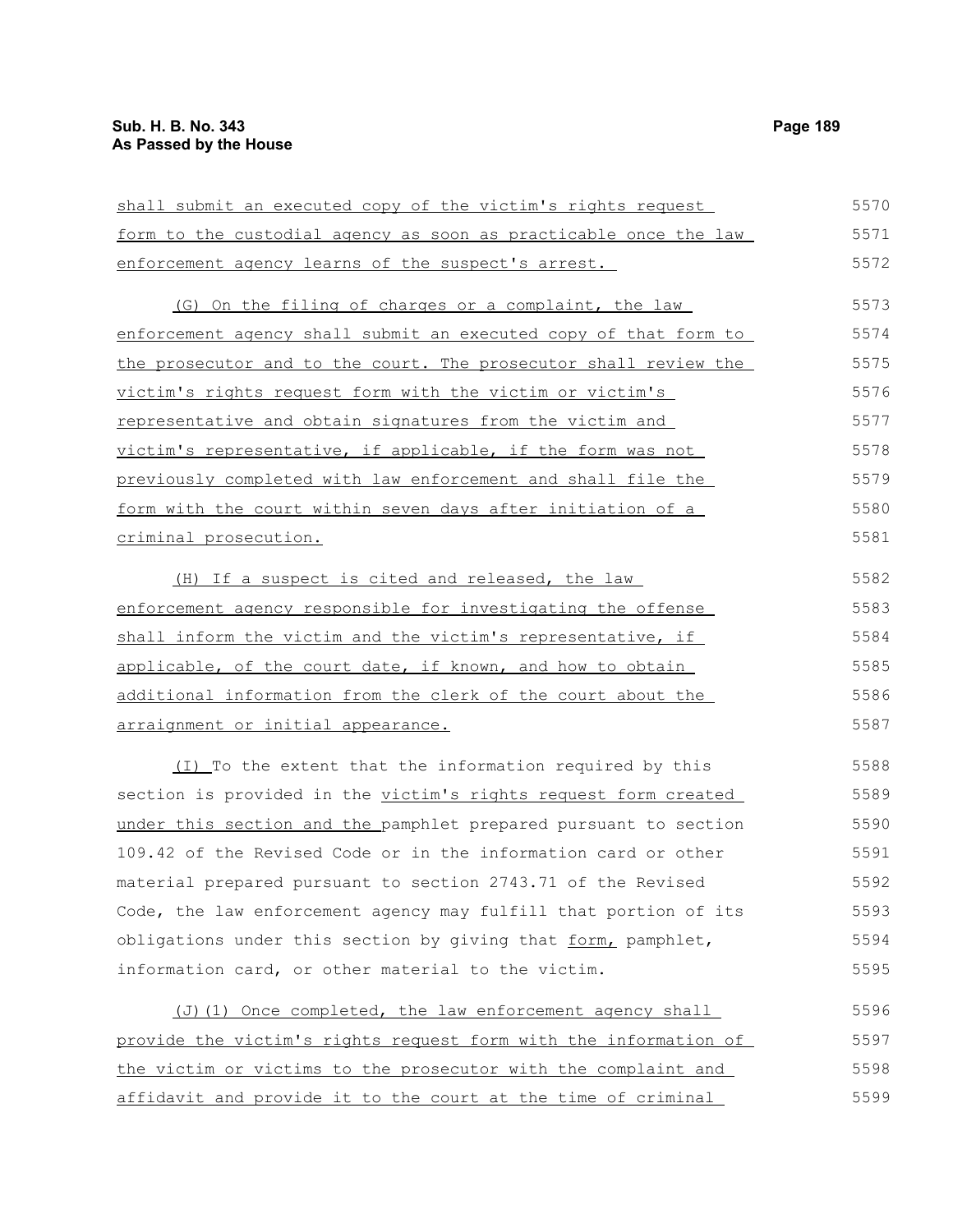shall submit an executed copy of the victim's rights request form to the custodial agency as soon as practicable once the law enforcement agency learns of the suspect's arrest.

(G) On the filing of charges or a complaint, the law enforcement agency shall submit an executed copy of that form to the prosecutor and to the court. The prosecutor shall review the victim's rights request form with the victim or victim's representative and obtain signatures from the victim and victim's representative, if applicable, if the form was not previously completed with law enforcement and shall file the form with the court within seven days after initiation of a criminal prosecution.

(H) If a suspect is cited and released, the law enforcement agency responsible for investigating the offense shall inform the victim and the victim's representative, if applicable, of the court date, if known, and how to obtain additional information from the clerk of the court about the arraignment or initial appearance.

(I) To the extent that the information required by this section is provided in the victim's rights request form created under this section and the pamphlet prepared pursuant to section 109.42 of the Revised Code or in the information card or other material prepared pursuant to section 2743.71 of the Revised Code, the law enforcement agency may fulfill that portion of its obligations under this section by giving that form, pamphlet, information card, or other material to the victim.

(J)(1) Once completed, the law enforcement agency shall provide the victim's rights request form with the information of the victim or victims to the prosecutor with the complaint and affidavit and provide it to the court at the time of criminal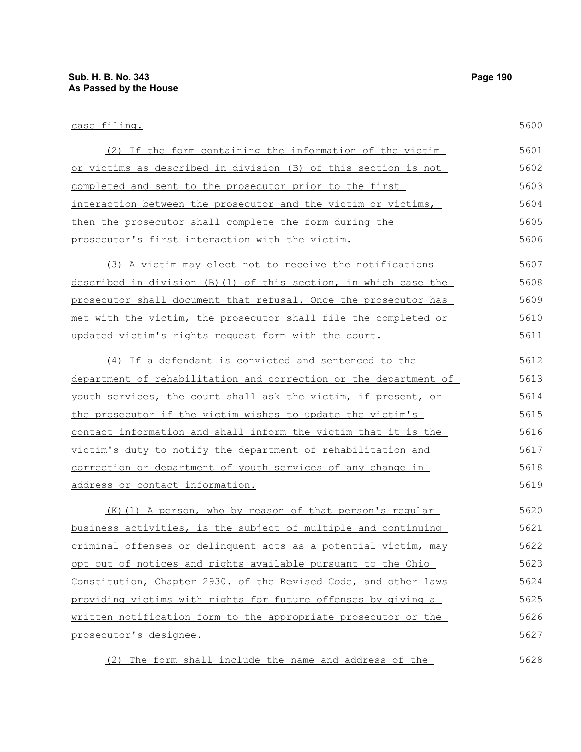case filing.

(2) If the form containing the information of the victim or victims as described in division (B) of this section is not completed and sent to the prosecutor prior to the first interaction between the prosecutor and the victim or victims, then the prosecutor shall complete the form during the prosecutor's first interaction with the victim.

(3) A victim may elect not to receive the notifications described in division (B)(1) of this section, in which case the prosecutor shall document that refusal. Once the prosecutor has met with the victim, the prosecutor shall file the completed or updated victim's rights request form with the court.

(4) If a defendant is convicted and sentenced to the department of rehabilitation and correction or the department of youth services, the court shall ask the victim, if present, or the prosecutor if the victim wishes to update the victim's contact information and shall inform the victim that it is the victim's duty to notify the department of rehabilitation and correction or department of youth services of any change in address or contact information.

(K)(1) A person, who by reason of that person's regular business activities, is the subject of multiple and continuing criminal offenses or delinquent acts as a potential victim, may opt out of notices and rights available pursuant to the Ohio Constitution, Chapter 2930. of the Revised Code, and other laws providing victims with rights for future offenses by giving a written notification form to the appropriate prosecutor or the prosecutor's designee.

(2) The form shall include the name and address of the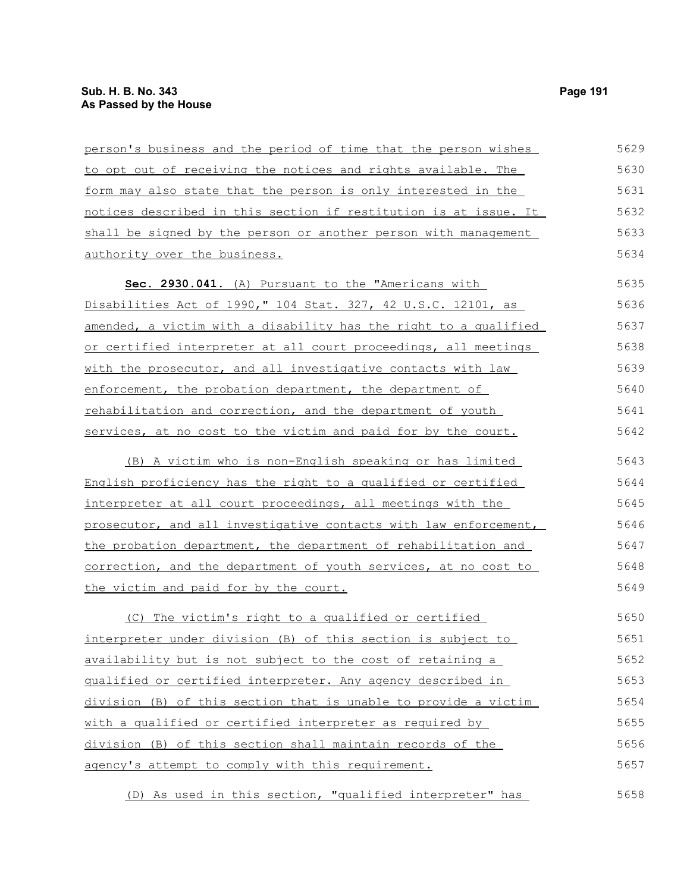person's business and the period of time that the person wishes to opt out of receiving the notices and rights available. The form may also state that the person is only interested in the notices described in this section if restitution is at issue. It shall be signed by the person or another person with management authority over the business.

**Sec. 2930.041.** (A) Pursuant to the "Americans with Disabilities Act of 1990," 104 Stat. 327, 42 U.S.C. 12101, as amended, a victim with a disability has the right to a qualified or certified interpreter at all court proceedings, all meetings with the prosecutor, and all investigative contacts with law enforcement, the probation department, the department of rehabilitation and correction, and the department of youth services, at no cost to the victim and paid for by the court.

(B) A victim who is non-English speaking or has limited English proficiency has the right to a qualified or certified interpreter at all court proceedings, all meetings with the prosecutor, and all investigative contacts with law enforcement, the probation department, the department of rehabilitation and correction, and the department of youth services, at no cost to the victim and paid for by the court.

(C) The victim's right to a qualified or certified interpreter under division (B) of this section is subject to availability but is not subject to the cost of retaining a qualified or certified interpreter. Any agency described in division (B) of this section that is unable to provide a victim with a qualified or certified interpreter as required by division (B) of this section shall maintain records of the agency's attempt to comply with this requirement.

(D) As used in this section, "qualified interpreter" has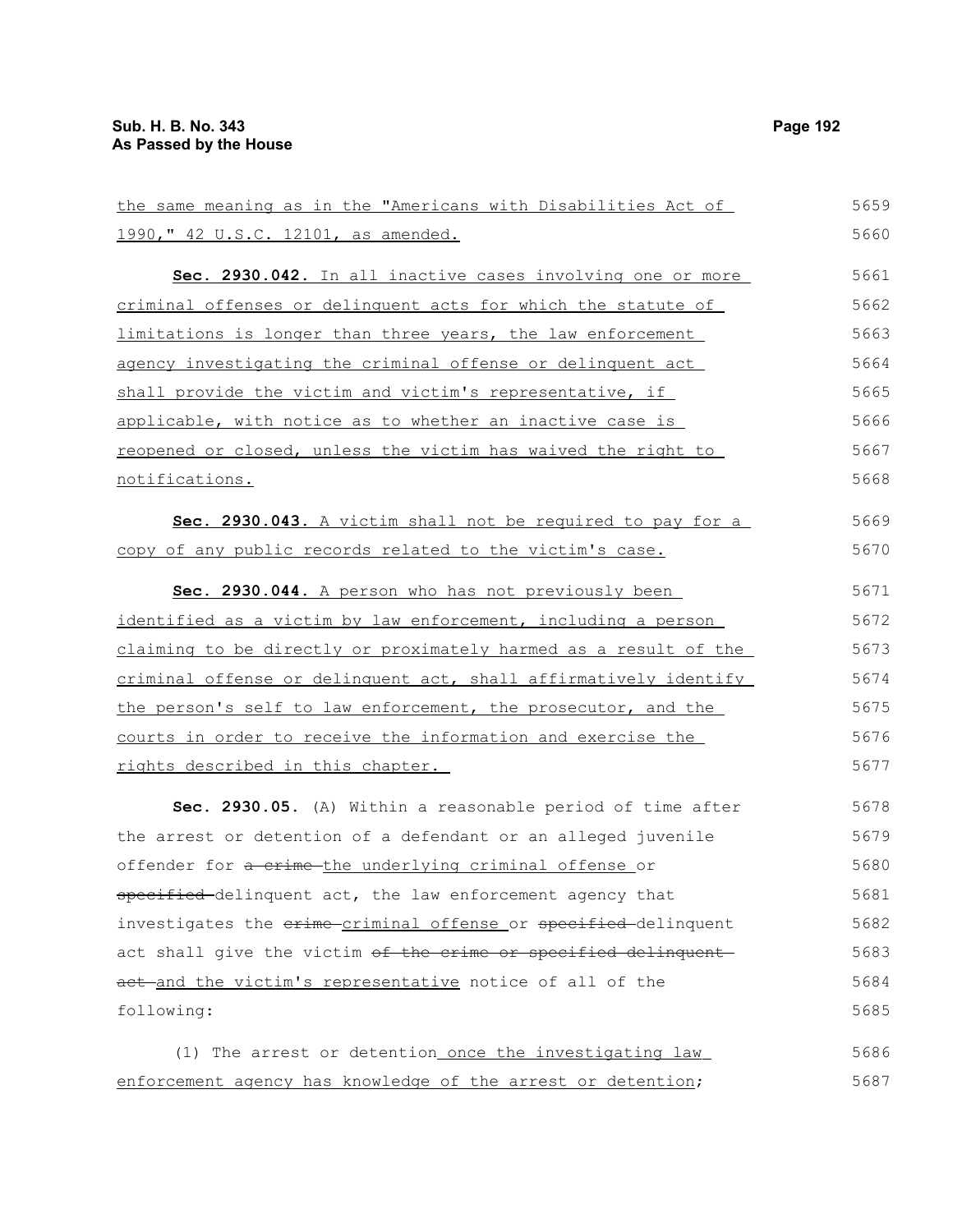the same meaning as in the "Americans with Disabilities Act of 1990," 42 U.S.C. 12101, as amended.

**Sec. 2930.042.** In all inactive cases involving one or more criminal offenses or delinquent acts for which the statute of limitations is longer than three years, the law enforcement agency investigating the criminal offense or delinquent act shall provide the victim and victim's representative, if applicable, with notice as to whether an inactive case is reopened or closed, unless the victim has waived the right to notifications.

**Sec. 2930.043.** A victim shall not be required to pay for a copy of any public records related to the victim's case.

**Sec. 2930.044.** A person who has not previously been identified as a victim by law enforcement, including a person claiming to be directly or proximately harmed as a result of the criminal offense or delinquent act, shall affirmatively identify the person's self to law enforcement, the prosecutor, and the courts in order to receive the information and exercise the rights described in this chapter.

**Sec. 2930.05.** (A) Within a reasonable period of time after the arrest or detention of a defendant or an alleged juvenile offender for ~~a crime~~ the underlying criminal offense or ~~specified~~ delinquent act, the law enforcement agency that investigates the ~~crime~~ criminal offense or ~~specified~~ delinquent act shall give the victim ~~of the crime or specified delinquent act~~ and the victim's representative notice of all of the following:

(1) The arrest or detention once the investigating law enforcement agency has knowledge of the arrest or detention;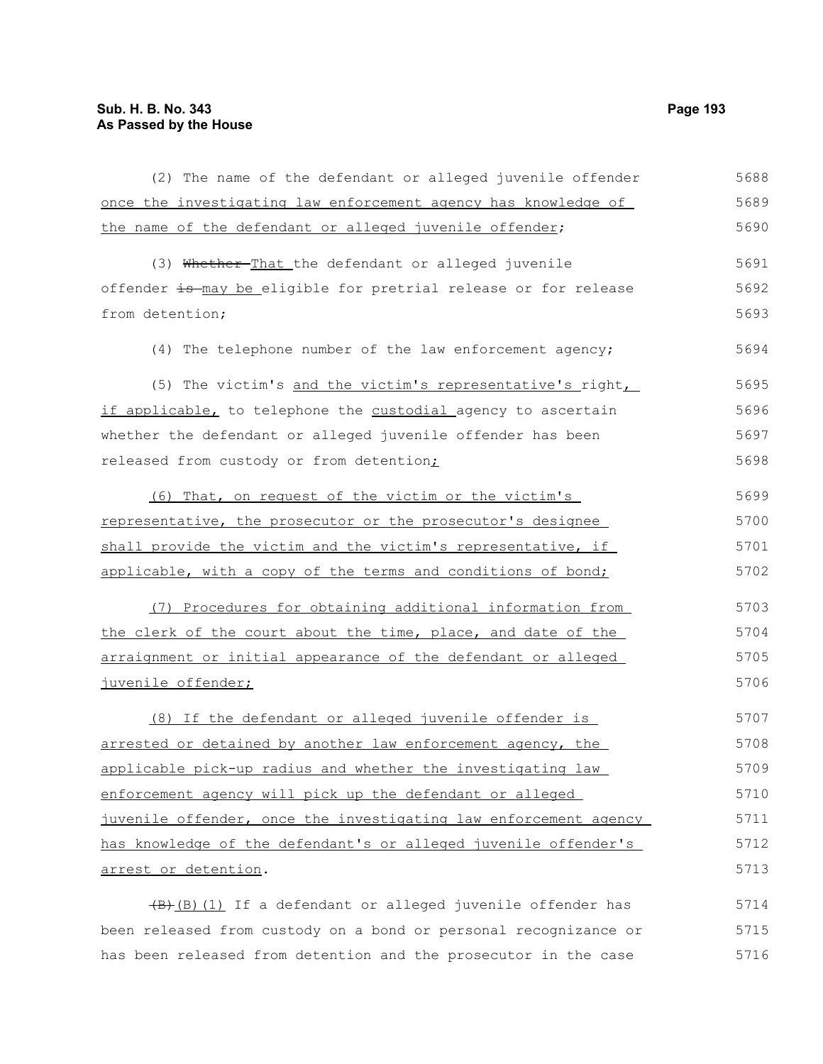(2) The name of the defendant or alleged juvenile offender once the investigating law enforcement agency has knowledge of the name of the defendant or alleged juvenile offender;

(3) ~~Whether~~ That the defendant or alleged juvenile offender ~~is~~ may be eligible for pretrial release or for release from detention;

(4) The telephone number of the law enforcement agency;

(5) The victim's and the victim's representative's right, if applicable, to telephone the custodial agency to ascertain whether the defendant or alleged juvenile offender has been released from custody or from detention;

(6) That, on request of the victim or the victim's representative, the prosecutor or the prosecutor's designee shall provide the victim and the victim's representative, if applicable, with a copy of the terms and conditions of bond;

(7) Procedures for obtaining additional information from the clerk of the court about the time, place, and date of the arraignment or initial appearance of the defendant or alleged juvenile offender;

(8) If the defendant or alleged juvenile offender is arrested or detained by another law enforcement agency, the applicable pick-up radius and whether the investigating law enforcement agency will pick up the defendant or alleged juvenile offender, once the investigating law enforcement agency has knowledge of the defendant's or alleged juvenile offender's arrest or detention.

~~(B)~~ (B)(1) If a defendant or alleged juvenile offender has been released from custody on a bond or personal recognizance or has been released from detention and the prosecutor in the case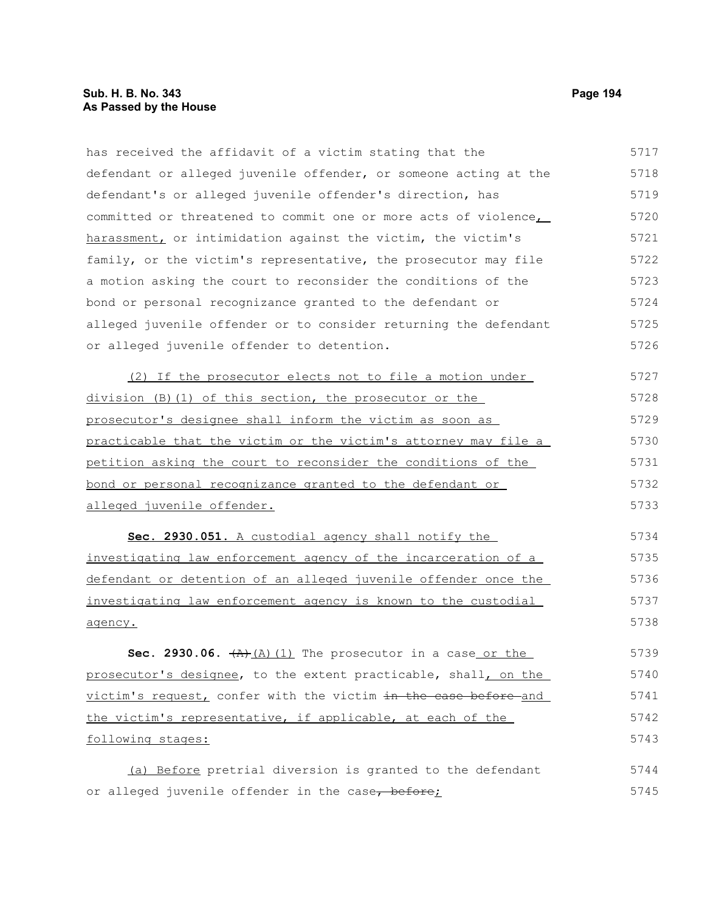has received the affidavit of a victim stating that the defendant or alleged juvenile offender, or someone acting at the defendant's or alleged juvenile offender's direction, has committed or threatened to commit one or more acts of violence, harassment, or intimidation against the victim, the victim's family, or the victim's representative, the prosecutor may file a motion asking the court to reconsider the conditions of the bond or personal recognizance granted to the defendant or alleged juvenile offender or to consider returning the defendant or alleged juvenile offender to detention.

(2) If the prosecutor elects not to file a motion under division (B)(1) of this section, the prosecutor or the prosecutor's designee shall inform the victim as soon as practicable that the victim or the victim's attorney may file a petition asking the court to reconsider the conditions of the bond or personal recognizance granted to the defendant or alleged juvenile offender.

**Sec. 2930.051.** A custodial agency shall notify the investigating law enforcement agency of the incarceration of a defendant or detention of an alleged juvenile offender once the investigating law enforcement agency is known to the custodial agency.

**Sec. 2930.06.** ~~(A)~~ (A)(1) The prosecutor in a case or the prosecutor's designee, to the extent practicable, shall, on the victim's request, confer with the victim ~~in the case before~~ and the victim's representative, if applicable, at each of the following stages:

(a) Before pretrial diversion is granted to the defendant or alleged juvenile offender in the case~~, before~~;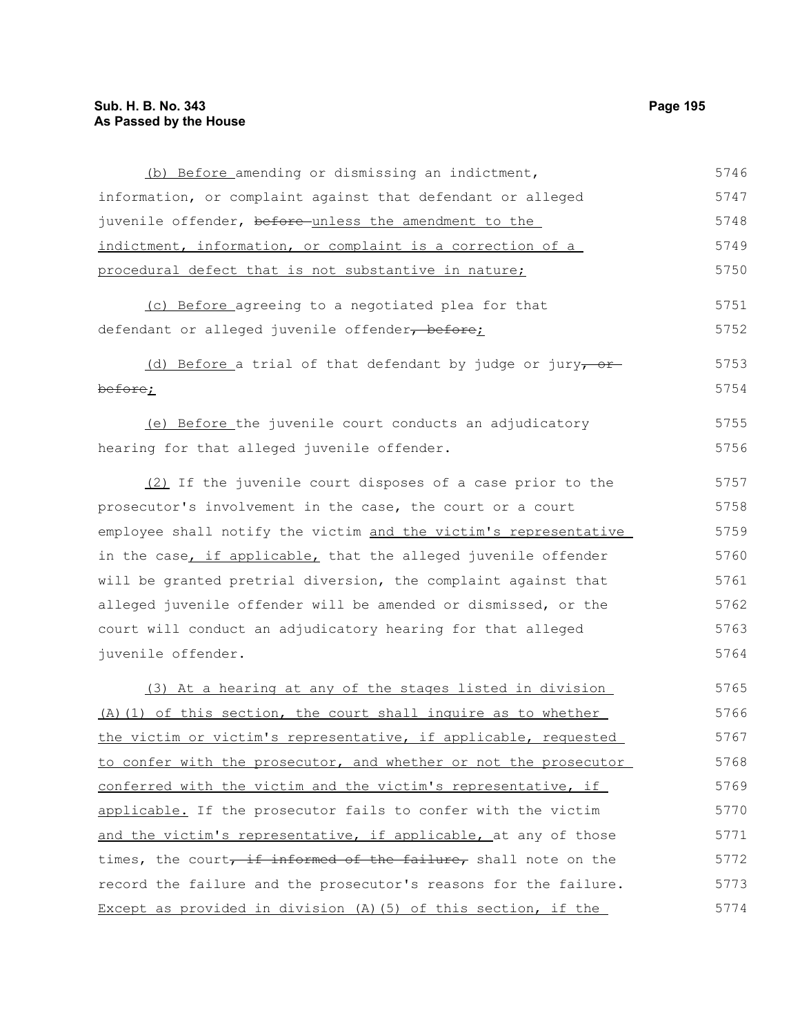(b) Before amending or dismissing an indictment, information, or complaint against that defendant or alleged juvenile offender, before unless the amendment to the indictment, information, or complaint is a correction of a procedural defect that is not substantive in nature;

(c) Before agreeing to a negotiated plea for that defendant or alleged juvenile offender, before;

(d) Before a trial of that defendant by judge or jury, or before;

(e) Before the juvenile court conducts an adjudicatory hearing for that alleged juvenile offender.

(2) If the juvenile court disposes of a case prior to the prosecutor's involvement in the case, the court or a court employee shall notify the victim and the victim's representative in the case, if applicable, that the alleged juvenile offender will be granted pretrial diversion, the complaint against that alleged juvenile offender will be amended or dismissed, or the court will conduct an adjudicatory hearing for that alleged juvenile offender.

(3) At a hearing at any of the stages listed in division (A)(1) of this section, the court shall inquire as to whether the victim or victim's representative, if applicable, requested to confer with the prosecutor, and whether or not the prosecutor conferred with the victim and the victim's representative, if applicable. If the prosecutor fails to confer with the victim and the victim's representative, if applicable, at any of those times, the court, if informed of the failure, shall note on the record the failure and the prosecutor's reasons for the failure. Except as provided in division (A)(5) of this section, if the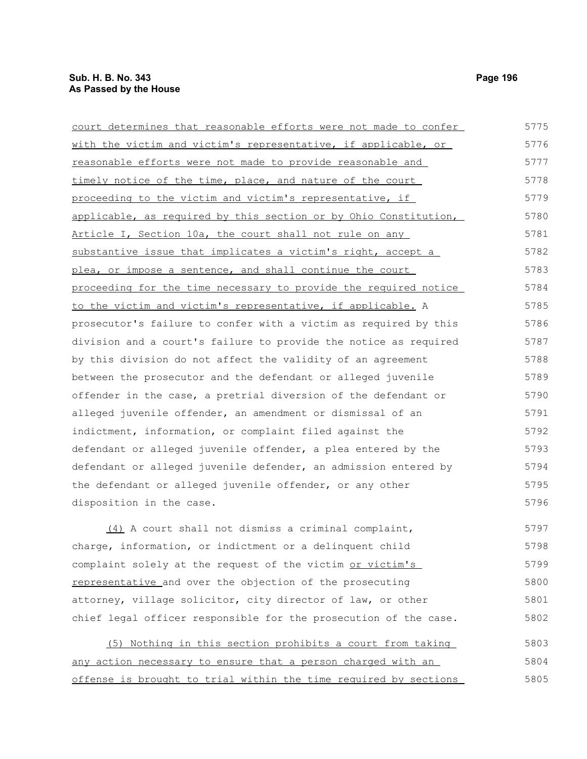court determines that reasonable efforts were not made to confer with the victim and victim's representative, if applicable, or reasonable efforts were not made to provide reasonable and timely notice of the time, place, and nature of the court proceeding to the victim and victim's representative, if applicable, as required by this section or by Ohio Constitution, Article I, Section 10a, the court shall not rule on any substantive issue that implicates a victim's right, accept a plea, or impose a sentence, and shall continue the court proceeding for the time necessary to provide the required notice to the victim and victim's representative, if applicable. A prosecutor's failure to confer with a victim as required by this division and a court's failure to provide the notice as required by this division do not affect the validity of an agreement between the prosecutor and the defendant or alleged juvenile offender in the case, a pretrial diversion of the defendant or alleged juvenile offender, an amendment or dismissal of an indictment, information, or complaint filed against the defendant or alleged juvenile offender, a plea entered by the defendant or alleged juvenile defender, an admission entered by the defendant or alleged juvenile offender, or any other disposition in the case.

(4) A court shall not dismiss a criminal complaint, charge, information, or indictment or a delinquent child complaint solely at the request of the victim or victim's representative and over the objection of the prosecuting attorney, village solicitor, city director of law, or other chief legal officer responsible for the prosecution of the case.

(5) Nothing in this section prohibits a court from taking any action necessary to ensure that a person charged with an offense is brought to trial within the time required by sections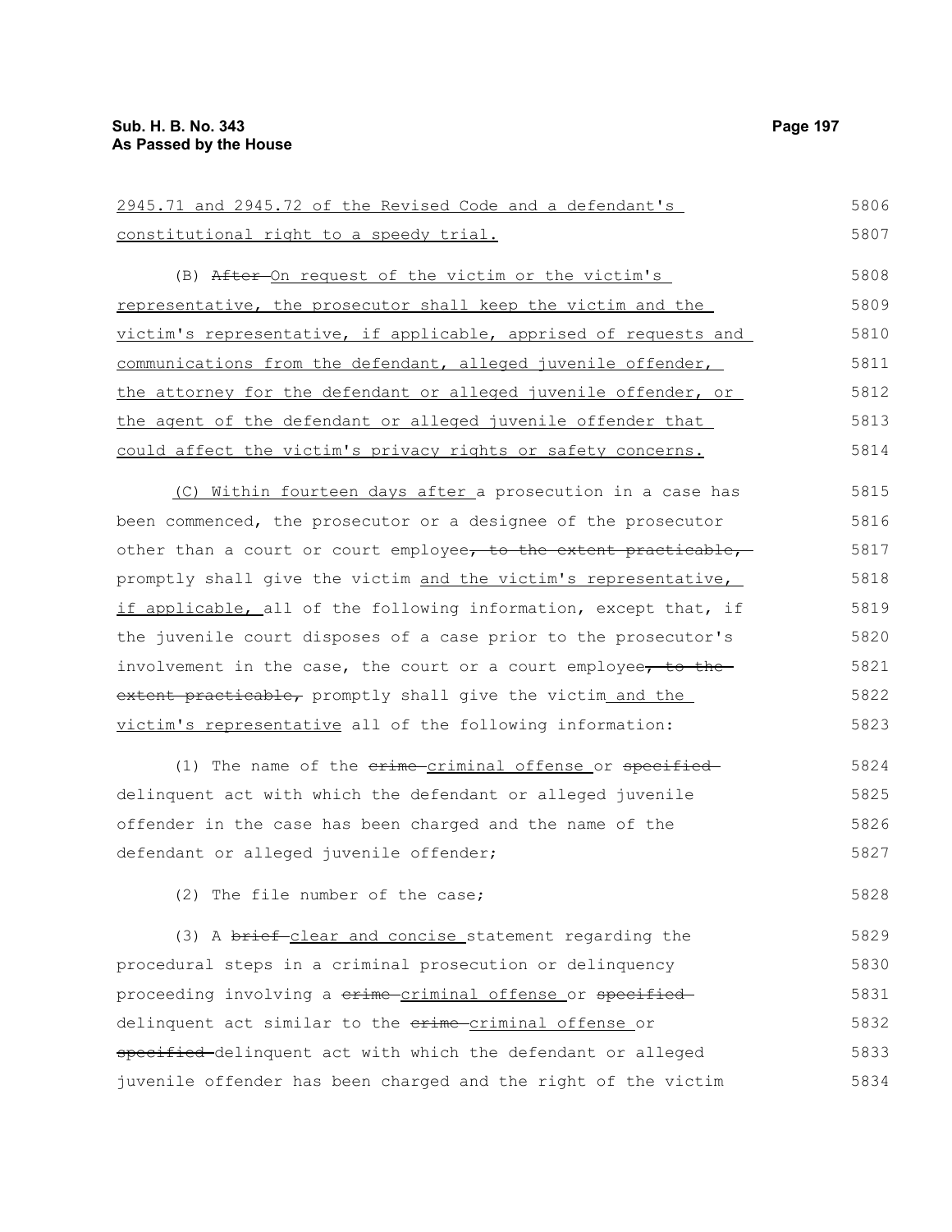2945.71 and 2945.72 of the Revised Code and a defendant's constitutional right to a speedy trial.

(B) ~~After~~ On request of the victim or the victim's representative, the prosecutor shall keep the victim and the victim's representative, if applicable, apprised of requests and communications from the defendant, alleged juvenile offender, the attorney for the defendant or alleged juvenile offender, or the agent of the defendant or alleged juvenile offender that could affect the victim's privacy rights or safety concerns.

(C) Within fourteen days after a prosecution in a case has been commenced, the prosecutor or a designee of the prosecutor other than a court or court employee~~, to the extent practicable,~~ promptly shall give the victim and the victim's representative, if applicable, all of the following information, except that, if the juvenile court disposes of a case prior to the prosecutor's involvement in the case, the court or a court employee~~, to the extent practicable,~~ promptly shall give the victim and the victim's representative all of the following information:

(1) The name of the ~~crime~~ criminal offense or ~~specified~~ delinquent act with which the defendant or alleged juvenile offender in the case has been charged and the name of the defendant or alleged juvenile offender;

(2) The file number of the case;

(3) A ~~brief~~ clear and concise statement regarding the procedural steps in a criminal prosecution or delinquency proceeding involving a ~~crime~~ criminal offense or ~~specified~~ delinquent act similar to the ~~crime~~ criminal offense or ~~specified~~ delinquent act with which the defendant or alleged juvenile offender has been charged and the right of the victim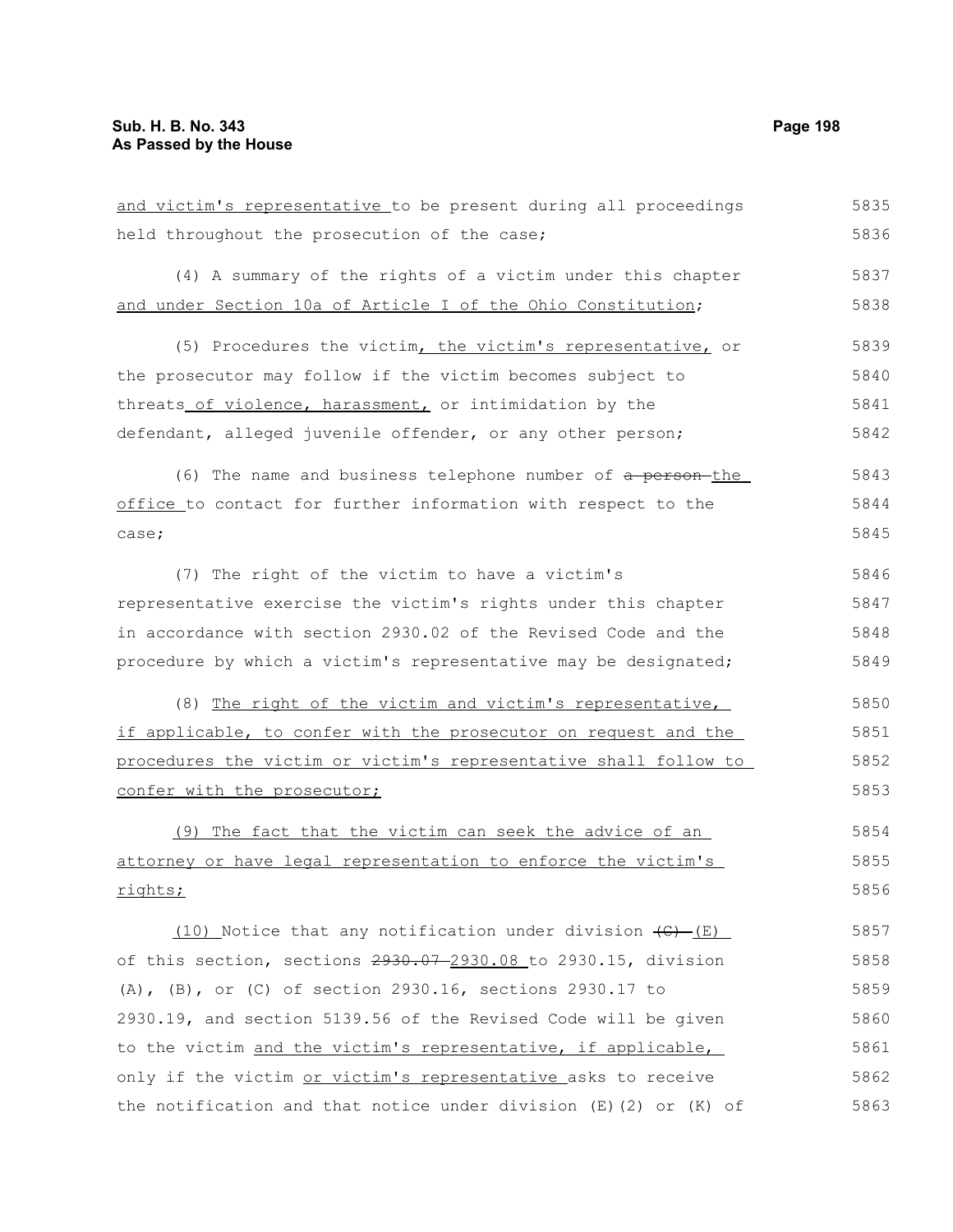and victim's representative to be present during all proceedings held throughout the prosecution of the case;

(4) A summary of the rights of a victim under this chapter and under Section 10a of Article I of the Ohio Constitution;

(5) Procedures the victim, the victim's representative, or the prosecutor may follow if the victim becomes subject to threats of violence, harassment, or intimidation by the defendant, alleged juvenile offender, or any other person;

(6) The name and business telephone number of a person the office to contact for further information with respect to the case;

(7) The right of the victim to have a victim's representative exercise the victim's rights under this chapter in accordance with section 2930.02 of the Revised Code and the procedure by which a victim's representative may be designated;

(8) The right of the victim and victim's representative, if applicable, to confer with the prosecutor on request and the procedures the victim or victim's representative shall follow to confer with the prosecutor;

(9) The fact that the victim can seek the advice of an attorney or have legal representation to enforce the victim's rights;

(10) Notice that any notification under division (C) (E) of this section, sections 2930.07 2930.08 to 2930.15, division (A), (B), or (C) of section 2930.16, sections 2930.17 to 2930.19, and section 5139.56 of the Revised Code will be given to the victim and the victim's representative, if applicable, only if the victim or victim's representative asks to receive the notification and that notice under division (E)(2) or (K) of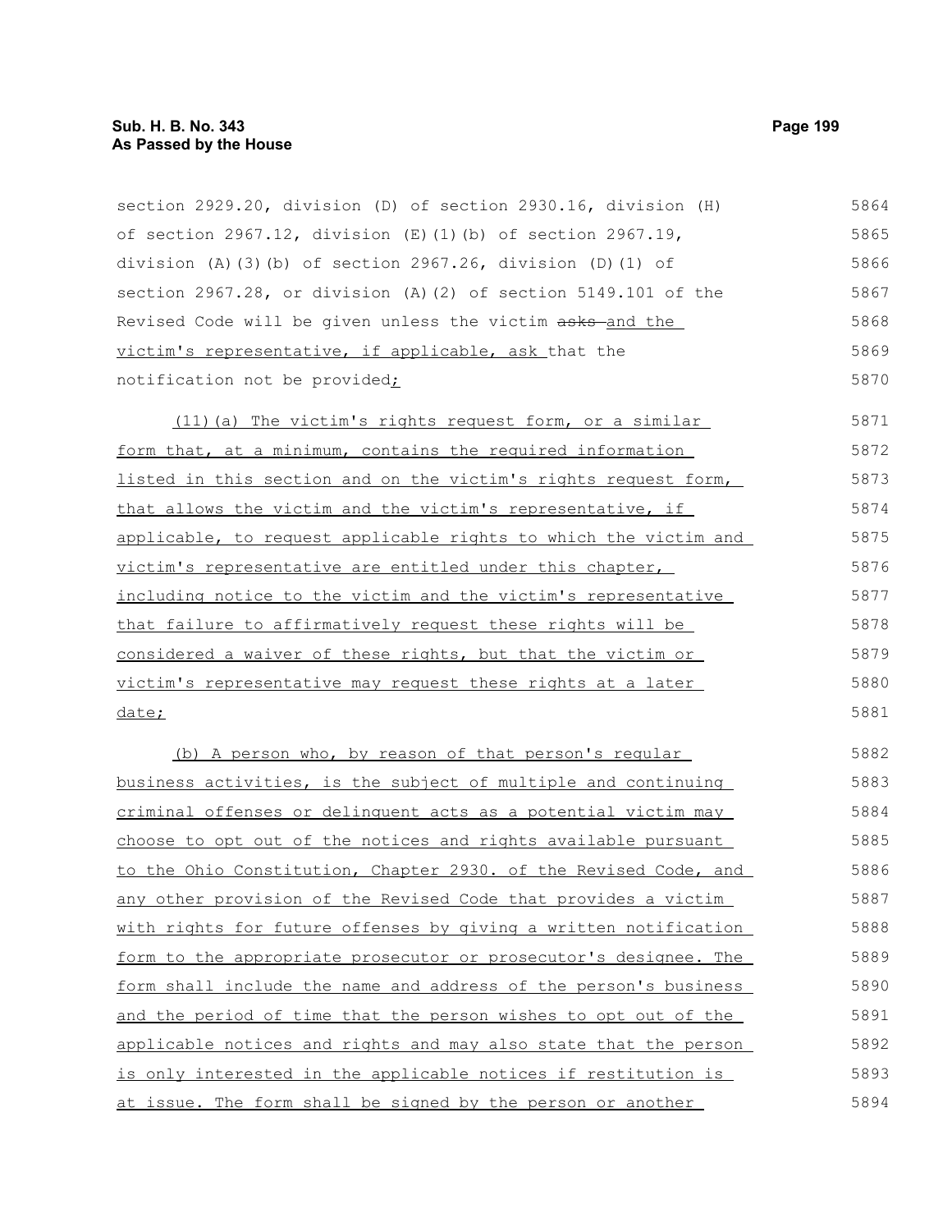section 2929.20, division (D) of section 2930.16, division (H) of section 2967.12, division (E)(1)(b) of section 2967.19, division (A)(3)(b) of section 2967.26, division (D)(1) of section 2967.28, or division (A)(2) of section 5149.101 of the Revised Code will be given unless the victim ~~asks~~ and the victim's representative, if applicable, ask that the notification not be provided;

(11)(a) The victim's rights request form, or a similar form that, at a minimum, contains the required information listed in this section and on the victim's rights request form, that allows the victim and the victim's representative, if applicable, to request applicable rights to which the victim and victim's representative are entitled under this chapter, including notice to the victim and the victim's representative that failure to affirmatively request these rights will be considered a waiver of these rights, but that the victim or victim's representative may request these rights at a later date;

(b) A person who, by reason of that person's regular business activities, is the subject of multiple and continuing criminal offenses or delinquent acts as a potential victim may choose to opt out of the notices and rights available pursuant to the Ohio Constitution, Chapter 2930. of the Revised Code, and any other provision of the Revised Code that provides a victim with rights for future offenses by giving a written notification form to the appropriate prosecutor or prosecutor's designee. The form shall include the name and address of the person's business and the period of time that the person wishes to opt out of the applicable notices and rights and may also state that the person is only interested in the applicable notices if restitution is at issue. The form shall be signed by the person or another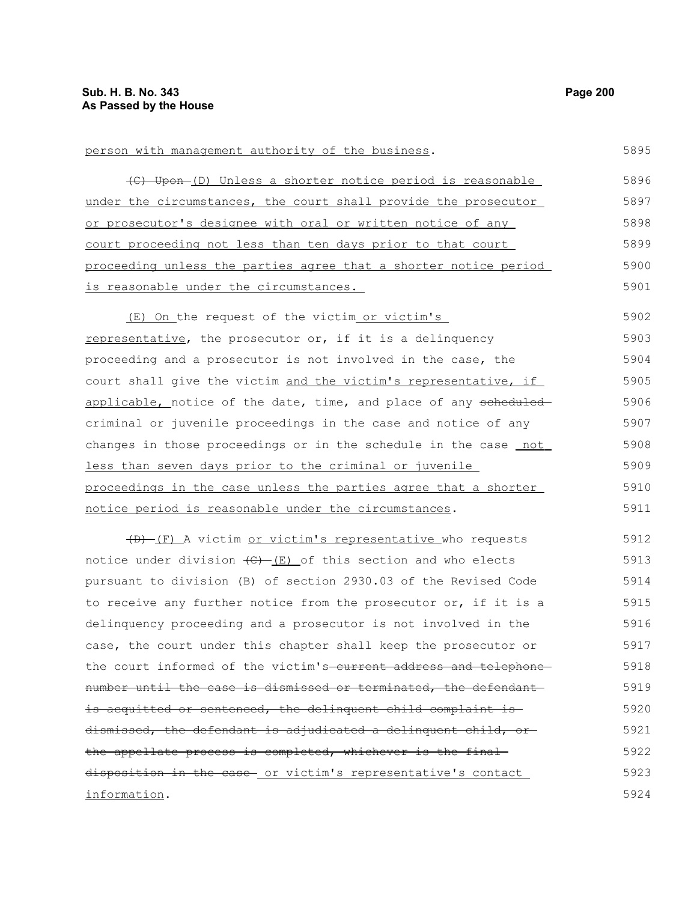person with management authority of the business.

~~(C) Upon~~ (D) Unless a shorter notice period is reasonable under the circumstances, the court shall provide the prosecutor or prosecutor's designee with oral or written notice of any court proceeding not less than ten days prior to that court proceeding unless the parties agree that a shorter notice period is reasonable under the circumstances.

(E) On the request of the victim or victim's representative, the prosecutor or, if it is a delinquency proceeding and a prosecutor is not involved in the case, the court shall give the victim and the victim's representative, if applicable, notice of the date, time, and place of any ~~scheduled~~ criminal or juvenile proceedings in the case and notice of any changes in those proceedings or in the schedule in the case not less than seven days prior to the criminal or juvenile proceedings in the case unless the parties agree that a shorter notice period is reasonable under the circumstances.

~~(D)~~ (F) A victim or victim's representative who requests notice under division ~~(C)~~ (E) of this section and who elects pursuant to division (B) of section 2930.03 of the Revised Code to receive any further notice from the prosecutor or, if it is a delinquency proceeding and a prosecutor is not involved in the case, the court under this chapter shall keep the prosecutor or the court informed of the victim's ~~current address and telephone number until the case is dismissed or terminated, the defendant is acquitted or sentenced, the delinquent child complaint is dismissed, the defendant is adjudicated a delinquent child, or the appellate process is completed, whichever is the final disposition in the case~~ or victim's representative's contact information.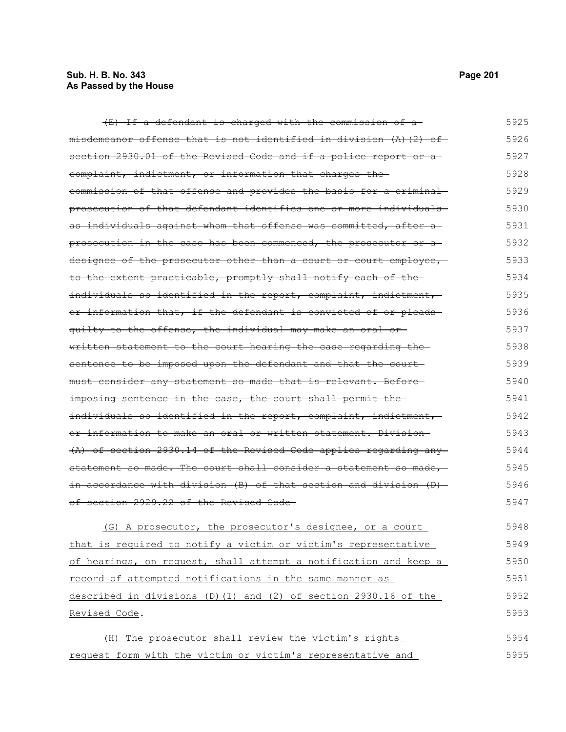~~(E) If a defendant is charged with the commission of a misdemeanor offense that is not identified in division (A)(2) of section 2930.01 of the Revised Code and if a police report or a complaint, indictment, or information that charges the commission of that offense and provides the basis for a criminal prosecution of that defendant identifies one or more individuals as individuals against whom that offense was committed, after a prosecution in the case has been commenced, the prosecutor or a designee of the prosecutor other than a court or court employee, to the extent practicable, promptly shall notify each of the individuals so identified in the report, complaint, indictment, or information that, if the defendant is convicted of or pleads guilty to the offense, the individual may make an oral or written statement to the court hearing the case regarding the sentence to be imposed upon the defendant and that the court must consider any statement so made that is relevant. Before imposing sentence in the case, the court shall permit the individuals so identified in the report, complaint, indictment, or information to make an oral or written statement. Division (A) of section 2930.14 of the Revised Code applies regarding any statement so made. The court shall consider a statement so made, in accordance with division (B) of that section and division (D) of section 2929.22 of the Revised Code~~

<u>(G) A prosecutor, the prosecutor's designee, or a court that is required to notify a victim or victim's representative of hearings, on request, shall attempt a notification and keep a record of attempted notifications in the same manner as described in divisions (D)(1) and (2) of section 2930.16 of the Revised Code</u>.

<u>(H) The prosecutor shall review the victim's rights request form with the victim or victim's representative and</u>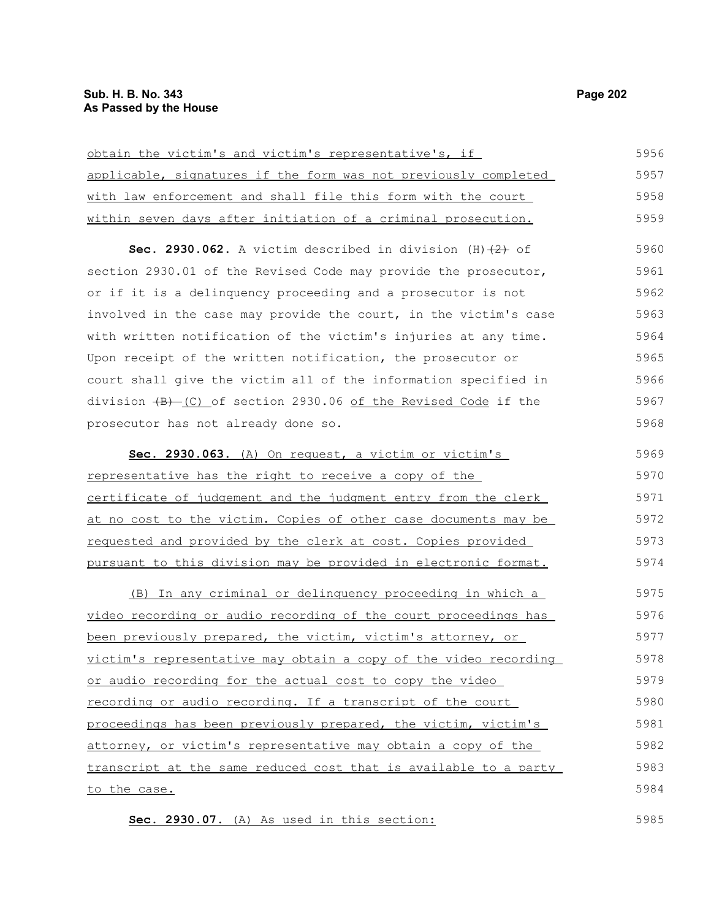obtain the victim's and victim's representative's, if applicable, signatures if the form was not previously completed with law enforcement and shall file this form with the court within seven days after initiation of a criminal prosecution.

**Sec. 2930.062.** A victim described in division (H)~~(2)~~ of section 2930.01 of the Revised Code may provide the prosecutor, or if it is a delinquency proceeding and a prosecutor is not involved in the case may provide the court, in the victim's case with written notification of the victim's injuries at any time. Upon receipt of the written notification, the prosecutor or court shall give the victim all of the information specified in division ~~(B)~~ (C) of section 2930.06 of the Revised Code if the prosecutor has not already done so.

**Sec. 2930.063.** (A) On request, a victim or victim's representative has the right to receive a copy of the certificate of judgement and the judgment entry from the clerk at no cost to the victim. Copies of other case documents may be requested and provided by the clerk at cost. Copies provided pursuant to this division may be provided in electronic format.

(B) In any criminal or delinquency proceeding in which a video recording or audio recording of the court proceedings has been previously prepared, the victim, victim's attorney, or victim's representative may obtain a copy of the video recording or audio recording for the actual cost to copy the video recording or audio recording. If a transcript of the court proceedings has been previously prepared, the victim, victim's attorney, or victim's representative may obtain a copy of the transcript at the same reduced cost that is available to a party to the case.

**Sec. 2930.07.** (A) As used in this section: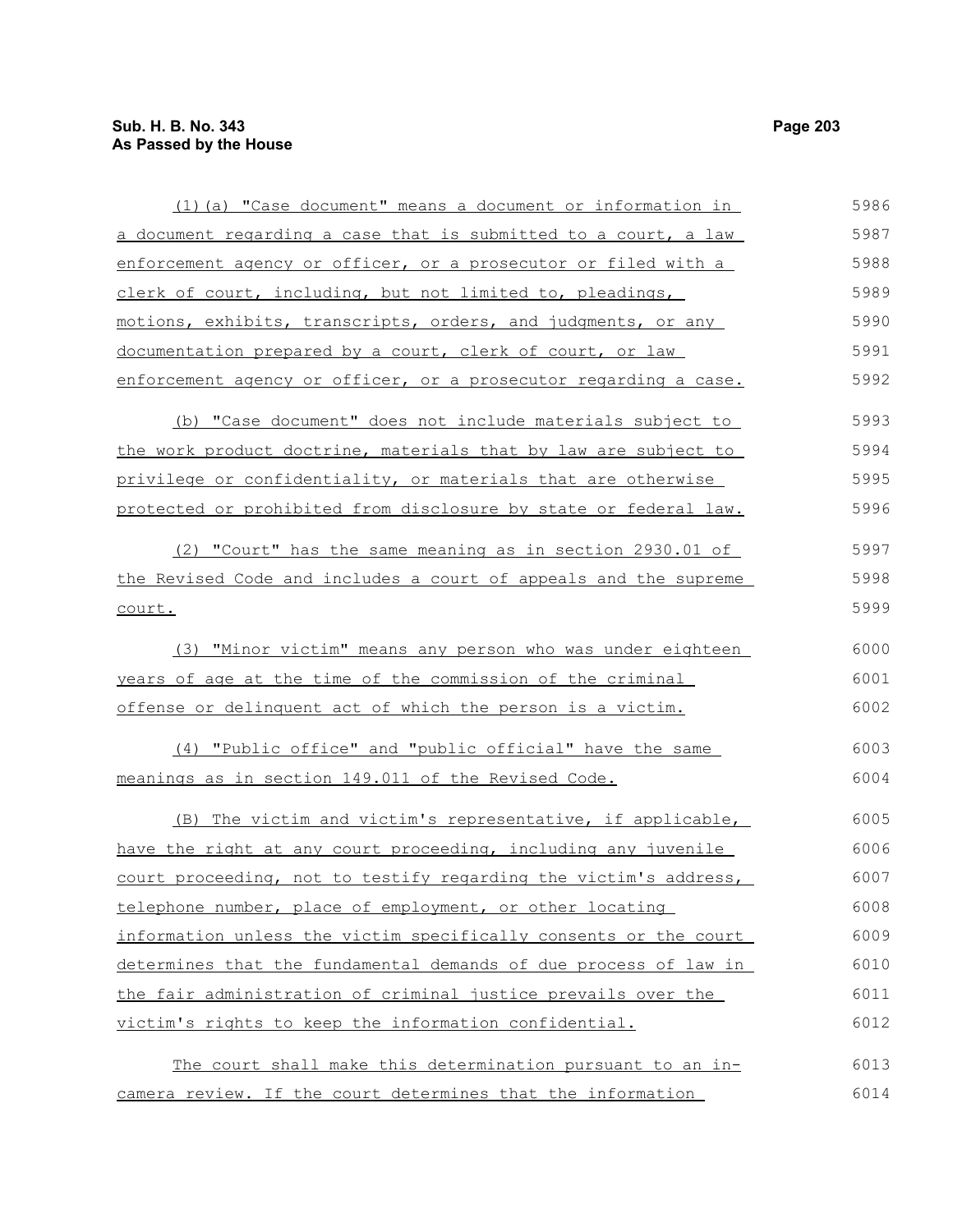(1)(a) "Case document" means a document or information in a document regarding a case that is submitted to a court, a law enforcement agency or officer, or a prosecutor or filed with a clerk of court, including, but not limited to, pleadings, motions, exhibits, transcripts, orders, and judgments, or any documentation prepared by a court, clerk of court, or law enforcement agency or officer, or a prosecutor regarding a case.

(b) "Case document" does not include materials subject to the work product doctrine, materials that by law are subject to privilege or confidentiality, or materials that are otherwise protected or prohibited from disclosure by state or federal law.

(2) "Court" has the same meaning as in section 2930.01 of the Revised Code and includes a court of appeals and the supreme court.

(3) "Minor victim" means any person who was under eighteen years of age at the time of the commission of the criminal offense or delinquent act of which the person is a victim.

(4) "Public office" and "public official" have the same meanings as in section 149.011 of the Revised Code.

(B) The victim and victim's representative, if applicable, have the right at any court proceeding, including any juvenile court proceeding, not to testify regarding the victim's address, telephone number, place of employment, or other locating information unless the victim specifically consents or the court determines that the fundamental demands of due process of law in the fair administration of criminal justice prevails over the victim's rights to keep the information confidential.

The court shall make this determination pursuant to an in-camera review. If the court determines that the information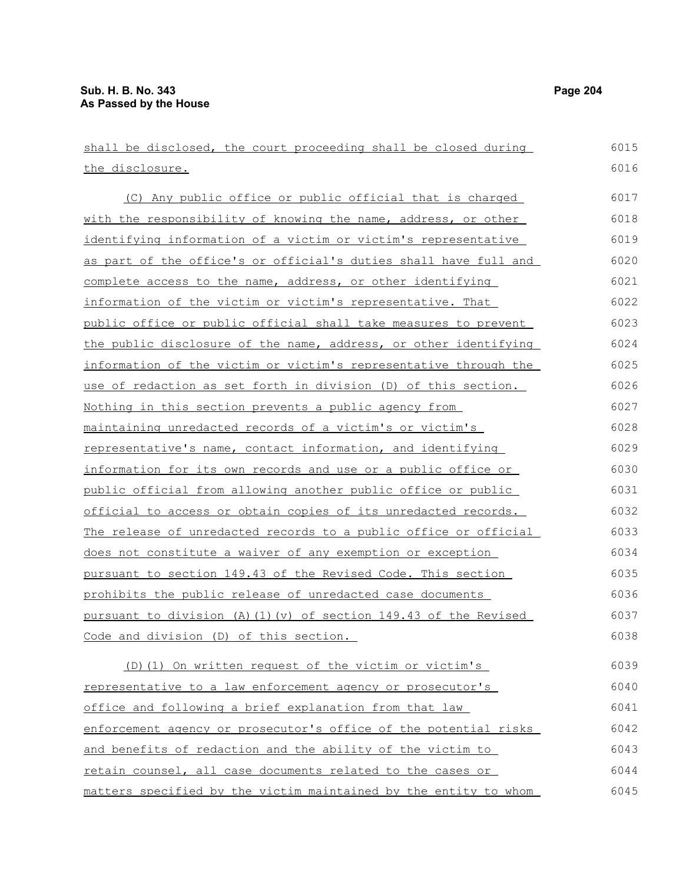shall be disclosed, the court proceeding shall be closed during the disclosure.

(C) Any public office or public official that is charged with the responsibility of knowing the name, address, or other identifying information of a victim or victim's representative as part of the office's or official's duties shall have full and complete access to the name, address, or other identifying information of the victim or victim's representative. That public office or public official shall take measures to prevent the public disclosure of the name, address, or other identifying information of the victim or victim's representative through the use of redaction as set forth in division (D) of this section. Nothing in this section prevents a public agency from maintaining unredacted records of a victim's or victim's representative's name, contact information, and identifying information for its own records and use or a public office or public official from allowing another public office or public official to access or obtain copies of its unredacted records. The release of unredacted records to a public office or official does not constitute a waiver of any exemption or exception pursuant to section 149.43 of the Revised Code. This section prohibits the public release of unredacted case documents pursuant to division (A)(1)(v) of section 149.43 of the Revised Code and division (D) of this section.

(D)(1) On written request of the victim or victim's representative to a law enforcement agency or prosecutor's office and following a brief explanation from that law enforcement agency or prosecutor's office of the potential risks and benefits of redaction and the ability of the victim to retain counsel, all case documents related to the cases or matters specified by the victim maintained by the entity to whom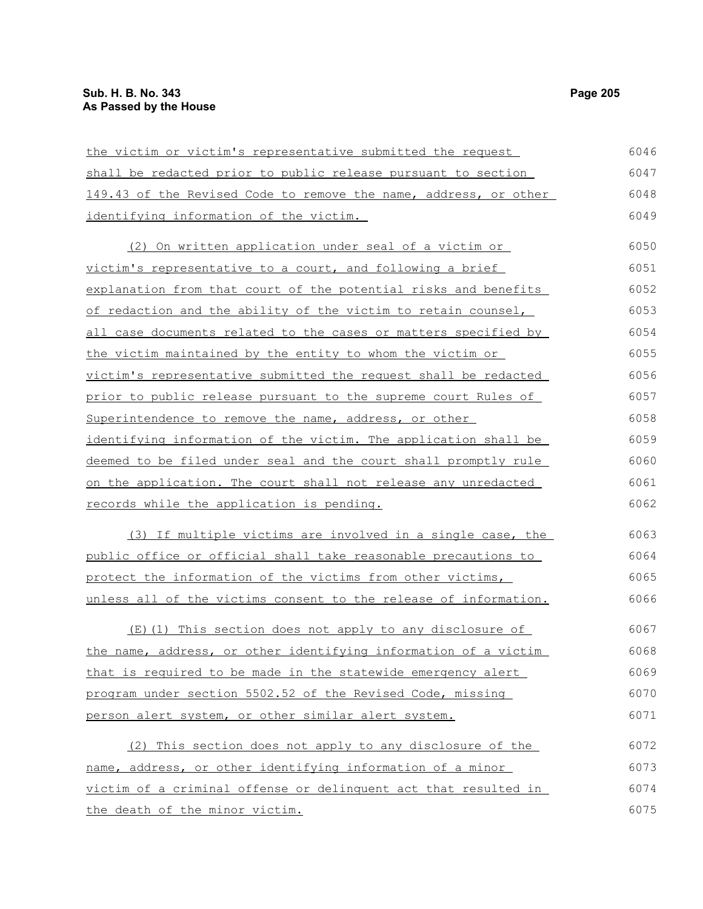the victim or victim's representative submitted the request shall be redacted prior to public release pursuant to section 149.43 of the Revised Code to remove the name, address, or other identifying information of the victim.

(2) On written application under seal of a victim or victim's representative to a court, and following a brief explanation from that court of the potential risks and benefits of redaction and the ability of the victim to retain counsel, all case documents related to the cases or matters specified by the victim maintained by the entity to whom the victim or victim's representative submitted the request shall be redacted prior to public release pursuant to the supreme court Rules of Superintendence to remove the name, address, or other identifying information of the victim. The application shall be deemed to be filed under seal and the court shall promptly rule on the application. The court shall not release any unredacted records while the application is pending.

(3) If multiple victims are involved in a single case, the public office or official shall take reasonable precautions to protect the information of the victims from other victims, unless all of the victims consent to the release of information.

(E)(1) This section does not apply to any disclosure of the name, address, or other identifying information of a victim that is required to be made in the statewide emergency alert program under section 5502.52 of the Revised Code, missing person alert system, or other similar alert system.

(2) This section does not apply to any disclosure of the name, address, or other identifying information of a minor victim of a criminal offense or delinquent act that resulted in the death of the minor victim.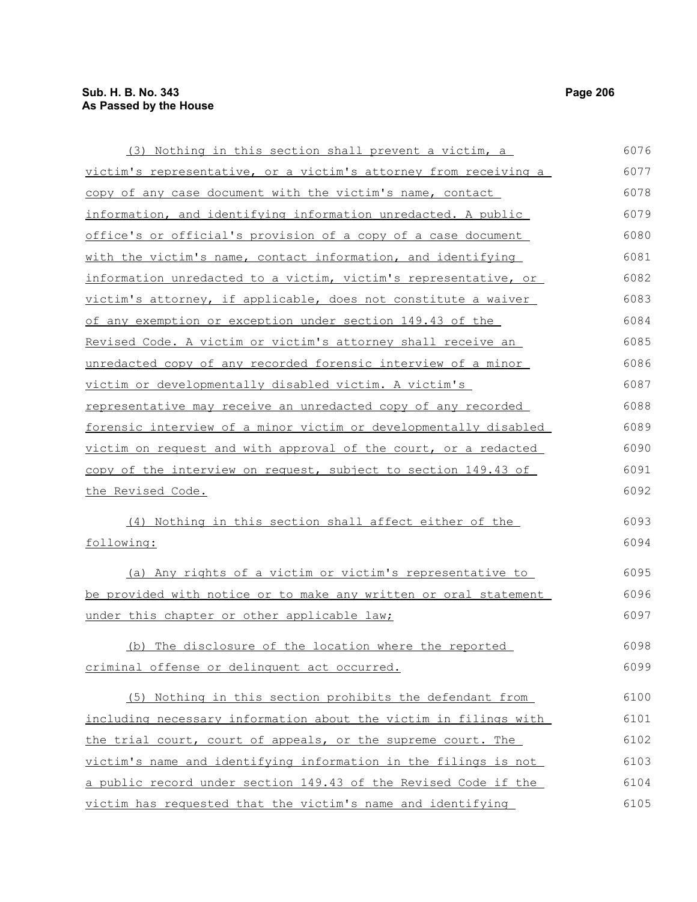(3) Nothing in this section shall prevent a victim, a victim's representative, or a victim's attorney from receiving a copy of any case document with the victim's name, contact information, and identifying information unredacted. A public office's or official's provision of a copy of a case document with the victim's name, contact information, and identifying information unredacted to a victim, victim's representative, or victim's attorney, if applicable, does not constitute a waiver of any exemption or exception under section 149.43 of the Revised Code. A victim or victim's attorney shall receive an unredacted copy of any recorded forensic interview of a minor victim or developmentally disabled victim. A victim's representative may receive an unredacted copy of any recorded forensic interview of a minor victim or developmentally disabled victim on request and with approval of the court, or a redacted copy of the interview on request, subject to section 149.43 of the Revised Code.

(4) Nothing in this section shall affect either of the following:

(a) Any rights of a victim or victim's representative to be provided with notice or to make any written or oral statement under this chapter or other applicable law;

(b) The disclosure of the location where the reported criminal offense or delinquent act occurred.

(5) Nothing in this section prohibits the defendant from including necessary information about the victim in filings with the trial court, court of appeals, or the supreme court. The victim's name and identifying information in the filings is not a public record under section 149.43 of the Revised Code if the victim has requested that the victim's name and identifying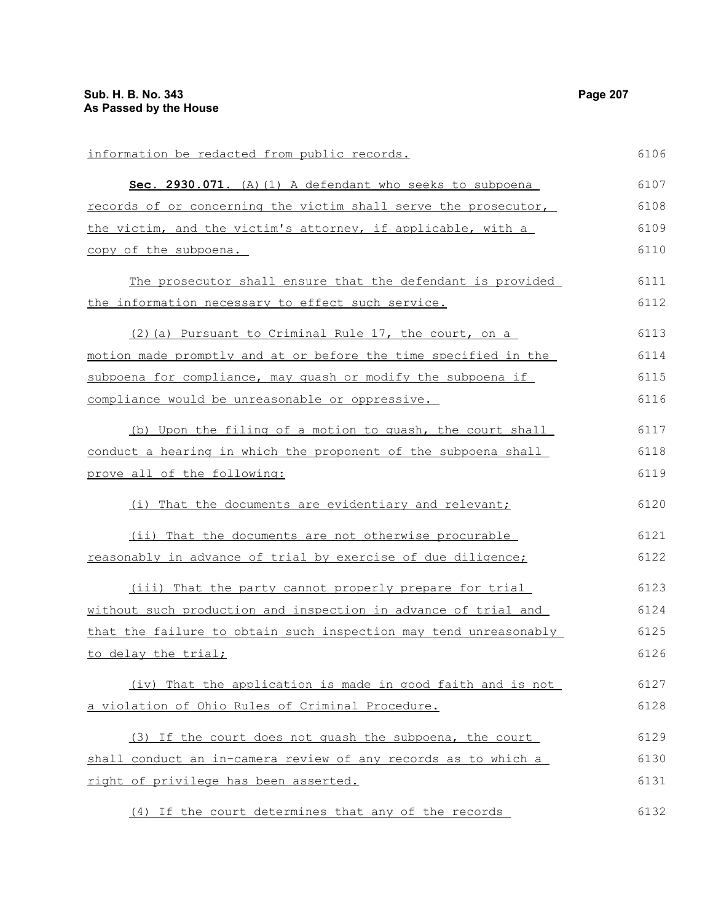information be redacted from public records.

**Sec. 2930.071.** (A)(1) A defendant who seeks to subpoena records of or concerning the victim shall serve the prosecutor, the victim, and the victim's attorney, if applicable, with a copy of the subpoena.

The prosecutor shall ensure that the defendant is provided the information necessary to effect such service.

(2)(a) Pursuant to Criminal Rule 17, the court, on a motion made promptly and at or before the time specified in the subpoena for compliance, may quash or modify the subpoena if compliance would be unreasonable or oppressive.

(b) Upon the filing of a motion to quash, the court shall conduct a hearing in which the proponent of the subpoena shall prove all of the following:

(i) That the documents are evidentiary and relevant;

(ii) That the documents are not otherwise procurable reasonably in advance of trial by exercise of due diligence;

(iii) That the party cannot properly prepare for trial without such production and inspection in advance of trial and that the failure to obtain such inspection may tend unreasonably to delay the trial;

(iv) That the application is made in good faith and is not a violation of Ohio Rules of Criminal Procedure.

(3) If the court does not quash the subpoena, the court shall conduct an in-camera review of any records as to which a right of privilege has been asserted.

(4) If the court determines that any of the records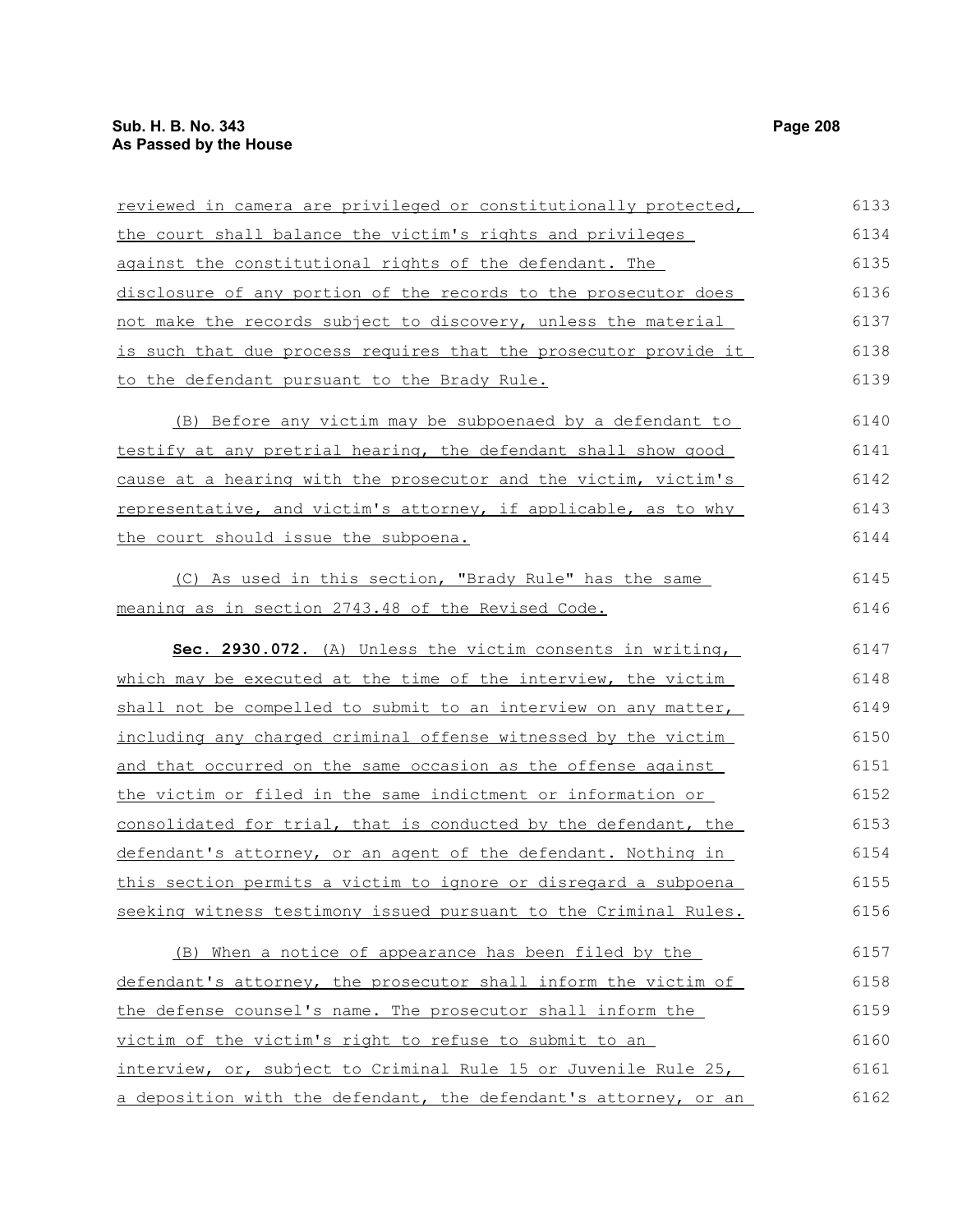reviewed in camera are privileged or constitutionally protected, the court shall balance the victim's rights and privileges against the constitutional rights of the defendant. The disclosure of any portion of the records to the prosecutor does not make the records subject to discovery, unless the material is such that due process requires that the prosecutor provide it to the defendant pursuant to the Brady Rule.

(B) Before any victim may be subpoenaed by a defendant to testify at any pretrial hearing, the defendant shall show good cause at a hearing with the prosecutor and the victim, victim's representative, and victim's attorney, if applicable, as to why the court should issue the subpoena.

(C) As used in this section, "Brady Rule" has the same meaning as in section 2743.48 of the Revised Code.

**Sec. 2930.072.** (A) Unless the victim consents in writing, which may be executed at the time of the interview, the victim shall not be compelled to submit to an interview on any matter, including any charged criminal offense witnessed by the victim and that occurred on the same occasion as the offense against the victim or filed in the same indictment or information or consolidated for trial, that is conducted by the defendant, the defendant's attorney, or an agent of the defendant. Nothing in this section permits a victim to ignore or disregard a subpoena seeking witness testimony issued pursuant to the Criminal Rules.

(B) When a notice of appearance has been filed by the defendant's attorney, the prosecutor shall inform the victim of the defense counsel's name. The prosecutor shall inform the victim of the victim's right to refuse to submit to an interview, or, subject to Criminal Rule 15 or Juvenile Rule 25, a deposition with the defendant, the defendant's attorney, or an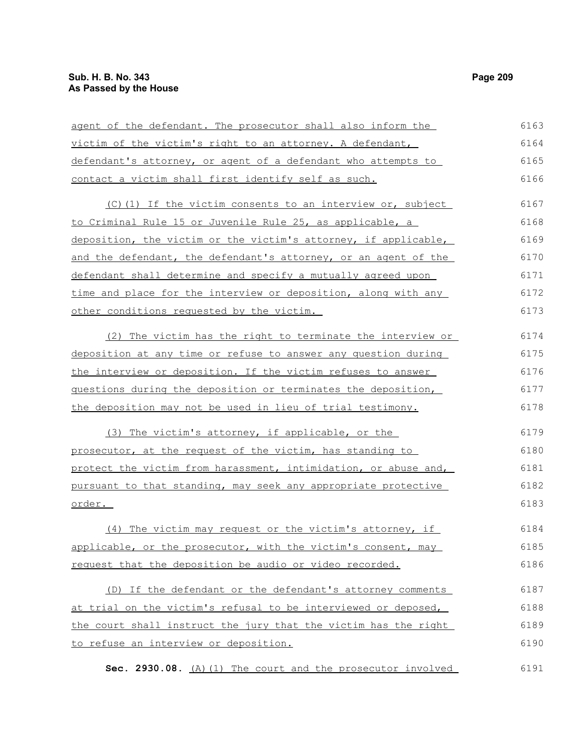agent of the defendant. The prosecutor shall also inform the victim of the victim's right to an attorney. A defendant, defendant's attorney, or agent of a defendant who attempts to contact a victim shall first identify self as such.

(C)(1) If the victim consents to an interview or, subject to Criminal Rule 15 or Juvenile Rule 25, as applicable, a deposition, the victim or the victim's attorney, if applicable, and the defendant, the defendant's attorney, or an agent of the defendant shall determine and specify a mutually agreed upon time and place for the interview or deposition, along with any other conditions requested by the victim.

(2) The victim has the right to terminate the interview or deposition at any time or refuse to answer any question during the interview or deposition. If the victim refuses to answer questions during the deposition or terminates the deposition, the deposition may not be used in lieu of trial testimony.

(3) The victim's attorney, if applicable, or the prosecutor, at the request of the victim, has standing to protect the victim from harassment, intimidation, or abuse and, pursuant to that standing, may seek any appropriate protective order.

(4) The victim may request or the victim's attorney, if applicable, or the prosecutor, with the victim's consent, may request that the deposition be audio or video recorded.

(D) If the defendant or the defendant's attorney comments at trial on the victim's refusal to be interviewed or deposed, the court shall instruct the jury that the victim has the right to refuse an interview or deposition.

**Sec. 2930.08.** (A)(1) The court and the prosecutor involved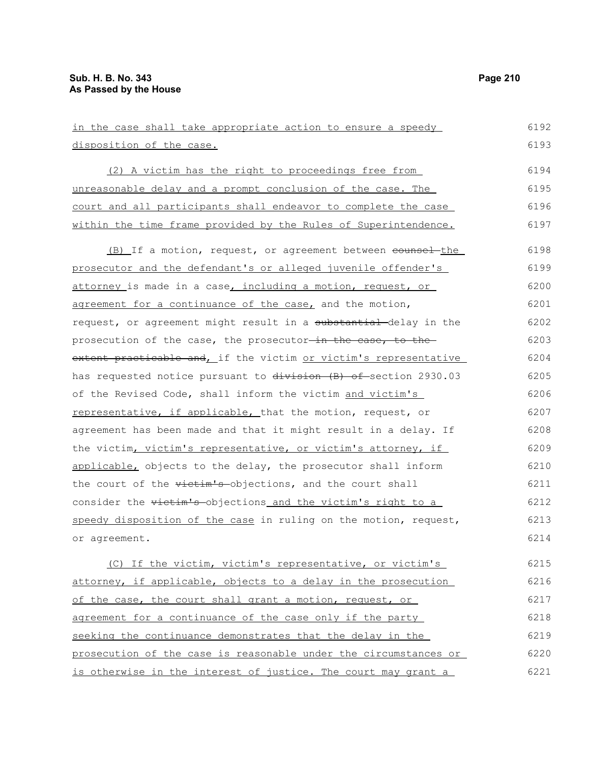in the case shall take appropriate action to ensure a speedy disposition of the case.

(2) A victim has the right to proceedings free from unreasonable delay and a prompt conclusion of the case. The court and all participants shall endeavor to complete the case within the time frame provided by the Rules of Superintendence.

(B) If a motion, request, or agreement between ~~counsel~~ the prosecutor and the defendant's or alleged juvenile offender's attorney is made in a case, including a motion, request, or agreement for a continuance of the case, and the motion, request, or agreement might result in a ~~substantial~~ delay in the prosecution of the case, the prosecutor ~~in the case, to the extent practicable and~~, if the victim or victim's representative has requested notice pursuant to ~~division (B) of~~ section 2930.03 of the Revised Code, shall inform the victim and victim's representative, if applicable, that the motion, request, or agreement has been made and that it might result in a delay. If the victim, victim's representative, or victim's attorney, if applicable, objects to the delay, the prosecutor shall inform the court of the ~~victim's~~ objections, and the court shall consider the ~~victim's~~ objections and the victim's right to a speedy disposition of the case in ruling on the motion, request, or agreement.

(C) If the victim, victim's representative, or victim's attorney, if applicable, objects to a delay in the prosecution of the case, the court shall grant a motion, request, or agreement for a continuance of the case only if the party seeking the continuance demonstrates that the delay in the prosecution of the case is reasonable under the circumstances or is otherwise in the interest of justice. The court may grant a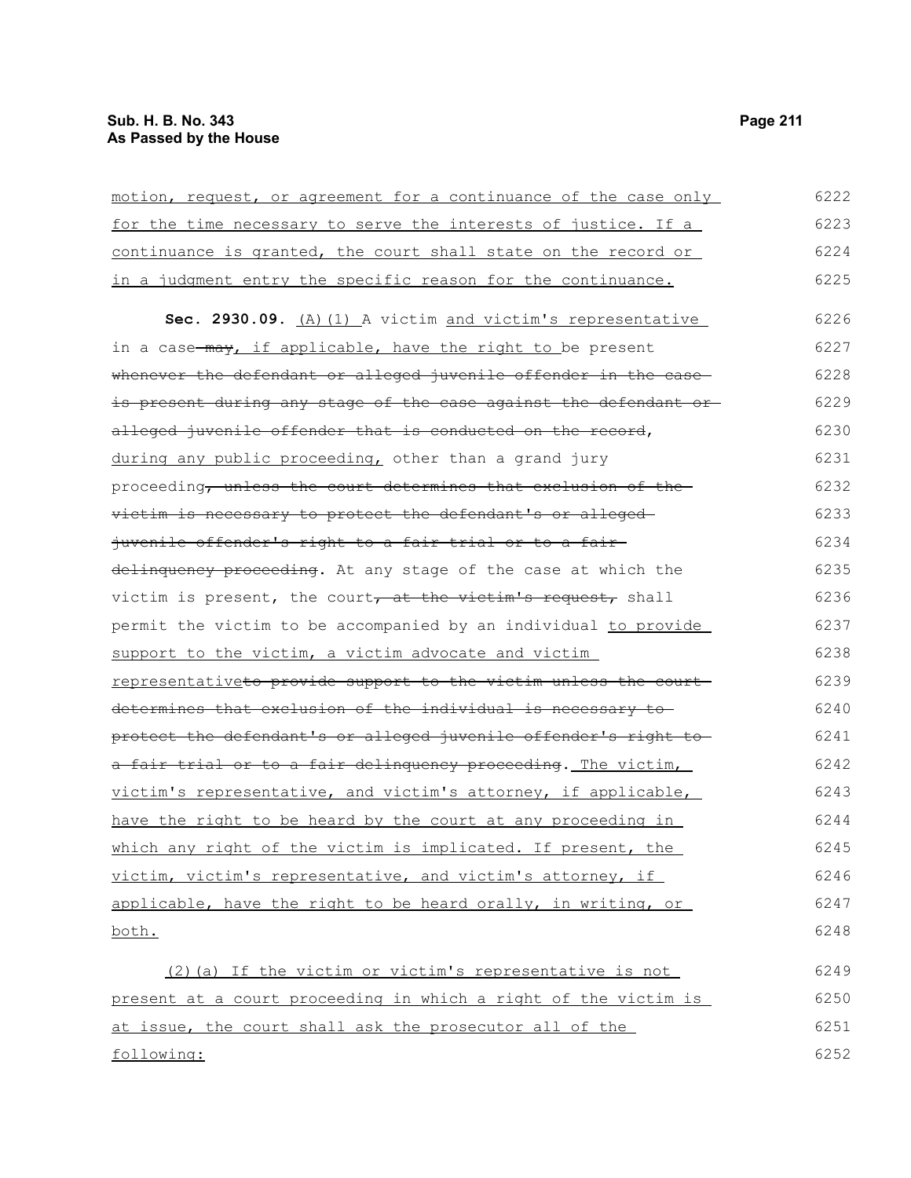motion, request, or agreement for a continuance of the case only for the time necessary to serve the interests of justice. If a continuance is granted, the court shall state on the record or in a judgment entry the specific reason for the continuance.

**Sec. 2930.09.** (A)(1) A victim and victim's representative in a case may, if applicable, have the right to be present whenever the defendant or alleged juvenile offender in the case is present during any stage of the case against the defendant or alleged juvenile offender that is conducted on the record, during any public proceeding, other than a grand jury proceeding, unless the court determines that exclusion of the victim is necessary to protect the defendant's or alleged juvenile offender's right to a fair trial or to a fair delinquency proceeding. At any stage of the case at which the victim is present, the court, at the victim's request, shall permit the victim to be accompanied by an individual to provide support to the victim, a victim advocate and victim representativeto provide support to the victim unless the court determines that exclusion of the individual is necessary to protect the defendant's or alleged juvenile offender's right to a fair trial or to a fair delinquency proceeding. The victim, victim's representative, and victim's attorney, if applicable, have the right to be heard by the court at any proceeding in which any right of the victim is implicated. If present, the victim, victim's representative, and victim's attorney, if applicable, have the right to be heard orally, in writing, or both.

(2)(a) If the victim or victim's representative is not present at a court proceeding in which a right of the victim is at issue, the court shall ask the prosecutor all of the following: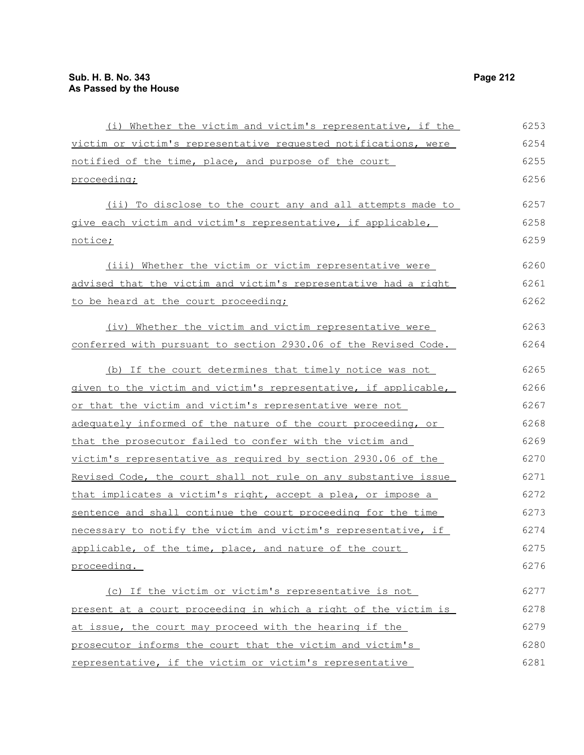(i) Whether the victim and victim's representative, if the victim or victim's representative requested notifications, were notified of the time, place, and purpose of the court proceeding;

(ii) To disclose to the court any and all attempts made to give each victim and victim's representative, if applicable, notice;

(iii) Whether the victim or victim representative were advised that the victim and victim's representative had a right to be heard at the court proceeding;

(iv) Whether the victim and victim representative were conferred with pursuant to section 2930.06 of the Revised Code.

(b) If the court determines that timely notice was not given to the victim and victim's representative, if applicable, or that the victim and victim's representative were not adequately informed of the nature of the court proceeding, or that the prosecutor failed to confer with the victim and victim's representative as required by section 2930.06 of the Revised Code, the court shall not rule on any substantive issue that implicates a victim's right, accept a plea, or impose a sentence and shall continue the court proceeding for the time necessary to notify the victim and victim's representative, if applicable, of the time, place, and nature of the court proceeding.

(c) If the victim or victim's representative is not present at a court proceeding in which a right of the victim is at issue, the court may proceed with the hearing if the prosecutor informs the court that the victim and victim's representative, if the victim or victim's representative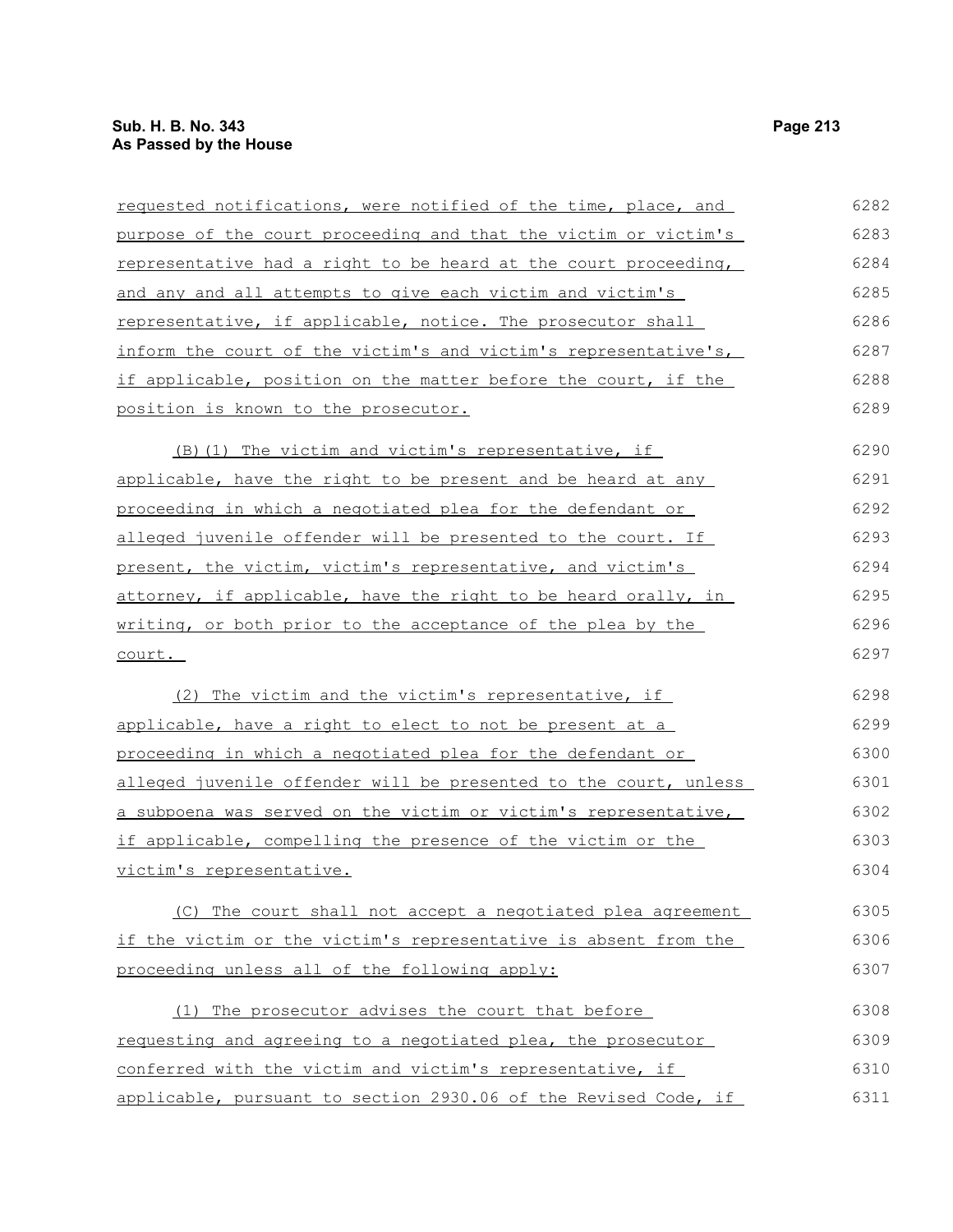requested notifications, were notified of the time, place, and purpose of the court proceeding and that the victim or victim's representative had a right to be heard at the court proceeding, and any and all attempts to give each victim and victim's representative, if applicable, notice. The prosecutor shall inform the court of the victim's and victim's representative's, if applicable, position on the matter before the court, if the position is known to the prosecutor.

(B)(1) The victim and victim's representative, if applicable, have the right to be present and be heard at any proceeding in which a negotiated plea for the defendant or alleged juvenile offender will be presented to the court. If present, the victim, victim's representative, and victim's attorney, if applicable, have the right to be heard orally, in writing, or both prior to the acceptance of the plea by the court.

(2) The victim and the victim's representative, if applicable, have a right to elect to not be present at a proceeding in which a negotiated plea for the defendant or alleged juvenile offender will be presented to the court, unless a subpoena was served on the victim or victim's representative, if applicable, compelling the presence of the victim or the victim's representative.

(C) The court shall not accept a negotiated plea agreement if the victim or the victim's representative is absent from the proceeding unless all of the following apply:

(1) The prosecutor advises the court that before requesting and agreeing to a negotiated plea, the prosecutor conferred with the victim and victim's representative, if applicable, pursuant to section 2930.06 of the Revised Code, if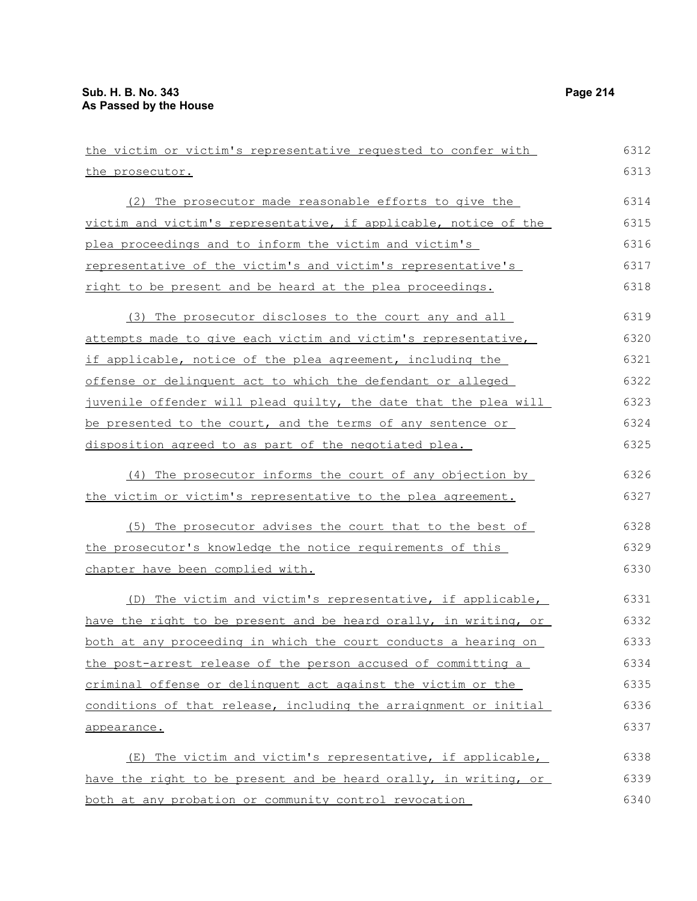the victim or victim's representative requested to confer with the prosecutor.

(2) The prosecutor made reasonable efforts to give the victim and victim's representative, if applicable, notice of the plea proceedings and to inform the victim and victim's representative of the victim's and victim's representative's right to be present and be heard at the plea proceedings.

(3) The prosecutor discloses to the court any and all attempts made to give each victim and victim's representative, if applicable, notice of the plea agreement, including the offense or delinquent act to which the defendant or alleged juvenile offender will plead guilty, the date that the plea will be presented to the court, and the terms of any sentence or disposition agreed to as part of the negotiated plea.

(4) The prosecutor informs the court of any objection by the victim or victim's representative to the plea agreement.

(5) The prosecutor advises the court that to the best of the prosecutor's knowledge the notice requirements of this chapter have been complied with.

(D) The victim and victim's representative, if applicable, have the right to be present and be heard orally, in writing, or both at any proceeding in which the court conducts a hearing on the post-arrest release of the person accused of committing a criminal offense or delinquent act against the victim or the conditions of that release, including the arraignment or initial appearance.

(E) The victim and victim's representative, if applicable, have the right to be present and be heard orally, in writing, or both at any probation or community control revocation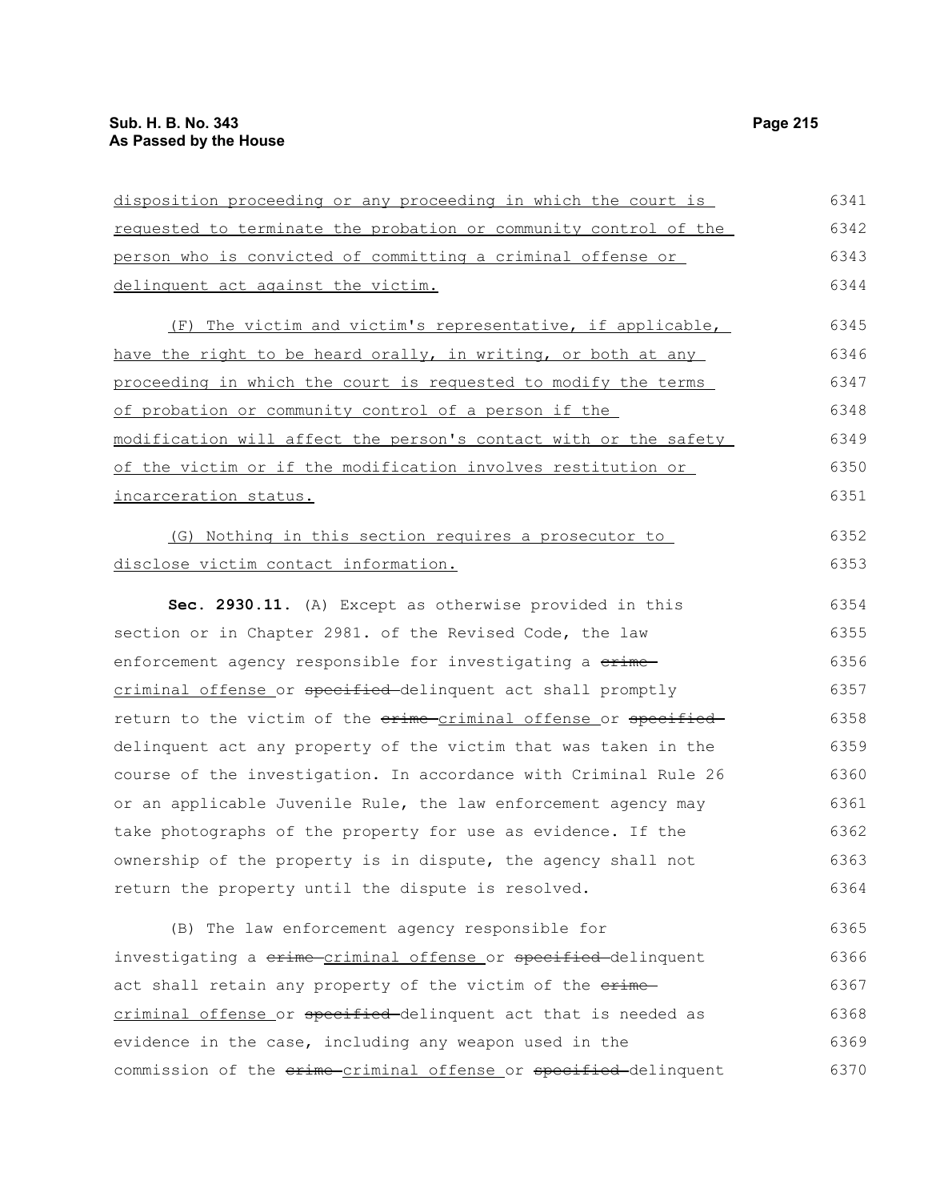disposition proceeding or any proceeding in which the court is requested to terminate the probation or community control of the person who is convicted of committing a criminal offense or delinquent act against the victim.

(F) The victim and victim's representative, if applicable, have the right to be heard orally, in writing, or both at any proceeding in which the court is requested to modify the terms of probation or community control of a person if the modification will affect the person's contact with or the safety of the victim or if the modification involves restitution or incarceration status.

(G) Nothing in this section requires a prosecutor to disclose victim contact information.

**Sec. 2930.11.** (A) Except as otherwise provided in this section or in Chapter 2981. of the Revised Code, the law enforcement agency responsible for investigating a ~~crime~~ criminal offense or ~~specified~~ delinquent act shall promptly return to the victim of the ~~crime~~ criminal offense or ~~specified~~ delinquent act any property of the victim that was taken in the course of the investigation. In accordance with Criminal Rule 26 or an applicable Juvenile Rule, the law enforcement agency may take photographs of the property for use as evidence. If the ownership of the property is in dispute, the agency shall not return the property until the dispute is resolved.

(B) The law enforcement agency responsible for investigating a ~~crime~~ criminal offense or ~~specified~~ delinquent act shall retain any property of the victim of the ~~crime~~ criminal offense or ~~specified~~ delinquent act that is needed as evidence in the case, including any weapon used in the commission of the ~~crime~~ criminal offense or ~~specified~~ delinquent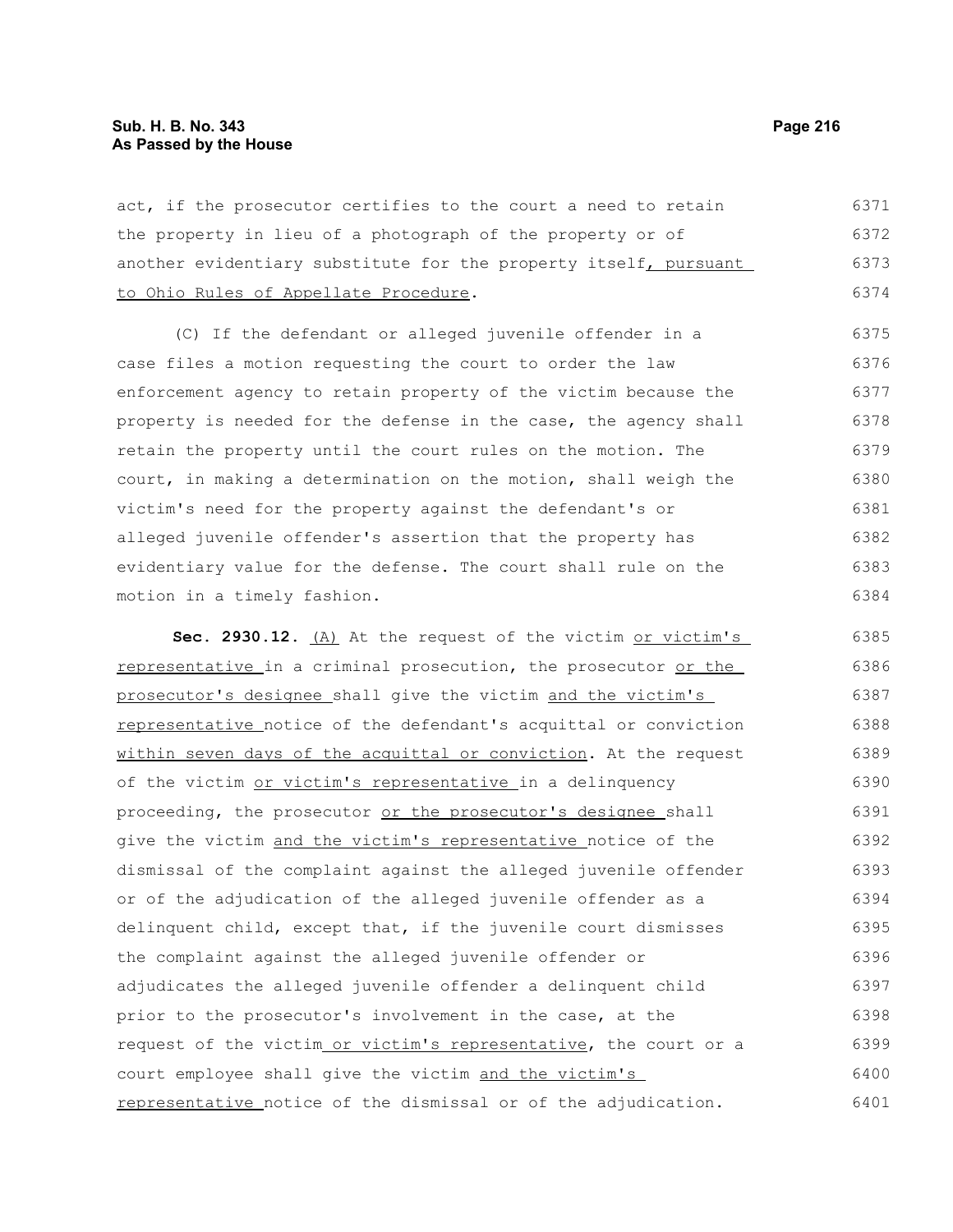act, if the prosecutor certifies to the court a need to retain the property in lieu of a photograph of the property or of another evidentiary substitute for the property itself, pursuant to Ohio Rules of Appellate Procedure.

(C) If the defendant or alleged juvenile offender in a case files a motion requesting the court to order the law enforcement agency to retain property of the victim because the property is needed for the defense in the case, the agency shall retain the property until the court rules on the motion. The court, in making a determination on the motion, shall weigh the victim's need for the property against the defendant's or alleged juvenile offender's assertion that the property has evidentiary value for the defense. The court shall rule on the motion in a timely fashion.

**Sec. 2930.12.** (A) At the request of the victim or victim's representative in a criminal prosecution, the prosecutor or the prosecutor's designee shall give the victim and the victim's representative notice of the defendant's acquittal or conviction within seven days of the acquittal or conviction. At the request of the victim or victim's representative in a delinquency proceeding, the prosecutor or the prosecutor's designee shall give the victim and the victim's representative notice of the dismissal of the complaint against the alleged juvenile offender or of the adjudication of the alleged juvenile offender as a delinquent child, except that, if the juvenile court dismisses the complaint against the alleged juvenile offender or adjudicates the alleged juvenile offender a delinquent child prior to the prosecutor's involvement in the case, at the request of the victim or victim's representative, the court or a court employee shall give the victim and the victim's representative notice of the dismissal or of the adjudication.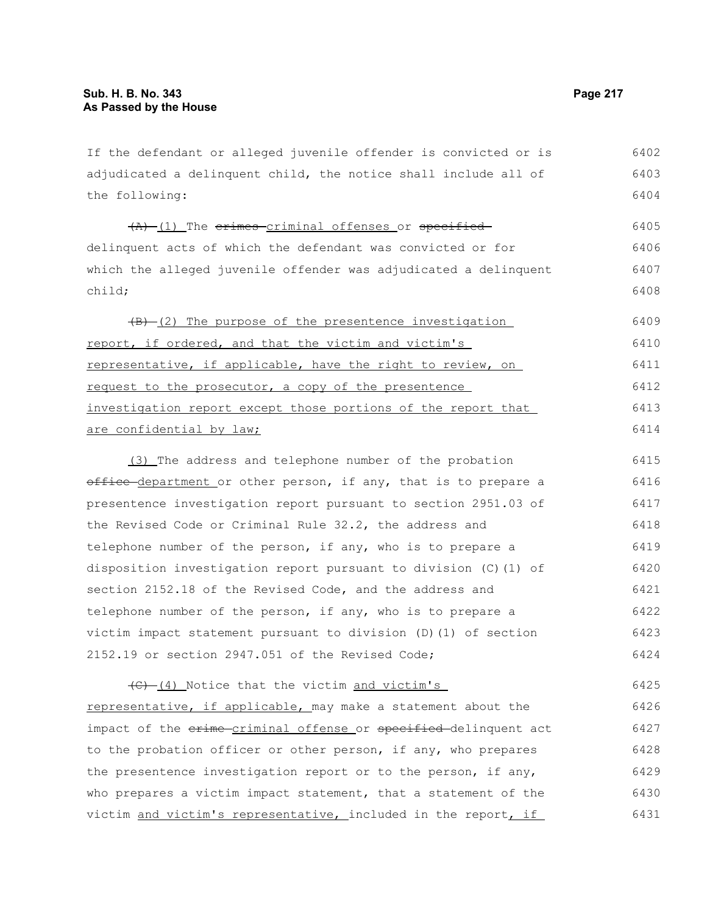If the defendant or alleged juvenile offender is convicted or is adjudicated a delinquent child, the notice shall include all of the following:

~~(A)~~ (1) The ~~crimes~~ criminal offenses or ~~specified~~ delinquent acts of which the defendant was convicted or for which the alleged juvenile offender was adjudicated a delinquent child;

~~(B)~~ (2) The purpose of the presentence investigation report, if ordered, and that the victim and victim's representative, if applicable, have the right to review, on request to the prosecutor, a copy of the presentence investigation report except those portions of the report that are confidential by law;

(3) The address and telephone number of the probation ~~office~~ department or other person, if any, that is to prepare a presentence investigation report pursuant to section 2951.03 of the Revised Code or Criminal Rule 32.2, the address and telephone number of the person, if any, who is to prepare a disposition investigation report pursuant to division (C)(1) of section 2152.18 of the Revised Code, and the address and telephone number of the person, if any, who is to prepare a victim impact statement pursuant to division (D)(1) of section 2152.19 or section 2947.051 of the Revised Code;

~~(C)~~ (4) Notice that the victim and victim's representative, if applicable, may make a statement about the impact of the ~~crime~~ criminal offense or ~~specified~~ delinquent act to the probation officer or other person, if any, who prepares the presentence investigation report or to the person, if any, who prepares a victim impact statement, that a statement of the victim and victim's representative, included in the report, if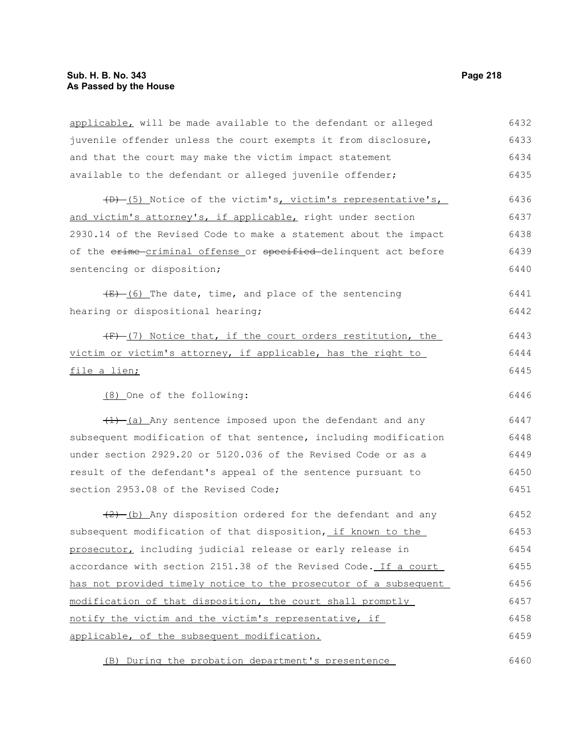applicable, will be made available to the defendant or alleged juvenile offender unless the court exempts it from disclosure, and that the court may make the victim impact statement available to the defendant or alleged juvenile offender;

~~(D)~~ (5) Notice of the victim's, victim's representative's, and victim's attorney's, if applicable, right under section 2930.14 of the Revised Code to make a statement about the impact of the ~~crime~~ criminal offense or ~~specified~~ delinquent act before sentencing or disposition;

~~(E)~~ (6) The date, time, and place of the sentencing hearing or dispositional hearing;

~~(F)~~ (7) Notice that, if the court orders restitution, the victim or victim's attorney, if applicable, has the right to file a lien;

(8) One of the following:

~~(1)~~ (a) Any sentence imposed upon the defendant and any subsequent modification of that sentence, including modification under section 2929.20 or 5120.036 of the Revised Code or as a result of the defendant's appeal of the sentence pursuant to section 2953.08 of the Revised Code;

~~(2)~~ (b) Any disposition ordered for the defendant and any subsequent modification of that disposition, if known to the prosecutor, including judicial release or early release in accordance with section 2151.38 of the Revised Code. If a court has not provided timely notice to the prosecutor of a subsequent modification of that disposition, the court shall promptly notify the victim and the victim's representative, if applicable, of the subsequent modification.

(B) During the probation department's presentence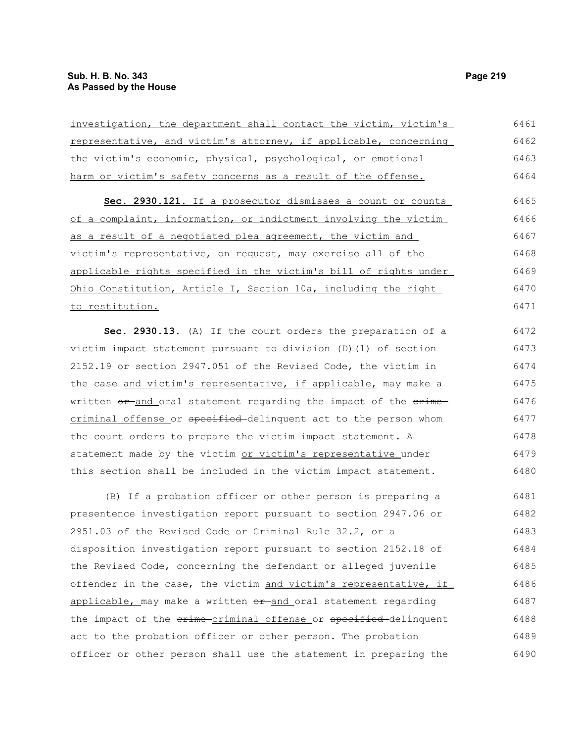investigation, the department shall contact the victim, victim's representative, and victim's attorney, if applicable, concerning the victim's economic, physical, psychological, or emotional harm or victim's safety concerns as a result of the offense.

**Sec. 2930.121.** If a prosecutor dismisses a count or counts of a complaint, information, or indictment involving the victim as a result of a negotiated plea agreement, the victim and victim's representative, on request, may exercise all of the applicable rights specified in the victim's bill of rights under Ohio Constitution, Article I, Section 10a, including the right to restitution.

**Sec. 2930.13.** (A) If the court orders the preparation of a victim impact statement pursuant to division (D)(1) of section 2152.19 or section 2947.051 of the Revised Code, the victim in the case and victim's representative, if applicable, may make a written ~~or~~ and oral statement regarding the impact of the ~~crime~~ criminal offense or ~~specified~~ delinquent act to the person whom the court orders to prepare the victim impact statement. A statement made by the victim or victim's representative under this section shall be included in the victim impact statement.

(B) If a probation officer or other person is preparing a presentence investigation report pursuant to section 2947.06 or 2951.03 of the Revised Code or Criminal Rule 32.2, or a disposition investigation report pursuant to section 2152.18 of the Revised Code, concerning the defendant or alleged juvenile offender in the case, the victim and victim's representative, if applicable, may make a written ~~or~~ and oral statement regarding the impact of the ~~crime~~ criminal offense or ~~specified~~ delinquent act to the probation officer or other person. The probation officer or other person shall use the statement in preparing the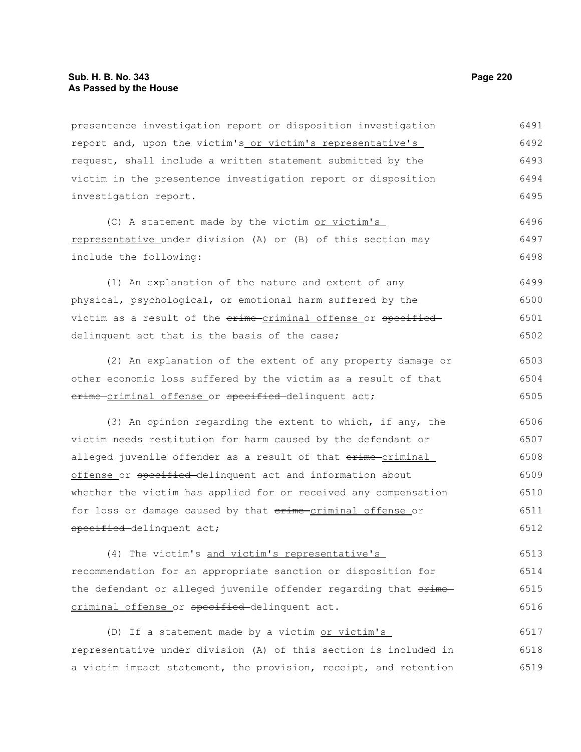presentence investigation report or disposition investigation report and, upon the victim's or victim's representative's request, shall include a written statement submitted by the victim in the presentence investigation report or disposition investigation report.

(C) A statement made by the victim or victim's representative under division (A) or (B) of this section may include the following:

(1) An explanation of the nature and extent of any physical, psychological, or emotional harm suffered by the victim as a result of the ~~crime~~ criminal offense or ~~specified~~ delinquent act that is the basis of the case;

(2) An explanation of the extent of any property damage or other economic loss suffered by the victim as a result of that ~~crime~~ criminal offense or ~~specified~~ delinquent act;

(3) An opinion regarding the extent to which, if any, the victim needs restitution for harm caused by the defendant or alleged juvenile offender as a result of that ~~crime~~ criminal offense or ~~specified~~ delinquent act and information about whether the victim has applied for or received any compensation for loss or damage caused by that ~~crime~~ criminal offense or ~~specified~~ delinquent act;

(4) The victim's and victim's representative's recommendation for an appropriate sanction or disposition for the defendant or alleged juvenile offender regarding that ~~crime~~ criminal offense or ~~specified~~ delinquent act.

(D) If a statement made by a victim or victim's representative under division (A) of this section is included in a victim impact statement, the provision, receipt, and retention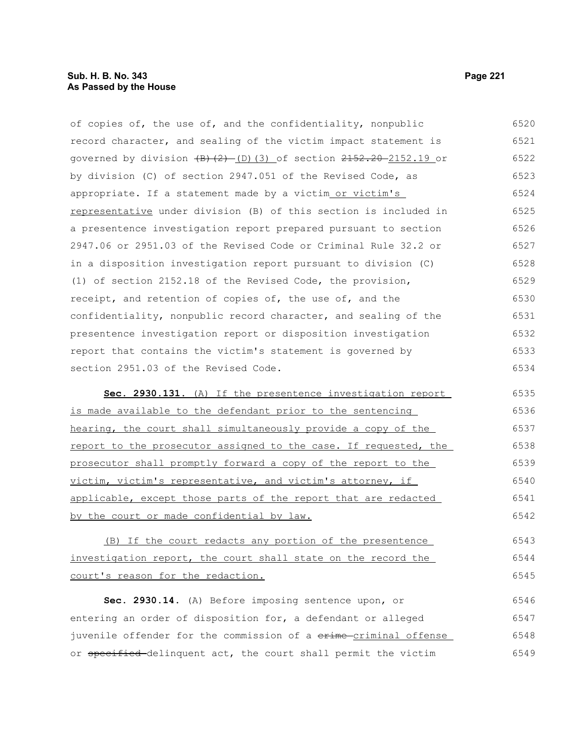of copies of, the use of, and the confidentiality, nonpublic record character, and sealing of the victim impact statement is governed by division ~~(B)(2)~~ (D)(3) of section ~~2152.20~~ 2152.19 or by division (C) of section 2947.051 of the Revised Code, as appropriate. If a statement made by a victim or victim's representative under division (B) of this section is included in a presentence investigation report prepared pursuant to section 2947.06 or 2951.03 of the Revised Code or Criminal Rule 32.2 or in a disposition investigation report pursuant to division (C)(1) of section 2152.18 of the Revised Code, the provision, receipt, and retention of copies of, the use of, and the confidentiality, nonpublic record character, and sealing of the presentence investigation report or disposition investigation report that contains the victim's statement is governed by section 2951.03 of the Revised Code.

**Sec. 2930.131.** (A) If the presentence investigation report is made available to the defendant prior to the sentencing hearing, the court shall simultaneously provide a copy of the report to the prosecutor assigned to the case. If requested, the prosecutor shall promptly forward a copy of the report to the victim, victim's representative, and victim's attorney, if applicable, except those parts of the report that are redacted by the court or made confidential by law.

(B) If the court redacts any portion of the presentence investigation report, the court shall state on the record the court's reason for the redaction.

**Sec. 2930.14.** (A) Before imposing sentence upon, or entering an order of disposition for, a defendant or alleged juvenile offender for the commission of a ~~crime~~ criminal offense or ~~specified~~ delinquent act, the court shall permit the victim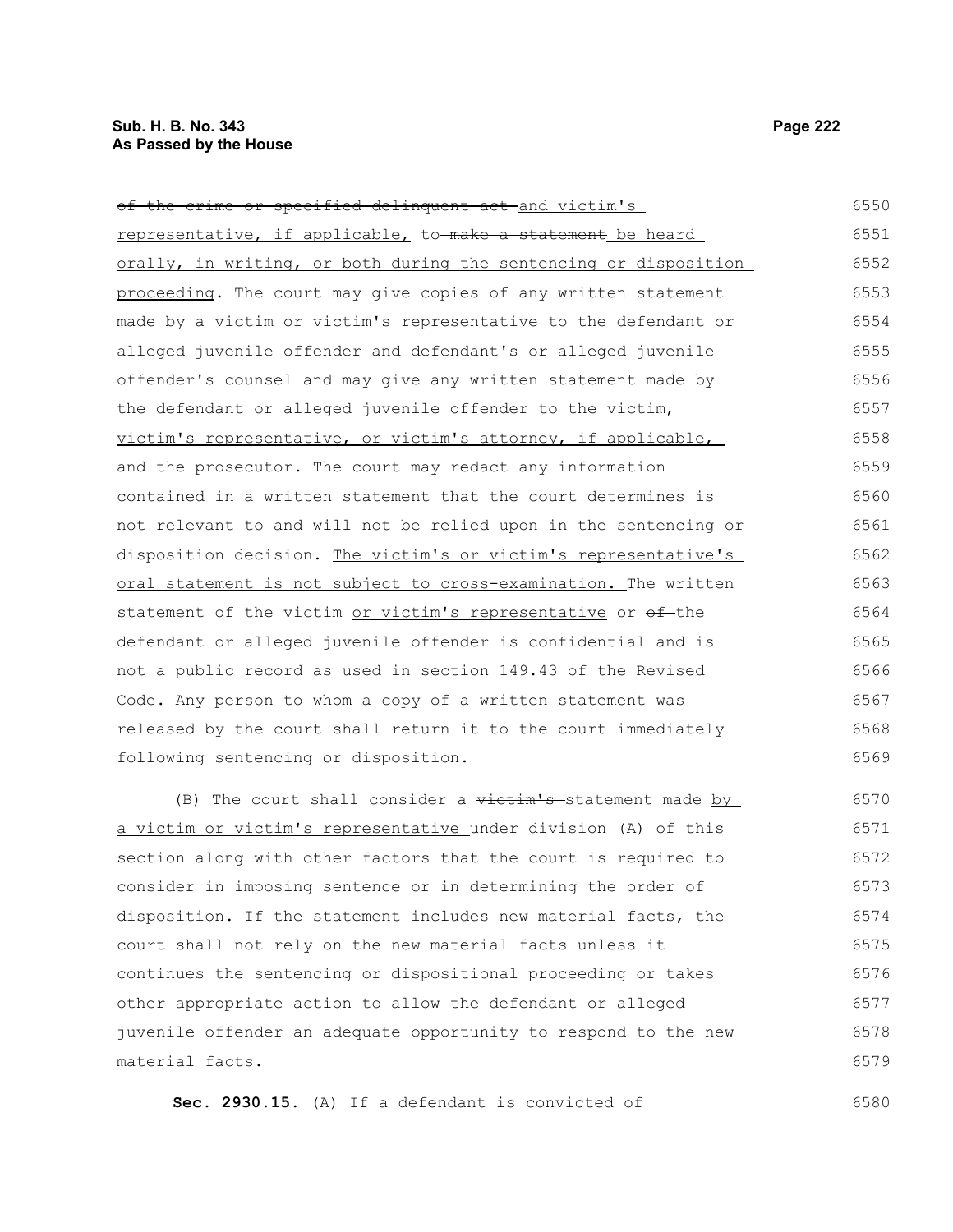~~of the crime or specified delinquent act~~ and victim's representative, if applicable, to ~~make a statement~~ be heard orally, in writing, or both during the sentencing or disposition proceeding. The court may give copies of any written statement made by a victim or victim's representative to the defendant or alleged juvenile offender and defendant's or alleged juvenile offender's counsel and may give any written statement made by the defendant or alleged juvenile offender to the victim, victim's representative, or victim's attorney, if applicable, and the prosecutor. The court may redact any information contained in a written statement that the court determines is not relevant to and will not be relied upon in the sentencing or disposition decision. The victim's or victim's representative's oral statement is not subject to cross-examination. The written statement of the victim or victim's representative or ~~of~~ the defendant or alleged juvenile offender is confidential and is not a public record as used in section 149.43 of the Revised Code. Any person to whom a copy of a written statement was released by the court shall return it to the court immediately following sentencing or disposition.

(B) The court shall consider a ~~victim's~~ statement made by a victim or victim's representative under division (A) of this section along with other factors that the court is required to consider in imposing sentence or in determining the order of disposition. If the statement includes new material facts, the court shall not rely on the new material facts unless it continues the sentencing or dispositional proceeding or takes other appropriate action to allow the defendant or alleged juvenile offender an adequate opportunity to respond to the new material facts.

**Sec. 2930.15.** (A) If a defendant is convicted of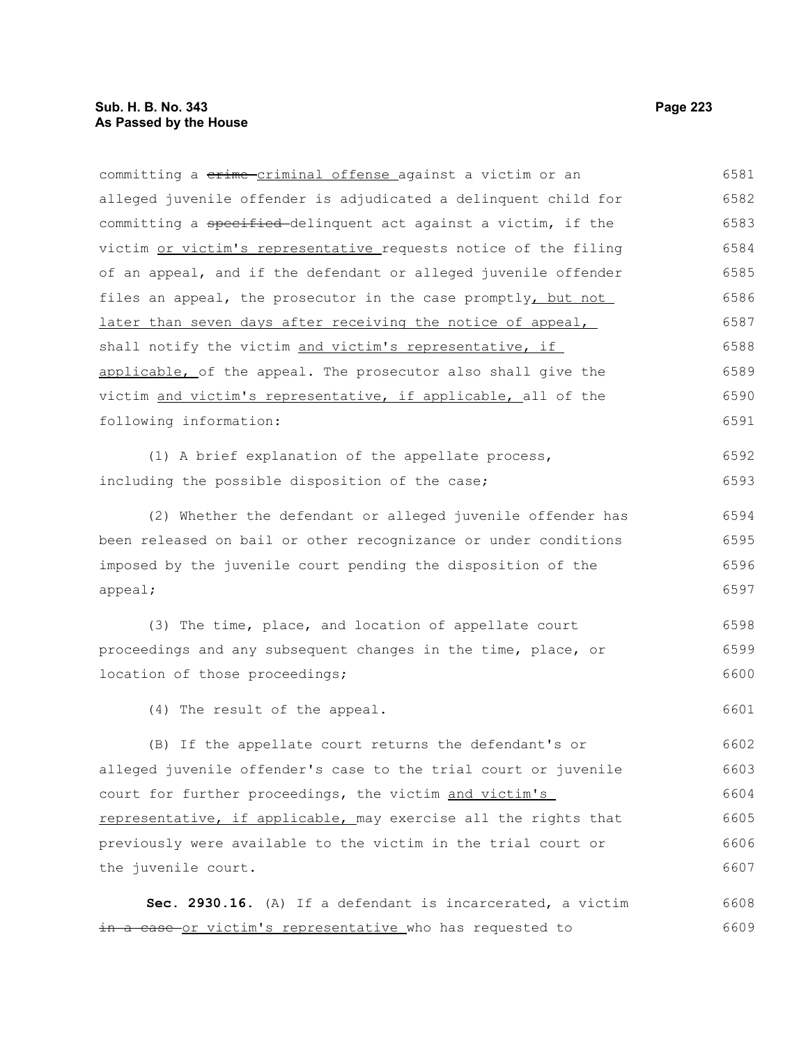committing a ~~crime~~ criminal offense against a victim or an alleged juvenile offender is adjudicated a delinquent child for committing a ~~specified~~ delinquent act against a victim, if the victim or victim's representative requests notice of the filing of an appeal, and if the defendant or alleged juvenile offender files an appeal, the prosecutor in the case promptly, but not later than seven days after receiving the notice of appeal, shall notify the victim and victim's representative, if applicable, of the appeal. The prosecutor also shall give the victim and victim's representative, if applicable, all of the following information:

(1) A brief explanation of the appellate process, including the possible disposition of the case;

(2) Whether the defendant or alleged juvenile offender has been released on bail or other recognizance or under conditions imposed by the juvenile court pending the disposition of the appeal;

(3) The time, place, and location of appellate court proceedings and any subsequent changes in the time, place, or location of those proceedings;

(4) The result of the appeal.

(B) If the appellate court returns the defendant's or alleged juvenile offender's case to the trial court or juvenile court for further proceedings, the victim and victim's representative, if applicable, may exercise all the rights that previously were available to the victim in the trial court or the juvenile court.

**Sec. 2930.16.** (A) If a defendant is incarcerated, a victim ~~in a case~~ or victim's representative who has requested to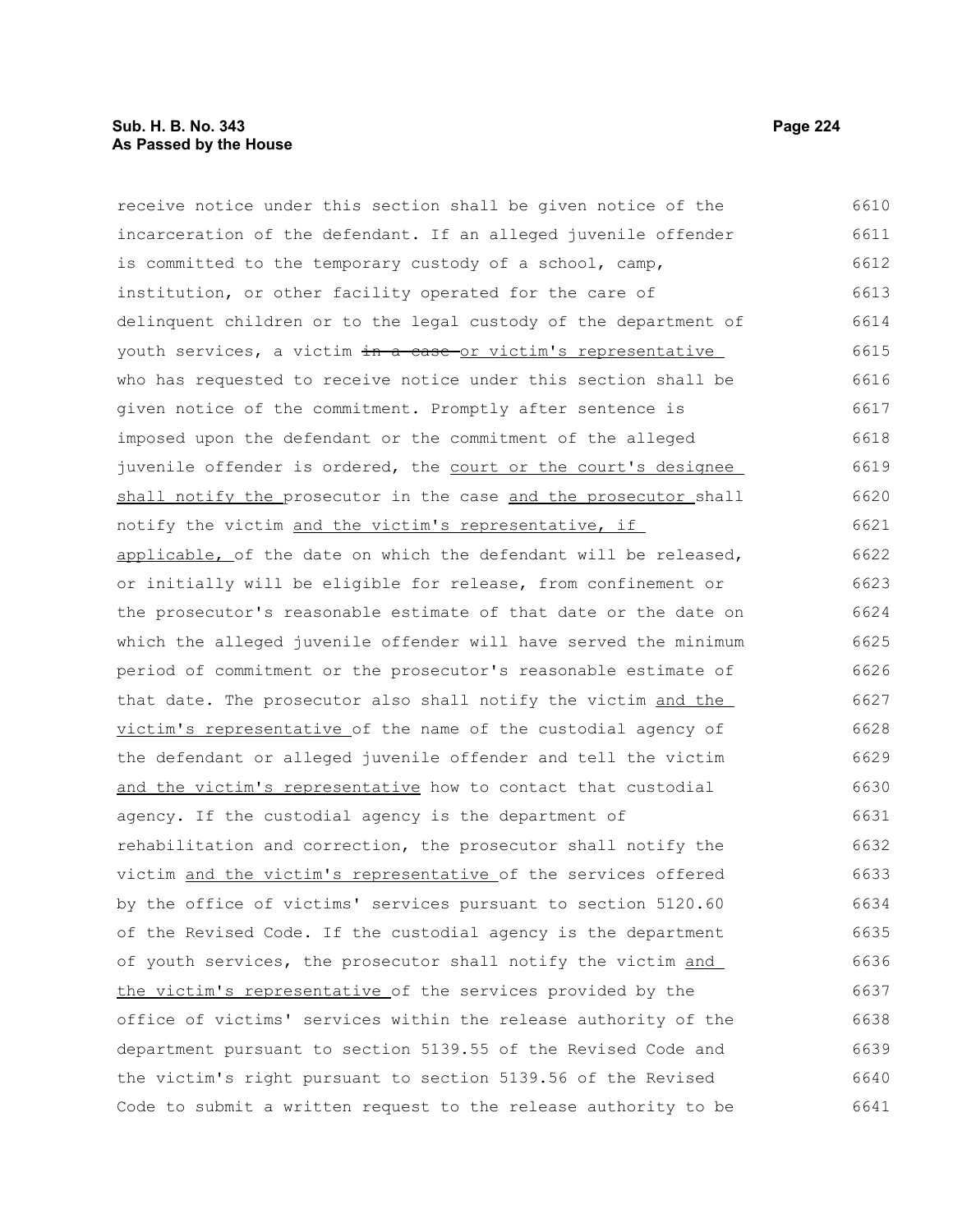receive notice under this section shall be given notice of the incarceration of the defendant. If an alleged juvenile offender is committed to the temporary custody of a school, camp, institution, or other facility operated for the care of delinquent children or to the legal custody of the department of youth services, a victim ~~in a case~~ or victim's representative who has requested to receive notice under this section shall be given notice of the commitment. Promptly after sentence is imposed upon the defendant or the commitment of the alleged juvenile offender is ordered, the court or the court's designee shall notify the prosecutor in the case and the prosecutor shall notify the victim and the victim's representative, if applicable, of the date on which the defendant will be released, or initially will be eligible for release, from confinement or the prosecutor's reasonable estimate of that date or the date on which the alleged juvenile offender will have served the minimum period of commitment or the prosecutor's reasonable estimate of that date. The prosecutor also shall notify the victim and the victim's representative of the name of the custodial agency of the defendant or alleged juvenile offender and tell the victim and the victim's representative how to contact that custodial agency. If the custodial agency is the department of rehabilitation and correction, the prosecutor shall notify the victim and the victim's representative of the services offered by the office of victims' services pursuant to section 5120.60 of the Revised Code. If the custodial agency is the department of youth services, the prosecutor shall notify the victim and the victim's representative of the services provided by the office of victims' services within the release authority of the department pursuant to section 5139.55 of the Revised Code and the victim's right pursuant to section 5139.56 of the Revised Code to submit a written request to the release authority to be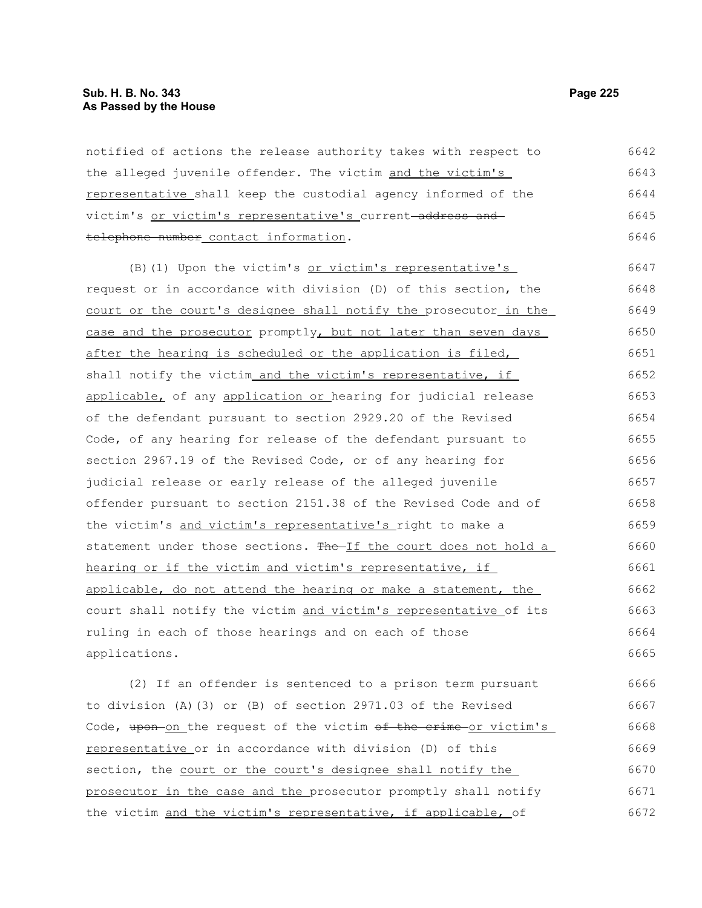notified of actions the release authority takes with respect to the alleged juvenile offender. The victim and the victim's representative shall keep the custodial agency informed of the victim's or victim's representative's current ~~address and telephone number~~ contact information.

(B)(1) Upon the victim's or victim's representative's request or in accordance with division (D) of this section, the court or the court's designee shall notify the prosecutor in the case and the prosecutor promptly, but not later than seven days after the hearing is scheduled or the application is filed, shall notify the victim and the victim's representative, if applicable, of any application or hearing for judicial release of the defendant pursuant to section 2929.20 of the Revised Code, of any hearing for release of the defendant pursuant to section 2967.19 of the Revised Code, or of any hearing for judicial release or early release of the alleged juvenile offender pursuant to section 2151.38 of the Revised Code and of the victim's and victim's representative's right to make a statement under those sections. ~~The~~ If the court does not hold a hearing or if the victim and victim's representative, if applicable, do not attend the hearing or make a statement, the court shall notify the victim and victim's representative of its ruling in each of those hearings and on each of those applications.

(2) If an offender is sentenced to a prison term pursuant to division (A)(3) or (B) of section 2971.03 of the Revised Code, ~~upon~~ on the request of the victim ~~of the crime~~ or victim's representative or in accordance with division (D) of this section, the court or the court's designee shall notify the prosecutor in the case and the prosecutor promptly shall notify the victim and the victim's representative, if applicable, of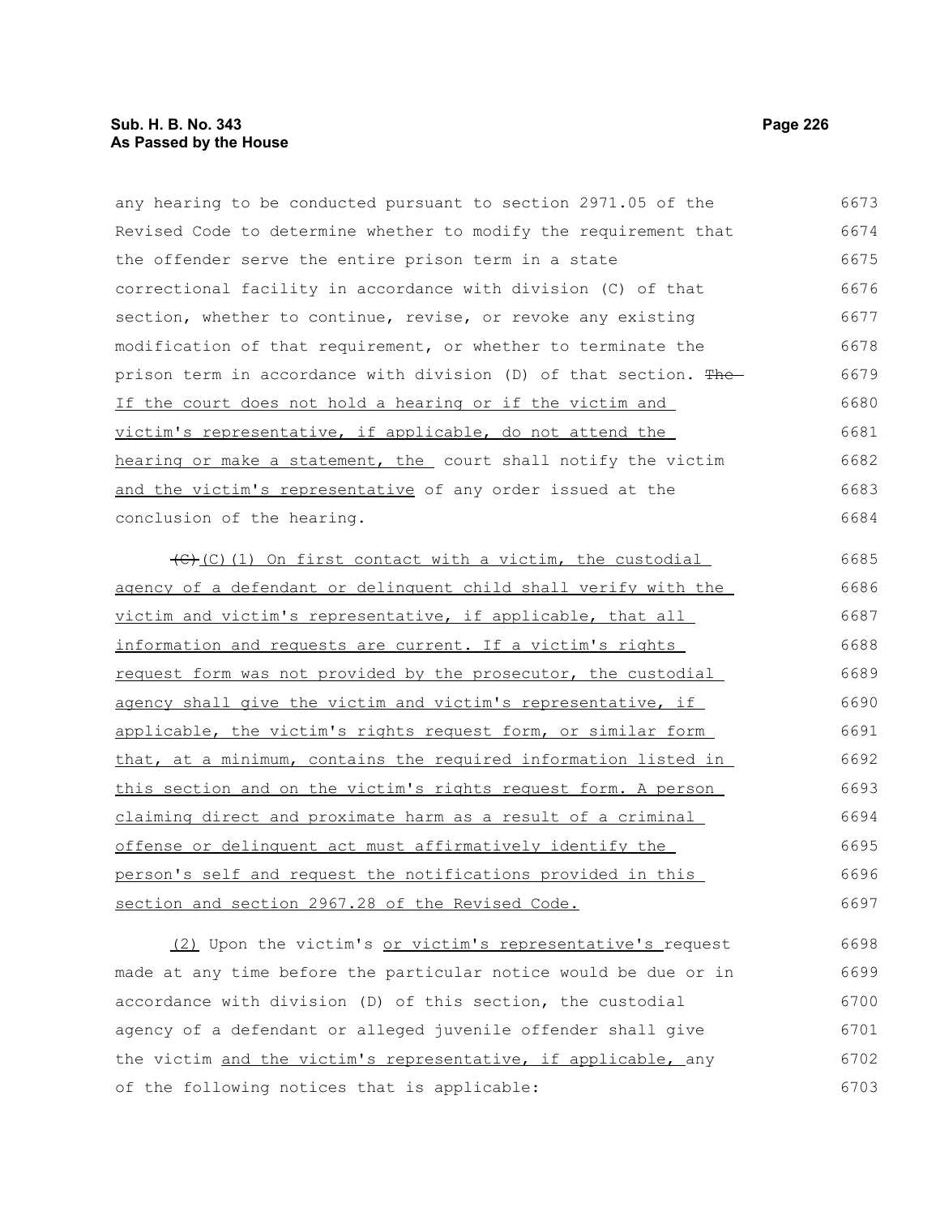any hearing to be conducted pursuant to section 2971.05 of the Revised Code to determine whether to modify the requirement that the offender serve the entire prison term in a state correctional facility in accordance with division (C) of that section, whether to continue, revise, or revoke any existing modification of that requirement, or whether to terminate the prison term in accordance with division (D) of that section. ~~The~~ If the court does not hold a hearing or if the victim and victim's representative, if applicable, do not attend the hearing or make a statement, the court shall notify the victim and the victim's representative of any order issued at the conclusion of the hearing.

~~(C)~~(C)(1) On first contact with a victim, the custodial agency of a defendant or delinquent child shall verify with the victim and victim's representative, if applicable, that all information and requests are current. If a victim's rights request form was not provided by the prosecutor, the custodial agency shall give the victim and victim's representative, if applicable, the victim's rights request form, or similar form that, at a minimum, contains the required information listed in this section and on the victim's rights request form. A person claiming direct and proximate harm as a result of a criminal offense or delinquent act must affirmatively identify the person's self and request the notifications provided in this section and section 2967.28 of the Revised Code.

(2) Upon the victim's or victim's representative's request made at any time before the particular notice would be due or in accordance with division (D) of this section, the custodial agency of a defendant or alleged juvenile offender shall give the victim and the victim's representative, if applicable, any of the following notices that is applicable: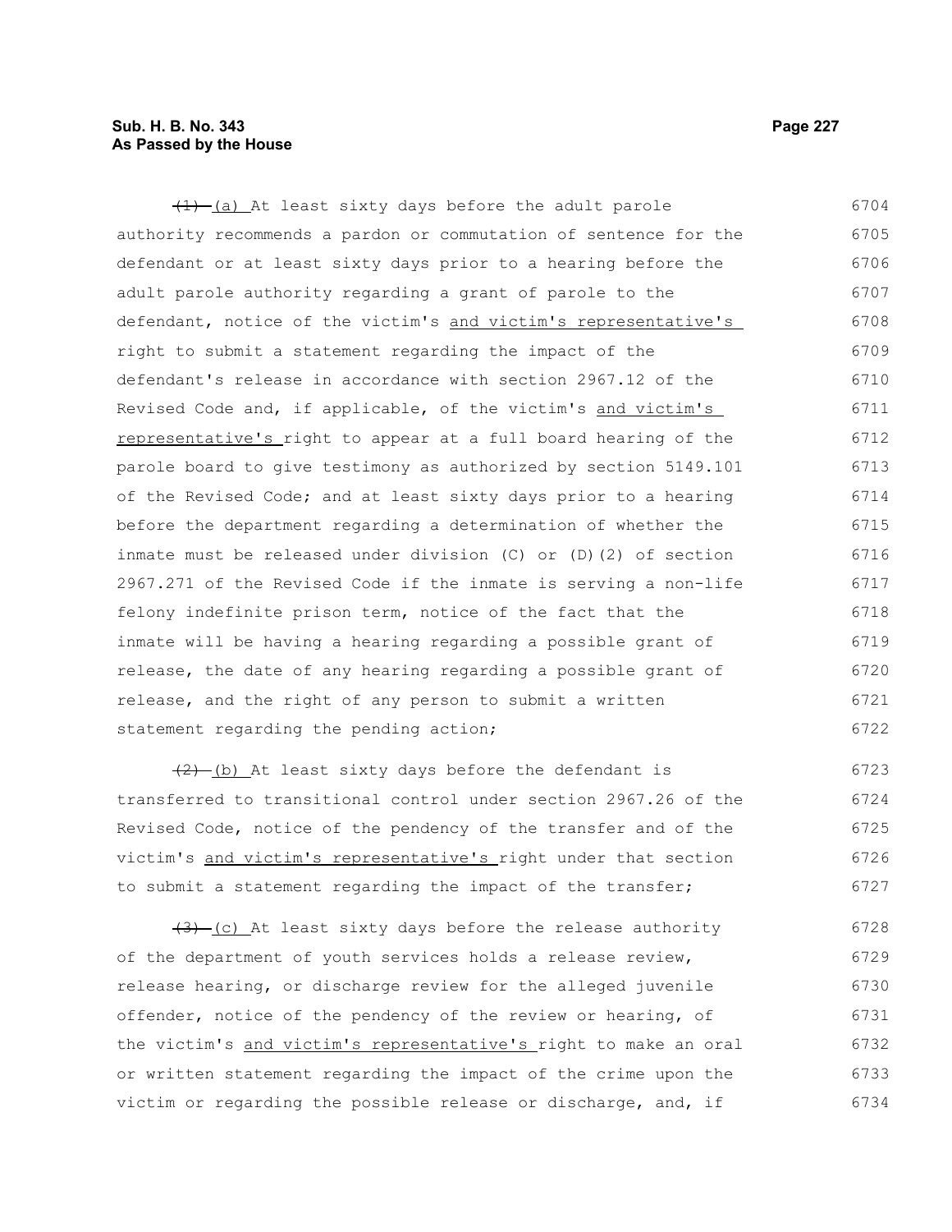~~(1)~~ (a) At least sixty days before the adult parole authority recommends a pardon or commutation of sentence for the defendant or at least sixty days prior to a hearing before the adult parole authority regarding a grant of parole to the defendant, notice of the victim's <u>and victim's representative's</u> right to submit a statement regarding the impact of the defendant's release in accordance with section 2967.12 of the Revised Code and, if applicable, of the victim's <u>and victim's representative's</u> right to appear at a full board hearing of the parole board to give testimony as authorized by section 5149.101 of the Revised Code; and at least sixty days prior to a hearing before the department regarding a determination of whether the inmate must be released under division (C) or (D)(2) of section 2967.271 of the Revised Code if the inmate is serving a non-life felony indefinite prison term, notice of the fact that the inmate will be having a hearing regarding a possible grant of release, the date of any hearing regarding a possible grant of release, and the right of any person to submit a written statement regarding the pending action;

~~(2)~~ (b) At least sixty days before the defendant is transferred to transitional control under section 2967.26 of the Revised Code, notice of the pendency of the transfer and of the victim's <u>and victim's representative's</u> right under that section to submit a statement regarding the impact of the transfer;

~~(3)~~ (c) At least sixty days before the release authority of the department of youth services holds a release review, release hearing, or discharge review for the alleged juvenile offender, notice of the pendency of the review or hearing, of the victim's <u>and victim's representative's</u> right to make an oral or written statement regarding the impact of the crime upon the victim or regarding the possible release or discharge, and, if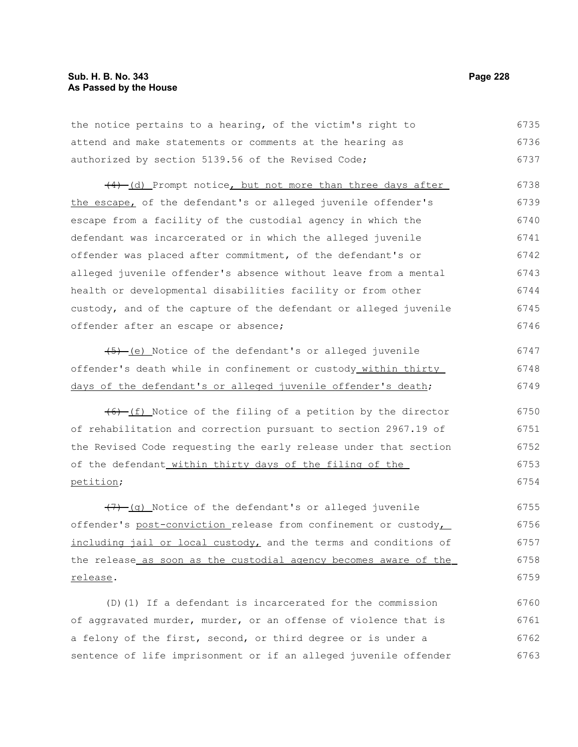the notice pertains to a hearing, of the victim's right to attend and make statements or comments at the hearing as authorized by section 5139.56 of the Revised Code;

~~(4)~~ (d) Prompt notice, but not more than three days after the escape, of the defendant's or alleged juvenile offender's escape from a facility of the custodial agency in which the defendant was incarcerated or in which the alleged juvenile offender was placed after commitment, of the defendant's or alleged juvenile offender's absence without leave from a mental health or developmental disabilities facility or from other custody, and of the capture of the defendant or alleged juvenile offender after an escape or absence;

~~(5)~~ (e) Notice of the defendant's or alleged juvenile offender's death while in confinement or custody within thirty days of the defendant's or alleged juvenile offender's death;

~~(6)~~ (f) Notice of the filing of a petition by the director of rehabilitation and correction pursuant to section 2967.19 of the Revised Code requesting the early release under that section of the defendant within thirty days of the filing of the petition;

~~(7)~~ (g) Notice of the defendant's or alleged juvenile offender's post-conviction release from confinement or custody, including jail or local custody, and the terms and conditions of the release as soon as the custodial agency becomes aware of the release.

(D)(1) If a defendant is incarcerated for the commission of aggravated murder, murder, or an offense of violence that is a felony of the first, second, or third degree or is under a sentence of life imprisonment or if an alleged juvenile offender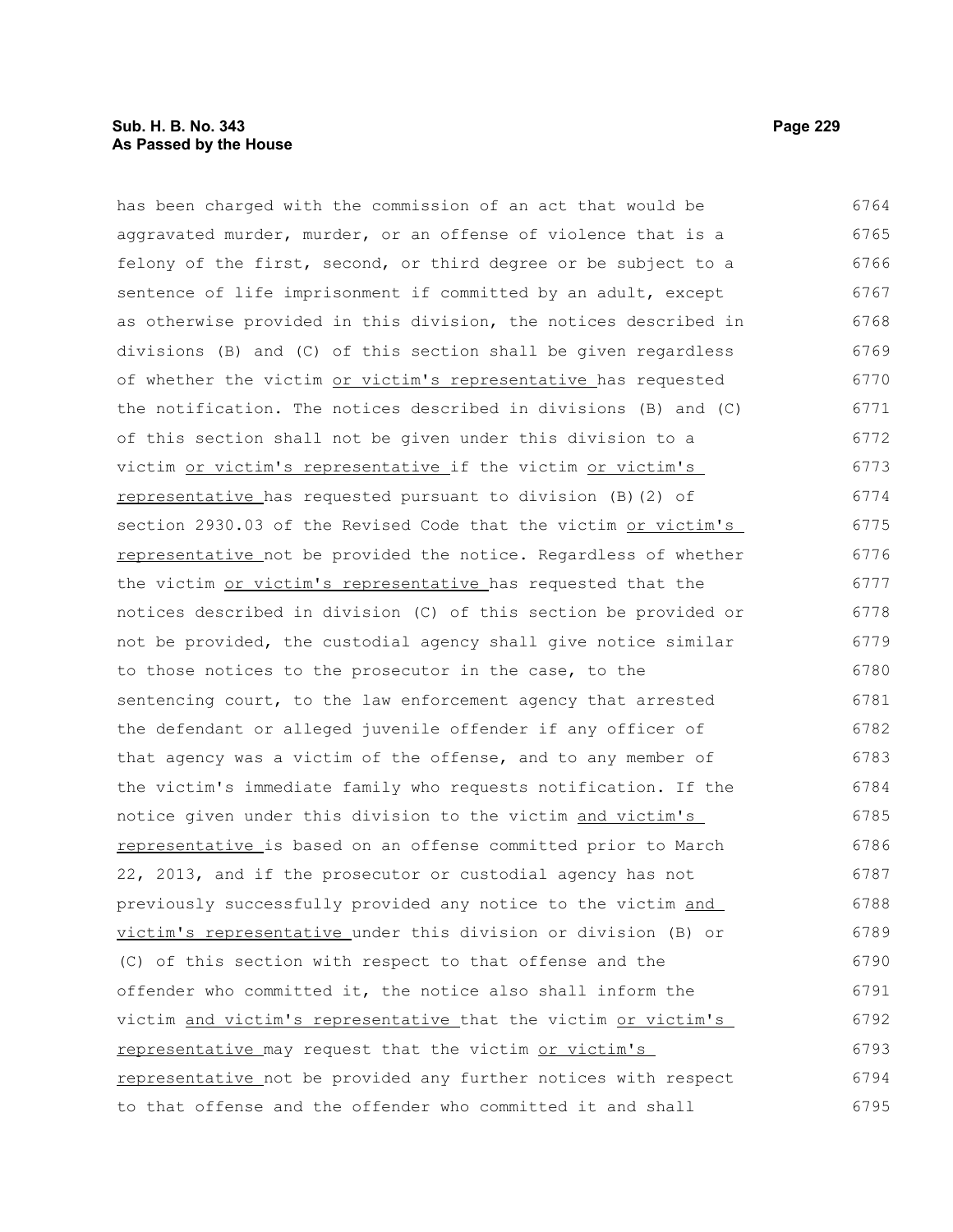has been charged with the commission of an act that would be aggravated murder, murder, or an offense of violence that is a felony of the first, second, or third degree or be subject to a sentence of life imprisonment if committed by an adult, except as otherwise provided in this division, the notices described in divisions (B) and (C) of this section shall be given regardless of whether the victim or victim's representative has requested the notification. The notices described in divisions (B) and (C) of this section shall not be given under this division to a victim or victim's representative if the victim or victim's representative has requested pursuant to division (B)(2) of section 2930.03 of the Revised Code that the victim or victim's representative not be provided the notice. Regardless of whether the victim or victim's representative has requested that the notices described in division (C) of this section be provided or not be provided, the custodial agency shall give notice similar to those notices to the prosecutor in the case, to the sentencing court, to the law enforcement agency that arrested the defendant or alleged juvenile offender if any officer of that agency was a victim of the offense, and to any member of the victim's immediate family who requests notification. If the notice given under this division to the victim and victim's representative is based on an offense committed prior to March 22, 2013, and if the prosecutor or custodial agency has not previously successfully provided any notice to the victim and victim's representative under this division or division (B) or (C) of this section with respect to that offense and the offender who committed it, the notice also shall inform the victim and victim's representative that the victim or victim's representative may request that the victim or victim's representative not be provided any further notices with respect to that offense and the offender who committed it and shall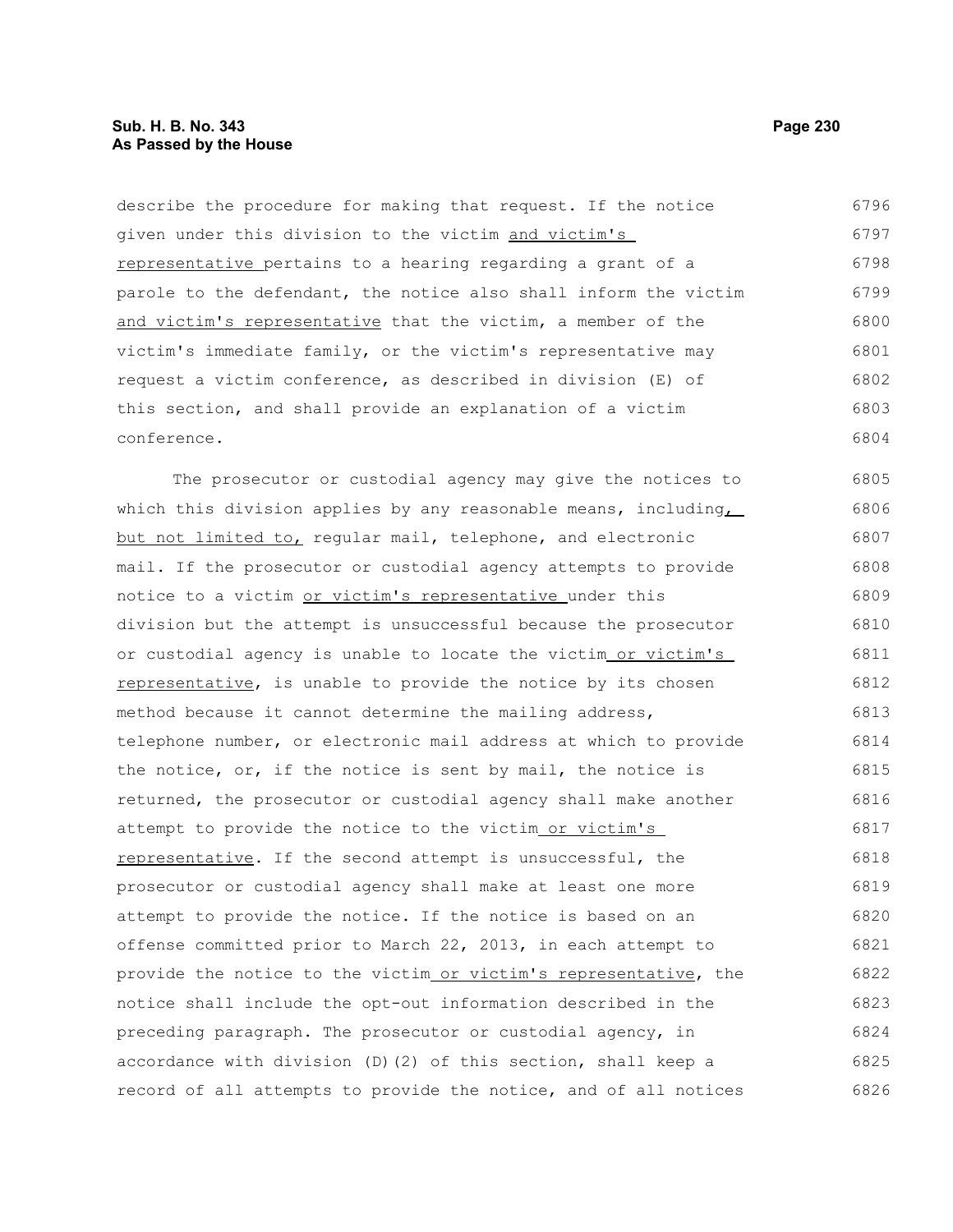describe the procedure for making that request. If the notice given under this division to the victim and victim's representative pertains to a hearing regarding a grant of a parole to the defendant, the notice also shall inform the victim and victim's representative that the victim, a member of the victim's immediate family, or the victim's representative may request a victim conference, as described in division (E) of this section, and shall provide an explanation of a victim conference.

The prosecutor or custodial agency may give the notices to which this division applies by any reasonable means, including, but not limited to, regular mail, telephone, and electronic mail. If the prosecutor or custodial agency attempts to provide notice to a victim or victim's representative under this division but the attempt is unsuccessful because the prosecutor or custodial agency is unable to locate the victim or victim's representative, is unable to provide the notice by its chosen method because it cannot determine the mailing address, telephone number, or electronic mail address at which to provide the notice, or, if the notice is sent by mail, the notice is returned, the prosecutor or custodial agency shall make another attempt to provide the notice to the victim or victim's representative. If the second attempt is unsuccessful, the prosecutor or custodial agency shall make at least one more attempt to provide the notice. If the notice is based on an offense committed prior to March 22, 2013, in each attempt to provide the notice to the victim or victim's representative, the notice shall include the opt-out information described in the preceding paragraph. The prosecutor or custodial agency, in accordance with division (D)(2) of this section, shall keep a record of all attempts to provide the notice, and of all notices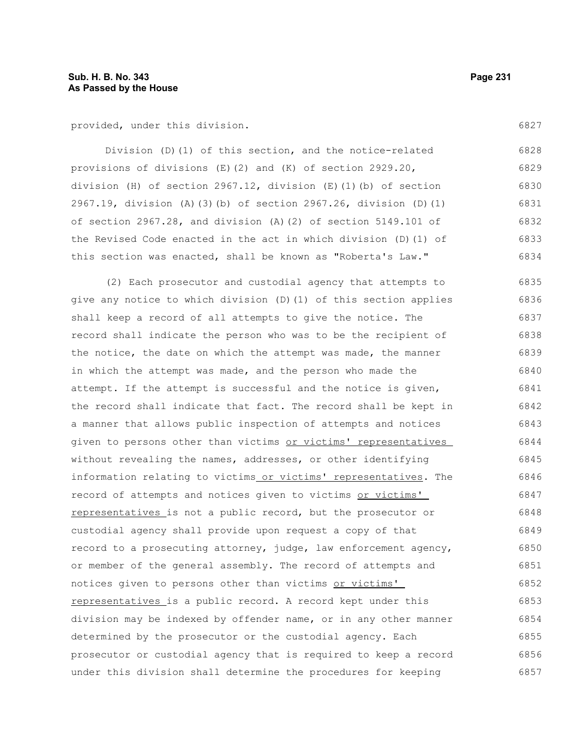provided, under this division.

Division (D)(1) of this section, and the notice-related provisions of divisions (E)(2) and (K) of section 2929.20, division (H) of section 2967.12, division (E)(1)(b) of section 2967.19, division (A)(3)(b) of section 2967.26, division (D)(1) of section 2967.28, and division (A)(2) of section 5149.101 of the Revised Code enacted in the act in which division (D)(1) of this section was enacted, shall be known as "Roberta's Law."

(2) Each prosecutor and custodial agency that attempts to give any notice to which division (D)(1) of this section applies shall keep a record of all attempts to give the notice. The record shall indicate the person who was to be the recipient of the notice, the date on which the attempt was made, the manner in which the attempt was made, and the person who made the attempt. If the attempt is successful and the notice is given, the record shall indicate that fact. The record shall be kept in a manner that allows public inspection of attempts and notices given to persons other than victims or victims' representatives without revealing the names, addresses, or other identifying information relating to victims or victims' representatives. The record of attempts and notices given to victims or victims' representatives is not a public record, but the prosecutor or custodial agency shall provide upon request a copy of that record to a prosecuting attorney, judge, law enforcement agency, or member of the general assembly. The record of attempts and notices given to persons other than victims or victims' representatives is a public record. A record kept under this division may be indexed by offender name, or in any other manner determined by the prosecutor or the custodial agency. Each prosecutor or custodial agency that is required to keep a record under this division shall determine the procedures for keeping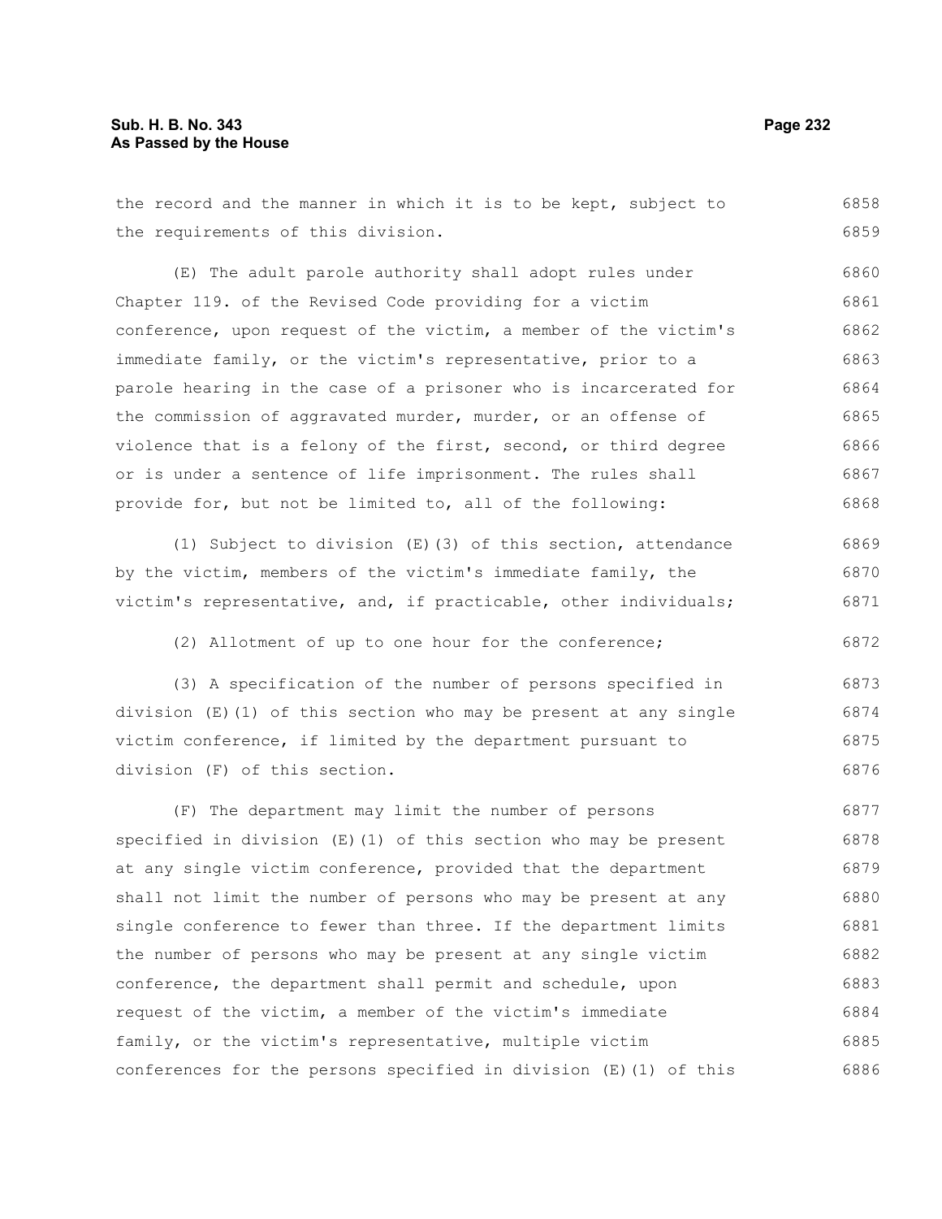the record and the manner in which it is to be kept, subject to the requirements of this division.

(E) The adult parole authority shall adopt rules under Chapter 119. of the Revised Code providing for a victim conference, upon request of the victim, a member of the victim's immediate family, or the victim's representative, prior to a parole hearing in the case of a prisoner who is incarcerated for the commission of aggravated murder, murder, or an offense of violence that is a felony of the first, second, or third degree or is under a sentence of life imprisonment. The rules shall provide for, but not be limited to, all of the following:

(1) Subject to division (E)(3) of this section, attendance by the victim, members of the victim's immediate family, the victim's representative, and, if practicable, other individuals;

(2) Allotment of up to one hour for the conference;

(3) A specification of the number of persons specified in division (E)(1) of this section who may be present at any single victim conference, if limited by the department pursuant to division (F) of this section.

(F) The department may limit the number of persons specified in division (E)(1) of this section who may be present at any single victim conference, provided that the department shall not limit the number of persons who may be present at any single conference to fewer than three. If the department limits the number of persons who may be present at any single victim conference, the department shall permit and schedule, upon request of the victim, a member of the victim's immediate family, or the victim's representative, multiple victim conferences for the persons specified in division (E)(1) of this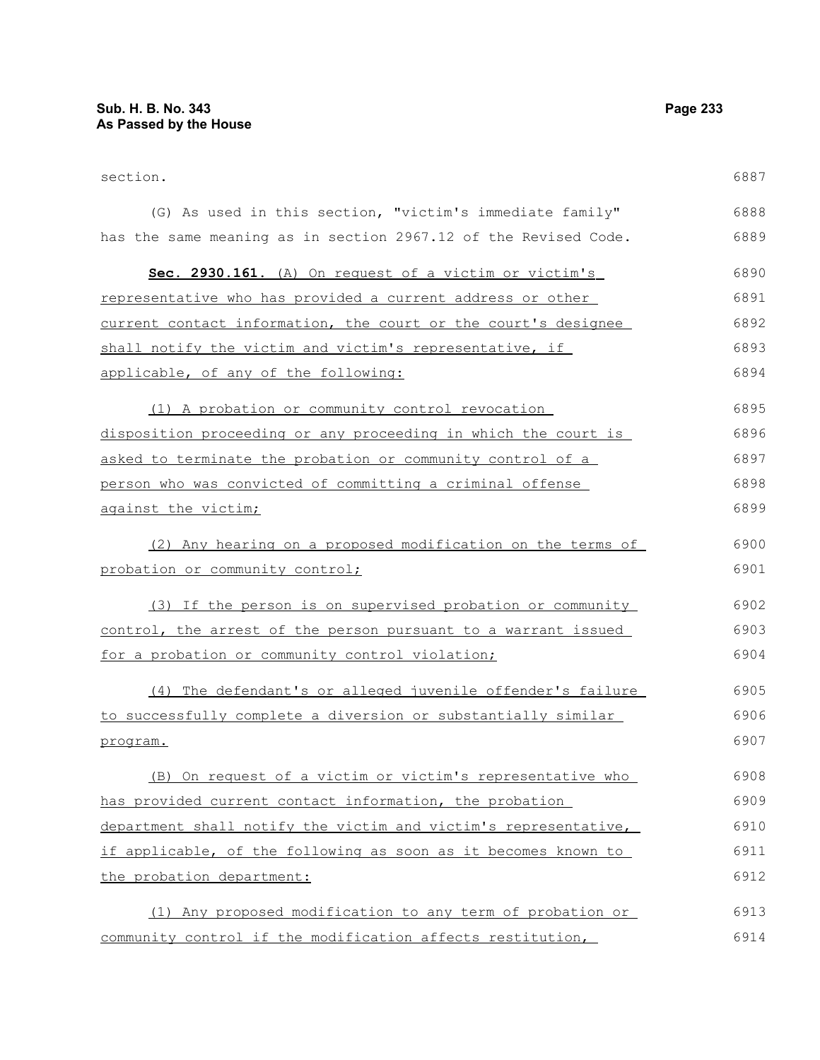section.

(G) As used in this section, "victim's immediate family" has the same meaning as in section 2967.12 of the Revised Code.

**Sec. 2930.161.** (A) On request of a victim or victim's representative who has provided a current address or other current contact information, the court or the court's designee shall notify the victim and victim's representative, if applicable, of any of the following:

(1) A probation or community control revocation disposition proceeding or any proceeding in which the court is asked to terminate the probation or community control of a person who was convicted of committing a criminal offense against the victim;

(2) Any hearing on a proposed modification on the terms of probation or community control;

(3) If the person is on supervised probation or community control, the arrest of the person pursuant to a warrant issued for a probation or community control violation;

(4) The defendant's or alleged juvenile offender's failure to successfully complete a diversion or substantially similar program.

(B) On request of a victim or victim's representative who has provided current contact information, the probation department shall notify the victim and victim's representative, if applicable, of the following as soon as it becomes known to the probation department:

(1) Any proposed modification to any term of probation or community control if the modification affects restitution,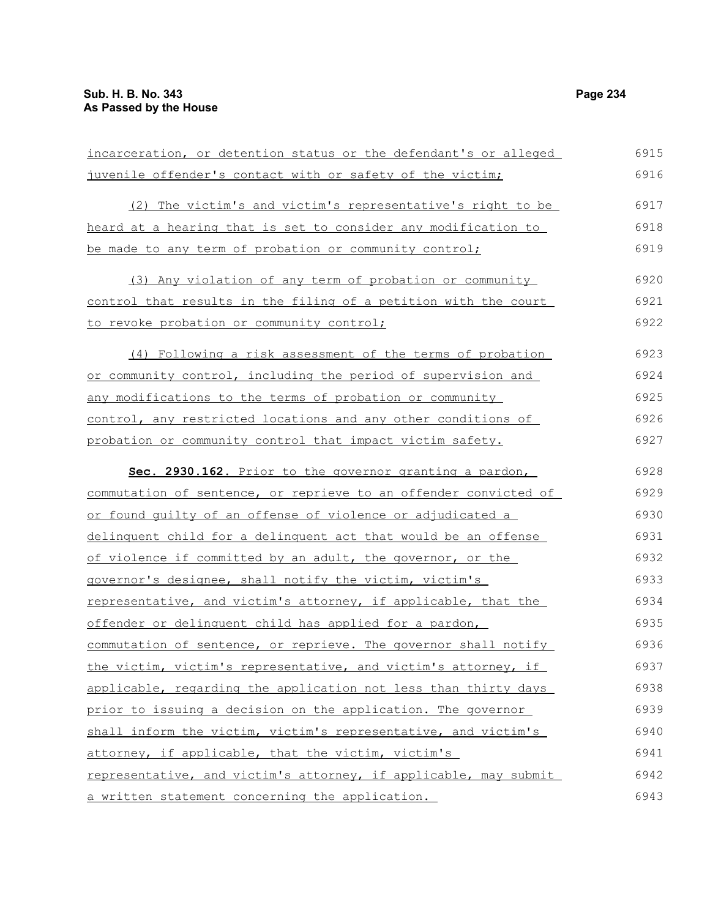incarceration, or detention status or the defendant's or alleged juvenile offender's contact with or safety of the victim;

(2) The victim's and victim's representative's right to be heard at a hearing that is set to consider any modification to be made to any term of probation or community control;

(3) Any violation of any term of probation or community control that results in the filing of a petition with the court to revoke probation or community control;

(4) Following a risk assessment of the terms of probation or community control, including the period of supervision and any modifications to the terms of probation or community control, any restricted locations and any other conditions of probation or community control that impact victim safety.

**Sec. 2930.162.** Prior to the governor granting a pardon, commutation of sentence, or reprieve to an offender convicted of or found guilty of an offense of violence or adjudicated a delinquent child for a delinquent act that would be an offense of violence if committed by an adult, the governor, or the governor's designee, shall notify the victim, victim's representative, and victim's attorney, if applicable, that the offender or delinquent child has applied for a pardon, commutation of sentence, or reprieve. The governor shall notify the victim, victim's representative, and victim's attorney, if applicable, regarding the application not less than thirty days prior to issuing a decision on the application. The governor shall inform the victim, victim's representative, and victim's attorney, if applicable, that the victim, victim's representative, and victim's attorney, if applicable, may submit a written statement concerning the application.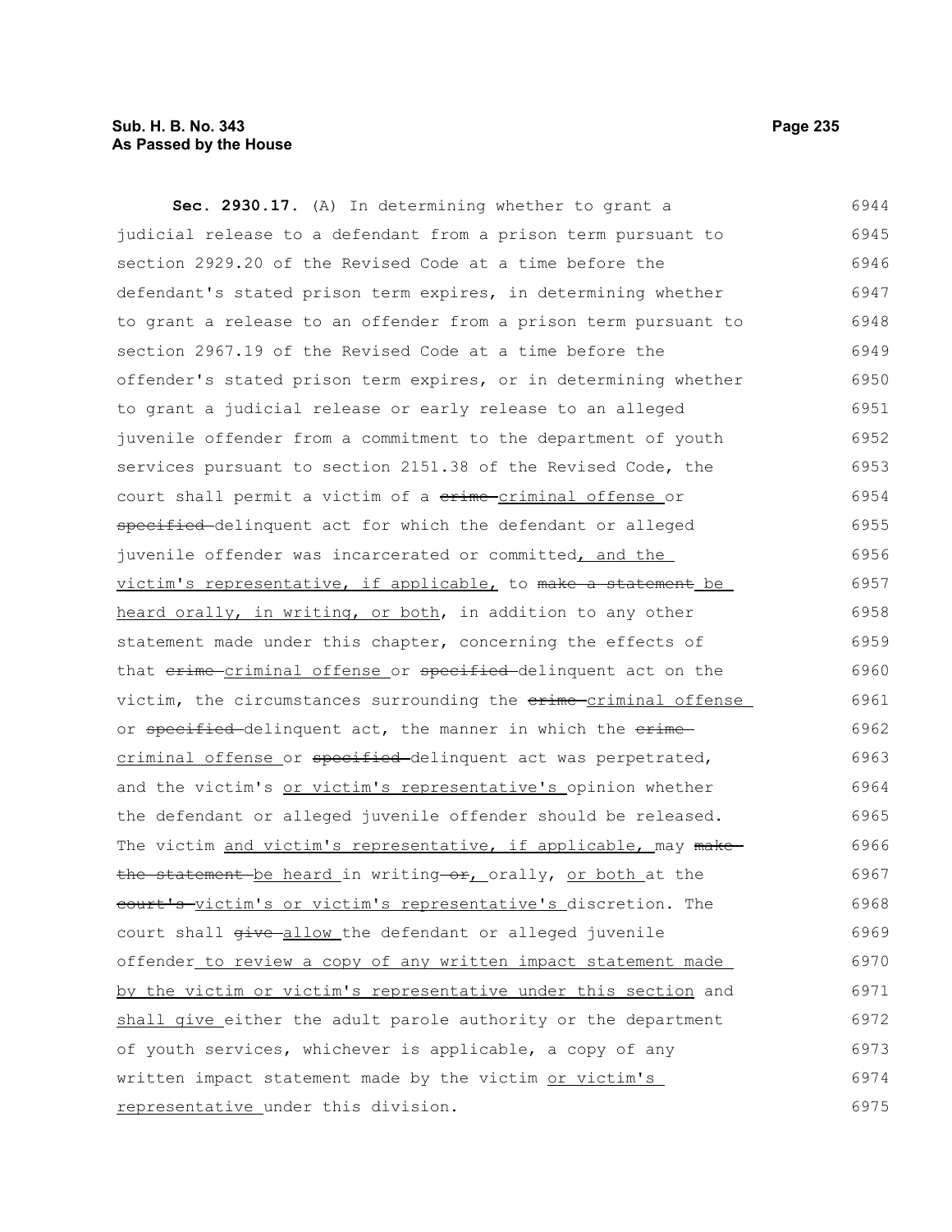**Sec. 2930.17.** (A) In determining whether to grant a judicial release to a defendant from a prison term pursuant to section 2929.20 of the Revised Code at a time before the defendant's stated prison term expires, in determining whether to grant a release to an offender from a prison term pursuant to section 2967.19 of the Revised Code at a time before the offender's stated prison term expires, or in determining whether to grant a judicial release or early release to an alleged juvenile offender from a commitment to the department of youth services pursuant to section 2151.38 of the Revised Code, the court shall permit a victim of a ~~crime~~ <u>criminal offense</u> or ~~specified~~ delinquent act for which the defendant or alleged juvenile offender was incarcerated or committed<u>, and the victim's representative, if applicable,</u> to ~~make a statement~~ <u>be heard orally, in writing, or both</u>, in addition to any other statement made under this chapter, concerning the effects of that ~~crime~~ <u>criminal offense</u> or ~~specified~~ delinquent act on the victim, the circumstances surrounding the ~~crime~~ <u>criminal offense</u> or ~~specified~~ delinquent act, the manner in which the ~~crime~~ <u>criminal offense</u> or ~~specified~~ delinquent act was perpetrated, and the victim's <u>or victim's representative's</u> opinion whether the defendant or alleged juvenile offender should be released. The victim <u>and victim's representative, if applicable,</u> may ~~make the statement~~ <u>be heard</u> in writing ~~or~~<u>,</u> orally, <u>or both</u> at the ~~court's~~ <u>victim's or victim's representative's</u> discretion. The court shall ~~give~~ <u>allow</u> the defendant or alleged juvenile offender <u>to review a copy of any written impact statement made by the victim or victim's representative under this section</u> and <u>shall give</u> either the adult parole authority or the department of youth services, whichever is applicable, a copy of any written impact statement made by the victim <u>or victim's representative</u> under this division.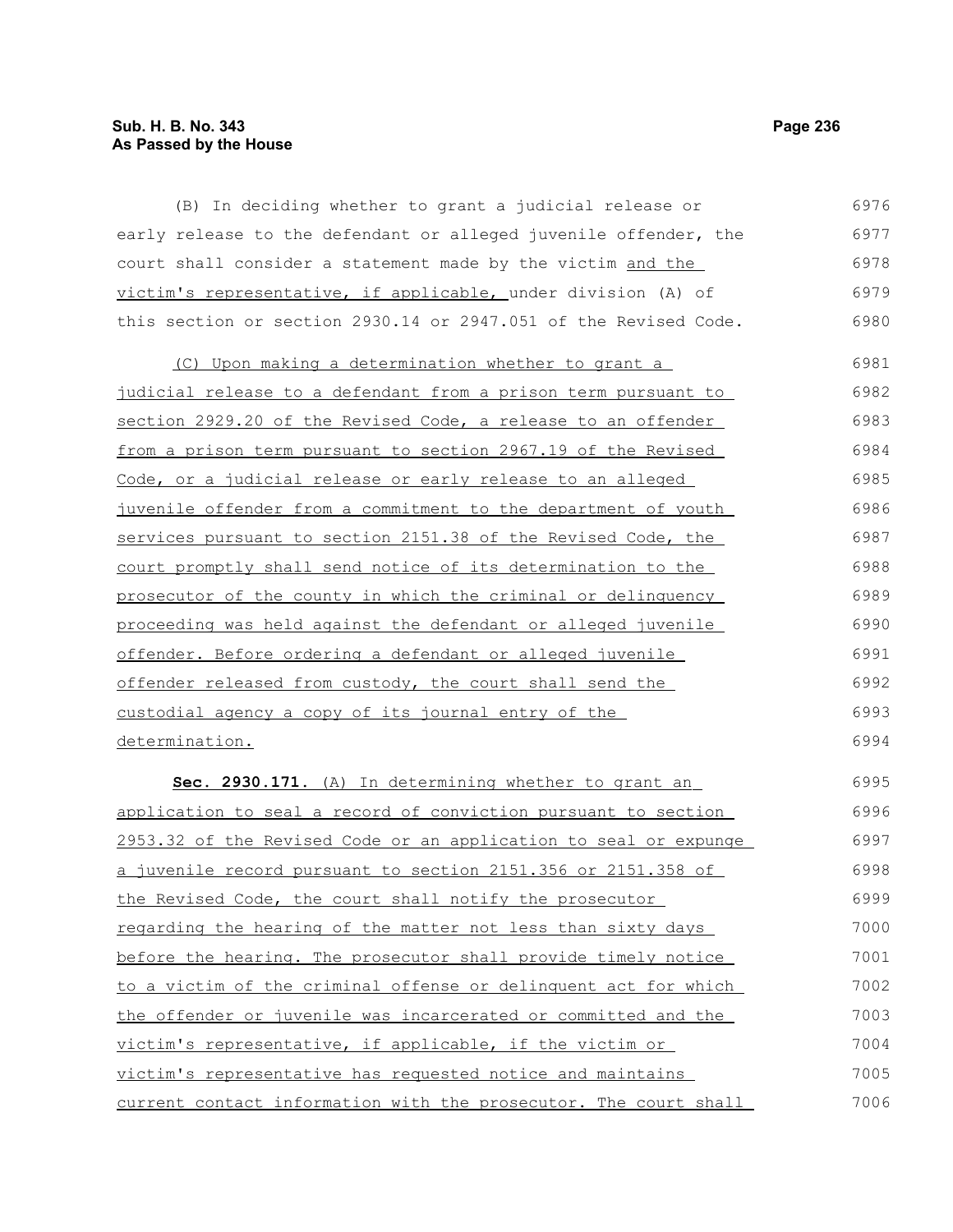(B) In deciding whether to grant a judicial release or early release to the defendant or alleged juvenile offender, the court shall consider a statement made by the victim and the victim's representative, if applicable, under division (A) of this section or section 2930.14 or 2947.051 of the Revised Code.

(C) Upon making a determination whether to grant a judicial release to a defendant from a prison term pursuant to section 2929.20 of the Revised Code, a release to an offender from a prison term pursuant to section 2967.19 of the Revised Code, or a judicial release or early release to an alleged juvenile offender from a commitment to the department of youth services pursuant to section 2151.38 of the Revised Code, the court promptly shall send notice of its determination to the prosecutor of the county in which the criminal or delinquency proceeding was held against the defendant or alleged juvenile offender. Before ordering a defendant or alleged juvenile offender released from custody, the court shall send the custodial agency a copy of its journal entry of the determination.

**Sec. 2930.171.** (A) In determining whether to grant an application to seal a record of conviction pursuant to section 2953.32 of the Revised Code or an application to seal or expunge a juvenile record pursuant to section 2151.356 or 2151.358 of the Revised Code, the court shall notify the prosecutor regarding the hearing of the matter not less than sixty days before the hearing. The prosecutor shall provide timely notice to a victim of the criminal offense or delinquent act for which the offender or juvenile was incarcerated or committed and the victim's representative, if applicable, if the victim or victim's representative has requested notice and maintains current contact information with the prosecutor. The court shall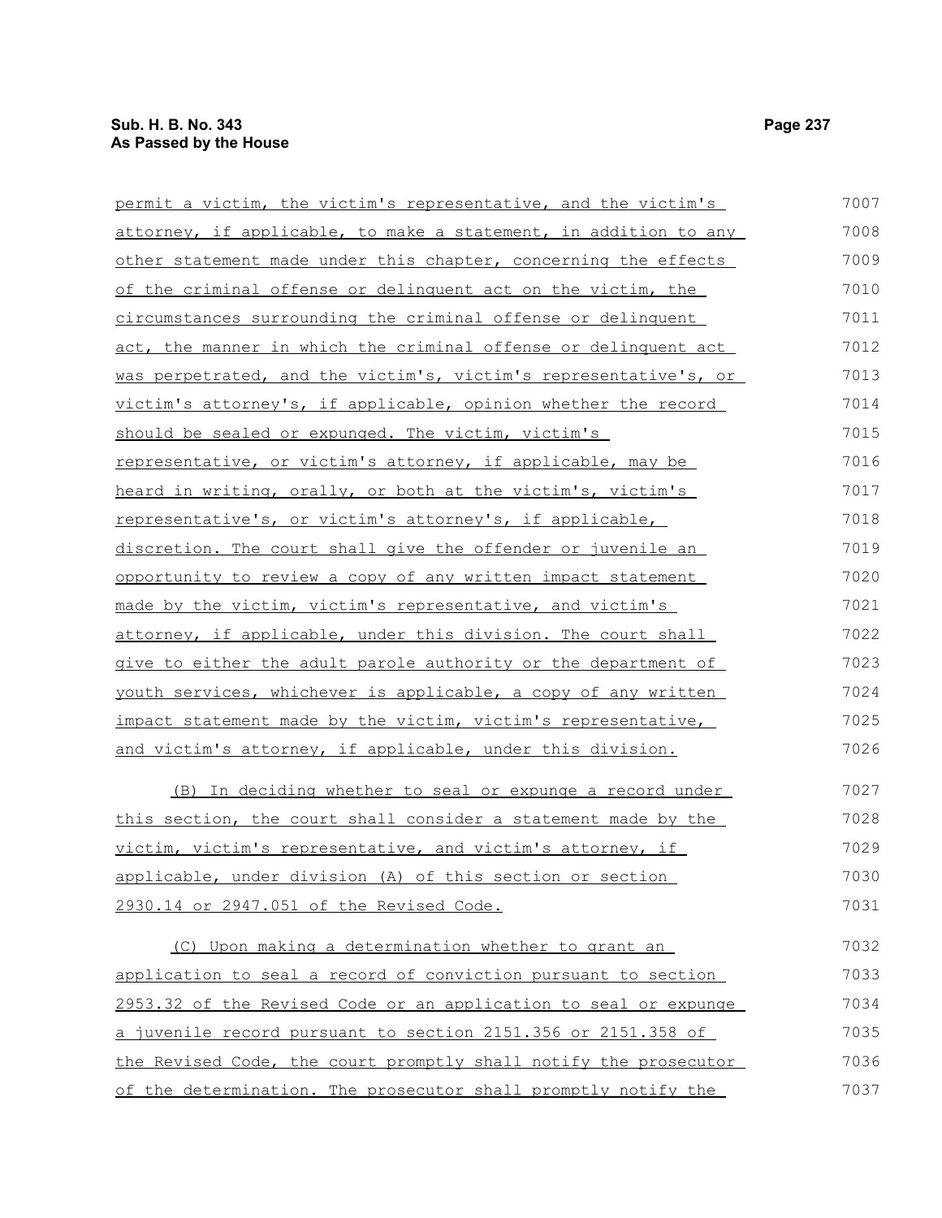permit a victim, the victim's representative, and the victim's attorney, if applicable, to make a statement, in addition to any other statement made under this chapter, concerning the effects of the criminal offense or delinquent act on the victim, the circumstances surrounding the criminal offense or delinquent act, the manner in which the criminal offense or delinquent act was perpetrated, and the victim's, victim's representative's, or victim's attorney's, if applicable, opinion whether the record should be sealed or expunged. The victim, victim's representative, or victim's attorney, if applicable, may be heard in writing, orally, or both at the victim's, victim's representative's, or victim's attorney's, if applicable, discretion. The court shall give the offender or juvenile an opportunity to review a copy of any written impact statement made by the victim, victim's representative, and victim's attorney, if applicable, under this division. The court shall give to either the adult parole authority or the department of youth services, whichever is applicable, a copy of any written impact statement made by the victim, victim's representative, and victim's attorney, if applicable, under this division.

(B) In deciding whether to seal or expunge a record under this section, the court shall consider a statement made by the victim, victim's representative, and victim's attorney, if applicable, under division (A) of this section or section 2930.14 or 2947.051 of the Revised Code.

(C) Upon making a determination whether to grant an application to seal a record of conviction pursuant to section 2953.32 of the Revised Code or an application to seal or expunge a juvenile record pursuant to section 2151.356 or 2151.358 of the Revised Code, the court promptly shall notify the prosecutor of the determination. The prosecutor shall promptly notify the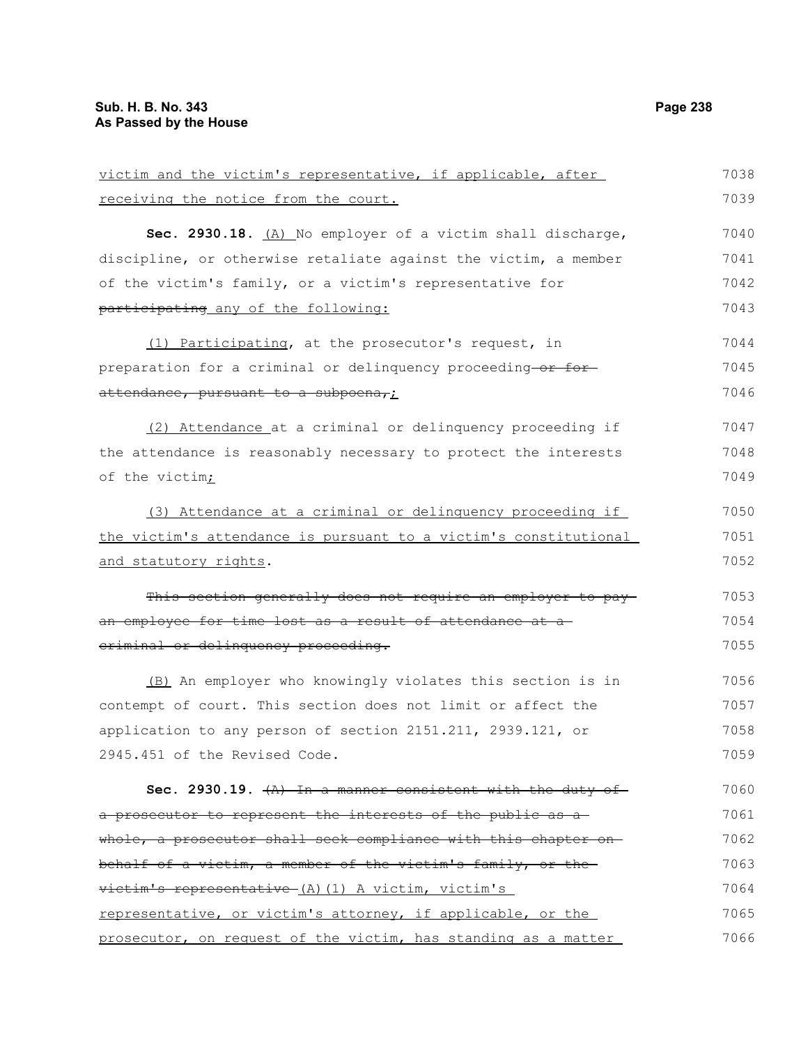<u>victim and the victim's representative, if applicable, after receiving the notice from the court.</u>

**Sec. 2930.18.** <u>(A)</u> No employer of a victim shall discharge, discipline, or otherwise retaliate against the victim, a member of the victim's family, or a victim's representative for ~~participating~~ <u>any of the following:</u>

<u>(1) Participating</u>, at the prosecutor's request, in preparation for a criminal or delinquency proceeding ~~or for attendance, pursuant to a subpoena,~~<u>;</u>

<u>(2) Attendance</u> at a criminal or delinquency proceeding if the attendance is reasonably necessary to protect the interests of the victim<u>;</u>

<u>(3) Attendance at a criminal or delinquency proceeding if the victim's attendance is pursuant to a victim's constitutional and statutory rights</u>.

~~This section generally does not require an employer to pay an employee for time lost as a result of attendance at a criminal or delinquency proceeding.~~

<u>(B)</u> An employer who knowingly violates this section is in contempt of court. This section does not limit or affect the application to any person of section 2151.211, 2939.121, or 2945.451 of the Revised Code.

**Sec. 2930.19.** ~~(A) In a manner consistent with the duty of a prosecutor to represent the interests of the public as a whole, a prosecutor shall seek compliance with this chapter on behalf of a victim, a member of the victim's family, or the victim's representative~~ <u>(A)(1) A victim, victim's representative, or victim's attorney, if applicable, or the prosecutor, on request of the victim, has standing as a matter</u>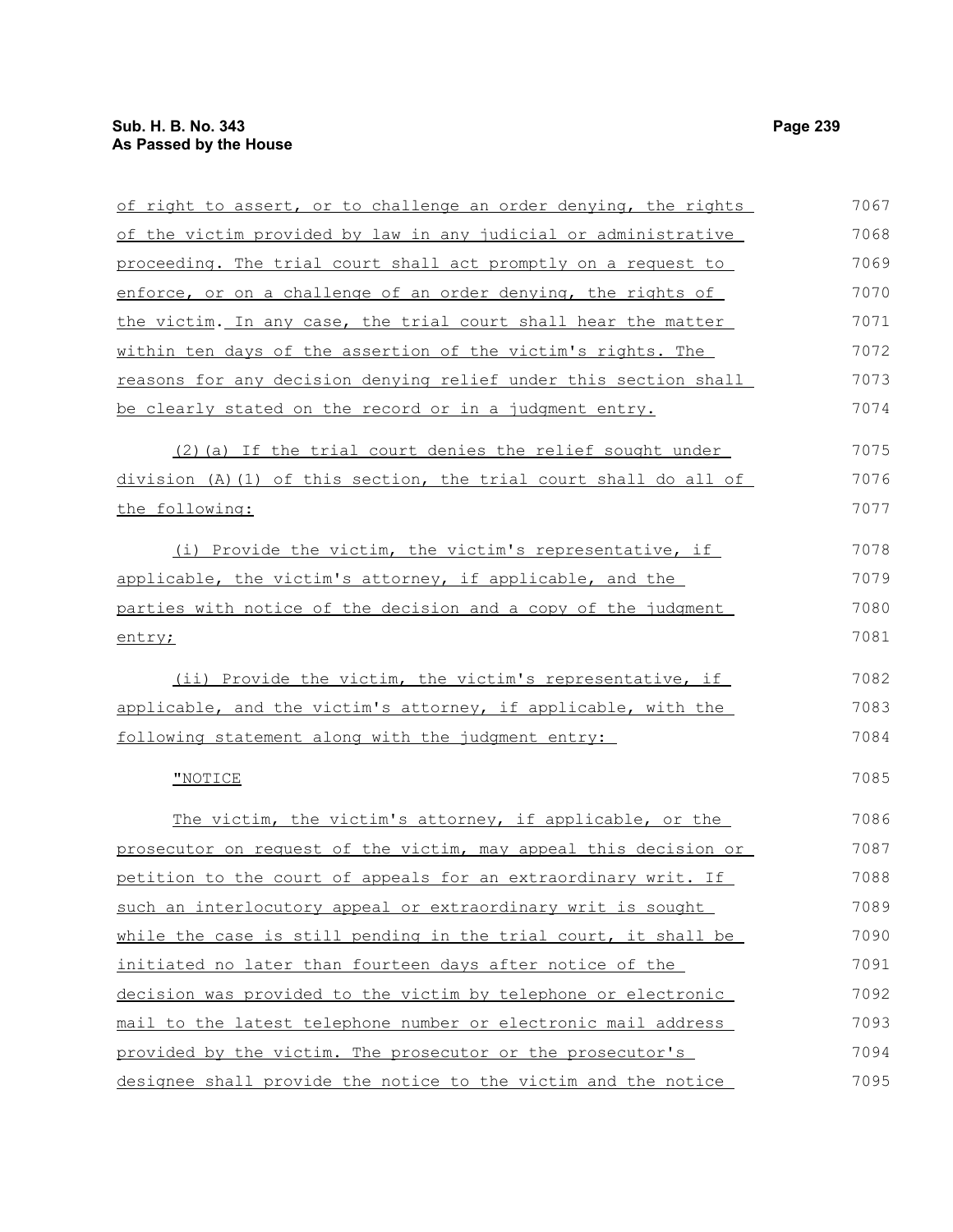of right to assert, or to challenge an order denying, the rights of the victim provided by law in any judicial or administrative proceeding. The trial court shall act promptly on a request to enforce, or on a challenge of an order denying, the rights of the victim. In any case, the trial court shall hear the matter within ten days of the assertion of the victim's rights. The reasons for any decision denying relief under this section shall be clearly stated on the record or in a judgment entry.

(2)(a) If the trial court denies the relief sought under division (A)(1) of this section, the trial court shall do all of the following:

(i) Provide the victim, the victim's representative, if applicable, the victim's attorney, if applicable, and the parties with notice of the decision and a copy of the judgment entry;

(ii) Provide the victim, the victim's representative, if applicable, and the victim's attorney, if applicable, with the following statement along with the judgment entry:

"NOTICE

The victim, the victim's attorney, if applicable, or the prosecutor on request of the victim, may appeal this decision or petition to the court of appeals for an extraordinary writ. If such an interlocutory appeal or extraordinary writ is sought while the case is still pending in the trial court, it shall be initiated no later than fourteen days after notice of the decision was provided to the victim by telephone or electronic mail to the latest telephone number or electronic mail address provided by the victim. The prosecutor or the prosecutor's designee shall provide the notice to the victim and the notice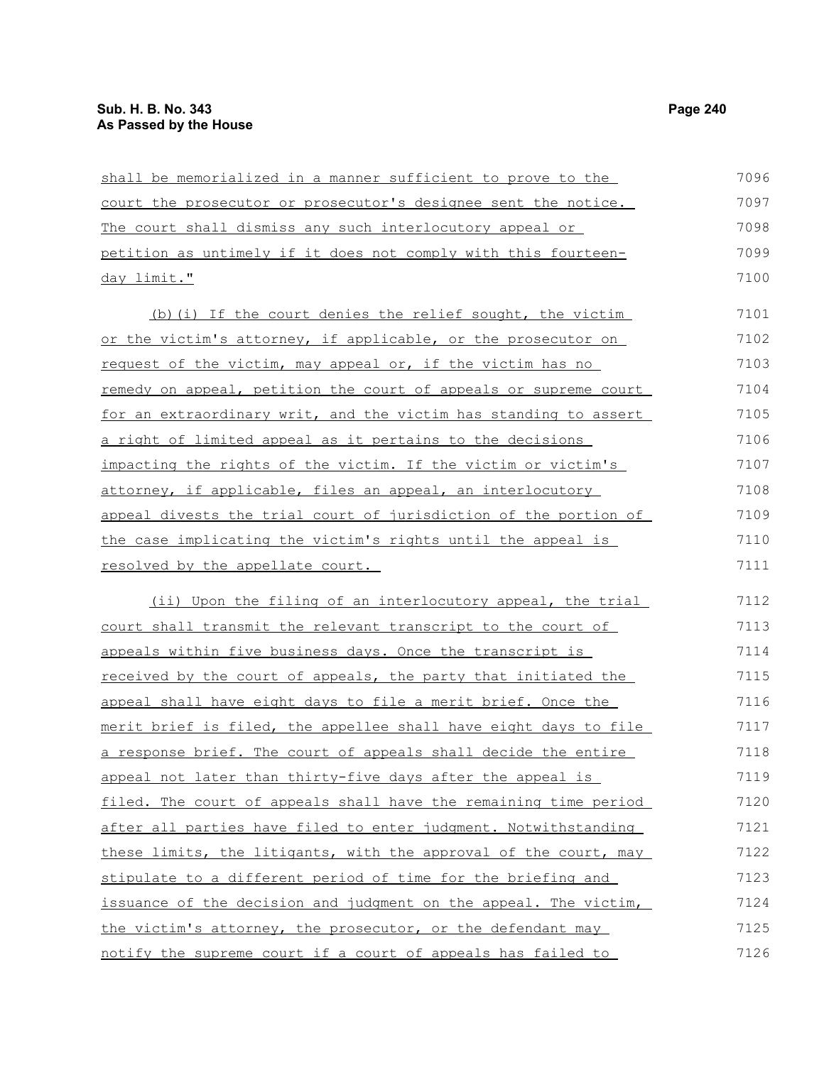shall be memorialized in a manner sufficient to prove to the court the prosecutor or prosecutor's designee sent the notice. The court shall dismiss any such interlocutory appeal or petition as untimely if it does not comply with this fourteen-day limit."

(b)(i) If the court denies the relief sought, the victim or the victim's attorney, if applicable, or the prosecutor on request of the victim, may appeal or, if the victim has no remedy on appeal, petition the court of appeals or supreme court for an extraordinary writ, and the victim has standing to assert a right of limited appeal as it pertains to the decisions impacting the rights of the victim. If the victim or victim's attorney, if applicable, files an appeal, an interlocutory appeal divests the trial court of jurisdiction of the portion of the case implicating the victim's rights until the appeal is resolved by the appellate court.

(ii) Upon the filing of an interlocutory appeal, the trial court shall transmit the relevant transcript to the court of appeals within five business days. Once the transcript is received by the court of appeals, the party that initiated the appeal shall have eight days to file a merit brief. Once the merit brief is filed, the appellee shall have eight days to file a response brief. The court of appeals shall decide the entire appeal not later than thirty-five days after the appeal is filed. The court of appeals shall have the remaining time period after all parties have filed to enter judgment. Notwithstanding these limits, the litigants, with the approval of the court, may stipulate to a different period of time for the briefing and issuance of the decision and judgment on the appeal. The victim, the victim's attorney, the prosecutor, or the defendant may notify the supreme court if a court of appeals has failed to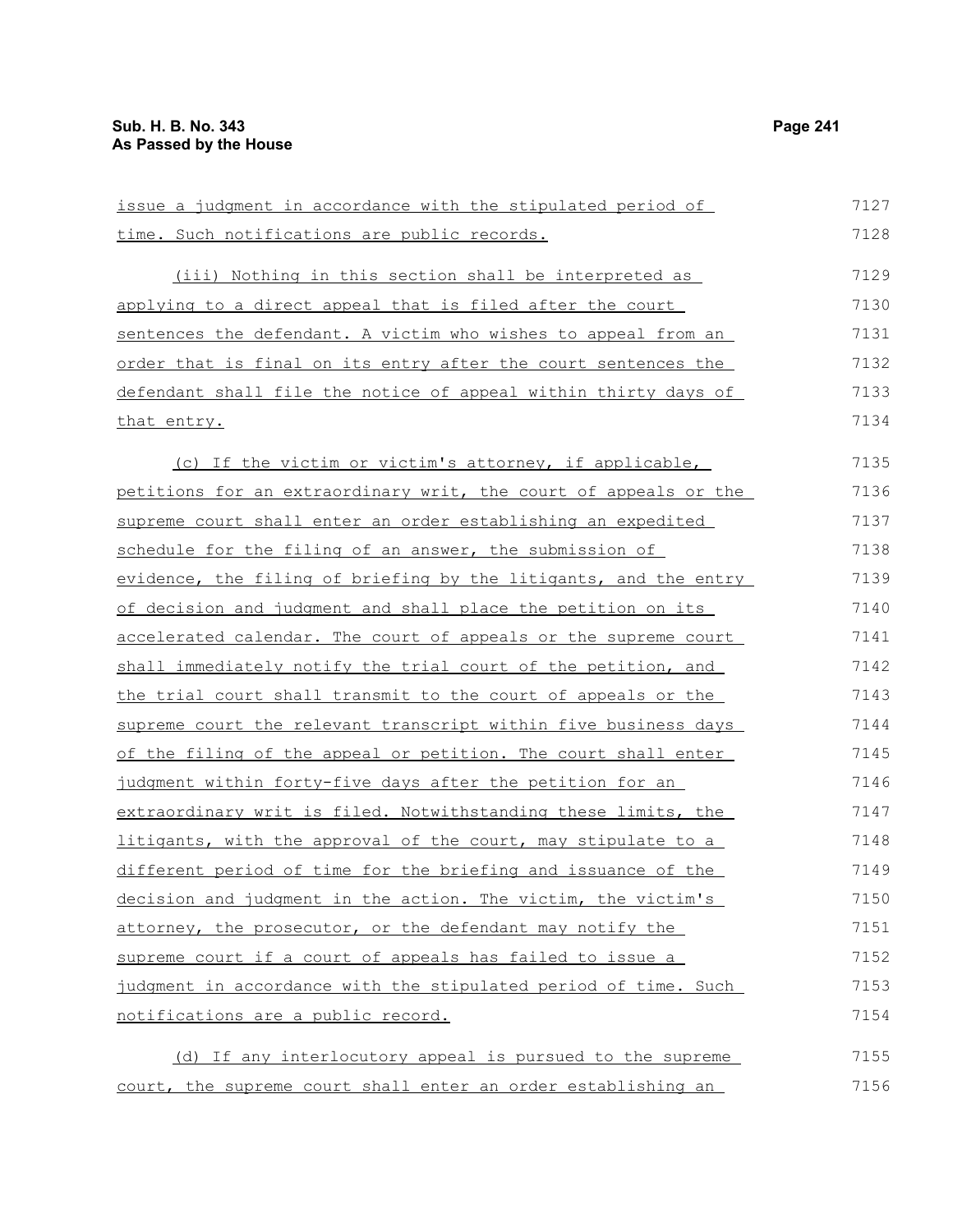issue a judgment in accordance with the stipulated period of time. Such notifications are public records.

(iii) Nothing in this section shall be interpreted as applying to a direct appeal that is filed after the court sentences the defendant. A victim who wishes to appeal from an order that is final on its entry after the court sentences the defendant shall file the notice of appeal within thirty days of that entry.

(c) If the victim or victim's attorney, if applicable, petitions for an extraordinary writ, the court of appeals or the supreme court shall enter an order establishing an expedited schedule for the filing of an answer, the submission of evidence, the filing of briefing by the litigants, and the entry of decision and judgment and shall place the petition on its accelerated calendar. The court of appeals or the supreme court shall immediately notify the trial court of the petition, and the trial court shall transmit to the court of appeals or the supreme court the relevant transcript within five business days of the filing of the appeal or petition. The court shall enter judgment within forty-five days after the petition for an extraordinary writ is filed. Notwithstanding these limits, the litigants, with the approval of the court, may stipulate to a different period of time for the briefing and issuance of the decision and judgment in the action. The victim, the victim's attorney, the prosecutor, or the defendant may notify the supreme court if a court of appeals has failed to issue a judgment in accordance with the stipulated period of time. Such notifications are a public record.

(d) If any interlocutory appeal is pursued to the supreme court, the supreme court shall enter an order establishing an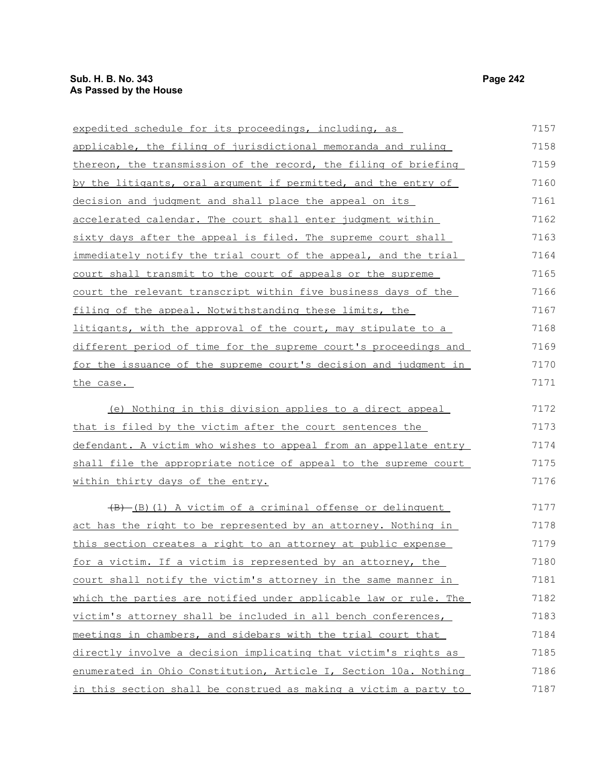expedited schedule for its proceedings, including, as applicable, the filing of jurisdictional memoranda and ruling thereon, the transmission of the record, the filing of briefing by the litigants, oral argument if permitted, and the entry of decision and judgment and shall place the appeal on its accelerated calendar. The court shall enter judgment within sixty days after the appeal is filed. The supreme court shall immediately notify the trial court of the appeal, and the trial court shall transmit to the court of appeals or the supreme court the relevant transcript within five business days of the filing of the appeal. Notwithstanding these limits, the litigants, with the approval of the court, may stipulate to a different period of time for the supreme court's proceedings and for the issuance of the supreme court's decision and judgment in the case.

(e) Nothing in this division applies to a direct appeal that is filed by the victim after the court sentences the defendant. A victim who wishes to appeal from an appellate entry shall file the appropriate notice of appeal to the supreme court within thirty days of the entry.

~~(B)~~ (B)(1) A victim of a criminal offense or delinquent act has the right to be represented by an attorney. Nothing in this section creates a right to an attorney at public expense for a victim. If a victim is represented by an attorney, the court shall notify the victim's attorney in the same manner in which the parties are notified under applicable law or rule. The victim's attorney shall be included in all bench conferences, meetings in chambers, and sidebars with the trial court that directly involve a decision implicating that victim's rights as enumerated in Ohio Constitution, Article I, Section 10a. Nothing in this section shall be construed as making a victim a party to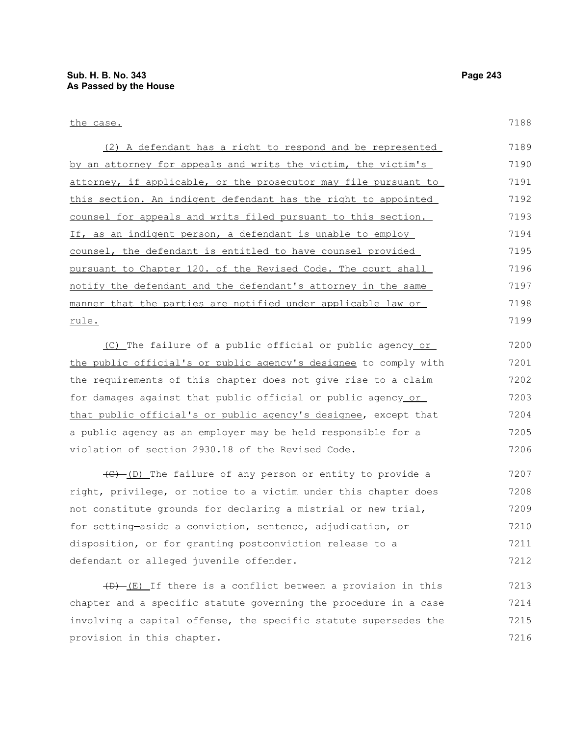the case.

(2) A defendant has a right to respond and be represented by an attorney for appeals and writs the victim, the victim's attorney, if applicable, or the prosecutor may file pursuant to this section. An indigent defendant has the right to appointed counsel for appeals and writs filed pursuant to this section. If, as an indigent person, a defendant is unable to employ counsel, the defendant is entitled to have counsel provided pursuant to Chapter 120. of the Revised Code. The court shall notify the defendant and the defendant's attorney in the same manner that the parties are notified under applicable law or rule.

(C) The failure of a public official or public agency or the public official's or public agency's designee to comply with the requirements of this chapter does not give rise to a claim for damages against that public official or public agency or that public official's or public agency's designee, except that a public agency as an employer may be held responsible for a violation of section 2930.18 of the Revised Code.

~~(C)~~ (D) The failure of any person or entity to provide a right, privilege, or notice to a victim under this chapter does not constitute grounds for declaring a mistrial or new trial, for setting aside a conviction, sentence, adjudication, or disposition, or for granting postconviction release to a defendant or alleged juvenile offender.

~~(D)~~ (E) If there is a conflict between a provision in this chapter and a specific statute governing the procedure in a case involving a capital offense, the specific statute supersedes the provision in this chapter.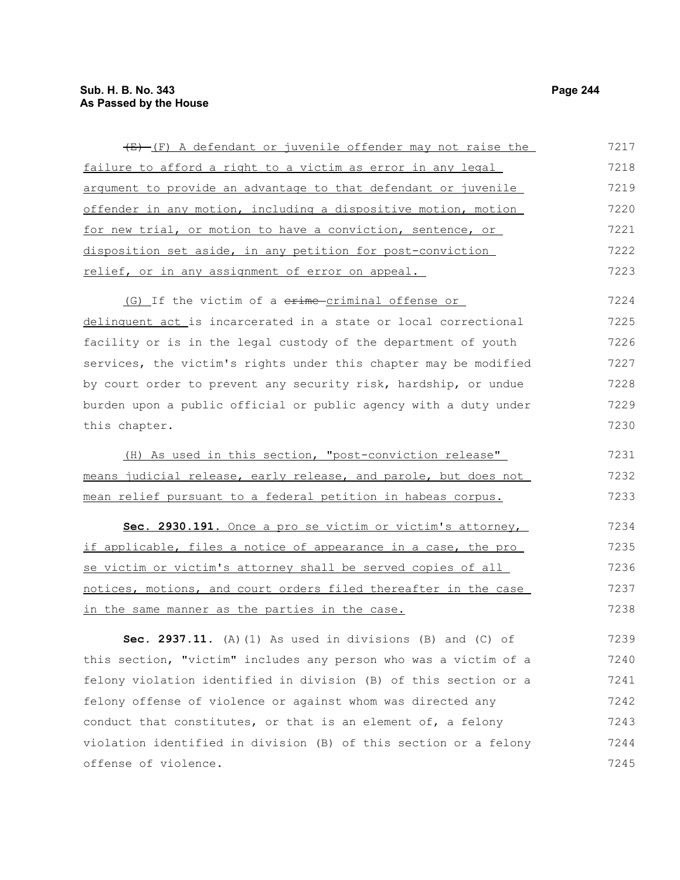(E) (F) A defendant or juvenile offender may not raise the failure to afford a right to a victim as error in any legal argument to provide an advantage to that defendant or juvenile offender in any motion, including a dispositive motion, motion for new trial, or motion to have a conviction, sentence, or disposition set aside, in any petition for post-conviction relief, or in any assignment of error on appeal.

(G) If the victim of a crime criminal offense or delinquent act is incarcerated in a state or local correctional facility or is in the legal custody of the department of youth services, the victim's rights under this chapter may be modified by court order to prevent any security risk, hardship, or undue burden upon a public official or public agency with a duty under this chapter.

(H) As used in this section, "post-conviction release" means judicial release, early release, and parole, but does not mean relief pursuant to a federal petition in habeas corpus.

**Sec. 2930.191.** Once a pro se victim or victim's attorney, if applicable, files a notice of appearance in a case, the pro se victim or victim's attorney shall be served copies of all notices, motions, and court orders filed thereafter in the case in the same manner as the parties in the case.

**Sec. 2937.11.** (A)(1) As used in divisions (B) and (C) of this section, "victim" includes any person who was a victim of a felony violation identified in division (B) of this section or a felony offense of violence or against whom was directed any conduct that constitutes, or that is an element of, a felony violation identified in division (B) of this section or a felony offense of violence.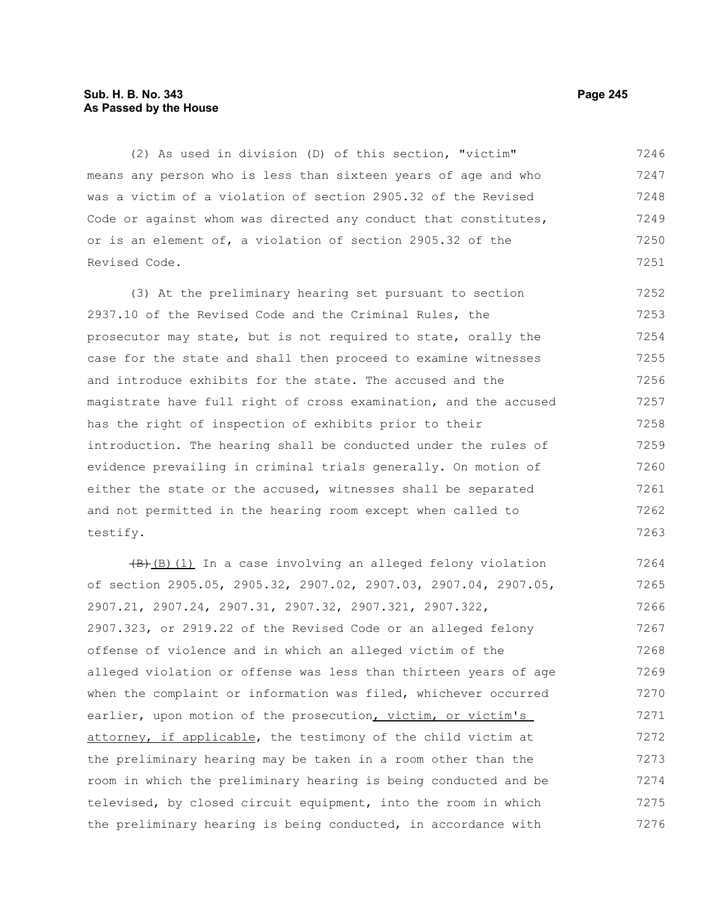(2) As used in division (D) of this section, "victim" means any person who is less than sixteen years of age and who was a victim of a violation of section 2905.32 of the Revised Code or against whom was directed any conduct that constitutes, or is an element of, a violation of section 2905.32 of the Revised Code.

(3) At the preliminary hearing set pursuant to section 2937.10 of the Revised Code and the Criminal Rules, the prosecutor may state, but is not required to state, orally the case for the state and shall then proceed to examine witnesses and introduce exhibits for the state. The accused and the magistrate have full right of cross examination, and the accused has the right of inspection of exhibits prior to their introduction. The hearing shall be conducted under the rules of evidence prevailing in criminal trials generally. On motion of either the state or the accused, witnesses shall be separated and not permitted in the hearing room except when called to testify.

~~(B)~~ (B)(1) In a case involving an alleged felony violation of section 2905.05, 2905.32, 2907.02, 2907.03, 2907.04, 2907.05, 2907.21, 2907.24, 2907.31, 2907.32, 2907.321, 2907.322, 2907.323, or 2919.22 of the Revised Code or an alleged felony offense of violence and in which an alleged victim of the alleged violation or offense was less than thirteen years of age when the complaint or information was filed, whichever occurred earlier, upon motion of the prosecution, victim, or victim's attorney, if applicable, the testimony of the child victim at the preliminary hearing may be taken in a room other than the room in which the preliminary hearing is being conducted and be televised, by closed circuit equipment, into the room in which the preliminary hearing is being conducted, in accordance with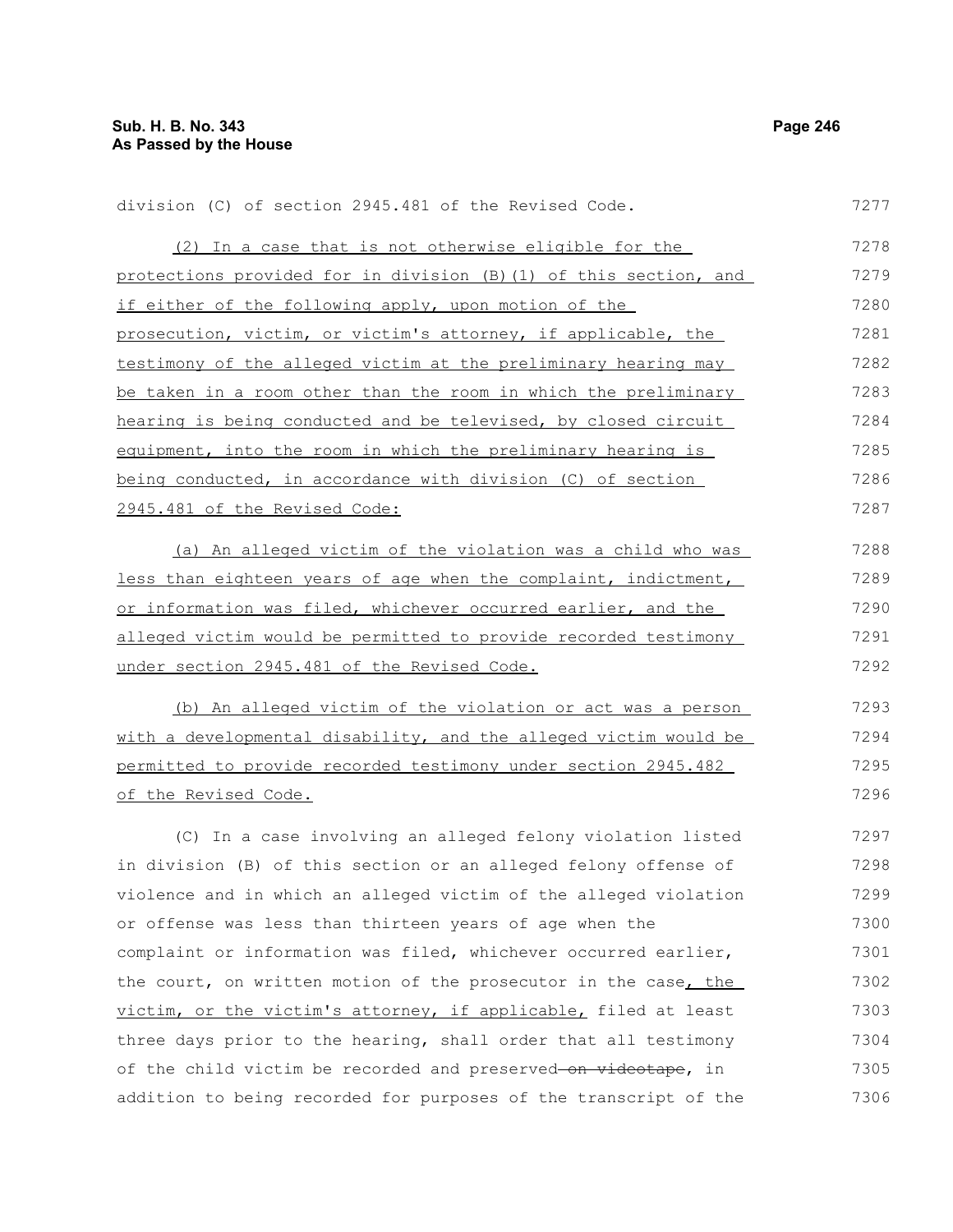division (C) of section 2945.481 of the Revised Code.

<u>(2) In a case that is not otherwise eligible for the protections provided for in division (B)(1) of this section, and if either of the following apply, upon motion of the prosecution, victim, or victim's attorney, if applicable, the testimony of the alleged victim at the preliminary hearing may be taken in a room other than the room in which the preliminary hearing is being conducted and be televised, by closed circuit equipment, into the room in which the preliminary hearing is being conducted, in accordance with division (C) of section 2945.481 of the Revised Code:</u>

<u>(a) An alleged victim of the violation was a child who was less than eighteen years of age when the complaint, indictment, or information was filed, whichever occurred earlier, and the alleged victim would be permitted to provide recorded testimony under section 2945.481 of the Revised Code.</u>

<u>(b) An alleged victim of the violation or act was a person with a developmental disability, and the alleged victim would be permitted to provide recorded testimony under section 2945.482 of the Revised Code.</u>

(C) In a case involving an alleged felony violation listed in division (B) of this section or an alleged felony offense of violence and in which an alleged victim of the alleged violation or offense was less than thirteen years of age when the complaint or information was filed, whichever occurred earlier, the court, on written motion of the prosecutor in the case<u>, the victim, or the victim's attorney, if applicable,</u> filed at least three days prior to the hearing, shall order that all testimony of the child victim be recorded and preserved~~ on videotape~~, in addition to being recorded for purposes of the transcript of the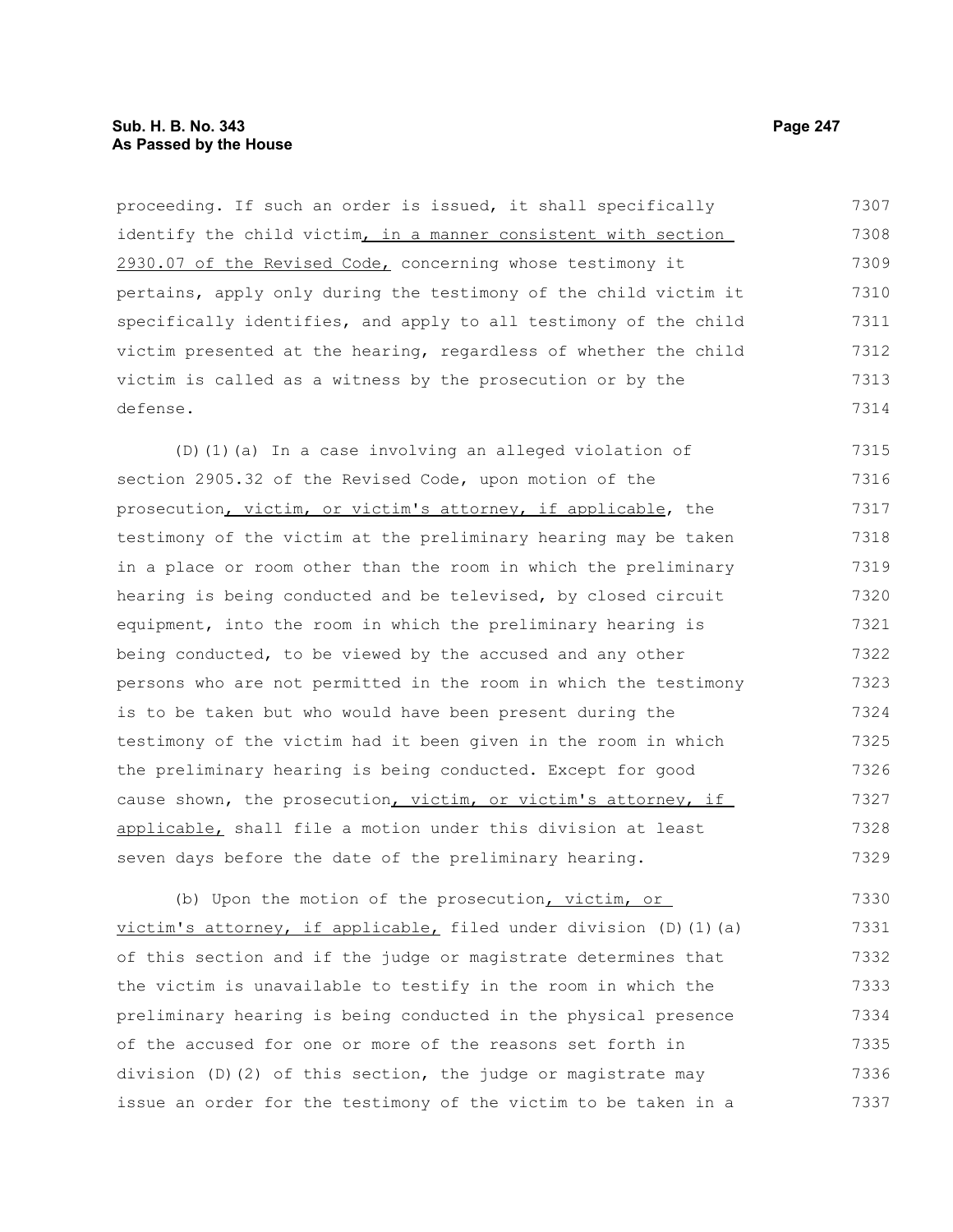proceeding. If such an order is issued, it shall specifically identify the child victim, in a manner consistent with section 2930.07 of the Revised Code, concerning whose testimony it pertains, apply only during the testimony of the child victim it specifically identifies, and apply to all testimony of the child victim presented at the hearing, regardless of whether the child victim is called as a witness by the prosecution or by the defense.

(D)(1)(a) In a case involving an alleged violation of section 2905.32 of the Revised Code, upon motion of the prosecution, victim, or victim's attorney, if applicable, the testimony of the victim at the preliminary hearing may be taken in a place or room other than the room in which the preliminary hearing is being conducted and be televised, by closed circuit equipment, into the room in which the preliminary hearing is being conducted, to be viewed by the accused and any other persons who are not permitted in the room in which the testimony is to be taken but who would have been present during the testimony of the victim had it been given in the room in which the preliminary hearing is being conducted. Except for good cause shown, the prosecution, victim, or victim's attorney, if applicable, shall file a motion under this division at least seven days before the date of the preliminary hearing.

(b) Upon the motion of the prosecution, victim, or victim's attorney, if applicable, filed under division (D)(1)(a) of this section and if the judge or magistrate determines that the victim is unavailable to testify in the room in which the preliminary hearing is being conducted in the physical presence of the accused for one or more of the reasons set forth in division (D)(2) of this section, the judge or magistrate may issue an order for the testimony of the victim to be taken in a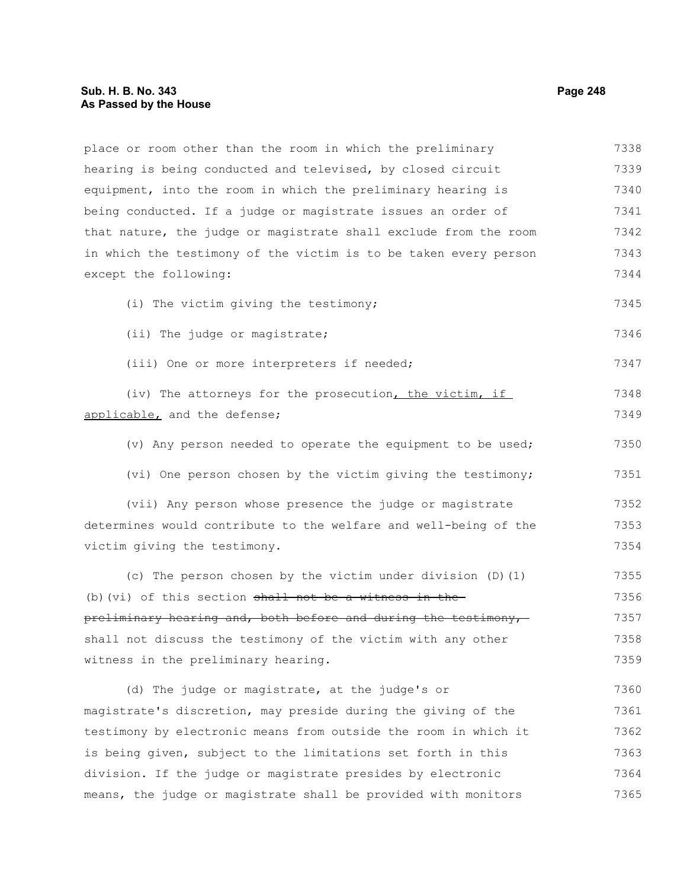place or room other than the room in which the preliminary hearing is being conducted and televised, by closed circuit equipment, into the room in which the preliminary hearing is being conducted. If a judge or magistrate issues an order of that nature, the judge or magistrate shall exclude from the room in which the testimony of the victim is to be taken every person except the following:

(i) The victim giving the testimony;

(ii) The judge or magistrate;

(iii) One or more interpreters if needed;

(iv) The attorneys for the prosecution<u>, the victim, if applicable,</u> and the defense;

(v) Any person needed to operate the equipment to be used;

(vi) One person chosen by the victim giving the testimony;

(vii) Any person whose presence the judge or magistrate determines would contribute to the welfare and well-being of the victim giving the testimony.

(c) The person chosen by the victim under division (D)(1)(b)(vi) of this section ~~shall not be a witness in the preliminary hearing and, both before and during the testimony,~~ shall not discuss the testimony of the victim with any other witness in the preliminary hearing.

(d) The judge or magistrate, at the judge's or magistrate's discretion, may preside during the giving of the testimony by electronic means from outside the room in which it is being given, subject to the limitations set forth in this division. If the judge or magistrate presides by electronic means, the judge or magistrate shall be provided with monitors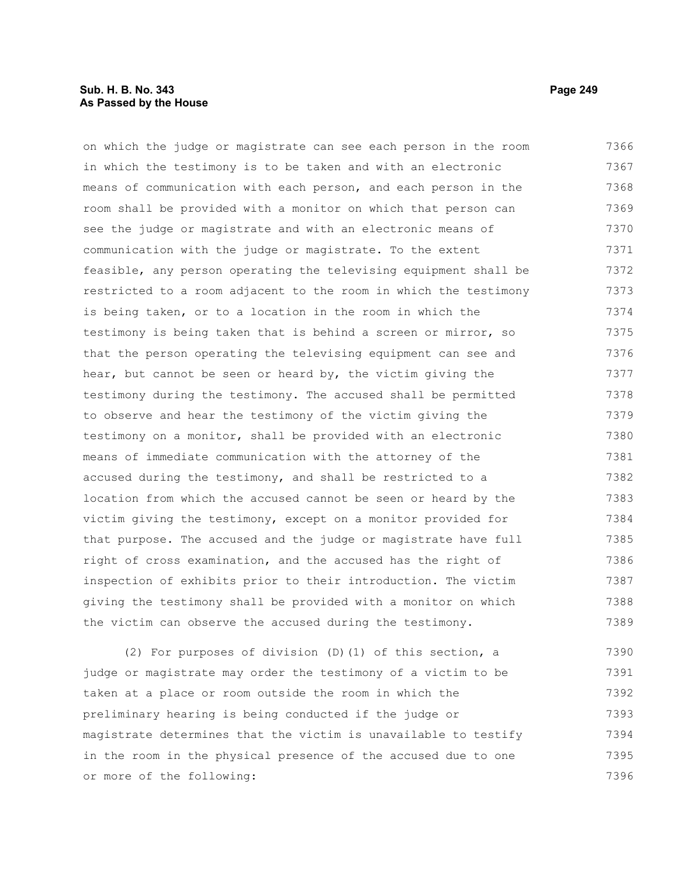on which the judge or magistrate can see each person in the room in which the testimony is to be taken and with an electronic means of communication with each person, and each person in the room shall be provided with a monitor on which that person can see the judge or magistrate and with an electronic means of communication with the judge or magistrate. To the extent feasible, any person operating the televising equipment shall be restricted to a room adjacent to the room in which the testimony is being taken, or to a location in the room in which the testimony is being taken that is behind a screen or mirror, so that the person operating the televising equipment can see and hear, but cannot be seen or heard by, the victim giving the testimony during the testimony. The accused shall be permitted to observe and hear the testimony of the victim giving the testimony on a monitor, shall be provided with an electronic means of immediate communication with the attorney of the accused during the testimony, and shall be restricted to a location from which the accused cannot be seen or heard by the victim giving the testimony, except on a monitor provided for that purpose. The accused and the judge or magistrate have full right of cross examination, and the accused has the right of inspection of exhibits prior to their introduction. The victim giving the testimony shall be provided with a monitor on which the victim can observe the accused during the testimony.

(2) For purposes of division (D)(1) of this section, a judge or magistrate may order the testimony of a victim to be taken at a place or room outside the room in which the preliminary hearing is being conducted if the judge or magistrate determines that the victim is unavailable to testify in the room in the physical presence of the accused due to one or more of the following: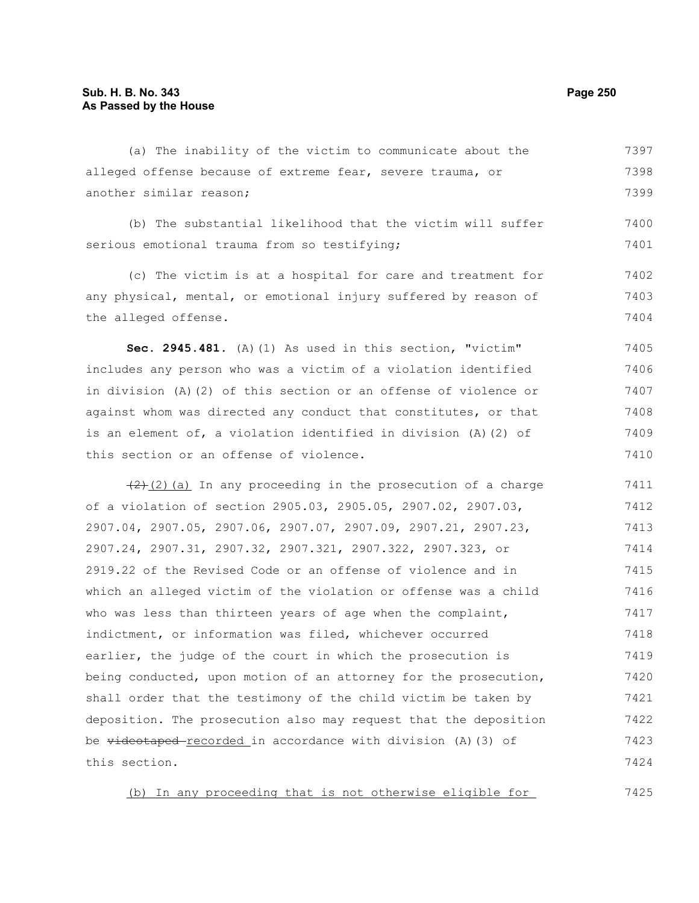(a) The inability of the victim to communicate about the alleged offense because of extreme fear, severe trauma, or another similar reason;

(b) The substantial likelihood that the victim will suffer serious emotional trauma from so testifying;

(c) The victim is at a hospital for care and treatment for any physical, mental, or emotional injury suffered by reason of the alleged offense.

**Sec. 2945.481.** (A)(1) As used in this section, "victim" includes any person who was a victim of a violation identified in division (A)(2) of this section or an offense of violence or against whom was directed any conduct that constitutes, or that is an element of, a violation identified in division (A)(2) of this section or an offense of violence.

~~(2)~~ (2)(a) In any proceeding in the prosecution of a charge of a violation of section 2905.03, 2905.05, 2907.02, 2907.03, 2907.04, 2907.05, 2907.06, 2907.07, 2907.09, 2907.21, 2907.23, 2907.24, 2907.31, 2907.32, 2907.321, 2907.322, 2907.323, or 2919.22 of the Revised Code or an offense of violence and in which an alleged victim of the violation or offense was a child who was less than thirteen years of age when the complaint, indictment, or information was filed, whichever occurred earlier, the judge of the court in which the prosecution is being conducted, upon motion of an attorney for the prosecution, shall order that the testimony of the child victim be taken by deposition. The prosecution also may request that the deposition be ~~videotaped~~ recorded in accordance with division (A)(3) of this section.

(b) In any proceeding that is not otherwise eligible for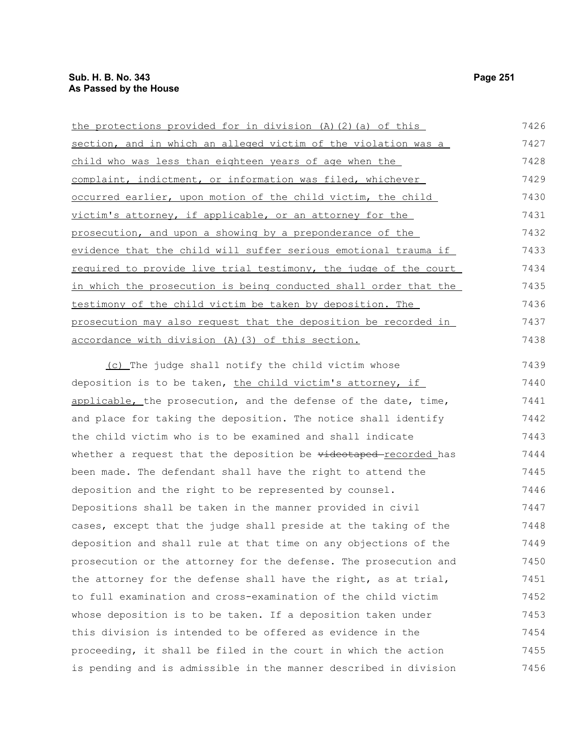the protections provided for in division (A)(2)(a) of this section, and in which an alleged victim of the violation was a child who was less than eighteen years of age when the complaint, indictment, or information was filed, whichever occurred earlier, upon motion of the child victim, the child victim's attorney, if applicable, or an attorney for the prosecution, and upon a showing by a preponderance of the evidence that the child will suffer serious emotional trauma if required to provide live trial testimony, the judge of the court in which the prosecution is being conducted shall order that the testimony of the child victim be taken by deposition. The prosecution may also request that the deposition be recorded in accordance with division (A)(3) of this section.

(c) The judge shall notify the child victim whose deposition is to be taken, the child victim's attorney, if applicable, the prosecution, and the defense of the date, time, and place for taking the deposition. The notice shall identify the child victim who is to be examined and shall indicate whether a request that the deposition be ~~videotaped~~ recorded has been made. The defendant shall have the right to attend the deposition and the right to be represented by counsel. Depositions shall be taken in the manner provided in civil cases, except that the judge shall preside at the taking of the deposition and shall rule at that time on any objections of the prosecution or the attorney for the defense. The prosecution and the attorney for the defense shall have the right, as at trial, to full examination and cross-examination of the child victim whose deposition is to be taken. If a deposition taken under this division is intended to be offered as evidence in the proceeding, it shall be filed in the court in which the action is pending and is admissible in the manner described in division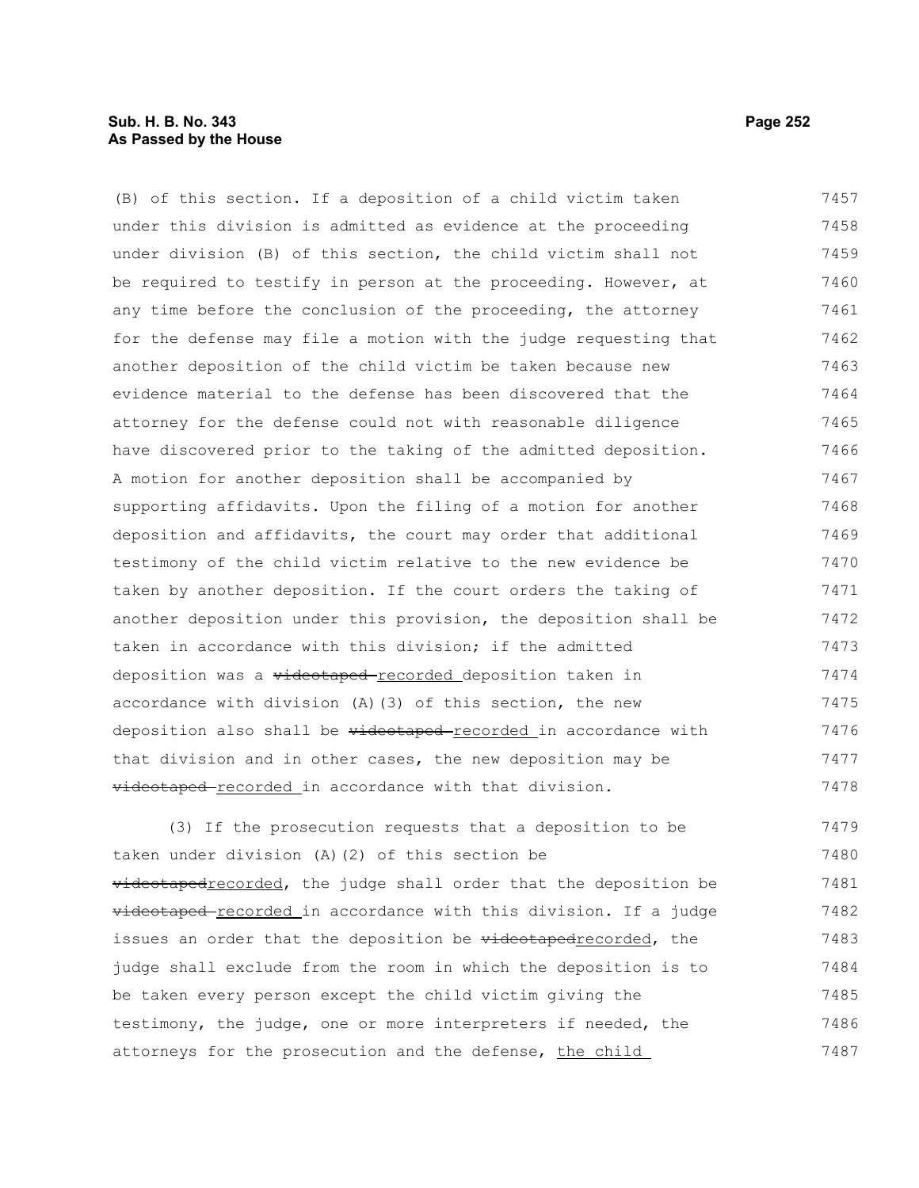(B) of this section. If a deposition of a child victim taken under this division is admitted as evidence at the proceeding under division (B) of this section, the child victim shall not be required to testify in person at the proceeding. However, at any time before the conclusion of the proceeding, the attorney for the defense may file a motion with the judge requesting that another deposition of the child victim be taken because new evidence material to the defense has been discovered that the attorney for the defense could not with reasonable diligence have discovered prior to the taking of the admitted deposition. A motion for another deposition shall be accompanied by supporting affidavits. Upon the filing of a motion for another deposition and affidavits, the court may order that additional testimony of the child victim relative to the new evidence be taken by another deposition. If the court orders the taking of another deposition under this provision, the deposition shall be taken in accordance with this division; if the admitted deposition was a ~~videotaped~~ recorded deposition taken in accordance with division (A)(3) of this section, the new deposition also shall be ~~videotaped~~ recorded in accordance with that division and in other cases, the new deposition may be ~~videotaped~~ recorded in accordance with that division.

(3) If the prosecution requests that a deposition to be taken under division (A)(2) of this section be ~~videotaped~~recorded, the judge shall order that the deposition be ~~videotaped~~ recorded in accordance with this division. If a judge issues an order that the deposition be ~~videotaped~~recorded, the judge shall exclude from the room in which the deposition is to be taken every person except the child victim giving the testimony, the judge, one or more interpreters if needed, the attorneys for the prosecution and the defense, the child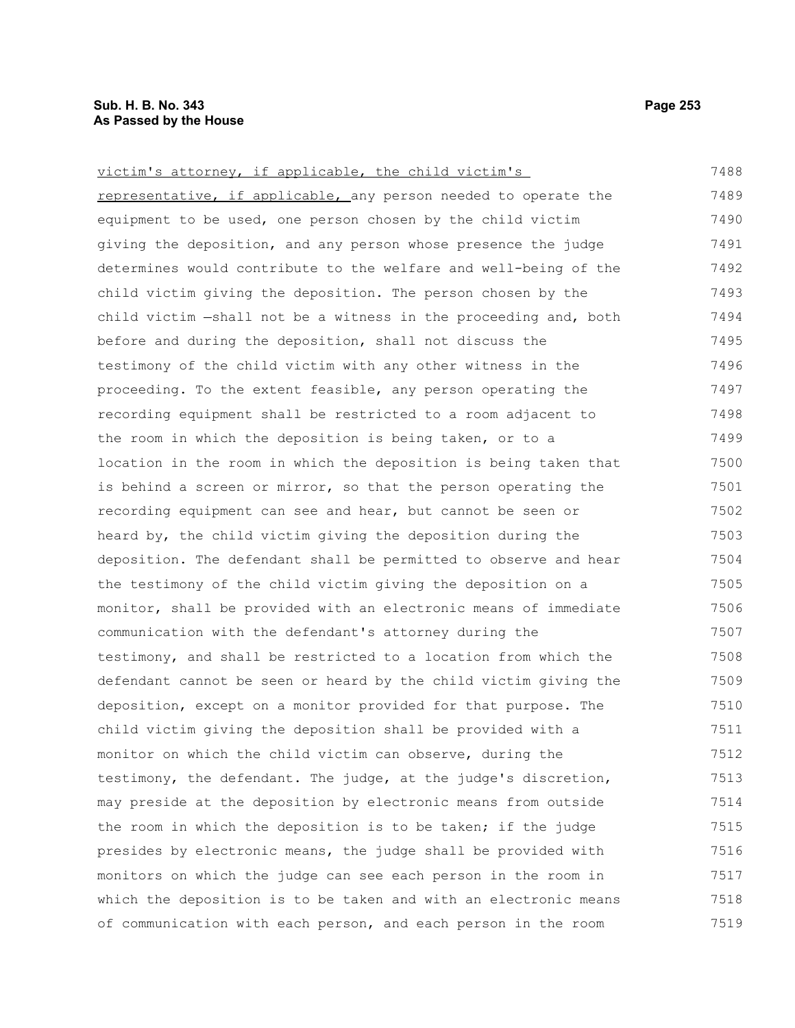victim's attorney, if applicable, the child victim's representative, if applicable, any person needed to operate the equipment to be used, one person chosen by the child victim giving the deposition, and any person whose presence the judge determines would contribute to the welfare and well-being of the child victim giving the deposition. The person chosen by the child victim —shall not be a witness in the proceeding and, both before and during the deposition, shall not discuss the testimony of the child victim with any other witness in the proceeding. To the extent feasible, any person operating the recording equipment shall be restricted to a room adjacent to the room in which the deposition is being taken, or to a location in the room in which the deposition is being taken that is behind a screen or mirror, so that the person operating the recording equipment can see and hear, but cannot be seen or heard by, the child victim giving the deposition during the deposition. The defendant shall be permitted to observe and hear the testimony of the child victim giving the deposition on a monitor, shall be provided with an electronic means of immediate communication with the defendant's attorney during the testimony, and shall be restricted to a location from which the defendant cannot be seen or heard by the child victim giving the deposition, except on a monitor provided for that purpose. The child victim giving the deposition shall be provided with a monitor on which the child victim can observe, during the testimony, the defendant. The judge, at the judge's discretion, may preside at the deposition by electronic means from outside the room in which the deposition is to be taken; if the judge presides by electronic means, the judge shall be provided with monitors on which the judge can see each person in the room in which the deposition is to be taken and with an electronic means of communication with each person, and each person in the room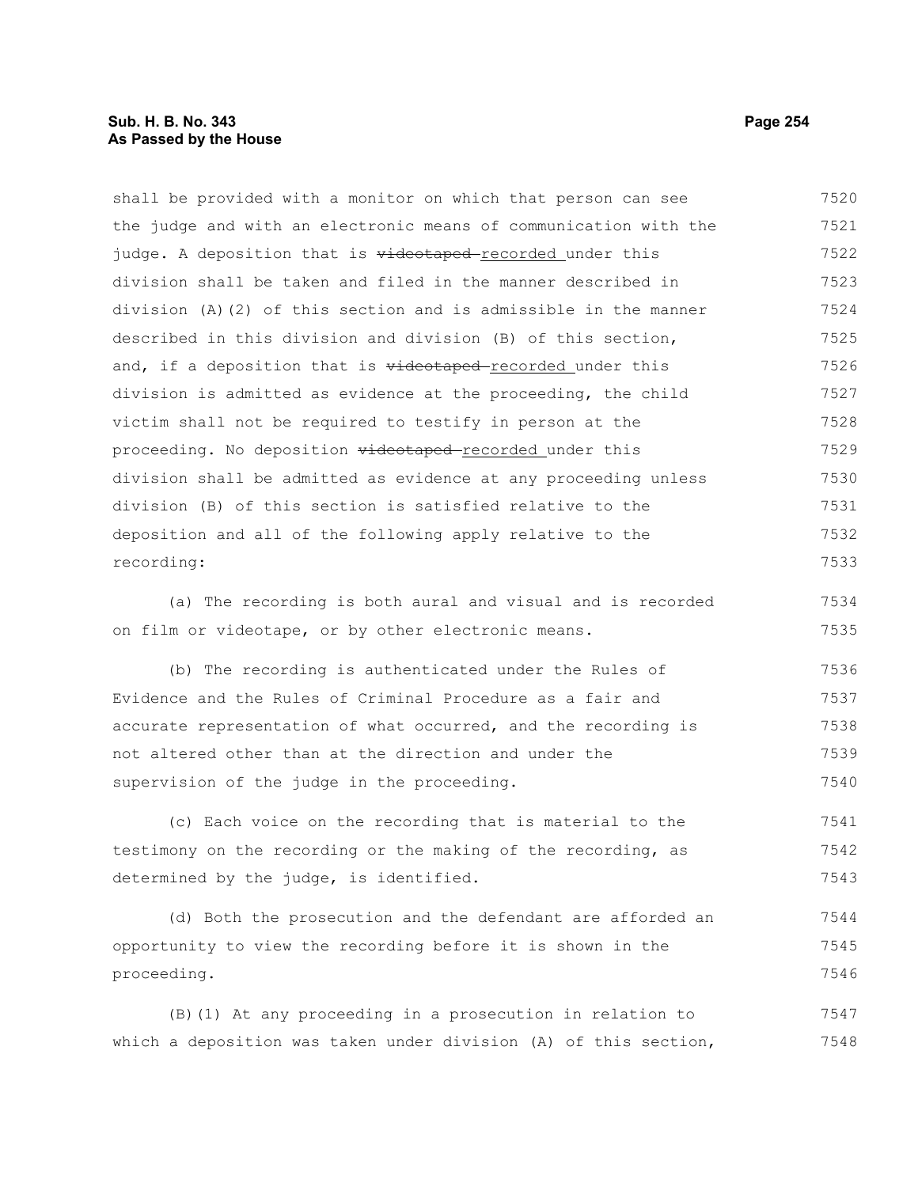shall be provided with a monitor on which that person can see the judge and with an electronic means of communication with the judge. A deposition that is ~~videotaped~~ recorded under this division shall be taken and filed in the manner described in division (A)(2) of this section and is admissible in the manner described in this division and division (B) of this section, and, if a deposition that is ~~videotaped~~ recorded under this division is admitted as evidence at the proceeding, the child victim shall not be required to testify in person at the proceeding. No deposition ~~videotaped~~ recorded under this division shall be admitted as evidence at any proceeding unless division (B) of this section is satisfied relative to the deposition and all of the following apply relative to the recording:

(a) The recording is both aural and visual and is recorded on film or videotape, or by other electronic means.

(b) The recording is authenticated under the Rules of Evidence and the Rules of Criminal Procedure as a fair and accurate representation of what occurred, and the recording is not altered other than at the direction and under the supervision of the judge in the proceeding.

(c) Each voice on the recording that is material to the testimony on the recording or the making of the recording, as determined by the judge, is identified.

(d) Both the prosecution and the defendant are afforded an opportunity to view the recording before it is shown in the proceeding.

(B)(1) At any proceeding in a prosecution in relation to which a deposition was taken under division (A) of this section,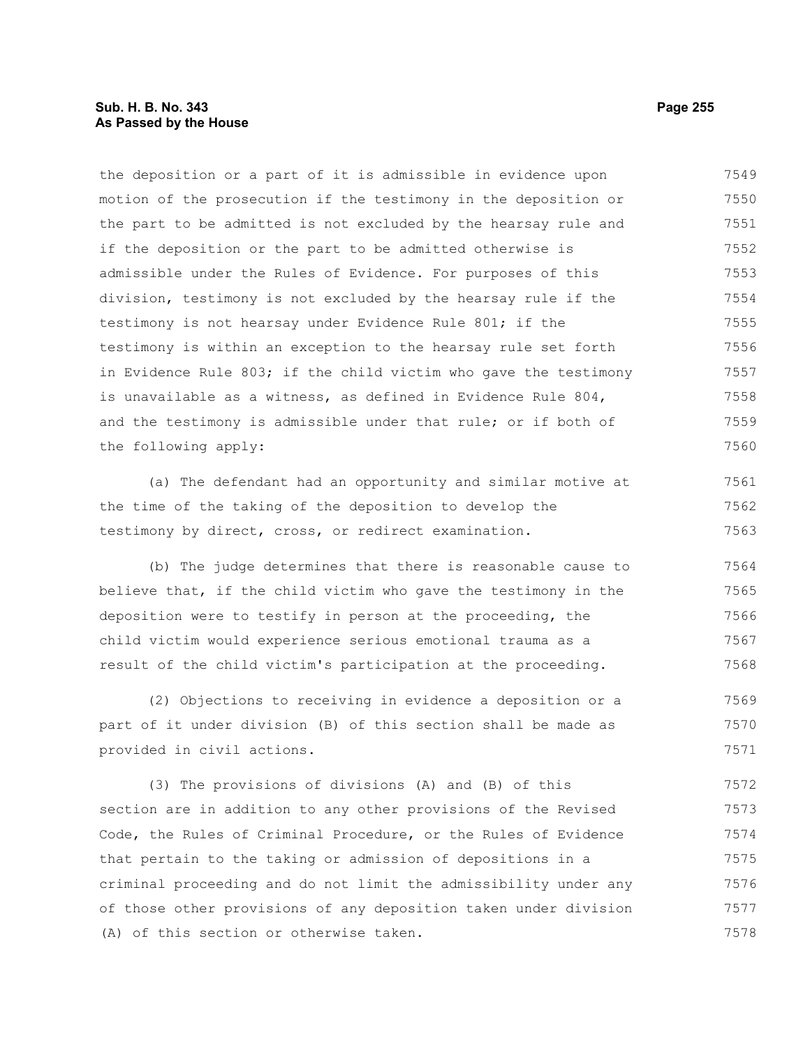the deposition or a part of it is admissible in evidence upon motion of the prosecution if the testimony in the deposition or the part to be admitted is not excluded by the hearsay rule and if the deposition or the part to be admitted otherwise is admissible under the Rules of Evidence. For purposes of this division, testimony is not excluded by the hearsay rule if the testimony is not hearsay under Evidence Rule 801; if the testimony is within an exception to the hearsay rule set forth in Evidence Rule 803; if the child victim who gave the testimony is unavailable as a witness, as defined in Evidence Rule 804, and the testimony is admissible under that rule; or if both of the following apply:

(a) The defendant had an opportunity and similar motive at the time of the taking of the deposition to develop the testimony by direct, cross, or redirect examination.

(b) The judge determines that there is reasonable cause to believe that, if the child victim who gave the testimony in the deposition were to testify in person at the proceeding, the child victim would experience serious emotional trauma as a result of the child victim's participation at the proceeding.

(2) Objections to receiving in evidence a deposition or a part of it under division (B) of this section shall be made as provided in civil actions.

(3) The provisions of divisions (A) and (B) of this section are in addition to any other provisions of the Revised Code, the Rules of Criminal Procedure, or the Rules of Evidence that pertain to the taking or admission of depositions in a criminal proceeding and do not limit the admissibility under any of those other provisions of any deposition taken under division (A) of this section or otherwise taken.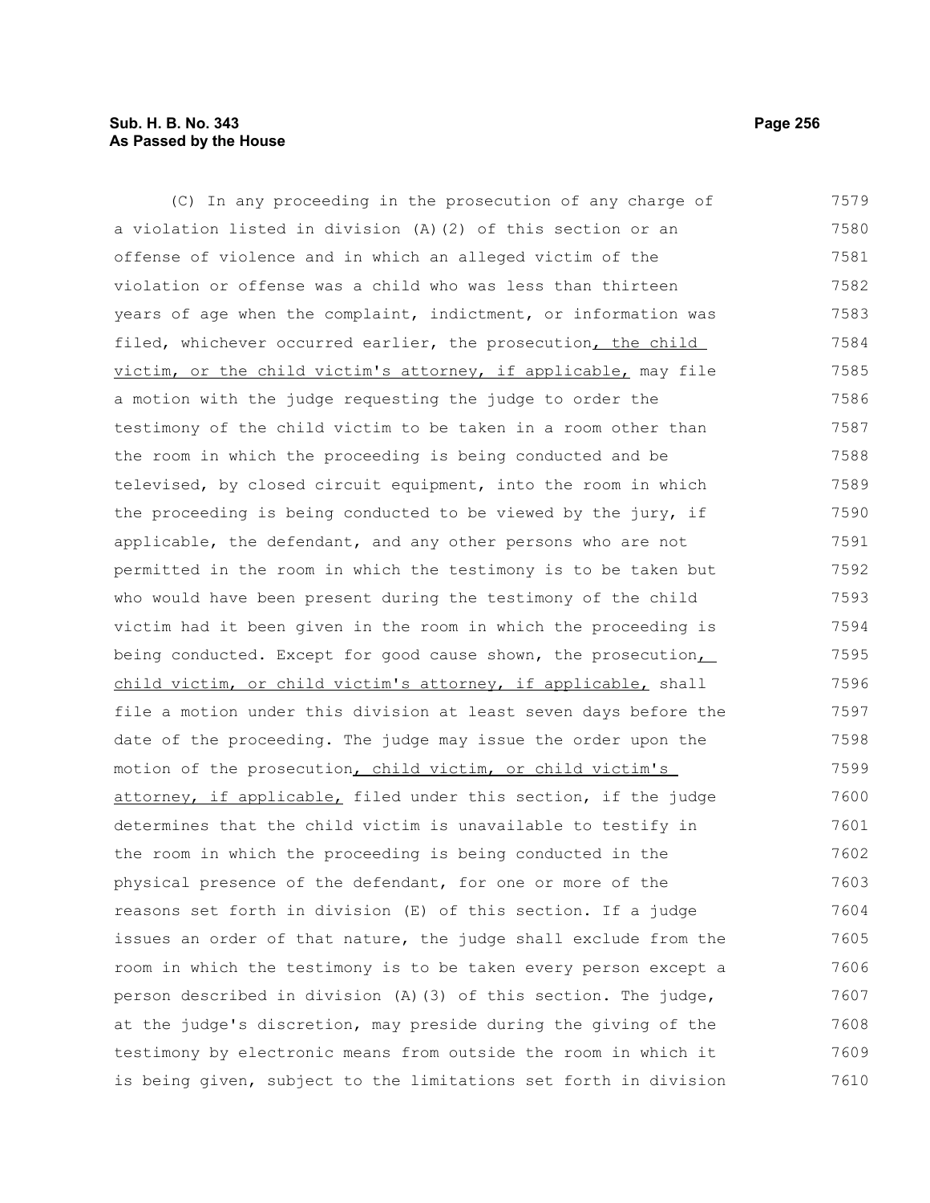(C) In any proceeding in the prosecution of any charge of a violation listed in division (A)(2) of this section or an offense of violence and in which an alleged victim of the violation or offense was a child who was less than thirteen years of age when the complaint, indictment, or information was filed, whichever occurred earlier, the prosecution, the child victim, or the child victim's attorney, if applicable, may file a motion with the judge requesting the judge to order the testimony of the child victim to be taken in a room other than the room in which the proceeding is being conducted and be televised, by closed circuit equipment, into the room in which the proceeding is being conducted to be viewed by the jury, if applicable, the defendant, and any other persons who are not permitted in the room in which the testimony is to be taken but who would have been present during the testimony of the child victim had it been given in the room in which the proceeding is being conducted. Except for good cause shown, the prosecution, child victim, or child victim's attorney, if applicable, shall file a motion under this division at least seven days before the date of the proceeding. The judge may issue the order upon the motion of the prosecution, child victim, or child victim's attorney, if applicable, filed under this section, if the judge determines that the child victim is unavailable to testify in the room in which the proceeding is being conducted in the physical presence of the defendant, for one or more of the reasons set forth in division (E) of this section. If a judge issues an order of that nature, the judge shall exclude from the room in which the testimony is to be taken every person except a person described in division (A)(3) of this section. The judge, at the judge's discretion, may preside during the giving of the testimony by electronic means from outside the room in which it is being given, subject to the limitations set forth in division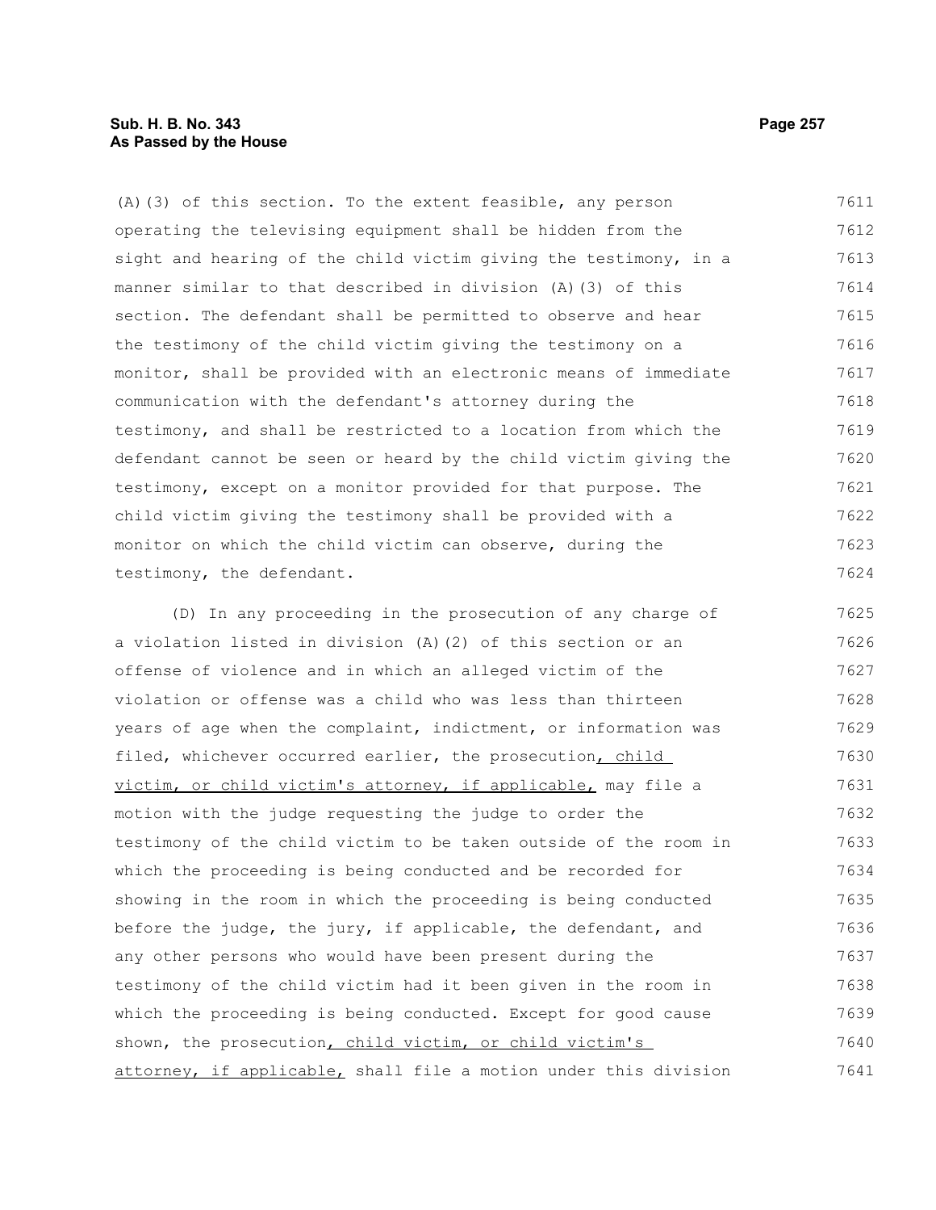(A)(3) of this section. To the extent feasible, any person operating the televising equipment shall be hidden from the sight and hearing of the child victim giving the testimony, in a manner similar to that described in division (A)(3) of this section. The defendant shall be permitted to observe and hear the testimony of the child victim giving the testimony on a monitor, shall be provided with an electronic means of immediate communication with the defendant's attorney during the testimony, and shall be restricted to a location from which the defendant cannot be seen or heard by the child victim giving the testimony, except on a monitor provided for that purpose. The child victim giving the testimony shall be provided with a monitor on which the child victim can observe, during the testimony, the defendant.

(D) In any proceeding in the prosecution of any charge of a violation listed in division (A)(2) of this section or an offense of violence and in which an alleged victim of the violation or offense was a child who was less than thirteen years of age when the complaint, indictment, or information was filed, whichever occurred earlier, the prosecution<u>, child victim, or child victim's attorney, if applicable,</u> may file a motion with the judge requesting the judge to order the testimony of the child victim to be taken outside of the room in which the proceeding is being conducted and be recorded for showing in the room in which the proceeding is being conducted before the judge, the jury, if applicable, the defendant, and any other persons who would have been present during the testimony of the child victim had it been given in the room in which the proceeding is being conducted. Except for good cause shown, the prosecution<u>, child victim, or child victim's attorney, if applicable,</u> shall file a motion under this division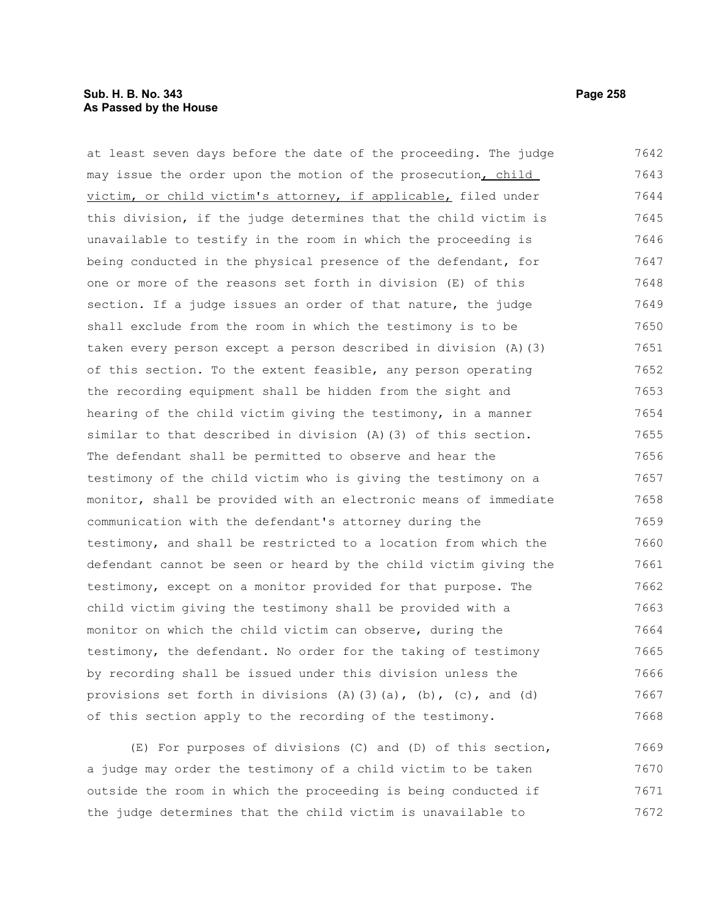at least seven days before the date of the proceeding. The judge may issue the order upon the motion of the prosecution, child victim, or child victim's attorney, if applicable, filed under this division, if the judge determines that the child victim is unavailable to testify in the room in which the proceeding is being conducted in the physical presence of the defendant, for one or more of the reasons set forth in division (E) of this section. If a judge issues an order of that nature, the judge shall exclude from the room in which the testimony is to be taken every person except a person described in division (A)(3) of this section. To the extent feasible, any person operating the recording equipment shall be hidden from the sight and hearing of the child victim giving the testimony, in a manner similar to that described in division (A)(3) of this section. The defendant shall be permitted to observe and hear the testimony of the child victim who is giving the testimony on a monitor, shall be provided with an electronic means of immediate communication with the defendant's attorney during the testimony, and shall be restricted to a location from which the defendant cannot be seen or heard by the child victim giving the testimony, except on a monitor provided for that purpose. The child victim giving the testimony shall be provided with a monitor on which the child victim can observe, during the testimony, the defendant. No order for the taking of testimony by recording shall be issued under this division unless the provisions set forth in divisions (A)(3)(a), (b), (c), and (d) of this section apply to the recording of the testimony.

(E) For purposes of divisions (C) and (D) of this section, a judge may order the testimony of a child victim to be taken outside the room in which the proceeding is being conducted if the judge determines that the child victim is unavailable to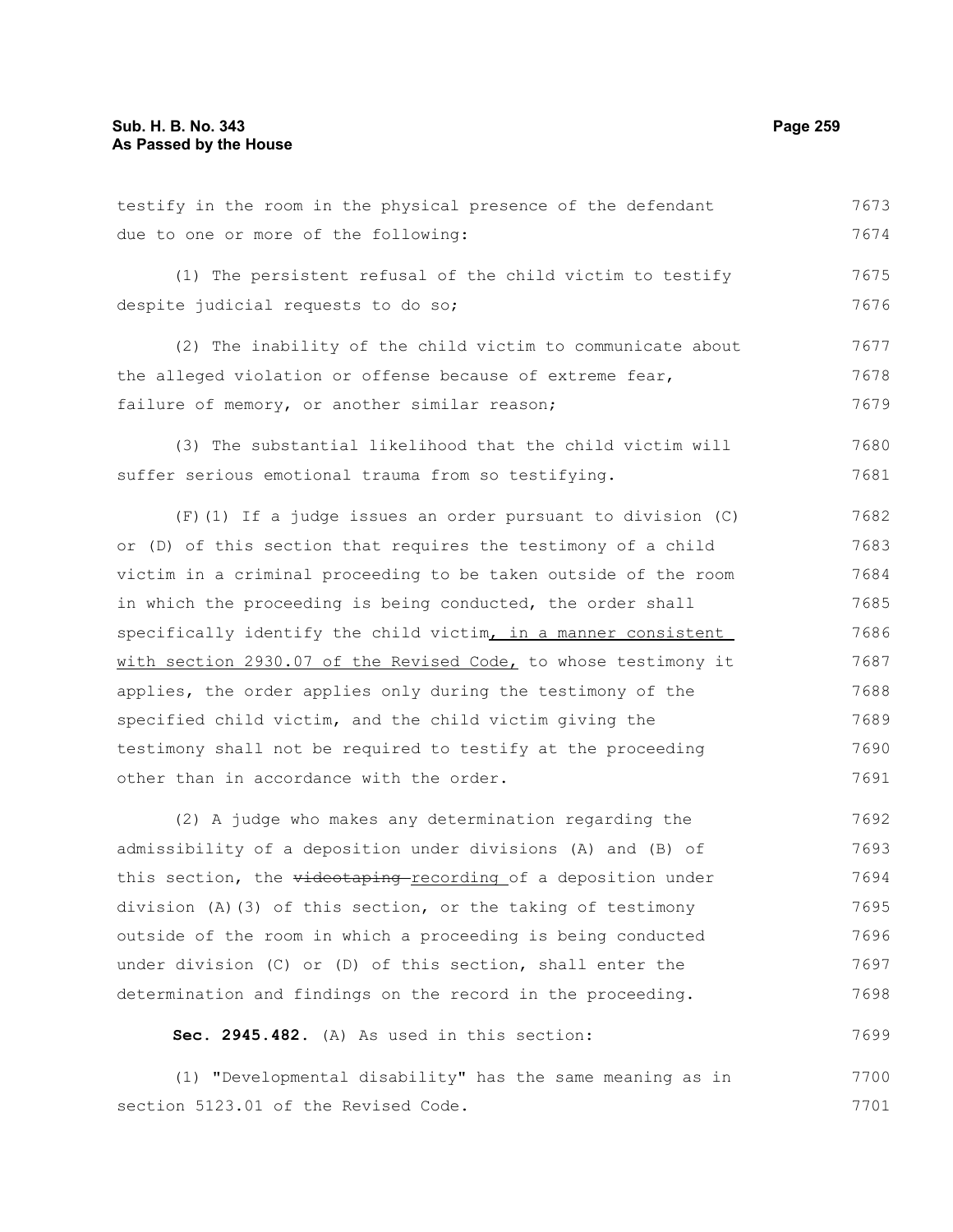testify in the room in the physical presence of the defendant due to one or more of the following:

(1) The persistent refusal of the child victim to testify despite judicial requests to do so;

(2) The inability of the child victim to communicate about the alleged violation or offense because of extreme fear, failure of memory, or another similar reason;

(3) The substantial likelihood that the child victim will suffer serious emotional trauma from so testifying.

(F)(1) If a judge issues an order pursuant to division (C) or (D) of this section that requires the testimony of a child victim in a criminal proceeding to be taken outside of the room in which the proceeding is being conducted, the order shall specifically identify the child victim, in a manner consistent with section 2930.07 of the Revised Code, to whose testimony it applies, the order applies only during the testimony of the specified child victim, and the child victim giving the testimony shall not be required to testify at the proceeding other than in accordance with the order.

(2) A judge who makes any determination regarding the admissibility of a deposition under divisions (A) and (B) of this section, the ~~videotaping~~ recording of a deposition under division (A)(3) of this section, or the taking of testimony outside of the room in which a proceeding is being conducted under division (C) or (D) of this section, shall enter the determination and findings on the record in the proceeding.

**Sec. 2945.482.** (A) As used in this section:

(1) "Developmental disability" has the same meaning as in section 5123.01 of the Revised Code.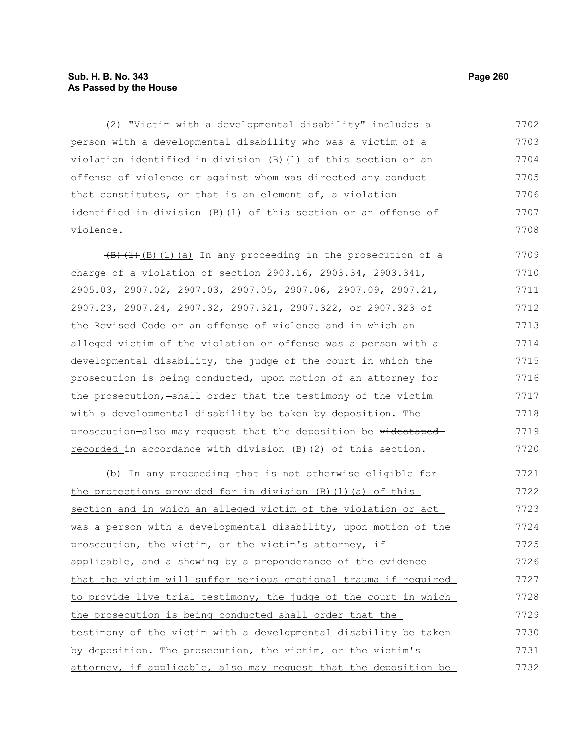(2) "Victim with a developmental disability" includes a person with a developmental disability who was a victim of a violation identified in division (B)(1) of this section or an offense of violence or against whom was directed any conduct that constitutes, or that is an element of, a violation identified in division (B)(1) of this section or an offense of violence.

~~(B)(1)~~ (B)(1)(a) In any proceeding in the prosecution of a charge of a violation of section 2903.16, 2903.34, 2903.341, 2905.03, 2907.02, 2907.03, 2907.05, 2907.06, 2907.09, 2907.21, 2907.23, 2907.24, 2907.32, 2907.321, 2907.322, or 2907.323 of the Revised Code or an offense of violence and in which an alleged victim of the violation or offense was a person with a developmental disability, the judge of the court in which the prosecution is being conducted, upon motion of an attorney for the prosecution, shall order that the testimony of the victim with a developmental disability be taken by deposition. The prosecution also may request that the deposition be ~~videotaped~~ recorded in accordance with division (B)(2) of this section.

(b) In any proceeding that is not otherwise eligible for the protections provided for in division (B)(1)(a) of this section and in which an alleged victim of the violation or act was a person with a developmental disability, upon motion of the prosecution, the victim, or the victim's attorney, if applicable, and a showing by a preponderance of the evidence that the victim will suffer serious emotional trauma if required to provide live trial testimony, the judge of the court in which the prosecution is being conducted shall order that the testimony of the victim with a developmental disability be taken by deposition. The prosecution, the victim, or the victim's attorney, if applicable, also may request that the deposition be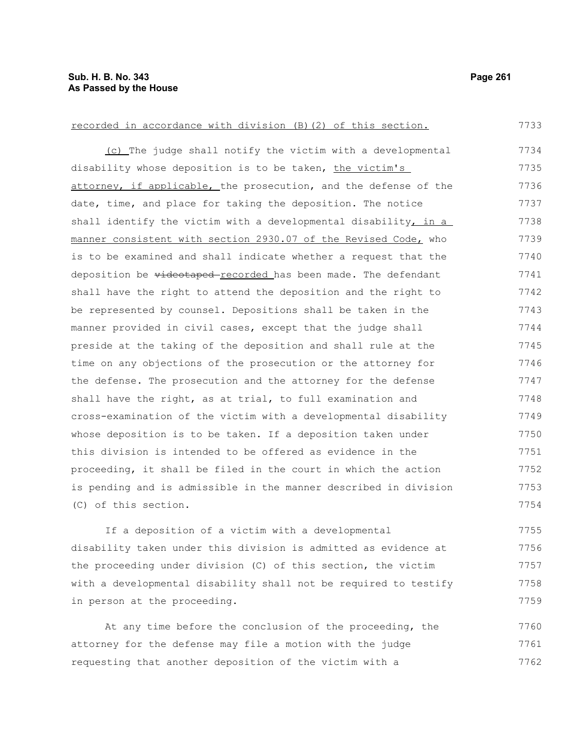recorded in accordance with division (B)(2) of this section.

(c) The judge shall notify the victim with a developmental disability whose deposition is to be taken, the victim's attorney, if applicable, the prosecution, and the defense of the date, time, and place for taking the deposition. The notice shall identify the victim with a developmental disability, in a manner consistent with section 2930.07 of the Revised Code, who is to be examined and shall indicate whether a request that the deposition be ~~videotaped~~ recorded has been made. The defendant shall have the right to attend the deposition and the right to be represented by counsel. Depositions shall be taken in the manner provided in civil cases, except that the judge shall preside at the taking of the deposition and shall rule at the time on any objections of the prosecution or the attorney for the defense. The prosecution and the attorney for the defense shall have the right, as at trial, to full examination and cross-examination of the victim with a developmental disability whose deposition is to be taken. If a deposition taken under this division is intended to be offered as evidence in the proceeding, it shall be filed in the court in which the action is pending and is admissible in the manner described in division (C) of this section.

If a deposition of a victim with a developmental disability taken under this division is admitted as evidence at the proceeding under division (C) of this section, the victim with a developmental disability shall not be required to testify in person at the proceeding.

At any time before the conclusion of the proceeding, the attorney for the defense may file a motion with the judge requesting that another deposition of the victim with a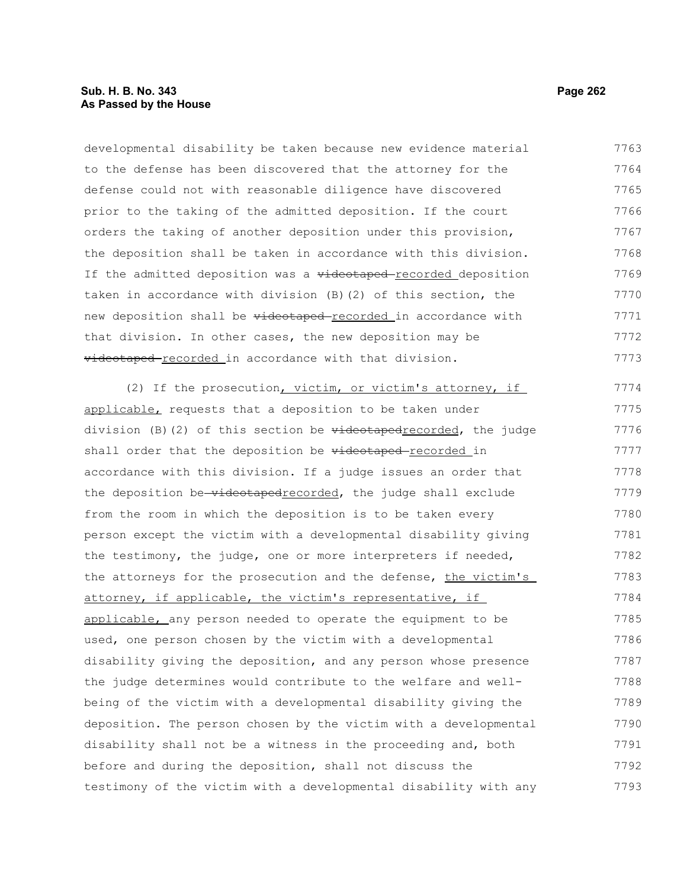developmental disability be taken because new evidence material to the defense has been discovered that the attorney for the defense could not with reasonable diligence have discovered prior to the taking of the admitted deposition. If the court orders the taking of another deposition under this provision, the deposition shall be taken in accordance with this division. If the admitted deposition was a ~~videotaped~~ recorded deposition taken in accordance with division (B)(2) of this section, the new deposition shall be ~~videotaped~~ recorded in accordance with that division. In other cases, the new deposition may be ~~videotaped~~ recorded in accordance with that division.

(2) If the prosecution, victim, or victim's attorney, if applicable, requests that a deposition to be taken under division (B)(2) of this section be ~~videotaped~~recorded, the judge shall order that the deposition be ~~videotaped~~ recorded in accordance with this division. If a judge issues an order that the deposition be ~~videotaped~~recorded, the judge shall exclude from the room in which the deposition is to be taken every person except the victim with a developmental disability giving the testimony, the judge, one or more interpreters if needed, the attorneys for the prosecution and the defense, the victim's attorney, if applicable, the victim's representative, if applicable, any person needed to operate the equipment to be used, one person chosen by the victim with a developmental disability giving the deposition, and any person whose presence the judge determines would contribute to the welfare and well-being of the victim with a developmental disability giving the deposition. The person chosen by the victim with a developmental disability shall not be a witness in the proceeding and, both before and during the deposition, shall not discuss the testimony of the victim with a developmental disability with any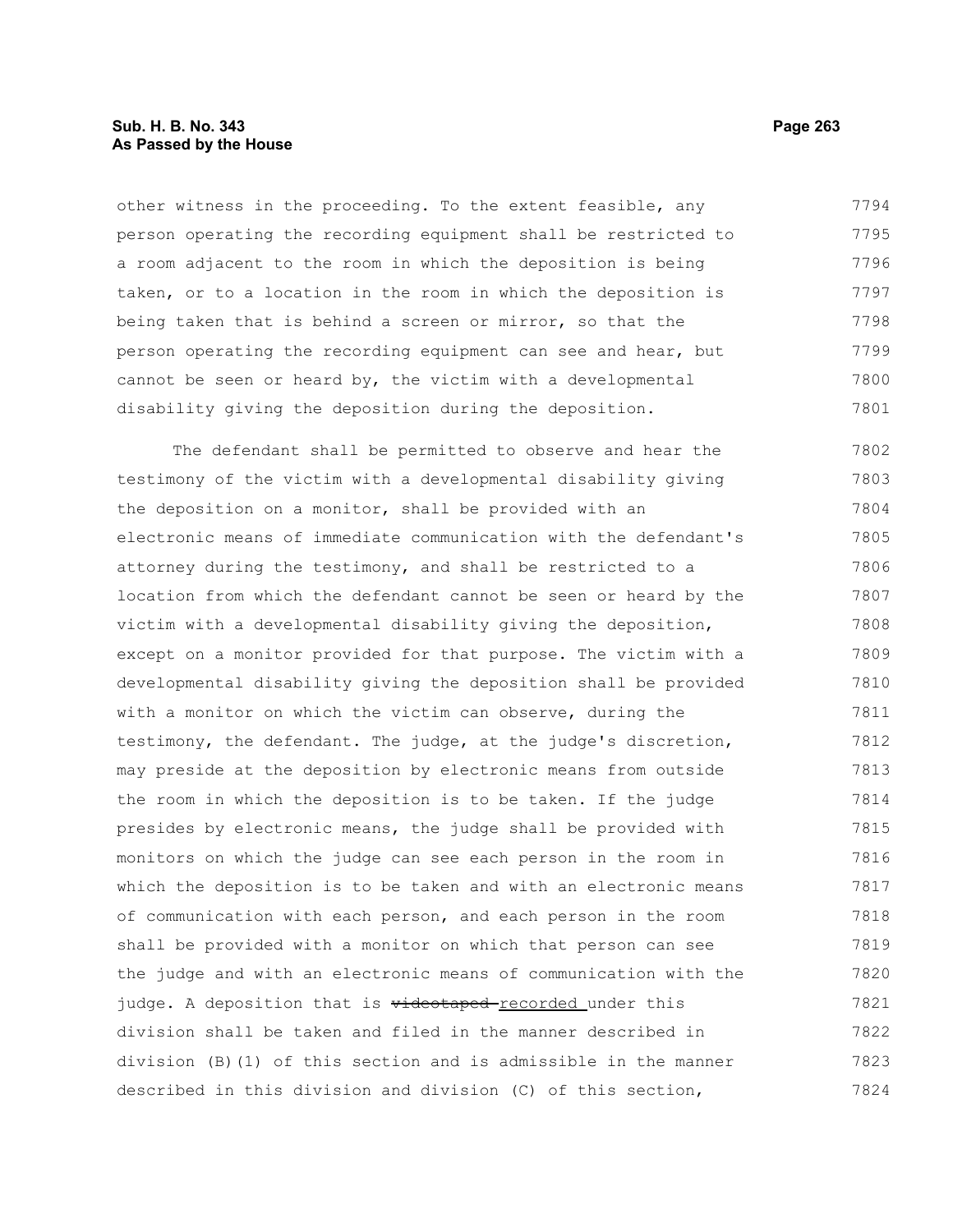other witness in the proceeding. To the extent feasible, any person operating the recording equipment shall be restricted to a room adjacent to the room in which the deposition is being taken, or to a location in the room in which the deposition is being taken that is behind a screen or mirror, so that the person operating the recording equipment can see and hear, but cannot be seen or heard by, the victim with a developmental disability giving the deposition during the deposition.

The defendant shall be permitted to observe and hear the testimony of the victim with a developmental disability giving the deposition on a monitor, shall be provided with an electronic means of immediate communication with the defendant's attorney during the testimony, and shall be restricted to a location from which the defendant cannot be seen or heard by the victim with a developmental disability giving the deposition, except on a monitor provided for that purpose. The victim with a developmental disability giving the deposition shall be provided with a monitor on which the victim can observe, during the testimony, the defendant. The judge, at the judge's discretion, may preside at the deposition by electronic means from outside the room in which the deposition is to be taken. If the judge presides by electronic means, the judge shall be provided with monitors on which the judge can see each person in the room in which the deposition is to be taken and with an electronic means of communication with each person, and each person in the room shall be provided with a monitor on which that person can see the judge and with an electronic means of communication with the judge. A deposition that is ~~videotaped~~ recorded under this division shall be taken and filed in the manner described in division (B)(1) of this section and is admissible in the manner described in this division and division (C) of this section,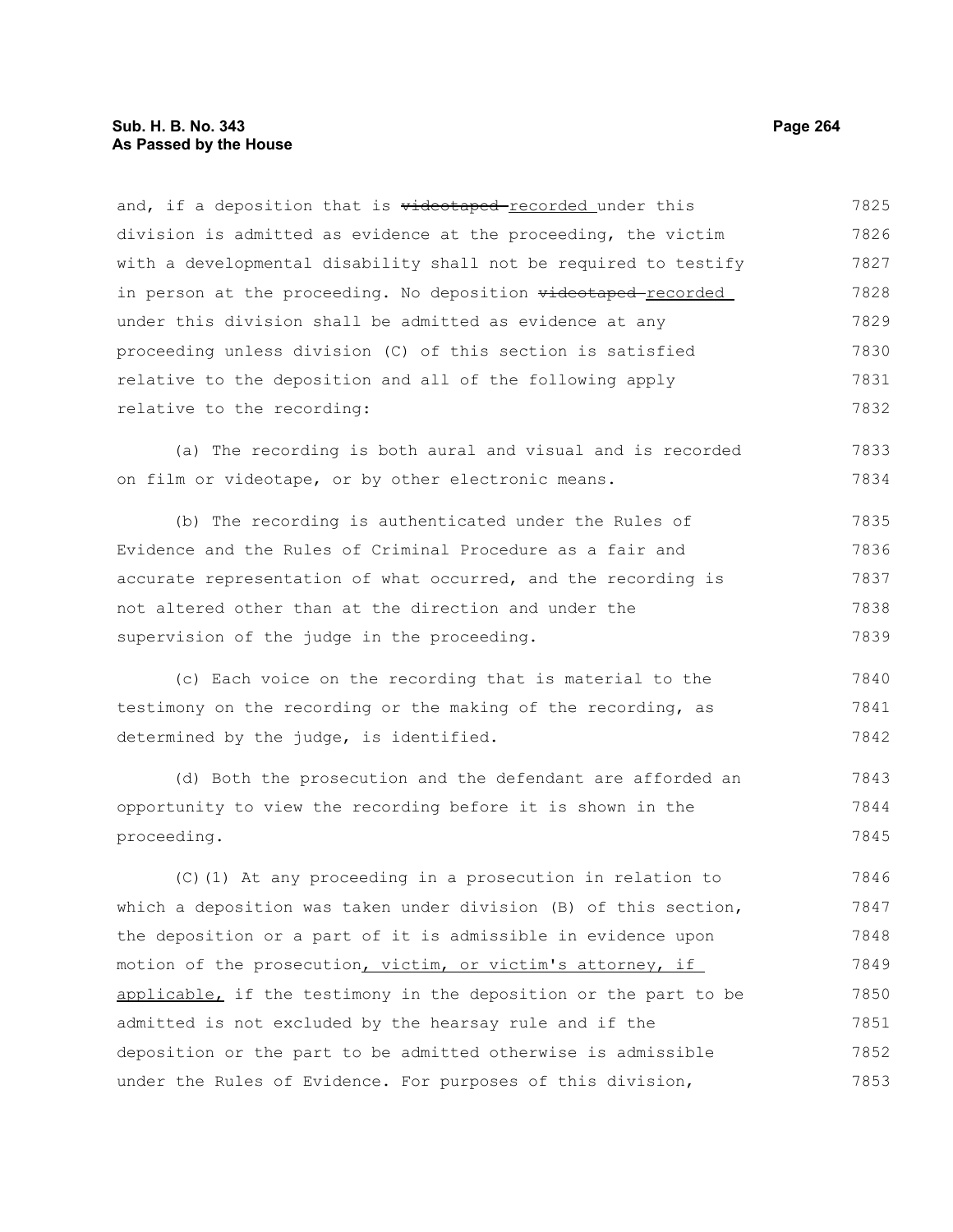and, if a deposition that is ~~videotaped~~ recorded under this division is admitted as evidence at the proceeding, the victim with a developmental disability shall not be required to testify in person at the proceeding. No deposition ~~videotaped~~ recorded under this division shall be admitted as evidence at any proceeding unless division (C) of this section is satisfied relative to the deposition and all of the following apply relative to the recording:

(a) The recording is both aural and visual and is recorded on film or videotape, or by other electronic means.

(b) The recording is authenticated under the Rules of Evidence and the Rules of Criminal Procedure as a fair and accurate representation of what occurred, and the recording is not altered other than at the direction and under the supervision of the judge in the proceeding.

(c) Each voice on the recording that is material to the testimony on the recording or the making of the recording, as determined by the judge, is identified.

(d) Both the prosecution and the defendant are afforded an opportunity to view the recording before it is shown in the proceeding.

(C)(1) At any proceeding in a prosecution in relation to which a deposition was taken under division (B) of this section, the deposition or a part of it is admissible in evidence upon motion of the prosecution, victim, or victim's attorney, if applicable, if the testimony in the deposition or the part to be admitted is not excluded by the hearsay rule and if the deposition or the part to be admitted otherwise is admissible under the Rules of Evidence. For purposes of this division,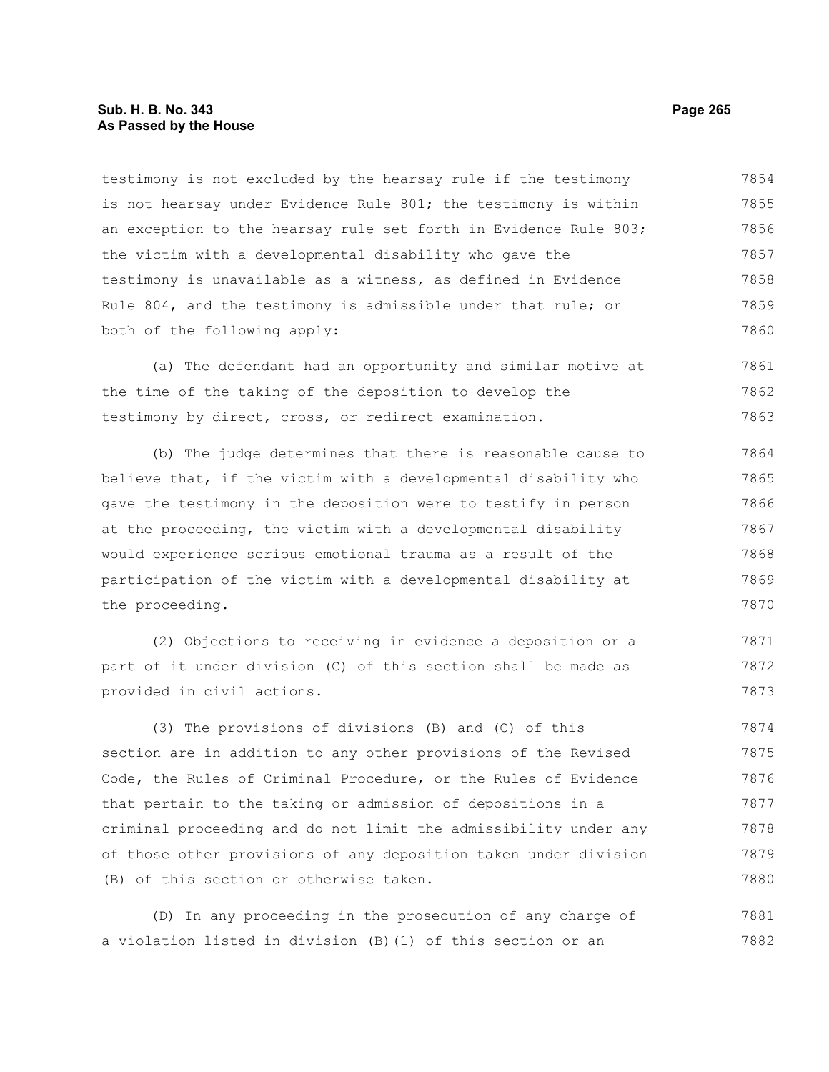testimony is not excluded by the hearsay rule if the testimony is not hearsay under Evidence Rule 801; the testimony is within an exception to the hearsay rule set forth in Evidence Rule 803; the victim with a developmental disability who gave the testimony is unavailable as a witness, as defined in Evidence Rule 804, and the testimony is admissible under that rule; or both of the following apply:

(a) The defendant had an opportunity and similar motive at the time of the taking of the deposition to develop the testimony by direct, cross, or redirect examination.

(b) The judge determines that there is reasonable cause to believe that, if the victim with a developmental disability who gave the testimony in the deposition were to testify in person at the proceeding, the victim with a developmental disability would experience serious emotional trauma as a result of the participation of the victim with a developmental disability at the proceeding.

(2) Objections to receiving in evidence a deposition or a part of it under division (C) of this section shall be made as provided in civil actions.

(3) The provisions of divisions (B) and (C) of this section are in addition to any other provisions of the Revised Code, the Rules of Criminal Procedure, or the Rules of Evidence that pertain to the taking or admission of depositions in a criminal proceeding and do not limit the admissibility under any of those other provisions of any deposition taken under division (B) of this section or otherwise taken.

(D) In any proceeding in the prosecution of any charge of a violation listed in division (B)(1) of this section or an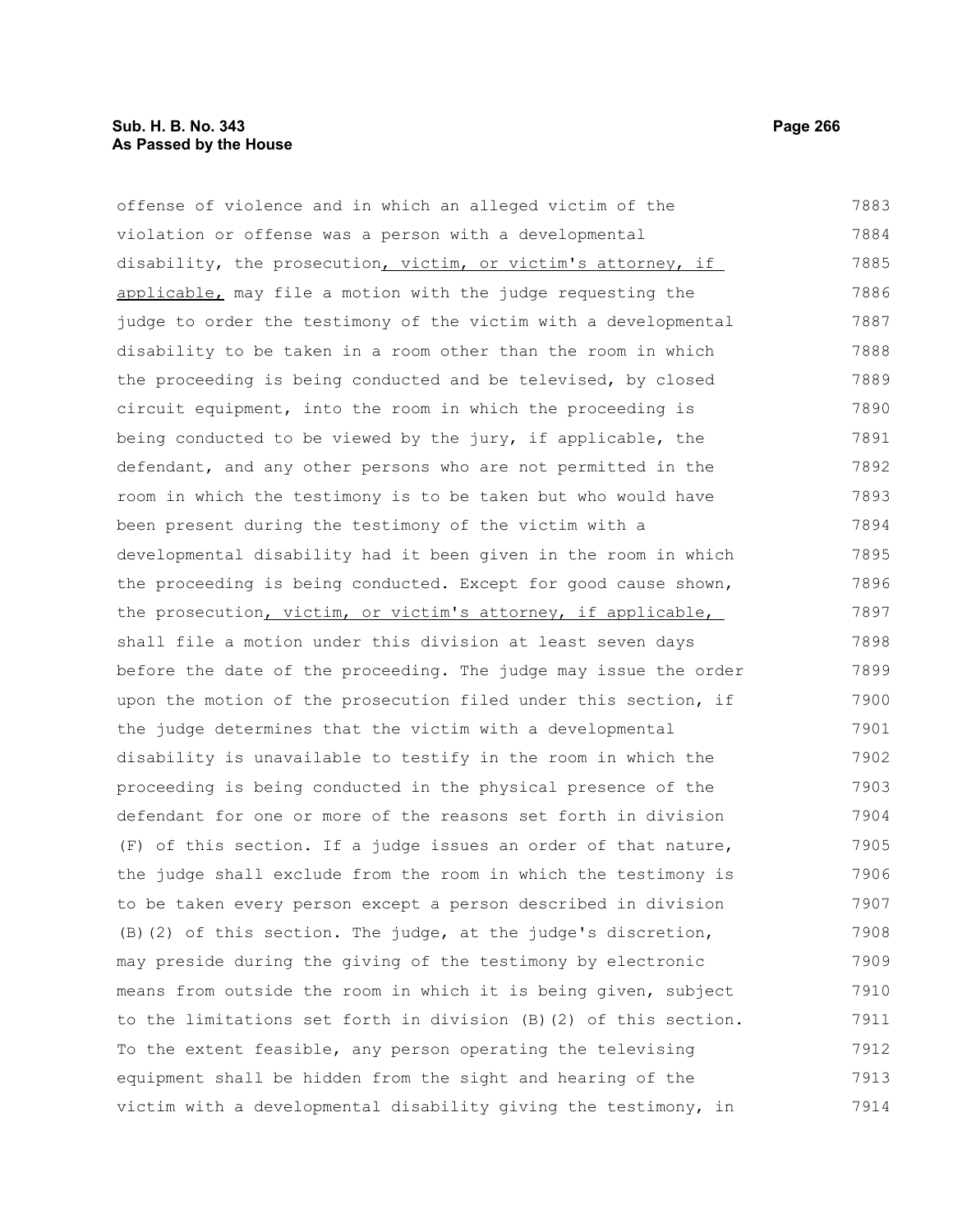offense of violence and in which an alleged victim of the violation or offense was a person with a developmental disability, the prosecution, victim, or victim's attorney, if applicable, may file a motion with the judge requesting the judge to order the testimony of the victim with a developmental disability to be taken in a room other than the room in which the proceeding is being conducted and be televised, by closed circuit equipment, into the room in which the proceeding is being conducted to be viewed by the jury, if applicable, the defendant, and any other persons who are not permitted in the room in which the testimony is to be taken but who would have been present during the testimony of the victim with a developmental disability had it been given in the room in which the proceeding is being conducted. Except for good cause shown, the prosecution, victim, or victim's attorney, if applicable, shall file a motion under this division at least seven days before the date of the proceeding. The judge may issue the order upon the motion of the prosecution filed under this section, if the judge determines that the victim with a developmental disability is unavailable to testify in the room in which the proceeding is being conducted in the physical presence of the defendant for one or more of the reasons set forth in division (F) of this section. If a judge issues an order of that nature, the judge shall exclude from the room in which the testimony is to be taken every person except a person described in division (B)(2) of this section. The judge, at the judge's discretion, may preside during the giving of the testimony by electronic means from outside the room in which it is being given, subject to the limitations set forth in division (B)(2) of this section. To the extent feasible, any person operating the televising equipment shall be hidden from the sight and hearing of the victim with a developmental disability giving the testimony, in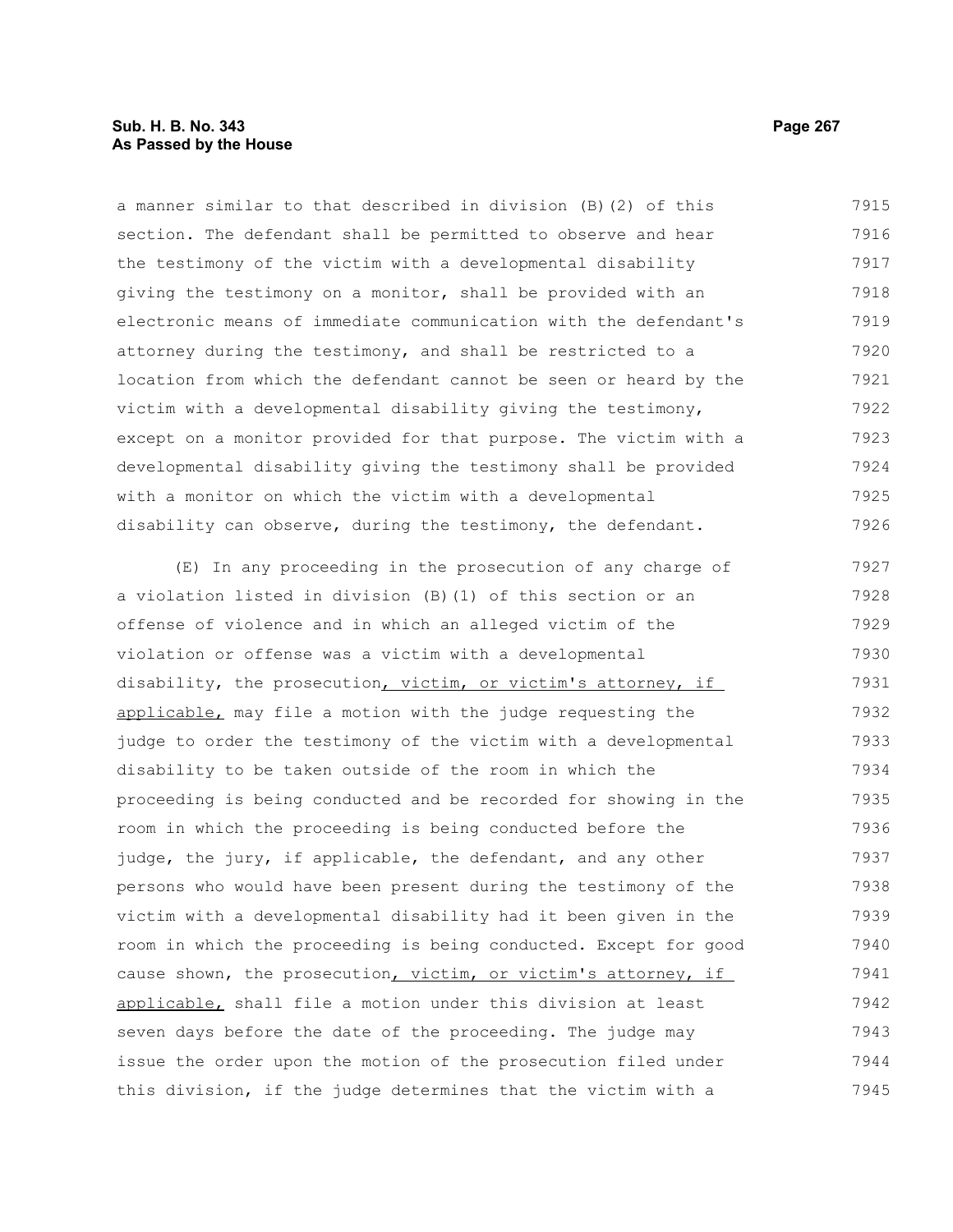a manner similar to that described in division (B)(2) of this section. The defendant shall be permitted to observe and hear the testimony of the victim with a developmental disability giving the testimony on a monitor, shall be provided with an electronic means of immediate communication with the defendant's attorney during the testimony, and shall be restricted to a location from which the defendant cannot be seen or heard by the victim with a developmental disability giving the testimony, except on a monitor provided for that purpose. The victim with a developmental disability giving the testimony shall be provided with a monitor on which the victim with a developmental disability can observe, during the testimony, the defendant.

(E) In any proceeding in the prosecution of any charge of a violation listed in division (B)(1) of this section or an offense of violence and in which an alleged victim of the violation or offense was a victim with a developmental disability, the prosecution, victim, or victim's attorney, if applicable, may file a motion with the judge requesting the judge to order the testimony of the victim with a developmental disability to be taken outside of the room in which the proceeding is being conducted and be recorded for showing in the room in which the proceeding is being conducted before the judge, the jury, if applicable, the defendant, and any other persons who would have been present during the testimony of the victim with a developmental disability had it been given in the room in which the proceeding is being conducted. Except for good cause shown, the prosecution, victim, or victim's attorney, if applicable, shall file a motion under this division at least seven days before the date of the proceeding. The judge may issue the order upon the motion of the prosecution filed under this division, if the judge determines that the victim with a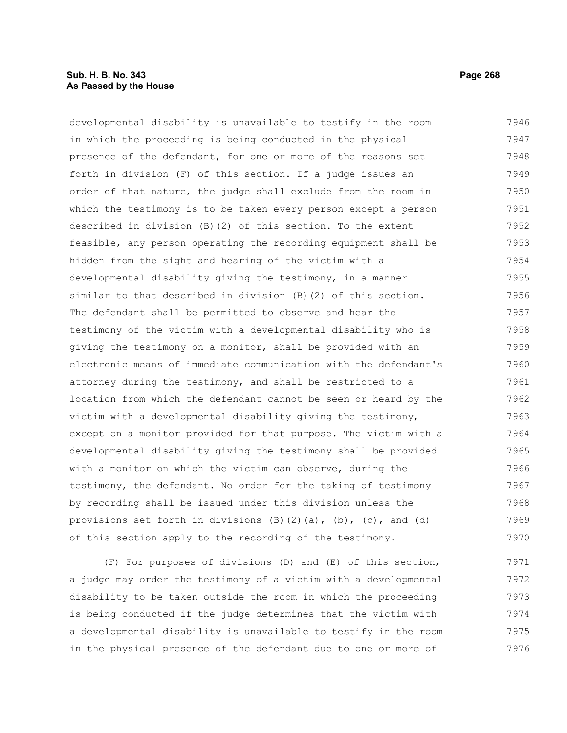developmental disability is unavailable to testify in the room in which the proceeding is being conducted in the physical presence of the defendant, for one or more of the reasons set forth in division (F) of this section. If a judge issues an order of that nature, the judge shall exclude from the room in which the testimony is to be taken every person except a person described in division (B)(2) of this section. To the extent feasible, any person operating the recording equipment shall be hidden from the sight and hearing of the victim with a developmental disability giving the testimony, in a manner similar to that described in division (B)(2) of this section. The defendant shall be permitted to observe and hear the testimony of the victim with a developmental disability who is giving the testimony on a monitor, shall be provided with an electronic means of immediate communication with the defendant's attorney during the testimony, and shall be restricted to a location from which the defendant cannot be seen or heard by the victim with a developmental disability giving the testimony, except on a monitor provided for that purpose. The victim with a developmental disability giving the testimony shall be provided with a monitor on which the victim can observe, during the testimony, the defendant. No order for the taking of testimony by recording shall be issued under this division unless the provisions set forth in divisions (B)(2)(a), (b), (c), and (d) of this section apply to the recording of the testimony.

(F) For purposes of divisions (D) and (E) of this section, a judge may order the testimony of a victim with a developmental disability to be taken outside the room in which the proceeding is being conducted if the judge determines that the victim with a developmental disability is unavailable to testify in the room in the physical presence of the defendant due to one or more of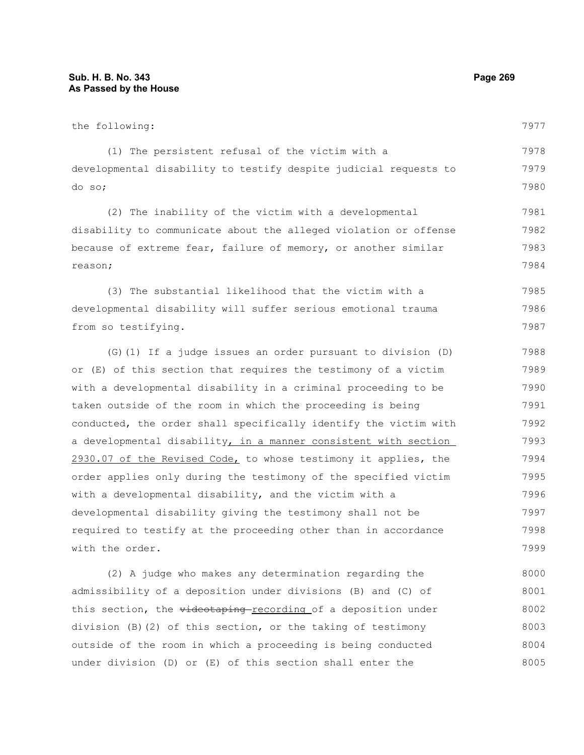the following:

(1) The persistent refusal of the victim with a developmental disability to testify despite judicial requests to do so;

(2) The inability of the victim with a developmental disability to communicate about the alleged violation or offense because of extreme fear, failure of memory, or another similar reason;

(3) The substantial likelihood that the victim with a developmental disability will suffer serious emotional trauma from so testifying.

(G)(1) If a judge issues an order pursuant to division (D) or (E) of this section that requires the testimony of a victim with a developmental disability in a criminal proceeding to be taken outside of the room in which the proceeding is being conducted, the order shall specifically identify the victim with a developmental disability, in a manner consistent with section 2930.07 of the Revised Code, to whose testimony it applies, the order applies only during the testimony of the specified victim with a developmental disability, and the victim with a developmental disability giving the testimony shall not be required to testify at the proceeding other than in accordance with the order.

(2) A judge who makes any determination regarding the admissibility of a deposition under divisions (B) and (C) of this section, the ~~videotaping~~ recording of a deposition under division (B)(2) of this section, or the taking of testimony outside of the room in which a proceeding is being conducted under division (D) or (E) of this section shall enter the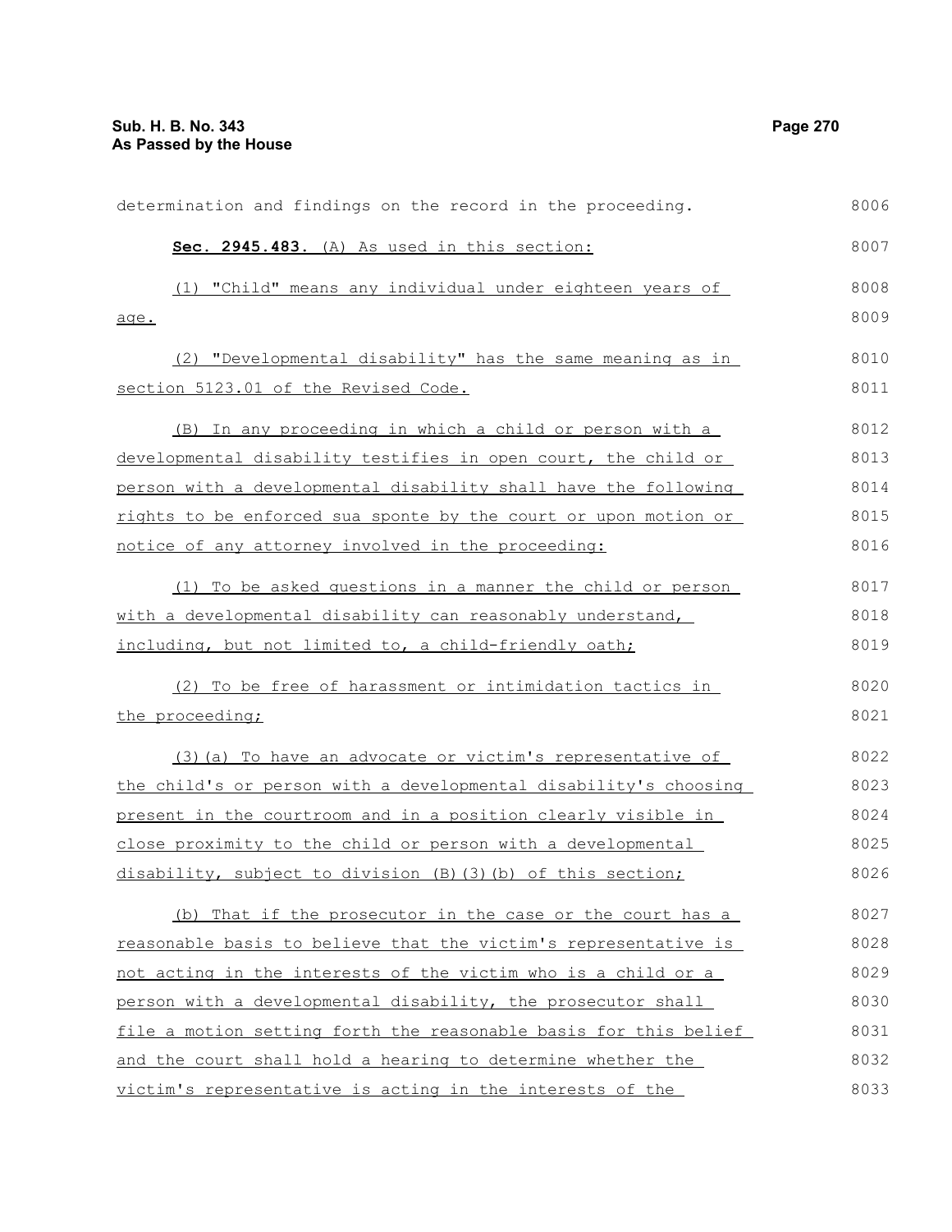determination and findings on the record in the proceeding.

**Sec. 2945.483.** (A) As used in this section:

(1) "Child" means any individual under eighteen years of age.

(2) "Developmental disability" has the same meaning as in section 5123.01 of the Revised Code.

(B) In any proceeding in which a child or person with a developmental disability testifies in open court, the child or person with a developmental disability shall have the following rights to be enforced sua sponte by the court or upon motion or notice of any attorney involved in the proceeding:

(1) To be asked questions in a manner the child or person with a developmental disability can reasonably understand, including, but not limited to, a child-friendly oath;

(2) To be free of harassment or intimidation tactics in the proceeding;

(3)(a) To have an advocate or victim's representative of the child's or person with a developmental disability's choosing present in the courtroom and in a position clearly visible in close proximity to the child or person with a developmental disability, subject to division (B)(3)(b) of this section;

(b) That if the prosecutor in the case or the court has a reasonable basis to believe that the victim's representative is not acting in the interests of the victim who is a child or a person with a developmental disability, the prosecutor shall file a motion setting forth the reasonable basis for this belief and the court shall hold a hearing to determine whether the victim's representative is acting in the interests of the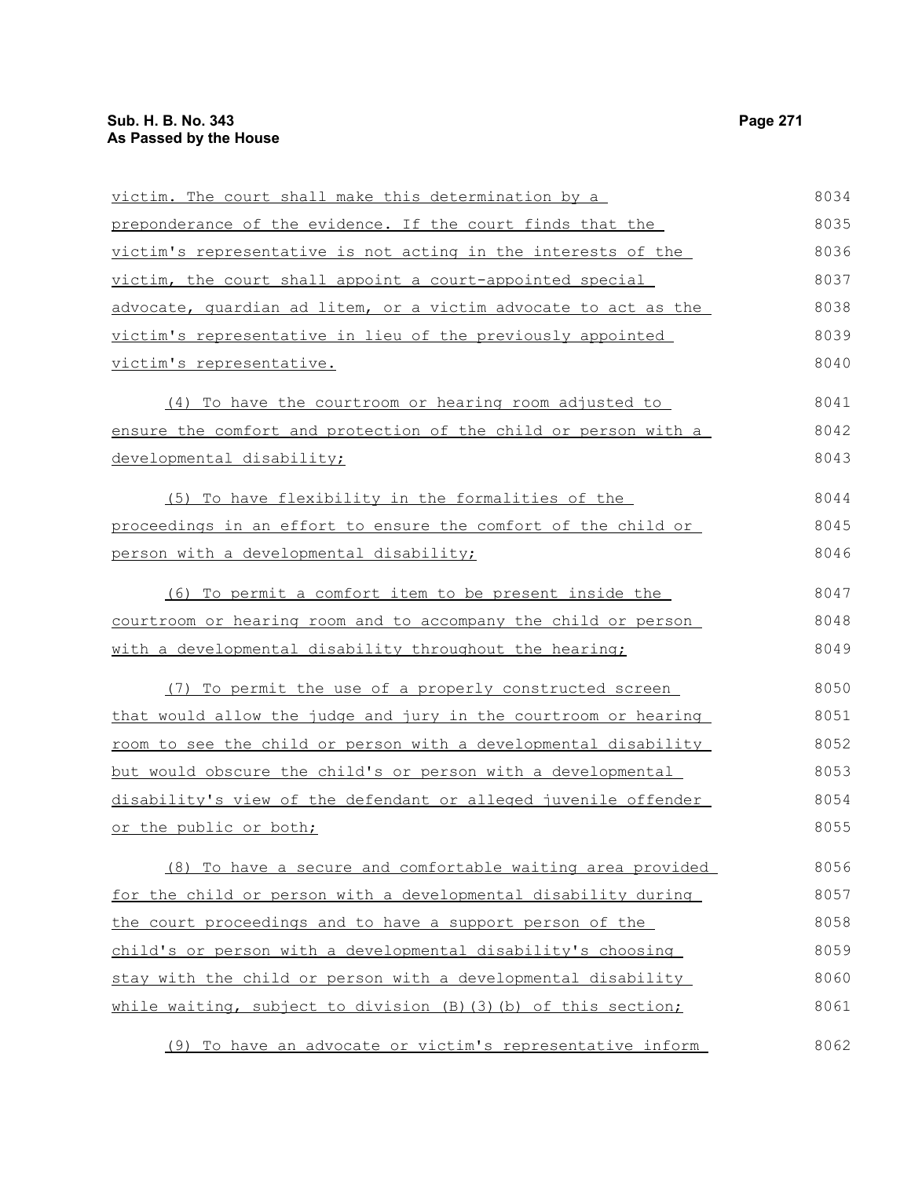victim. The court shall make this determination by a preponderance of the evidence. If the court finds that the victim's representative is not acting in the interests of the victim, the court shall appoint a court-appointed special advocate, guardian ad litem, or a victim advocate to act as the victim's representative in lieu of the previously appointed victim's representative.

(4) To have the courtroom or hearing room adjusted to ensure the comfort and protection of the child or person with a developmental disability;

(5) To have flexibility in the formalities of the proceedings in an effort to ensure the comfort of the child or person with a developmental disability;

(6) To permit a comfort item to be present inside the courtroom or hearing room and to accompany the child or person with a developmental disability throughout the hearing;

(7) To permit the use of a properly constructed screen that would allow the judge and jury in the courtroom or hearing room to see the child or person with a developmental disability but would obscure the child's or person with a developmental disability's view of the defendant or alleged juvenile offender or the public or both;

(8) To have a secure and comfortable waiting area provided for the child or person with a developmental disability during the court proceedings and to have a support person of the child's or person with a developmental disability's choosing stay with the child or person with a developmental disability while waiting, subject to division (B)(3)(b) of this section;

(9) To have an advocate or victim's representative inform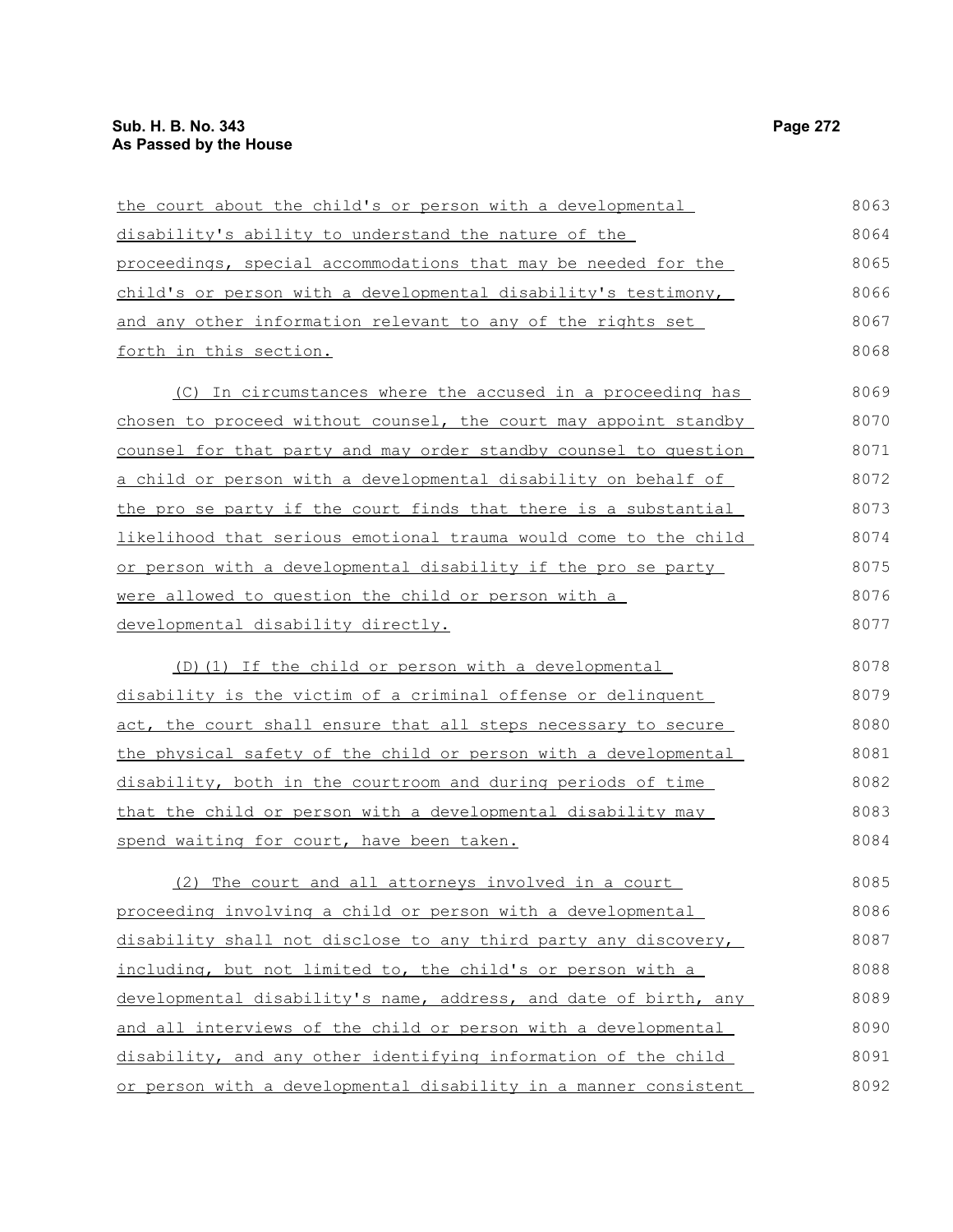the court about the child's or person with a developmental disability's ability to understand the nature of the proceedings, special accommodations that may be needed for the child's or person with a developmental disability's testimony, and any other information relevant to any of the rights set forth in this section.

(C) In circumstances where the accused in a proceeding has chosen to proceed without counsel, the court may appoint standby counsel for that party and may order standby counsel to question a child or person with a developmental disability on behalf of the pro se party if the court finds that there is a substantial likelihood that serious emotional trauma would come to the child or person with a developmental disability if the pro se party were allowed to question the child or person with a developmental disability directly.

(D)(1) If the child or person with a developmental disability is the victim of a criminal offense or delinquent act, the court shall ensure that all steps necessary to secure the physical safety of the child or person with a developmental disability, both in the courtroom and during periods of time that the child or person with a developmental disability may spend waiting for court, have been taken.

(2) The court and all attorneys involved in a court proceeding involving a child or person with a developmental disability shall not disclose to any third party any discovery, including, but not limited to, the child's or person with a developmental disability's name, address, and date of birth, any and all interviews of the child or person with a developmental disability, and any other identifying information of the child or person with a developmental disability in a manner consistent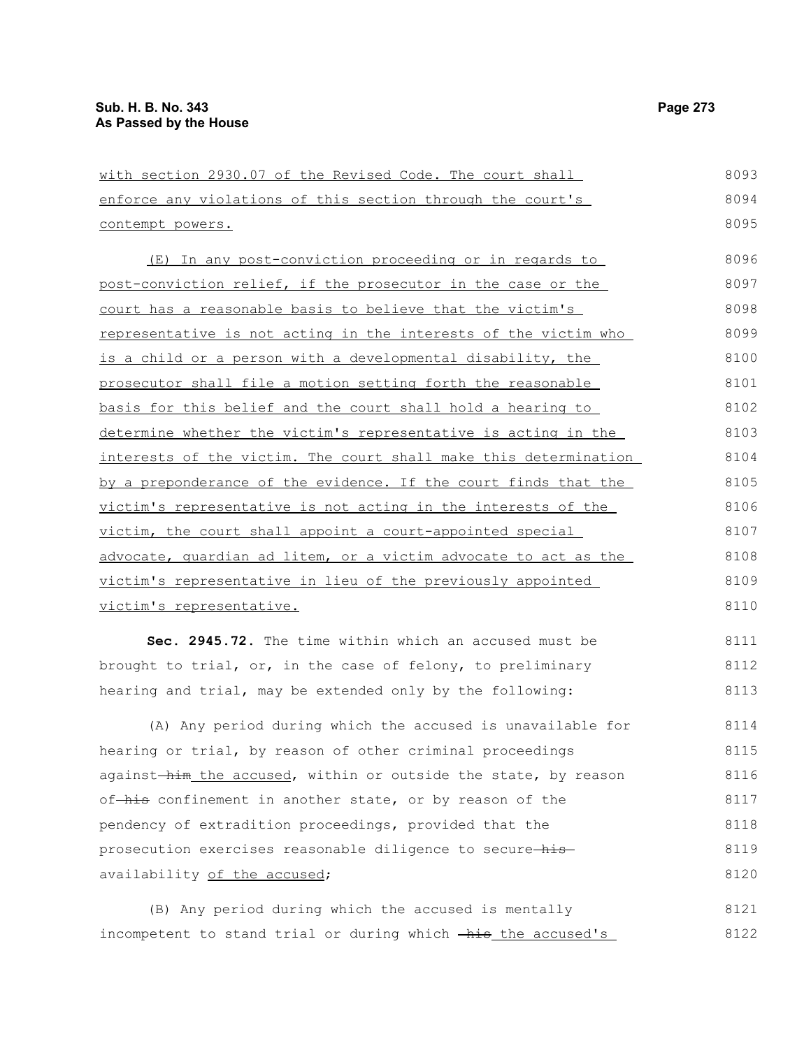with section 2930.07 of the Revised Code. The court shall enforce any violations of this section through the court's contempt powers.

(E) In any post-conviction proceeding or in regards to post-conviction relief, if the prosecutor in the case or the court has a reasonable basis to believe that the victim's representative is not acting in the interests of the victim who is a child or a person with a developmental disability, the prosecutor shall file a motion setting forth the reasonable basis for this belief and the court shall hold a hearing to determine whether the victim's representative is acting in the interests of the victim. The court shall make this determination by a preponderance of the evidence. If the court finds that the victim's representative is not acting in the interests of the victim, the court shall appoint a court-appointed special advocate, guardian ad litem, or a victim advocate to act as the victim's representative in lieu of the previously appointed victim's representative.

**Sec. 2945.72.** The time within which an accused must be brought to trial, or, in the case of felony, to preliminary hearing and trial, may be extended only by the following:

(A) Any period during which the accused is unavailable for hearing or trial, by reason of other criminal proceedings against ~~him~~ the accused, within or outside the state, by reason of ~~his~~ confinement in another state, or by reason of the pendency of extradition proceedings, provided that the prosecution exercises reasonable diligence to secure ~~his~~ availability of the accused;

(B) Any period during which the accused is mentally incompetent to stand trial or during which ~~his~~ the accused's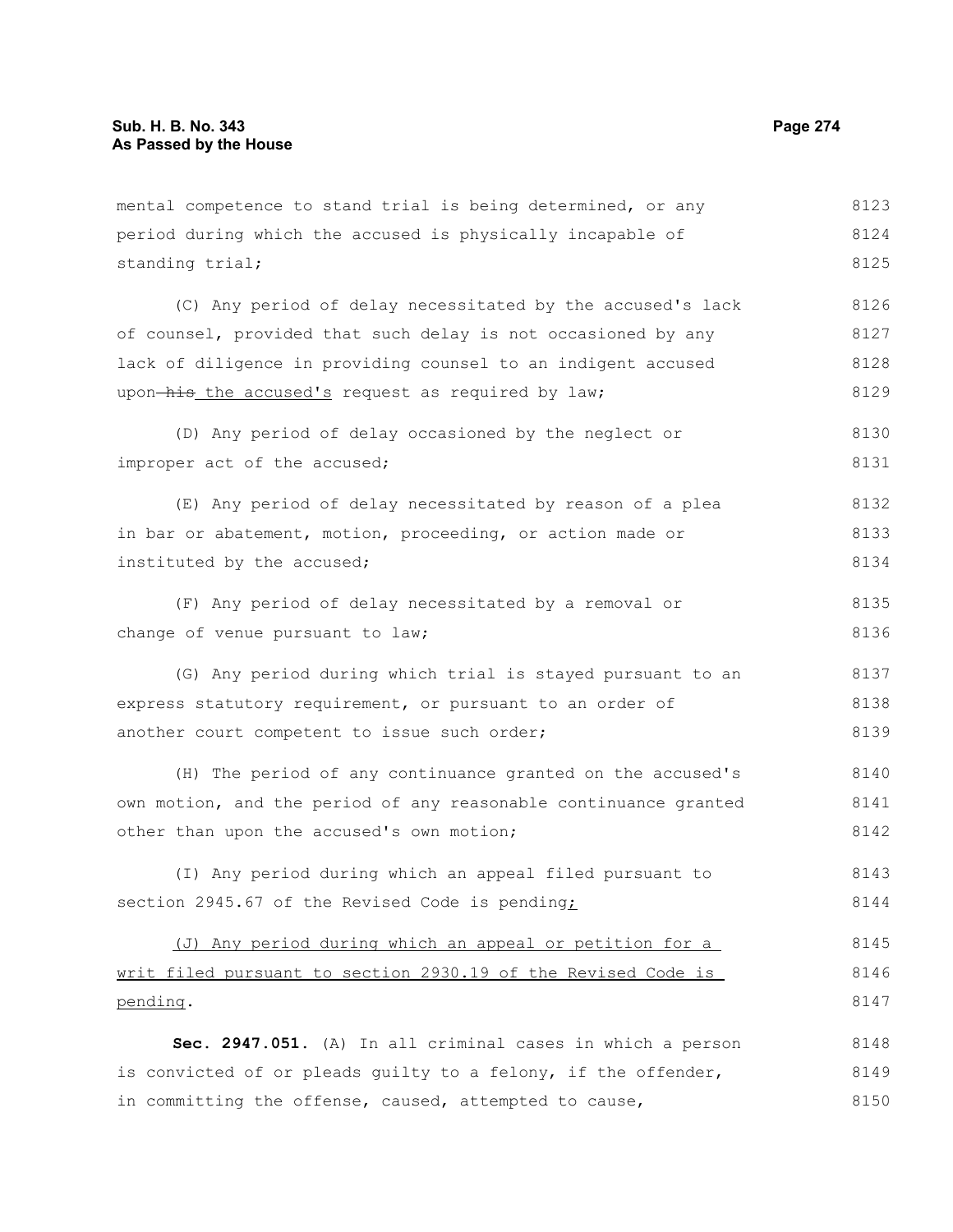mental competence to stand trial is being determined, or any period during which the accused is physically incapable of standing trial;

(C) Any period of delay necessitated by the accused's lack of counsel, provided that such delay is not occasioned by any lack of diligence in providing counsel to an indigent accused upon ~~his~~ the accused's request as required by law;

(D) Any period of delay occasioned by the neglect or improper act of the accused;

(E) Any period of delay necessitated by reason of a plea in bar or abatement, motion, proceeding, or action made or instituted by the accused;

(F) Any period of delay necessitated by a removal or change of venue pursuant to law;

(G) Any period during which trial is stayed pursuant to an express statutory requirement, or pursuant to an order of another court competent to issue such order;

(H) The period of any continuance granted on the accused's own motion, and the period of any reasonable continuance granted other than upon the accused's own motion;

(I) Any period during which an appeal filed pursuant to section 2945.67 of the Revised Code is pending;

(J) Any period during which an appeal or petition for a writ filed pursuant to section 2930.19 of the Revised Code is pending.

**Sec. 2947.051.** (A) In all criminal cases in which a person is convicted of or pleads guilty to a felony, if the offender, in committing the offense, caused, attempted to cause,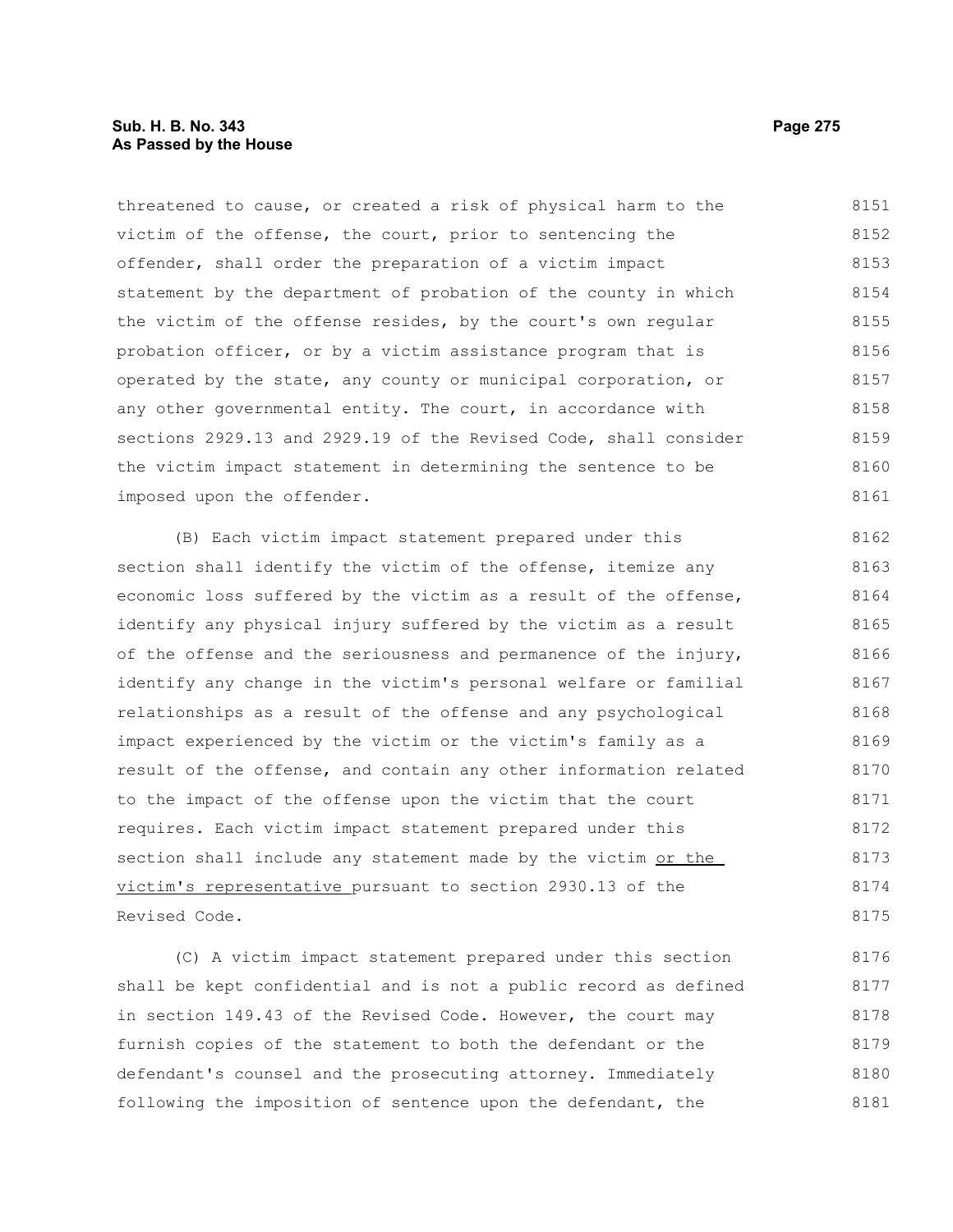threatened to cause, or created a risk of physical harm to the victim of the offense, the court, prior to sentencing the offender, shall order the preparation of a victim impact statement by the department of probation of the county in which the victim of the offense resides, by the court's own regular probation officer, or by a victim assistance program that is operated by the state, any county or municipal corporation, or any other governmental entity. The court, in accordance with sections 2929.13 and 2929.19 of the Revised Code, shall consider the victim impact statement in determining the sentence to be imposed upon the offender.

(B) Each victim impact statement prepared under this section shall identify the victim of the offense, itemize any economic loss suffered by the victim as a result of the offense, identify any physical injury suffered by the victim as a result of the offense and the seriousness and permanence of the injury, identify any change in the victim's personal welfare or familial relationships as a result of the offense and any psychological impact experienced by the victim or the victim's family as a result of the offense, and contain any other information related to the impact of the offense upon the victim that the court requires. Each victim impact statement prepared under this section shall include any statement made by the victim or the victim's representative pursuant to section 2930.13 of the Revised Code.

(C) A victim impact statement prepared under this section shall be kept confidential and is not a public record as defined in section 149.43 of the Revised Code. However, the court may furnish copies of the statement to both the defendant or the defendant's counsel and the prosecuting attorney. Immediately following the imposition of sentence upon the defendant, the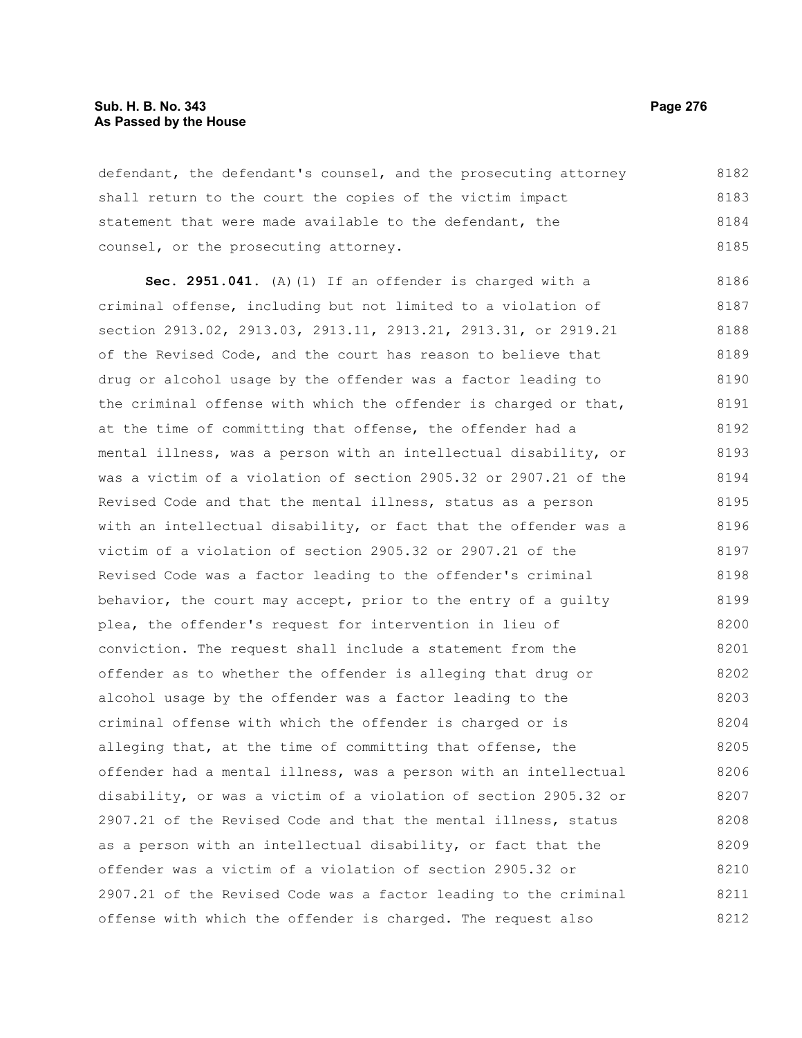defendant, the defendant's counsel, and the prosecuting attorney shall return to the court the copies of the victim impact statement that were made available to the defendant, the counsel, or the prosecuting attorney.

**Sec. 2951.041.** (A)(1) If an offender is charged with a criminal offense, including but not limited to a violation of section 2913.02, 2913.03, 2913.11, 2913.21, 2913.31, or 2919.21 of the Revised Code, and the court has reason to believe that drug or alcohol usage by the offender was a factor leading to the criminal offense with which the offender is charged or that, at the time of committing that offense, the offender had a mental illness, was a person with an intellectual disability, or was a victim of a violation of section 2905.32 or 2907.21 of the Revised Code and that the mental illness, status as a person with an intellectual disability, or fact that the offender was a victim of a violation of section 2905.32 or 2907.21 of the Revised Code was a factor leading to the offender's criminal behavior, the court may accept, prior to the entry of a guilty plea, the offender's request for intervention in lieu of conviction. The request shall include a statement from the offender as to whether the offender is alleging that drug or alcohol usage by the offender was a factor leading to the criminal offense with which the offender is charged or is alleging that, at the time of committing that offense, the offender had a mental illness, was a person with an intellectual disability, or was a victim of a violation of section 2905.32 or 2907.21 of the Revised Code and that the mental illness, status as a person with an intellectual disability, or fact that the offender was a victim of a violation of section 2905.32 or 2907.21 of the Revised Code was a factor leading to the criminal offense with which the offender is charged. The request also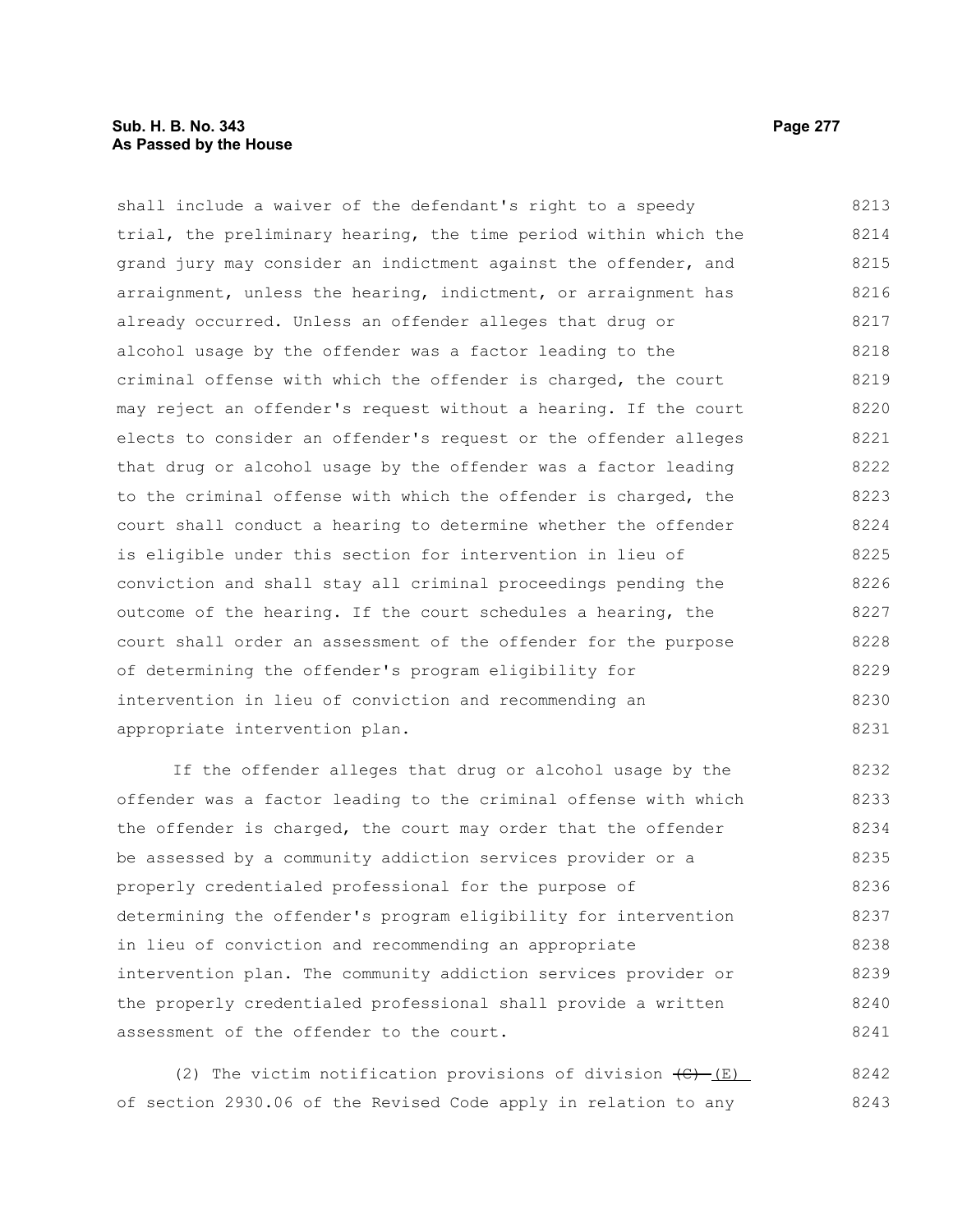shall include a waiver of the defendant's right to a speedy trial, the preliminary hearing, the time period within which the grand jury may consider an indictment against the offender, and arraignment, unless the hearing, indictment, or arraignment has already occurred. Unless an offender alleges that drug or alcohol usage by the offender was a factor leading to the criminal offense with which the offender is charged, the court may reject an offender's request without a hearing. If the court elects to consider an offender's request or the offender alleges that drug or alcohol usage by the offender was a factor leading to the criminal offense with which the offender is charged, the court shall conduct a hearing to determine whether the offender is eligible under this section for intervention in lieu of conviction and shall stay all criminal proceedings pending the outcome of the hearing. If the court schedules a hearing, the court shall order an assessment of the offender for the purpose of determining the offender's program eligibility for intervention in lieu of conviction and recommending an appropriate intervention plan.

If the offender alleges that drug or alcohol usage by the offender was a factor leading to the criminal offense with which the offender is charged, the court may order that the offender be assessed by a community addiction services provider or a properly credentialed professional for the purpose of determining the offender's program eligibility for intervention in lieu of conviction and recommending an appropriate intervention plan. The community addiction services provider or the properly credentialed professional shall provide a written assessment of the offender to the court.

(2) The victim notification provisions of division ~~(C)~~ <u>(E)</u> of section 2930.06 of the Revised Code apply in relation to any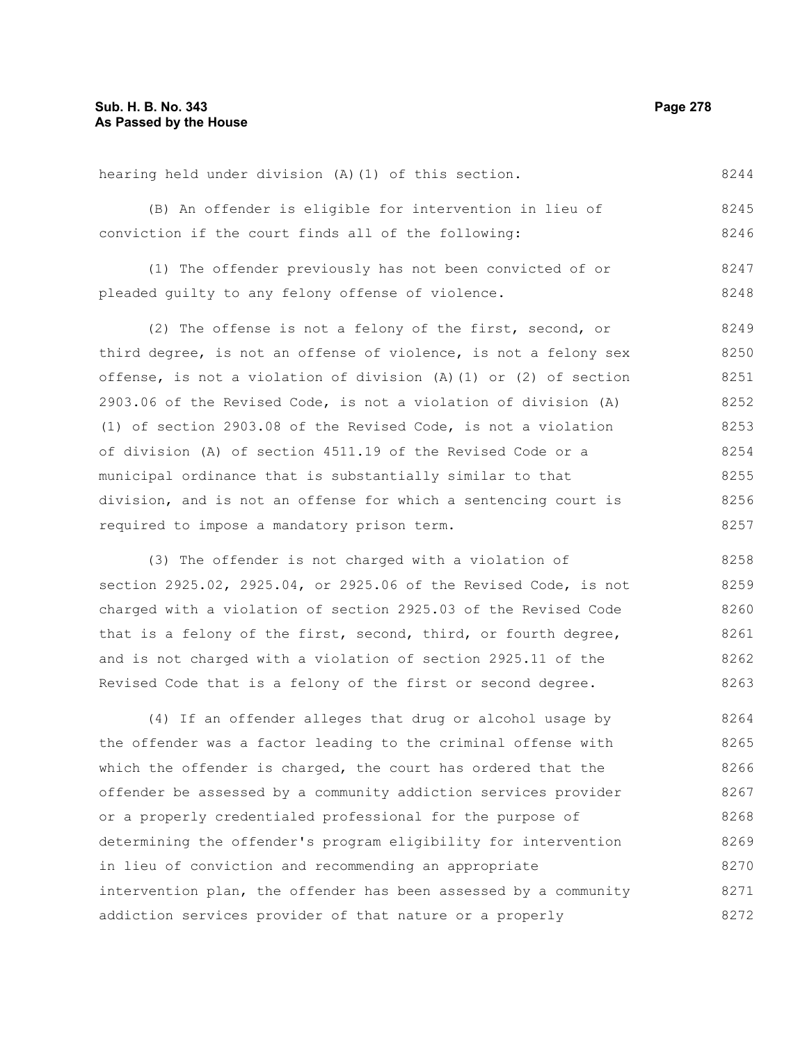hearing held under division (A)(1) of this section.

(B) An offender is eligible for intervention in lieu of conviction if the court finds all of the following:

(1) The offender previously has not been convicted of or pleaded guilty to any felony offense of violence.

(2) The offense is not a felony of the first, second, or third degree, is not an offense of violence, is not a felony sex offense, is not a violation of division (A)(1) or (2) of section 2903.06 of the Revised Code, is not a violation of division (A)(1) of section 2903.08 of the Revised Code, is not a violation of division (A) of section 4511.19 of the Revised Code or a municipal ordinance that is substantially similar to that division, and is not an offense for which a sentencing court is required to impose a mandatory prison term.

(3) The offender is not charged with a violation of section 2925.02, 2925.04, or 2925.06 of the Revised Code, is not charged with a violation of section 2925.03 of the Revised Code that is a felony of the first, second, third, or fourth degree, and is not charged with a violation of section 2925.11 of the Revised Code that is a felony of the first or second degree.

(4) If an offender alleges that drug or alcohol usage by the offender was a factor leading to the criminal offense with which the offender is charged, the court has ordered that the offender be assessed by a community addiction services provider or a properly credentialed professional for the purpose of determining the offender's program eligibility for intervention in lieu of conviction and recommending an appropriate intervention plan, the offender has been assessed by a community addiction services provider of that nature or a properly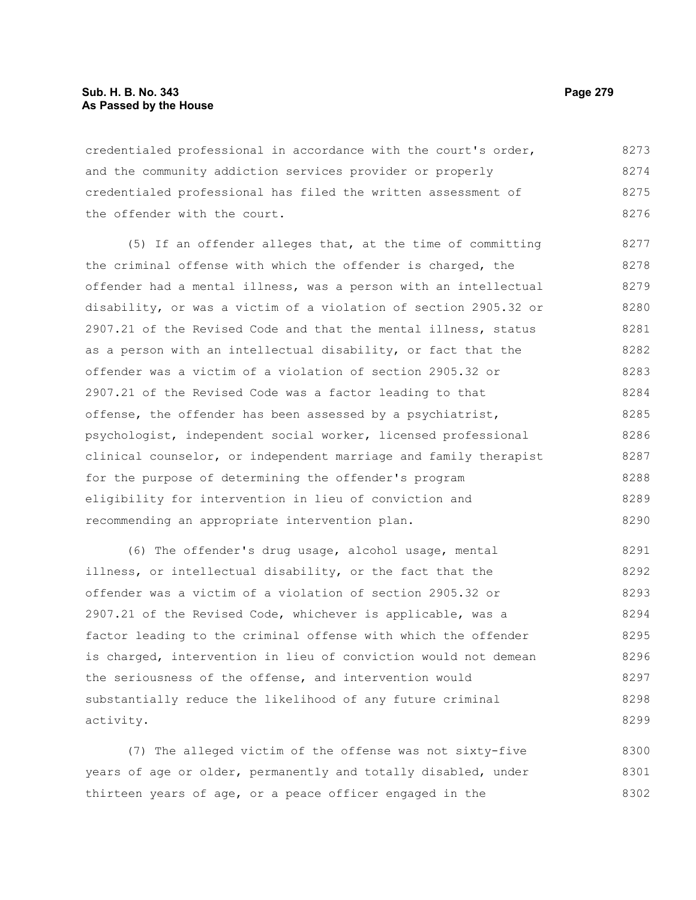credentialed professional in accordance with the court's order, and the community addiction services provider or properly credentialed professional has filed the written assessment of the offender with the court.

(5) If an offender alleges that, at the time of committing the criminal offense with which the offender is charged, the offender had a mental illness, was a person with an intellectual disability, or was a victim of a violation of section 2905.32 or 2907.21 of the Revised Code and that the mental illness, status as a person with an intellectual disability, or fact that the offender was a victim of a violation of section 2905.32 or 2907.21 of the Revised Code was a factor leading to that offense, the offender has been assessed by a psychiatrist, psychologist, independent social worker, licensed professional clinical counselor, or independent marriage and family therapist for the purpose of determining the offender's program eligibility for intervention in lieu of conviction and recommending an appropriate intervention plan.

(6) The offender's drug usage, alcohol usage, mental illness, or intellectual disability, or the fact that the offender was a victim of a violation of section 2905.32 or 2907.21 of the Revised Code, whichever is applicable, was a factor leading to the criminal offense with which the offender is charged, intervention in lieu of conviction would not demean the seriousness of the offense, and intervention would substantially reduce the likelihood of any future criminal activity.

(7) The alleged victim of the offense was not sixty-five years of age or older, permanently and totally disabled, under thirteen years of age, or a peace officer engaged in the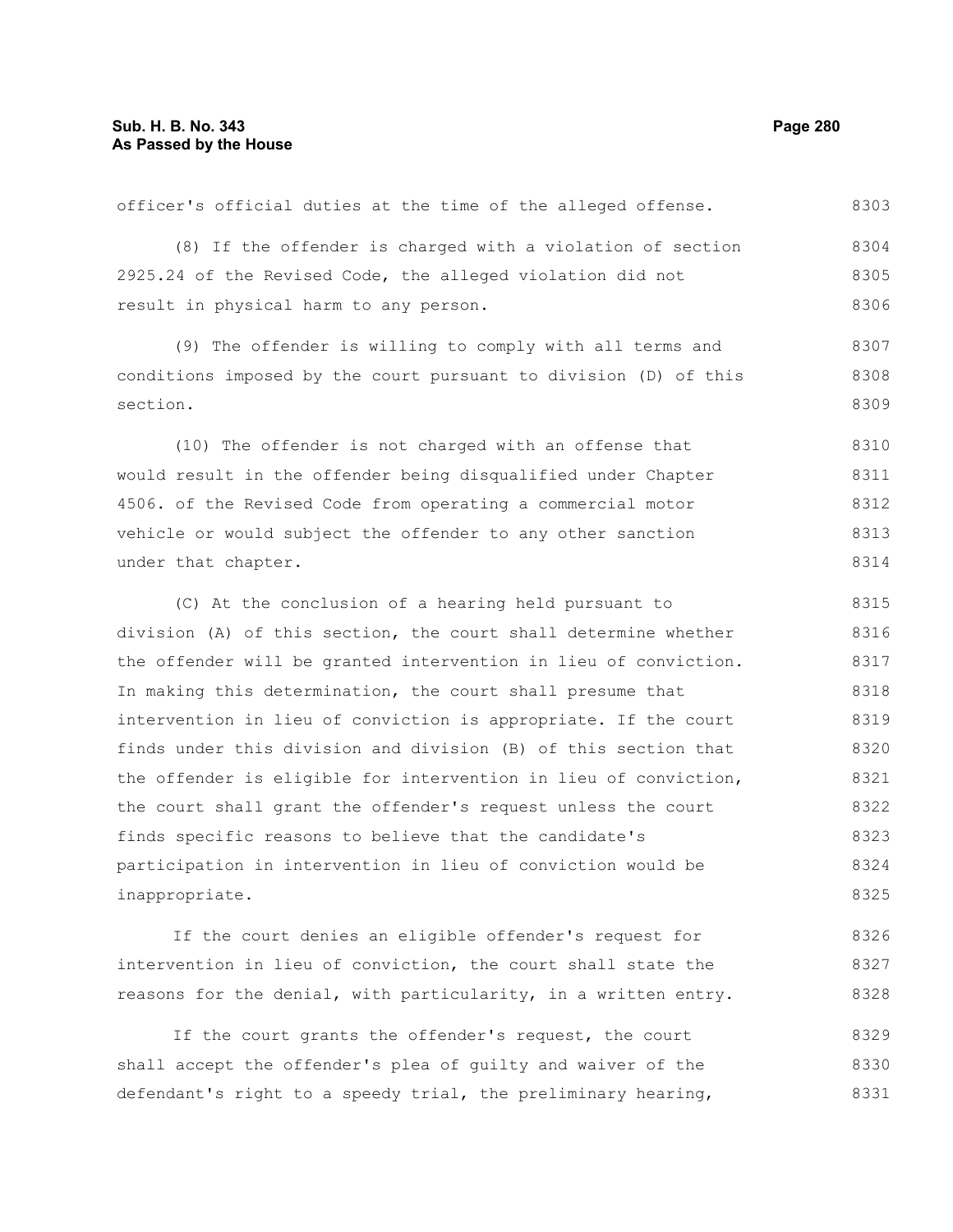officer's official duties at the time of the alleged offense.

(8) If the offender is charged with a violation of section 2925.24 of the Revised Code, the alleged violation did not result in physical harm to any person.

(9) The offender is willing to comply with all terms and conditions imposed by the court pursuant to division (D) of this section.

(10) The offender is not charged with an offense that would result in the offender being disqualified under Chapter 4506. of the Revised Code from operating a commercial motor vehicle or would subject the offender to any other sanction under that chapter.

(C) At the conclusion of a hearing held pursuant to division (A) of this section, the court shall determine whether the offender will be granted intervention in lieu of conviction. In making this determination, the court shall presume that intervention in lieu of conviction is appropriate. If the court finds under this division and division (B) of this section that the offender is eligible for intervention in lieu of conviction, the court shall grant the offender's request unless the court finds specific reasons to believe that the candidate's participation in intervention in lieu of conviction would be inappropriate.

If the court denies an eligible offender's request for intervention in lieu of conviction, the court shall state the reasons for the denial, with particularity, in a written entry.

If the court grants the offender's request, the court shall accept the offender's plea of guilty and waiver of the defendant's right to a speedy trial, the preliminary hearing,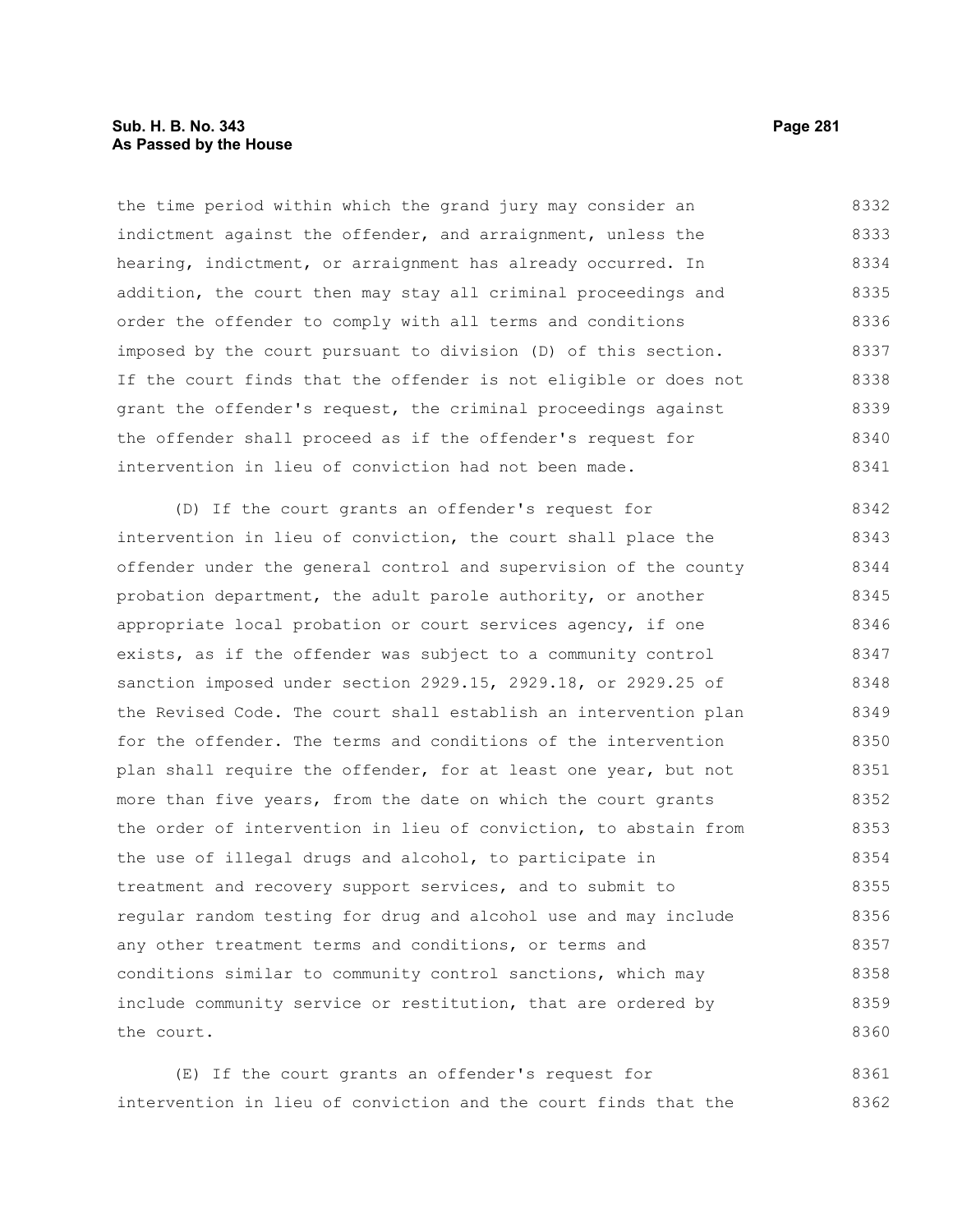the time period within which the grand jury may consider an indictment against the offender, and arraignment, unless the hearing, indictment, or arraignment has already occurred. In addition, the court then may stay all criminal proceedings and order the offender to comply with all terms and conditions imposed by the court pursuant to division (D) of this section. If the court finds that the offender is not eligible or does not grant the offender's request, the criminal proceedings against the offender shall proceed as if the offender's request for intervention in lieu of conviction had not been made.

(D) If the court grants an offender's request for intervention in lieu of conviction, the court shall place the offender under the general control and supervision of the county probation department, the adult parole authority, or another appropriate local probation or court services agency, if one exists, as if the offender was subject to a community control sanction imposed under section 2929.15, 2929.18, or 2929.25 of the Revised Code. The court shall establish an intervention plan for the offender. The terms and conditions of the intervention plan shall require the offender, for at least one year, but not more than five years, from the date on which the court grants the order of intervention in lieu of conviction, to abstain from the use of illegal drugs and alcohol, to participate in treatment and recovery support services, and to submit to regular random testing for drug and alcohol use and may include any other treatment terms and conditions, or terms and conditions similar to community control sanctions, which may include community service or restitution, that are ordered by the court.

(E) If the court grants an offender's request for intervention in lieu of conviction and the court finds that the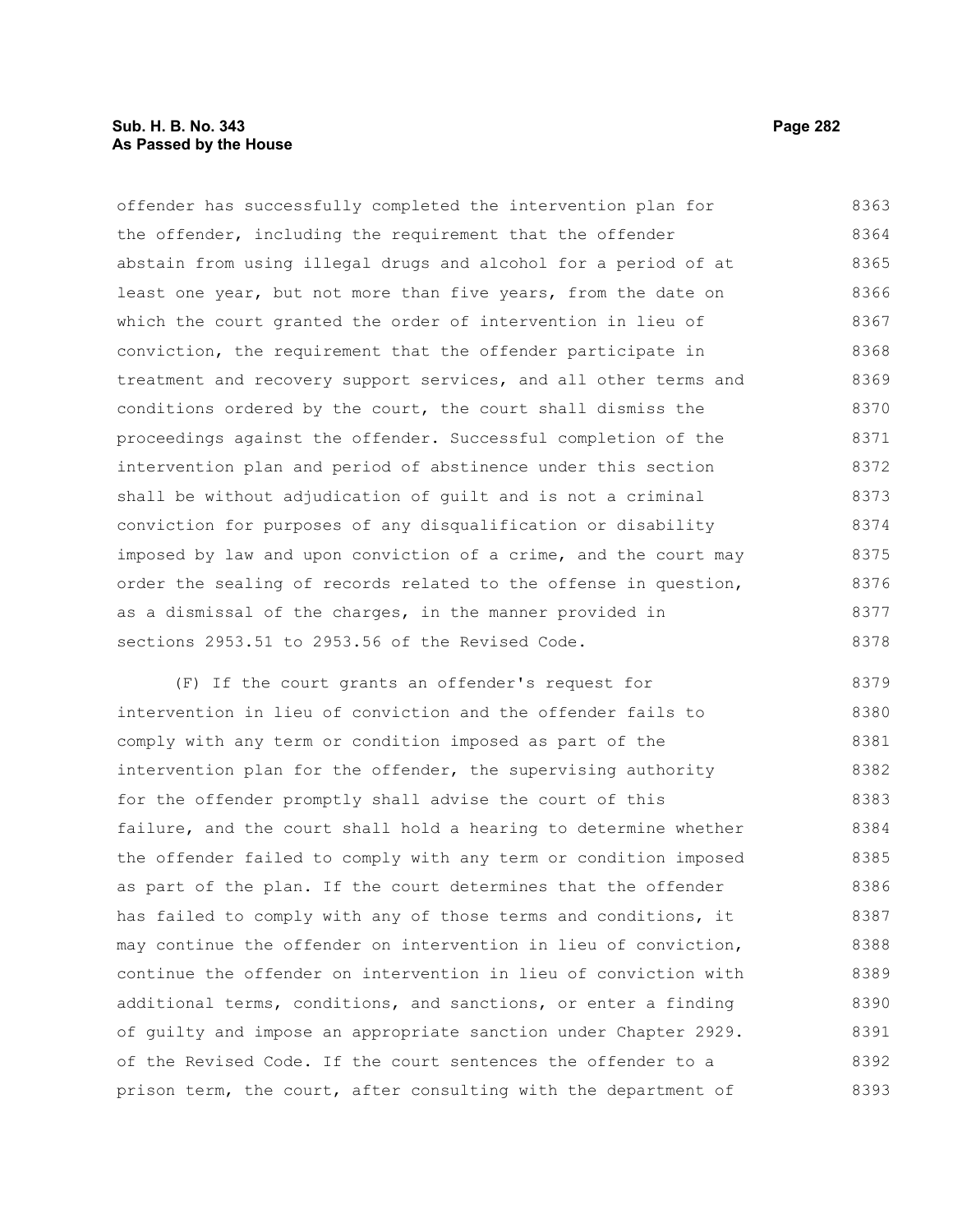offender has successfully completed the intervention plan for the offender, including the requirement that the offender abstain from using illegal drugs and alcohol for a period of at least one year, but not more than five years, from the date on which the court granted the order of intervention in lieu of conviction, the requirement that the offender participate in treatment and recovery support services, and all other terms and conditions ordered by the court, the court shall dismiss the proceedings against the offender. Successful completion of the intervention plan and period of abstinence under this section shall be without adjudication of guilt and is not a criminal conviction for purposes of any disqualification or disability imposed by law and upon conviction of a crime, and the court may order the sealing of records related to the offense in question, as a dismissal of the charges, in the manner provided in sections 2953.51 to 2953.56 of the Revised Code.

(F) If the court grants an offender's request for intervention in lieu of conviction and the offender fails to comply with any term or condition imposed as part of the intervention plan for the offender, the supervising authority for the offender promptly shall advise the court of this failure, and the court shall hold a hearing to determine whether the offender failed to comply with any term or condition imposed as part of the plan. If the court determines that the offender has failed to comply with any of those terms and conditions, it may continue the offender on intervention in lieu of conviction, continue the offender on intervention in lieu of conviction with additional terms, conditions, and sanctions, or enter a finding of guilty and impose an appropriate sanction under Chapter 2929. of the Revised Code. If the court sentences the offender to a prison term, the court, after consulting with the department of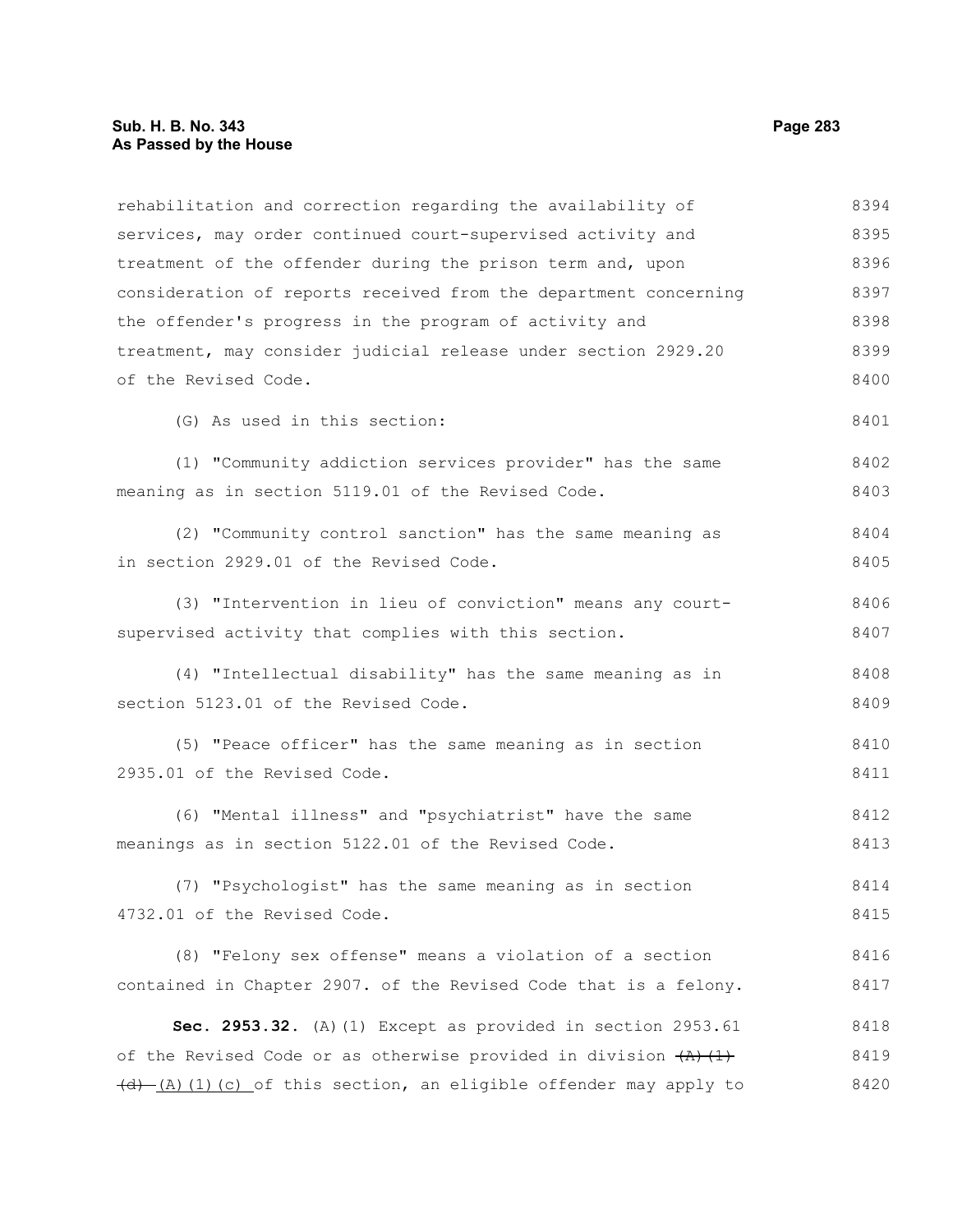rehabilitation and correction regarding the availability of services, may order continued court-supervised activity and treatment of the offender during the prison term and, upon consideration of reports received from the department concerning the offender's progress in the program of activity and treatment, may consider judicial release under section 2929.20 of the Revised Code.

(G) As used in this section:

(1) "Community addiction services provider" has the same meaning as in section 5119.01 of the Revised Code.

(2) "Community control sanction" has the same meaning as in section 2929.01 of the Revised Code.

(3) "Intervention in lieu of conviction" means any court-supervised activity that complies with this section.

(4) "Intellectual disability" has the same meaning as in section 5123.01 of the Revised Code.

(5) "Peace officer" has the same meaning as in section 2935.01 of the Revised Code.

(6) "Mental illness" and "psychiatrist" have the same meanings as in section 5122.01 of the Revised Code.

(7) "Psychologist" has the same meaning as in section 4732.01 of the Revised Code.

(8) "Felony sex offense" means a violation of a section contained in Chapter 2907. of the Revised Code that is a felony.

**Sec. 2953.32.** (A)(1) Except as provided in section 2953.61 of the Revised Code or as otherwise provided in division ~~(A)(1)(d)~~ (A)(1)(c) of this section, an eligible offender may apply to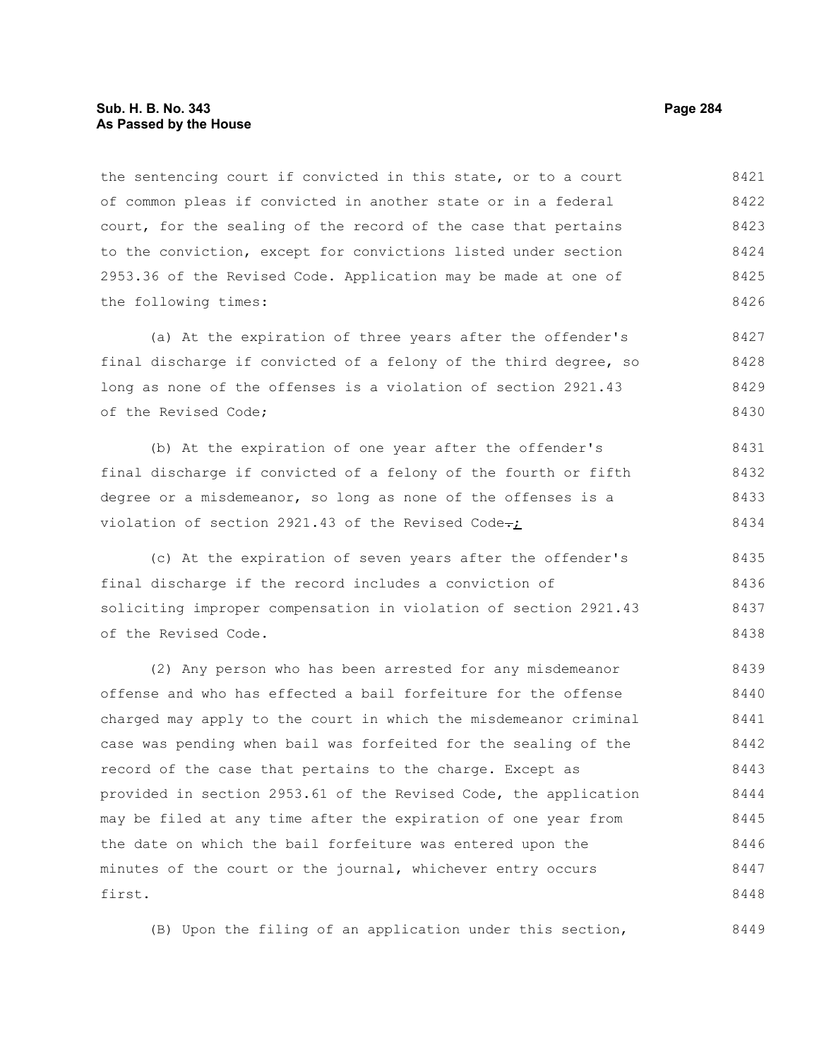the sentencing court if convicted in this state, or to a court of common pleas if convicted in another state or in a federal court, for the sealing of the record of the case that pertains to the conviction, except for convictions listed under section 2953.36 of the Revised Code. Application may be made at one of the following times:

(a) At the expiration of three years after the offender's final discharge if convicted of a felony of the third degree, so long as none of the offenses is a violation of section 2921.43 of the Revised Code;

(b) At the expiration of one year after the offender's final discharge if convicted of a felony of the fourth or fifth degree or a misdemeanor, so long as none of the offenses is a violation of section 2921.43 of the Revised Code~~.~~;

(c) At the expiration of seven years after the offender's final discharge if the record includes a conviction of soliciting improper compensation in violation of section 2921.43 of the Revised Code.

(2) Any person who has been arrested for any misdemeanor offense and who has effected a bail forfeiture for the offense charged may apply to the court in which the misdemeanor criminal case was pending when bail was forfeited for the sealing of the record of the case that pertains to the charge. Except as provided in section 2953.61 of the Revised Code, the application may be filed at any time after the expiration of one year from the date on which the bail forfeiture was entered upon the minutes of the court or the journal, whichever entry occurs first.

(B) Upon the filing of an application under this section,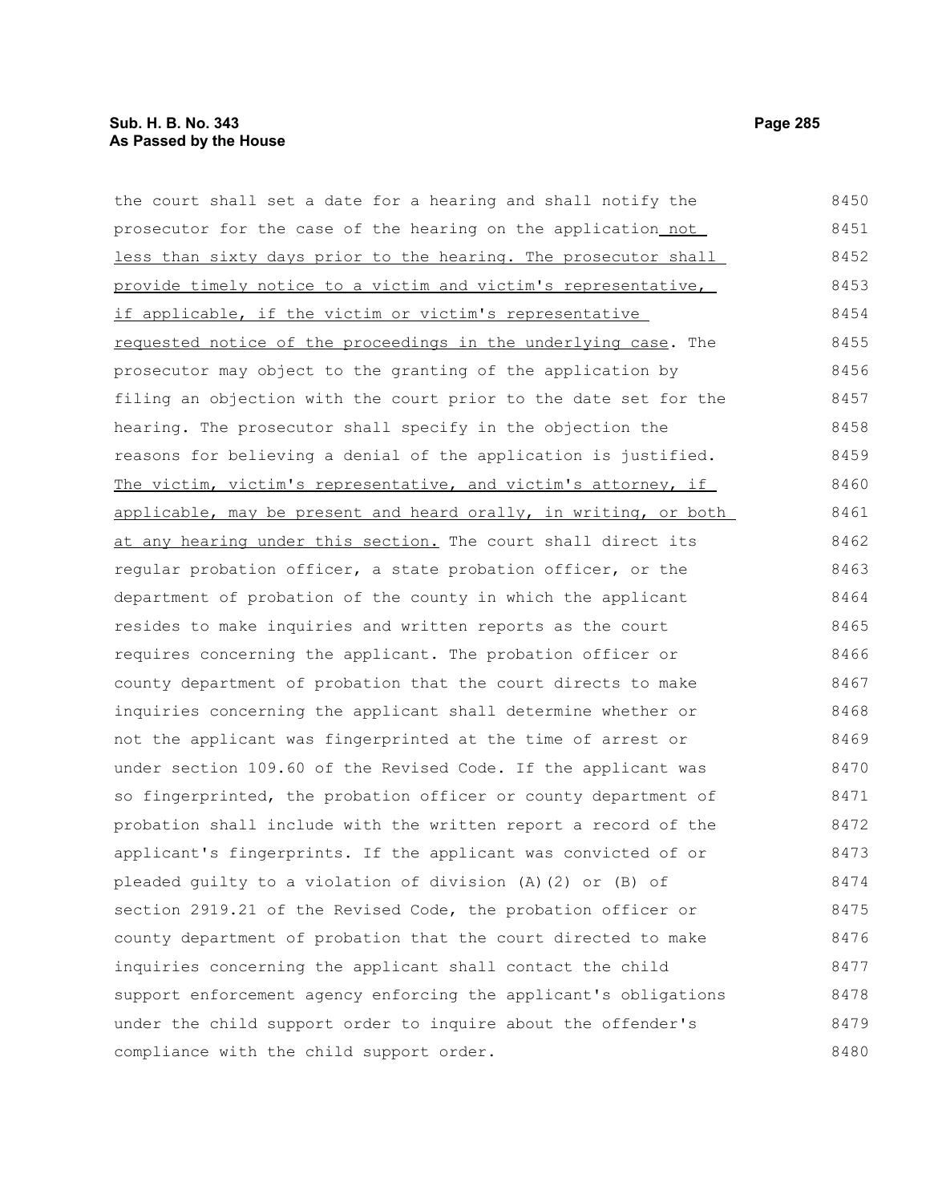the court shall set a date for a hearing and shall notify the prosecutor for the case of the hearing on the application not less than sixty days prior to the hearing. The prosecutor shall provide timely notice to a victim and victim's representative, if applicable, if the victim or victim's representative requested notice of the proceedings in the underlying case. The prosecutor may object to the granting of the application by filing an objection with the court prior to the date set for the hearing. The prosecutor shall specify in the objection the reasons for believing a denial of the application is justified. The victim, victim's representative, and victim's attorney, if applicable, may be present and heard orally, in writing, or both at any hearing under this section. The court shall direct its regular probation officer, a state probation officer, or the department of probation of the county in which the applicant resides to make inquiries and written reports as the court requires concerning the applicant. The probation officer or county department of probation that the court directs to make inquiries concerning the applicant shall determine whether or not the applicant was fingerprinted at the time of arrest or under section 109.60 of the Revised Code. If the applicant was so fingerprinted, the probation officer or county department of probation shall include with the written report a record of the applicant's fingerprints. If the applicant was convicted of or pleaded guilty to a violation of division (A)(2) or (B) of section 2919.21 of the Revised Code, the probation officer or county department of probation that the court directed to make inquiries concerning the applicant shall contact the child support enforcement agency enforcing the applicant's obligations under the child support order to inquire about the offender's compliance with the child support order.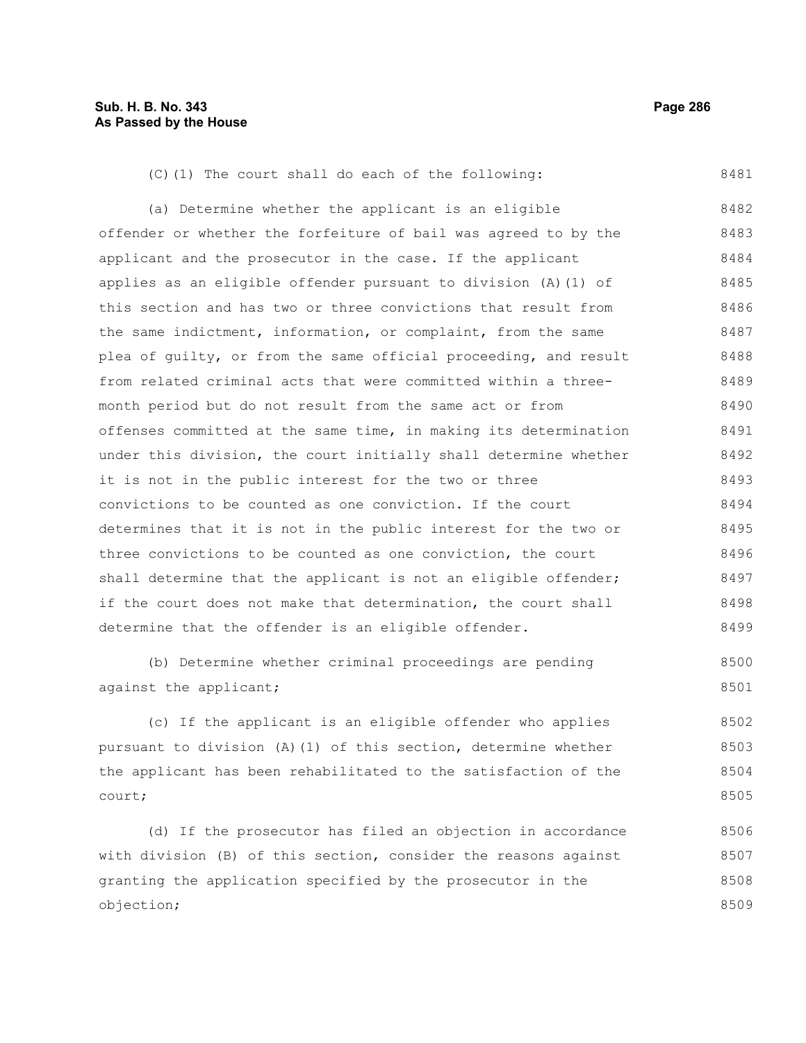(C)(1) The court shall do each of the following:

(a) Determine whether the applicant is an eligible offender or whether the forfeiture of bail was agreed to by the applicant and the prosecutor in the case. If the applicant applies as an eligible offender pursuant to division (A)(1) of this section and has two or three convictions that result from the same indictment, information, or complaint, from the same plea of guilty, or from the same official proceeding, and result from related criminal acts that were committed within a three-month period but do not result from the same act or from offenses committed at the same time, in making its determination under this division, the court initially shall determine whether it is not in the public interest for the two or three convictions to be counted as one conviction. If the court determines that it is not in the public interest for the two or three convictions to be counted as one conviction, the court shall determine that the applicant is not an eligible offender; if the court does not make that determination, the court shall determine that the offender is an eligible offender.

(b) Determine whether criminal proceedings are pending against the applicant;

(c) If the applicant is an eligible offender who applies pursuant to division (A)(1) of this section, determine whether the applicant has been rehabilitated to the satisfaction of the court;

(d) If the prosecutor has filed an objection in accordance with division (B) of this section, consider the reasons against granting the application specified by the prosecutor in the objection;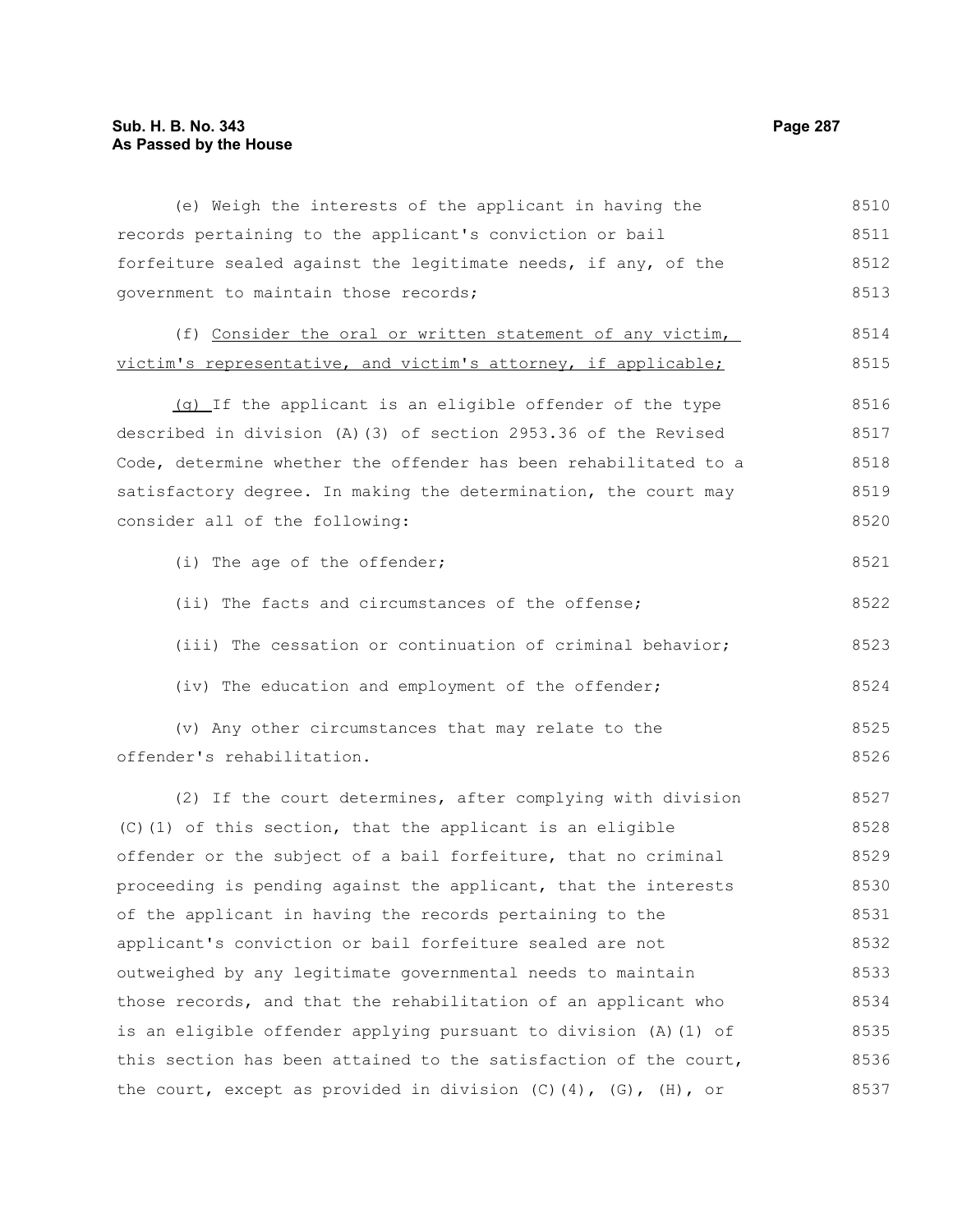(e) Weigh the interests of the applicant in having the records pertaining to the applicant's conviction or bail forfeiture sealed against the legitimate needs, if any, of the government to maintain those records;

(f) <u>Consider the oral or written statement of any victim, victim's representative, and victim's attorney, if applicable;</u>

<u>(g)</u> If the applicant is an eligible offender of the type described in division (A)(3) of section 2953.36 of the Revised Code, determine whether the offender has been rehabilitated to a satisfactory degree. In making the determination, the court may consider all of the following:

(i) The age of the offender;

(ii) The facts and circumstances of the offense;

(iii) The cessation or continuation of criminal behavior;

(iv) The education and employment of the offender;

(v) Any other circumstances that may relate to the offender's rehabilitation.

(2) If the court determines, after complying with division (C)(1) of this section, that the applicant is an eligible offender or the subject of a bail forfeiture, that no criminal proceeding is pending against the applicant, that the interests of the applicant in having the records pertaining to the applicant's conviction or bail forfeiture sealed are not outweighed by any legitimate governmental needs to maintain those records, and that the rehabilitation of an applicant who is an eligible offender applying pursuant to division (A)(1) of this section has been attained to the satisfaction of the court, the court, except as provided in division (C)(4), (G), (H), or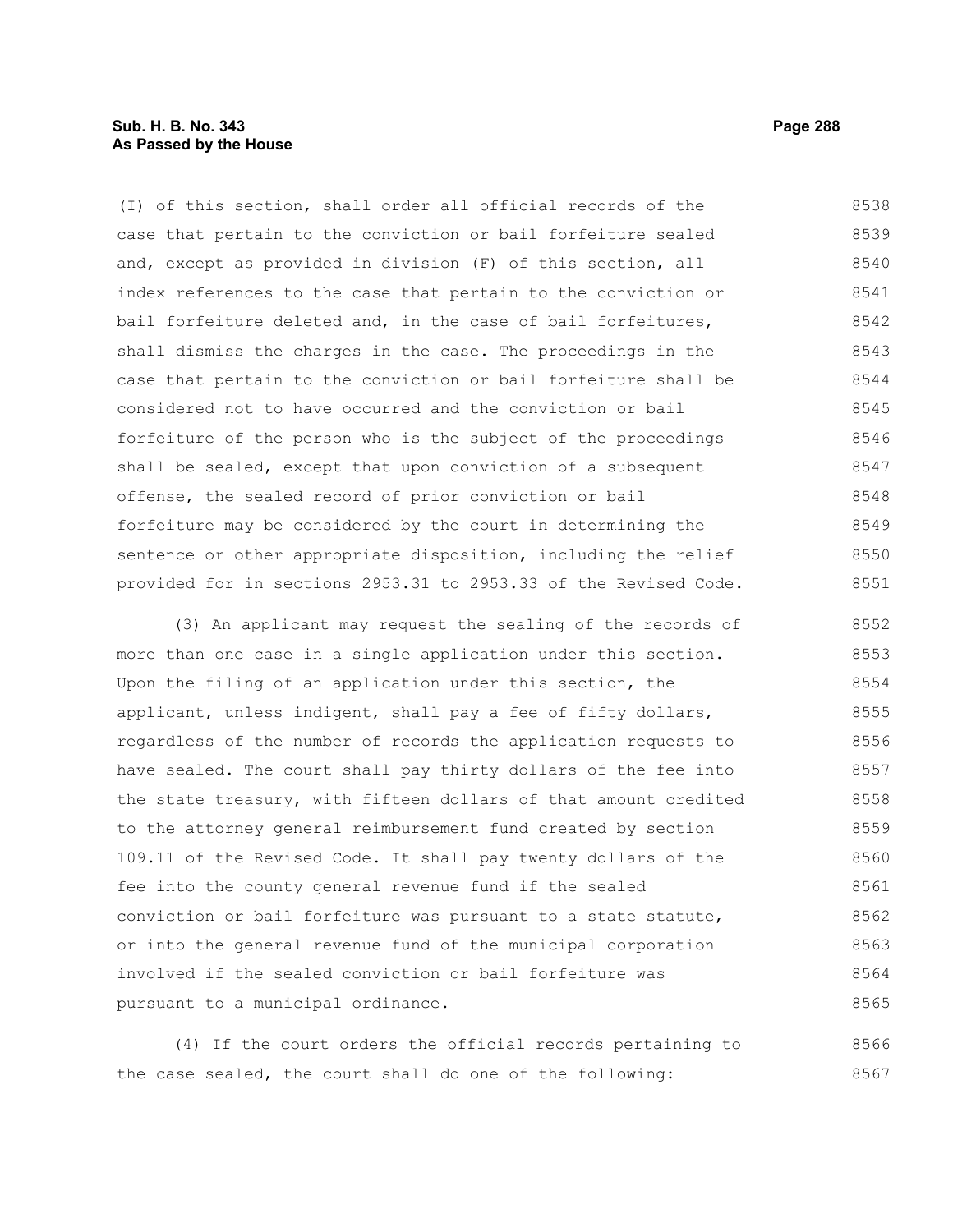(I) of this section, shall order all official records of the case that pertain to the conviction or bail forfeiture sealed and, except as provided in division (F) of this section, all index references to the case that pertain to the conviction or bail forfeiture deleted and, in the case of bail forfeitures, shall dismiss the charges in the case. The proceedings in the case that pertain to the conviction or bail forfeiture shall be considered not to have occurred and the conviction or bail forfeiture of the person who is the subject of the proceedings shall be sealed, except that upon conviction of a subsequent offense, the sealed record of prior conviction or bail forfeiture may be considered by the court in determining the sentence or other appropriate disposition, including the relief provided for in sections 2953.31 to 2953.33 of the Revised Code.

(3) An applicant may request the sealing of the records of more than one case in a single application under this section. Upon the filing of an application under this section, the applicant, unless indigent, shall pay a fee of fifty dollars, regardless of the number of records the application requests to have sealed. The court shall pay thirty dollars of the fee into the state treasury, with fifteen dollars of that amount credited to the attorney general reimbursement fund created by section 109.11 of the Revised Code. It shall pay twenty dollars of the fee into the county general revenue fund if the sealed conviction or bail forfeiture was pursuant to a state statute, or into the general revenue fund of the municipal corporation involved if the sealed conviction or bail forfeiture was pursuant to a municipal ordinance.

(4) If the court orders the official records pertaining to the case sealed, the court shall do one of the following: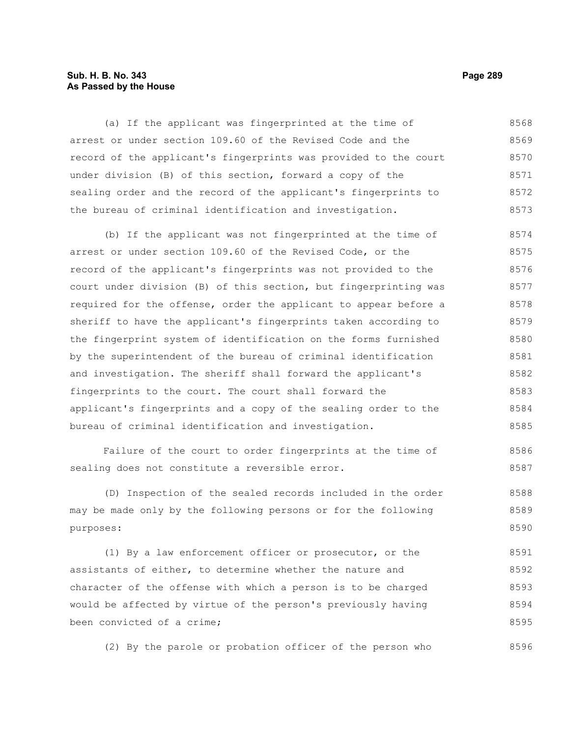(a) If the applicant was fingerprinted at the time of arrest or under section 109.60 of the Revised Code and the record of the applicant's fingerprints was provided to the court under division (B) of this section, forward a copy of the sealing order and the record of the applicant's fingerprints to the bureau of criminal identification and investigation.

(b) If the applicant was not fingerprinted at the time of arrest or under section 109.60 of the Revised Code, or the record of the applicant's fingerprints was not provided to the court under division (B) of this section, but fingerprinting was required for the offense, order the applicant to appear before a sheriff to have the applicant's fingerprints taken according to the fingerprint system of identification on the forms furnished by the superintendent of the bureau of criminal identification and investigation. The sheriff shall forward the applicant's fingerprints to the court. The court shall forward the applicant's fingerprints and a copy of the sealing order to the bureau of criminal identification and investigation.

Failure of the court to order fingerprints at the time of sealing does not constitute a reversible error.

(D) Inspection of the sealed records included in the order may be made only by the following persons or for the following purposes:

(1) By a law enforcement officer or prosecutor, or the assistants of either, to determine whether the nature and character of the offense with which a person is to be charged would be affected by virtue of the person's previously having been convicted of a crime;

(2) By the parole or probation officer of the person who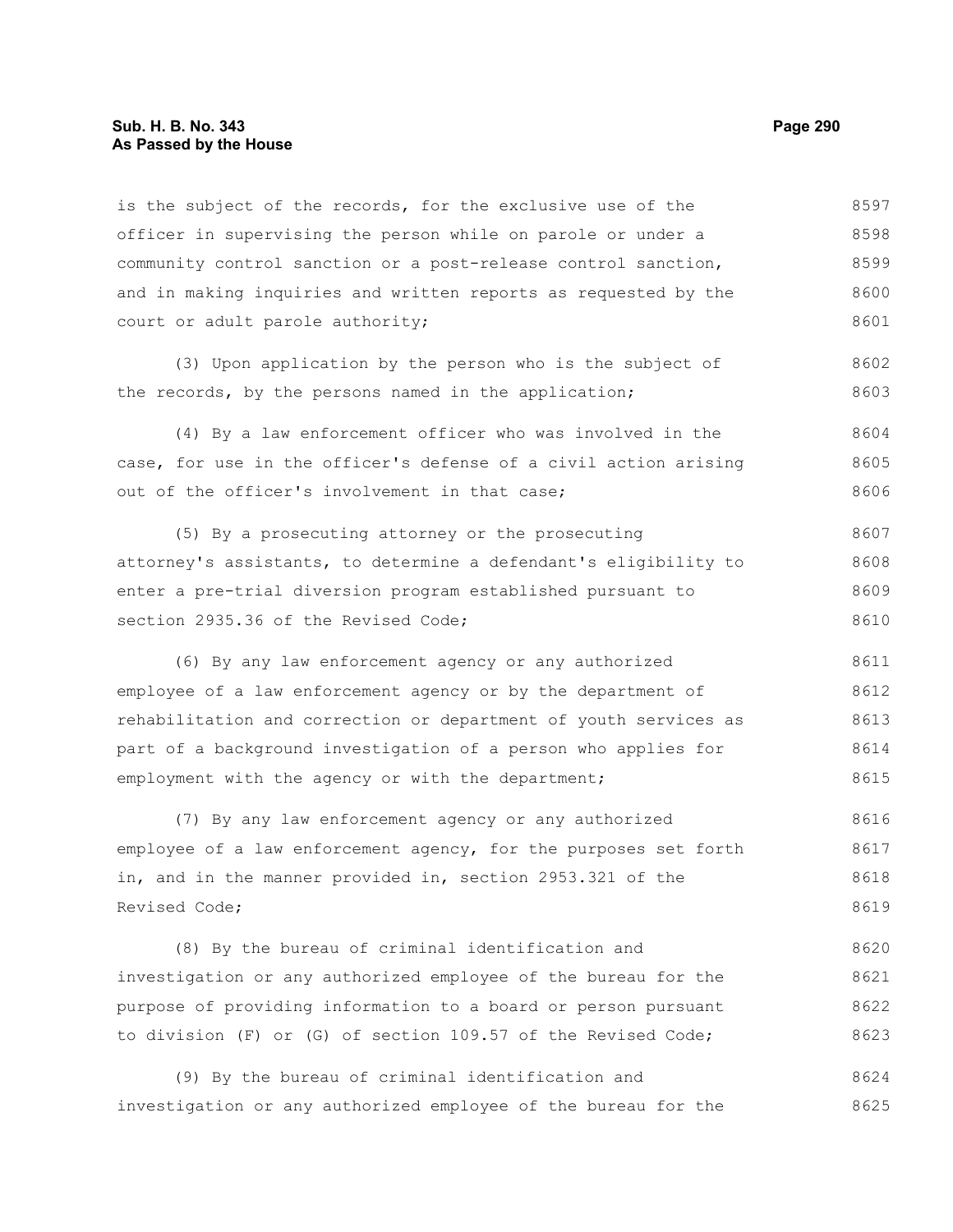is the subject of the records, for the exclusive use of the officer in supervising the person while on parole or under a community control sanction or a post-release control sanction, and in making inquiries and written reports as requested by the court or adult parole authority;

(3) Upon application by the person who is the subject of the records, by the persons named in the application;

(4) By a law enforcement officer who was involved in the case, for use in the officer's defense of a civil action arising out of the officer's involvement in that case;

(5) By a prosecuting attorney or the prosecuting attorney's assistants, to determine a defendant's eligibility to enter a pre-trial diversion program established pursuant to section 2935.36 of the Revised Code;

(6) By any law enforcement agency or any authorized employee of a law enforcement agency or by the department of rehabilitation and correction or department of youth services as part of a background investigation of a person who applies for employment with the agency or with the department;

(7) By any law enforcement agency or any authorized employee of a law enforcement agency, for the purposes set forth in, and in the manner provided in, section 2953.321 of the Revised Code;

(8) By the bureau of criminal identification and investigation or any authorized employee of the bureau for the purpose of providing information to a board or person pursuant to division (F) or (G) of section 109.57 of the Revised Code;

(9) By the bureau of criminal identification and investigation or any authorized employee of the bureau for the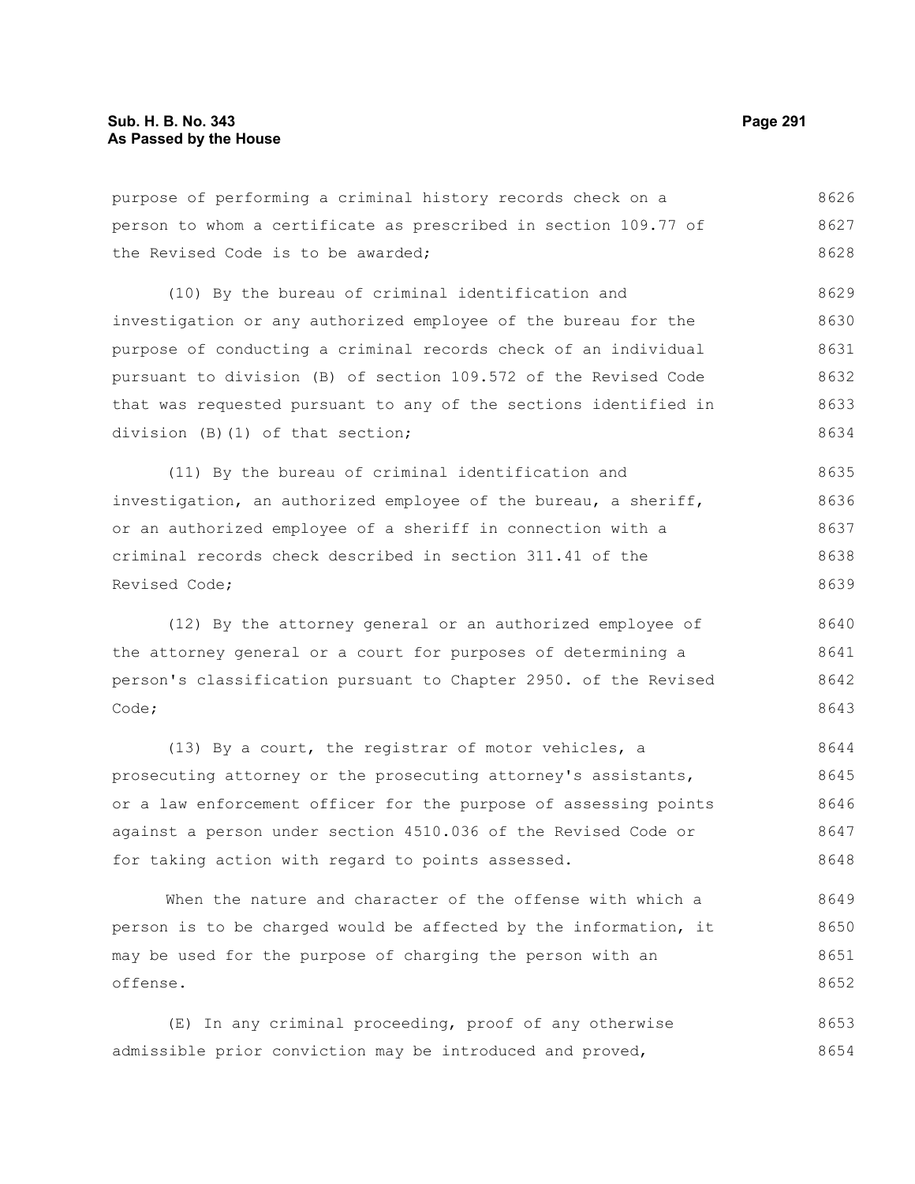purpose of performing a criminal history records check on a person to whom a certificate as prescribed in section 109.77 of the Revised Code is to be awarded;

(10) By the bureau of criminal identification and investigation or any authorized employee of the bureau for the purpose of conducting a criminal records check of an individual pursuant to division (B) of section 109.572 of the Revised Code that was requested pursuant to any of the sections identified in division (B)(1) of that section;

(11) By the bureau of criminal identification and investigation, an authorized employee of the bureau, a sheriff, or an authorized employee of a sheriff in connection with a criminal records check described in section 311.41 of the Revised Code;

(12) By the attorney general or an authorized employee of the attorney general or a court for purposes of determining a person's classification pursuant to Chapter 2950. of the Revised Code;

(13) By a court, the registrar of motor vehicles, a prosecuting attorney or the prosecuting attorney's assistants, or a law enforcement officer for the purpose of assessing points against a person under section 4510.036 of the Revised Code or for taking action with regard to points assessed.

When the nature and character of the offense with which a person is to be charged would be affected by the information, it may be used for the purpose of charging the person with an offense.

(E) In any criminal proceeding, proof of any otherwise admissible prior conviction may be introduced and proved,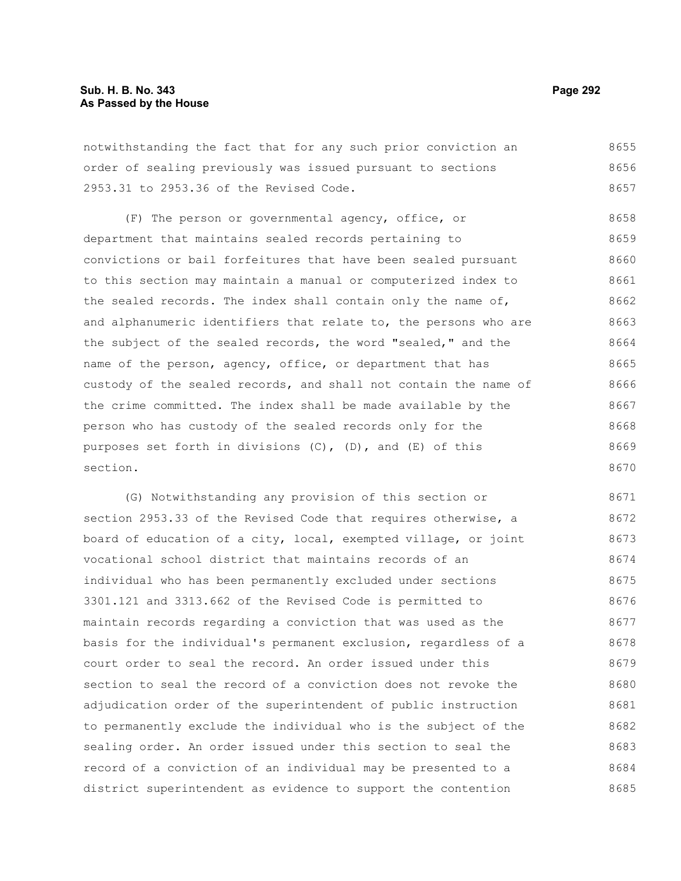notwithstanding the fact that for any such prior conviction an order of sealing previously was issued pursuant to sections 2953.31 to 2953.36 of the Revised Code.

(F) The person or governmental agency, office, or department that maintains sealed records pertaining to convictions or bail forfeitures that have been sealed pursuant to this section may maintain a manual or computerized index to the sealed records. The index shall contain only the name of, and alphanumeric identifiers that relate to, the persons who are the subject of the sealed records, the word "sealed," and the name of the person, agency, office, or department that has custody of the sealed records, and shall not contain the name of the crime committed. The index shall be made available by the person who has custody of the sealed records only for the purposes set forth in divisions (C), (D), and (E) of this section.

(G) Notwithstanding any provision of this section or section 2953.33 of the Revised Code that requires otherwise, a board of education of a city, local, exempted village, or joint vocational school district that maintains records of an individual who has been permanently excluded under sections 3301.121 and 3313.662 of the Revised Code is permitted to maintain records regarding a conviction that was used as the basis for the individual's permanent exclusion, regardless of a court order to seal the record. An order issued under this section to seal the record of a conviction does not revoke the adjudication order of the superintendent of public instruction to permanently exclude the individual who is the subject of the sealing order. An order issued under this section to seal the record of a conviction of an individual may be presented to a district superintendent as evidence to support the contention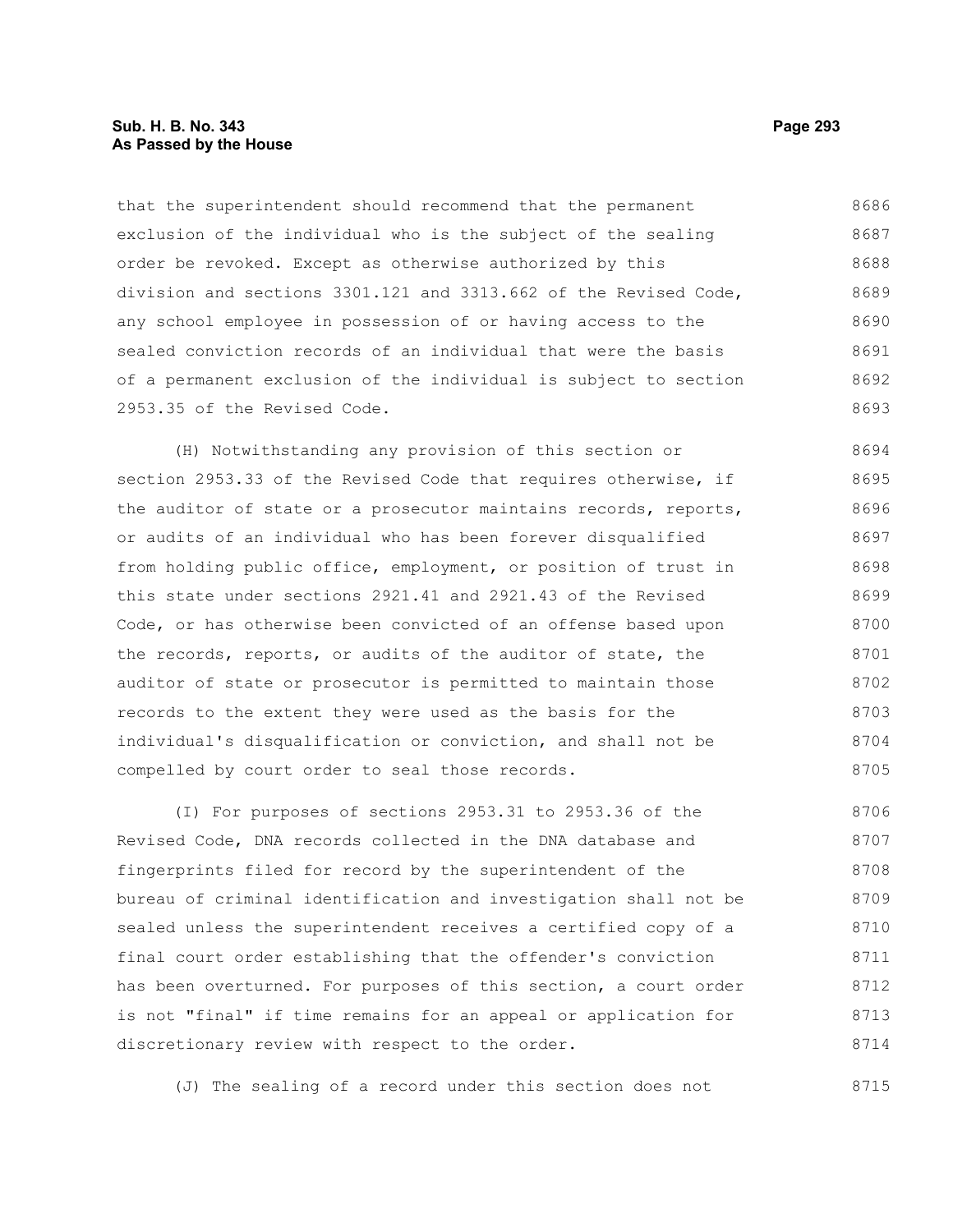that the superintendent should recommend that the permanent exclusion of the individual who is the subject of the sealing order be revoked. Except as otherwise authorized by this division and sections 3301.121 and 3313.662 of the Revised Code, any school employee in possession of or having access to the sealed conviction records of an individual that were the basis of a permanent exclusion of the individual is subject to section 2953.35 of the Revised Code.

(H) Notwithstanding any provision of this section or section 2953.33 of the Revised Code that requires otherwise, if the auditor of state or a prosecutor maintains records, reports, or audits of an individual who has been forever disqualified from holding public office, employment, or position of trust in this state under sections 2921.41 and 2921.43 of the Revised Code, or has otherwise been convicted of an offense based upon the records, reports, or audits of the auditor of state, the auditor of state or prosecutor is permitted to maintain those records to the extent they were used as the basis for the individual's disqualification or conviction, and shall not be compelled by court order to seal those records.

(I) For purposes of sections 2953.31 to 2953.36 of the Revised Code, DNA records collected in the DNA database and fingerprints filed for record by the superintendent of the bureau of criminal identification and investigation shall not be sealed unless the superintendent receives a certified copy of a final court order establishing that the offender's conviction has been overturned. For purposes of this section, a court order is not "final" if time remains for an appeal or application for discretionary review with respect to the order.

(J) The sealing of a record under this section does not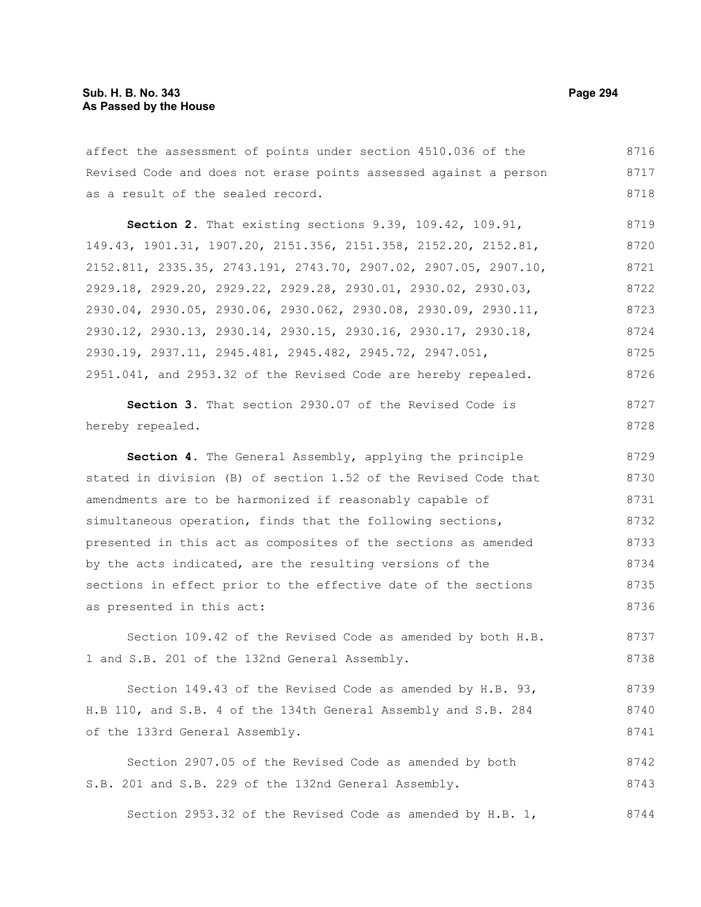affect the assessment of points under section 4510.036 of the Revised Code and does not erase points assessed against a person as a result of the sealed record.

**Section 2.** That existing sections 9.39, 109.42, 109.91, 149.43, 1901.31, 1907.20, 2151.356, 2151.358, 2152.20, 2152.81, 2152.811, 2335.35, 2743.191, 2743.70, 2907.02, 2907.05, 2907.10, 2929.18, 2929.20, 2929.22, 2929.28, 2930.01, 2930.02, 2930.03, 2930.04, 2930.05, 2930.06, 2930.062, 2930.08, 2930.09, 2930.11, 2930.12, 2930.13, 2930.14, 2930.15, 2930.16, 2930.17, 2930.18, 2930.19, 2937.11, 2945.481, 2945.482, 2945.72, 2947.051, 2951.041, and 2953.32 of the Revised Code are hereby repealed.

**Section 3.** That section 2930.07 of the Revised Code is hereby repealed.

**Section 4.** The General Assembly, applying the principle stated in division (B) of section 1.52 of the Revised Code that amendments are to be harmonized if reasonably capable of simultaneous operation, finds that the following sections, presented in this act as composites of the sections as amended by the acts indicated, are the resulting versions of the sections in effect prior to the effective date of the sections as presented in this act:

Section 109.42 of the Revised Code as amended by both H.B. 1 and S.B. 201 of the 132nd General Assembly.

Section 149.43 of the Revised Code as amended by H.B. 93, H.B 110, and S.B. 4 of the 134th General Assembly and S.B. 284 of the 133rd General Assembly.

Section 2907.05 of the Revised Code as amended by both S.B. 201 and S.B. 229 of the 132nd General Assembly.

Section 2953.32 of the Revised Code as amended by H.B. 1,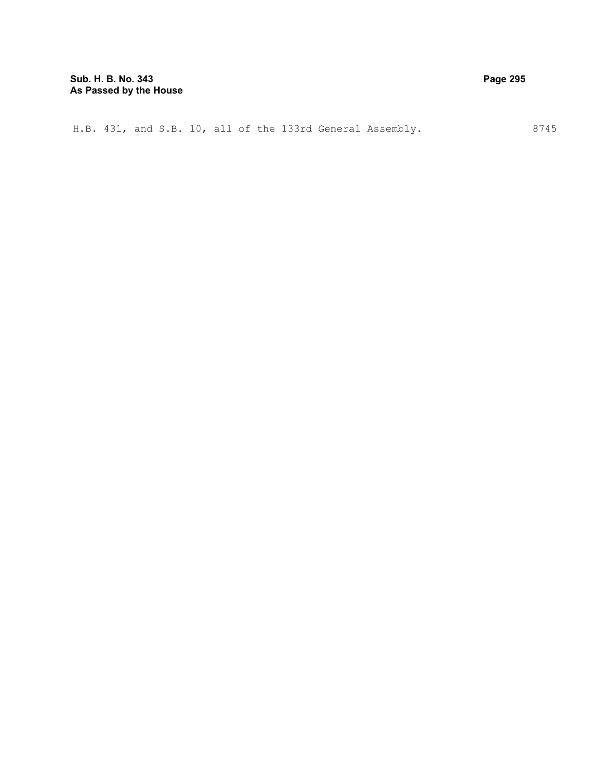H.B. 431, and S.B. 10, all of the 133rd General Assembly. 8745